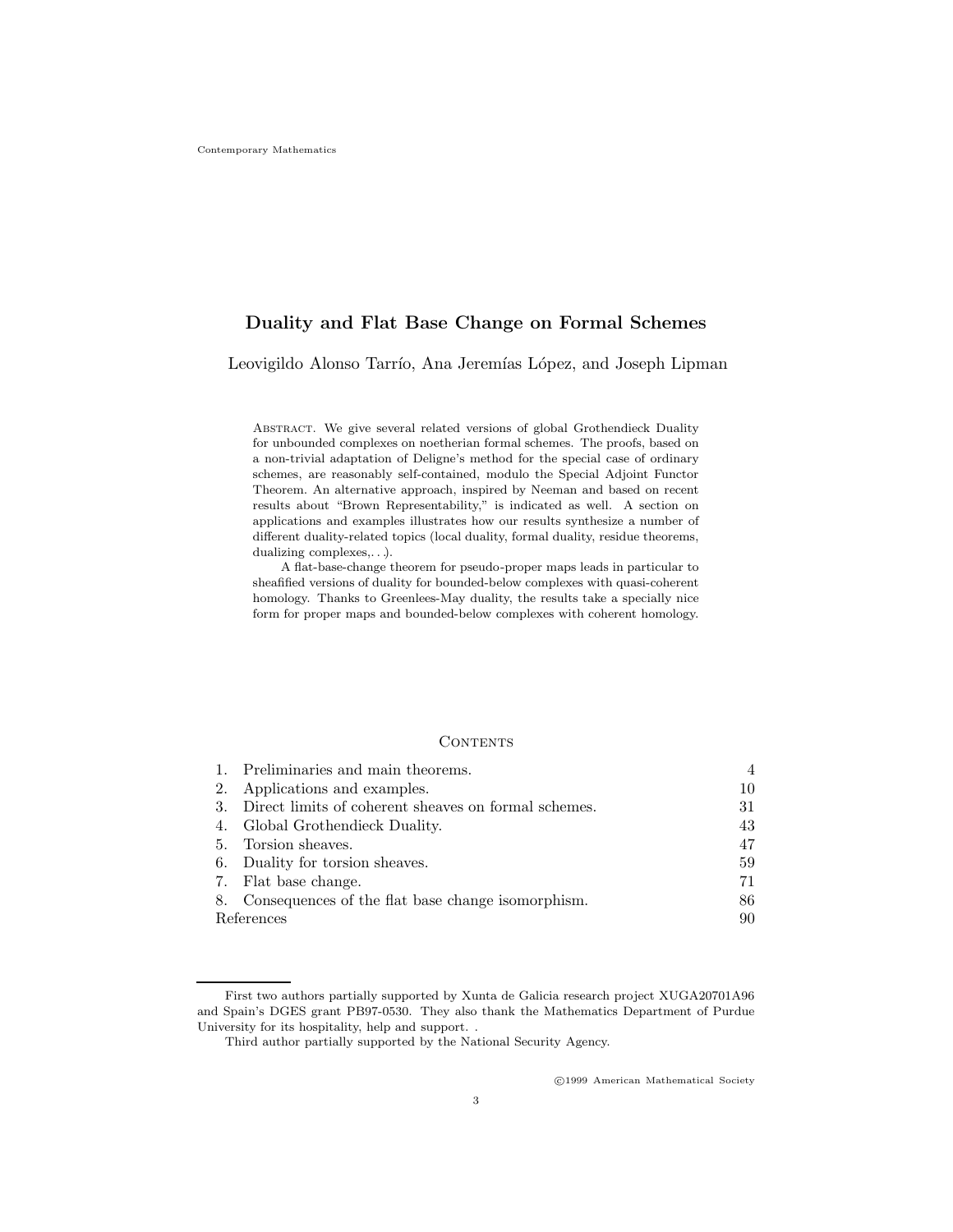Contemporary Mathematics

# Duality and Flat Base Change on Formal Schemes

Leovigildo Alonso Tarrío, Ana Jeremías López, and Joseph Lipman

Abstract. We give several related versions of global Grothendieck Duality for unbounded complexes on noetherian formal schemes. The proofs, based on a non-trivial adaptation of Deligne's method for the special case of ordinary schemes, are reasonably self-contained, modulo the Special Adjoint Functor Theorem. An alternative approach, inspired by Neeman and based on recent results about "Brown Representability," is indicated as well. A section on applications and examples illustrates how our results synthesize a number of different duality-related topics (local duality, formal duality, residue theorems, dualizing complexes,. . .).

A flat-base-change theorem for pseudo-proper maps leads in particular to sheafified versions of duality for bounded-below complexes with quasi-coherent homology. Thanks to Greenlees-May duality, the results take a specially nice form for proper maps and bounded-below complexes with coherent homology.

## Contents

| | | |
|---|---|---|
| 1. | Preliminaries and main theorems. | 4 |
| 2. | Applications and examples. | 10 |
| 3. | Direct limits of coherent sheaves on formal schemes. | 31 |
| 4. | Global Grothendieck Duality. | 43 |
| 5. | Torsion sheaves. | 47 |
| 6. | Duality for torsion sheaves. | 59 |
| 7. | Flat base change. | 71 |
| 8. | Consequences of the flat base change isomorphism. | 86 |
| | References | 90 |

First two authors partially supported by Xunta de Galicia research project XUGA20701A96 and Spain's DGES grant PB97-0530. They also thank the Mathematics Department of Purdue University for its hospitality, help and support. .

Third author partially supported by the National Security Agency.

©1999 American Mathematical Society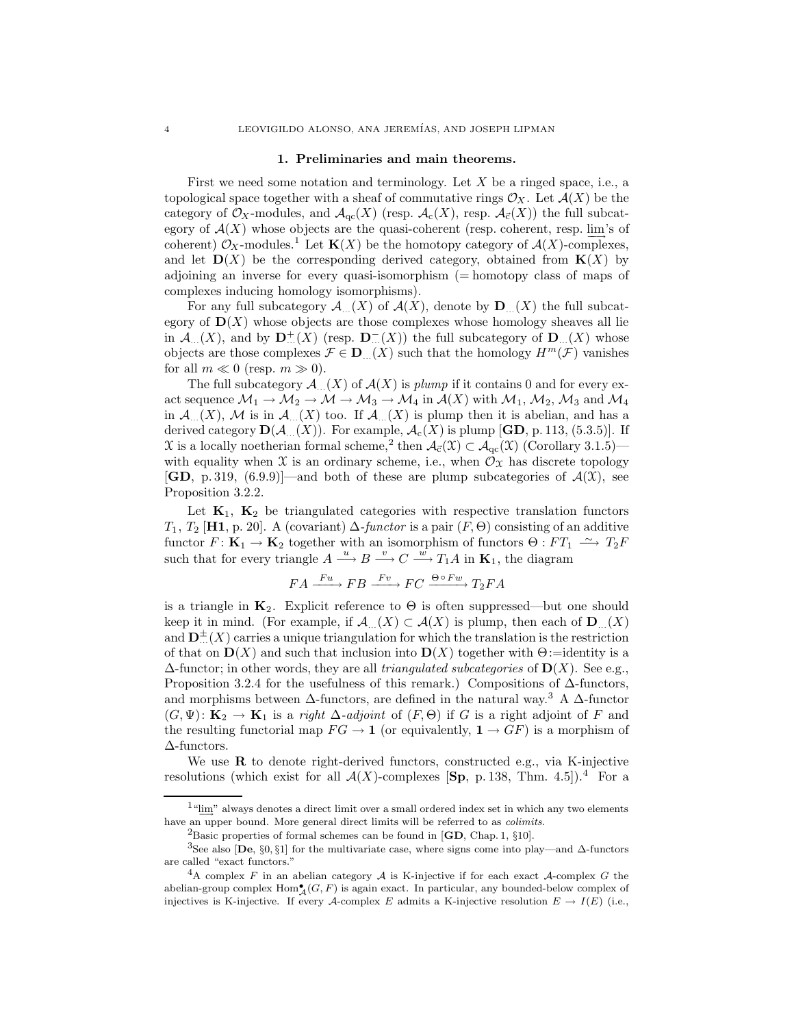## 1. Preliminaries and main theorems.

First we need some notation and terminology. Let $X$ be a ringed space, i.e., a topological space together with a sheaf of commutative rings $\mathcal{O}_X$. Let $\mathcal{A}(X)$ be the category of $\mathcal{O}_X$-modules, and $\mathcal{A}_{\mathrm{qc}}(X)$ (resp. $\mathcal{A}_{\mathrm{c}}(X)$, resp. $\mathcal{A}_{\vec{\mathrm{c}}}(X)$) the full subcategory of $\mathcal{A}(X)$ whose objects are the quasi-coherent (resp. coherent, resp. $\varinjlim$'s of coherent) $\mathcal{O}_X$-modules.[1] Let $\mathbf{K}(X)$ be the homotopy category of $\mathcal{A}(X)$-complexes, and let $\mathbf{D}(X)$ be the corresponding derived category, obtained from $\mathbf{K}(X)$ by adjoining an inverse for every quasi-isomorphism (= homotopy class of maps of complexes inducing homology isomorphisms).

For any full subcategory $\mathcal{A}_{...}(X)$ of $\mathcal{A}(X)$, denote by $\mathbf{D}_{...}(X)$ the full subcategory of $\mathbf{D}(X)$ whose objects are those complexes whose homology sheaves all lie in $\mathcal{A}_{...}(X)$, and by $\mathbf{D}^{+}_{...}(X)$ (resp. $\mathbf{D}^{-}_{...}(X)$) the full subcategory of $\mathbf{D}_{...}(X)$ whose objects are those complexes $\mathcal{F} \in \mathbf{D}_{...}(X)$ such that the homology $H^m(\mathcal{F})$ vanishes for all $m \ll 0$ (resp. $m \gg 0$).

The full subcategory $\mathcal{A}_{...}(X)$ of $\mathcal{A}(X)$ is *plump* if it contains 0 and for every exact sequence $\mathcal{M}_1 \to \mathcal{M}_2 \to \mathcal{M} \to \mathcal{M}_3 \to \mathcal{M}_4$ in $\mathcal{A}(X)$ with $\mathcal{M}_1$, $\mathcal{M}_2$, $\mathcal{M}_3$ and $\mathcal{M}_4$ in $\mathcal{A}_{...}(X)$, $\mathcal{M}$ is in $\mathcal{A}_{...}(X)$ too. If $\mathcal{A}_{...}(X)$ is plump then it is abelian, and has a derived category $\mathbf{D}(\mathcal{A}_{...}(X))$. For example, $\mathcal{A}_{\mathrm{c}}(X)$ is plump [**GD**, p. 113, (5.3.5)]. If $\mathfrak{X}$ is a locally noetherian formal scheme,[2] then $\mathcal{A}_{\vec{\mathrm{c}}}(\mathfrak{X}) \subset \mathcal{A}_{\mathrm{qc}}(\mathfrak{X})$ (Corollary 3.1.5)—with equality when $\mathfrak{X}$ is an ordinary scheme, i.e., when $\mathcal{O}_{\mathfrak{X}}$ has discrete topology [**GD**, p. 319, (6.9.9)]—and both of these are plump subcategories of $\mathcal{A}(\mathfrak{X})$, see Proposition 3.2.2.

Let $\mathbf{K}_1$, $\mathbf{K}_2$ be triangulated categories with respective translation functors $T_1$, $T_2$ [**H1**, p. 20]. A (covariant) $\Delta$-*functor* is a pair $(F, \Theta)$ consisting of an additive functor $F\colon \mathbf{K}_1 \to \mathbf{K}_2$ together with an isomorphism of functors $\Theta : FT_1 \xrightarrow{\sim} T_2F$ such that for every triangle $A \xrightarrow{u} B \xrightarrow{v} C \xrightarrow{w} T_1A$ in $\mathbf{K}_1$, the diagram

$$FA \xrightarrow{Fu} FB \xrightarrow{Fv} FC \xrightarrow{\Theta \circ Fw} T_2FA$$

is a triangle in $\mathbf{K}_2$. Explicit reference to $\Theta$ is often suppressed—but one should keep it in mind. (For example, if $\mathcal{A}_{...}(X) \subset \mathcal{A}(X)$ is plump, then each of $\mathbf{D}_{...}(X)$ and $\mathbf{D}^{\pm}_{...}(X)$ carries a unique triangulation for which the translation is the restriction of that on $\mathbf{D}(X)$ and such that inclusion into $\mathbf{D}(X)$ together with $\Theta$:=identity is a $\Delta$-functor; in other words, they are all *triangulated subcategories* of $\mathbf{D}(X)$. See e.g., Proposition 3.2.4 for the usefulness of this remark.) Compositions of $\Delta$-functors, and morphisms between $\Delta$-functors, are defined in the natural way.[3] A $\Delta$-functor $(G, \Psi)\colon \mathbf{K}_2 \to \mathbf{K}_1$ is a *right* $\Delta$-*adjoint* of $(F, \Theta)$ if $G$ is a right adjoint of $F$ and the resulting functorial map $FG \to \mathbf{1}$ (or equivalently, $\mathbf{1} \to GF$) is a morphism of $\Delta$-functors.

We use $\mathbf{R}$ to denote right-derived functors, constructed e.g., via K-injective resolutions (which exist for all $\mathcal{A}(X)$-complexes [**Sp**, p. 138, Thm. 4.5]).[4] For a

---

[1] "$\varinjlim$" always denotes a direct limit over a small ordered index set in which any two elements have an upper bound. More general direct limits will be referred to as *colimits*.

[2] Basic properties of formal schemes can be found in [**GD**, Chap. 1, §10].

[3] See also [**De**, §0, §1] for the multivariate case, where signs come into play—and $\Delta$-functors are called "exact functors."

[4] A complex $F$ in an abelian category $\mathcal{A}$ is K-injective if for each exact $\mathcal{A}$-complex $G$ the abelian-group complex $\mathrm{Hom}^{\bullet}_{\mathcal{A}}(G, F)$ is again exact. In particular, any bounded-below complex of injectives is K-injective. If every $\mathcal{A}$-complex $E$ admits a K-injective resolution $E \to I(E)$ (i.e.,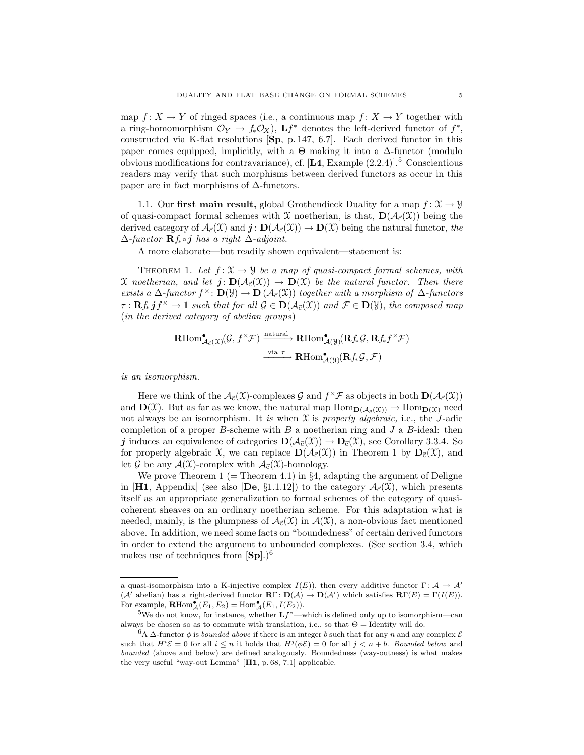map $f\colon X \to Y$ of ringed spaces (i.e., a continuous map $f\colon X \to Y$ together with a ring-homomorphism $\mathcal{O}_Y \to f_*\mathcal{O}_X$), $\mathbf{L}f^*$ denotes the left-derived functor of $f^*$, constructed via K-flat resolutions [**Sp**, p. 147, 6.7]. Each derived functor in this paper comes equipped, implicitly, with a $\Theta$ making it into a $\Delta$-functor (modulo obvious modifications for contravariance), cf. [**L4**, Example (2.2.4)].[5] Conscientious readers may verify that such morphisms between derived functors as occur in this paper are in fact morphisms of $\Delta$-functors.

1.1. Our **first main result,** global Grothendieck Duality for a map $f\colon \mathcal{X} \to \mathcal{Y}$ of quasi-compact formal schemes with $\mathcal{X}$ noetherian, is that, $\mathbf{D}(\mathcal{A}_{\vec{c}}(\mathcal{X}))$ being the derived category of $\mathcal{A}_{\vec{c}}(\mathcal{X})$ and $\boldsymbol{j}\colon \mathbf{D}(\mathcal{A}_{\vec{c}}(\mathcal{X})) \to \mathbf{D}(\mathcal{X})$ being the natural functor, *the $\Delta$-functor $\mathbf{R}f_*\circ\boldsymbol{j}$ has a right $\Delta$-adjoint.*

A more elaborate—but readily shown equivalent—statement is:

Theorem 1. *Let $f\colon \mathcal{X} \to \mathcal{Y}$ be a map of quasi-compact formal schemes, with $\mathcal{X}$ noetherian, and let $\boldsymbol{j}\colon \mathbf{D}(\mathcal{A}_{\vec{c}}(\mathcal{X})) \to \mathbf{D}(\mathcal{X})$ be the natural functor. Then there exists a $\Delta$-functor $f^\times\colon \mathbf{D}(\mathcal{Y}) \to \mathbf{D}(\mathcal{A}_{\vec{c}}(\mathcal{X}))$ together with a morphism of $\Delta$-functors $\tau : \mathbf{R}f_*\boldsymbol{j}f^\times \to \mathbf{1}$ such that for all $\mathcal{G} \in \mathbf{D}(\mathcal{A}_{\vec{c}}(\mathcal{X}))$ and $\mathcal{F} \in \mathbf{D}(\mathcal{Y})$, the composed map (in the derived category of abelian groups)*

$$\mathbf{R}\mathrm{Hom}^\bullet_{\mathcal{A}_{\vec{c}}(\mathcal{X})}(\mathcal{G}, f^\times\mathcal{F}) \xrightarrow{\text{natural}} \mathbf{R}\mathrm{Hom}^\bullet_{\mathcal{A}(\mathcal{Y})}(\mathbf{R}f_*\mathcal{G}, \mathbf{R}f_*f^\times\mathcal{F})$$
$$\xrightarrow{\text{via } \tau} \mathbf{R}\mathrm{Hom}^\bullet_{\mathcal{A}(\mathcal{Y})}(\mathbf{R}f_*\mathcal{G}, \mathcal{F})$$

*is an isomorphism.*

Here we think of the $\mathcal{A}_{\vec{c}}(\mathcal{X})$-complexes $\mathcal{G}$ and $f^\times\mathcal{F}$ as objects in both $\mathbf{D}(\mathcal{A}_{\vec{c}}(\mathcal{X}))$ and $\mathbf{D}(\mathcal{X})$. But as far as we know, the natural map $\mathrm{Hom}_{\mathbf{D}(\mathcal{A}_{\vec{c}}(\mathcal{X}))} \to \mathrm{Hom}_{\mathbf{D}(\mathcal{X})}$ need not always be an isomorphism. It *is* when $\mathcal{X}$ is *properly algebraic,* i.e., the $J$-adic completion of a proper $B$-scheme with $B$ a noetherian ring and $J$ a $B$-ideal: then $\boldsymbol{j}$ induces an equivalence of categories $\mathbf{D}(\mathcal{A}_{\vec{c}}(\mathcal{X})) \to \mathbf{D}_{\vec{c}}(\mathcal{X})$, see Corollary 3.3.4. So for properly algebraic $\mathcal{X}$, we can replace $\mathbf{D}(\mathcal{A}_{\vec{c}}(\mathcal{X}))$ in Theorem 1 by $\mathbf{D}_{\vec{c}}(\mathcal{X})$, and let $\mathcal{G}$ be any $\mathcal{A}(\mathcal{X})$-complex with $\mathcal{A}_{\vec{c}}(\mathcal{X})$-homology.

We prove Theorem 1 (= Theorem 4.1) in §4, adapting the argument of Deligne in [**H1**, Appendix] (see also [**De**, §1.1.12]) to the category $\mathcal{A}_{\vec{c}}(\mathcal{X})$, which presents itself as an appropriate generalization to formal schemes of the category of quasi-coherent sheaves on an ordinary noetherian scheme. For this adaptation what is needed, mainly, is the plumpness of $\mathcal{A}_{\vec{c}}(\mathcal{X})$ in $\mathcal{A}(\mathcal{X})$, a non-obvious fact mentioned above. In addition, we need some facts on "boundedness" of certain derived functors in order to extend the argument to unbounded complexes. (See section 3.4, which makes use of techniques from [**Sp**].)[6]

---

a quasi-isomorphism into a K-injective complex $I(E)$), then every additive functor $\Gamma\colon \mathcal{A} \to \mathcal{A}'$ ($\mathcal{A}'$ abelian) has a right-derived functor $\mathbf{R}\Gamma\colon \mathbf{D}(\mathcal{A}) \to \mathbf{D}(\mathcal{A}')$ which satisfies $\mathbf{R}\Gamma(E) = \Gamma(I(E))$. For example, $\mathbf{R}\mathrm{Hom}^\bullet_{\mathcal{A}}(E_1, E_2) = \mathrm{Hom}^\bullet_{\mathcal{A}}(E_1, I(E_2))$.

[5] We do not know, for instance, whether $\mathbf{L}f^*$—which is defined only up to isomorphism—can always be chosen so as to commute with translation, i.e., so that $\Theta =$ Identity will do.

[6] A $\Delta$-functor $\phi$ is *bounded above* if there is an integer $b$ such that for any $n$ and any complex $\mathcal{E}$ such that $H^i\mathcal{E} = 0$ for all $i \le n$ it holds that $H^j(\phi\mathcal{E}) = 0$ for all $j < n + b$. *Bounded below* and *bounded* (above and below) are defined analogously. Boundedness (way-outness) is what makes the very useful "way-out Lemma" [**H1**, p. 68, 7.1] applicable.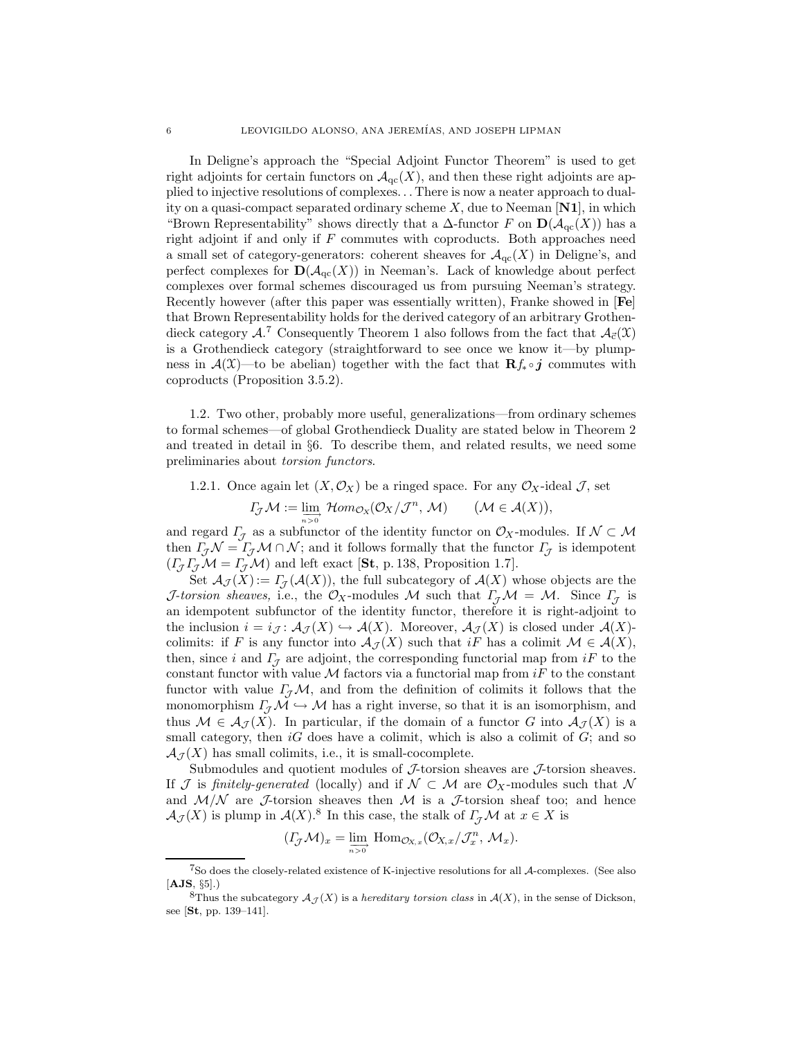In Deligne's approach the "Special Adjoint Functor Theorem" is used to get right adjoints for certain functors on $\mathcal{A}_{\mathrm{qc}}(X)$, and then these right adjoints are applied to injective resolutions of complexes... There is now a neater approach to duality on a quasi-compact separated ordinary scheme $X$, due to Neeman [**N1**], in which "Brown Representability" shows directly that a $\Delta$-functor $F$ on $\mathbf{D}(\mathcal{A}_{\mathrm{qc}}(X))$ has a right adjoint if and only if $F$ commutes with coproducts. Both approaches need a small set of category-generators: coherent sheaves for $\mathcal{A}_{\mathrm{qc}}(X)$ in Deligne's, and perfect complexes for $\mathbf{D}(\mathcal{A}_{\mathrm{qc}}(X))$ in Neeman's. Lack of knowledge about perfect complexes over formal schemes discouraged us from pursuing Neeman's strategy. Recently however (after this paper was essentially written), Franke showed in [**Fe**] that Brown Representability holds for the derived category of an arbitrary Grothendieck category $\mathcal{A}$.[7] Consequently Theorem 1 also follows from the fact that $\mathcal{A}_{\vec{c}}(\mathfrak{X})$ is a Grothendieck category (straightforward to see once we know it—by plumpness in $\mathcal{A}(\mathfrak{X})$—to be abelian) together with the fact that $\mathbf{R}f_*\circ \boldsymbol{j}$ commutes with coproducts (Proposition 3.5.2).

1.2. Two other, probably more useful, generalizations—from ordinary schemes to formal schemes—of global Grothendieck Duality are stated below in Theorem 2 and treated in detail in §6. To describe them, and related results, we need some preliminaries about *torsion functors*.

1.2.1. Once again let $(X,\mathcal{O}_X)$ be a ringed space. For any $\mathcal{O}_X$-ideal $\mathcal{J}$, set

$$\varGamma_{\mathcal{J}}\mathcal{M} := \varinjlim_{n>0}\ \mathcal{H}om_{\mathcal{O}_X}(\mathcal{O}_X/\mathcal{J}^n,\ \mathcal{M}) \qquad (\mathcal{M}\in\mathcal{A}(X)),$$

and regard $\varGamma_{\mathcal{J}}$ as a subfunctor of the identity functor on $\mathcal{O}_X$-modules. If $\mathcal{N}\subset\mathcal{M}$ then $\varGamma_{\mathcal{J}}\mathcal{N} = \varGamma_{\mathcal{J}}\mathcal{M}\cap\mathcal{N}$; and it follows formally that the functor $\varGamma_{\mathcal{J}}$ is idempotent ($\varGamma_{\mathcal{J}}\varGamma_{\mathcal{J}}\mathcal{M} = \varGamma_{\mathcal{J}}\mathcal{M}$) and left exact [**St**, p. 138, Proposition 1.7].

Set $\mathcal{A}_{\mathcal{J}}(X) := \varGamma_{\mathcal{J}}(\mathcal{A}(X))$, the full subcategory of $\mathcal{A}(X)$ whose objects are the *$\mathcal{J}$-torsion sheaves,* i.e., the $\mathcal{O}_X$-modules $\mathcal{M}$ such that $\varGamma_{\mathcal{J}}\mathcal{M} = \mathcal{M}$. Since $\varGamma_{\mathcal{J}}$ is an idempotent subfunctor of the identity functor, therefore it is right-adjoint to the inclusion $i = i_{\mathcal{J}}\colon \mathcal{A}_{\mathcal{J}}(X)\hookrightarrow\mathcal{A}(X)$. Moreover, $\mathcal{A}_{\mathcal{J}}(X)$ is closed under $\mathcal{A}(X)$-colimits: if $F$ is any functor into $\mathcal{A}_{\mathcal{J}}(X)$ such that $iF$ has a colimit $\mathcal{M}\in\mathcal{A}(X)$, then, since $i$ and $\varGamma_{\mathcal{J}}$ are adjoint, the corresponding functorial map from $iF$ to the constant functor with value $\mathcal{M}$ factors via a functorial map from $iF$ to the constant functor with value $\varGamma_{\mathcal{J}}\mathcal{M}$, and from the definition of colimits it follows that the monomorphism $\varGamma_{\mathcal{J}}\mathcal{M}\hookrightarrow\mathcal{M}$ has a right inverse, so that it is an isomorphism, and thus $\mathcal{M}\in\mathcal{A}_{\mathcal{J}}(X)$. In particular, if the domain of a functor $G$ into $\mathcal{A}_{\mathcal{J}}(X)$ is a small category, then $iG$ does have a colimit, which is also a colimit of $G$; and so $\mathcal{A}_{\mathcal{J}}(X)$ has small colimits, i.e., it is small-cocomplete.

Submodules and quotient modules of $\mathcal{J}$-torsion sheaves are $\mathcal{J}$-torsion sheaves. If $\mathcal{J}$ is *finitely-generated* (locally) and if $\mathcal{N}\subset\mathcal{M}$ are $\mathcal{O}_X$-modules such that $\mathcal{N}$ and $\mathcal{M}/\mathcal{N}$ are $\mathcal{J}$-torsion sheaves then $\mathcal{M}$ is a $\mathcal{J}$-torsion sheaf too; and hence $\mathcal{A}_{\mathcal{J}}(X)$ is plump in $\mathcal{A}(X)$.[8] In this case, the stalk of $\varGamma_{\mathcal{J}}\mathcal{M}$ at $x\in X$ is

$$(\varGamma_{\mathcal{J}}\mathcal{M})_x = \varinjlim_{n>0}\ \mathrm{Hom}_{\mathcal{O}_{X,x}}(\mathcal{O}_{X,x}/\mathcal{J}_x^n,\ \mathcal{M}_x).$$

---

[7] So does the closely-related existence of K-injective resolutions for all $\mathcal{A}$-complexes. (See also [**AJS**, §5].)

[8] Thus the subcategory $\mathcal{A}_{\mathcal{J}}(X)$ is a *hereditary torsion class* in $\mathcal{A}(X)$, in the sense of Dickson, see [**St**, pp. 139–141].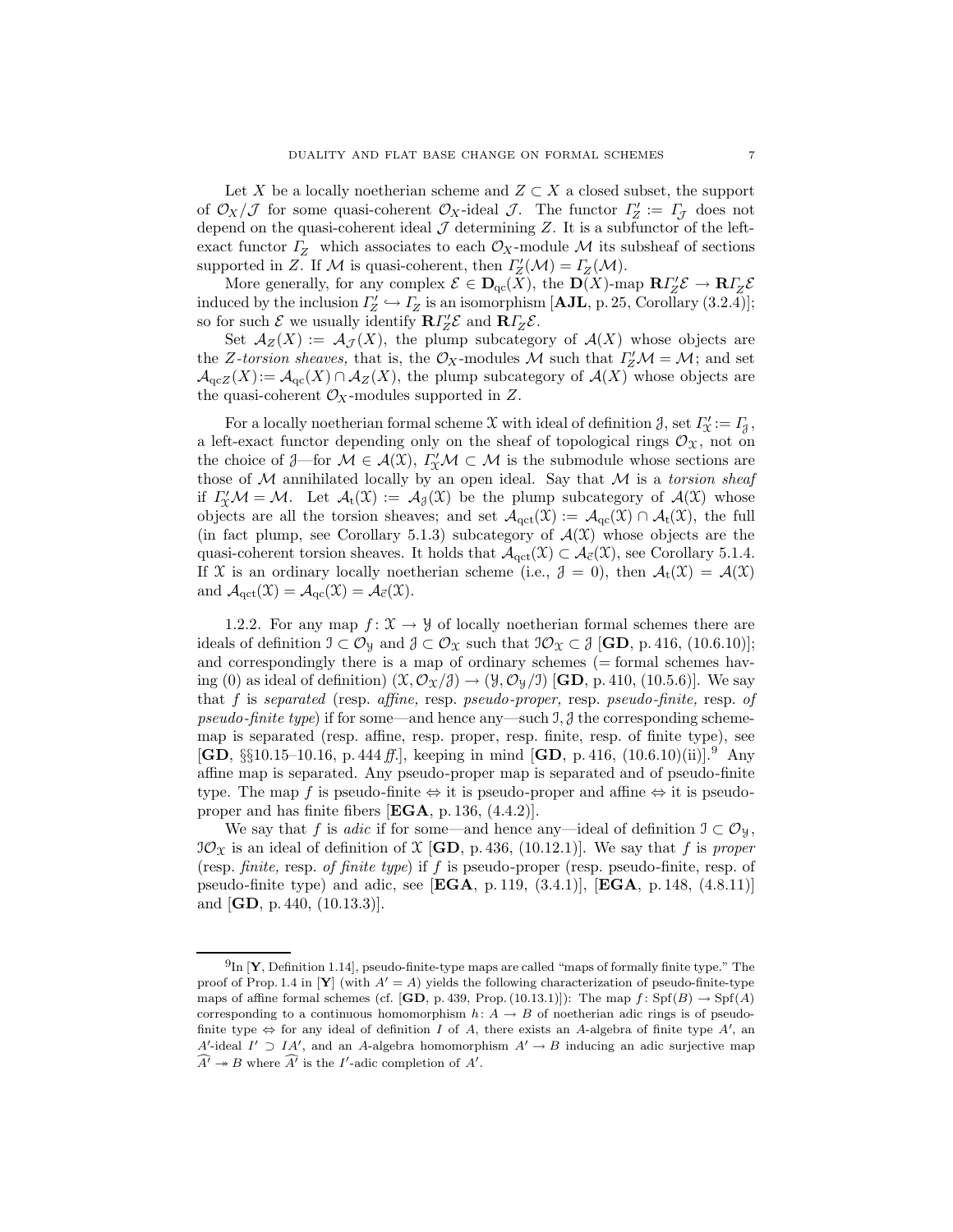Let $X$ be a locally noetherian scheme and $Z \subset X$ a closed subset, the support of $\mathcal{O}_X/\mathcal{J}$ for some quasi-coherent $\mathcal{O}_X$-ideal $\mathcal{J}$. The functor $\varGamma'_Z := \varGamma_{\mathcal{J}}$ does not depend on the quasi-coherent ideal $\mathcal{J}$ determining $Z$. It is a subfunctor of the left-exact functor $\varGamma_Z$ which associates to each $\mathcal{O}_X$-module $\mathcal{M}$ its subsheaf of sections supported in $Z$. If $\mathcal{M}$ is quasi-coherent, then $\varGamma'_Z(\mathcal{M}) = \varGamma_Z(\mathcal{M})$.

More generally, for any complex $\mathcal{E} \in \mathbf{D}_{\mathrm{qc}}(X)$, the $\mathbf{D}(X)$-map $\mathbf{R}\varGamma'_Z\mathcal{E} \to \mathbf{R}\varGamma_Z\mathcal{E}$ induced by the inclusion $\varGamma'_Z \hookrightarrow \varGamma_Z$ is an isomorphism [**AJL**, p. 25, Corollary (3.2.4)]; so for such $\mathcal{E}$ we usually identify $\mathbf{R}\varGamma'_Z\mathcal{E}$ and $\mathbf{R}\varGamma_Z\mathcal{E}$.

Set $\mathcal{A}_Z(X) := \mathcal{A}_{\mathcal{J}}(X)$, the plump subcategory of $\mathcal{A}(X)$ whose objects are the *$Z$-torsion sheaves,* that is, the $\mathcal{O}_X$-modules $\mathcal{M}$ such that $\varGamma'_Z\mathcal{M} = \mathcal{M}$; and set $\mathcal{A}_{\mathrm{qc}Z}(X) := \mathcal{A}_{\mathrm{qc}}(X) \cap \mathcal{A}_Z(X)$, the plump subcategory of $\mathcal{A}(X)$ whose objects are the quasi-coherent $\mathcal{O}_X$-modules supported in $Z$.

For a locally noetherian formal scheme $\mathfrak{X}$ with ideal of definition $\mathcal{J}$, set $\varGamma'_{\mathfrak{X}} := \varGamma_{\mathcal{J}}$, a left-exact functor depending only on the sheaf of topological rings $\mathcal{O}_{\mathfrak{X}}$, not on the choice of $\mathcal{J}$—for $\mathcal{M} \in \mathcal{A}(\mathfrak{X})$, $\varGamma'_{\mathfrak{X}}\mathcal{M} \subset \mathcal{M}$ is the submodule whose sections are those of $\mathcal{M}$ annihilated locally by an open ideal. Say that $\mathcal{M}$ is a *torsion sheaf* if $\varGamma'_{\mathfrak{X}}\mathcal{M} = \mathcal{M}$. Let $\mathcal{A}_{\mathrm{t}}(\mathfrak{X}) := \mathcal{A}_{\mathcal{J}}(\mathfrak{X})$ be the plump subcategory of $\mathcal{A}(\mathfrak{X})$ whose objects are all the torsion sheaves; and set $\mathcal{A}_{\mathrm{qct}}(\mathfrak{X}) := \mathcal{A}_{\mathrm{qc}}(\mathfrak{X}) \cap \mathcal{A}_{\mathrm{t}}(\mathfrak{X})$, the full (in fact plump, see Corollary 5.1.3) subcategory of $\mathcal{A}(\mathfrak{X})$ whose objects are the quasi-coherent torsion sheaves. It holds that $\mathcal{A}_{\mathrm{qct}}(\mathfrak{X}) \subset \mathcal{A}_{\vec{\mathrm{c}}}(\mathfrak{X})$, see Corollary 5.1.4. If $\mathfrak{X}$ is an ordinary locally noetherian scheme (i.e., $\mathcal{J} = 0$), then $\mathcal{A}_{\mathrm{t}}(\mathfrak{X}) = \mathcal{A}(\mathfrak{X})$ and $\mathcal{A}_{\mathrm{qct}}(\mathfrak{X}) = \mathcal{A}_{\mathrm{qc}}(\mathfrak{X}) = \mathcal{A}_{\vec{\mathrm{c}}}(\mathfrak{X})$.

1.2.2. For any map $f\colon \mathfrak{X} \to \mathfrak{Y}$ of locally noetherian formal schemes there are ideals of definition $\mathcal{I} \subset \mathcal{O}_{\mathfrak{Y}}$ and $\mathcal{J} \subset \mathcal{O}_{\mathfrak{X}}$ such that $\mathcal{I}\mathcal{O}_{\mathfrak{X}} \subset \mathcal{J}$ [**GD**, p. 416, (10.6.10)]; and correspondingly there is a map of ordinary schemes (= formal schemes having (0) as ideal of definition) $(\mathfrak{X}, \mathcal{O}_{\mathfrak{X}}/\mathcal{J}) \to (\mathfrak{Y}, \mathcal{O}_{\mathfrak{Y}}/\mathcal{I})$ [**GD**, p. 410, (10.5.6)]. We say that $f$ is *separated* (resp. *affine,* resp. *pseudo-proper,* resp. *pseudo-finite,* resp. *of pseudo-finite type*) if for some—and hence any—such $\mathcal{I}, \mathcal{J}$ the corresponding scheme-map is separated (resp. affine, resp. proper, resp. finite, resp. of finite type), see [**GD**, §§10.15–10.16, p. 444 *ff.*], keeping in mind [**GD**, p. 416, (10.6.10)(ii)].[9] Any affine map is separated. Any pseudo-proper map is separated and of pseudo-finite type. The map $f$ is pseudo-finite $\Leftrightarrow$ it is pseudo-proper and affine $\Leftrightarrow$ it is pseudo-proper and has finite fibers [**EGA**, p. 136, (4.4.2)].

We say that $f$ is *adic* if for some—and hence any—ideal of definition $\mathcal{I} \subset \mathcal{O}_{\mathfrak{Y}}$, $\mathcal{I}\mathcal{O}_{\mathfrak{X}}$ is an ideal of definition of $\mathfrak{X}$ [**GD**, p. 436, (10.12.1)]. We say that $f$ is *proper* (resp. *finite,* resp. *of finite type*) if $f$ is pseudo-proper (resp. pseudo-finite, resp. of pseudo-finite type) and adic, see [**EGA**, p. 119, (3.4.1)], [**EGA**, p. 148, (4.8.11)] and [**GD**, p. 440, (10.13.3)].

---

[9] In [**Y**, Definition 1.14], pseudo-finite-type maps are called "maps of formally finite type." The proof of Prop. 1.4 in [**Y**] (with $A' = A$) yields the following characterization of pseudo-finite-type maps of affine formal schemes (cf. [**GD**, p. 439, Prop. (10.13.1)]): The map $f\colon \mathrm{Spf}(B) \to \mathrm{Spf}(A)$ corresponding to a continuous homomorphism $h\colon A \to B$ of noetherian adic rings is of pseudo-finite type $\Leftrightarrow$ for any ideal of definition $I$ of $A$, there exists an $A$-algebra of finite type $A'$, an $A'$-ideal $I' \supset IA'$, and an $A$-algebra homomorphism $A' \to B$ inducing an adic surjective map $\widehat{A'} \twoheadrightarrow B$ where $\widehat{A'}$ is the $I'$-adic completion of $A'$.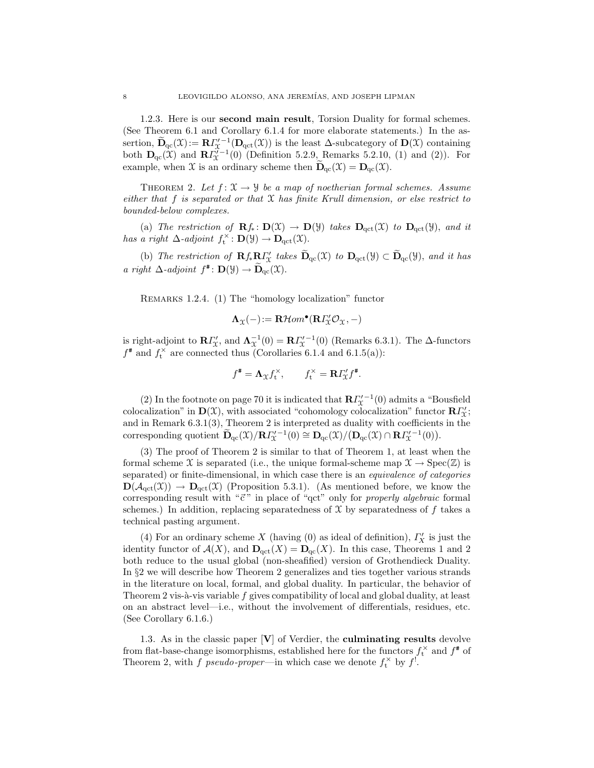1.2.3. Here is our **second main result**, Torsion Duality for formal schemes. (See Theorem 6.1 and Corollary 6.1.4 for more elaborate statements.) In the assertion, $\widetilde{\mathbf{D}}_{\mathrm{qc}}(\mathcal{X}) := \mathbf{R}\varGamma'^{-1}_{\mathcal{X}}(\mathbf{D}_{\mathrm{qct}}(\mathcal{X}))$ is the least $\Delta$-subcategory of $\mathbf{D}(\mathcal{X})$ containing both $\mathbf{D}_{\mathrm{qc}}(\mathcal{X})$ and $\mathbf{R}\varGamma'^{-1}_{\mathcal{X}}(0)$ (Definition 5.2.9, Remarks 5.2.10, (1) and (2)). For example, when $\mathcal{X}$ is an ordinary scheme then $\widetilde{\mathbf{D}}_{\mathrm{qc}}(\mathcal{X}) = \mathbf{D}_{\mathrm{qc}}(\mathcal{X})$.

Theorem 2. *Let $f\colon \mathcal{X} \to \mathcal{Y}$ be a map of noetherian formal schemes. Assume either that $f$ is separated or that $\mathcal{X}$ has finite Krull dimension, or else restrict to bounded-below complexes.*

(a) *The restriction of $\mathbf{R}f_*\colon \mathbf{D}(\mathcal{X}) \to \mathbf{D}(\mathcal{Y})$ takes $\mathbf{D}_{\mathrm{qct}}(\mathcal{X})$ to $\mathbf{D}_{\mathrm{qct}}(\mathcal{Y})$, and it has a right $\Delta$-adjoint $f_{\mathrm{t}}^{\times}\colon \mathbf{D}(\mathcal{Y}) \to \mathbf{D}_{\mathrm{qct}}(\mathcal{X})$.*

(b) *The restriction of $\mathbf{R}f_*\mathbf{R}\varGamma'_{\mathcal{X}}$ takes $\widetilde{\mathbf{D}}_{\mathrm{qc}}(\mathcal{X})$ to $\mathbf{D}_{\mathrm{qct}}(\mathcal{Y}) \subset \widetilde{\mathbf{D}}_{\mathrm{qc}}(\mathcal{Y})$, and it has a right $\Delta$-adjoint $f^{\#}\colon \mathbf{D}(\mathcal{Y}) \to \widetilde{\mathbf{D}}_{\mathrm{qc}}(\mathcal{X})$.*

Remarks 1.2.4. (1) The "homology localization" functor

$$\mathbf{\Lambda}_{\mathcal{X}}(-) := \mathbf{R}\mathcal{H}om^{\bullet}(\mathbf{R}\varGamma'_{\mathcal{X}}\mathcal{O}_{\mathcal{X}}, -)$$

is right-adjoint to $\mathbf{R}\varGamma'_{\mathcal{X}}$, and $\mathbf{\Lambda}_{\mathcal{X}}^{-1}(0) = \mathbf{R}\varGamma'^{-1}_{\mathcal{X}}(0)$ (Remarks 6.3.1). The $\Delta$-functors $f^{\#}$ and $f_{\mathrm{t}}^{\times}$ are connected thus (Corollaries 6.1.4 and 6.1.5(a)):

$$f^{\#} = \mathbf{\Lambda}_{\mathcal{X}} f_{\mathrm{t}}^{\times}, \qquad f_{\mathrm{t}}^{\times} = \mathbf{R}\varGamma'_{\mathcal{X}} f^{\#}.$$

(2) In the footnote on page 70 it is indicated that $\mathbf{R}\varGamma'^{-1}_{\mathcal{X}}(0)$ admits a "Bousfield colocalization" in $\mathbf{D}(\mathcal{X})$, with associated "cohomology colocalization" functor $\mathbf{R}\varGamma'_{\mathcal{X}}$; and in Remark 6.3.1(3), Theorem 2 is interpreted as duality with coefficients in the corresponding quotient $\widetilde{\mathbf{D}}_{\mathrm{qc}}(\mathcal{X})/\mathbf{R}\varGamma'^{-1}_{\mathcal{X}}(0) \cong \mathbf{D}_{\mathrm{qc}}(\mathcal{X})/(\mathbf{D}_{\mathrm{qc}}(\mathcal{X}) \cap \mathbf{R}\varGamma'^{-1}_{\mathcal{X}}(0))$.

(3) The proof of Theorem 2 is similar to that of Theorem 1, at least when the formal scheme $\mathcal{X}$ is separated (i.e., the unique formal-scheme map $\mathcal{X} \to \mathrm{Spec}(\mathbb{Z})$ is separated) or finite-dimensional, in which case there is an *equivalence of categories* $\mathbf{D}(\mathcal{A}_{\mathrm{qct}}(\mathcal{X})) \to \mathbf{D}_{\mathrm{qct}}(\mathcal{X})$ (Proposition 5.3.1). (As mentioned before, we know the corresponding result with "$\vec{\mathrm{c}}$" in place of "qct" only for *properly algebraic* formal schemes.) In addition, replacing separatedness of $\mathcal{X}$ by separatedness of $f$ takes a technical pasting argument.

(4) For an ordinary scheme $X$ (having $(0)$ as ideal of definition), $\varGamma'_X$ is just the identity functor of $\mathcal{A}(X)$, and $\mathbf{D}_{\mathrm{qct}}(X) = \mathbf{D}_{\mathrm{qc}}(X)$. In this case, Theorems 1 and 2 both reduce to the usual global (non-sheafified) version of Grothendieck Duality. In §2 we will describe how Theorem 2 generalizes and ties together various strands in the literature on local, formal, and global duality. In particular, the behavior of Theorem 2 vis-à-vis variable $f$ gives compatibility of local and global duality, at least on an abstract level—i.e., without the involvement of differentials, residues, etc. (See Corollary 6.1.6.)

1.3. As in the classic paper [**V**] of Verdier, the **culminating results** devolve from flat-base-change isomorphisms, established here for the functors $f_{\mathrm{t}}^{\times}$ and $f^{\#}$ of Theorem 2, with $f$ *pseudo-proper*—in which case we denote $f_{\mathrm{t}}^{\times}$ by $f^{!}$.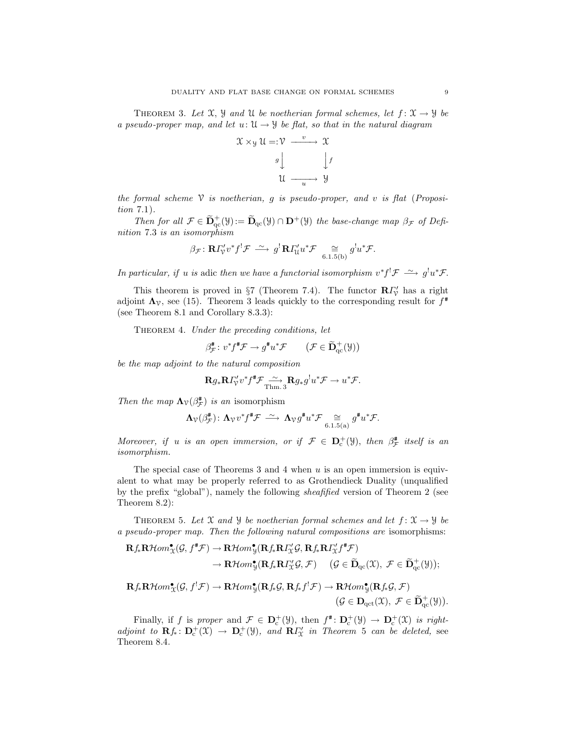Theorem 3. *Let $\mathcal{X}$, $\mathcal{Y}$ and $\mathcal{U}$ be noetherian formal schemes, let $f\colon \mathcal{X}\to\mathcal{Y}$ be a pseudo-proper map, and let $u\colon \mathcal{U}\to\mathcal{Y}$ be flat, so that in the natural diagram*

$$\begin{array}{ccc}
\mathcal{X}\times_{\mathcal{Y}}\mathcal{U} =: \mathcal{V} & \xrightarrow{\ \ v\ \ } & \mathcal{X} \\
{\scriptstyle g}\big\downarrow & & \big\downarrow{\scriptstyle f} \\
\mathcal{U} & \xrightarrow[\ \ u\ \ ]{} & \mathcal{Y}
\end{array}$$

*the formal scheme $\mathcal{V}$ is noetherian, $g$ is pseudo-proper, and $v$ is flat* (*Proposition* 7.1).

*Then for all $\mathcal{F}\in\widetilde{\mathbf{D}}^{+}_{\mathrm{qc}}(\mathcal{Y}) := \widetilde{\mathbf{D}}_{\mathrm{qc}}(\mathcal{Y})\cap\mathbf{D}^{+}(\mathcal{Y})$ the base-change map $\beta_{\mathcal{F}}$ of Definition* 7.3 *is an isomorphism*

$$\beta_{\mathcal{F}}\colon \mathbf{R}\varGamma'_{\mathcal{V}}v^{*}f^{!}\mathcal{F}\ \xrightarrow{\ \sim\ }\ g^{!}\,\mathbf{R}\varGamma'_{\mathcal{U}}u^{*}\mathcal{F}\ \underset{6.1.5(\mathrm{b})}{\cong}\ g^{!}u^{*}\mathcal{F}.$$

*In particular, if $u$ is* adic *then we have a functorial isomorphism $v^{*}f^{!}\mathcal{F}\xrightarrow{\ \sim\ }g^{!}u^{*}\mathcal{F}$.*

This theorem is proved in §7 (Theorem 7.4). The functor $\mathbf{R}\varGamma'_{\mathcal{V}}$ has a right adjoint $\mathbf{\Lambda}_{\mathcal{V}}$, see (15). Theorem 3 leads quickly to the corresponding result for $f^{\#}$ (see Theorem 8.1 and Corollary 8.3.3):

Theorem 4. *Under the preceding conditions, let*

$$\beta^{\#}_{\mathcal{F}}\colon v^{*}f^{\#}\mathcal{F}\to g^{\#}u^{*}\mathcal{F}\qquad (\mathcal{F}\in\widetilde{\mathbf{D}}^{+}_{\mathrm{qc}}(\mathcal{Y}))$$

*be the map adjoint to the natural composition*

$$\mathbf{R}g_{*}\mathbf{R}\varGamma'_{\mathcal{V}}v^{*}f^{\#}\mathcal{F}\underset{\text{Thm. }3}{\xrightarrow{\ \sim\ }}\mathbf{R}g_{*}g^{!}u^{*}\mathcal{F}\to u^{*}\mathcal{F}.$$

*Then the map $\mathbf{\Lambda}_{\mathcal{V}}(\beta^{\#}_{\mathcal{F}})$ is an* isomorphism

$$\mathbf{\Lambda}_{\mathcal{V}}(\beta^{\#}_{\mathcal{F}})\colon \mathbf{\Lambda}_{\mathcal{V}}v^{*}f^{\#}\mathcal{F}\ \xrightarrow{\ \sim\ }\ \mathbf{\Lambda}_{\mathcal{V}}g^{\#}u^{*}\mathcal{F}\ \underset{6.1.5(\mathrm{a})}{\cong}\ g^{\#}u^{*}\mathcal{F}.$$

*Moreover, if $u$ is an open immersion, or if $\mathcal{F}\in\mathbf{D}^{+}_{\mathrm{c}}(\mathcal{Y})$, then $\beta^{\#}_{\mathcal{F}}$ itself is an isomorphism.*

The special case of Theorems 3 and 4 when $u$ is an open immersion is equivalent to what may be properly referred to as Grothendieck Duality (unqualified by the prefix "global"), namely the following *sheafified* version of Theorem 2 (see Theorem 8.2):

Theorem 5. *Let $\mathcal{X}$ and $\mathcal{Y}$ be noetherian formal schemes and let $f\colon\mathcal{X}\to\mathcal{Y}$ be a pseudo-proper map. Then the following natural compositions are* isomorphisms:

$$\begin{aligned}
\mathbf{R}f_{*}\mathbf{R}\mathcal{H}om^{\bullet}_{\mathcal{X}}(\mathcal{G},f^{\#}\mathcal{F}) &\to \mathbf{R}\mathcal{H}om^{\bullet}_{\mathcal{Y}}(\mathbf{R}f_{*}\mathbf{R}\varGamma'_{\mathcal{X}}\mathcal{G},\mathbf{R}f_{*}\mathbf{R}\varGamma'_{\mathcal{X}}f^{\#}\mathcal{F})\\
&\to \mathbf{R}\mathcal{H}om^{\bullet}_{\mathcal{Y}}(\mathbf{R}f_{*}\mathbf{R}\varGamma'_{\mathcal{X}}\mathcal{G},\mathcal{F})\qquad (\mathcal{G}\in\widetilde{\mathbf{D}}_{\mathrm{qc}}(\mathcal{X}),\ \mathcal{F}\in\widetilde{\mathbf{D}}^{+}_{\mathrm{qc}}(\mathcal{Y}));
\end{aligned}$$

$$\begin{aligned}
\mathbf{R}f_{*}\mathbf{R}\mathcal{H}om^{\bullet}_{\mathcal{X}}(\mathcal{G},f^{!}\mathcal{F}) \to \mathbf{R}\mathcal{H}om^{\bullet}_{\mathcal{Y}}(\mathbf{R}f_{*}\mathcal{G},\mathbf{R}f_{*}f^{!}\mathcal{F}) &\to \mathbf{R}\mathcal{H}om^{\bullet}_{\mathcal{Y}}(\mathbf{R}f_{*}\mathcal{G},\mathcal{F})\\
&(\mathcal{G}\in\mathbf{D}_{\mathrm{qct}}(\mathcal{X}),\ \mathcal{F}\in\widetilde{\mathbf{D}}^{+}_{\mathrm{qc}}(\mathcal{Y})).
\end{aligned}$$

*Finally, if $f$ is* proper *and $\mathcal{F}\in\mathbf{D}^{+}_{\mathrm{c}}(\mathcal{Y})$, then $f^{\#}\colon\mathbf{D}^{+}_{\mathrm{c}}(\mathcal{Y})\to\mathbf{D}^{+}_{\mathrm{c}}(\mathcal{X})$ is right-adjoint to $\mathbf{R}f_{*}\colon\mathbf{D}^{+}_{\mathrm{c}}(\mathcal{X})\to\mathbf{D}^{+}_{\mathrm{c}}(\mathcal{Y})$, and $\mathbf{R}\varGamma'_{\mathcal{X}}$ in Theorem 5 can be deleted,* see Theorem 8.4.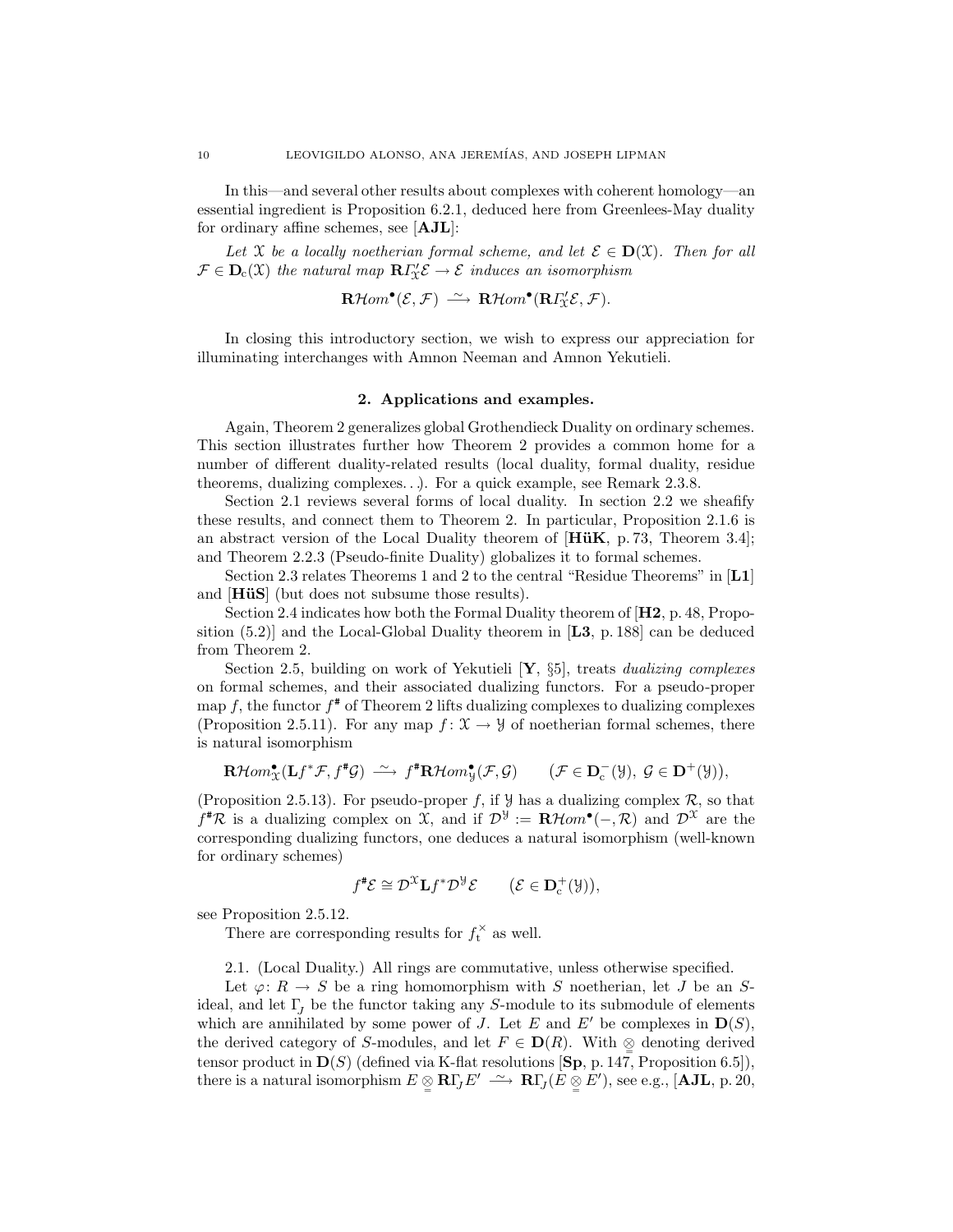In this—and several other results about complexes with coherent homology—an essential ingredient is Proposition 6.2.1, deduced here from Greenlees-May duality for ordinary affine schemes, see [**AJL**]:

*Let $\mathfrak{X}$ be a locally noetherian formal scheme, and let $\mathcal{E} \in \mathbf{D}(\mathfrak{X})$. Then for all $\mathcal{F} \in \mathbf{D}_{\mathrm{c}}(\mathfrak{X})$ the natural map $\mathbf{R}\varGamma'_{\mathfrak{X}}\mathcal{E} \to \mathcal{E}$ induces an isomorphism*

$$\mathbf{R}\mathcal{H}om^{\bullet}(\mathcal{E}, \mathcal{F}) \xrightarrow{\ \sim\ } \mathbf{R}\mathcal{H}om^{\bullet}(\mathbf{R}\varGamma'_{\mathfrak{X}}\mathcal{E}, \mathcal{F}).$$

In closing this introductory section, we wish to express our appreciation for illuminating interchanges with Amnon Neeman and Amnon Yekutieli.

## 2. Applications and examples.

Again, Theorem 2 generalizes global Grothendieck Duality on ordinary schemes. This section illustrates further how Theorem 2 provides a common home for a number of different duality-related results (local duality, formal duality, residue theorems, dualizing complexes. . .). For a quick example, see Remark 2.3.8.

Section 2.1 reviews several forms of local duality. In section 2.2 we sheafify these results, and connect them to Theorem 2. In particular, Proposition 2.1.6 is an abstract version of the Local Duality theorem of [**HüK**, p. 73, Theorem 3.4]; and Theorem 2.2.3 (Pseudo-finite Duality) globalizes it to formal schemes.

Section 2.3 relates Theorems 1 and 2 to the central “Residue Theorems” in [**L1**] and [**HüS**] (but does not subsume those results).

Section 2.4 indicates how both the Formal Duality theorem of [**H2**, p. 48, Proposition (5.2)] and the Local-Global Duality theorem in [**L3**, p. 188] can be deduced from Theorem 2.

Section 2.5, building on work of Yekutieli [**Y**, §5], treats *dualizing complexes* on formal schemes, and their associated dualizing functors. For a pseudo-proper map $f$, the functor $f^{\#}$ of Theorem 2 lifts dualizing complexes to dualizing complexes (Proposition 2.5.11). For any map $f\colon \mathfrak{X} \to \mathfrak{Y}$ of noetherian formal schemes, there is natural isomorphism

$$\mathbf{R}\mathcal{H}om^{\bullet}_{\mathfrak{X}}(\mathbf{L}f^{*}\mathcal{F}, f^{\#}\mathcal{G}) \xrightarrow{\ \sim\ } f^{\#}\mathbf{R}\mathcal{H}om^{\bullet}_{\mathfrak{Y}}(\mathcal{F}, \mathcal{G}) \qquad (\mathcal{F} \in \mathbf{D}^{-}_{\mathrm{c}}(\mathfrak{Y}),\ \mathcal{G} \in \mathbf{D}^{+}(\mathfrak{Y})),$$

(Proposition 2.5.13). For pseudo-proper $f$, if $\mathfrak{Y}$ has a dualizing complex $\mathcal{R}$, so that $f^{\#}\mathcal{R}$ is a dualizing complex on $\mathfrak{X}$, and if $\mathcal{D}^{\mathfrak{Y}} := \mathbf{R}\mathcal{H}om^{\bullet}(-, \mathcal{R})$ and $\mathcal{D}^{\mathfrak{X}}$ are the corresponding dualizing functors, one deduces a natural isomorphism (well-known for ordinary schemes)

$$f^{\#}\mathcal{E} \cong \mathcal{D}^{\mathfrak{X}}\mathbf{L}f^{*}\mathcal{D}^{\mathfrak{Y}}\mathcal{E} \qquad (\mathcal{E} \in \mathbf{D}^{+}_{\mathrm{c}}(\mathfrak{Y})),$$

see Proposition 2.5.12.

There are corresponding results for $f_{\mathrm{t}}^{\times}$ as well.

2.1. (Local Duality.) All rings are commutative, unless otherwise specified.

Let $\varphi\colon R \to S$ be a ring homomorphism with $S$ noetherian, let $J$ be an $S$-ideal, and let $\Gamma_{J}$ be the functor taking any $S$-module to its submodule of elements which are annihilated by some power of $J$. Let $E$ and $E'$ be complexes in $\mathbf{D}(S)$, the derived category of $S$-modules, and let $F \in \mathbf{D}(R)$. With $\underline{\underline{\otimes}}$ denoting derived tensor product in $\mathbf{D}(S)$ (defined via K-flat resolutions [**Sp**, p. 147, Proposition 6.5]), there is a natural isomorphism $E \underline{\underline{\otimes}} \mathbf{R}\Gamma_{J}E' \xrightarrow{\ \sim\ } \mathbf{R}\Gamma_{J}(E \underline{\underline{\otimes}} E')$, see e.g., [**AJL**, p. 20,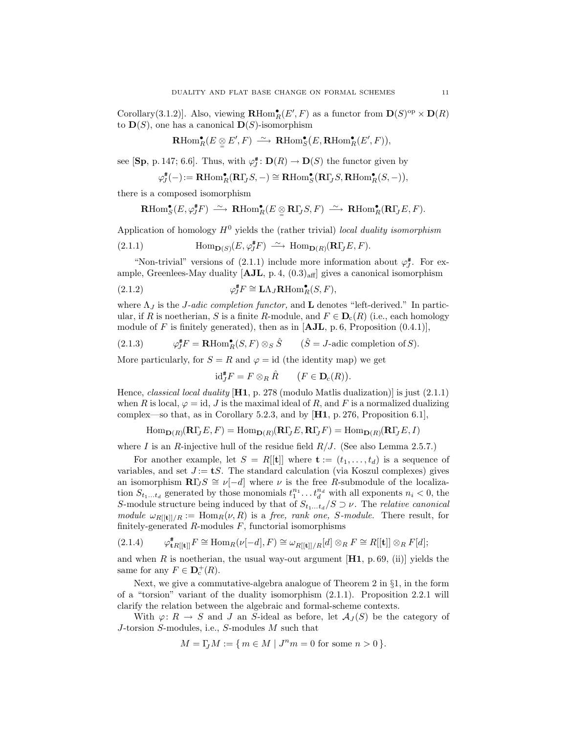Corollary(3.1.2)]. Also, viewing $\mathbf{R}\mathrm{Hom}^{\bullet}_R(E',F)$ as a functor from $\mathbf{D}(S)^{\mathrm{op}}\times\mathbf{D}(R)$ to $\mathbf{D}(S)$, one has a canonical $\mathbf{D}(S)$-isomorphism

$$\mathbf{R}\mathrm{Hom}^{\bullet}_R(E\underset{=}{\otimes}E',F)\ \xrightarrow{\ \sim\ }\ \mathbf{R}\mathrm{Hom}^{\bullet}_S(E,\mathbf{R}\mathrm{Hom}^{\bullet}_R(E',F)),$$

see [**Sp**, p. 147; 6.6]. Thus, with $\varphi^{\#}_J\colon\mathbf{D}(R)\to\mathbf{D}(S)$ the functor given by

$$\varphi^{\#}_J(-):=\mathbf{R}\mathrm{Hom}^{\bullet}_R(\mathbf{R}\Gamma_J S,-)\cong\mathbf{R}\mathrm{Hom}^{\bullet}_S(\mathbf{R}\Gamma_J S,\mathbf{R}\mathrm{Hom}^{\bullet}_R(S,-)),$$

there is a composed isomorphism

$$\mathbf{R}\mathrm{Hom}^{\bullet}_S(E,\varphi^{\#}_J F)\ \xrightarrow{\ \sim\ }\ \mathbf{R}\mathrm{Hom}^{\bullet}_R(E\underset{=}{\otimes}\mathbf{R}\Gamma_J S,F)\ \xrightarrow{\ \sim\ }\ \mathbf{R}\mathrm{Hom}^{\bullet}_R(\mathbf{R}\Gamma_J E,F).$$

Application of homology $H^0$ yields the (rather trivial) *local duality isomorphism*

$$\mathrm{Hom}_{\mathbf{D}(S)}(E,\varphi^{\#}_J F)\ \xrightarrow{\ \sim\ }\ \mathrm{Hom}_{\mathbf{D}(R)}(\mathbf{R}\Gamma_J E,F). \tag{2.1.1}$$

"Non-trivial" versions of (2.1.1) include more information about $\varphi^{\#}_J$. For example, Greenlees-May duality [**AJL**, p. 4, $(0.3)_{\mathrm{aff}}$] gives a canonical isomorphism

$$\varphi^{\#}_J F\cong\mathbf{L}\Lambda_J\mathbf{R}\mathrm{Hom}^{\bullet}_R(S,F), \tag{2.1.2}$$

where $\Lambda_J$ is the *$J$-adic completion functor,* and $\mathbf{L}$ denotes "left-derived." In particular, if $R$ is noetherian, $S$ is a finite $R$-module, and $F\in\mathbf{D}_{\mathrm{c}}(R)$ (i.e., each homology module of $F$ is finitely generated), then as in [**AJL**, p. 6, Proposition (0.4.1)],

$$\varphi^{\#}_J F=\mathbf{R}\mathrm{Hom}^{\bullet}_R(S,F)\otimes_S\hat S\qquad(\hat S=J\text{-adic completion of }S). \tag{2.1.3}$$

More particularly, for $S=R$ and $\varphi=\mathrm{id}$ (the identity map) we get

$$\mathrm{id}^{\#}_J F=F\otimes_R\hat R\qquad(F\in\mathbf{D}_{\mathrm{c}}(R)).$$

Hence, *classical local duality* [**H1**, p. 278 (modulo Matlis dualization)] is just (2.1.1) when $R$ is local, $\varphi=\mathrm{id}$, $J$ is the maximal ideal of $R$, and $F$ is a normalized dualizing complex—so that, as in Corollary 5.2.3, and by [**H1**, p. 276, Proposition 6.1],

$$\mathrm{Hom}_{\mathbf{D}(R)}(\mathbf{R}\Gamma_J E,F)=\mathrm{Hom}_{\mathbf{D}(R)}(\mathbf{R}\Gamma_J E,\mathbf{R}\Gamma_J F)=\mathrm{Hom}_{\mathbf{D}(R)}(\mathbf{R}\Gamma_J E,I)$$

where $I$ is an $R$-injective hull of the residue field $R/J$. (See also Lemma 2.5.7.)

For another example, let $S=R[[\mathbf{t}]]$ where $\mathbf{t}:=(t_1,\dots,t_d)$ is a sequence of variables, and set $J:=\mathbf{t}S$. The standard calculation (via Koszul complexes) gives an isomorphism $\mathbf{R}\Gamma_J S\cong\nu[-d]$ where $\nu$ is the free $R$-submodule of the localization $S_{t_1\dots t_d}$ generated by those monomials $t_1^{n_1}\dots t_d^{n_d}$ with all exponents $n_i<0$, the $S$-module structure being induced by that of $S_{t_1\dots t_d}/S\supset\nu$. The *relative canonical module* $\omega_{R[[\mathbf{t}]]/R}:=\mathrm{Hom}_R(\nu,R)$ is a *free, rank one, $S$-module.* There result, for finitely-generated $R$-modules $F$, functorial isomorphisms

$$\varphi^{\#}_{\mathbf{t}R[[\mathbf{t}]]}F\cong\mathrm{Hom}_R(\nu[-d],F)\cong\omega_{R[[\mathbf{t}]]/R}[d]\otimes_R F\cong R[[\mathbf{t}]]\otimes_R F[d]; \tag{2.1.4}$$

and when $R$ is noetherian, the usual way-out argument [**H1**, p. 69, (ii)] yields the same for any $F\in\mathbf{D}^+_{\mathrm{c}}(R)$.

Next, we give a commutative-algebra analogue of Theorem 2 in §1, in the form of a "torsion" variant of the duality isomorphism (2.1.1). Proposition 2.2.1 will clarify the relation between the algebraic and formal-scheme contexts.

With $\varphi\colon R\to S$ and $J$ an $S$-ideal as before, let $\mathcal{A}_J(S)$ be the category of $J$-torsion $S$-modules, i.e., $S$-modules $M$ such that

$$M=\Gamma_J M:=\{\,m\in M\mid J^n m=0\text{ for some }n>0\,\}.$$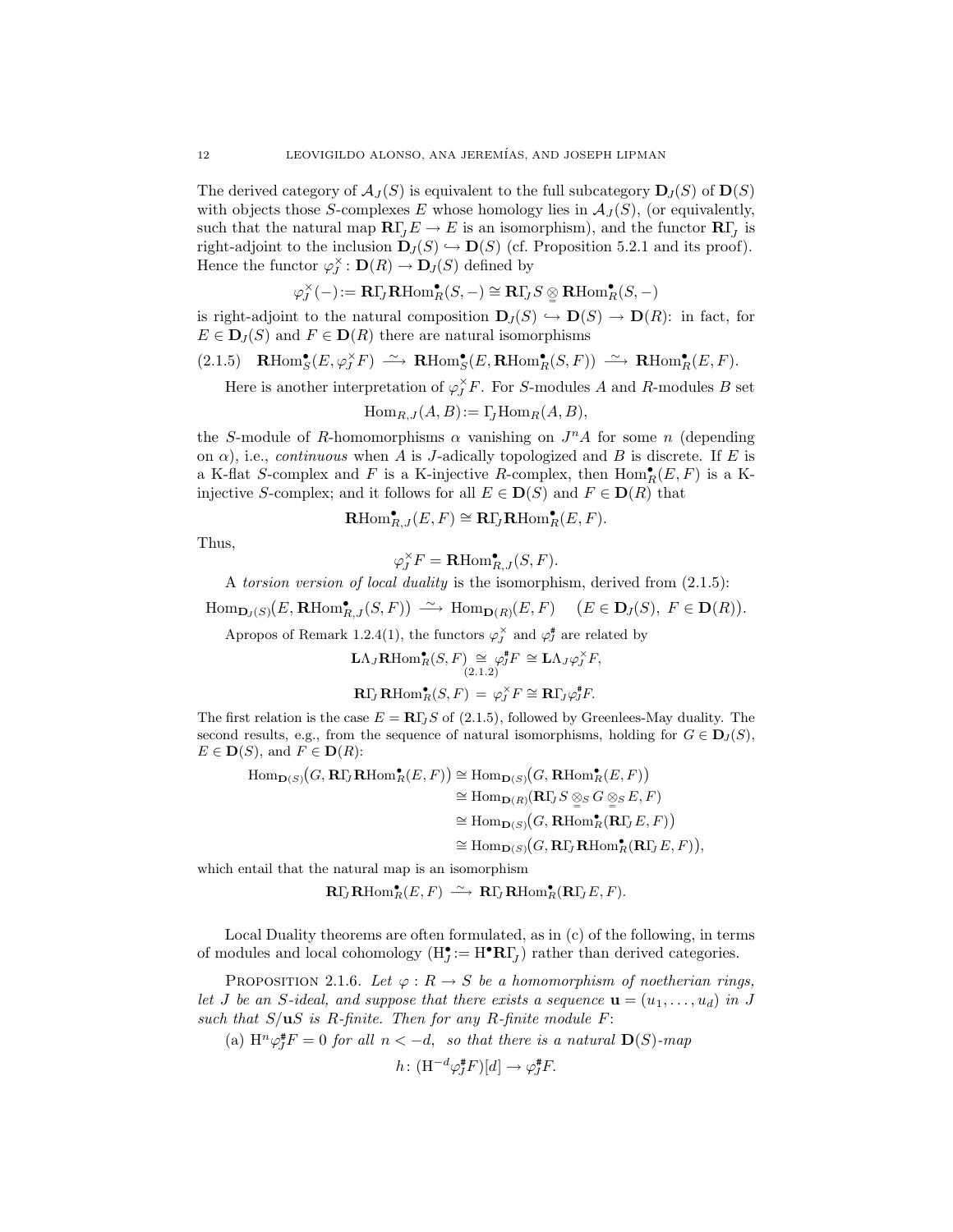The derived category of $\mathcal{A}_J(S)$ is equivalent to the full subcategory $\mathbf{D}_J(S)$ of $\mathbf{D}(S)$ with objects those $S$-complexes $E$ whose homology lies in $\mathcal{A}_J(S)$, (or equivalently, such that the natural map $\mathbf{R}\Gamma_J E \to E$ is an isomorphism), and the functor $\mathbf{R}\Gamma_J$ is right-adjoint to the inclusion $\mathbf{D}_J(S) \hookrightarrow \mathbf{D}(S)$ (cf. Proposition 5.2.1 and its proof). Hence the functor $\varphi_J^\times \colon \mathbf{D}(R) \to \mathbf{D}_J(S)$ defined by

$$\varphi_J^\times(-) := \mathbf{R}\Gamma_J \mathbf{R}\mathrm{Hom}^\bullet_R(S, -) \cong \mathbf{R}\Gamma_J S \underset{=}{\otimes} \mathbf{R}\mathrm{Hom}^\bullet_R(S, -)$$

is right-adjoint to the natural composition $\mathbf{D}_J(S) \hookrightarrow \mathbf{D}(S) \to \mathbf{D}(R)$: in fact, for $E \in \mathbf{D}_J(S)$ and $F \in \mathbf{D}(R)$ there are natural isomorphisms

$$\text{(2.1.5)} \quad \mathbf{R}\mathrm{Hom}^\bullet_S(E, \varphi_J^\times F) \xrightarrow{\ \sim\ } \mathbf{R}\mathrm{Hom}^\bullet_S(E, \mathbf{R}\mathrm{Hom}^\bullet_R(S, F)) \xrightarrow{\ \sim\ } \mathbf{R}\mathrm{Hom}^\bullet_R(E, F).$$

Here is another interpretation of $\varphi_J^\times F$. For $S$-modules $A$ and $R$-modules $B$ set

$$\mathrm{Hom}_{R,J}(A, B) := \Gamma_J \mathrm{Hom}_R(A, B),$$

the $S$-module of $R$-homomorphisms $\alpha$ vanishing on $J^n A$ for some $n$ (depending on $\alpha$), i.e., *continuous* when $A$ is $J$-adically topologized and $B$ is discrete. If $E$ is a K-flat $S$-complex and $F$ is a K-injective $R$-complex, then $\mathrm{Hom}^\bullet_R(E, F)$ is a K-injective $S$-complex; and it follows for all $E \in \mathbf{D}(S)$ and $F \in \mathbf{D}(R)$ that

$$\mathbf{R}\mathrm{Hom}^\bullet_{R,J}(E, F) \cong \mathbf{R}\Gamma_J \mathbf{R}\mathrm{Hom}^\bullet_R(E, F).$$

Thus,

$$\varphi_J^\times F = \mathbf{R}\mathrm{Hom}^\bullet_{R,J}(S, F).$$

A *torsion version of local duality* is the isomorphism, derived from (2.1.5):

$$\mathrm{Hom}_{\mathbf{D}_J(S)}\big(E, \mathbf{R}\mathrm{Hom}^\bullet_{R,J}(S, F)\big) \xrightarrow{\ \sim\ } \mathrm{Hom}_{\mathbf{D}(R)}(E, F) \quad \big(E \in \mathbf{D}_J(S),\ F \in \mathbf{D}(R)\big).$$

Apropos of Remark 1.2.4(1), the functors $\varphi_J^\times$ and $\varphi_J^\#$ are related by

$$\mathbf{L}\Lambda_J \mathbf{R}\mathrm{Hom}^\bullet_R(S, F) \underset{(2.1.2)}{\cong} \varphi_J^\# F \cong \mathbf{L}\Lambda_J \varphi_J^\times F,$$

$$\mathbf{R}\Gamma_J \mathbf{R}\mathrm{Hom}^\bullet_R(S, F) = \varphi_J^\times F \cong \mathbf{R}\Gamma_J \varphi_J^\# F.$$

The first relation is the case $E = \mathbf{R}\Gamma_J S$ of (2.1.5), followed by Greenlees-May duality. The second results, e.g., from the sequence of natural isomorphisms, holding for $G \in \mathbf{D}_J(S)$, $E \in \mathbf{D}(S)$, and $F \in \mathbf{D}(R)$:

$$\begin{aligned}
\mathrm{Hom}_{\mathbf{D}(S)}\big(G, \mathbf{R}\Gamma_J \mathbf{R}\mathrm{Hom}^\bullet_R(E, F)\big) &\cong \mathrm{Hom}_{\mathbf{D}(S)}\big(G, \mathbf{R}\mathrm{Hom}^\bullet_R(E, F)\big) \\
&\cong \mathrm{Hom}_{\mathbf{D}(R)}(\mathbf{R}\Gamma_J S \underset{=}{\otimes}_S G \underset{=}{\otimes}_S E, F) \\
&\cong \mathrm{Hom}_{\mathbf{D}(S)}\big(G, \mathbf{R}\mathrm{Hom}^\bullet_R(\mathbf{R}\Gamma_J E, F)\big) \\
&\cong \mathrm{Hom}_{\mathbf{D}(S)}\big(G, \mathbf{R}\Gamma_J \mathbf{R}\mathrm{Hom}^\bullet_R(\mathbf{R}\Gamma_J E, F)\big),
\end{aligned}$$

which entail that the natural map is an isomorphism

$$\mathbf{R}\Gamma_J \mathbf{R}\mathrm{Hom}^\bullet_R(E, F) \xrightarrow{\ \sim\ } \mathbf{R}\Gamma_J \mathbf{R}\mathrm{Hom}^\bullet_R(\mathbf{R}\Gamma_J E, F).$$

Local Duality theorems are often formulated, as in (c) of the following, in terms of modules and local cohomology ($\mathrm{H}^\bullet_J := \mathrm{H}^\bullet \mathbf{R}\Gamma_J$) rather than derived categories.

Proposition 2.1.6. *Let $\varphi \colon R \to S$ be a homomorphism of noetherian rings, let $J$ be an $S$-ideal, and suppose that there exists a sequence $\mathbf{u} = (u_1, \dots, u_d)$ in $J$ such that $S/\mathbf{u}S$ is $R$-finite. Then for any $R$-finite module $F$:*

(a) $\mathrm{H}^n \varphi_J^\# F = 0$ *for all* $n < -d$, *so that there is a natural $\mathbf{D}(S)$-map*

$$h \colon (\mathrm{H}^{-d} \varphi_J^\# F)[d] \to \varphi_J^\# F.$$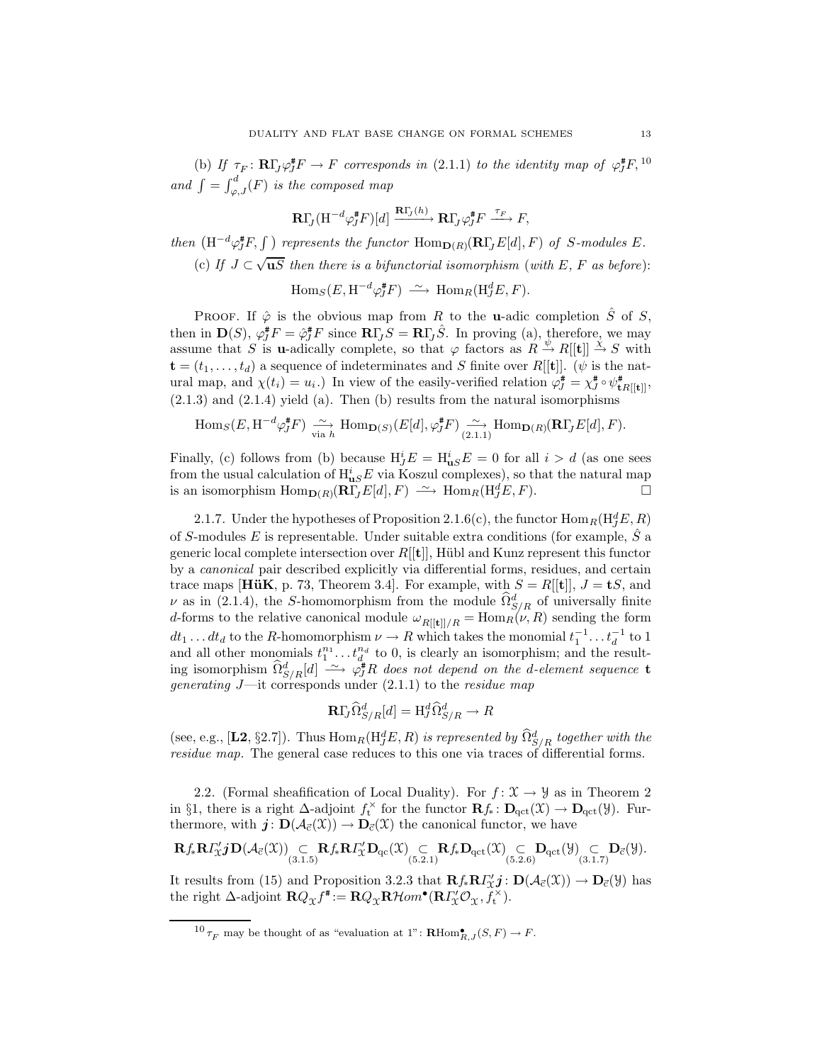(b) *If* $\tau_F\colon \mathbf{R}\Gamma_J\varphi_J^{\#}F \to F$ *corresponds in* (2.1.1) *to the identity map of* $\varphi_J^{\#}F$,[10] *and* $\int = \int_{\varphi,J}^{d}(F)$ *is the composed map*

$$\mathbf{R}\Gamma_J(\mathrm{H}^{-d}\varphi_J^{\#}F)[d] \xrightarrow{\mathbf{R}\Gamma_J(h)} \mathbf{R}\Gamma_J\varphi_J^{\#}F \xrightarrow{\tau_F} F,$$

*then* $\big(\mathrm{H}^{-d}\varphi_J^{\#}F, \int\big)$ *represents the functor* $\mathrm{Hom}_{\mathbf{D}(R)}(\mathbf{R}\Gamma_J E[d], F)$ *of* $S$*-modules* $E$.

(c) *If* $J \subset \sqrt{\mathbf{u}S}$ *then there is a bifunctorial isomorphism* (*with* $E$, $F$ *as before*):

$$\mathrm{Hom}_S(E, \mathrm{H}^{-d}\varphi_J^{\#}F) \xrightarrow{\ \sim\ } \mathrm{Hom}_R(\mathrm{H}_J^d E, F).$$

Proof. If $\hat\varphi$ is the obvious map from $R$ to the $\mathbf{u}$-adic completion $\hat S$ of $S$, then in $\mathbf{D}(S)$, $\varphi_J^{\#}F = \hat\varphi_J^{\#}F$ since $\mathbf{R}\Gamma_J S = \mathbf{R}\Gamma_J \hat S$. In proving (a), therefore, we may assume that $S$ is $\mathbf{u}$-adically complete, so that $\varphi$ factors as $R \xrightarrow{\psi} R[[\mathbf{t}]] \xrightarrow{\chi} S$ with $\mathbf{t} = (t_1, \dots, t_d)$ a sequence of indeterminates and $S$ finite over $R[[\mathbf{t}]]$. ($\psi$ is the natural map, and $\chi(t_i) = u_i$.) In view of the easily-verified relation $\varphi_J^{\#} = \chi_J^{\#} \circ \psi^{\#}_{\mathbf{t}R[[\mathbf{t}]]}$, (2.1.3) and (2.1.4) yield (a). Then (b) results from the natural isomorphisms

$$\mathrm{Hom}_S(E, \mathrm{H}^{-d}\varphi_J^{\#}F) \underset{\text{via } h}{\xrightarrow{\ \sim\ }} \mathrm{Hom}_{\mathbf{D}(S)}(E[d], \varphi_J^{\#}F) \underset{(2.1.1)}{\xrightarrow{\ \sim\ }} \mathrm{Hom}_{\mathbf{D}(R)}(\mathbf{R}\Gamma_J E[d], F).$$

Finally, (c) follows from (b) because $\mathrm{H}_J^i E = \mathrm{H}_{\mathbf{u}S}^i E = 0$ for all $i > d$ (as one sees from the usual calculation of $\mathrm{H}_{\mathbf{u}S}^i E$ via Koszul complexes), so that the natural map is an isomorphism $\mathrm{Hom}_{\mathbf{D}(R)}(\mathbf{R}\Gamma_J E[d], F) \xrightarrow{\ \sim\ } \mathrm{Hom}_R(\mathrm{H}_J^d E, F)$. $\square$

2.1.7. Under the hypotheses of Proposition 2.1.6(c), the functor $\mathrm{Hom}_R(\mathrm{H}_J^d E, R)$ of $S$-modules $E$ is representable. Under suitable extra conditions (for example, $\hat S$ a generic local complete intersection over $R[[\mathbf{t}]]$, Hübl and Kunz represent this functor by a *canonical* pair described explicitly via differential forms, residues, and certain trace maps [**HüK**, p. 73, Theorem 3.4]. For example, with $S = R[[\mathbf{t}]]$, $J = \mathbf{t}S$, and $\nu$ as in (2.1.4), the $S$-homomorphism from the module $\widehat\Omega_{S/R}^d$ of universally finite $d$-forms to the relative canonical module $\omega_{R[[\mathbf{t}]]/R} = \mathrm{Hom}_R(\nu, R)$ sending the form $dt_1 \dots dt_d$ to the $R$-homomorphism $\nu \to R$ which takes the monomial $t_1^{-1} \dots t_d^{-1}$ to 1 and all other monomials $t_1^{n_1} \dots t_d^{n_d}$ to 0, is clearly an isomorphism; and the resulting isomorphism $\widehat\Omega_{S/R}^d[d] \xrightarrow{\ \sim\ } \varphi_J^{\#}R$ *does not depend on the* $d$*-element sequence* $\mathbf{t}$ *generating* $J$—it corresponds under (2.1.1) to the *residue map*

$$\mathbf{R}\Gamma_J\widehat\Omega_{S/R}^d[d] = \mathrm{H}_J^d\widehat\Omega_{S/R}^d \to R$$

(see, e.g., [**L2**, §2.7]). Thus $\mathrm{Hom}_R(\mathrm{H}_J^d E, R)$ *is represented by* $\widehat\Omega_{S/R}^d$ *together with the residue map.* The general case reduces to this one via traces of differential forms.

2.2. (Formal sheafification of Local Duality). For $f\colon \mathcal{X} \to \mathcal{Y}$ as in Theorem 2 in §1, there is a right $\Delta$-adjoint $f_{\mathrm{t}}^{\times}$ for the functor $\mathbf{R}f_*\colon \mathbf{D}_{\mathrm{qct}}(\mathcal{X}) \to \mathbf{D}_{\mathrm{qct}}(\mathcal{Y})$. Furthermore, with $\boldsymbol{j}\colon \mathbf{D}(\mathcal{A}_{\vec{c}}(\mathcal{X})) \to \mathbf{D}_{\vec{c}}(\mathcal{X})$ the canonical functor, we have

$$\mathbf{R}f_*\mathbf{R}\varGamma'_{\mathcal{X}}\boldsymbol{j}\mathbf{D}(\mathcal{A}_{\vec{c}}(\mathcal{X})) \underset{(3.1.5)}{\subset} \mathbf{R}f_*\mathbf{R}\varGamma'_{\mathcal{X}}\mathbf{D}_{\mathrm{qc}}(\mathcal{X}) \underset{(5.2.1)}{\subset} \mathbf{R}f_*\mathbf{D}_{\mathrm{qct}}(\mathcal{X}) \underset{(5.2.6)}{\subset} \mathbf{D}_{\mathrm{qct}}(\mathcal{Y}) \underset{(3.1.7)}{\subset} \mathbf{D}_{\vec{c}}(\mathcal{Y}).$$

It results from (15) and Proposition 3.2.3 that $\mathbf{R}f_*\mathbf{R}\varGamma'_{\mathcal{X}}\boldsymbol{j}\colon \mathbf{D}(\mathcal{A}_{\vec{c}}(\mathcal{X})) \to \mathbf{D}_{\vec{c}}(\mathcal{Y})$ has the right $\Delta$-adjoint $\mathbf{R}Q_{\mathcal{X}}f^{\#} := \mathbf{R}Q_{\mathcal{X}}\mathbf{R}\mathcal{H}om^{\bullet}(\mathbf{R}\varGamma'_{\mathcal{X}}\mathcal{O}_{\mathcal{X}}, f_{\mathrm{t}}^{\times})$.

---

[10] $\tau_F$ may be thought of as "evaluation at 1": $\mathbf{R}\mathrm{Hom}^{\bullet}_{R,J}(S, F) \to F$.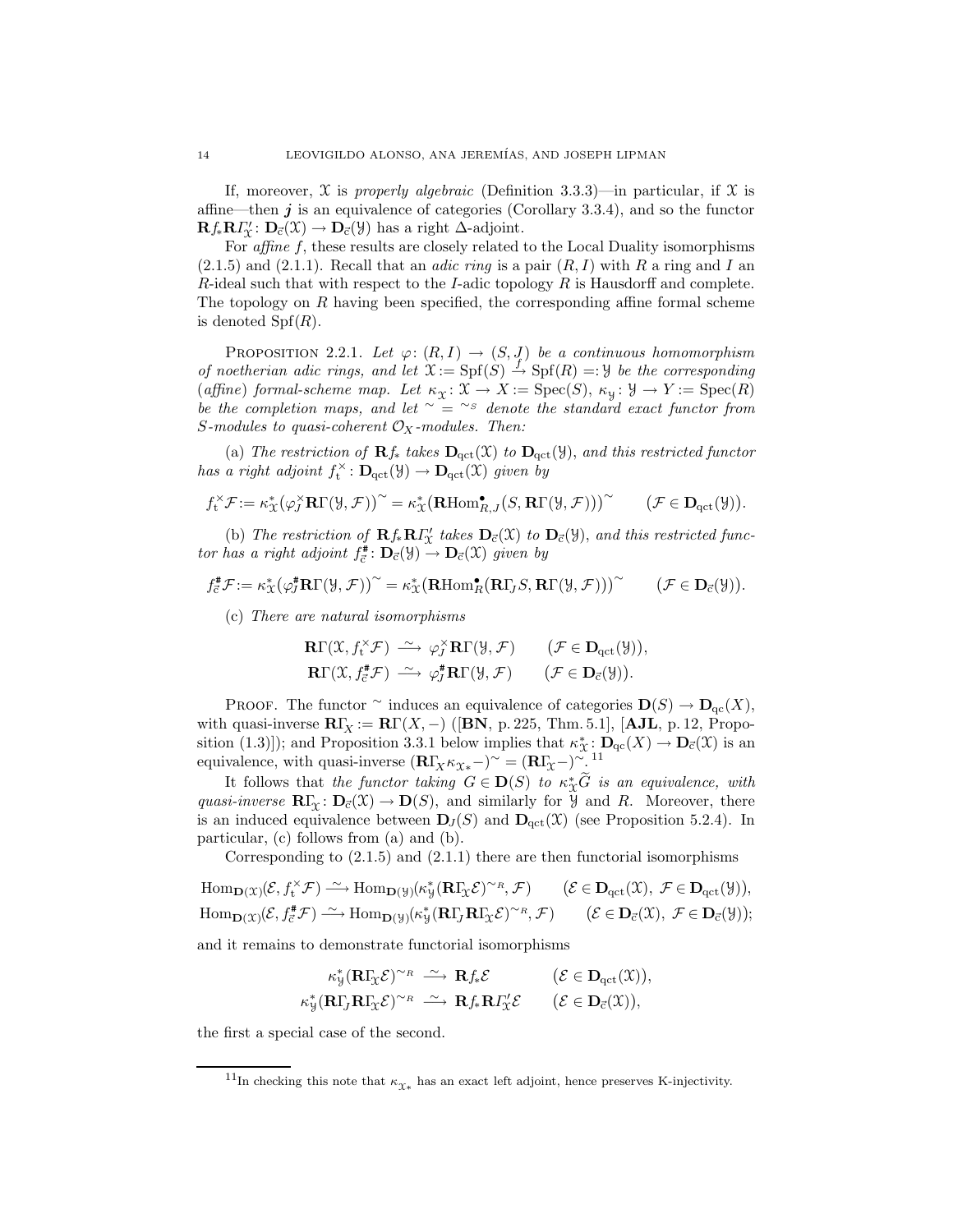If, moreover, $\mathfrak{X}$ is *properly algebraic* (Definition 3.3.3)—in particular, if $\mathfrak{X}$ is affine—then $\boldsymbol{j}$ is an equivalence of categories (Corollary 3.3.4), and so the functor $\mathbf{R}f_*\mathbf{R}\varGamma'_{\mathfrak{X}}\colon \mathbf{D}_{\vec{c}}(\mathfrak{X}) \to \mathbf{D}_{\vec{c}}(\mathfrak{Y})$ has a right $\Delta$-adjoint.

For *affine* $f$, these results are closely related to the Local Duality isomorphisms (2.1.5) and (2.1.1). Recall that an *adic ring* is a pair $(R, I)$ with $R$ a ring and $I$ an $R$-ideal such that with respect to the $I$-adic topology $R$ is Hausdorff and complete. The topology on $R$ having been specified, the corresponding affine formal scheme is denoted $\operatorname{Spf}(R)$.

Proposition 2.2.1. *Let $\varphi\colon (R, I) \to (S, J)$ be a continuous homomorphism of noetherian adic rings, and let $\mathfrak{X} := \operatorname{Spf}(S) \xrightarrow{f} \operatorname{Spf}(R) =: \mathfrak{Y}$ be the corresponding (affine) formal-scheme map. Let $\kappa_{\mathfrak{X}}\colon \mathfrak{X} \to X := \operatorname{Spec}(S)$, $\kappa_{\mathfrak{Y}}\colon \mathfrak{Y} \to Y := \operatorname{Spec}(R)$ be the completion maps, and let ${}^\sim = {}^{\sim_S}$ denote the standard exact functor from $S$-modules to quasi-coherent $\mathcal{O}_X$-modules. Then:*

(a) *The restriction of $\mathbf{R}f_*$ takes $\mathbf{D}_{\mathrm{qct}}(\mathfrak{X})$ to $\mathbf{D}_{\mathrm{qct}}(\mathfrak{Y})$, and this restricted functor has a right adjoint $f^{\times}_{\mathrm{t}}\colon \mathbf{D}_{\mathrm{qct}}(\mathfrak{Y}) \to \mathbf{D}_{\mathrm{qct}}(\mathfrak{X})$ given by*

$$f^{\times}_{\mathrm{t}}\mathcal{F} := \kappa^*_{\mathfrak{X}}\big(\varphi^{\times}_J \mathbf{R}\Gamma(\mathfrak{Y}, \mathcal{F})\big)^{\sim} = \kappa^*_{\mathfrak{X}}\big(\mathbf{R}\mathrm{Hom}^{\bullet}_{R,J}(S, \mathbf{R}\Gamma(\mathfrak{Y}, \mathcal{F}))\big)^{\sim} \qquad (\mathcal{F} \in \mathbf{D}_{\mathrm{qct}}(\mathfrak{Y})).$$

(b) *The restriction of $\mathbf{R}f_*\mathbf{R}\varGamma'_{\mathfrak{X}}$ takes $\mathbf{D}_{\vec{c}}(\mathfrak{X})$ to $\mathbf{D}_{\vec{c}}(\mathfrak{Y})$, and this restricted functor has a right adjoint $f^{\#}_{\vec{c}}\colon \mathbf{D}_{\vec{c}}(\mathfrak{Y}) \to \mathbf{D}_{\vec{c}}(\mathfrak{X})$ given by*

$$f^{\#}_{\vec{c}}\mathcal{F} := \kappa^*_{\mathfrak{X}}\big(\varphi^{\#}_J \mathbf{R}\Gamma(\mathfrak{Y}, \mathcal{F})\big)^{\sim} = \kappa^*_{\mathfrak{X}}\big(\mathbf{R}\mathrm{Hom}^{\bullet}_{R}(\mathbf{R}\varGamma_J S, \mathbf{R}\Gamma(\mathfrak{Y}, \mathcal{F}))\big)^{\sim} \qquad (\mathcal{F} \in \mathbf{D}_{\vec{c}}(\mathfrak{Y})).$$

(c) *There are natural isomorphisms*

$$\begin{aligned} \mathbf{R}\Gamma(\mathfrak{X}, f^{\times}_{\mathrm{t}}\mathcal{F}) &\xrightarrow{\ \sim\ } \varphi^{\times}_J \mathbf{R}\Gamma(\mathfrak{Y}, \mathcal{F}) \qquad (\mathcal{F} \in \mathbf{D}_{\mathrm{qct}}(\mathfrak{Y})),\\ \mathbf{R}\Gamma(\mathfrak{X}, f^{\#}_{\vec{c}}\mathcal{F}) &\xrightarrow{\ \sim\ } \varphi^{\#}_J \mathbf{R}\Gamma(\mathfrak{Y}, \mathcal{F}) \qquad (\mathcal{F} \in \mathbf{D}_{\vec{c}}(\mathfrak{Y})). \end{aligned}$$

Proof. The functor ${}^\sim$ induces an equivalence of categories $\mathbf{D}(S) \to \mathbf{D}_{\mathrm{qc}}(X)$, with quasi-inverse $\mathbf{R}\Gamma_X := \mathbf{R}\Gamma(X, -)$ ([**BN**, p. 225, Thm. 5.1], [**AJL**, p. 12, Proposition (1.3)]); and Proposition 3.3.1 below implies that $\kappa^*_{\mathfrak{X}}\colon \mathbf{D}_{\mathrm{qc}}(X) \to \mathbf{D}_{\vec{c}}(\mathfrak{X})$ is an equivalence, with quasi-inverse $(\mathbf{R}\Gamma_X \kappa_{\mathfrak{X}*}-)^{\sim} = (\mathbf{R}\Gamma_{\mathfrak{X}}-)^{\sim}$.[11]

It follows that *the functor taking $G \in \mathbf{D}(S)$ to $\kappa^*_{\mathfrak{X}}\widetilde{G}$ is an equivalence, with quasi-inverse $\mathbf{R}\Gamma_{\mathfrak{X}}\colon \mathbf{D}_{\vec{c}}(\mathfrak{X}) \to \mathbf{D}(S)$*, and similarly for $\mathfrak{Y}$ and $R$. Moreover, there is an induced equivalence between $\mathbf{D}_J(S)$ and $\mathbf{D}_{\mathrm{qct}}(\mathfrak{X})$ (see Proposition 5.2.4). In particular, (c) follows from (a) and (b).

Corresponding to (2.1.5) and (2.1.1) there are then functorial isomorphisms

$$\begin{aligned} \mathrm{Hom}_{\mathbf{D}(\mathfrak{X})}(\mathcal{E}, f^{\times}_{\mathrm{t}}\mathcal{F}) &\xrightarrow{\ \sim\ } \mathrm{Hom}_{\mathbf{D}(\mathfrak{Y})}(\kappa^*_{\mathfrak{Y}}(\mathbf{R}\Gamma_{\mathfrak{X}}\mathcal{E})^{\sim_R}, \mathcal{F}) \qquad (\mathcal{E} \in \mathbf{D}_{\mathrm{qct}}(\mathfrak{X}),\ \mathcal{F} \in \mathbf{D}_{\mathrm{qct}}(\mathfrak{Y})),\\ \mathrm{Hom}_{\mathbf{D}(\mathfrak{X})}(\mathcal{E}, f^{\#}_{\vec{c}}\mathcal{F}) &\xrightarrow{\ \sim\ } \mathrm{Hom}_{\mathbf{D}(\mathfrak{Y})}(\kappa^*_{\mathfrak{Y}}(\mathbf{R}\varGamma_J\mathbf{R}\Gamma_{\mathfrak{X}}\mathcal{E})^{\sim_R}, \mathcal{F}) \qquad (\mathcal{E} \in \mathbf{D}_{\vec{c}}(\mathfrak{X}),\ \mathcal{F} \in \mathbf{D}_{\vec{c}}(\mathfrak{Y})); \end{aligned}$$

and it remains to demonstrate functorial isomorphisms

$$\begin{aligned} \kappa^*_{\mathfrak{Y}}(\mathbf{R}\Gamma_{\mathfrak{X}}\mathcal{E})^{\sim_R} &\xrightarrow{\ \sim\ } \mathbf{R}f_*\mathcal{E} \qquad (\mathcal{E} \in \mathbf{D}_{\mathrm{qct}}(\mathfrak{X})),\\ \kappa^*_{\mathfrak{Y}}(\mathbf{R}\varGamma_J\mathbf{R}\Gamma_{\mathfrak{X}}\mathcal{E})^{\sim_R} &\xrightarrow{\ \sim\ } \mathbf{R}f_*\mathbf{R}\varGamma'_{\mathfrak{X}}\mathcal{E} \qquad (\mathcal{E} \in \mathbf{D}_{\vec{c}}(\mathfrak{X})), \end{aligned}$$

the first a special case of the second.

---

[11] In checking this note that $\kappa_{\mathfrak{X}*}$ has an exact left adjoint, hence preserves K-injectivity.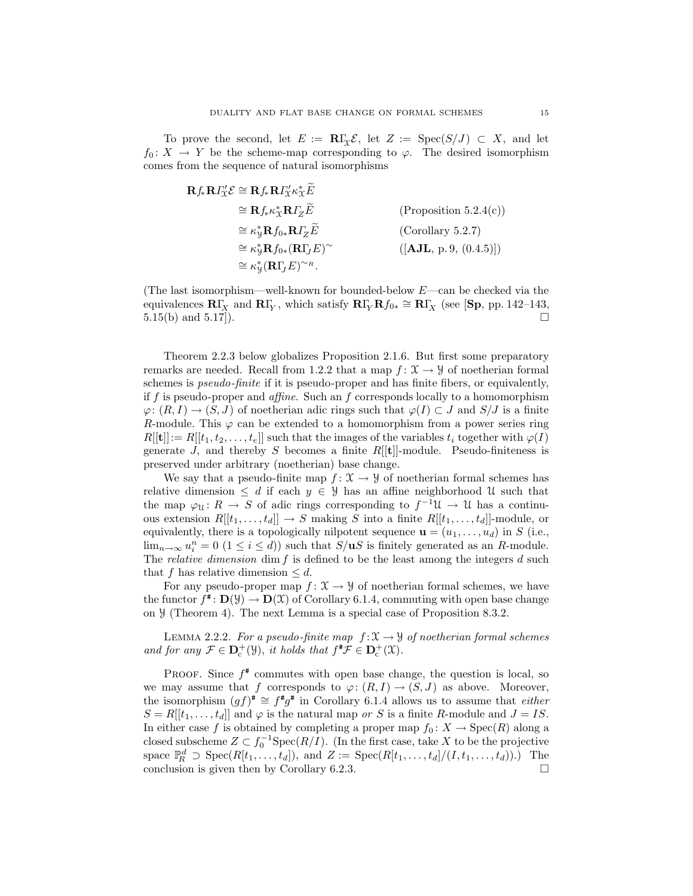To prove the second, let $E := \mathbf{R}\Gamma_{\mathfrak{X}}\mathcal{E}$, let $Z := \mathrm{Spec}(S/J) \subset X$, and let $f_0 \colon X \to Y$ be the scheme-map corresponding to $\varphi$. The desired isomorphism comes from the sequence of natural isomorphisms

$$
\begin{aligned}
\mathbf{R}f_*\mathbf{R}\varGamma'_{\mathfrak{X}}\mathcal{E} &\cong \mathbf{R}f_*\mathbf{R}\varGamma'_{\mathfrak{X}}\kappa^*_{\mathfrak{X}}\widetilde{E} \\
&\cong \mathbf{R}f_*\kappa^*_{\mathfrak{X}}\mathbf{R}\varGamma_{Z}\widetilde{E} && \text{(Proposition 5.2.4(c))} \\
&\cong \kappa^*_{\mathfrak{Y}}\mathbf{R}f_{0*}\mathbf{R}\varGamma_{Z}\widetilde{E} && \text{(Corollary 5.2.7)} \\
&\cong \kappa^*_{\mathfrak{Y}}\mathbf{R}f_{0*}(\mathbf{R}\varGamma_{J}E)^{\sim} && \text{([AJL, p. 9, (0.4.5)])} \\
&\cong \kappa^*_{\mathfrak{Y}}(\mathbf{R}\varGamma_{J}E)^{\sim_R}.
\end{aligned}
$$

(The last isomorphism—well-known for bounded-below $E$—can be checked via the equivalences $\mathbf{R}\Gamma_X$ and $\mathbf{R}\Gamma_Y$, which satisfy $\mathbf{R}\Gamma_Y\mathbf{R}f_{0*} \cong \mathbf{R}\Gamma_X$ (see [**Sp**, pp. 142–143, 5.15(b) and 5.17]). $\square$

Theorem 2.2.3 below globalizes Proposition 2.1.6. But first some preparatory remarks are needed. Recall from 1.2.2 that a map $f \colon \mathfrak{X} \to \mathfrak{Y}$ of noetherian formal schemes is *pseudo-finite* if it is pseudo-proper and has finite fibers, or equivalently, if $f$ is pseudo-proper and *affine*. Such an $f$ corresponds locally to a homomorphism $\varphi \colon (R, I) \to (S, J)$ of noetherian adic rings such that $\varphi(I) \subset J$ and $S/J$ is a finite $R$-module. This $\varphi$ can be extended to a homomorphism from a power series ring $R[[\mathbf{t}]] := R[[t_1, t_2, \dots, t_e]]$ such that the images of the variables $t_i$ together with $\varphi(I)$ generate $J$, and thereby $S$ becomes a finite $R[[\mathbf{t}]]$-module. Pseudo-finiteness is preserved under arbitrary (noetherian) base change.

We say that a pseudo-finite map $f \colon \mathfrak{X} \to \mathfrak{Y}$ of noetherian formal schemes has relative dimension $\le d$ if each $y \in \mathfrak{Y}$ has an affine neighborhood $\mathfrak{U}$ such that the map $\varphi_{\mathfrak{U}} \colon R \to S$ of adic rings corresponding to $f^{-1}\mathfrak{U} \to \mathfrak{U}$ has a continuous extension $R[[t_1, \dots, t_d]] \to S$ making $S$ into a finite $R[[t_1, \dots, t_d]]$-module, or equivalently, there is a topologically nilpotent sequence $\mathbf{u} = (u_1, \dots, u_d)$ in $S$ (i.e., $\lim_{n\to\infty} u_i^n = 0$ $(1 \le i \le d)$) such that $S/\mathbf{u}S$ is finitely generated as an $R$-module. The *relative dimension* $\dim f$ is defined to be the least among the integers $d$ such that $f$ has relative dimension $\le d$.

For any pseudo-proper map $f \colon \mathfrak{X} \to \mathfrak{Y}$ of noetherian formal schemes, we have the functor $f^{\#} \colon \mathbf{D}(\mathfrak{Y}) \to \mathbf{D}(\mathfrak{X})$ of Corollary 6.1.4, commuting with open base change on $\mathfrak{Y}$ (Theorem 4). The next Lemma is a special case of Proposition 8.3.2.

Lemma 2.2.2. *For a pseudo-finite map $f \colon \mathfrak{X} \to \mathfrak{Y}$ of noetherian formal schemes and for any $\mathcal{F} \in \mathbf{D}^+_{\mathrm{c}}(\mathfrak{Y})$, it holds that $f^{\#}\mathcal{F} \in \mathbf{D}^+_{\mathrm{c}}(\mathfrak{X})$.*

Proof. Since $f^{\#}$ commutes with open base change, the question is local, so we may assume that $f$ corresponds to $\varphi \colon (R, I) \to (S, J)$ as above. Moreover, the isomorphism $(gf)^{\#} \cong f^{\#}g^{\#}$ in Corollary 6.1.4 allows us to assume that *either* $S = R[[t_1, \dots, t_d]]$ and $\varphi$ is the natural map *or* $S$ is a finite $R$-module and $J = IS$. In either case $f$ is obtained by completing a proper map $f_0 \colon X \to \mathrm{Spec}(R)$ along a closed subscheme $Z \subset f_0^{-1}\mathrm{Spec}(R/I)$. (In the first case, take $X$ to be the projective space $\mathbb{P}^d_R \supset \mathrm{Spec}(R[t_1, \dots, t_d])$, and $Z := \mathrm{Spec}(R[t_1, \dots, t_d]/(I, t_1, \dots, t_d))$.) The conclusion is given then by Corollary 6.2.3. $\square$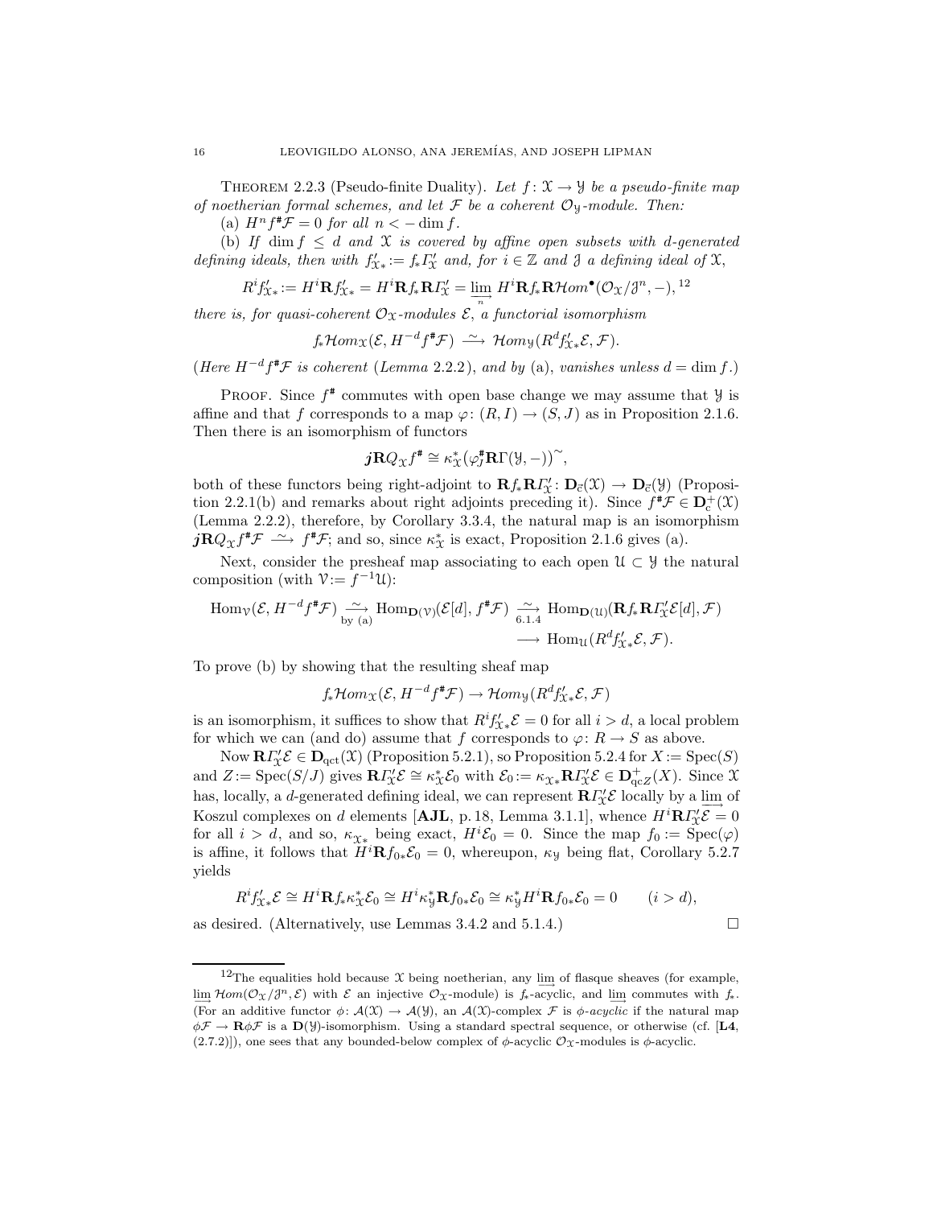THEOREM 2.2.3 (Pseudo-finite Duality). *Let $f\colon \mathscr{X}\to\mathscr{Y}$ be a pseudo-finite map of noetherian formal schemes, and let $\mathcal{F}$ be a coherent $\mathcal{O}_{\mathscr{Y}}$-module. Then:*

(a) *$H^n f^{\#}\mathcal{F}=0$ for all $n<-\dim f$.*

(b) *If $\dim f\le d$ and $\mathscr{X}$ is covered by affine open subsets with $d$-generated defining ideals, then with $f'_{\mathscr{X}*}:=f_*\varGamma'_{\mathscr{X}}$ and, for $i\in\mathbb{Z}$ and $\mathscr{J}$ a defining ideal of $\mathscr{X}$,*

$$R^i f'_{\mathscr{X}*}:=H^i\mathbf{R}f'_{\mathscr{X}*}=H^i\mathbf{R}f_*\mathbf{R}\varGamma'_{\mathscr{X}}=\varinjlim_n H^i\mathbf{R}f_*\mathbf{R}\mathcal{H}om^{\bullet}(\mathcal{O}_{\mathscr{X}}/\mathscr{J}^n,-),^{12}$$

*there is, for quasi-coherent $\mathcal{O}_{\mathscr{X}}$-modules $\mathcal{E}$, a functorial isomorphism*

$$f_*\mathcal{H}om_{\mathscr{X}}(\mathcal{E},H^{-d}f^{\#}\mathcal{F})\xrightarrow{\ \sim\ }\mathcal{H}om_{\mathscr{Y}}(R^d f'_{\mathscr{X}*}\mathcal{E},\mathcal{F}).$$

(*Here $H^{-d}f^{\#}\mathcal{F}$ is coherent* (*Lemma* 2.2.2), *and by* (a), *vanishes unless $d=\dim f$.*)

PROOF. Since $f^{\#}$ commutes with open base change we may assume that $\mathscr{Y}$ is affine and that $f$ corresponds to a map $\varphi\colon (R,I)\to(S,J)$ as in Proposition 2.1.6. Then there is an isomorphism of functors

$$\boldsymbol{j}\mathbf{R}Q_{\mathscr{X}}f^{\#}\cong\kappa^*_{\mathscr{X}}\big(\varphi^{\#}_J\mathbf{R}\Gamma(\mathscr{Y},-)\big)^{\sim},$$

both of these functors being right-adjoint to $\mathbf{R}f_*\mathbf{R}\varGamma'_{\mathscr{X}}\colon \mathbf{D}_{\vec{c}}(\mathscr{X})\to\mathbf{D}_{\vec{c}}(\mathscr{Y})$ (Proposition 2.2.1(b) and remarks about right adjoints preceding it). Since $f^{\#}\mathcal{F}\in\mathbf{D}^+_{\mathrm{c}}(\mathscr{X})$ (Lemma 2.2.2), therefore, by Corollary 3.3.4, the natural map is an isomorphism $\boldsymbol{j}\mathbf{R}Q_{\mathscr{X}}f^{\#}\mathcal{F}\xrightarrow{\ \sim\ }f^{\#}\mathcal{F}$; and so, since $\kappa^*_{\mathscr{X}}$ is exact, Proposition 2.1.6 gives (a).

Next, consider the presheaf map associating to each open $\mathscr{U}\subset\mathscr{Y}$ the natural composition (with $\mathscr{V}:=f^{-1}\mathscr{U}$):

$$\begin{aligned}\mathrm{Hom}_{\mathscr{V}}(\mathcal{E},H^{-d}f^{\#}\mathcal{F})\xrightarrow[\text{by (a)}]{\ \sim\ }\mathrm{Hom}_{\mathbf{D}(\mathscr{V})}(\mathcal{E}[d],f^{\#}\mathcal{F})&\xrightarrow[6.1.4]{\ \sim\ }\mathrm{Hom}_{\mathbf{D}(\mathscr{U})}(\mathbf{R}f_*\mathbf{R}\varGamma'_{\mathscr{X}}\mathcal{E}[d],\mathcal{F})\\ &\longrightarrow\mathrm{Hom}_{\mathscr{U}}(R^d f'_{\mathscr{X}*}\mathcal{E},\mathcal{F}).\end{aligned}$$

To prove (b) by showing that the resulting sheaf map

$$f_*\mathcal{H}om_{\mathscr{X}}(\mathcal{E},H^{-d}f^{\#}\mathcal{F})\to\mathcal{H}om_{\mathscr{Y}}(R^d f'_{\mathscr{X}*}\mathcal{E},\mathcal{F})$$

is an isomorphism, it suffices to show that $R^i f'_{\mathscr{X}*}\mathcal{E}=0$ for all $i>d$, a local problem for which we can (and do) assume that $f$ corresponds to $\varphi\colon R\to S$ as above.

Now $\mathbf{R}\varGamma'_{\mathscr{X}}\mathcal{E}\in\mathbf{D}_{\mathrm{qct}}(\mathscr{X})$ (Proposition 5.2.1), so Proposition 5.2.4 for $X:=\mathrm{Spec}(S)$ and $Z:=\mathrm{Spec}(S/J)$ gives $\mathbf{R}\varGamma'_{\mathscr{X}}\mathcal{E}\cong\kappa^*_{\mathscr{X}}\mathcal{E}_0$ with $\mathcal{E}_0:=\kappa_{\mathscr{X}*}\mathbf{R}\varGamma'_{\mathscr{X}}\mathcal{E}\in\mathbf{D}^+_{\mathrm{qc}Z}(X)$. Since $\mathscr{X}$ has, locally, a $d$-generated defining ideal, we can represent $\mathbf{R}\varGamma'_{\mathscr{X}}\mathcal{E}$ locally by a $\varinjlim$ of Koszul complexes on $d$ elements [**AJL**, p.18, Lemma 3.1.1], whence $H^i\mathbf{R}\varGamma'_{\mathscr{X}}\mathcal{E}=0$ for all $i>d$, and so, $\kappa_{\mathscr{X}*}$ being exact, $H^i\mathcal{E}_0=0$. Since the map $f_0:=\mathrm{Spec}(\varphi)$ is affine, it follows that $H^i\mathbf{R}f_{0*}\mathcal{E}_0=0$, whereupon, $\kappa_{\mathscr{Y}}$ being flat, Corollary 5.2.7 yields

$$R^i f'_{\mathscr{X}*}\mathcal{E}\cong H^i\mathbf{R}f_*\kappa^*_{\mathscr{X}}\mathcal{E}_0\cong H^i\kappa^*_{\mathscr{Y}}\mathbf{R}f_{0*}\mathcal{E}_0\cong\kappa^*_{\mathscr{Y}}H^i\mathbf{R}f_{0*}\mathcal{E}_0=0\qquad(i>d),$$

as desired. (Alternatively, use Lemmas 3.4.2 and 5.1.4.) □

---

[12] The equalities hold because $\mathscr{X}$ being noetherian, any $\varinjlim$ of flasque sheaves (for example, $\varinjlim\mathcal{H}om(\mathcal{O}_{\mathscr{X}}/\mathscr{J}^n,\mathcal{E})$ with $\mathcal{E}$ an injective $\mathcal{O}_{\mathscr{X}}$-module) is $f_*$-acyclic, and $\varinjlim$ commutes with $f_*$. (For an additive functor $\phi\colon\mathcal{A}(\mathscr{X})\to\mathcal{A}(\mathscr{Y})$, an $\mathcal{A}(\mathscr{X})$-complex $\mathcal{F}$ is *$\phi$-acyclic* if the natural map $\phi\mathcal{F}\to\mathbf{R}\phi\mathcal{F}$ is a $\mathbf{D}(\mathscr{Y})$-isomorphism. Using a standard spectral sequence, or otherwise (cf. [**L4**, (2.7.2)]), one sees that any bounded-below complex of $\phi$-acyclic $\mathcal{O}_{\mathscr{X}}$-modules is $\phi$-acyclic.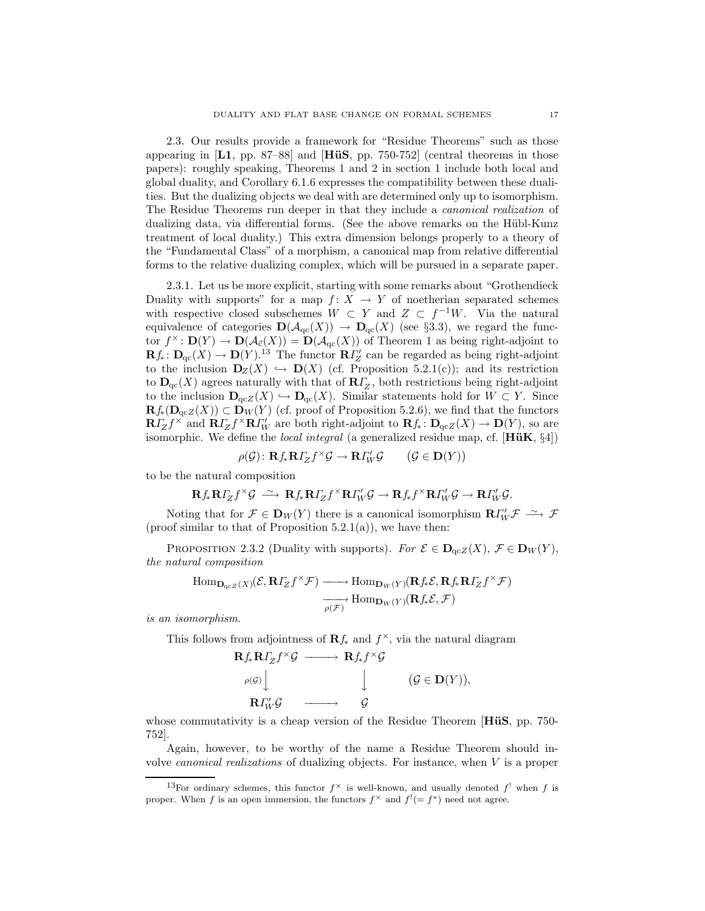2.3. Our results provide a framework for "Residue Theorems" such as those appearing in [**L1**, pp. 87–88] and [**HüS**, pp. 750-752] (central theorems in those papers): roughly speaking, Theorems 1 and 2 in section 1 include both local and global duality, and Corollary 6.1.6 expresses the compatibility between these dualities. But the dualizing objects we deal with are determined only up to isomorphism. The Residue Theorems run deeper in that they include a *canonical realization* of dualizing data, via differential forms. (See the above remarks on the Hübl-Kunz treatment of local duality.) This extra dimension belongs properly to a theory of the "Fundamental Class" of a morphism, a canonical map from relative differential forms to the relative dualizing complex, which will be pursued in a separate paper.

2.3.1. Let us be more explicit, starting with some remarks about "Grothendieck Duality with supports" for a map $f\colon X \to Y$ of noetherian separated schemes with respective closed subschemes $W \subset Y$ and $Z \subset f^{-1}W$. Via the natural equivalence of categories $\mathbf{D}(\mathcal{A}_{\mathrm{qc}}(X)) \to \mathbf{D}_{\mathrm{qc}}(X)$ (see §3.3), we regard the functor $f^\times\colon \mathbf{D}(Y) \to \mathbf{D}(\mathcal{A}_{\vec{c}}(X)) = \mathbf{D}(\mathcal{A}_{\mathrm{qc}}(X))$ of Theorem 1 as being right-adjoint to $\mathbf{R}f_*\colon \mathbf{D}_{\mathrm{qc}}(X) \to \mathbf{D}(Y)$.[13] The functor $\mathbf{R}\varGamma'_Z$ can be regarded as being right-adjoint to the inclusion $\mathbf{D}_Z(X) \hookrightarrow \mathbf{D}(X)$ (cf. Proposition 5.2.1(c)); and its restriction to $\mathbf{D}_{\mathrm{qc}}(X)$ agrees naturally with that of $\mathbf{R}\varGamma_Z$, both restrictions being right-adjoint to the inclusion $\mathbf{D}_{\mathrm{qc}Z}(X) \hookrightarrow \mathbf{D}_{\mathrm{qc}}(X)$. Similar statements hold for $W \subset Y$. Since $\mathbf{R}f_*(\mathbf{D}_{\mathrm{qc}Z}(X)) \subset \mathbf{D}_W(Y)$ (cf. proof of Proposition 5.2.6), we find that the functors $\mathbf{R}\varGamma_Z f^\times$ and $\mathbf{R}\varGamma_Z f^\times \mathbf{R}\varGamma'_W$ are both right-adjoint to $\mathbf{R}f_*\colon \mathbf{D}_{\mathrm{qc}Z}(X) \to \mathbf{D}(Y)$, so are isomorphic. We define the *local integral* (a generalized residue map, cf. [**HüK**, §4])

$$\rho(\mathcal{G})\colon \mathbf{R}f_*\mathbf{R}\varGamma_Z f^\times\mathcal{G} \to \mathbf{R}\varGamma'_W\mathcal{G} \qquad (\mathcal{G} \in \mathbf{D}(Y))$$

to be the natural composition

$$\mathbf{R}f_*\mathbf{R}\varGamma_Z f^\times\mathcal{G} \xrightarrow{\ \sim\ } \mathbf{R}f_*\mathbf{R}\varGamma_Z f^\times\mathbf{R}\varGamma'_W\mathcal{G} \to \mathbf{R}f_* f^\times\mathbf{R}\varGamma'_W\mathcal{G} \to \mathbf{R}\varGamma'_W\mathcal{G}.$$

Noting that for $\mathcal{F} \in \mathbf{D}_W(Y)$ there is a canonical isomorphism $\mathbf{R}\varGamma'_W\mathcal{F} \xrightarrow{\ \sim\ } \mathcal{F}$ (proof similar to that of Proposition 5.2.1(a)), we have then:

Proposition 2.3.2 (Duality with supports). *For $\mathcal{E} \in \mathbf{D}_{\mathrm{qc}Z}(X)$, $\mathcal{F} \in \mathbf{D}_W(Y)$, the natural composition*

$$\begin{aligned}\mathrm{Hom}_{\mathbf{D}_{\mathrm{qc}Z}(X)}(\mathcal{E}, \mathbf{R}\varGamma_Z f^\times\mathcal{F}) &\longrightarrow \mathrm{Hom}_{\mathbf{D}_W(Y)}(\mathbf{R}f_*\mathcal{E}, \mathbf{R}f_*\mathbf{R}\varGamma_Z f^\times\mathcal{F}) \\ &\xrightarrow[\rho(\mathcal{F})]{} \mathrm{Hom}_{\mathbf{D}_W(Y)}(\mathbf{R}f_*\mathcal{E}, \mathcal{F})\end{aligned}$$

*is an isomorphism.*

This follows from adjointness of $\mathbf{R}f_*$ and $f^\times$, via the natural diagram

$$\begin{array}{ccc} \mathbf{R}f_*\mathbf{R}\varGamma_Z f^\times\mathcal{G} & \longrightarrow & \mathbf{R}f_* f^\times\mathcal{G} \\ {\scriptstyle \rho(\mathcal{G})}\big\downarrow & & \big\downarrow \\ \mathbf{R}\varGamma'_W\mathcal{G} & \longrightarrow & \mathcal{G} \end{array} \qquad (\mathcal{G} \in \mathbf{D}(Y)),$$

whose commutativity is a cheap version of the Residue Theorem [**HüS**, pp. 750-752].

Again, however, to be worthy of the name a Residue Theorem should involve *canonical realizations* of dualizing objects. For instance, when $V$ is a proper

[13] For ordinary schemes, this functor $f^\times$ is well-known, and usually denoted $f^!$ when $f$ is proper. When $f$ is an open immersion, the functors $f^\times$ and $f^!(= f^*)$ need not agree.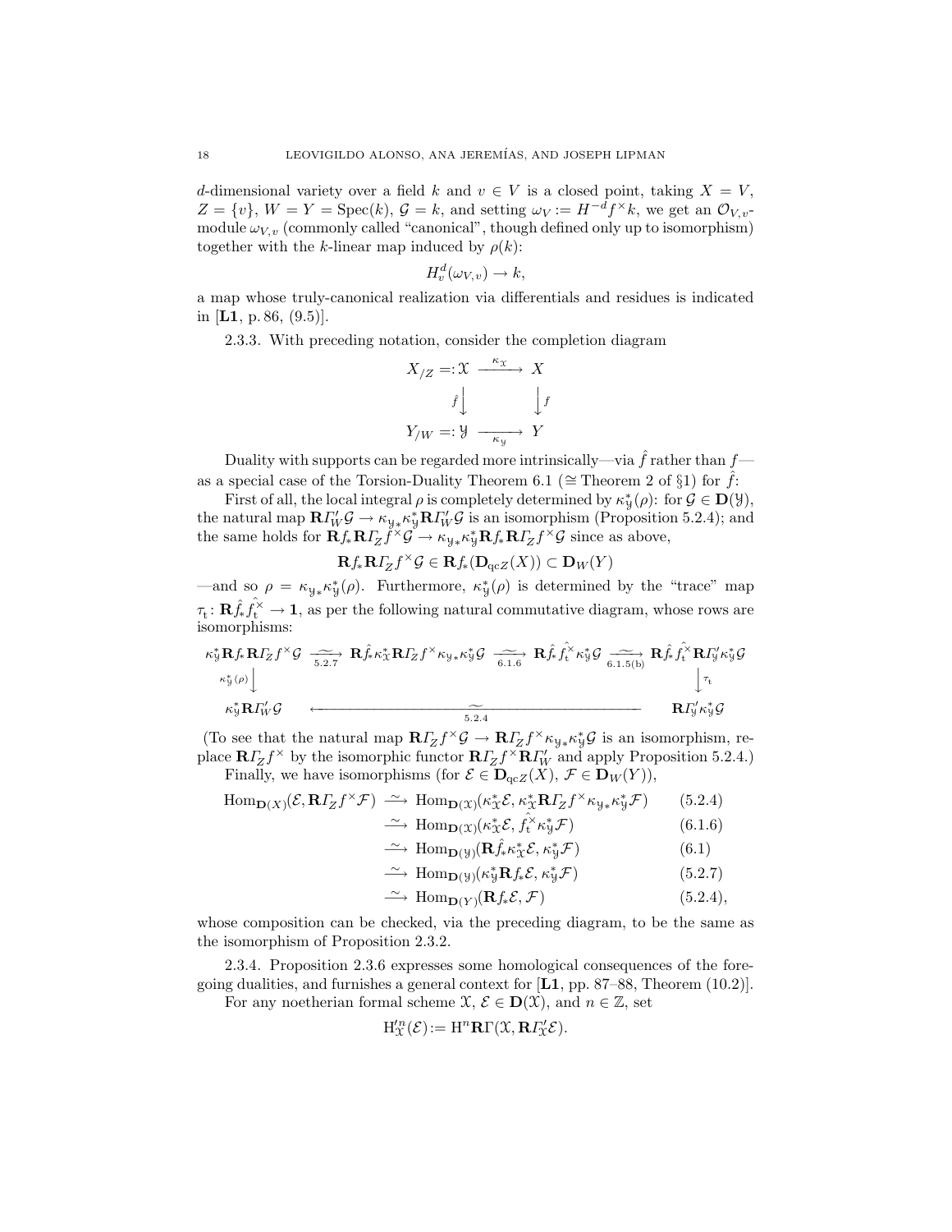$d$-dimensional variety over a field $k$ and $v \in V$ is a closed point, taking $X = V$, $Z = \{v\}$, $W = Y = \operatorname{Spec}(k)$, $\mathcal{G} = k$, and setting $\omega_V := H^{-d} f^{\times} k$, we get an $\mathcal{O}_{V,v}$-module $\omega_{V,v}$ (commonly called "canonical", though defined only up to isomorphism) together with the $k$-linear map induced by $\rho(k)$:

$$H^d_v(\omega_{V,v}) \to k,$$

a map whose truly-canonical realization via differentials and residues is indicated in [**L1**, p. 86, (9.5)].

2.3.3. With preceding notation, consider the completion diagram

$$\begin{array}{ccc} X_{/Z} =: \mathfrak{X} & \xrightarrow{\kappa_{\mathfrak{X}}} & X \\ {\scriptstyle \hat{f}}\downarrow & & \downarrow{\scriptstyle f} \\ Y_{/W} =: \mathfrak{Y} & \xrightarrow[\kappa_{\mathfrak{Y}}]{} & Y \end{array}$$

Duality with supports can be regarded more intrinsically—via $\hat{f}$ rather than $f$—as a special case of the Torsion-Duality Theorem 6.1 ($\cong$ Theorem 2 of §1) for $\hat{f}$:

First of all, the local integral $\rho$ is completely determined by $\kappa_{\mathfrak{Y}}^*(\rho)$: for $\mathcal{G} \in \mathbf{D}(\mathfrak{Y})$, the natural map $\mathbf{R}\varGamma'_W \mathcal{G} \to \kappa_{\mathfrak{Y}*}\kappa_{\mathfrak{Y}}^* \mathbf{R}\varGamma'_W \mathcal{G}$ is an isomorphism (Proposition 5.2.4); and the same holds for $\mathbf{R}f_*\mathbf{R}\varGamma_Z f^{\times}\mathcal{G} \to \kappa_{\mathfrak{Y}*}\kappa_{\mathfrak{Y}}^*\mathbf{R}f_*\mathbf{R}\varGamma_Z f^{\times}\mathcal{G}$ since as above,

$$\mathbf{R}f_*\mathbf{R}\varGamma_Z f^{\times}\mathcal{G} \in \mathbf{R}f_*(\mathbf{D}_{\mathrm{qc}Z}(X)) \subset \mathbf{D}_W(Y)$$

—and so $\rho = \kappa_{\mathfrak{Y}*}\kappa_{\mathfrak{Y}}^*(\rho)$. Furthermore, $\kappa_{\mathfrak{Y}}^*(\rho)$ is determined by the "trace" map $\tau_{\mathrm{t}} \colon \mathbf{R}\hat{f}_*\hat{f}_{\mathrm{t}}^{\times} \to \mathbf{1}$, as per the following natural commutative diagram, whose rows are isomorphisms:

$$\begin{array}{ccccccc} \kappa_{\mathfrak{Y}}^*\mathbf{R}f_*\mathbf{R}\varGamma_Z f^{\times}\mathcal{G} & \xrightarrow[5.2.7]{\sim} & \mathbf{R}\hat{f}_*\kappa_{\mathfrak{X}}^*\mathbf{R}\varGamma_Z f^{\times}\kappa_{\mathfrak{Y}*}\kappa_{\mathfrak{Y}}^*\mathcal{G} & \xrightarrow[6.1.6]{\sim} & \mathbf{R}\hat{f}_*\hat{f}_{\mathrm{t}}^{\times}\kappa_{\mathfrak{Y}}^*\mathcal{G} & \xrightarrow[6.1.5(b)]{\sim} & \mathbf{R}\hat{f}_*\hat{f}_{\mathrm{t}}^{\times}\mathbf{R}\varGamma'_{\mathfrak{Y}}\kappa_{\mathfrak{Y}}^*\mathcal{G} \\ {\scriptstyle \kappa_{\mathfrak{Y}}^*(\rho)}\downarrow & & & & & & \downarrow{\scriptstyle \tau_{\mathrm{t}}} \\ \kappa_{\mathfrak{Y}}^*\mathbf{R}\varGamma'_W\mathcal{G} & & & \xleftarrow[5.2.4]{\sim} & & & \mathbf{R}\varGamma'_{\mathfrak{Y}}\kappa_{\mathfrak{Y}}^*\mathcal{G} \end{array}$$

(To see that the natural map $\mathbf{R}\varGamma_Z f^{\times}\mathcal{G} \to \mathbf{R}\varGamma_Z f^{\times}\kappa_{\mathfrak{Y}*}\kappa_{\mathfrak{Y}}^*\mathcal{G}$ is an isomorphism, replace $\mathbf{R}\varGamma_Z f^{\times}$ by the isomorphic functor $\mathbf{R}\varGamma_Z f^{\times}\mathbf{R}\varGamma'_W$ and apply Proposition 5.2.4.)

Finally, we have isomorphisms (for $\mathcal{E} \in \mathbf{D}_{\mathrm{qc}Z}(X)$, $\mathcal{F} \in \mathbf{D}_W(Y)$),

$$\begin{aligned} \operatorname{Hom}_{\mathbf{D}(X)}(\mathcal{E}, \mathbf{R}\varGamma_Z f^{\times}\mathcal{F}) &\xrightarrow{\sim} \operatorname{Hom}_{\mathbf{D}(\mathfrak{X})}(\kappa_{\mathfrak{X}}^*\mathcal{E}, \kappa_{\mathfrak{X}}^*\mathbf{R}\varGamma_Z f^{\times}\kappa_{\mathfrak{Y}*}\kappa_{\mathfrak{Y}}^*\mathcal{F}) && (5.2.4) \\ &\xrightarrow{\sim} \operatorname{Hom}_{\mathbf{D}(\mathfrak{X})}(\kappa_{\mathfrak{X}}^*\mathcal{E}, \hat{f}_{\mathrm{t}}^{\times}\kappa_{\mathfrak{Y}}^*\mathcal{F}) && (6.1.6) \\ &\xrightarrow{\sim} \operatorname{Hom}_{\mathbf{D}(\mathfrak{Y})}(\mathbf{R}\hat{f}_*\kappa_{\mathfrak{X}}^*\mathcal{E}, \kappa_{\mathfrak{Y}}^*\mathcal{F}) && (6.1) \\ &\xrightarrow{\sim} \operatorname{Hom}_{\mathbf{D}(\mathfrak{Y})}(\kappa_{\mathfrak{Y}}^*\mathbf{R}f_*\mathcal{E}, \kappa_{\mathfrak{Y}}^*\mathcal{F}) && (5.2.7) \\ &\xrightarrow{\sim} \operatorname{Hom}_{\mathbf{D}(Y)}(\mathbf{R}f_*\mathcal{E}, \mathcal{F}) && (5.2.4), \end{aligned}$$

whose composition can be checked, via the preceding diagram, to be the same as the isomorphism of Proposition 2.3.2.

2.3.4. Proposition 2.3.6 expresses some homological consequences of the foregoing dualities, and furnishes a general context for [**L1**, pp. 87–88, Theorem (10.2)].

For any noetherian formal scheme $\mathfrak{X}$, $\mathcal{E} \in \mathbf{D}(\mathfrak{X})$, and $n \in \mathbb{Z}$, set

$$\mathrm{H}'^n_{\mathfrak{X}}(\mathcal{E}) := \mathrm{H}^n\mathbf{R}\Gamma(\mathfrak{X}, \mathbf{R}\varGamma'_{\mathfrak{X}}\mathcal{E}).$$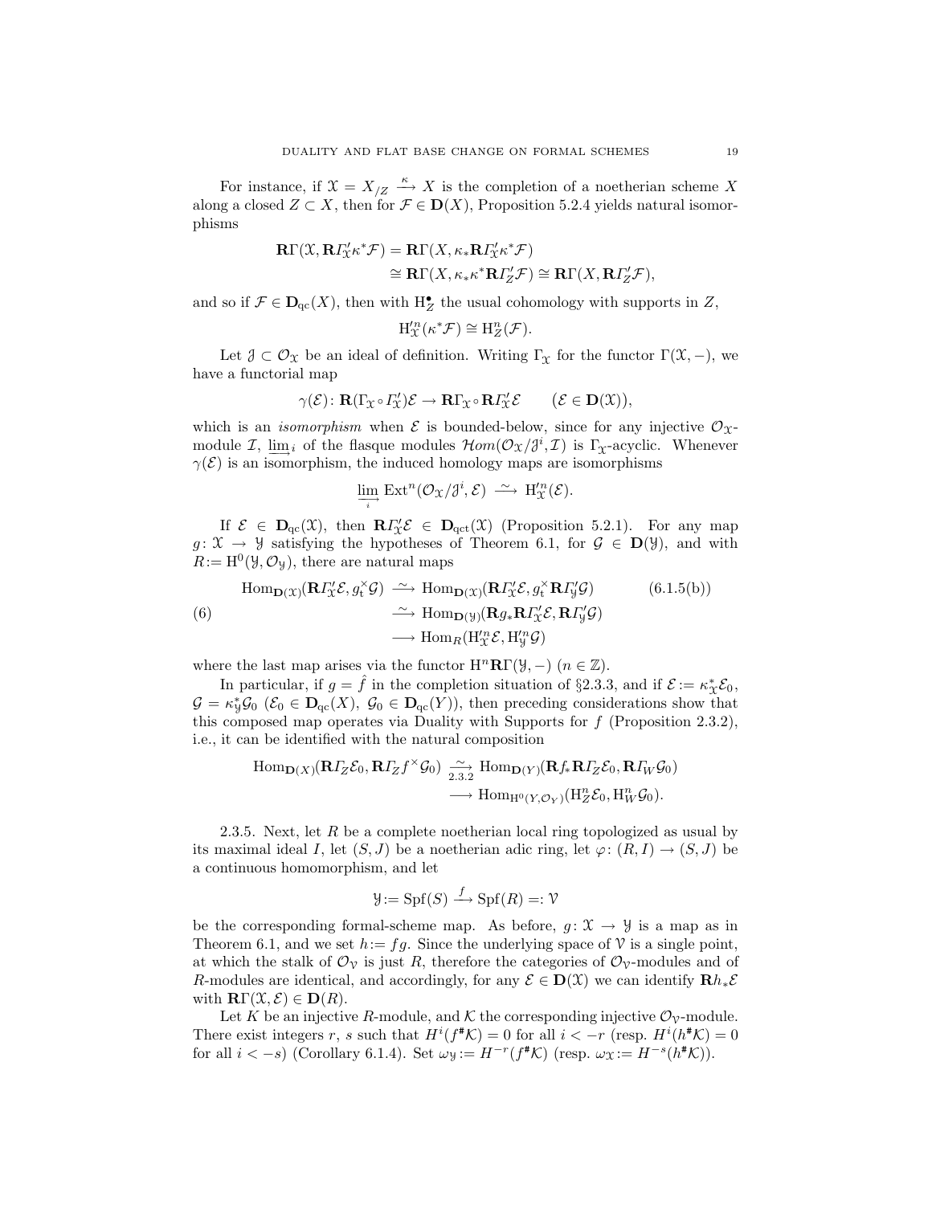For instance, if $\mathfrak{X} = X_{/Z} \xrightarrow{\kappa} X$ is the completion of a noetherian scheme $X$ along a closed $Z \subset X$, then for $\mathcal{F} \in \mathbf{D}(X)$, Proposition 5.2.4 yields natural isomorphisms

$$\begin{aligned}
\mathbf{R}\Gamma(\mathfrak{X}, \mathbf{R}\varGamma'_{\mathfrak{X}}\kappa^*\mathcal{F}) &= \mathbf{R}\Gamma(X, \kappa_*\mathbf{R}\varGamma'_{\mathfrak{X}}\kappa^*\mathcal{F}) \\
&\cong \mathbf{R}\Gamma(X, \kappa_*\kappa^*\mathbf{R}\varGamma'_{Z}\mathcal{F}) \cong \mathbf{R}\Gamma(X, \mathbf{R}\varGamma'_{Z}\mathcal{F}),
\end{aligned}$$

and so if $\mathcal{F} \in \mathbf{D}_{\mathrm{qc}}(X)$, then with $\mathrm{H}^{\bullet}_{Z}$ the usual cohomology with supports in $Z$,

$$\mathrm{H}'^{n}_{\mathfrak{X}}(\kappa^*\mathcal{F}) \cong \mathrm{H}^{n}_{Z}(\mathcal{F}).$$

Let $\mathcal{J} \subset \mathcal{O}_{\mathfrak{X}}$ be an ideal of definition. Writing $\Gamma_{\mathfrak{X}}$ for the functor $\Gamma(\mathfrak{X}, -)$, we have a functorial map

$$\gamma(\mathcal{E})\colon \mathbf{R}(\Gamma_{\mathfrak{X}} \circ \varGamma'_{\mathfrak{X}})\mathcal{E} \to \mathbf{R}\Gamma_{\mathfrak{X}} \circ \mathbf{R}\varGamma'_{\mathfrak{X}}\mathcal{E} \qquad (\mathcal{E} \in \mathbf{D}(\mathfrak{X})),$$

which is an *isomorphism* when $\mathcal{E}$ is bounded-below, since for any injective $\mathcal{O}_{\mathfrak{X}}$-module $\mathcal{I}$, $\varinjlim_i$ of the flasque modules $\mathcal{H}om(\mathcal{O}_{\mathfrak{X}}/\mathcal{J}^i, \mathcal{I})$ is $\Gamma_{\mathfrak{X}}$-acyclic. Whenever $\gamma(\mathcal{E})$ is an isomorphism, the induced homology maps are isomorphisms

$$\varinjlim_i \operatorname{Ext}^n(\mathcal{O}_{\mathfrak{X}}/\mathcal{J}^i, \mathcal{E}) \xrightarrow{\ \sim\ } \mathrm{H}'^{n}_{\mathfrak{X}}(\mathcal{E}).$$

If $\mathcal{E} \in \mathbf{D}_{\mathrm{qc}}(\mathfrak{X})$, then $\mathbf{R}\varGamma'_{\mathfrak{X}}\mathcal{E} \in \mathbf{D}_{\mathrm{qct}}(\mathfrak{X})$ (Proposition 5.2.1). For any map $g\colon \mathfrak{X} \to \mathfrak{Y}$ satisfying the hypotheses of Theorem 6.1, for $\mathcal{G} \in \mathbf{D}(\mathfrak{Y})$, and with $R := \mathrm{H}^0(\mathfrak{Y}, \mathcal{O}_{\mathfrak{Y}})$, there are natural maps

$$\begin{aligned}
\operatorname{Hom}_{\mathbf{D}(\mathfrak{X})}(\mathbf{R}\varGamma'_{\mathfrak{X}}\mathcal{E}, g_{\mathrm{t}}^{\times}\mathcal{G}) &\xrightarrow{\ \sim\ } \operatorname{Hom}_{\mathbf{D}(\mathfrak{X})}(\mathbf{R}\varGamma'_{\mathfrak{X}}\mathcal{E}, g_{\mathrm{t}}^{\times}\mathbf{R}\varGamma'_{\mathfrak{Y}}\mathcal{G}) \qquad (6.1.5(\mathrm{b}))\\
&\xrightarrow{\ \sim\ } \operatorname{Hom}_{\mathbf{D}(\mathfrak{Y})}(\mathbf{R}g_*\mathbf{R}\varGamma'_{\mathfrak{X}}\mathcal{E}, \mathbf{R}\varGamma'_{\mathfrak{Y}}\mathcal{G}) \qquad\qquad (6)\\
&\longrightarrow \operatorname{Hom}_R(\mathrm{H}'^{n}_{\mathfrak{X}}\mathcal{E}, \mathrm{H}'^{n}_{\mathfrak{Y}}\mathcal{G})
\end{aligned}$$

where the last map arises via the functor $\mathrm{H}^n\mathbf{R}\Gamma(\mathfrak{Y}, -)$ $(n \in \mathbb{Z})$.

In particular, if $g = \hat{f}$ in the completion situation of §2.3.3, and if $\mathcal{E} := \kappa_{\mathfrak{X}}^*\mathcal{E}_0$, $\mathcal{G} = \kappa_{\mathfrak{Y}}^*\mathcal{G}_0$ ($\mathcal{E}_0 \in \mathbf{D}_{\mathrm{qc}}(X)$, $\mathcal{G}_0 \in \mathbf{D}_{\mathrm{qc}}(Y)$), then preceding considerations show that this composed map operates via Duality with Supports for $f$ (Proposition 2.3.2), i.e., it can be identified with the natural composition

$$\begin{aligned}
\operatorname{Hom}_{\mathbf{D}(X)}(\mathbf{R}\varGamma_Z\mathcal{E}_0, \mathbf{R}\varGamma_Z f^{\times}\mathcal{G}_0) &\underset{2.3.2}{\xrightarrow{\ \sim\ }} \operatorname{Hom}_{\mathbf{D}(Y)}(\mathbf{R}f_*\mathbf{R}\varGamma_Z\mathcal{E}_0, \mathbf{R}\varGamma_W\mathcal{G}_0)\\
&\longrightarrow \operatorname{Hom}_{\mathrm{H}^0(Y,\mathcal{O}_Y)}(\mathrm{H}^n_Z\mathcal{E}_0, \mathrm{H}^n_W\mathcal{G}_0).
\end{aligned}$$

2.3.5. Next, let $R$ be a complete noetherian local ring topologized as usual by its maximal ideal $I$, let $(S, J)$ be a noetherian adic ring, let $\varphi\colon (R, I) \to (S, J)$ be a continuous homomorphism, and let

$$\mathfrak{Y} := \operatorname{Spf}(S) \xrightarrow{\ f\ } \operatorname{Spf}(R) =: \mathcal{V}$$

be the corresponding formal-scheme map. As before, $g\colon \mathfrak{X} \to \mathfrak{Y}$ is a map as in Theorem 6.1, and we set $h := fg$. Since the underlying space of $\mathcal{V}$ is a single point, at which the stalk of $\mathcal{O}_{\mathcal{V}}$ is just $R$, therefore the categories of $\mathcal{O}_{\mathcal{V}}$-modules and of $R$-modules are identical, and accordingly, for any $\mathcal{E} \in \mathbf{D}(\mathfrak{X})$ we can identify $\mathbf{R}h_*\mathcal{E}$ with $\mathbf{R}\Gamma(\mathfrak{X}, \mathcal{E}) \in \mathbf{D}(R)$.

Let $K$ be an injective $R$-module, and $\mathcal{K}$ the corresponding injective $\mathcal{O}_{\mathcal{V}}$-module. There exist integers $r$, $s$ such that $H^i(f^{\#}\mathcal{K}) = 0$ for all $i < -r$ (resp. $H^i(h^{\#}\mathcal{K}) = 0$ for all $i < -s$) (Corollary 6.1.4). Set $\omega_{\mathfrak{Y}} := H^{-r}(f^{\#}\mathcal{K})$ (resp. $\omega_{\mathfrak{X}} := H^{-s}(h^{\#}\mathcal{K})$).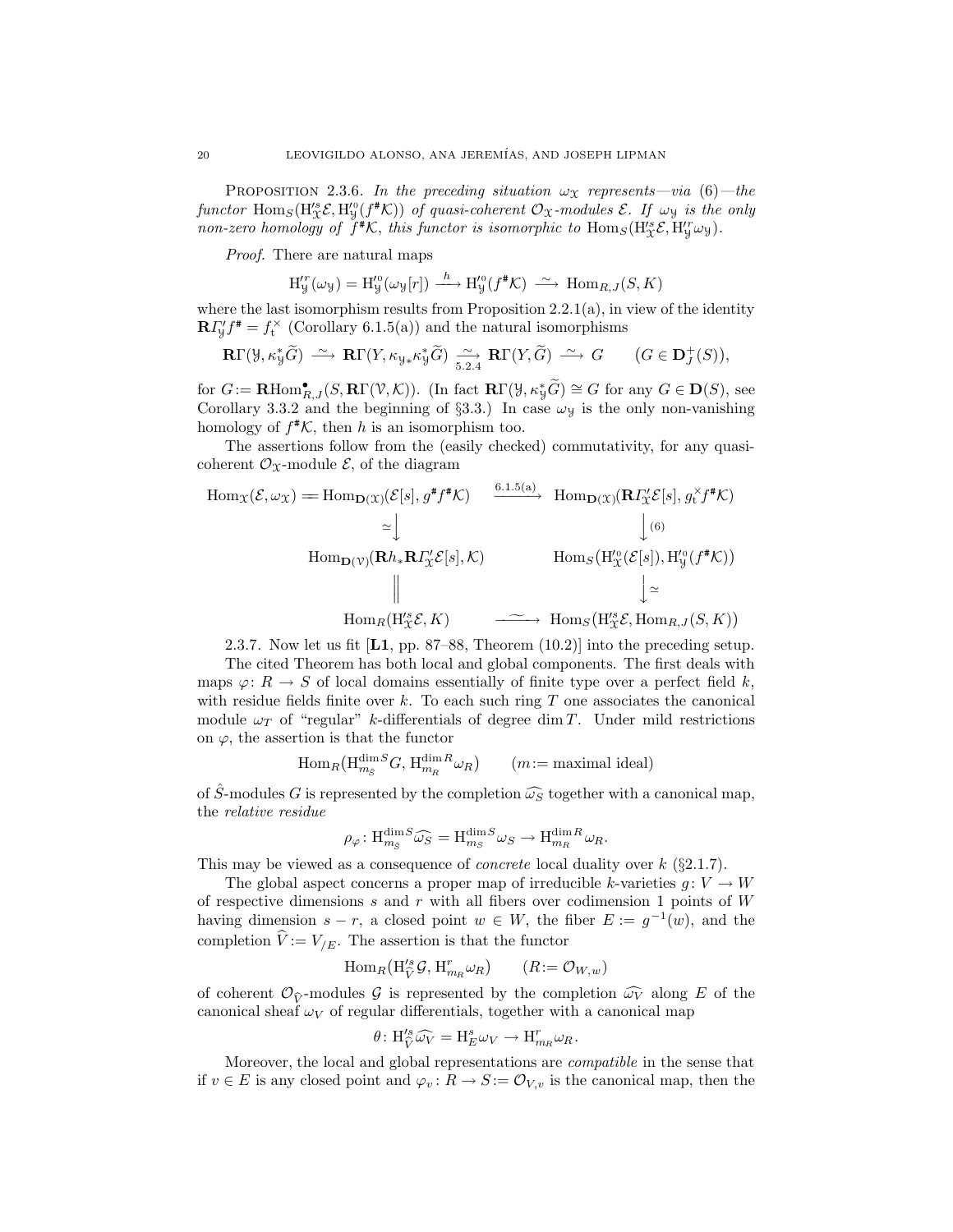Proposition 2.3.6. *In the preceding situation $\omega_{\mathcal{X}}$ represents—via (6)—the functor $\mathrm{Hom}_S(\mathrm{H}'^s_{\mathcal{X}}\mathcal{E}, \mathrm{H}'^0_{\mathcal{Y}}(f^\#\mathcal{K}))$ of quasi-coherent $\mathcal{O}_{\mathcal{X}}$-modules $\mathcal{E}$. If $\omega_{\mathcal{Y}}$ is the only non-zero homology of $f^\#\mathcal{K}$, this functor is isomorphic to $\mathrm{Hom}_S(\mathrm{H}'^s_{\mathcal{X}}\mathcal{E}, \mathrm{H}'^r_{\mathcal{Y}}\omega_{\mathcal{Y}})$.*

*Proof.* There are natural maps

$$\mathrm{H}'^r_{\mathcal{Y}}(\omega_{\mathcal{Y}}) = \mathrm{H}'^0_{\mathcal{Y}}(\omega_{\mathcal{Y}}[r]) \xrightarrow{\;h\;} \mathrm{H}'^0_{\mathcal{Y}}(f^\#\mathcal{K}) \xrightarrow{\;\sim\;} \mathrm{Hom}_{R,J}(S, K)$$

where the last isomorphism results from Proposition 2.2.1(a), in view of the identity $\mathbf{R}\varGamma'_{\mathcal{Y}} f^\# = f_{\mathrm{t}}^\times$ (Corollary 6.1.5(a)) and the natural isomorphisms

$$\mathbf{R}\Gamma(\mathcal{Y}, \kappa^*_{\mathcal{Y}}\widetilde{G}) \xrightarrow{\;\sim\;} \mathbf{R}\Gamma(Y, \kappa_{\mathcal{Y}*}\kappa^*_{\mathcal{Y}}\widetilde{G}) \underset{5.2.4}{\xrightarrow{\;\sim\;}} \mathbf{R}\Gamma(Y, \widetilde{G}) \xrightarrow{\;\sim\;} G \qquad (G \in \mathbf{D}^+_J(S)),$$

for $G := \mathbf{R}\mathrm{Hom}^\bullet_{R,J}(S, \mathbf{R}\Gamma(\mathcal{V}, \mathcal{K}))$. (In fact $\mathbf{R}\Gamma(\mathcal{Y}, \kappa^*_{\mathcal{Y}}\widetilde{G}) \cong G$ for any $G \in \mathbf{D}(S)$, see Corollary 3.3.2 and the beginning of §3.3.) In case $\omega_{\mathcal{Y}}$ is the only non-vanishing homology of $f^\#\mathcal{K}$, then $h$ is an isomorphism too.

The assertions follow from the (easily checked) commutativity, for any quasi-coherent $\mathcal{O}_{\mathcal{X}}$-module $\mathcal{E}$, of the diagram

$$\begin{array}{ccc}
\mathrm{Hom}_{\mathcal{X}}(\mathcal{E}, \omega_{\mathcal{X}}) = \mathrm{Hom}_{\mathbf{D}(\mathcal{X})}(\mathcal{E}[s], g^\# f^\#\mathcal{K}) & \xrightarrow{\;6.1.5(a)\;} & \mathrm{Hom}_{\mathbf{D}(\mathcal{X})}(\mathbf{R}\varGamma'_{\mathcal{X}}\mathcal{E}[s], g_{\mathrm{t}}^\times f^\#\mathcal{K}) \\
\simeq\big\downarrow & & \big\downarrow(6) \\
\mathrm{Hom}_{\mathbf{D}(\mathcal{V})}(\mathbf{R}h_*\mathbf{R}\varGamma'_{\mathcal{X}}\mathcal{E}[s], \mathcal{K}) & & \mathrm{Hom}_S\big(\mathrm{H}'^0_{\mathcal{X}}(\mathcal{E}[s]), \mathrm{H}'^0_{\mathcal{Y}}(f^\#\mathcal{K})\big) \\
\big\| & & \big\downarrow\simeq \\
\mathrm{Hom}_R(\mathrm{H}'^s_{\mathcal{X}}\mathcal{E}, K) & \xrightarrow{\;\sim\;} & \mathrm{Hom}_S\big(\mathrm{H}'^s_{\mathcal{X}}\mathcal{E}, \mathrm{Hom}_{R,J}(S, K)\big)
\end{array}$$

2.3.7. Now let us fit [**L1**, pp. 87–88, Theorem (10.2)] into the preceding setup.

The cited Theorem has both local and global components. The first deals with maps $\varphi\colon R \to S$ of local domains essentially of finite type over a perfect field $k$, with residue fields finite over $k$. To each such ring $T$ one associates the canonical module $\omega_T$ of "regular" $k$-differentials of degree $\dim T$. Under mild restrictions on $\varphi$, the assertion is that the functor

$$\mathrm{Hom}_R\big(\mathrm{H}^{\dim S}_{m_{\hat S}} G, \mathrm{H}^{\dim R}_{m_R}\omega_R\big) \qquad (m := \text{maximal ideal})$$

of $\hat{S}$-modules $G$ is represented by the completion $\widehat{\omega_S}$ together with a canonical map, the *relative residue*

$$\rho_\varphi\colon \mathrm{H}^{\dim S}_{m_{\hat S}}\widehat{\omega_S} = \mathrm{H}^{\dim S}_{m_S}\omega_S \to \mathrm{H}^{\dim R}_{m_R}\omega_R.$$

This may be viewed as a consequence of *concrete* local duality over $k$ (§2.1.7).

The global aspect concerns a proper map of irreducible $k$-varieties $g\colon V \to W$ of respective dimensions $s$ and $r$ with all fibers over codimension 1 points of $W$ having dimension $s - r$, a closed point $w \in W$, the fiber $E := g^{-1}(w)$, and the completion $\widehat{V} := V_{/E}$. The assertion is that the functor

$$\mathrm{Hom}_R\big(\mathrm{H}'^s_{\widehat V}\mathcal{G}, \mathrm{H}^r_{m_R}\omega_R\big) \qquad (R := \mathcal{O}_{W,w})$$

of coherent $\mathcal{O}_{\widehat V}$-modules $\mathcal{G}$ is represented by the completion $\widehat{\omega_V}$ along $E$ of the canonical sheaf $\omega_V$ of regular differentials, together with a canonical map

$$\theta\colon \mathrm{H}'^s_{\widehat V}\widehat{\omega_V} = \mathrm{H}^s_E\omega_V \to \mathrm{H}^r_{m_R}\omega_R.$$

Moreover, the local and global representations are *compatible* in the sense that if $v \in E$ is any closed point and $\varphi_v\colon R \to S := \mathcal{O}_{V,v}$ is the canonical map, then the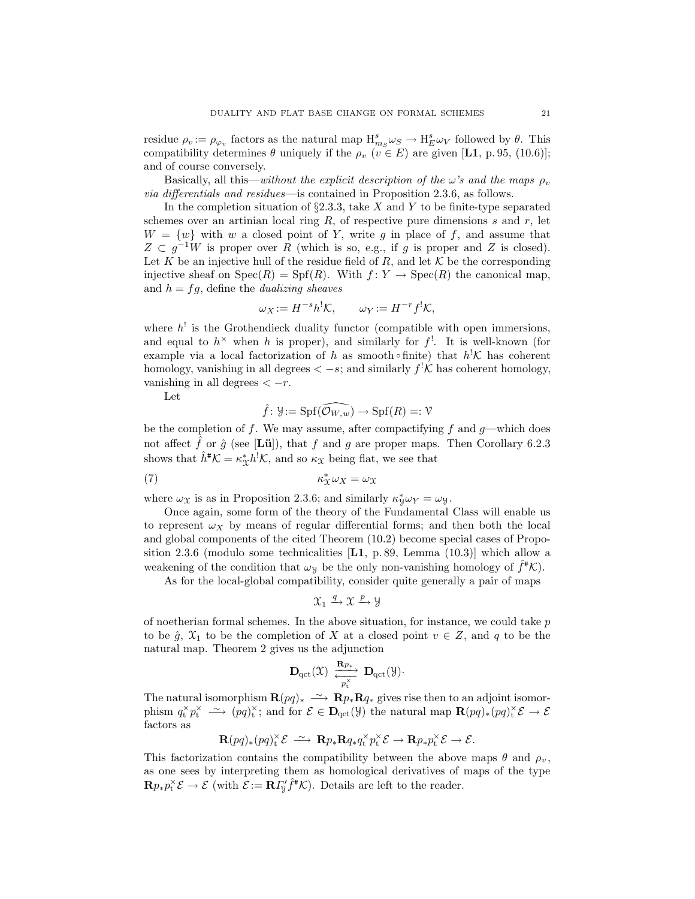residue $\rho_v := \rho_{\varphi_v}$ factors as the natural map $\mathrm{H}^s_{m_S}\omega_S \to \mathrm{H}^s_E\omega_V$ followed by $\theta$. This compatibility determines $\theta$ uniquely if the $\rho_v$ ($v \in E$) are given [**L1**, p. 95, (10.6)]; and of course conversely.

Basically, all this—*without the explicit description of the $\omega$'s and the maps $\rho_v$ via differentials and residues*—is contained in Proposition 2.3.6, as follows.

In the completion situation of §2.3.3, take $X$ and $Y$ to be finite-type separated schemes over an artinian local ring $R$, of respective pure dimensions $s$ and $r$, let $W = \{w\}$ with $w$ a closed point of $Y$, write $g$ in place of $f$, and assume that $Z \subset g^{-1}W$ is proper over $R$ (which is so, e.g., if $g$ is proper and $Z$ is closed). Let $K$ be an injective hull of the residue field of $R$, and let $\mathcal{K}$ be the corresponding injective sheaf on $\mathrm{Spec}(R) = \mathrm{Spf}(R)$. With $f\colon Y \to \mathrm{Spec}(R)$ the canonical map, and $h = fg$, define the *dualizing sheaves*

$$\omega_X := H^{-s}h^!\mathcal{K}, \qquad \omega_Y := H^{-r}f^!\mathcal{K},$$

where $h^!$ is the Grothendieck duality functor (compatible with open immersions, and equal to $h^\times$ when $h$ is proper), and similarly for $f^!$. It is well-known (for example via a local factorization of $h$ as smooth$\circ$finite) that $h^!\mathcal{K}$ has coherent homology, vanishing in all degrees $< -s$; and similarly $f^!\mathcal{K}$ has coherent homology, vanishing in all degrees $< -r$.

Let

$$\hat f\colon \mathcal{Y} := \mathrm{Spf}(\widehat{\mathcal{O}_{W,w}}) \to \mathrm{Spf}(R) =: \mathcal{V}$$

be the completion of $f$. We may assume, after compactifying $f$ and $g$—which does not affect $\hat f$ or $\hat g$ (see [**Lü**]), that $f$ and $g$ are proper maps. Then Corollary 6.2.3 shows that $\hat h^{\#}\mathcal{K} = \kappa_{\mathcal{X}}^* h^!\mathcal{K}$, and so $\kappa_{\mathcal{X}}$ being flat, we see that

$$\kappa_{\mathcal{X}}^*\omega_X = \omega_{\mathcal{X}} \tag{7}$$

where $\omega_{\mathcal{X}}$ is as in Proposition 2.3.6; and similarly $\kappa_{\mathcal{Y}}^*\omega_Y = \omega_{\mathcal{Y}}$.

Once again, some form of the theory of the Fundamental Class will enable us to represent $\omega_X$ by means of regular differential forms; and then both the local and global components of the cited Theorem (10.2) become special cases of Proposition 2.3.6 (modulo some technicalities [**L1**, p. 89, Lemma (10.3)] which allow a weakening of the condition that $\omega_{\mathcal{Y}}$ be the only non-vanishing homology of $\hat f^{\#}\mathcal{K}$).

As for the local-global compatibility, consider quite generally a pair of maps

$$\mathcal{X}_1 \xrightarrow{\;q\;} \mathcal{X} \xrightarrow{\;p\;} \mathcal{Y}$$

of noetherian formal schemes. In the above situation, for instance, we could take $p$ to be $\hat g$, $\mathcal{X}_1$ to be the completion of $X$ at a closed point $v \in Z$, and $q$ to be the natural map. Theorem 2 gives us the adjunction

$$\mathbf{D}_{\mathrm{qct}}(\mathcal{X}) \underset{p_{\mathrm{t}}^\times}{\overset{\mathbf{R}p_*}{\rightleftarrows}} \mathbf{D}_{\mathrm{qct}}(\mathcal{Y}).$$

The natural isomorphism $\mathbf{R}(pq)_* \xrightarrow{\sim} \mathbf{R}p_*\mathbf{R}q_*$ gives rise then to an adjoint isomorphism $q_{\mathrm{t}}^\times p_{\mathrm{t}}^\times \xrightarrow{\sim} (pq)_{\mathrm{t}}^\times$; and for $\mathcal{E} \in \mathbf{D}_{\mathrm{qct}}(\mathcal{Y})$ the natural map $\mathbf{R}(pq)_*(pq)_{\mathrm{t}}^\times\mathcal{E} \to \mathcal{E}$ factors as

$$\mathbf{R}(pq)_*(pq)_{\mathrm{t}}^\times\mathcal{E} \xrightarrow{\sim} \mathbf{R}p_*\mathbf{R}q_*q_{\mathrm{t}}^\times p_{\mathrm{t}}^\times\mathcal{E} \to \mathbf{R}p_*p_{\mathrm{t}}^\times\mathcal{E} \to \mathcal{E}.$$

This factorization contains the compatibility between the above maps $\theta$ and $\rho_v$, as one sees by interpreting them as homological derivatives of maps of the type $\mathbf{R}p_*p_{\mathrm{t}}^\times\mathcal{E} \to \mathcal{E}$ (with $\mathcal{E} := \mathbf{R}\varGamma_{\mathcal{Y}}'\hat f^{\#}\mathcal{K}$). Details are left to the reader.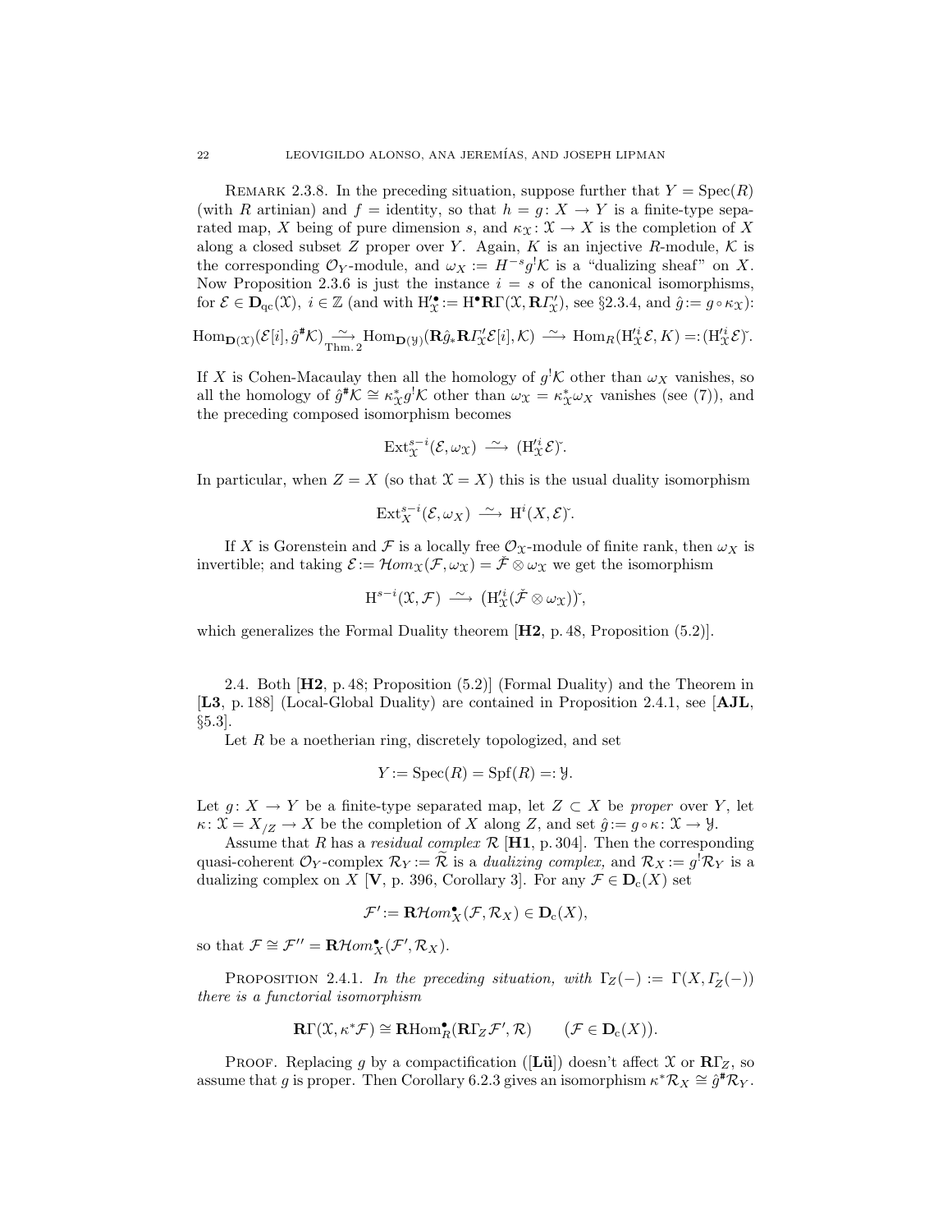REMARK 2.3.8. In the preceding situation, suppose further that $Y = \mathrm{Spec}(R)$ (with $R$ artinian) and $f =$ identity, so that $h = g\colon X \to Y$ is a finite-type separated map, $X$ being of pure dimension $s$, and $\kappa_{\mathcal{X}}\colon \mathcal{X} \to X$ is the completion of $X$ along a closed subset $Z$ proper over $Y$. Again, $K$ is an injective $R$-module, $\mathcal{K}$ is the corresponding $\mathcal{O}_Y$-module, and $\omega_X := H^{-s}g^!\mathcal{K}$ is a "dualizing sheaf" on $X$. Now Proposition 2.3.6 is just the instance $i = s$ of the canonical isomorphisms, for $\mathcal{E} \in \mathbf{D}_{\mathrm{qc}}(\mathcal{X})$, $i \in \mathbb{Z}$ (and with $\mathrm{H}'^{\bullet}_{\mathcal{X}} := \mathrm{H}^{\bullet}\mathbf{R}\Gamma(\mathcal{X}, \mathbf{R}\varGamma'_{\mathcal{X}})$, see §2.3.4, and $\hat{g} := g \circ \kappa_{\mathcal{X}}$):

$$\mathrm{Hom}_{\mathbf{D}(\mathcal{X})}(\mathcal{E}[i], \hat{g}^{\#}\mathcal{K}) \underset{\text{Thm. 2}}{\xrightarrow{\sim}} \mathrm{Hom}_{\mathbf{D}(\mathcal{Y})}(\mathbf{R}\hat{g}_*\mathbf{R}\varGamma'_{\mathcal{X}}\mathcal{E}[i], \mathcal{K}) \xrightarrow{\sim} \mathrm{Hom}_R(\mathrm{H}'^{i}_{\mathcal{X}}\mathcal{E}, K) =: (\mathrm{H}'^{i}_{\mathcal{X}}\mathcal{E})\check{}.$$

If $X$ is Cohen-Macaulay then all the homology of $g^!\mathcal{K}$ other than $\omega_X$ vanishes, so all the homology of $\hat{g}^{\#}\mathcal{K} \cong \kappa^*_{\mathcal{X}}g^!\mathcal{K}$ other than $\omega_{\mathcal{X}} = \kappa^*_{\mathcal{X}}\omega_X$ vanishes (see (7)), and the preceding composed isomorphism becomes

$$\mathrm{Ext}^{s-i}_{\mathcal{X}}(\mathcal{E}, \omega_{\mathcal{X}}) \xrightarrow{\sim} (\mathrm{H}'^{i}_{\mathcal{X}}\mathcal{E})\check{}.$$

In particular, when $Z = X$ (so that $\mathcal{X} = X$) this is the usual duality isomorphism

$$\mathrm{Ext}^{s-i}_{X}(\mathcal{E}, \omega_X) \xrightarrow{\sim} \mathrm{H}^i(X, \mathcal{E})\check{}.$$

If $X$ is Gorenstein and $\mathcal{F}$ is a locally free $\mathcal{O}_{\mathcal{X}}$-module of finite rank, then $\omega_X$ is invertible; and taking $\mathcal{E} := \mathcal{H}om_{\mathcal{X}}(\mathcal{F}, \omega_{\mathcal{X}}) = \check{\mathcal{F}} \otimes \omega_{\mathcal{X}}$ we get the isomorphism

$$\mathrm{H}^{s-i}(\mathcal{X}, \mathcal{F}) \xrightarrow{\sim} \big(\mathrm{H}'^{i}_{\mathcal{X}}(\check{\mathcal{F}} \otimes \omega_{\mathcal{X}})\big)\check{},$$

which generalizes the Formal Duality theorem [**H2**, p. 48, Proposition (5.2)].

2.4. Both [**H2**, p. 48; Proposition (5.2)] (Formal Duality) and the Theorem in [**L3**, p. 188] (Local-Global Duality) are contained in Proposition 2.4.1, see [**AJL**, §5.3].

Let $R$ be a noetherian ring, discretely topologized, and set

$$Y := \mathrm{Spec}(R) = \mathrm{Spf}(R) =: \mathcal{Y}.$$

Let $g\colon X \to Y$ be a finite-type separated map, let $Z \subset X$ be *proper* over $Y$, let $\kappa\colon \mathcal{X} = X_{/Z} \to X$ be the completion of $X$ along $Z$, and set $\hat{g} := g \circ \kappa\colon \mathcal{X} \to \mathcal{Y}$.

Assume that $R$ has a *residual complex* $\mathcal{R}$ [**H1**, p. 304]. Then the corresponding quasi-coherent $\mathcal{O}_Y$-complex $\mathcal{R}_Y := \widetilde{\mathcal{R}}$ is a *dualizing complex,* and $\mathcal{R}_X := g^!\mathcal{R}_Y$ is a dualizing complex on $X$ [**V**, p. 396, Corollary 3]. For any $\mathcal{F} \in \mathbf{D}_{\mathrm{c}}(X)$ set

$$\mathcal{F}' := \mathbf{R}\mathcal{H}om^{\bullet}_X(\mathcal{F}, \mathcal{R}_X) \in \mathbf{D}_{\mathrm{c}}(X),$$

so that $\mathcal{F} \cong \mathcal{F}'' = \mathbf{R}\mathcal{H}om^{\bullet}_X(\mathcal{F}', \mathcal{R}_X)$.

PROPOSITION 2.4.1. *In the preceding situation, with* $\Gamma_Z(-) := \Gamma(X, \varGamma_Z(-))$ *there is a functorial isomorphism*

$$\mathbf{R}\Gamma(\mathcal{X}, \kappa^*\mathcal{F}) \cong \mathbf{R}\mathrm{Hom}^{\bullet}_R(\mathbf{R}\Gamma_Z\mathcal{F}', \mathcal{R}) \qquad \big(\mathcal{F} \in \mathbf{D}_{\mathrm{c}}(X)\big).$$

PROOF. Replacing $g$ by a compactification ([**Lü**]) doesn't affect $\mathcal{X}$ or $\mathbf{R}\Gamma_Z$, so assume that $g$ is proper. Then Corollary 6.2.3 gives an isomorphism $\kappa^*\mathcal{R}_X \cong \hat{g}^{\#}\mathcal{R}_Y$.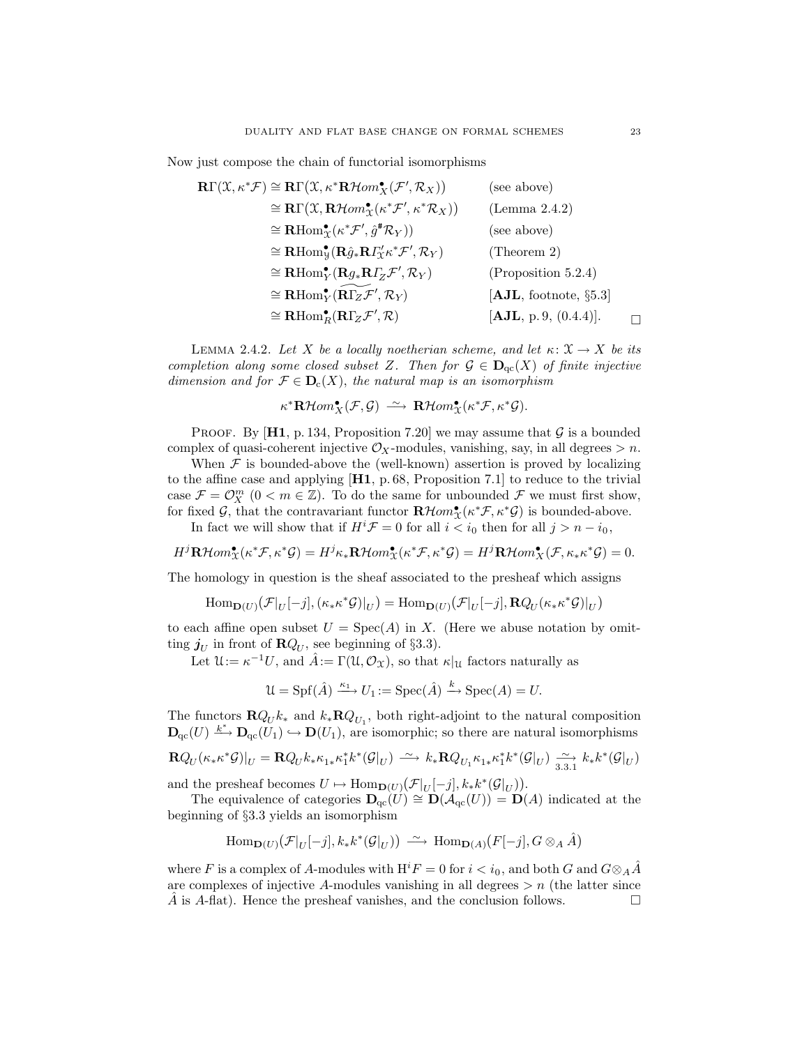Now just compose the chain of functorial isomorphisms

$$
\begin{aligned}
\mathbf{R}\Gamma(\mathcal{X}, \kappa^*\mathcal{F}) &\cong \mathbf{R}\Gamma\big(\mathcal{X}, \kappa^*\mathbf{R}\mathcal{H}om^\bullet_X(\mathcal{F}', \mathcal{R}_X)\big) && \text{(see above)}\\
&\cong \mathbf{R}\Gamma\big(\mathcal{X}, \mathbf{R}\mathcal{H}om^\bullet_{\mathcal{X}}(\kappa^*\mathcal{F}', \kappa^*\mathcal{R}_X)\big) && \text{(Lemma 2.4.2)}\\
&\cong \mathbf{R}\mathrm{Hom}^\bullet_{\mathcal{X}}(\kappa^*\mathcal{F}', \hat{g}^{\#}\mathcal{R}_Y)) && \text{(see above)}\\
&\cong \mathbf{R}\mathrm{Hom}^\bullet_{\mathcal{Y}}(\mathbf{R}\hat{g}_*\mathbf{R}\varGamma'_{\mathcal{X}}\kappa^*\mathcal{F}', \mathcal{R}_Y) && \text{(Theorem 2)}\\
&\cong \mathbf{R}\mathrm{Hom}^\bullet_{Y}(\mathbf{R}g_*\mathbf{R}\varGamma_Z\mathcal{F}', \mathcal{R}_Y) && \text{(Proposition 5.2.4)}\\
&\cong \mathbf{R}\mathrm{Hom}^\bullet_{Y}(\widetilde{\mathbf{R}\Gamma_Z F'}, \mathcal{R}_Y) && \text{[\textbf{AJL}, footnote, §5.3]}\\
&\cong \mathbf{R}\mathrm{Hom}^\bullet_{R}(\mathbf{R}\Gamma_Z F', \mathcal{R}) && \text{[\textbf{AJL}, p. 9, (0.4.4)].} \qquad \square
\end{aligned}
$$

Lemma 2.4.2. *Let $X$ be a locally noetherian scheme, and let $\kappa\colon \mathcal{X} \to X$ be its completion along some closed subset $Z$. Then for $\mathcal{G} \in \mathbf{D}_{\mathrm{qc}}(X)$ of finite injective dimension and for $\mathcal{F} \in \mathbf{D}_{\mathrm{c}}(X)$, the natural map is an isomorphism*

$$\kappa^*\mathbf{R}\mathcal{H}om^\bullet_X(\mathcal{F}, \mathcal{G}) \xrightarrow{\ \sim\ } \mathbf{R}\mathcal{H}om^\bullet_{\mathcal{X}}(\kappa^*\mathcal{F}, \kappa^*\mathcal{G}).$$

Proof. By [**H1**, p. 134, Proposition 7.20] we may assume that $\mathcal{G}$ is a bounded complex of quasi-coherent injective $\mathcal{O}_X$-modules, vanishing, say, in all degrees $> n$.

When $\mathcal{F}$ is bounded-above the (well-known) assertion is proved by localizing to the affine case and applying [**H1**, p. 68, Proposition 7.1] to reduce to the trivial case $\mathcal{F} = \mathcal{O}_X^m$ ($0 < m \in \mathbb{Z}$). To do the same for unbounded $\mathcal{F}$ we must first show, for fixed $\mathcal{G}$, that the contravariant functor $\mathbf{R}\mathcal{H}om^\bullet_{\mathcal{X}}(\kappa^*\mathcal{F}, \kappa^*\mathcal{G})$ is bounded-above.

In fact we will show that if $H^i\mathcal{F} = 0$ for all $i < i_0$ then for all $j > n - i_0$,

$$H^j\mathbf{R}\mathcal{H}om^\bullet_{\mathcal{X}}(\kappa^*\mathcal{F}, \kappa^*\mathcal{G}) = H^j\kappa_*\mathbf{R}\mathcal{H}om^\bullet_{\mathcal{X}}(\kappa^*\mathcal{F}, \kappa^*\mathcal{G}) = H^j\mathbf{R}\mathcal{H}om^\bullet_X(\mathcal{F}, \kappa_*\kappa^*\mathcal{G}) = 0.$$

The homology in question is the sheaf associated to the presheaf which assigns

$$\mathrm{Hom}_{\mathbf{D}(U)}\big(\mathcal{F}|_U[-j], (\kappa_*\kappa^*\mathcal{G})|_U\big) = \mathrm{Hom}_{\mathbf{D}(U)}\big(\mathcal{F}|_U[-j], \mathbf{R}Q_U(\kappa_*\kappa^*\mathcal{G})|_U\big)$$

to each affine open subset $U = \mathrm{Spec}(A)$ in $X$. (Here we abuse notation by omitting $\boldsymbol{j}_U$ in front of $\mathbf{R}Q_U$, see beginning of §3.3).

Let $\mathcal{U} := \kappa^{-1}U$, and $\hat{A} := \Gamma(\mathcal{U}, \mathcal{O}_{\mathcal{X}})$, so that $\kappa|_{\mathcal{U}}$ factors naturally as

$$\mathcal{U} = \mathrm{Spf}(\hat{A}) \xrightarrow{\kappa_1} U_1 := \mathrm{Spec}(\hat{A}) \xrightarrow{k} \mathrm{Spec}(A) = U.$$

The functors $\mathbf{R}Q_U k_*$ and $k_*\mathbf{R}Q_{U_1}$, both right-adjoint to the natural composition $\mathbf{D}_{\mathrm{qc}}(U) \xrightarrow{k^*} \mathbf{D}_{\mathrm{qc}}(U_1) \hookrightarrow \mathbf{D}(U_1)$, are isomorphic; so there are natural isomorphisms

$$\mathbf{R}Q_U(\kappa_*\kappa^*\mathcal{G})|_U = \mathbf{R}Q_U k_*\kappa_{1*}\kappa_1^*k^*(\mathcal{G}|_U) \xrightarrow{\ \sim\ } k_*\mathbf{R}Q_{U_1}\kappa_{1*}\kappa_1^*k^*(\mathcal{G}|_U) \underset{3.3.1}{\xrightarrow{\ \sim\ }} k_*k^*(\mathcal{G}|_U)$$

and the presheaf becomes $U \mapsto \mathrm{Hom}_{\mathbf{D}(U)}\big(\mathcal{F}|_U[-j], k_*k^*(\mathcal{G}|_U)\big)$.

The equivalence of categories $\mathbf{D}_{\mathrm{qc}}(U) \cong \mathbf{D}(\mathcal{A}_{\mathrm{qc}}(U)) = \mathbf{D}(A)$ indicated at the beginning of §3.3 yields an isomorphism

$$\mathrm{Hom}_{\mathbf{D}(U)}\big(\mathcal{F}|_U[-j], k_*k^*(\mathcal{G}|_U)\big) \xrightarrow{\ \sim\ } \mathrm{Hom}_{\mathbf{D}(A)}\big(F[-j], G \otimes_A \hat{A}\big)$$

where $F$ is a complex of $A$-modules with $\mathrm{H}^iF = 0$ for $i < i_0$, and both $G$ and $G \otimes_A \hat{A}$ are complexes of injective $A$-modules vanishing in all degrees $> n$ (the latter since $\hat{A}$ is $A$-flat). Hence the presheaf vanishes, and the conclusion follows. $\square$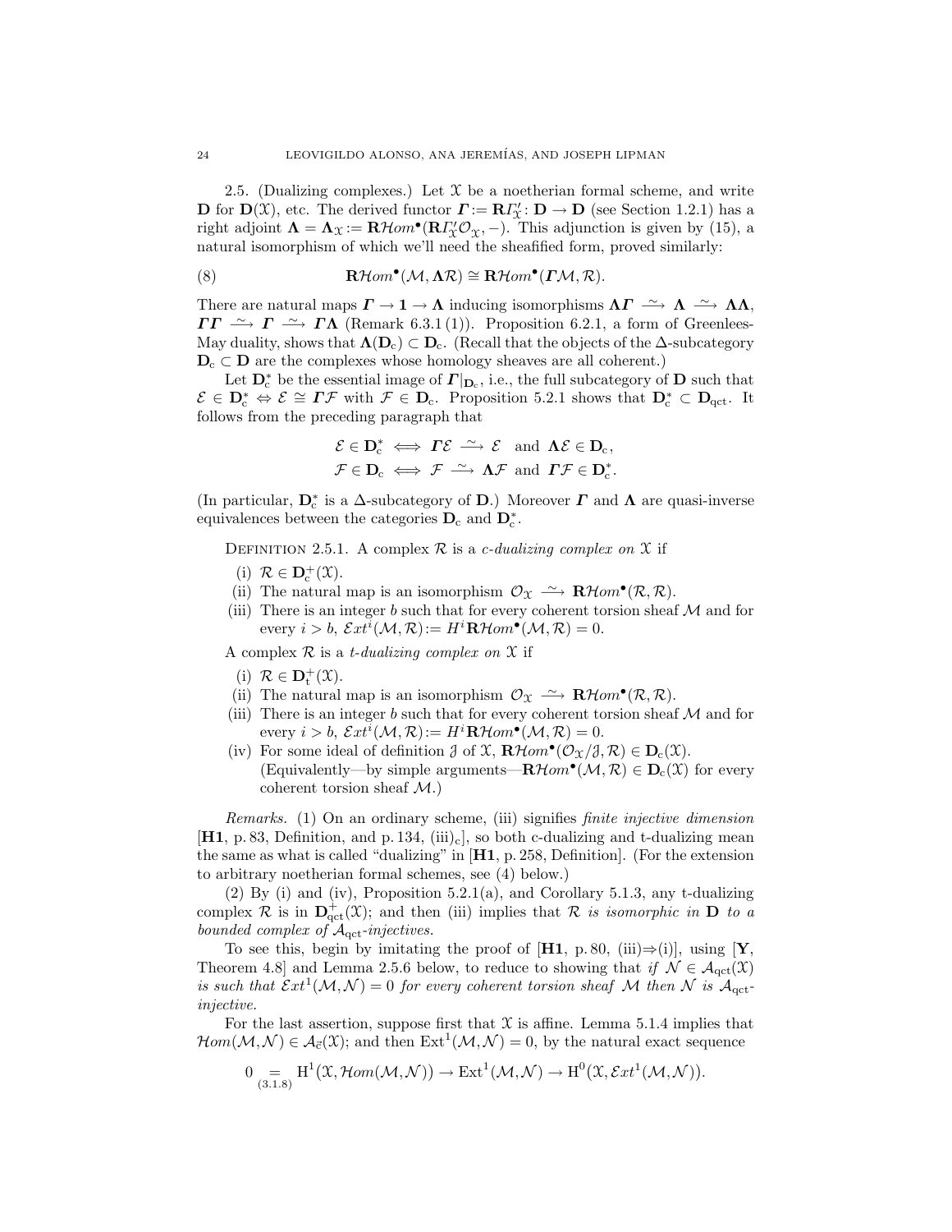2.5. (Dualizing complexes.) Let $\mathfrak{X}$ be a noetherian formal scheme, and write $\mathbf{D}$ for $\mathbf{D}(\mathfrak{X})$, etc. The derived functor $\boldsymbol{\varGamma} := \mathbf{R}\varGamma'_{\mathfrak{X}} \colon \mathbf{D} \to \mathbf{D}$ (see Section 1.2.1) has a right adjoint $\boldsymbol{\Lambda} = \boldsymbol{\Lambda}_{\mathfrak{X}} := \mathbf{R}\mathcal{H}om^{\bullet}(\mathbf{R}\varGamma'_{\mathfrak{X}}\mathcal{O}_{\mathfrak{X}}, -)$. This adjunction is given by (15), a natural isomorphism of which we'll need the sheafified form, proved similarly:

$$
\mathbf{R}\mathcal{H}om^{\bullet}(\mathcal{M}, \boldsymbol{\Lambda}\mathcal{R}) \cong \mathbf{R}\mathcal{H}om^{\bullet}(\boldsymbol{\varGamma}\mathcal{M}, \mathcal{R}). \tag{8}
$$

There are natural maps $\boldsymbol{\varGamma} \to \mathbf{1} \to \boldsymbol{\Lambda}$ inducing isomorphisms $\boldsymbol{\Lambda\varGamma} \xrightarrow{\sim} \boldsymbol{\Lambda} \xrightarrow{\sim} \boldsymbol{\Lambda\Lambda}$, $\boldsymbol{\varGamma\varGamma} \xrightarrow{\sim} \boldsymbol{\varGamma} \xrightarrow{\sim} \boldsymbol{\varGamma\Lambda}$ (Remark 6.3.1 (1)). Proposition 6.2.1, a form of Greenlees-May duality, shows that $\boldsymbol{\Lambda}(\mathbf{D}_{\mathrm{c}}) \subset \mathbf{D}_{\mathrm{c}}$. (Recall that the objects of the $\Delta$-subcategory $\mathbf{D}_{\mathrm{c}} \subset \mathbf{D}$ are the complexes whose homology sheaves are all coherent.)

Let $\mathbf{D}_{\mathrm{c}}^{*}$ be the essential image of $\boldsymbol{\varGamma}|_{\mathbf{D}_{\mathrm{c}}}$, i.e., the full subcategory of $\mathbf{D}$ such that $\mathcal{E} \in \mathbf{D}_{\mathrm{c}}^{*} \Leftrightarrow \mathcal{E} \cong \boldsymbol{\varGamma}\mathcal{F}$ with $\mathcal{F} \in \mathbf{D}_{\mathrm{c}}$. Proposition 5.2.1 shows that $\mathbf{D}_{\mathrm{c}}^{*} \subset \mathbf{D}_{\mathrm{qct}}$. It follows from the preceding paragraph that

$$
\begin{aligned}
\mathcal{E} \in \mathbf{D}_{\mathrm{c}}^{*} &\iff \boldsymbol{\varGamma}\mathcal{E} \xrightarrow{\sim} \mathcal{E} \quad \text{and} \quad \boldsymbol{\Lambda}\mathcal{E} \in \mathbf{D}_{\mathrm{c}}, \\
\mathcal{F} \in \mathbf{D}_{\mathrm{c}} &\iff \mathcal{F} \xrightarrow{\sim} \boldsymbol{\Lambda}\mathcal{F} \quad \text{and} \quad \boldsymbol{\varGamma}\mathcal{F} \in \mathbf{D}_{\mathrm{c}}^{*}.
\end{aligned}
$$

(In particular, $\mathbf{D}_{\mathrm{c}}^{*}$ is a $\Delta$-subcategory of $\mathbf{D}$.) Moreover $\boldsymbol{\varGamma}$ and $\boldsymbol{\Lambda}$ are quasi-inverse equivalences between the categories $\mathbf{D}_{\mathrm{c}}$ and $\mathbf{D}_{\mathrm{c}}^{*}$.

Definition 2.5.1. A complex $\mathcal{R}$ is a *c-dualizing complex on* $\mathfrak{X}$ if

(i) $\mathcal{R} \in \mathbf{D}_{\mathrm{c}}^{+}(\mathfrak{X})$.
(ii) The natural map is an isomorphism $\mathcal{O}_{\mathfrak{X}} \xrightarrow{\sim} \mathbf{R}\mathcal{H}om^{\bullet}(\mathcal{R}, \mathcal{R})$.
(iii) There is an integer $b$ such that for every coherent torsion sheaf $\mathcal{M}$ and for every $i > b$, $\mathcal{E}xt^{i}(\mathcal{M}, \mathcal{R}) := H^{i}\mathbf{R}\mathcal{H}om^{\bullet}(\mathcal{M}, \mathcal{R}) = 0$.

A complex $\mathcal{R}$ is a *t-dualizing complex on* $\mathfrak{X}$ if

(i) $\mathcal{R} \in \mathbf{D}_{\mathrm{t}}^{+}(\mathfrak{X})$.
(ii) The natural map is an isomorphism $\mathcal{O}_{\mathfrak{X}} \xrightarrow{\sim} \mathbf{R}\mathcal{H}om^{\bullet}(\mathcal{R}, \mathcal{R})$.
(iii) There is an integer $b$ such that for every coherent torsion sheaf $\mathcal{M}$ and for every $i > b$, $\mathcal{E}xt^{i}(\mathcal{M}, \mathcal{R}) := H^{i}\mathbf{R}\mathcal{H}om^{\bullet}(\mathcal{M}, \mathcal{R}) = 0$.
(iv) For some ideal of definition $\mathcal{J}$ of $\mathfrak{X}$, $\mathbf{R}\mathcal{H}om^{\bullet}(\mathcal{O}_{\mathfrak{X}}/\mathcal{J}, \mathcal{R}) \in \mathbf{D}_{\mathrm{c}}(\mathfrak{X})$. (Equivalently—by simple arguments—$\mathbf{R}\mathcal{H}om^{\bullet}(\mathcal{M}, \mathcal{R}) \in \mathbf{D}_{\mathrm{c}}(\mathfrak{X})$ for every coherent torsion sheaf $\mathcal{M}$.)

*Remarks.* (1) On an ordinary scheme, (iii) signifies *finite injective dimension* [**H1**, p. 83, Definition, and p. 134, (iii)$_{\mathrm{c}}$], so both c-dualizing and t-dualizing mean the same as what is called "dualizing" in [**H1**, p. 258, Definition]. (For the extension to arbitrary noetherian formal schemes, see (4) below.)

(2) By (i) and (iv), Proposition 5.2.1(a), and Corollary 5.1.3, any t-dualizing complex $\mathcal{R}$ is in $\mathbf{D}_{\mathrm{qct}}^{+}(\mathfrak{X})$; and then (iii) implies that $\mathcal{R}$ *is isomorphic in* $\mathbf{D}$ *to a bounded complex of* $\mathcal{A}_{\mathrm{qct}}$*-injectives.*

To see this, begin by imitating the proof of [**H1**, p. 80, (iii)$\Rightarrow$(i)], using [**Y**, Theorem 4.8] and Lemma 2.5.6 below, to reduce to showing that *if* $\mathcal{N} \in \mathcal{A}_{\mathrm{qct}}(\mathfrak{X})$ *is such that* $\mathcal{E}xt^{1}(\mathcal{M}, \mathcal{N}) = 0$ *for every coherent torsion sheaf* $\mathcal{M}$ *then* $\mathcal{N}$ *is* $\mathcal{A}_{\mathrm{qct}}$*-injective.*

For the last assertion, suppose first that $\mathfrak{X}$ is affine. Lemma 5.1.4 implies that $\mathcal{H}om(\mathcal{M}, \mathcal{N}) \in \mathcal{A}_{\vec{\mathrm{c}}}(\mathfrak{X})$; and then $\mathrm{Ext}^{1}(\mathcal{M}, \mathcal{N}) = 0$, by the natural exact sequence

$$
0 \underset{(3.1.8)}{=} \mathrm{H}^{1}(\mathfrak{X}, \mathcal{H}om(\mathcal{M}, \mathcal{N})) \to \mathrm{Ext}^{1}(\mathcal{M}, \mathcal{N}) \to \mathrm{H}^{0}(\mathfrak{X}, \mathcal{E}xt^{1}(\mathcal{M}, \mathcal{N})).
$$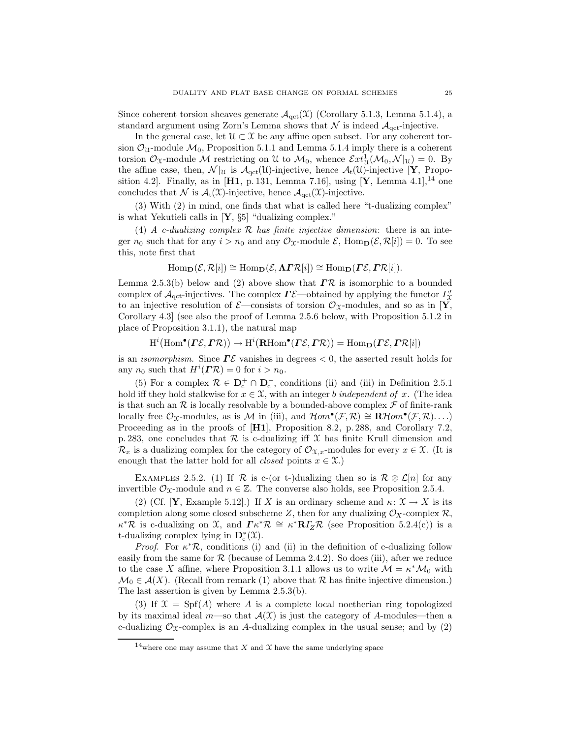Since coherent torsion sheaves generate $\mathcal{A}_{\text{qct}}(\mathfrak{X})$ (Corollary 5.1.3, Lemma 5.1.4), a standard argument using Zorn's Lemma shows that $\mathcal{N}$ is indeed $\mathcal{A}_{\text{qct}}$-injective.

In the general case, let $\mathfrak{U} \subset \mathfrak{X}$ be any affine open subset. For any coherent torsion $\mathcal{O}_{\mathfrak{U}}$-module $\mathcal{M}_0$, Proposition 5.1.1 and Lemma 5.1.4 imply there is a coherent torsion $\mathcal{O}_{\mathfrak{X}}$-module $\mathcal{M}$ restricting on $\mathfrak{U}$ to $\mathcal{M}_0$, whence $\mathcal{E}xt^1_{\mathfrak{U}}(\mathcal{M}_0, \mathcal{N}|_{\mathfrak{U}}) = 0$. By the affine case, then, $\mathcal{N}|_{\mathfrak{U}}$ is $\mathcal{A}_{\text{qct}}(\mathfrak{U})$-injective, hence $\mathcal{A}_{\text{t}}(\mathfrak{U})$-injective [**Y**, Proposition 4.2]. Finally, as in [**H1**, p. 131, Lemma 7.16], using [**Y**, Lemma 4.1],[14] one concludes that $\mathcal{N}$ is $\mathcal{A}_{\text{t}}(\mathfrak{X})$-injective, hence $\mathcal{A}_{\text{qct}}(\mathfrak{X})$-injective.

(3) With (2) in mind, one finds that what is called here "t-dualizing complex" is what Yekutieli calls in [**Y**, §5] "dualizing complex."

(4) *A c-dualizing complex $\mathcal{R}$ has finite injective dimension*: there is an integer $n_0$ such that for any $i > n_0$ and any $\mathcal{O}_{\mathfrak{X}}$-module $\mathcal{E}$, $\operatorname{Hom}_{\mathbf{D}}(\mathcal{E}, \mathcal{R}[i]) = 0$. To see this, note first that

$$\operatorname{Hom}_{\mathbf{D}}(\mathcal{E}, \mathcal{R}[i]) \cong \operatorname{Hom}_{\mathbf{D}}(\mathcal{E}, \boldsymbol{\Lambda}\boldsymbol{\Gamma}\mathcal{R}[i]) \cong \operatorname{Hom}_{\mathbf{D}}(\boldsymbol{\Gamma}\mathcal{E}, \boldsymbol{\Gamma}\mathcal{R}[i]).$$

Lemma 2.5.3(b) below and (2) above show that $\boldsymbol{\Gamma}\mathcal{R}$ is isomorphic to a bounded complex of $\mathcal{A}_{\text{qct}}$-injectives. The complex $\boldsymbol{\Gamma}\mathcal{E}$—obtained by applying the functor $\varGamma'_{\mathfrak{X}}$ to an injective resolution of $\mathcal{E}$—consists of torsion $\mathcal{O}_{\mathfrak{X}}$-modules, and so as in [**Y**, Corollary 4.3] (see also the proof of Lemma 2.5.6 below, with Proposition 5.1.2 in place of Proposition 3.1.1), the natural map

$$\mathrm{H}^i\big(\operatorname{Hom}^\bullet(\boldsymbol{\Gamma}\mathcal{E}, \boldsymbol{\Gamma}\mathcal{R})\big) \to \mathrm{H}^i\big(\mathbf{R}\mathrm{Hom}^\bullet(\boldsymbol{\Gamma}\mathcal{E}, \boldsymbol{\Gamma}\mathcal{R})\big) = \operatorname{Hom}_{\mathbf{D}}(\boldsymbol{\Gamma}\mathcal{E}, \boldsymbol{\Gamma}\mathcal{R}[i])$$

is an *isomorphism.* Since $\boldsymbol{\Gamma}\mathcal{E}$ vanishes in degrees $< 0$, the asserted result holds for any $n_0$ such that $H^i(\boldsymbol{\Gamma}\mathcal{R}) = 0$ for $i > n_0$.

(5) For a complex $\mathcal{R} \in \mathbf{D}^+_{\text{c}} \cap \mathbf{D}^-_{\text{c}}$, conditions (ii) and (iii) in Definition 2.5.1 hold iff they hold stalkwise for $x \in \mathfrak{X}$, with an integer $b$ *independent of* $x$. (The idea is that such an $\mathcal{R}$ is locally resolvable by a bounded-above complex $\mathcal{F}$ of finite-rank locally free $\mathcal{O}_{\mathfrak{X}}$-modules, as is $\mathcal{M}$ in (iii), and $\mathcal{H}om^\bullet(\mathcal{F}, \mathcal{R}) \cong \mathbf{R}\mathcal{H}om^\bullet(\mathcal{F}, \mathcal{R}) \ldots$.) Proceeding as in the proofs of [**H1**], Proposition 8.2, p. 288, and Corollary 7.2, p. 283, one concludes that $\mathcal{R}$ is c-dualizing iff $\mathfrak{X}$ has finite Krull dimension and $\mathcal{R}_x$ is a dualizing complex for the category of $\mathcal{O}_{\mathfrak{X},x}$-modules for every $x \in \mathfrak{X}$. (It is enough that the latter hold for all *closed* points $x \in \mathfrak{X}$.)

Examples 2.5.2. (1) If $\mathcal{R}$ is c-(or t-)dualizing then so is $\mathcal{R} \otimes \mathcal{L}[n]$ for any invertible $\mathcal{O}_{\mathfrak{X}}$-module and $n \in \mathbb{Z}$. The converse also holds, see Proposition 2.5.4.

(2) (Cf. [**Y**, Example 5.12].) If $X$ is an ordinary scheme and $\kappa\colon \mathfrak{X} \to X$ is its completion along some closed subscheme $Z$, then for any dualizing $\mathcal{O}_X$-complex $\mathcal{R}$, $\kappa^*\mathcal{R}$ is c-dualizing on $\mathfrak{X}$, and $\boldsymbol{\Gamma}\kappa^*\mathcal{R} \cong \kappa^*\mathbf{R}\varGamma_Z\mathcal{R}$ (see Proposition 5.2.4(c)) is a t-dualizing complex lying in $\mathbf{D}^*_{\text{c}}(\mathfrak{X})$.

*Proof.* For $\kappa^*\mathcal{R}$, conditions (i) and (ii) in the definition of c-dualizing follow easily from the same for $\mathcal{R}$ (because of Lemma 2.4.2). So does (iii), after we reduce to the case $X$ affine, where Proposition 3.1.1 allows us to write $\mathcal{M} = \kappa^*\mathcal{M}_0$ with $\mathcal{M}_0 \in \mathcal{A}(X)$. (Recall from remark (1) above that $\mathcal{R}$ has finite injective dimension.) The last assertion is given by Lemma 2.5.3(b).

(3) If $\mathfrak{X} = \operatorname{Spf}(A)$ where $A$ is a complete local noetherian ring topologized by its maximal ideal $m$—so that $\mathcal{A}(\mathfrak{X})$ is just the category of $A$-modules—then a c-dualizing $\mathcal{O}_{\mathfrak{X}}$-complex is an $A$-dualizing complex in the usual sense; and by (2)

[14] where one may assume that $X$ and $\mathfrak{X}$ have the same underlying space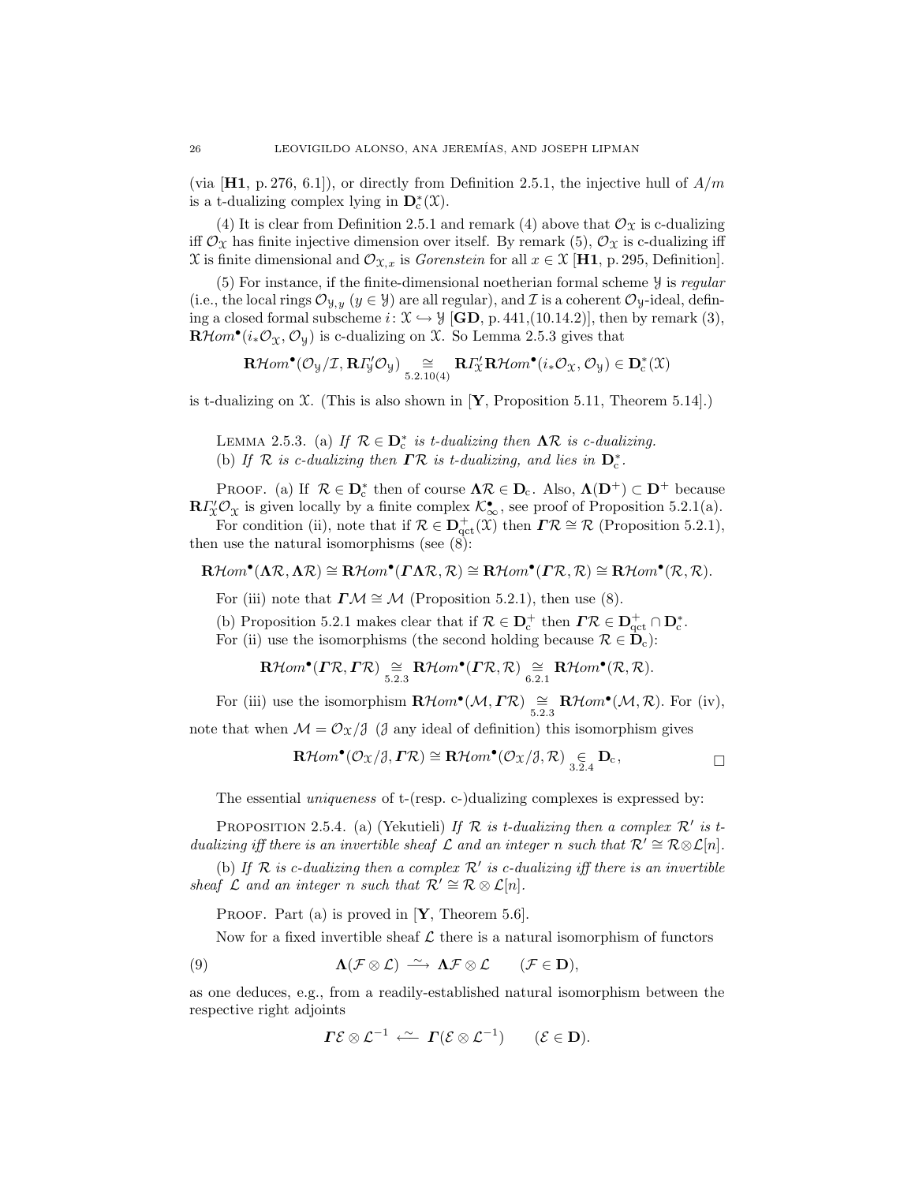(via [**H1**, p. 276, 6.1]), or directly from Definition 2.5.1, the injective hull of $A/m$ is a t-dualizing complex lying in $\mathbf{D}_{\mathrm{c}}^*(\mathfrak{X})$.

(4) It is clear from Definition 2.5.1 and remark (4) above that $\mathcal{O}_{\mathfrak{X}}$ is c-dualizing iff $\mathcal{O}_{\mathfrak{X}}$ has finite injective dimension over itself. By remark (5), $\mathcal{O}_{\mathfrak{X}}$ is c-dualizing iff $\mathfrak{X}$ is finite dimensional and $\mathcal{O}_{\mathfrak{X},x}$ is *Gorenstein* for all $x \in \mathfrak{X}$ [**H1**, p. 295, Definition].

(5) For instance, if the finite-dimensional noetherian formal scheme $\mathcal{Y}$ is *regular* (i.e., the local rings $\mathcal{O}_{\mathcal{Y},y}$ ($y \in \mathcal{Y}$) are all regular), and $\mathcal{I}$ is a coherent $\mathcal{O}_{\mathcal{Y}}$-ideal, defining a closed formal subscheme $i\colon \mathfrak{X} \hookrightarrow \mathcal{Y}$ [**GD**, p. 441,(10.14.2)], then by remark (3), $\mathbf{R}\mathcal{H}om^\bullet(i_*\mathcal{O}_{\mathfrak{X}}, \mathcal{O}_{\mathcal{Y}})$ is c-dualizing on $\mathfrak{X}$. So Lemma 2.5.3 gives that

$$\mathbf{R}\mathcal{H}om^\bullet(\mathcal{O}_{\mathcal{Y}}/\mathcal{I}, \mathbf{R}\varGamma'_{\mathcal{Y}}\mathcal{O}_{\mathcal{Y}}) \underset{5.2.10(4)}{\cong} \mathbf{R}\varGamma'_{\mathfrak{X}}\mathbf{R}\mathcal{H}om^\bullet(i_*\mathcal{O}_{\mathfrak{X}}, \mathcal{O}_{\mathcal{Y}}) \in \mathbf{D}_{\mathrm{c}}^*(\mathfrak{X})$$

is t-dualizing on $\mathfrak{X}$. (This is also shown in [**Y**, Proposition 5.11, Theorem 5.14].)

Lemma 2.5.3. (a) *If $\mathcal{R} \in \mathbf{D}_{\mathrm{c}}^*$ is t-dualizing then $\mathbf{\Lambda}\mathcal{R}$ is c-dualizing.*
(b) *If $\mathcal{R}$ is c-dualizing then $\boldsymbol{\varGamma}\mathcal{R}$ is t-dualizing, and lies in $\mathbf{D}_{\mathrm{c}}^*$.*

Proof. (a) If $\mathcal{R} \in \mathbf{D}_{\mathrm{c}}^*$ then of course $\mathbf{\Lambda}\mathcal{R} \in \mathbf{D}_{\mathrm{c}}$. Also, $\mathbf{\Lambda}(\mathbf{D}^+) \subset \mathbf{D}^+$ because $\mathbf{R}\varGamma'_{\mathfrak{X}}\mathcal{O}_{\mathfrak{X}}$ is given locally by a finite complex $\mathcal{K}^\bullet_\infty$, see proof of Proposition 5.2.1(a).

For condition (ii), note that if $\mathcal{R} \in \mathbf{D}^+_{\mathrm{qct}}(\mathfrak{X})$ then $\boldsymbol{\varGamma}\mathcal{R} \cong \mathcal{R}$ (Proposition 5.2.1), then use the natural isomorphisms (see (8):

$$\mathbf{R}\mathcal{H}om^\bullet(\mathbf{\Lambda}\mathcal{R}, \mathbf{\Lambda}\mathcal{R}) \cong \mathbf{R}\mathcal{H}om^\bullet(\boldsymbol{\varGamma}\mathbf{\Lambda}\mathcal{R}, \mathcal{R}) \cong \mathbf{R}\mathcal{H}om^\bullet(\boldsymbol{\varGamma}\mathcal{R}, \mathcal{R}) \cong \mathbf{R}\mathcal{H}om^\bullet(\mathcal{R}, \mathcal{R}).$$

For (iii) note that $\boldsymbol{\varGamma}\mathcal{M} \cong \mathcal{M}$ (Proposition 5.2.1), then use (8).

(b) Proposition 5.2.1 makes clear that if $\mathcal{R} \in \mathbf{D}^+_{\mathrm{c}}$ then $\boldsymbol{\varGamma}\mathcal{R} \in \mathbf{D}^+_{\mathrm{qct}} \cap \mathbf{D}^*_{\mathrm{c}}$.

For (ii) use the isomorphisms (the second holding because $\mathcal{R} \in \mathbf{D}_{\mathrm{c}}$):

$$\mathbf{R}\mathcal{H}om^\bullet(\boldsymbol{\varGamma}\mathcal{R}, \boldsymbol{\varGamma}\mathcal{R}) \underset{5.2.3}{\cong} \mathbf{R}\mathcal{H}om^\bullet(\boldsymbol{\varGamma}\mathcal{R}, \mathcal{R}) \underset{6.2.1}{\cong} \mathbf{R}\mathcal{H}om^\bullet(\mathcal{R}, \mathcal{R}).$$

For (iii) use the isomorphism $\mathbf{R}\mathcal{H}om^\bullet(\mathcal{M}, \boldsymbol{\varGamma}\mathcal{R}) \underset{5.2.3}{\cong} \mathbf{R}\mathcal{H}om^\bullet(\mathcal{M}, \mathcal{R})$. For (iv), note that when $\mathcal{M} = \mathcal{O}_{\mathfrak{X}}/\mathcal{J}$ ($\mathcal{J}$ any ideal of definition) this isomorphism gives

$$\mathbf{R}\mathcal{H}om^\bullet(\mathcal{O}_{\mathfrak{X}}/\mathcal{J}, \boldsymbol{\varGamma}\mathcal{R}) \cong \mathbf{R}\mathcal{H}om^\bullet(\mathcal{O}_{\mathfrak{X}}/\mathcal{J}, \mathcal{R}) \underset{3.2.4}{\in} \mathbf{D}_{\mathrm{c}}, \qquad \square$$

The essential *uniqueness* of t-(resp. c-)dualizing complexes is expressed by:

Proposition 2.5.4. (a) (Yekutieli) *If $\mathcal{R}$ is t-dualizing then a complex $\mathcal{R}'$ is t-dualizing iff there is an invertible sheaf $\mathcal{L}$ and an integer $n$ such that $\mathcal{R}' \cong \mathcal{R} \otimes \mathcal{L}[n]$.*

(b) *If $\mathcal{R}$ is c-dualizing then a complex $\mathcal{R}'$ is c-dualizing iff there is an invertible sheaf $\mathcal{L}$ and an integer $n$ such that $\mathcal{R}' \cong \mathcal{R} \otimes \mathcal{L}[n]$.*

Proof. Part (a) is proved in [**Y**, Theorem 5.6].

Now for a fixed invertible sheaf $\mathcal{L}$ there is a natural isomorphism of functors

$$\mathbf{\Lambda}(\mathcal{F} \otimes \mathcal{L}) \xrightarrow{\ \sim\ } \mathbf{\Lambda}\mathcal{F} \otimes \mathcal{L} \qquad (\mathcal{F} \in \mathbf{D}), \tag{9}$$

as one deduces, e.g., from a readily-established natural isomorphism between the respective right adjoints

$$\boldsymbol{\varGamma}\mathcal{E} \otimes \mathcal{L}^{-1} \xleftarrow{\ \sim\ } \boldsymbol{\varGamma}(\mathcal{E} \otimes \mathcal{L}^{-1}) \qquad (\mathcal{E} \in \mathbf{D}).$$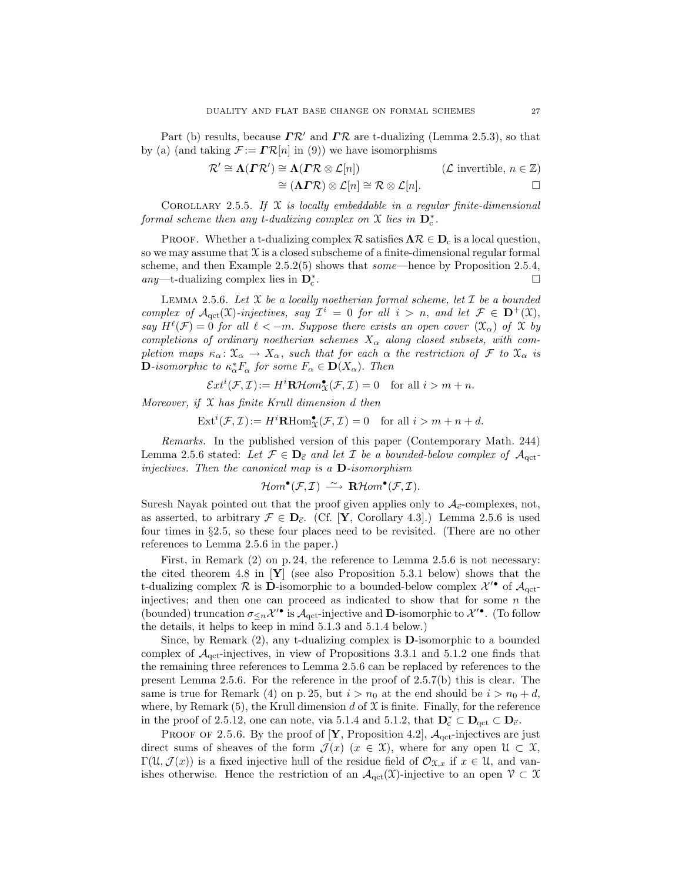Part (b) results, because $\boldsymbol{\Gamma}\mathcal{R}'$ and $\boldsymbol{\Gamma}\mathcal{R}$ are t-dualizing (Lemma 2.5.3), so that by (a) (and taking $\mathcal{F} := \boldsymbol{\Gamma}\mathcal{R}[n]$ in (9)) we have isomorphisms

$$\begin{aligned}\mathcal{R}' \cong \boldsymbol{\Lambda}(\boldsymbol{\Gamma}\mathcal{R}') &\cong \boldsymbol{\Lambda}(\boldsymbol{\Gamma}\mathcal{R} \otimes \mathcal{L}[n]) \qquad\qquad (\mathcal{L} \text{ invertible, } n \in \mathbb{Z})\\ &\cong (\boldsymbol{\Lambda}\boldsymbol{\Gamma}\mathcal{R}) \otimes \mathcal{L}[n] \cong \mathcal{R} \otimes \mathcal{L}[n]. \qquad\qquad \square\end{aligned}$$

Corollary 2.5.5. *If $\mathcal{X}$ is locally embeddable in a regular finite-dimensional formal scheme then any t-dualizing complex on $\mathcal{X}$ lies in $\mathbf{D}_{\mathrm{c}}^*$.*

Proof. Whether a t-dualizing complex $\mathcal{R}$ satisfies $\boldsymbol{\Lambda}\mathcal{R} \in \mathbf{D}_{\mathrm{c}}$ is a local question, so we may assume that $\mathcal{X}$ is a closed subscheme of a finite-dimensional regular formal scheme, and then Example 2.5.2(5) shows that *some*—hence by Proposition 2.5.4, *any*—t-dualizing complex lies in $\mathbf{D}_{\mathrm{c}}^*$. $\square$

Lemma 2.5.6. *Let $\mathcal{X}$ be a locally noetherian formal scheme, let $\mathcal{I}$ be a bounded complex of $\mathcal{A}_{\mathrm{qct}}(\mathcal{X})$-injectives, say $\mathcal{I}^i = 0$ for all $i > n$, and let $\mathcal{F} \in \mathbf{D}^+(\mathcal{X})$, say $H^\ell(\mathcal{F}) = 0$ for all $\ell < -m$. Suppose there exists an open cover $(\mathcal{X}_\alpha)$ of $\mathcal{X}$ by completions of ordinary noetherian schemes $X_\alpha$ along closed subsets, with completion maps $\kappa_\alpha \colon \mathcal{X}_\alpha \to X_\alpha$, such that for each $\alpha$ the restriction of $\mathcal{F}$ to $\mathcal{X}_\alpha$ is $\mathbf{D}$-isomorphic to $\kappa_\alpha^* F_\alpha$ for some $F_\alpha \in \mathbf{D}(X_\alpha)$. Then*

$$\mathcal{E}xt^i(\mathcal{F},\mathcal{I}) := H^i\mathbf{R}\mathcal{H}om^\bullet_{\mathcal{X}}(\mathcal{F},\mathcal{I}) = 0 \quad \text{for all } i > m+n.$$

*Moreover, if $\mathcal{X}$ has finite Krull dimension $d$ then*

$$\mathrm{Ext}^i(\mathcal{F},\mathcal{I}) := H^i\mathbf{R}\mathrm{Hom}^\bullet_{\mathcal{X}}(\mathcal{F},\mathcal{I}) = 0 \quad \text{for all } i > m+n+d.$$

*Remarks.* In the published version of this paper (Contemporary Math. 244) Lemma 2.5.6 stated: *Let $\mathcal{F} \in \mathbf{D}_{\vec{\mathrm{c}}}$ and let $\mathcal{I}$ be a bounded-below complex of $\mathcal{A}_{\mathrm{qct}}$-injectives. Then the canonical map is a $\mathbf{D}$-isomorphism*

$$\mathcal{H}om^\bullet(\mathcal{F},\mathcal{I}) \xrightarrow{\ \sim\ } \mathbf{R}\mathcal{H}om^\bullet(\mathcal{F},\mathcal{I}).$$

Suresh Nayak pointed out that the proof given applies only to $\mathcal{A}_{\vec{\mathrm{c}}}$-complexes, not, as asserted, to arbitrary $\mathcal{F} \in \mathbf{D}_{\vec{\mathrm{c}}}$. (Cf. [**Y**, Corollary 4.3].) Lemma 2.5.6 is used four times in §2.5, so these four places need to be revisited. (There are no other references to Lemma 2.5.6 in the paper.)

First, in Remark (2) on p. 24, the reference to Lemma 2.5.6 is not necessary: the cited theorem 4.8 in [**Y**] (see also Proposition 5.3.1 below) shows that the t-dualizing complex $\mathcal{R}$ is $\mathbf{D}$-isomorphic to a bounded-below complex $\mathcal{X}'^\bullet$ of $\mathcal{A}_{\mathrm{qct}}$-injectives; and then one can proceed as indicated to show that for some $n$ the (bounded) truncation $\sigma_{\le n}\mathcal{X}'^\bullet$ is $\mathcal{A}_{\mathrm{qct}}$-injective and $\mathbf{D}$-isomorphic to $\mathcal{X}'^\bullet$. (To follow the details, it helps to keep in mind 5.1.3 and 5.1.4 below.)

Since, by Remark (2), any t-dualizing complex is $\mathbf{D}$-isomorphic to a bounded complex of $\mathcal{A}_{\mathrm{qct}}$-injectives, in view of Propositions 3.3.1 and 5.1.2 one finds that the remaining three references to Lemma 2.5.6 can be replaced by references to the present Lemma 2.5.6. For the reference in the proof of 2.5.7(b) this is clear. The same is true for Remark (4) on p. 25, but $i > n_0$ at the end should be $i > n_0 + d$, where, by Remark (5), the Krull dimension $d$ of $\mathcal{X}$ is finite. Finally, for the reference in the proof of 2.5.12, one can note, via 5.1.4 and 5.1.2, that $\mathbf{D}_{\mathrm{c}}^* \subset \mathbf{D}_{\mathrm{qct}} \subset \mathbf{D}_{\vec{\mathrm{c}}}$.

Proof of 2.5.6. By the proof of [**Y**, Proposition 4.2], $\mathcal{A}_{\mathrm{qct}}$-injectives are just direct sums of sheaves of the form $\mathcal{J}(x)$ $(x \in \mathcal{X})$, where for any open $\mathcal{U} \subset \mathcal{X}$, $\Gamma(\mathcal{U},\mathcal{J}(x))$ is a fixed injective hull of the residue field of $\mathcal{O}_{\mathcal{X},x}$ if $x \in \mathcal{U}$, and vanishes otherwise. Hence the restriction of an $\mathcal{A}_{\mathrm{qct}}(\mathcal{X})$-injective to an open $\mathcal{V} \subset \mathcal{X}$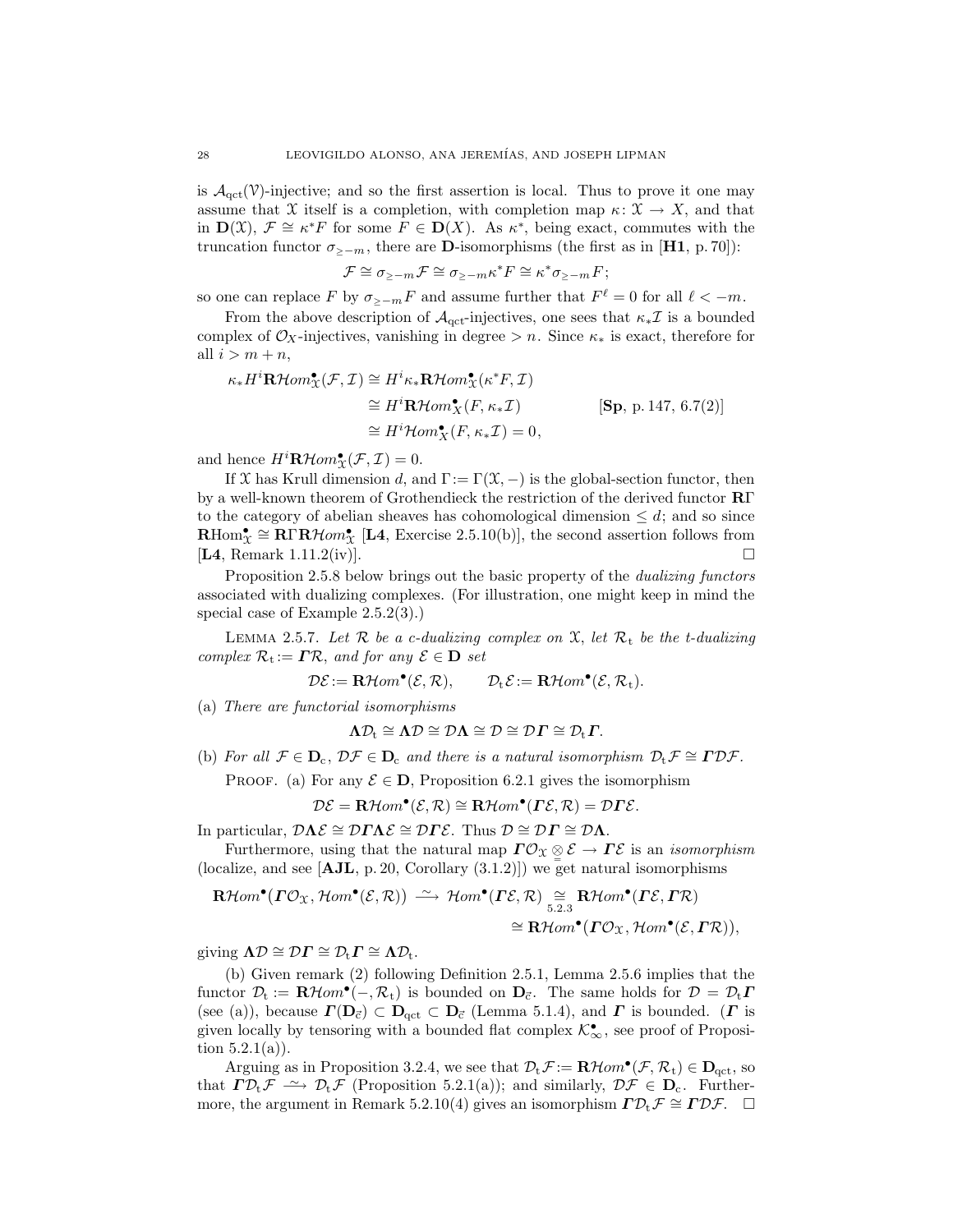is $\mathcal{A}_{\mathrm{qct}}(\mathcal{V})$-injective; and so the first assertion is local. Thus to prove it one may assume that $\mathfrak{X}$ itself is a completion, with completion map $\kappa\colon \mathfrak{X} \to X$, and that in $\mathbf{D}(\mathfrak{X})$, $\mathcal{F} \cong \kappa^*F$ for some $F \in \mathbf{D}(X)$. As $\kappa^*$, being exact, commutes with the truncation functor $\sigma_{\geq -m}$, there are $\mathbf{D}$-isomorphisms (the first as in [**H1**, p. 70]):

$$\mathcal{F} \cong \sigma_{\geq -m}\mathcal{F} \cong \sigma_{\geq -m}\kappa^*F \cong \kappa^*\sigma_{\geq -m}F;$$

so one can replace $F$ by $\sigma_{\geq -m}F$ and assume further that $F^\ell = 0$ for all $\ell < -m$.

From the above description of $\mathcal{A}_{\mathrm{qct}}$-injectives, one sees that $\kappa_*\mathcal{I}$ is a bounded complex of $\mathcal{O}_X$-injectives, vanishing in degree $> n$. Since $\kappa_*$ is exact, therefore for all $i > m+n$,

$$\begin{aligned}
\kappa_* H^i\mathbf{R}\mathcal{H}om^\bullet_{\mathfrak{X}}(\mathcal{F}, \mathcal{I}) &\cong H^i\kappa_*\mathbf{R}\mathcal{H}om^\bullet_{\mathfrak{X}}(\kappa^*F, \mathcal{I}) \\
&\cong H^i\mathbf{R}\mathcal{H}om^\bullet_X(F, \kappa_*\mathcal{I}) \qquad\qquad [\mathbf{Sp}, \text{p. 147, 6.7(2)}] \\
&\cong H^i\mathcal{H}om^\bullet_X(F, \kappa_*\mathcal{I}) = 0,
\end{aligned}$$

and hence $H^i\mathbf{R}\mathcal{H}om^\bullet_{\mathfrak{X}}(\mathcal{F}, \mathcal{I}) = 0$.

If $\mathfrak{X}$ has Krull dimension $d$, and $\Gamma := \Gamma(\mathfrak{X}, -)$ is the global-section functor, then by a well-known theorem of Grothendieck the restriction of the derived functor $\mathbf{R}\Gamma$ to the category of abelian sheaves has cohomological dimension $\leq d$; and so since $\mathbf{R}\mathrm{Hom}^\bullet_{\mathfrak{X}} \cong \mathbf{R}\Gamma\mathbf{R}\mathcal{H}om^\bullet_{\mathfrak{X}}$ [**L4**, Exercise 2.5.10(b)], the second assertion follows from [**L4**, Remark 1.11.2(iv)]. $\square$

Proposition 2.5.8 below brings out the basic property of the *dualizing functors* associated with dualizing complexes. (For illustration, one might keep in mind the special case of Example 2.5.2(3).)

Lemma 2.5.7. *Let $\mathcal{R}$ be a c-dualizing complex on $\mathfrak{X}$, let $\mathcal{R}_{\mathrm{t}}$ be the t-dualizing complex $\mathcal{R}_{\mathrm{t}} := \boldsymbol{\varGamma}\mathcal{R}$, and for any $\mathcal{E} \in \mathbf{D}$ set*

$$\mathcal{D}\mathcal{E} := \mathbf{R}\mathcal{H}om^\bullet(\mathcal{E}, \mathcal{R}), \qquad \mathcal{D}_{\mathrm{t}}\mathcal{E} := \mathbf{R}\mathcal{H}om^\bullet(\mathcal{E}, \mathcal{R}_{\mathrm{t}}).$$

(a) *There are functorial isomorphisms*

$$\boldsymbol{\Lambda}\mathcal{D}_{\mathrm{t}} \cong \boldsymbol{\Lambda}\mathcal{D} \cong \mathcal{D}\boldsymbol{\Lambda} \cong \mathcal{D} \cong \mathcal{D}\boldsymbol{\varGamma} \cong \mathcal{D}_{\mathrm{t}}\boldsymbol{\varGamma}.$$

(b) *For all $\mathcal{F} \in \mathbf{D}_{\mathrm{c}}$, $\mathcal{D}\mathcal{F} \in \mathbf{D}_{\mathrm{c}}$ and there is a natural isomorphism $\mathcal{D}_{\mathrm{t}}\mathcal{F} \cong \boldsymbol{\varGamma}\mathcal{D}\mathcal{F}$.*

Proof. (a) For any $\mathcal{E} \in \mathbf{D}$, Proposition 6.2.1 gives the isomorphism

$$\mathcal{D}\mathcal{E} = \mathbf{R}\mathcal{H}om^\bullet(\mathcal{E}, \mathcal{R}) \cong \mathbf{R}\mathcal{H}om^\bullet(\boldsymbol{\varGamma}\mathcal{E}, \mathcal{R}) = \mathcal{D}\boldsymbol{\varGamma}\mathcal{E}.$$

In particular, $\mathcal{D}\boldsymbol{\Lambda}\mathcal{E} \cong \mathcal{D}\boldsymbol{\varGamma}\boldsymbol{\Lambda}\mathcal{E} \cong \mathcal{D}\boldsymbol{\varGamma}\mathcal{E}$. Thus $\mathcal{D} \cong \mathcal{D}\boldsymbol{\varGamma} \cong \mathcal{D}\boldsymbol{\Lambda}$.

Furthermore, using that the natural map $\boldsymbol{\varGamma}\mathcal{O}_{\mathfrak{X}} \underset{=}{\otimes} \mathcal{E} \to \boldsymbol{\varGamma}\mathcal{E}$ is an *isomorphism* (localize, and see [**AJL**, p. 20, Corollary (3.1.2)]) we get natural isomorphisms

$$\begin{aligned}
\mathbf{R}\mathcal{H}om^\bullet(\boldsymbol{\varGamma}\mathcal{O}_{\mathfrak{X}}, \mathcal{H}om^\bullet(\mathcal{E}, \mathcal{R})) \xrightarrow{\ \sim\ } \mathcal{H}om^\bullet(\boldsymbol{\varGamma}\mathcal{E}, \mathcal{R}) &\underset{5.2.3}{\cong} \mathbf{R}\mathcal{H}om^\bullet(\boldsymbol{\varGamma}\mathcal{E}, \boldsymbol{\varGamma}\mathcal{R}) \\
&\cong \mathbf{R}\mathcal{H}om^\bullet(\boldsymbol{\varGamma}\mathcal{O}_{\mathfrak{X}}, \mathcal{H}om^\bullet(\mathcal{E}, \boldsymbol{\varGamma}\mathcal{R})),
\end{aligned}$$

giving $\boldsymbol{\Lambda}\mathcal{D} \cong \mathcal{D}\boldsymbol{\varGamma} \cong \mathcal{D}_{\mathrm{t}}\boldsymbol{\varGamma} \cong \boldsymbol{\Lambda}\mathcal{D}_{\mathrm{t}}$.

(b) Given remark (2) following Definition 2.5.1, Lemma 2.5.6 implies that the functor $\mathcal{D}_{\mathrm{t}} := \mathbf{R}\mathcal{H}om^\bullet(-, \mathcal{R}_{\mathrm{t}})$ is bounded on $\mathbf{D}_{\vec{\mathrm{c}}}$. The same holds for $\mathcal{D} = \mathcal{D}_{\mathrm{t}}\boldsymbol{\varGamma}$ (see (a)), because $\boldsymbol{\varGamma}(\mathbf{D}_{\vec{\mathrm{c}}}) \subset \mathbf{D}_{\mathrm{qct}} \subset \mathbf{D}_{\vec{\mathrm{c}}}$ (Lemma 5.1.4), and $\boldsymbol{\varGamma}$ is bounded. ($\boldsymbol{\varGamma}$ is given locally by tensoring with a bounded flat complex $\mathcal{K}^\bullet_\infty$, see proof of Proposition 5.2.1(a)).

Arguing as in Proposition 3.2.4, we see that $\mathcal{D}_{\mathrm{t}}\mathcal{F} := \mathbf{R}\mathcal{H}om^\bullet(\mathcal{F}, \mathcal{R}_{\mathrm{t}}) \in \mathbf{D}_{\mathrm{qct}}$, so that $\boldsymbol{\varGamma}\mathcal{D}_{\mathrm{t}}\mathcal{F} \xrightarrow{\ \sim\ } \mathcal{D}_{\mathrm{t}}\mathcal{F}$ (Proposition 5.2.1(a)); and similarly, $\mathcal{D}\mathcal{F} \in \mathbf{D}_{\mathrm{c}}$. Furthermore, the argument in Remark 5.2.10(4) gives an isomorphism $\boldsymbol{\varGamma}\mathcal{D}_{\mathrm{t}}\mathcal{F} \cong \boldsymbol{\varGamma}\mathcal{D}\mathcal{F}$. $\square$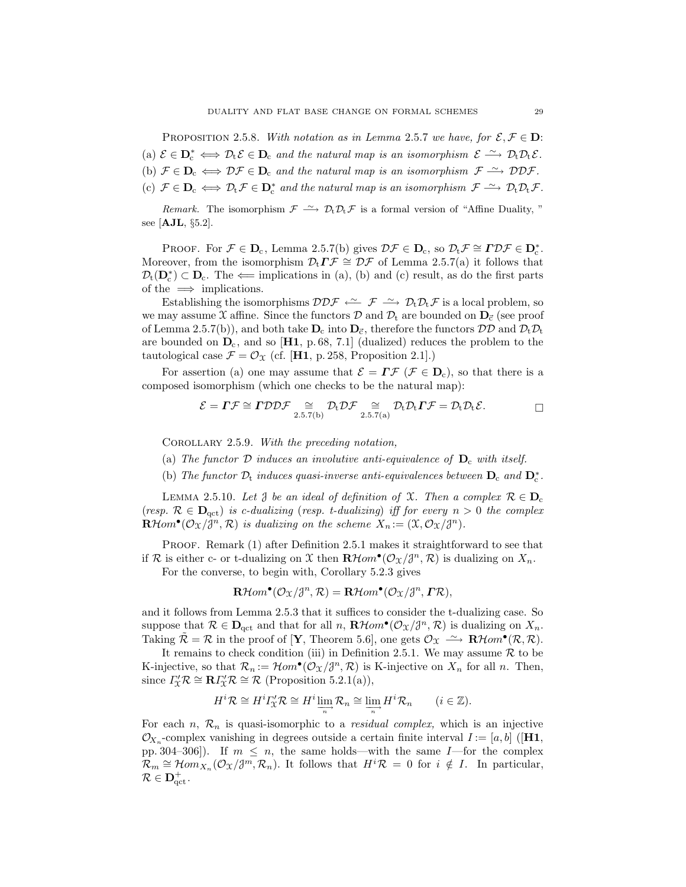PROPOSITION 2.5.8. *With notation as in Lemma* 2.5.7 *we have, for* $\mathcal{E}, \mathcal{F} \in \mathbf{D}$:

(a) $\mathcal{E} \in \mathbf{D}_{\mathrm{c}}^{*} \iff \mathcal{D}_{\mathrm{t}}\mathcal{E} \in \mathbf{D}_{\mathrm{c}}$ *and the natural map is an isomorphism* $\mathcal{E} \xrightarrow{\sim} \mathcal{D}_{\mathrm{t}}\mathcal{D}_{\mathrm{t}}\mathcal{E}$.

(b) $\mathcal{F} \in \mathbf{D}_{\mathrm{c}} \iff \mathcal{D}\mathcal{F} \in \mathbf{D}_{\mathrm{c}}$ *and the natural map is an isomorphism* $\mathcal{F} \xrightarrow{\sim} \mathcal{D}\mathcal{D}\mathcal{F}$.

(c) $\mathcal{F} \in \mathbf{D}_{\mathrm{c}} \iff \mathcal{D}_{\mathrm{t}}\mathcal{F} \in \mathbf{D}_{\mathrm{c}}^{*}$ *and the natural map is an isomorphism* $\mathcal{F} \xrightarrow{\sim} \mathcal{D}_{\mathrm{t}}\mathcal{D}_{\mathrm{t}}\mathcal{F}$.

*Remark.* The isomorphism $\mathcal{F} \xrightarrow{\sim} \mathcal{D}_{\mathrm{t}}\mathcal{D}_{\mathrm{t}}\mathcal{F}$ is a formal version of "Affine Duality," see [**AJL**, §5.2].

PROOF. For $\mathcal{F} \in \mathbf{D}_{\mathrm{c}}$, Lemma 2.5.7(b) gives $\mathcal{D}\mathcal{F} \in \mathbf{D}_{\mathrm{c}}$, so $\mathcal{D}_{\mathrm{t}}\mathcal{F} \cong \boldsymbol{\Gamma}\mathcal{D}\mathcal{F} \in \mathbf{D}_{\mathrm{c}}^{*}$. Moreover, from the isomorphism $\mathcal{D}_{\mathrm{t}}\boldsymbol{\Gamma}\mathcal{F} \cong \mathcal{D}\mathcal{F}$ of Lemma 2.5.7(a) it follows that $\mathcal{D}_{\mathrm{t}}(\mathbf{D}_{\mathrm{c}}^{*}) \subset \mathbf{D}_{\mathrm{c}}$. The $\Longleftarrow$ implications in (a), (b) and (c) result, as do the first parts of the $\Longrightarrow$ implications.

Establishing the isomorphisms $\mathcal{D}\mathcal{D}\mathcal{F} \xleftarrow{\sim} \mathcal{F} \xrightarrow{\sim} \mathcal{D}_{\mathrm{t}}\mathcal{D}_{\mathrm{t}}\mathcal{F}$ is a local problem, so we may assume $\mathfrak{X}$ affine. Since the functors $\mathcal{D}$ and $\mathcal{D}_{\mathrm{t}}$ are bounded on $\mathbf{D}_{\vec{\mathrm{c}}}$ (see proof of Lemma 2.5.7(b)), and both take $\mathbf{D}_{\mathrm{c}}$ into $\mathbf{D}_{\vec{\mathrm{c}}}$, therefore the functors $\mathcal{D}\mathcal{D}$ and $\mathcal{D}_{\mathrm{t}}\mathcal{D}_{\mathrm{t}}$ are bounded on $\mathbf{D}_{\mathrm{c}}$, and so [**H1**, p. 68, 7.1] (dualized) reduces the problem to the tautological case $\mathcal{F} = \mathcal{O}_{\mathfrak{X}}$ (cf. [**H1**, p. 258, Proposition 2.1].)

For assertion (a) one may assume that $\mathcal{E} = \boldsymbol{\Gamma}\mathcal{F}$ ($\mathcal{F} \in \mathbf{D}_{\mathrm{c}}$), so that there is a composed isomorphism (which one checks to be the natural map):

$$\mathcal{E} = \boldsymbol{\Gamma}\mathcal{F} \cong \boldsymbol{\Gamma}\mathcal{D}\mathcal{D}\mathcal{F} \underset{2.5.7(\mathrm{b})}{\cong} \mathcal{D}_{\mathrm{t}}\mathcal{D}\mathcal{F} \underset{2.5.7(\mathrm{a})}{\cong} \mathcal{D}_{\mathrm{t}}\mathcal{D}_{\mathrm{t}}\boldsymbol{\Gamma}\mathcal{F} = \mathcal{D}_{\mathrm{t}}\mathcal{D}_{\mathrm{t}}\mathcal{E}. \qquad \square$$

COROLLARY 2.5.9. *With the preceding notation,*

(a) *The functor* $\mathcal{D}$ *induces an involutive anti-equivalence of* $\mathbf{D}_{\mathrm{c}}$ *with itself.*

(b) *The functor* $\mathcal{D}_{\mathrm{t}}$ *induces quasi-inverse anti-equivalences between* $\mathbf{D}_{\mathrm{c}}$ *and* $\mathbf{D}_{\mathrm{c}}^{*}$.

LEMMA 2.5.10. *Let* $\mathcal{J}$ *be an ideal of definition of* $\mathfrak{X}$. *Then a complex* $\mathcal{R} \in \mathbf{D}_{\mathrm{c}}$ (*resp.* $\mathcal{R} \in \mathbf{D}_{\mathrm{qct}}$) *is c-dualizing* (*resp. t-dualizing*) *iff for every* $n > 0$ *the complex* $\mathbf{R}\mathcal{H}om^{\bullet}(\mathcal{O}_{\mathfrak{X}}/\mathcal{J}^{n}, \mathcal{R})$ *is dualizing on the scheme* $X_n := (\mathfrak{X}, \mathcal{O}_{\mathfrak{X}}/\mathcal{J}^{n})$.

PROOF. Remark (1) after Definition 2.5.1 makes it straightforward to see that if $\mathcal{R}$ is either c- or t-dualizing on $\mathfrak{X}$ then $\mathbf{R}\mathcal{H}om^{\bullet}(\mathcal{O}_{\mathfrak{X}}/\mathcal{J}^{n}, \mathcal{R})$ is dualizing on $X_n$.

For the converse, to begin with, Corollary 5.2.3 gives

$$\mathbf{R}\mathcal{H}om^{\bullet}(\mathcal{O}_{\mathfrak{X}}/\mathcal{J}^{n}, \mathcal{R}) = \mathbf{R}\mathcal{H}om^{\bullet}(\mathcal{O}_{\mathfrak{X}}/\mathcal{J}^{n}, \boldsymbol{\Gamma}\mathcal{R}),$$

and it follows from Lemma 2.5.3 that it suffices to consider the t-dualizing case. So suppose that $\mathcal{R} \in \mathbf{D}_{\mathrm{qct}}$ and that for all $n$, $\mathbf{R}\mathcal{H}om^{\bullet}(\mathcal{O}_{\mathfrak{X}}/\mathcal{J}^{n}, \mathcal{R})$ is dualizing on $X_n$. Taking $\tilde{\mathcal{R}} = \mathcal{R}$ in the proof of [**Y**, Theorem 5.6], one gets $\mathcal{O}_{\mathfrak{X}} \xrightarrow{\sim} \mathbf{R}\mathcal{H}om^{\bullet}(\mathcal{R}, \mathcal{R})$.

It remains to check condition (iii) in Definition 2.5.1. We may assume $\mathcal{R}$ to be K-injective, so that $\mathcal{R}_n := \mathcal{H}om^{\bullet}(\mathcal{O}_{\mathfrak{X}}/\mathcal{J}^{n}, \mathcal{R})$ is K-injective on $X_n$ for all $n$. Then, since $\Gamma'_{\mathfrak{X}}\mathcal{R} \cong \mathbf{R}\Gamma'_{\mathfrak{X}}\mathcal{R} \cong \mathcal{R}$ (Proposition 5.2.1(a)),

$$H^{i}\mathcal{R} \cong H^{i}\Gamma'_{\mathfrak{X}}\mathcal{R} \cong H^{i}\varinjlim_{n}\mathcal{R}_n \cong \varinjlim_{n} H^{i}\mathcal{R}_n \qquad (i \in \mathbb{Z}).$$

For each $n$, $\mathcal{R}_n$ is quasi-isomorphic to a *residual complex,* which is an injective $\mathcal{O}_{X_n}$-complex vanishing in degrees outside a certain finite interval $I := [a, b]$ ([**H1**, pp. 304–306]). If $m \le n$, the same holds—with the same $I$—for the complex $\mathcal{R}_m \cong \mathcal{H}om_{X_n}(\mathcal{O}_{\mathfrak{X}}/\mathcal{J}^{m}, \mathcal{R}_n)$. It follows that $H^{i}\mathcal{R} = 0$ for $i \notin I$. In particular, $\mathcal{R} \in \mathbf{D}_{\mathrm{qct}}^{+}$.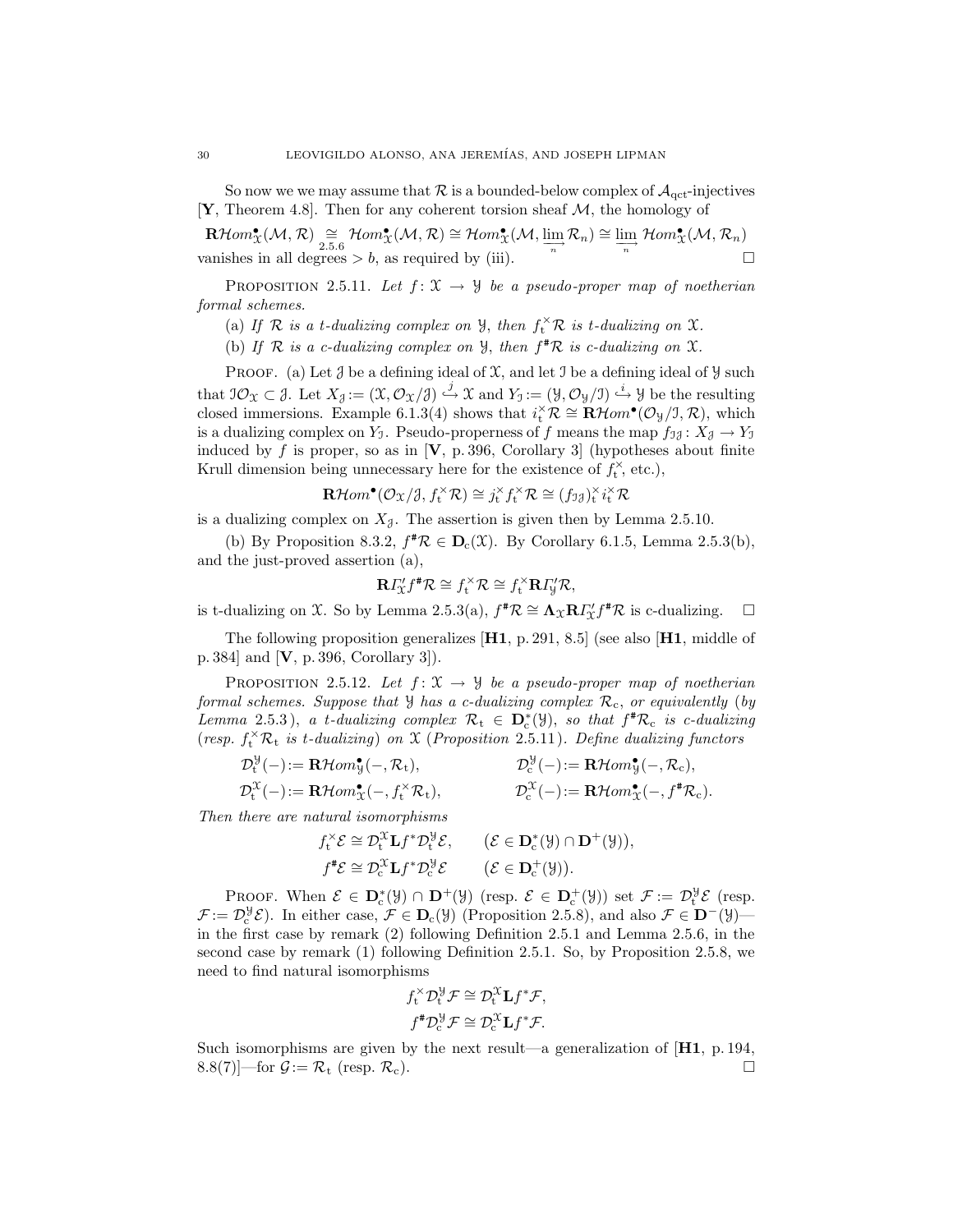So now we we may assume that $\mathcal{R}$ is a bounded-below complex of $\mathcal{A}_{\mathrm{qct}}$-injectives [**Y**, Theorem 4.8]. Then for any coherent torsion sheaf $\mathcal{M}$, the homology of

$$\mathbf{R}\mathcal{H}om^{\bullet}_{\mathfrak{X}}(\mathcal{M},\mathcal{R}) \underset{2.5.6}{\cong} \mathcal{H}om^{\bullet}_{\mathfrak{X}}(\mathcal{M},\mathcal{R}) \cong \mathcal{H}om^{\bullet}_{\mathfrak{X}}(\mathcal{M},\varinjlim_{n}\mathcal{R}_n) \cong \varinjlim_{n}\mathcal{H}om^{\bullet}_{\mathfrak{X}}(\mathcal{M},\mathcal{R}_n)$$

vanishes in all degrees $> b$, as required by (iii). $\square$

Proposition 2.5.11. *Let $f\colon \mathfrak{X} \to \mathfrak{Y}$ be a pseudo-proper map of noetherian formal schemes.*

(a) *If $\mathcal{R}$ is a t-dualizing complex on $\mathfrak{Y}$, then $f_{\mathrm{t}}^{\times}\mathcal{R}$ is t-dualizing on $\mathfrak{X}$.*

(b) *If $\mathcal{R}$ is a c-dualizing complex on $\mathfrak{Y}$, then $f^{\#}\mathcal{R}$ is c-dualizing on $\mathfrak{X}$.*

Proof. (a) Let $\mathcal{J}$ be a defining ideal of $\mathfrak{X}$, and let $\mathcal{I}$ be a defining ideal of $\mathfrak{Y}$ such that $\mathcal{I}\mathcal{O}_{\mathfrak{X}} \subset \mathcal{J}$. Let $X_{\mathcal{J}} := (\mathfrak{X}, \mathcal{O}_{\mathfrak{X}}/\mathcal{J}) \overset{j}{\hookrightarrow} \mathfrak{X}$ and $Y_{\mathcal{I}} := (\mathfrak{Y}, \mathcal{O}_{\mathfrak{Y}}/\mathcal{I}) \overset{i}{\hookrightarrow} \mathfrak{Y}$ be the resulting closed immersions. Example 6.1.3(4) shows that $i_{\mathrm{t}}^{\times}\mathcal{R} \cong \mathbf{R}\mathcal{H}om^{\bullet}(\mathcal{O}_{\mathfrak{Y}}/\mathcal{I},\mathcal{R})$, which is a dualizing complex on $Y_{\mathcal{I}}$. Pseudo-properness of $f$ means the map $f_{\mathcal{I}\mathcal{J}}\colon X_{\mathcal{J}} \to Y_{\mathcal{I}}$ induced by $f$ is proper, so as in [**V**, p. 396, Corollary 3] (hypotheses about finite Krull dimension being unnecessary here for the existence of $f_{\mathrm{t}}^{\times}$, etc.),

$$\mathbf{R}\mathcal{H}om^{\bullet}(\mathcal{O}_{\mathfrak{X}}/\mathcal{J}, f_{\mathrm{t}}^{\times}\mathcal{R}) \cong j_{\mathrm{t}}^{\times}f_{\mathrm{t}}^{\times}\mathcal{R} \cong (f_{\mathcal{I}\mathcal{J}})_{\mathrm{t}}^{\times}i_{\mathrm{t}}^{\times}\mathcal{R}$$

is a dualizing complex on $X_{\mathcal{J}}$. The assertion is given then by Lemma 2.5.10.

(b) By Proposition 8.3.2, $f^{\#}\mathcal{R} \in \mathbf{D}_{\mathrm{c}}(\mathfrak{X})$. By Corollary 6.1.5, Lemma 2.5.3(b), and the just-proved assertion (a),

$$\mathbf{R}\varGamma'_{\mathfrak{X}}f^{\#}\mathcal{R} \cong f_{\mathrm{t}}^{\times}\mathcal{R} \cong f_{\mathrm{t}}^{\times}\mathbf{R}\varGamma'_{\mathfrak{Y}}\mathcal{R},$$

is t-dualizing on $\mathfrak{X}$. So by Lemma 2.5.3(a), $f^{\#}\mathcal{R} \cong \mathbf{\Lambda}_{\mathfrak{X}}\mathbf{R}\varGamma'_{\mathfrak{X}}f^{\#}\mathcal{R}$ is c-dualizing. $\square$

The following proposition generalizes [**H1**, p. 291, 8.5] (see also [**H1**, middle of p. 384] and [**V**, p. 396, Corollary 3]).

Proposition 2.5.12. *Let $f\colon \mathfrak{X} \to \mathfrak{Y}$ be a pseudo-proper map of noetherian formal schemes. Suppose that $\mathfrak{Y}$ has a c-dualizing complex $\mathcal{R}_{\mathrm{c}}$, or equivalently* (*by Lemma* 2.5.3)*, a t-dualizing complex $\mathcal{R}_{\mathrm{t}} \in \mathbf{D}_{\mathrm{c}}^{*}(\mathfrak{Y})$, so that $f^{\#}\mathcal{R}_{\mathrm{c}}$ is c-dualizing* (*resp. $f_{\mathrm{t}}^{\times}\mathcal{R}_{\mathrm{t}}$ is t-dualizing*) *on $\mathfrak{X}$* (*Proposition* 2.5.11)*. Define dualizing functors*

$$\mathcal{D}_{\mathrm{t}}^{\mathfrak{Y}}(-) := \mathbf{R}\mathcal{H}om^{\bullet}_{\mathfrak{Y}}(-,\mathcal{R}_{\mathrm{t}}), \qquad \mathcal{D}_{\mathrm{c}}^{\mathfrak{Y}}(-) := \mathbf{R}\mathcal{H}om^{\bullet}_{\mathfrak{Y}}(-,\mathcal{R}_{\mathrm{c}}),$$

$$\mathcal{D}_{\mathrm{t}}^{\mathfrak{X}}(-) := \mathbf{R}\mathcal{H}om^{\bullet}_{\mathfrak{X}}(-,f_{\mathrm{t}}^{\times}\mathcal{R}_{\mathrm{t}}), \qquad \mathcal{D}_{\mathrm{c}}^{\mathfrak{X}}(-) := \mathbf{R}\mathcal{H}om^{\bullet}_{\mathfrak{X}}(-,f^{\#}\mathcal{R}_{\mathrm{c}}).$$

*Then there are natural isomorphisms*

$$f_{\mathrm{t}}^{\times}\mathcal{E} \cong \mathcal{D}_{\mathrm{t}}^{\mathfrak{X}}\mathbf{L}f^{*}\mathcal{D}_{\mathrm{t}}^{\mathfrak{Y}}\mathcal{E}, \qquad (\mathcal{E} \in \mathbf{D}_{\mathrm{c}}^{*}(\mathfrak{Y}) \cap \mathbf{D}^{+}(\mathfrak{Y})),$$

$$f^{\#}\mathcal{E} \cong \mathcal{D}_{\mathrm{c}}^{\mathfrak{X}}\mathbf{L}f^{*}\mathcal{D}_{\mathrm{c}}^{\mathfrak{Y}}\mathcal{E} \qquad (\mathcal{E} \in \mathbf{D}_{\mathrm{c}}^{+}(\mathfrak{Y})).$$

Proof. When $\mathcal{E} \in \mathbf{D}_{\mathrm{c}}^{*}(\mathfrak{Y}) \cap \mathbf{D}^{+}(\mathfrak{Y})$ (resp. $\mathcal{E} \in \mathbf{D}_{\mathrm{c}}^{+}(\mathfrak{Y})$) set $\mathcal{F} := \mathcal{D}_{\mathrm{t}}^{\mathfrak{Y}}\mathcal{E}$ (resp. $\mathcal{F} := \mathcal{D}_{\mathrm{c}}^{\mathfrak{Y}}\mathcal{E}$). In either case, $\mathcal{F} \in \mathbf{D}_{\mathrm{c}}(\mathfrak{Y})$ (Proposition 2.5.8), and also $\mathcal{F} \in \mathbf{D}^{-}(\mathfrak{Y})$—in the first case by remark (2) following Definition 2.5.1 and Lemma 2.5.6, in the second case by remark (1) following Definition 2.5.1. So, by Proposition 2.5.8, we need to find natural isomorphisms

$$f_{\mathrm{t}}^{\times}\mathcal{D}_{\mathrm{t}}^{\mathfrak{Y}}\mathcal{F} \cong \mathcal{D}_{\mathrm{t}}^{\mathfrak{X}}\mathbf{L}f^{*}\mathcal{F},$$

$$f^{\#}\mathcal{D}_{\mathrm{c}}^{\mathfrak{Y}}\mathcal{F} \cong \mathcal{D}_{\mathrm{c}}^{\mathfrak{X}}\mathbf{L}f^{*}\mathcal{F}.$$

Such isomorphisms are given by the next result—a generalization of [**H1**, p. 194, 8.8(7)]—for $\mathcal{G} := \mathcal{R}_{\mathrm{t}}$ (resp. $\mathcal{R}_{\mathrm{c}}$). $\square$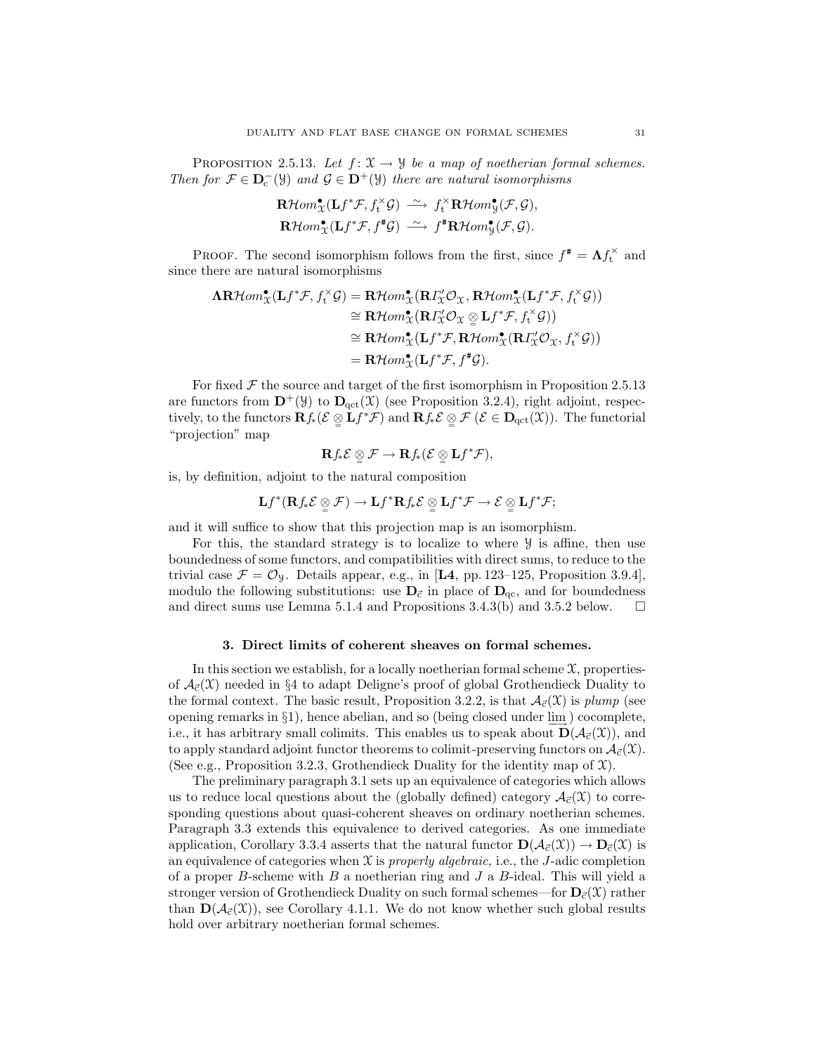PROPOSITION 2.5.13. *Let $f\colon \mathcal{X} \to \mathcal{Y}$ be a map of noetherian formal schemes. Then for $\mathcal{F} \in \mathbf{D}_{\mathrm{c}}^{-}(\mathcal{Y})$ and $\mathcal{G} \in \mathbf{D}^{+}(\mathcal{Y})$ there are natural isomorphisms*

$$\mathbf{R}\mathcal{H}om^{\bullet}_{\mathcal{X}}(\mathbf{L}f^{*}\mathcal{F}, f_{\mathrm{t}}^{\times}\mathcal{G}) \xrightarrow{\;\sim\;} f_{\mathrm{t}}^{\times}\mathbf{R}\mathcal{H}om^{\bullet}_{\mathcal{Y}}(\mathcal{F}, \mathcal{G}),$$
$$\mathbf{R}\mathcal{H}om^{\bullet}_{\mathcal{X}}(\mathbf{L}f^{*}\mathcal{F}, f^{\#}\mathcal{G}) \xrightarrow{\;\sim\;} f^{\#}\mathbf{R}\mathcal{H}om^{\bullet}_{\mathcal{Y}}(\mathcal{F}, \mathcal{G}).$$

PROOF. The second isomorphism follows from the first, since $f^{\#} = \mathbf{\Lambda} f_{\mathrm{t}}^{\times}$ and since there are natural isomorphisms

$$\begin{aligned}
\mathbf{\Lambda}\mathbf{R}\mathcal{H}om^{\bullet}_{\mathcal{X}}(\mathbf{L}f^{*}\mathcal{F}, f_{\mathrm{t}}^{\times}\mathcal{G}) &= \mathbf{R}\mathcal{H}om^{\bullet}_{\mathcal{X}}\big(\mathbf{R}\mathit{\Gamma}'_{\mathcal{X}}\mathcal{O}_{\mathcal{X}}, \mathbf{R}\mathcal{H}om^{\bullet}_{\mathcal{X}}(\mathbf{L}f^{*}\mathcal{F}, f_{\mathrm{t}}^{\times}\mathcal{G})\big)\\
&\cong \mathbf{R}\mathcal{H}om^{\bullet}_{\mathcal{X}}\big(\mathbf{R}\mathit{\Gamma}'_{\mathcal{X}}\mathcal{O}_{\mathcal{X}} \underset{=}{\otimes} \mathbf{L}f^{*}\mathcal{F}, f_{\mathrm{t}}^{\times}\mathcal{G})\big)\\
&\cong \mathbf{R}\mathcal{H}om^{\bullet}_{\mathcal{X}}\big(\mathbf{L}f^{*}\mathcal{F}, \mathbf{R}\mathcal{H}om^{\bullet}_{\mathcal{X}}(\mathbf{R}\mathit{\Gamma}'_{\mathcal{X}}\mathcal{O}_{\mathcal{X}}, f_{\mathrm{t}}^{\times}\mathcal{G})\big)\\
&= \mathbf{R}\mathcal{H}om^{\bullet}_{\mathcal{X}}(\mathbf{L}f^{*}\mathcal{F}, f^{\#}\mathcal{G}).
\end{aligned}$$

For fixed $\mathcal{F}$ the source and target of the first isomorphism in Proposition 2.5.13 are functors from $\mathbf{D}^{+}(\mathcal{Y})$ to $\mathbf{D}_{\mathrm{qct}}(\mathcal{X})$ (see Proposition 3.2.4), right adjoint, respectively, to the functors $\mathbf{R}f_{*}(\mathcal{E} \underset{=}{\otimes} \mathbf{L}f^{*}\mathcal{F})$ and $\mathbf{R}f_{*}\mathcal{E} \underset{=}{\otimes} \mathcal{F}$ ($\mathcal{E} \in \mathbf{D}_{\mathrm{qct}}(\mathcal{X})$). The functorial "projection" map

$$\mathbf{R}f_{*}\mathcal{E} \underset{=}{\otimes} \mathcal{F} \to \mathbf{R}f_{*}(\mathcal{E} \underset{=}{\otimes} \mathbf{L}f^{*}\mathcal{F}),$$

is, by definition, adjoint to the natural composition

$$\mathbf{L}f^{*}(\mathbf{R}f_{*}\mathcal{E} \underset{=}{\otimes} \mathcal{F}) \to \mathbf{L}f^{*}\mathbf{R}f_{*}\mathcal{E} \underset{=}{\otimes} \mathbf{L}f^{*}\mathcal{F} \to \mathcal{E} \underset{=}{\otimes} \mathbf{L}f^{*}\mathcal{F};$$

and it will suffice to show that this projection map is an isomorphism.

For this, the standard strategy is to localize to where $\mathcal{Y}$ is affine, then use boundedness of some functors, and compatibilities with direct sums, to reduce to the trivial case $\mathcal{F} = \mathcal{O}_{\mathcal{Y}}$. Details appear, e.g., in [**L4**, pp. 123–125, Proposition 3.9.4], modulo the following substitutions: use $\mathbf{D}_{\vec{\mathrm{c}}}$ in place of $\mathbf{D}_{\mathrm{qc}}$, and for boundedness and direct sums use Lemma 5.1.4 and Propositions 3.4.3(b) and 3.5.2 below. $\square$

## 3. Direct limits of coherent sheaves on formal schemes.

In this section we establish, for a locally noetherian formal scheme $\mathcal{X}$, propertiesof $\mathcal{A}_{\vec{\mathrm{c}}}(\mathcal{X})$ needed in §4 to adapt Deligne's proof of global Grothendieck Duality to the formal context. The basic result, Proposition 3.2.2, is that $\mathcal{A}_{\vec{\mathrm{c}}}(\mathcal{X})$ is *plump* (see opening remarks in §1), hence abelian, and so (being closed under $\varinjlim$ ) cocomplete, i.e., it has arbitrary small colimits. This enables us to speak about $\mathbf{D}(\mathcal{A}_{\vec{\mathrm{c}}}(\mathcal{X}))$, and to apply standard adjoint functor theorems to colimit-preserving functors on $\mathcal{A}_{\vec{\mathrm{c}}}(\mathcal{X})$. (See e.g., Proposition 3.2.3, Grothendieck Duality for the identity map of $\mathcal{X}$).

The preliminary paragraph 3.1 sets up an equivalence of categories which allows us to reduce local questions about the (globally defined) category $\mathcal{A}_{\vec{\mathrm{c}}}(\mathcal{X})$ to corresponding questions about quasi-coherent sheaves on ordinary noetherian schemes. Paragraph 3.3 extends this equivalence to derived categories. As one immediate application, Corollary 3.3.4 asserts that the natural functor $\mathbf{D}(\mathcal{A}_{\vec{\mathrm{c}}}(\mathcal{X})) \to \mathbf{D}_{\vec{\mathrm{c}}}(\mathcal{X})$ is an equivalence of categories when $\mathcal{X}$ is *properly algebraic,* i.e., the $J$-adic completion of a proper $B$-scheme with $B$ a noetherian ring and $J$ a $B$-ideal. This will yield a stronger version of Grothendieck Duality on such formal schemes—for $\mathbf{D}_{\vec{\mathrm{c}}}(\mathcal{X})$ rather than $\mathbf{D}(\mathcal{A}_{\vec{\mathrm{c}}}(\mathcal{X}))$, see Corollary 4.1.1. We do not know whether such global results hold over arbitrary noetherian formal schemes.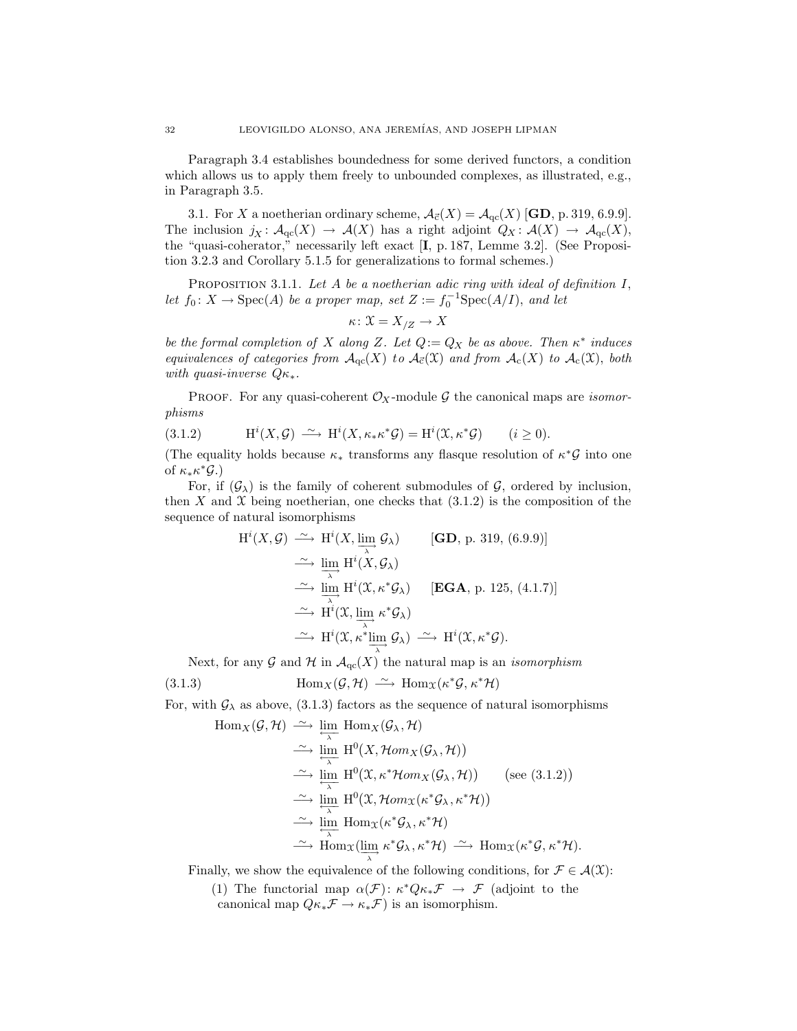Paragraph 3.4 establishes boundedness for some derived functors, a condition which allows us to apply them freely to unbounded complexes, as illustrated, e.g., in Paragraph 3.5.

3.1. For $X$ a noetherian ordinary scheme, $\mathcal{A}_{\vec{c}}(X) = \mathcal{A}_{\mathrm{qc}}(X)$ [**GD**, p. 319, 6.9.9]. The inclusion $j_X\colon \mathcal{A}_{\mathrm{qc}}(X) \to \mathcal{A}(X)$ has a right adjoint $Q_X\colon \mathcal{A}(X) \to \mathcal{A}_{\mathrm{qc}}(X)$, the "quasi-coherator," necessarily left exact [**I**, p. 187, Lemme 3.2]. (See Proposition 3.2.3 and Corollary 5.1.5 for generalizations to formal schemes.)

Proposition 3.1.1. *Let $A$ be a noetherian adic ring with ideal of definition $I$, let $f_0\colon X \to \mathrm{Spec}(A)$ be a proper map, set $Z := f_0^{-1}\mathrm{Spec}(A/I)$, and let*

$$\kappa\colon \mathcal{X} = X_{/Z} \to X$$

*be the formal completion of $X$ along $Z$. Let $Q := Q_X$ be as above. Then $\kappa^*$ induces equivalences of categories from $\mathcal{A}_{\mathrm{qc}}(X)$ to $\mathcal{A}_{\vec{c}}(\mathcal{X})$ and from $\mathcal{A}_{\mathrm{c}}(X)$ to $\mathcal{A}_{\mathrm{c}}(\mathcal{X})$, both with quasi-inverse $Q\kappa_*$.*

Proof. For any quasi-coherent $\mathcal{O}_X$-module $\mathcal{G}$ the canonical maps are *isomorphisms*

$$\mathrm{H}^i(X,\mathcal{G}) \xrightarrow{\sim} \mathrm{H}^i(X,\kappa_*\kappa^*\mathcal{G}) = \mathrm{H}^i(\mathcal{X},\kappa^*\mathcal{G}) \qquad (i \geq 0). \tag{3.1.2}$$

(The equality holds because $\kappa_*$ transforms any flasque resolution of $\kappa^*\mathcal{G}$ into one of $\kappa_*\kappa^*\mathcal{G}$.)

For, if $(\mathcal{G}_\lambda)$ is the family of coherent submodules of $\mathcal{G}$, ordered by inclusion, then $X$ and $\mathcal{X}$ being noetherian, one checks that (3.1.2) is the composition of the sequence of natural isomorphisms

$$\begin{aligned}
\mathrm{H}^i(X,\mathcal{G}) &\xrightarrow{\sim} \mathrm{H}^i(X,\varinjlim_\lambda \mathcal{G}_\lambda) \qquad [\textbf{GD}, \text{p. 319, (6.9.9)}]\\
&\xrightarrow{\sim} \varinjlim_\lambda \mathrm{H}^i(X,\mathcal{G}_\lambda)\\
&\xrightarrow{\sim} \varinjlim_\lambda \mathrm{H}^i(\mathcal{X},\kappa^*\mathcal{G}_\lambda) \qquad [\textbf{EGA}, \text{p. 125, (4.1.7)}]\\
&\xrightarrow{\sim} \mathrm{H}^i(\mathcal{X},\varinjlim_\lambda \kappa^*\mathcal{G}_\lambda)\\
&\xrightarrow{\sim} \mathrm{H}^i(\mathcal{X},\kappa^*\varinjlim_\lambda \mathcal{G}_\lambda) \xrightarrow{\sim} \mathrm{H}^i(\mathcal{X},\kappa^*\mathcal{G}).
\end{aligned}$$

Next, for any $\mathcal{G}$ and $\mathcal{H}$ in $\mathcal{A}_{\mathrm{qc}}(X)$ the natural map is an *isomorphism*

$$\mathrm{Hom}_X(\mathcal{G},\mathcal{H}) \xrightarrow{\sim} \mathrm{Hom}_{\mathcal{X}}(\kappa^*\mathcal{G},\kappa^*\mathcal{H}) \tag{3.1.3}$$

For, with $\mathcal{G}_\lambda$ as above, (3.1.3) factors as the sequence of natural isomorphisms

$$\begin{aligned}
\mathrm{Hom}_X(\mathcal{G},\mathcal{H}) &\xrightarrow{\sim} \varprojlim_\lambda \mathrm{Hom}_X(\mathcal{G}_\lambda,\mathcal{H})\\
&\xrightarrow{\sim} \varprojlim_\lambda \mathrm{H}^0(X,\mathcal{H}om_X(\mathcal{G}_\lambda,\mathcal{H}))\\
&\xrightarrow{\sim} \varprojlim_\lambda \mathrm{H}^0(\mathcal{X},\kappa^*\mathcal{H}om_X(\mathcal{G}_\lambda,\mathcal{H})) \qquad (\text{see (3.1.2)})\\
&\xrightarrow{\sim} \varprojlim_\lambda \mathrm{H}^0(\mathcal{X},\mathcal{H}om_{\mathcal{X}}(\kappa^*\mathcal{G}_\lambda,\kappa^*\mathcal{H}))\\
&\xrightarrow{\sim} \varprojlim_\lambda \mathrm{Hom}_{\mathcal{X}}(\kappa^*\mathcal{G}_\lambda,\kappa^*\mathcal{H})\\
&\xrightarrow{\sim} \mathrm{Hom}_{\mathcal{X}}(\varinjlim_\lambda \kappa^*\mathcal{G}_\lambda,\kappa^*\mathcal{H}) \xrightarrow{\sim} \mathrm{Hom}_{\mathcal{X}}(\kappa^*\mathcal{G},\kappa^*\mathcal{H}).
\end{aligned}$$

Finally, we show the equivalence of the following conditions, for $\mathcal{F} \in \mathcal{A}(\mathcal{X})$:

(1) The functorial map $\alpha(\mathcal{F})\colon \kappa^*Q\kappa_*\mathcal{F} \to \mathcal{F}$ (adjoint to the canonical map $Q\kappa_*\mathcal{F} \to \kappa_*\mathcal{F}$) is an isomorphism.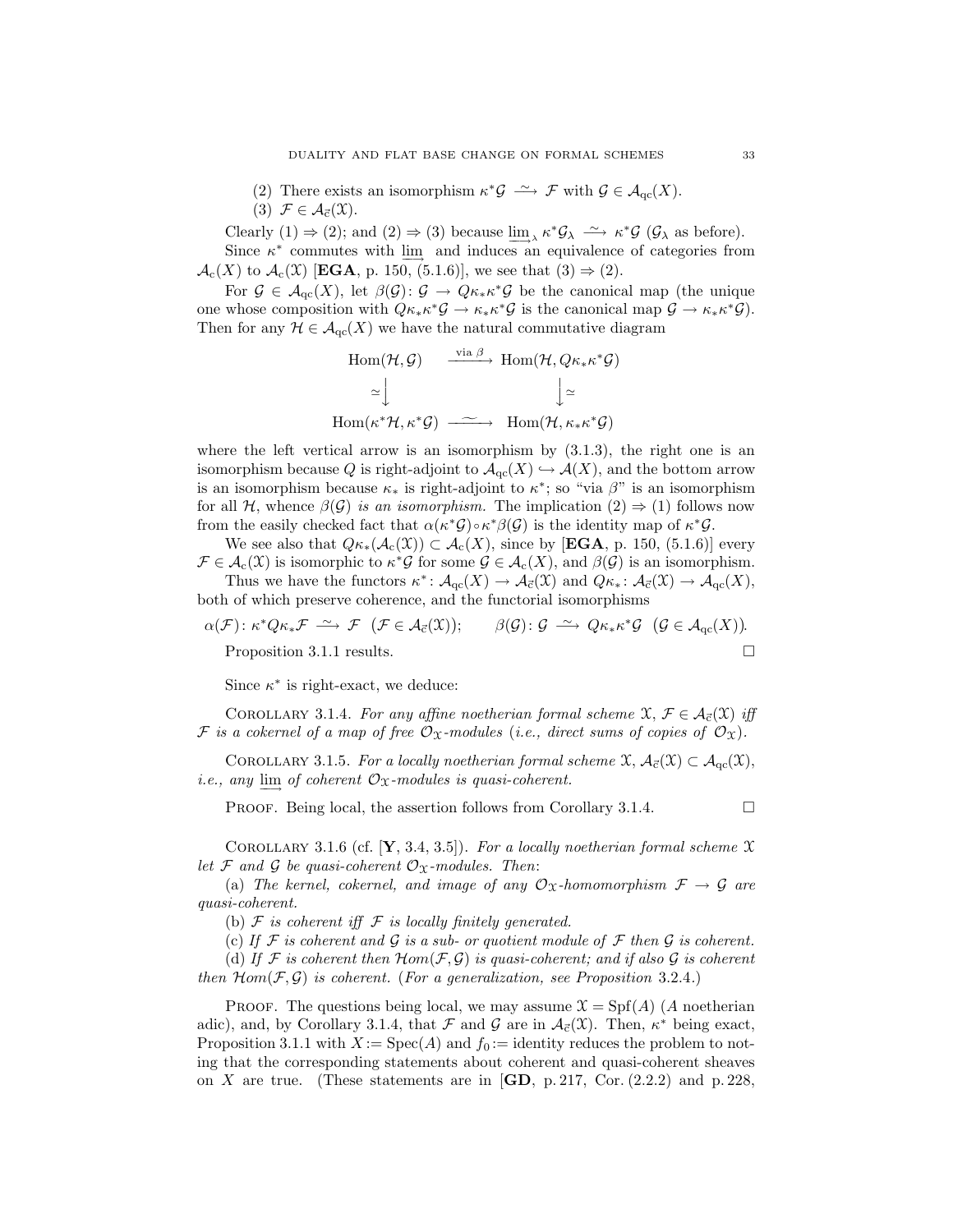(2) There exists an isomorphism $\kappa^*\mathcal{G} \xrightarrow{\sim} \mathcal{F}$ with $\mathcal{G} \in \mathcal{A}_{\mathrm{qc}}(X)$.

(3) $\mathcal{F} \in \mathcal{A}_{\vec{c}}(\mathfrak{X})$.

Clearly (1) ⇒ (2); and (2) ⇒ (3) because $\varinjlim_\lambda \kappa^*\mathcal{G}_\lambda \xrightarrow{\sim} \kappa^*\mathcal{G}$ ($\mathcal{G}_\lambda$ as before).

Since $\kappa^*$ commutes with $\varinjlim$ and induces an equivalence of categories from $\mathcal{A}_{\mathrm{c}}(X)$ to $\mathcal{A}_{\mathrm{c}}(\mathfrak{X})$ [**EGA**, p. 150, (5.1.6)], we see that (3) ⇒ (2).

For $\mathcal{G} \in \mathcal{A}_{\mathrm{qc}}(X)$, let $\beta(\mathcal{G})\colon \mathcal{G} \to Q\kappa_*\kappa^*\mathcal{G}$ be the canonical map (the unique one whose composition with $Q\kappa_*\kappa^*\mathcal{G} \to \kappa_*\kappa^*\mathcal{G}$ is the canonical map $\mathcal{G} \to \kappa_*\kappa^*\mathcal{G}$). Then for any $\mathcal{H} \in \mathcal{A}_{\mathrm{qc}}(X)$ we have the natural commutative diagram

$$\begin{array}{ccc}
\mathrm{Hom}(\mathcal{H},\mathcal{G}) & \xrightarrow{\text{via } \beta} & \mathrm{Hom}(\mathcal{H}, Q\kappa_*\kappa^*\mathcal{G}) \\
\simeq\big\downarrow & & \big\downarrow\simeq \\
\mathrm{Hom}(\kappa^*\mathcal{H},\kappa^*\mathcal{G}) & \xrightarrow{\;\sim\;} & \mathrm{Hom}(\mathcal{H},\kappa_*\kappa^*\mathcal{G})
\end{array}$$

where the left vertical arrow is an isomorphism by (3.1.3), the right one is an isomorphism because $Q$ is right-adjoint to $\mathcal{A}_{\mathrm{qc}}(X) \hookrightarrow \mathcal{A}(X)$, and the bottom arrow is an isomorphism because $\kappa_*$ is right-adjoint to $\kappa^*$; so "via $\beta$" is an isomorphism for all $\mathcal{H}$, whence $\beta(\mathcal{G})$ *is an isomorphism.* The implication (2) ⇒ (1) follows now from the easily checked fact that $\alpha(\kappa^*\mathcal{G})\circ\kappa^*\beta(\mathcal{G})$ is the identity map of $\kappa^*\mathcal{G}$.

We see also that $Q\kappa_*(\mathcal{A}_{\mathrm{c}}(\mathfrak{X})) \subset \mathcal{A}_{\mathrm{c}}(X)$, since by [**EGA**, p. 150, (5.1.6)] every $\mathcal{F} \in \mathcal{A}_{\mathrm{c}}(\mathfrak{X})$ is isomorphic to $\kappa^*\mathcal{G}$ for some $\mathcal{G} \in \mathcal{A}_{\mathrm{c}}(X)$, and $\beta(\mathcal{G})$ is an isomorphism.

Thus we have the functors $\kappa^*\colon \mathcal{A}_{\mathrm{qc}}(X) \to \mathcal{A}_{\vec{c}}(\mathfrak{X})$ and $Q\kappa_*\colon \mathcal{A}_{\vec{c}}(\mathfrak{X}) \to \mathcal{A}_{\mathrm{qc}}(X)$, both of which preserve coherence, and the functorial isomorphisms

$$\alpha(\mathcal{F})\colon \kappa^*Q\kappa_*\mathcal{F} \xrightarrow{\sim} \mathcal{F} \;\; (\mathcal{F} \in \mathcal{A}_{\vec{c}}(\mathfrak{X})); \qquad \beta(\mathcal{G})\colon \mathcal{G} \xrightarrow{\sim} Q\kappa_*\kappa^*\mathcal{G} \;\; (\mathcal{G} \in \mathcal{A}_{\mathrm{qc}}(X)).$$

Proposition 3.1.1 results. □

Since $\kappa^*$ is right-exact, we deduce:

Corollary 3.1.4. *For any affine noetherian formal scheme $\mathfrak{X}$, $\mathcal{F} \in \mathcal{A}_{\vec{c}}(\mathfrak{X})$ iff $\mathcal{F}$ is a cokernel of a map of free $\mathcal{O}_{\mathfrak{X}}$-modules (i.e., direct sums of copies of $\mathcal{O}_{\mathfrak{X}}$).*

Corollary 3.1.5. *For a locally noetherian formal scheme $\mathfrak{X}$, $\mathcal{A}_{\vec{c}}(\mathfrak{X}) \subset \mathcal{A}_{\mathrm{qc}}(\mathfrak{X})$, i.e., any $\varinjlim$ of coherent $\mathcal{O}_{\mathfrak{X}}$-modules is quasi-coherent.*

Proof. Being local, the assertion follows from Corollary 3.1.4. □

Corollary 3.1.6 (cf. [**Y**, 3.4, 3.5]). *For a locally noetherian formal scheme $\mathfrak{X}$ let $\mathcal{F}$ and $\mathcal{G}$ be quasi-coherent $\mathcal{O}_{\mathfrak{X}}$-modules. Then*:

(a) *The kernel, cokernel, and image of any $\mathcal{O}_{\mathfrak{X}}$-homomorphism $\mathcal{F} \to \mathcal{G}$ are quasi-coherent.*

(b) *$\mathcal{F}$ is coherent iff $\mathcal{F}$ is locally finitely generated.*

(c) *If $\mathcal{F}$ is coherent and $\mathcal{G}$ is a sub- or quotient module of $\mathcal{F}$ then $\mathcal{G}$ is coherent.*

(d) *If $\mathcal{F}$ is coherent then $\mathcal{H}om(\mathcal{F},\mathcal{G})$ is quasi-coherent; and if also $\mathcal{G}$ is coherent then $\mathcal{H}om(\mathcal{F},\mathcal{G})$ is coherent.* (*For a generalization, see Proposition* 3.2.4.)

Proof. The questions being local, we may assume $\mathfrak{X} = \mathrm{Spf}(A)$ ($A$ noetherian adic), and, by Corollary 3.1.4, that $\mathcal{F}$ and $\mathcal{G}$ are in $\mathcal{A}_{\vec{c}}(\mathfrak{X})$. Then, $\kappa^*$ being exact, Proposition 3.1.1 with $X := \mathrm{Spec}(A)$ and $f_0 :=$ identity reduces the problem to noting that the corresponding statements about coherent and quasi-coherent sheaves on $X$ are true. (These statements are in [**GD**, p. 217, Cor. (2.2.2) and p. 228,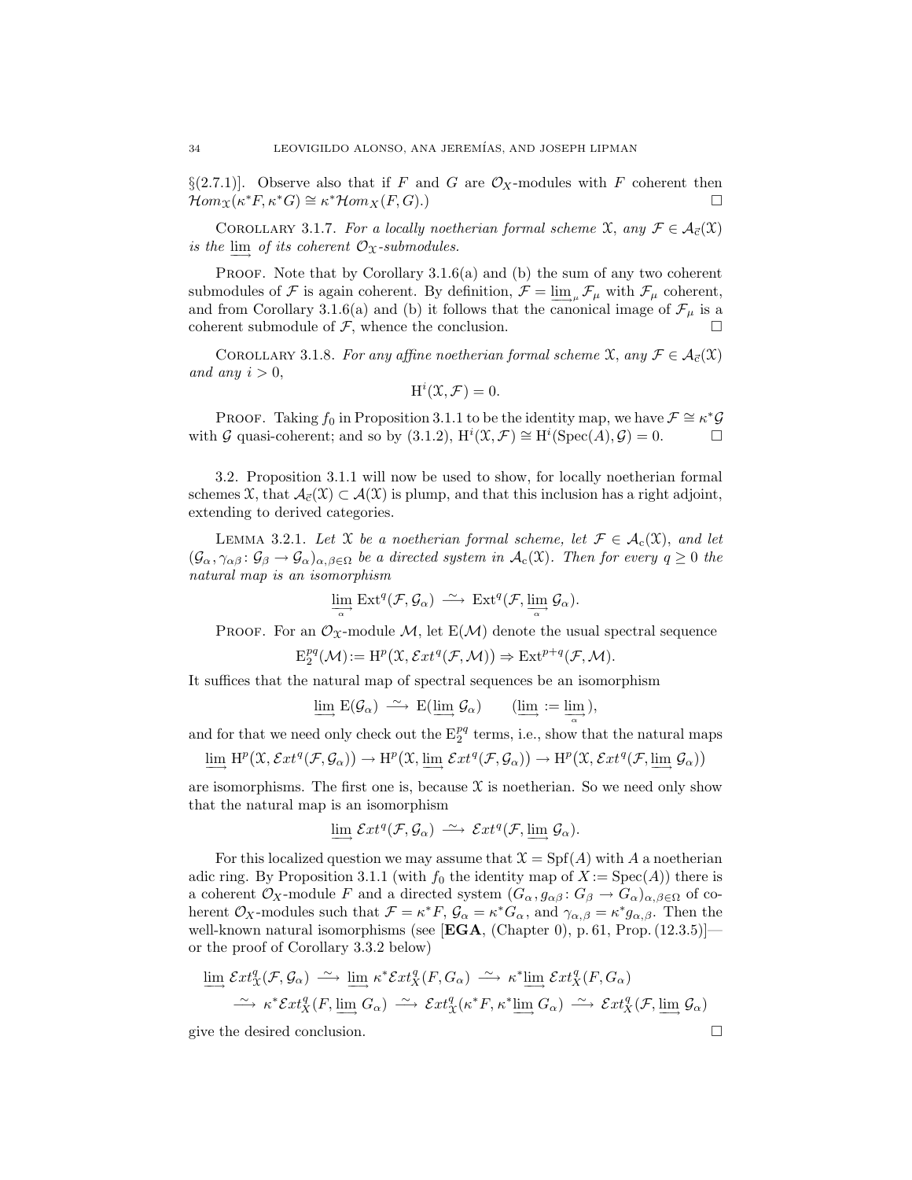§(2.7.1)]. Observe also that if $F$ and $G$ are $\mathcal{O}_X$-modules with $F$ coherent then $\mathcal{H}om_{\mathfrak{X}}(\kappa^*F, \kappa^*G) \cong \kappa^*\mathcal{H}om_X(F, G)$.) $\square$

Corollary 3.1.7. *For a locally noetherian formal scheme $\mathfrak{X}$, any $\mathcal{F} \in \mathcal{A}_{\vec{c}}(\mathfrak{X})$ is the $\varinjlim$ of its coherent $\mathcal{O}_{\mathfrak{X}}$-submodules.*

Proof. Note that by Corollary 3.1.6(a) and (b) the sum of any two coherent submodules of $\mathcal{F}$ is again coherent. By definition, $\mathcal{F} = \varinjlim_\mu \mathcal{F}_\mu$ with $\mathcal{F}_\mu$ coherent, and from Corollary 3.1.6(a) and (b) it follows that the canonical image of $\mathcal{F}_\mu$ is a coherent submodule of $\mathcal{F}$, whence the conclusion. $\square$

Corollary 3.1.8. *For any affine noetherian formal scheme $\mathfrak{X}$, any $\mathcal{F} \in \mathcal{A}_{\vec{c}}(\mathfrak{X})$ and any $i > 0$,*

$$\mathrm{H}^i(\mathfrak{X}, \mathcal{F}) = 0.$$

Proof. Taking $f_0$ in Proposition 3.1.1 to be the identity map, we have $\mathcal{F} \cong \kappa^*\mathcal{G}$ with $\mathcal{G}$ quasi-coherent; and so by (3.1.2), $\mathrm{H}^i(\mathfrak{X}, \mathcal{F}) \cong \mathrm{H}^i(\mathrm{Spec}(A), \mathcal{G}) = 0$. $\square$

3.2. Proposition 3.1.1 will now be used to show, for locally noetherian formal schemes $\mathfrak{X}$, that $\mathcal{A}_{\vec{c}}(\mathfrak{X}) \subset \mathcal{A}(\mathfrak{X})$ is plump, and that this inclusion has a right adjoint, extending to derived categories.

Lemma 3.2.1. *Let $\mathfrak{X}$ be a noetherian formal scheme, let $\mathcal{F} \in \mathcal{A}_{\mathrm{c}}(\mathfrak{X})$, and let $(\mathcal{G}_\alpha, \gamma_{\alpha\beta}\colon \mathcal{G}_\beta \to \mathcal{G}_\alpha)_{\alpha,\beta\in\Omega}$ be a directed system in $\mathcal{A}_{\mathrm{c}}(\mathfrak{X})$. Then for every $q \geq 0$ the natural map is an isomorphism*

$$\varinjlim_{\alpha} \mathrm{Ext}^q(\mathcal{F}, \mathcal{G}_\alpha) \xrightarrow{\ \sim\ } \mathrm{Ext}^q(\mathcal{F}, \varinjlim_{\alpha} \mathcal{G}_\alpha).$$

Proof. For an $\mathcal{O}_{\mathfrak{X}}$-module $\mathcal{M}$, let $\mathrm{E}(\mathcal{M})$ denote the usual spectral sequence

$$\mathrm{E}_2^{pq}(\mathcal{M}) := \mathrm{H}^p\big(\mathfrak{X}, \mathcal{E}xt^q(\mathcal{F}, \mathcal{M})\big) \Rightarrow \mathrm{Ext}^{p+q}(\mathcal{F}, \mathcal{M}).$$

It suffices that the natural map of spectral sequences be an isomorphism

$$\varinjlim \mathrm{E}(\mathcal{G}_\alpha) \xrightarrow{\ \sim\ } \mathrm{E}(\varinjlim \mathcal{G}_\alpha) \qquad (\varinjlim := \varinjlim_{\alpha}),$$

and for that we need only check out the $\mathrm{E}_2^{pq}$ terms, i.e., show that the natural maps

$$\varinjlim \mathrm{H}^p\big(\mathfrak{X}, \mathcal{E}xt^q(\mathcal{F}, \mathcal{G}_\alpha)\big) \to \mathrm{H}^p\big(\mathfrak{X}, \varinjlim \mathcal{E}xt^q(\mathcal{F}, \mathcal{G}_\alpha)\big) \to \mathrm{H}^p\big(\mathfrak{X}, \mathcal{E}xt^q(\mathcal{F}, \varinjlim \mathcal{G}_\alpha)\big)$$

are isomorphisms. The first one is, because $\mathfrak{X}$ is noetherian. So we need only show that the natural map is an isomorphism

$$\varinjlim \mathcal{E}xt^q(\mathcal{F}, \mathcal{G}_\alpha) \xrightarrow{\ \sim\ } \mathcal{E}xt^q(\mathcal{F}, \varinjlim \mathcal{G}_\alpha).$$

For this localized question we may assume that $\mathfrak{X} = \mathrm{Spf}(A)$ with $A$ a noetherian adic ring. By Proposition 3.1.1 (with $f_0$ the identity map of $X := \mathrm{Spec}(A)$) there is a coherent $\mathcal{O}_X$-module $F$ and a directed system $(G_\alpha, g_{\alpha\beta}\colon G_\beta \to G_\alpha)_{\alpha,\beta\in\Omega}$ of coherent $\mathcal{O}_X$-modules such that $\mathcal{F} = \kappa^*F$, $\mathcal{G}_\alpha = \kappa^*G_\alpha$, and $\gamma_{\alpha,\beta} = \kappa^*g_{\alpha,\beta}$. Then the well-known natural isomorphisms (see [**EGA**, (Chapter 0), p. 61, Prop. (12.3.5)]—or the proof of Corollary 3.3.2 below)

$$\begin{aligned}
\varinjlim \mathcal{E}xt^q_{\mathfrak{X}}(\mathcal{F}, \mathcal{G}_\alpha) &\xrightarrow{\ \sim\ } \varinjlim \kappa^*\mathcal{E}xt^q_X(F, G_\alpha) \xrightarrow{\ \sim\ } \kappa^*\varinjlim \mathcal{E}xt^q_X(F, G_\alpha) \\
&\xrightarrow{\ \sim\ } \kappa^*\mathcal{E}xt^q_X(F, \varinjlim G_\alpha) \xrightarrow{\ \sim\ } \mathcal{E}xt^q_{\mathfrak{X}}(\kappa^*F, \kappa^*\varinjlim G_\alpha) \xrightarrow{\ \sim\ } \mathcal{E}xt^q_{\mathfrak{X}}(\mathcal{F}, \varinjlim \mathcal{G}_\alpha)
\end{aligned}$$

give the desired conclusion. $\square$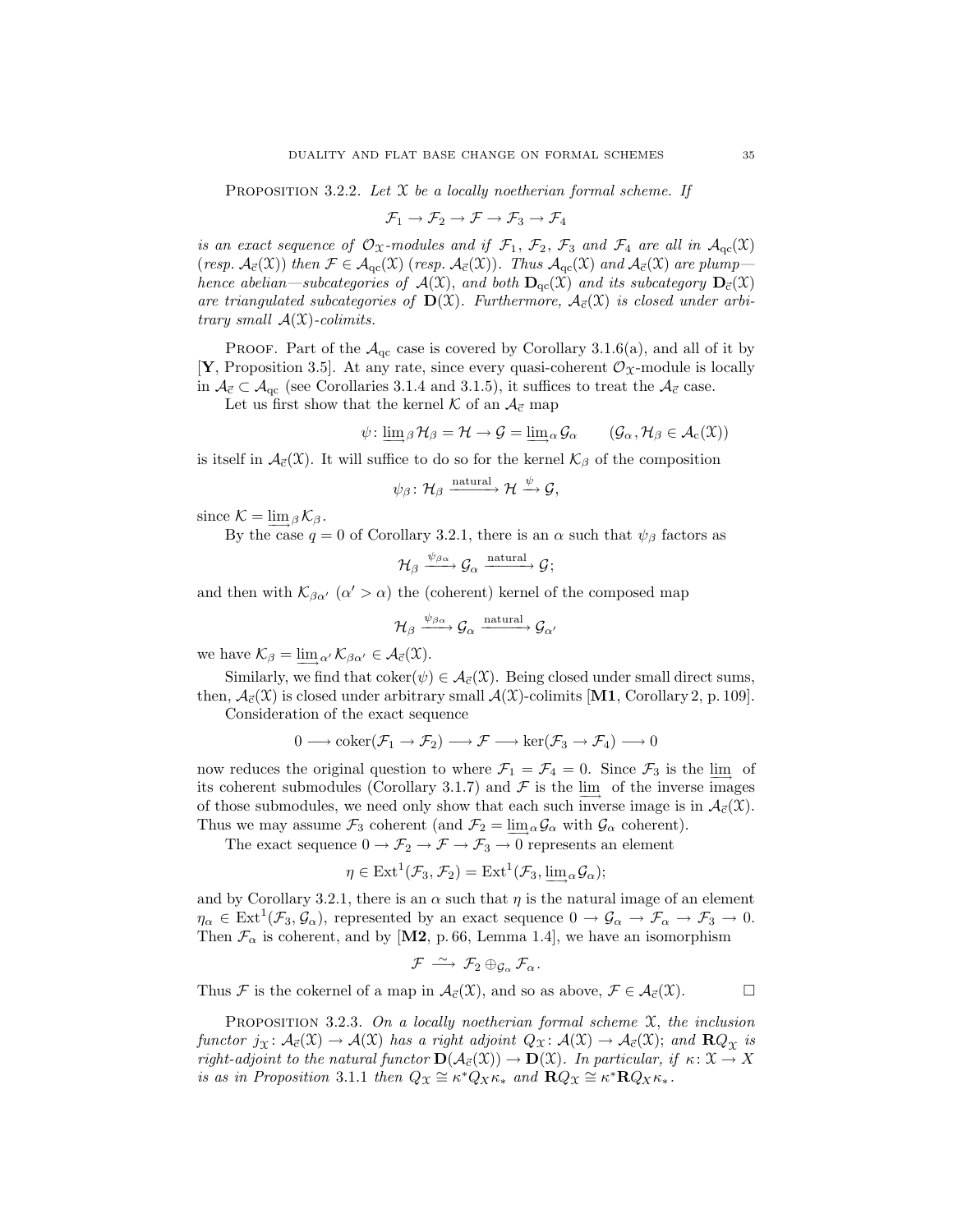Proposition 3.2.2. *Let $\mathfrak{X}$ be a locally noetherian formal scheme. If*

$$\mathcal{F}_1 \to \mathcal{F}_2 \to \mathcal{F} \to \mathcal{F}_3 \to \mathcal{F}_4$$

*is an exact sequence of $\mathcal{O}_{\mathfrak{X}}$-modules and if $\mathcal{F}_1$, $\mathcal{F}_2$, $\mathcal{F}_3$ and $\mathcal{F}_4$ are all in $\mathcal{A}_{\mathrm{qc}}(\mathfrak{X})$ (resp. $\mathcal{A}_{\vec{\mathrm{c}}}(\mathfrak{X})$) then $\mathcal{F} \in \mathcal{A}_{\mathrm{qc}}(\mathfrak{X})$ (resp. $\mathcal{A}_{\vec{\mathrm{c}}}(\mathfrak{X})$). Thus $\mathcal{A}_{\mathrm{qc}}(\mathfrak{X})$ and $\mathcal{A}_{\vec{\mathrm{c}}}(\mathfrak{X})$ are plump—hence abelian—subcategories of $\mathcal{A}(\mathfrak{X})$, and both $\mathbf{D}_{\mathrm{qc}}(\mathfrak{X})$ and its subcategory $\mathbf{D}_{\vec{\mathrm{c}}}(\mathfrak{X})$ are triangulated subcategories of $\mathbf{D}(\mathfrak{X})$. Furthermore, $\mathcal{A}_{\vec{\mathrm{c}}}(\mathfrak{X})$ is closed under arbitrary small $\mathcal{A}(\mathfrak{X})$-colimits.*

Proof. Part of the $\mathcal{A}_{\mathrm{qc}}$ case is covered by Corollary 3.1.6(a), and all of it by [**Y**, Proposition 3.5]. At any rate, since every quasi-coherent $\mathcal{O}_{\mathfrak{X}}$-module is locally in $\mathcal{A}_{\vec{\mathrm{c}}} \subset \mathcal{A}_{\mathrm{qc}}$ (see Corollaries 3.1.4 and 3.1.5), it suffices to treat the $\mathcal{A}_{\vec{\mathrm{c}}}$ case.

Let us first show that the kernel $\mathcal{K}$ of an $\mathcal{A}_{\vec{\mathrm{c}}}$ map

$$\psi\colon \varinjlim_{\beta} \mathcal{H}_\beta = \mathcal{H} \to \mathcal{G} = \varinjlim_{\alpha} \mathcal{G}_\alpha \qquad (\mathcal{G}_\alpha, \mathcal{H}_\beta \in \mathcal{A}_{\mathrm{c}}(\mathfrak{X}))$$

is itself in $\mathcal{A}_{\vec{\mathrm{c}}}(\mathfrak{X})$. It will suffice to do so for the kernel $\mathcal{K}_\beta$ of the composition

$$\psi_\beta\colon \mathcal{H}_\beta \xrightarrow{\text{natural}} \mathcal{H} \xrightarrow{\psi} \mathcal{G},$$

since $\mathcal{K} = \varinjlim_{\beta} \mathcal{K}_\beta$.

By the case $q = 0$ of Corollary 3.2.1, there is an $\alpha$ such that $\psi_\beta$ factors as

$$\mathcal{H}_\beta \xrightarrow{\psi_{\beta\alpha}} \mathcal{G}_\alpha \xrightarrow{\text{natural}} \mathcal{G};$$

and then with $\mathcal{K}_{\beta\alpha'}$ ($\alpha' > \alpha$) the (coherent) kernel of the composed map

$$\mathcal{H}_\beta \xrightarrow{\psi_{\beta\alpha}} \mathcal{G}_\alpha \xrightarrow{\text{natural}} \mathcal{G}_{\alpha'}$$

we have $\mathcal{K}_\beta = \varinjlim_{\alpha'} \mathcal{K}_{\beta\alpha'} \in \mathcal{A}_{\vec{\mathrm{c}}}(\mathfrak{X})$.

Similarly, we find that $\mathrm{coker}(\psi) \in \mathcal{A}_{\vec{\mathrm{c}}}(\mathfrak{X})$. Being closed under small direct sums, then, $\mathcal{A}_{\vec{\mathrm{c}}}(\mathfrak{X})$ is closed under arbitrary small $\mathcal{A}(\mathfrak{X})$-colimits [**M1**, Corollary 2, p. 109].

Consideration of the exact sequence

$$0 \longrightarrow \mathrm{coker}(\mathcal{F}_1 \to \mathcal{F}_2) \longrightarrow \mathcal{F} \longrightarrow \ker(\mathcal{F}_3 \to \mathcal{F}_4) \longrightarrow 0$$

now reduces the original question to where $\mathcal{F}_1 = \mathcal{F}_4 = 0$. Since $\mathcal{F}_3$ is the $\varinjlim$ of its coherent submodules (Corollary 3.1.7) and $\mathcal{F}$ is the $\varinjlim$ of the inverse images of those submodules, we need only show that each such inverse image is in $\mathcal{A}_{\vec{\mathrm{c}}}(\mathfrak{X})$. Thus we may assume $\mathcal{F}_3$ coherent (and $\mathcal{F}_2 = \varinjlim_{\alpha} \mathcal{G}_\alpha$ with $\mathcal{G}_\alpha$ coherent).

The exact sequence $0 \to \mathcal{F}_2 \to \mathcal{F} \to \mathcal{F}_3 \to 0$ represents an element

$$\eta \in \mathrm{Ext}^1(\mathcal{F}_3, \mathcal{F}_2) = \mathrm{Ext}^1(\mathcal{F}_3, \varinjlim_{\alpha} \mathcal{G}_\alpha);$$

and by Corollary 3.2.1, there is an $\alpha$ such that $\eta$ is the natural image of an element $\eta_\alpha \in \mathrm{Ext}^1(\mathcal{F}_3, \mathcal{G}_\alpha)$, represented by an exact sequence $0 \to \mathcal{G}_\alpha \to \mathcal{F}_\alpha \to \mathcal{F}_3 \to 0$. Then $\mathcal{F}_\alpha$ is coherent, and by [**M2**, p. 66, Lemma 1.4], we have an isomorphism

$$\mathcal{F} \xrightarrow{\ \sim\ } \mathcal{F}_2 \oplus_{\mathcal{G}_\alpha} \mathcal{F}_\alpha.$$

Thus $\mathcal{F}$ is the cokernel of a map in $\mathcal{A}_{\vec{\mathrm{c}}}(\mathfrak{X})$, and so as above, $\mathcal{F} \in \mathcal{A}_{\vec{\mathrm{c}}}(\mathfrak{X})$. $\square$

Proposition 3.2.3. *On a locally noetherian formal scheme $\mathfrak{X}$, the inclusion functor $j_{\mathfrak{X}}\colon \mathcal{A}_{\vec{\mathrm{c}}}(\mathfrak{X}) \to \mathcal{A}(\mathfrak{X})$ has a right adjoint $Q_{\mathfrak{X}}\colon \mathcal{A}(\mathfrak{X}) \to \mathcal{A}_{\vec{\mathrm{c}}}(\mathfrak{X})$; and $\mathbf{R}Q_{\mathfrak{X}}$ is right-adjoint to the natural functor $\mathbf{D}(\mathcal{A}_{\vec{\mathrm{c}}}(\mathfrak{X})) \to \mathbf{D}(\mathfrak{X})$. In particular, if $\kappa\colon \mathfrak{X} \to X$ is as in Proposition* 3.1.1 *then $Q_{\mathfrak{X}} \cong \kappa^* Q_X \kappa_*$ and $\mathbf{R}Q_{\mathfrak{X}} \cong \kappa^* \mathbf{R}Q_X \kappa_*$.*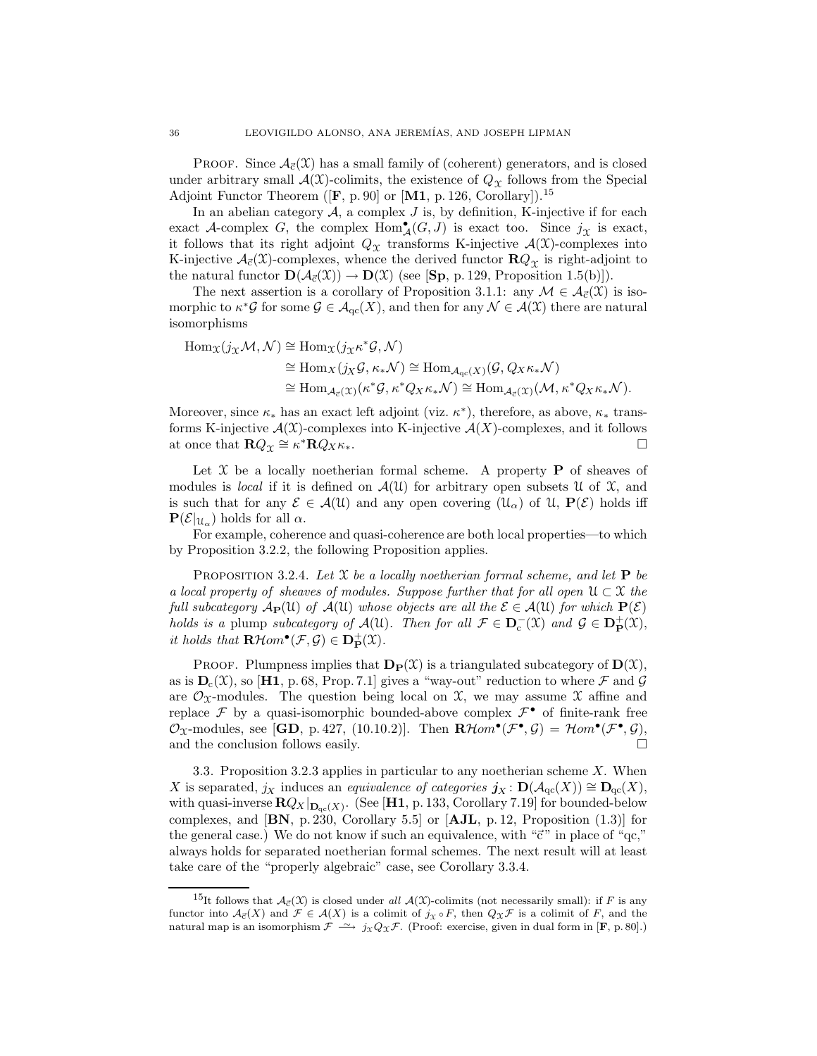PROOF. Since $\mathcal{A}_{\vec{c}}(\mathfrak{X})$ has a small family of (coherent) generators, and is closed under arbitrary small $\mathcal{A}(\mathfrak{X})$-colimits, the existence of $Q_{\mathfrak{X}}$ follows from the Special Adjoint Functor Theorem ([**F**, p. 90] or [**M1**, p. 126, Corollary]).[15]

In an abelian category $\mathcal{A}$, a complex $J$ is, by definition, K-injective if for each exact $\mathcal{A}$-complex $G$, the complex $\operatorname{Hom}^\bullet_{\mathcal{A}}(G, J)$ is exact too. Since $j_{\mathfrak{X}}$ is exact, it follows that its right adjoint $Q_{\mathfrak{X}}$ transforms K-injective $\mathcal{A}(\mathfrak{X})$-complexes into K-injective $\mathcal{A}_{\vec{c}}(\mathfrak{X})$-complexes, whence the derived functor $\mathbf{R}Q_{\mathfrak{X}}$ is right-adjoint to the natural functor $\mathbf{D}(\mathcal{A}_{\vec{c}}(\mathfrak{X})) \to \mathbf{D}(\mathfrak{X})$ (see [**Sp**, p. 129, Proposition 1.5(b)]).

The next assertion is a corollary of Proposition 3.1.1: any $\mathcal{M} \in \mathcal{A}_{\vec{c}}(\mathfrak{X})$ is isomorphic to $\kappa^*\mathcal{G}$ for some $\mathcal{G} \in \mathcal{A}_{\mathrm{qc}}(X)$, and then for any $\mathcal{N} \in \mathcal{A}(\mathfrak{X})$ there are natural isomorphisms

$$
\begin{aligned}
\operatorname{Hom}_{\mathfrak{X}}(j_{\mathfrak{X}}\mathcal{M}, \mathcal{N}) &\cong \operatorname{Hom}_{\mathfrak{X}}(j_{\mathfrak{X}}\kappa^*\mathcal{G}, \mathcal{N}) \\
&\cong \operatorname{Hom}_X(j_X\mathcal{G}, \kappa_*\mathcal{N}) \cong \operatorname{Hom}_{\mathcal{A}_{\mathrm{qc}}(X)}(\mathcal{G}, Q_X\kappa_*\mathcal{N}) \\
&\cong \operatorname{Hom}_{\mathcal{A}_{\vec{c}}(\mathfrak{X})}(\kappa^*\mathcal{G}, \kappa^*Q_X\kappa_*\mathcal{N}) \cong \operatorname{Hom}_{\mathcal{A}_{\vec{c}}(\mathfrak{X})}(\mathcal{M}, \kappa^*Q_X\kappa_*\mathcal{N}).
\end{aligned}
$$

Moreover, since $\kappa_*$ has an exact left adjoint (viz. $\kappa^*$), therefore, as above, $\kappa_*$ transforms K-injective $\mathcal{A}(\mathfrak{X})$-complexes into K-injective $\mathcal{A}(X)$-complexes, and it follows at once that $\mathbf{R}Q_{\mathfrak{X}} \cong \kappa^*\mathbf{R}Q_X\kappa_*$. $\square$

Let $\mathfrak{X}$ be a locally noetherian formal scheme. A property $\mathbf{P}$ of sheaves of modules is *local* if it is defined on $\mathcal{A}(\mathfrak{U})$ for arbitrary open subsets $\mathfrak{U}$ of $\mathfrak{X}$, and is such that for any $\mathcal{E} \in \mathcal{A}(\mathfrak{U})$ and any open covering $(\mathfrak{U}_\alpha)$ of $\mathfrak{U}$, $\mathbf{P}(\mathcal{E})$ holds iff $\mathbf{P}(\mathcal{E}|_{\mathfrak{U}_\alpha})$ holds for all $\alpha$.

For example, coherence and quasi-coherence are both local properties—to which by Proposition 3.2.2, the following Proposition applies.

PROPOSITION 3.2.4. *Let $\mathfrak{X}$ be a locally noetherian formal scheme, and let $\mathbf{P}$ be a local property of sheaves of modules. Suppose further that for all open $\mathfrak{U} \subset \mathfrak{X}$ the full subcategory $\mathcal{A}_{\mathbf{P}}(\mathfrak{U})$ of $\mathcal{A}(\mathfrak{U})$ whose objects are all the $\mathcal{E} \in \mathcal{A}(\mathfrak{U})$ for which $\mathbf{P}(\mathcal{E})$ holds is a* plump *subcategory of $\mathcal{A}(\mathfrak{U})$. Then for all $\mathcal{F} \in \mathbf{D}^-_{\mathrm{c}}(\mathfrak{X})$ and $\mathcal{G} \in \mathbf{D}^+_{\mathbf{P}}(\mathfrak{X})$, it holds that $\mathbf{R}\mathcal{H}om^\bullet(\mathcal{F}, \mathcal{G}) \in \mathbf{D}^+_{\mathbf{P}}(\mathfrak{X})$.*

PROOF. Plumpness implies that $\mathbf{D}_{\mathbf{P}}(\mathfrak{X})$ is a triangulated subcategory of $\mathbf{D}(\mathfrak{X})$, as is $\mathbf{D}_{\mathrm{c}}(\mathfrak{X})$, so [**H1**, p. 68, Prop. 7.1] gives a "way-out" reduction to where $\mathcal{F}$ and $\mathcal{G}$ are $\mathcal{O}_{\mathfrak{X}}$-modules. The question being local on $\mathfrak{X}$, we may assume $\mathfrak{X}$ affine and replace $\mathcal{F}$ by a quasi-isomorphic bounded-above complex $\mathcal{F}^\bullet$ of finite-rank free $\mathcal{O}_{\mathfrak{X}}$-modules, see [**GD**, p. 427, (10.10.2)]. Then $\mathbf{R}\mathcal{H}om^\bullet(\mathcal{F}^\bullet, \mathcal{G}) = \mathcal{H}om^\bullet(\mathcal{F}^\bullet, \mathcal{G})$, and the conclusion follows easily. $\square$

3.3. Proposition 3.2.3 applies in particular to any noetherian scheme $X$. When $X$ is separated, $j_X$ induces an *equivalence of categories* $\boldsymbol{j}_X \colon \mathbf{D}(\mathcal{A}_{\mathrm{qc}}(X)) \cong \mathbf{D}_{\mathrm{qc}}(X)$, with quasi-inverse $\mathbf{R}Q_X|_{\mathbf{D}_{\mathrm{qc}}(X)}$. (See [**H1**, p. 133, Corollary 7.19] for bounded-below complexes, and [**BN**, p. 230, Corollary 5.5] or [**AJL**, p. 12, Proposition (1.3)] for the general case.) We do not know if such an equivalence, with "$\vec{c}$" in place of "qc," always holds for separated noetherian formal schemes. The next result will at least take care of the "properly algebraic" case, see Corollary 3.3.4.

---

[15] It follows that $\mathcal{A}_{\vec{c}}(\mathfrak{X})$ is closed under *all* $\mathcal{A}(\mathfrak{X})$-colimits (not necessarily small): if $F$ is any functor into $\mathcal{A}_{\vec{c}}(X)$ and $\mathcal{F} \in \mathcal{A}(X)$ is a colimit of $j_{\mathfrak{X}} \circ F$, then $Q_{\mathfrak{X}}\mathcal{F}$ is a colimit of $F$, and the natural map is an isomorphism $\mathcal{F} \xrightarrow{\sim} j_{\mathfrak{X}}Q_{\mathfrak{X}}\mathcal{F}$. (Proof: exercise, given in dual form in [**F**, p. 80].)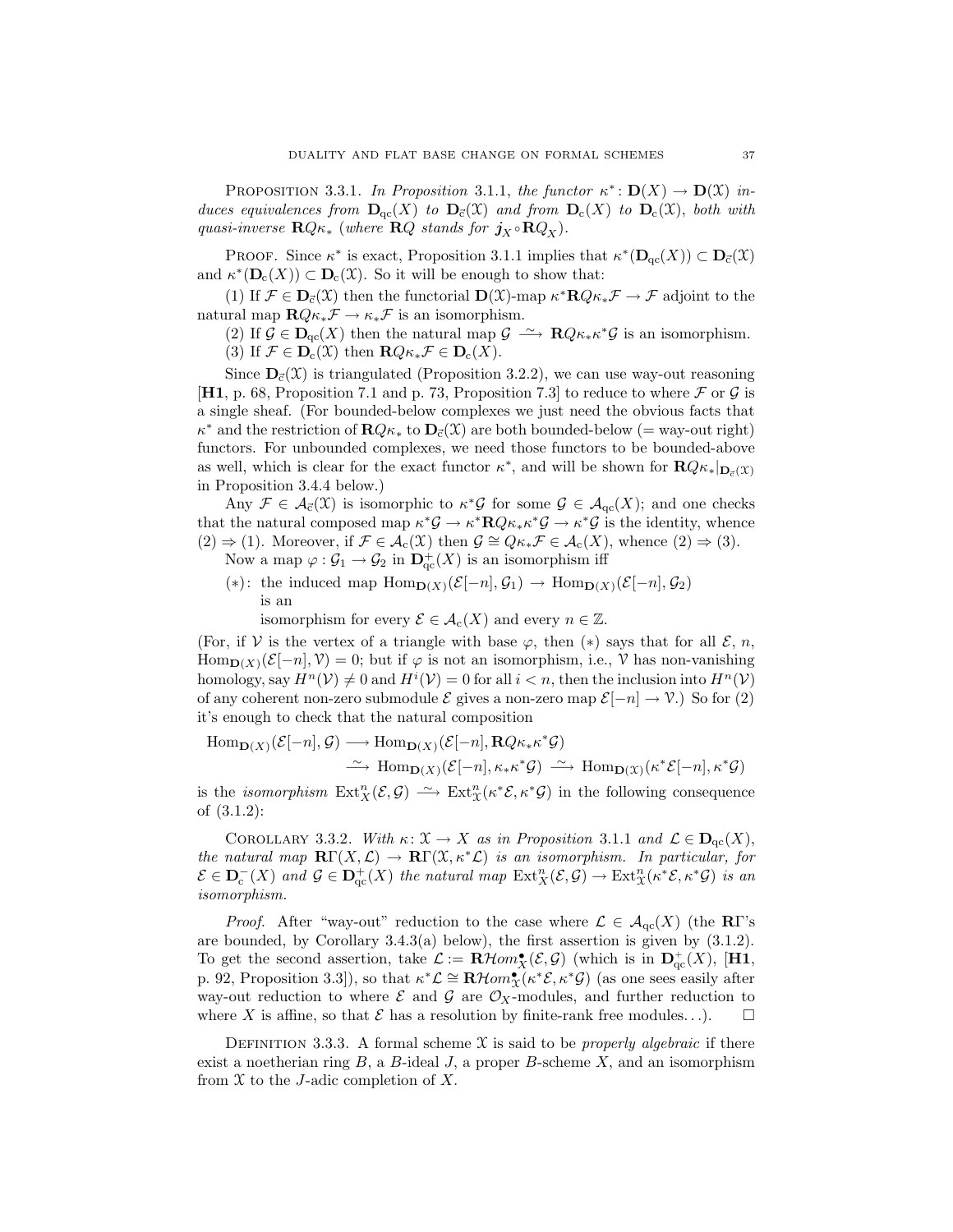Proposition 3.3.1. *In Proposition* 3.1.1, *the functor* $\kappa^*\colon \mathbf{D}(X)\to\mathbf{D}(\mathcal{X})$ *induces equivalences from* $\mathbf{D}_{\mathrm{qc}}(X)$ *to* $\mathbf{D}_{\vec{\mathrm{c}}}(\mathcal{X})$ *and from* $\mathbf{D}_{\mathrm{c}}(X)$ *to* $\mathbf{D}_{\mathrm{c}}(\mathcal{X})$, *both with quasi-inverse* $\mathbf{R}Q\kappa_*$ (*where* $\mathbf{R}Q$ *stands for* $\boldsymbol{j}_X\circ\mathbf{R}Q_X$).

Proof. Since $\kappa^*$ is exact, Proposition 3.1.1 implies that $\kappa^*(\mathbf{D}_{\mathrm{qc}}(X))\subset\mathbf{D}_{\vec{\mathrm{c}}}(\mathcal{X})$ and $\kappa^*(\mathbf{D}_{\mathrm{c}}(X))\subset\mathbf{D}_{\mathrm{c}}(\mathcal{X})$. So it will be enough to show that:

(1) If $\mathcal{F}\in\mathbf{D}_{\vec{\mathrm{c}}}(\mathcal{X})$ then the functorial $\mathbf{D}(\mathcal{X})$-map $\kappa^*\mathbf{R}Q\kappa_*\mathcal{F}\to\mathcal{F}$ adjoint to the natural map $\mathbf{R}Q\kappa_*\mathcal{F}\to\kappa_*\mathcal{F}$ is an isomorphism.

(2) If $\mathcal{G}\in\mathbf{D}_{\mathrm{qc}}(X)$ then the natural map $\mathcal{G}\xrightarrow{\sim}\mathbf{R}Q\kappa_*\kappa^*\mathcal{G}$ is an isomorphism.

(3) If $\mathcal{F}\in\mathbf{D}_{\mathrm{c}}(\mathcal{X})$ then $\mathbf{R}Q\kappa_*\mathcal{F}\in\mathbf{D}_{\mathrm{c}}(X)$.

Since $\mathbf{D}_{\vec{\mathrm{c}}}(\mathcal{X})$ is triangulated (Proposition 3.2.2), we can use way-out reasoning [**H1**, p. 68, Proposition 7.1 and p. 73, Proposition 7.3] to reduce to where $\mathcal{F}$ or $\mathcal{G}$ is a single sheaf. (For bounded-below complexes we just need the obvious facts that $\kappa^*$ and the restriction of $\mathbf{R}Q\kappa_*$ to $\mathbf{D}_{\vec{\mathrm{c}}}(\mathcal{X})$ are both bounded-below (= way-out right) functors. For unbounded complexes, we need those functors to be bounded-above as well, which is clear for the exact functor $\kappa^*$, and will be shown for $\mathbf{R}Q\kappa_*|_{\mathbf{D}_{\vec{\mathrm{c}}}(\mathcal{X})}$ in Proposition 3.4.4 below.)

Any $\mathcal{F}\in\mathcal{A}_{\vec{\mathrm{c}}}(\mathcal{X})$ is isomorphic to $\kappa^*\mathcal{G}$ for some $\mathcal{G}\in\mathcal{A}_{\mathrm{qc}}(X)$; and one checks that the natural composed map $\kappa^*\mathcal{G}\to\kappa^*\mathbf{R}Q\kappa_*\kappa^*\mathcal{G}\to\kappa^*\mathcal{G}$ is the identity, whence (2) $\Rightarrow$ (1). Moreover, if $\mathcal{F}\in\mathcal{A}_{\mathrm{c}}(\mathcal{X})$ then $\mathcal{G}\cong Q\kappa_*\mathcal{F}\in\mathcal{A}_{\mathrm{c}}(X)$, whence (2) $\Rightarrow$ (3).

Now a map $\varphi:\mathcal{G}_1\to\mathcal{G}_2$ in $\mathbf{D}^+_{\mathrm{qc}}(X)$ is an isomorphism iff

$(*)$: the induced map $\mathrm{Hom}_{\mathbf{D}(X)}(\mathcal{E}[-n],\mathcal{G}_1)\to\mathrm{Hom}_{\mathbf{D}(X)}(\mathcal{E}[-n],\mathcal{G}_2)$ is an isomorphism for every $\mathcal{E}\in\mathcal{A}_{\mathrm{c}}(X)$ and every $n\in\mathbb{Z}$.

(For, if $\mathcal{V}$ is the vertex of a triangle with base $\varphi$, then $(*)$ says that for all $\mathcal{E}$, $n$, $\mathrm{Hom}_{\mathbf{D}(X)}(\mathcal{E}[-n],\mathcal{V})=0$; but if $\varphi$ is not an isomorphism, i.e., $\mathcal{V}$ has non-vanishing homology, say $H^n(\mathcal{V})\neq 0$ and $H^i(\mathcal{V})=0$ for all $i<n$, then the inclusion into $H^n(\mathcal{V})$ of any coherent non-zero submodule $\mathcal{E}$ gives a non-zero map $\mathcal{E}[-n]\to\mathcal{V}$.) So for (2) it's enough to check that the natural composition

$$
\begin{aligned}
\mathrm{Hom}_{\mathbf{D}(X)}(\mathcal{E}[-n],\mathcal{G})&\longrightarrow\mathrm{Hom}_{\mathbf{D}(X)}(\mathcal{E}[-n],\mathbf{R}Q\kappa_*\kappa^*\mathcal{G})\\
&\xrightarrow{\sim}\mathrm{Hom}_{\mathbf{D}(X)}(\mathcal{E}[-n],\kappa_*\kappa^*\mathcal{G})\xrightarrow{\sim}\mathrm{Hom}_{\mathbf{D}(\mathcal{X})}(\kappa^*\mathcal{E}[-n],\kappa^*\mathcal{G})
\end{aligned}
$$

is the *isomorphism* $\mathrm{Ext}^n_X(\mathcal{E},\mathcal{G})\xrightarrow{\sim}\mathrm{Ext}^n_{\mathcal{X}}(\kappa^*\mathcal{E},\kappa^*\mathcal{G})$ in the following consequence of (3.1.2):

Corollary 3.3.2. *With* $\kappa\colon\mathcal{X}\to X$ *as in Proposition* 3.1.1 *and* $\mathcal{L}\in\mathbf{D}_{\mathrm{qc}}(X)$, *the natural map* $\mathbf{R}\Gamma(X,\mathcal{L})\to\mathbf{R}\Gamma(\mathcal{X},\kappa^*\mathcal{L})$ *is an isomorphism. In particular, for* $\mathcal{E}\in\mathbf{D}^-_{\mathrm{c}}(X)$ *and* $\mathcal{G}\in\mathbf{D}^+_{\mathrm{qc}}(X)$ *the natural map* $\mathrm{Ext}^n_X(\mathcal{E},\mathcal{G})\to\mathrm{Ext}^n_{\mathcal{X}}(\kappa^*\mathcal{E},\kappa^*\mathcal{G})$ *is an isomorphism.*

*Proof.* After "way-out" reduction to the case where $\mathcal{L}\in\mathcal{A}_{\mathrm{qc}}(X)$ (the $\mathbf{R}\Gamma$'s are bounded, by Corollary 3.4.3(a) below), the first assertion is given by (3.1.2). To get the second assertion, take $\mathcal{L}:=\mathbf{R}\mathcal{H}om^\bullet_X(\mathcal{E},\mathcal{G})$ (which is in $\mathbf{D}^+_{\mathrm{qc}}(X)$, [**H1**, p. 92, Proposition 3.3]), so that $\kappa^*\mathcal{L}\cong\mathbf{R}\mathcal{H}om^\bullet_{\mathcal{X}}(\kappa^*\mathcal{E},\kappa^*\mathcal{G})$ (as one sees easily after way-out reduction to where $\mathcal{E}$ and $\mathcal{G}$ are $\mathcal{O}_X$-modules, and further reduction to where $X$ is affine, so that $\mathcal{E}$ has a resolution by finite-rank free modules...). $\square$

Definition 3.3.3. A formal scheme $\mathcal{X}$ is said to be *properly algebraic* if there exist a noetherian ring $B$, a $B$-ideal $J$, a proper $B$-scheme $X$, and an isomorphism from $\mathcal{X}$ to the $J$-adic completion of $X$.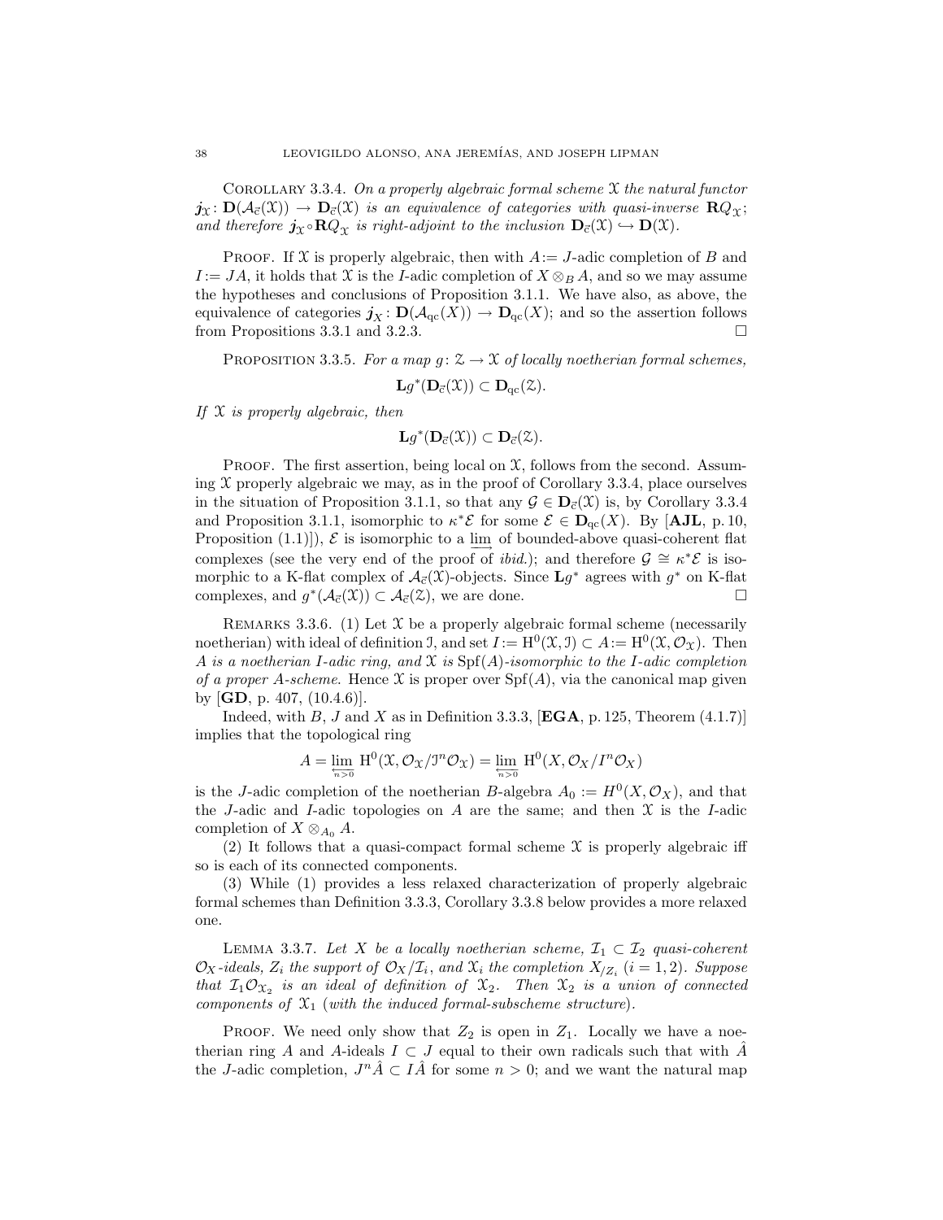Corollary 3.3.4. *On a properly algebraic formal scheme $\mathcal{X}$ the natural functor $\boldsymbol{j}_{\mathcal{X}}\colon \mathbf{D}(\mathcal{A}_{\vec{c}}(\mathcal{X})) \to \mathbf{D}_{\vec{c}}(\mathcal{X})$ is an equivalence of categories with quasi-inverse $\mathbf{R}Q_{\mathcal{X}}$; and therefore $\boldsymbol{j}_{\mathcal{X}}\circ\mathbf{R}Q_{\mathcal{X}}$ is right-adjoint to the inclusion $\mathbf{D}_{\vec{c}}(\mathcal{X}) \hookrightarrow \mathbf{D}(\mathcal{X})$.*

Proof. If $\mathcal{X}$ is properly algebraic, then with $A := J$-adic completion of $B$ and $I := JA$, it holds that $\mathcal{X}$ is the $I$-adic completion of $X \otimes_B A$, and so we may assume the hypotheses and conclusions of Proposition 3.1.1. We have also, as above, the equivalence of categories $\boldsymbol{j}_X\colon \mathbf{D}(\mathcal{A}_{\mathrm{qc}}(X)) \to \mathbf{D}_{\mathrm{qc}}(X)$; and so the assertion follows from Propositions 3.3.1 and 3.2.3. $\square$

Proposition 3.3.5. *For a map $g\colon \mathcal{Z} \to \mathcal{X}$ of locally noetherian formal schemes,*

$$\mathbf{L}g^*(\mathbf{D}_{\vec{c}}(\mathcal{X})) \subset \mathbf{D}_{\mathrm{qc}}(\mathcal{Z}).$$

*If $\mathcal{X}$ is properly algebraic, then*

$$\mathbf{L}g^*(\mathbf{D}_{\vec{c}}(\mathcal{X})) \subset \mathbf{D}_{\vec{c}}(\mathcal{Z}).$$

Proof. The first assertion, being local on $\mathcal{X}$, follows from the second. Assuming $\mathcal{X}$ properly algebraic we may, as in the proof of Corollary 3.3.4, place ourselves in the situation of Proposition 3.1.1, so that any $\mathcal{G} \in \mathbf{D}_{\vec{c}}(\mathcal{X})$ is, by Corollary 3.3.4 and Proposition 3.1.1, isomorphic to $\kappa^*\mathcal{E}$ for some $\mathcal{E} \in \mathbf{D}_{\mathrm{qc}}(X)$. By [**AJL**, p. 10, Proposition (1.1)]), $\mathcal{E}$ is isomorphic to a $\varinjlim$ of bounded-above quasi-coherent flat complexes (see the very end of the proof of *ibid.*); and therefore $\mathcal{G} \cong \kappa^*\mathcal{E}$ is isomorphic to a K-flat complex of $\mathcal{A}_{\vec{c}}(\mathcal{X})$-objects. Since $\mathbf{L}g^*$ agrees with $g^*$ on K-flat complexes, and $g^*(\mathcal{A}_{\vec{c}}(\mathcal{X})) \subset \mathcal{A}_{\vec{c}}(\mathcal{Z})$, we are done. $\square$

Remarks 3.3.6. (1) Let $\mathcal{X}$ be a properly algebraic formal scheme (necessarily noetherian) with ideal of definition $\mathcal{I}$, and set $I := \mathrm{H}^0(\mathcal{X}, \mathcal{I}) \subset A := \mathrm{H}^0(\mathcal{X}, \mathcal{O}_{\mathcal{X}})$. Then *$A$ is a noetherian $I$-adic ring, and $\mathcal{X}$ is $\mathrm{Spf}(A)$-isomorphic to the $I$-adic completion of a proper $A$-scheme.* Hence $\mathcal{X}$ is proper over $\mathrm{Spf}(A)$, via the canonical map given by [**GD**, p. 407, (10.4.6)].

Indeed, with $B$, $J$ and $X$ as in Definition 3.3.3, [**EGA**, p. 125, Theorem (4.1.7)] implies that the topological ring

$$A = \varprojlim_{n>0} \mathrm{H}^0(\mathcal{X}, \mathcal{O}_{\mathcal{X}}/\mathcal{I}^n\mathcal{O}_{\mathcal{X}}) = \varprojlim_{n>0} \mathrm{H}^0(X, \mathcal{O}_X/I^n\mathcal{O}_X)$$

is the $J$-adic completion of the noetherian $B$-algebra $A_0 := H^0(X, \mathcal{O}_X)$, and that the $J$-adic and $I$-adic topologies on $A$ are the same; and then $\mathcal{X}$ is the $I$-adic completion of $X \otimes_{A_0} A$.

(2) It follows that a quasi-compact formal scheme $\mathcal{X}$ is properly algebraic iff so is each of its connected components.

(3) While (1) provides a less relaxed characterization of properly algebraic formal schemes than Definition 3.3.3, Corollary 3.3.8 below provides a more relaxed one.

Lemma 3.3.7. *Let $X$ be a locally noetherian scheme, $\mathcal{I}_1 \subset \mathcal{I}_2$ quasi-coherent $\mathcal{O}_X$-ideals, $Z_i$ the support of $\mathcal{O}_X/\mathcal{I}_i$, and $\mathcal{X}_i$ the completion $X_{/Z_i}$ $(i = 1, 2)$. Suppose that $\mathcal{I}_1\mathcal{O}_{\mathcal{X}_2}$ is an ideal of definition of $\mathcal{X}_2$. Then $\mathcal{X}_2$ is a union of connected components of $\mathcal{X}_1$ (with the induced formal-subscheme structure).*

Proof. We need only show that $Z_2$ is open in $Z_1$. Locally we have a noetherian ring $A$ and $A$-ideals $I \subset J$ equal to their own radicals such that with $\hat{A}$ the $J$-adic completion, $J^n\hat{A} \subset I\hat{A}$ for some $n > 0$; and we want the natural map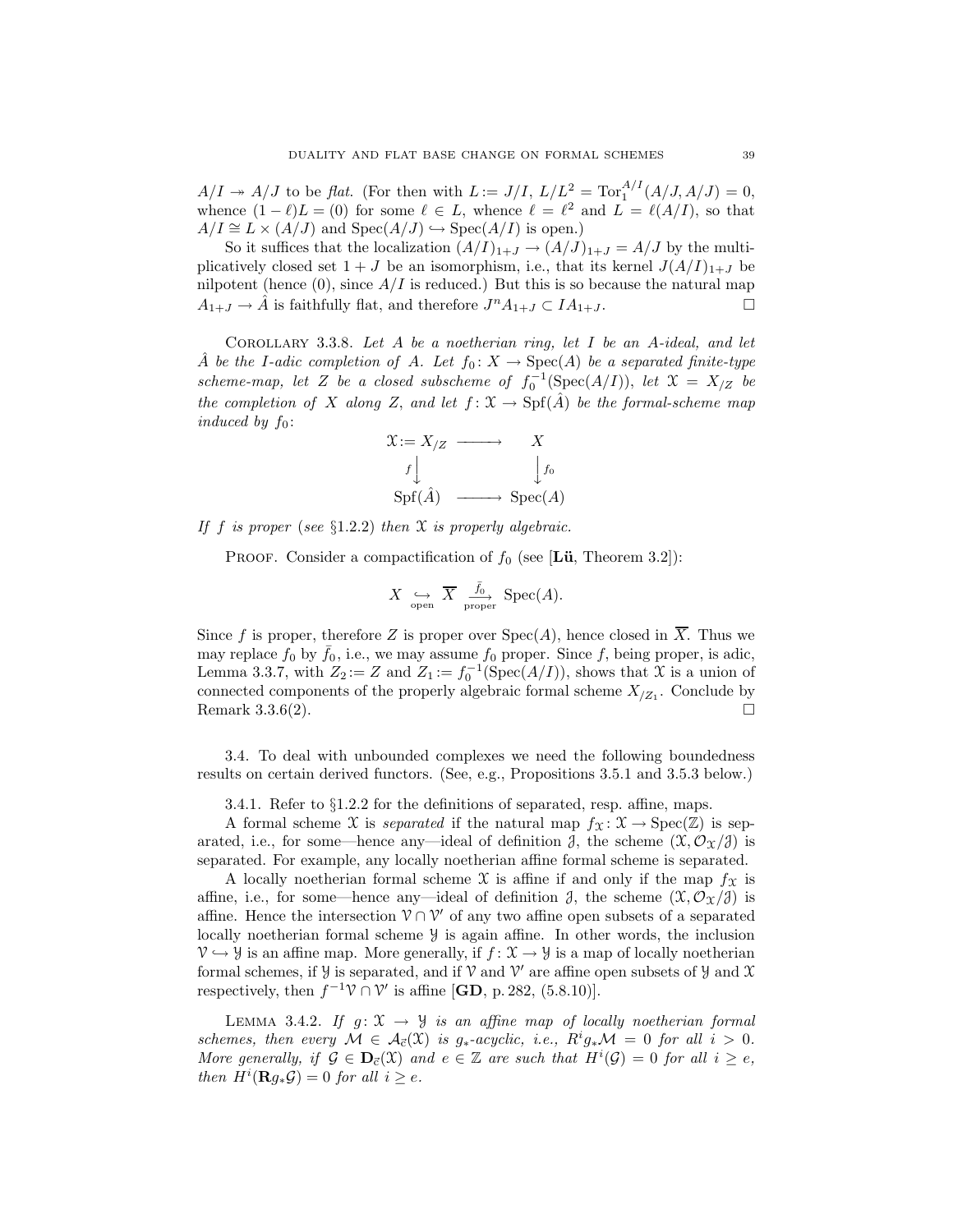$A/I \twoheadrightarrow A/J$ to be *flat*. (For then with $L := J/I$, $L/L^2 = \mathrm{Tor}_1^{A/I}(A/J, A/J) = 0$, whence $(1-\ell)L = (0)$ for some $\ell \in L$, whence $\ell = \ell^2$ and $L = \ell(A/I)$, so that $A/I \cong L \times (A/J)$ and $\mathrm{Spec}(A/J) \hookrightarrow \mathrm{Spec}(A/I)$ is open.)

So it suffices that the localization $(A/I)_{1+J} \to (A/J)_{1+J} = A/J$ by the multiplicatively closed set $1+J$ be an isomorphism, i.e., that its kernel $J(A/I)_{1+J}$ be nilpotent (hence $(0)$, since $A/I$ is reduced.) But this is so because the natural map $A_{1+J} \to \hat{A}$ is faithfully flat, and therefore $J^n A_{1+J} \subset IA_{1+J}$. □

Corollary 3.3.8. *Let $A$ be a noetherian ring, let $I$ be an $A$-ideal, and let $\hat{A}$ be the $I$-adic completion of $A$. Let $f_0 \colon X \to \mathrm{Spec}(A)$ be a separated finite-type scheme-map, let $Z$ be a closed subscheme of $f_0^{-1}(\mathrm{Spec}(A/I))$, let $\mathcal{X} = X_{/Z}$ be the completion of $X$ along $Z$, and let $f \colon \mathcal{X} \to \mathrm{Spf}(\hat{A})$ be the formal-scheme map induced by $f_0$:*

$$\begin{array}{ccc} \mathcal{X} := X_{/Z} & \longrightarrow & X \\ {\scriptstyle f}\big\downarrow & & \big\downarrow{\scriptstyle f_0} \\ \mathrm{Spf}(\hat{A}) & \longrightarrow & \mathrm{Spec}(A) \end{array}$$

*If $f$ is proper (see §1.2.2) then $\mathcal{X}$ is properly algebraic.*

Proof. Consider a compactification of $f_0$ (see [**Lü**, Theorem 3.2]):

$$X \underset{\text{open}}{\hookrightarrow} \overline{X} \xrightarrow[\text{proper}]{\bar{f}_0} \mathrm{Spec}(A).$$

Since $f$ is proper, therefore $Z$ is proper over $\mathrm{Spec}(A)$, hence closed in $\overline{X}$. Thus we may replace $f_0$ by $\bar{f}_0$, i.e., we may assume $f_0$ proper. Since $f$, being proper, is adic, Lemma 3.3.7, with $Z_2 := Z$ and $Z_1 := f_0^{-1}(\mathrm{Spec}(A/I))$, shows that $\mathcal{X}$ is a union of connected components of the properly algebraic formal scheme $X_{/Z_1}$. Conclude by Remark 3.3.6(2). □

3.4. To deal with unbounded complexes we need the following boundedness results on certain derived functors. (See, e.g., Propositions 3.5.1 and 3.5.3 below.)

3.4.1. Refer to §1.2.2 for the definitions of separated, resp. affine, maps.

A formal scheme $\mathcal{X}$ is *separated* if the natural map $f_{\mathcal{X}} \colon \mathcal{X} \to \mathrm{Spec}(\mathbb{Z})$ is separated, i.e., for some—hence any—ideal of definition $\mathcal{J}$, the scheme $(\mathcal{X}, \mathcal{O}_{\mathcal{X}}/\mathcal{J})$ is separated. For example, any locally noetherian affine formal scheme is separated.

A locally noetherian formal scheme $\mathcal{X}$ is affine if and only if the map $f_{\mathcal{X}}$ is affine, i.e., for some—hence any—ideal of definition $\mathcal{J}$, the scheme $(\mathcal{X}, \mathcal{O}_{\mathcal{X}}/\mathcal{J})$ is affine. Hence the intersection $\mathcal{V} \cap \mathcal{V}'$ of any two affine open subsets of a separated locally noetherian formal scheme $\mathcal{Y}$ is again affine. In other words, the inclusion $\mathcal{V} \hookrightarrow \mathcal{Y}$ is an affine map. More generally, if $f \colon \mathcal{X} \to \mathcal{Y}$ is a map of locally noetherian formal schemes, if $\mathcal{Y}$ is separated, and if $\mathcal{V}$ and $\mathcal{V}'$ are affine open subsets of $\mathcal{Y}$ and $\mathcal{X}$ respectively, then $f^{-1}\mathcal{V} \cap \mathcal{V}'$ is affine [**GD**, p. 282, (5.8.10)].

Lemma 3.4.2. *If $g \colon \mathcal{X} \to \mathcal{Y}$ is an affine map of locally noetherian formal schemes, then every $\mathcal{M} \in \mathcal{A}_{\vec{c}}(\mathcal{X})$ is $g_*$-acyclic, i.e., $R^i g_* \mathcal{M} = 0$ for all $i > 0$. More generally, if $\mathcal{G} \in \mathbf{D}_{\vec{c}}(\mathcal{X})$ and $e \in \mathbb{Z}$ are such that $H^i(\mathcal{G}) = 0$ for all $i \geq e$, then $H^i(\mathbf{R}g_*\mathcal{G}) = 0$ for all $i \geq e$.*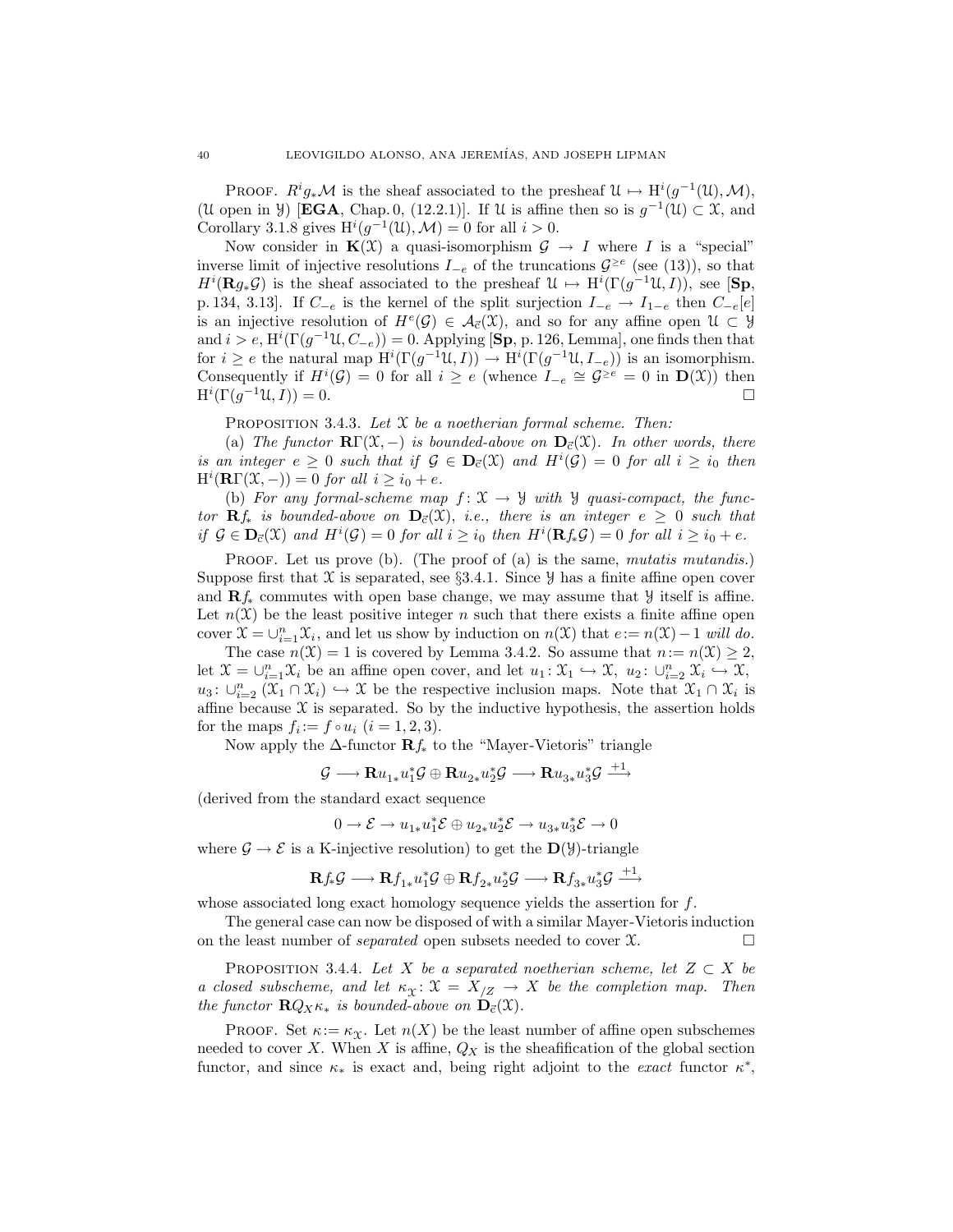PROOF. $R^ig_*\mathcal{M}$ is the sheaf associated to the presheaf $\mathcal{U} \mapsto \mathrm{H}^i(g^{-1}(\mathcal{U}), \mathcal{M})$, ($\mathcal{U}$ open in $\mathcal{Y}$) [**EGA**, Chap. 0, (12.2.1)]. If $\mathcal{U}$ is affine then so is $g^{-1}(\mathcal{U}) \subset \mathcal{X}$, and Corollary 3.1.8 gives $\mathrm{H}^i(g^{-1}(\mathcal{U}), \mathcal{M}) = 0$ for all $i > 0$.

Now consider in $\mathbf{K}(\mathcal{X})$ a quasi-isomorphism $\mathcal{G} \to I$ where $I$ is a "special" inverse limit of injective resolutions $I_{-e}$ of the truncations $\mathcal{G}^{\geq e}$ (see (13)), so that $H^i(\mathbf{R}g_*\mathcal{G})$ is the sheaf associated to the presheaf $\mathcal{U} \mapsto \mathrm{H}^i(\Gamma(g^{-1}\mathcal{U}, I))$, see [**Sp**, p. 134, 3.13]. If $C_{-e}$ is the kernel of the split surjection $I_{-e} \to I_{1-e}$ then $C_{-e}[e]$ is an injective resolution of $H^e(\mathcal{G}) \in \mathcal{A}_{\vec{c}}(\mathcal{X})$, and so for any affine open $\mathcal{U} \subset \mathcal{Y}$ and $i > e$, $\mathrm{H}^i(\Gamma(g^{-1}\mathcal{U}, C_{-e})) = 0$. Applying [**Sp**, p. 126, Lemma], one finds then that for $i \geq e$ the natural map $\mathrm{H}^i(\Gamma(g^{-1}\mathcal{U}, I)) \to \mathrm{H}^i(\Gamma(g^{-1}\mathcal{U}, I_{-e}))$ is an isomorphism. Consequently if $H^i(\mathcal{G}) = 0$ for all $i \geq e$ (whence $I_{-e} \cong \mathcal{G}^{\geq e} = 0$ in $\mathbf{D}(\mathcal{X})$) then $\mathrm{H}^i(\Gamma(g^{-1}\mathcal{U}, I)) = 0$. □

PROPOSITION 3.4.3. *Let $\mathcal{X}$ be a noetherian formal scheme. Then:*

(a) *The functor $\mathbf{R}\Gamma(\mathcal{X}, -)$ is bounded-above on $\mathbf{D}_{\vec{c}}(\mathcal{X})$. In other words, there is an integer $e \geq 0$ such that if $\mathcal{G} \in \mathbf{D}_{\vec{c}}(\mathcal{X})$ and $H^i(\mathcal{G}) = 0$ for all $i \geq i_0$ then $\mathrm{H}^i(\mathbf{R}\Gamma(\mathcal{X}, -)) = 0$ for all $i \geq i_0 + e$.*

(b) *For any formal-scheme map $f\colon \mathcal{X} \to \mathcal{Y}$ with $\mathcal{Y}$ quasi-compact, the functor $\mathbf{R}f_*$ is bounded-above on $\mathbf{D}_{\vec{c}}(\mathcal{X})$, i.e., there is an integer $e \geq 0$ such that if $\mathcal{G} \in \mathbf{D}_{\vec{c}}(\mathcal{X})$ and $H^i(\mathcal{G}) = 0$ for all $i \geq i_0$ then $H^i(\mathbf{R}f_*\mathcal{G}) = 0$ for all $i \geq i_0 + e$.*

PROOF. Let us prove (b). (The proof of (a) is the same, *mutatis mutandis.*) Suppose first that $\mathcal{X}$ is separated, see §3.4.1. Since $\mathcal{Y}$ has a finite affine open cover and $\mathbf{R}f_*$ commutes with open base change, we may assume that $\mathcal{Y}$ itself is affine. Let $n(\mathcal{X})$ be the least positive integer $n$ such that there exists a finite affine open cover $\mathcal{X} = \cup_{i=1}^n \mathcal{X}_i$, and let us show by induction on $n(\mathcal{X})$ that $e := n(\mathcal{X}) - 1$ *will do.*

The case $n(\mathcal{X}) = 1$ is covered by Lemma 3.4.2. So assume that $n := n(\mathcal{X}) \geq 2$, let $\mathcal{X} = \cup_{i=1}^n \mathcal{X}_i$ be an affine open cover, and let $u_1\colon \mathcal{X}_1 \hookrightarrow \mathcal{X}$, $u_2\colon \cup_{i=2}^n \mathcal{X}_i \hookrightarrow \mathcal{X}$, $u_3\colon \cup_{i=2}^n (\mathcal{X}_1 \cap \mathcal{X}_i) \hookrightarrow \mathcal{X}$ be the respective inclusion maps. Note that $\mathcal{X}_1 \cap \mathcal{X}_i$ is affine because $\mathcal{X}$ is separated. So by the inductive hypothesis, the assertion holds for the maps $f_i := f \circ u_i$ $(i = 1, 2, 3)$.

Now apply the $\Delta$-functor $\mathbf{R}f_*$ to the "Mayer-Vietoris" triangle

$$\mathcal{G} \longrightarrow \mathbf{R}u_{1*}u_1^*\mathcal{G} \oplus \mathbf{R}u_{2*}u_2^*\mathcal{G} \longrightarrow \mathbf{R}u_{3*}u_3^*\mathcal{G} \xrightarrow{+1}$$

(derived from the standard exact sequence

$$0 \to \mathcal{E} \to u_{1*}u_1^*\mathcal{E} \oplus u_{2*}u_2^*\mathcal{E} \to u_{3*}u_3^*\mathcal{E} \to 0$$

where $\mathcal{G} \to \mathcal{E}$ is a K-injective resolution) to get the $\mathbf{D}(\mathcal{Y})$-triangle

$$\mathbf{R}f_*\mathcal{G} \longrightarrow \mathbf{R}f_{1*}u_1^*\mathcal{G} \oplus \mathbf{R}f_{2*}u_2^*\mathcal{G} \longrightarrow \mathbf{R}f_{3*}u_3^*\mathcal{G} \xrightarrow{+1}$$

whose associated long exact homology sequence yields the assertion for $f$.

The general case can now be disposed of with a similar Mayer-Vietoris induction on the least number of *separated* open subsets needed to cover $\mathcal{X}$. □

PROPOSITION 3.4.4. *Let $X$ be a separated noetherian scheme, let $Z \subset X$ be a closed subscheme, and let $\kappa_{\mathcal{X}}\colon \mathcal{X} = X_{/Z} \to X$ be the completion map. Then the functor $\mathbf{R}Q_X\kappa_*$ is bounded-above on $\mathbf{D}_{\vec{c}}(\mathcal{X})$.*

PROOF. Set $\kappa := \kappa_{\mathcal{X}}$. Let $n(X)$ be the least number of affine open subschemes needed to cover $X$. When $X$ is affine, $Q_X$ is the sheafification of the global section functor, and since $\kappa_*$ is exact and, being right adjoint to the *exact* functor $\kappa^*$,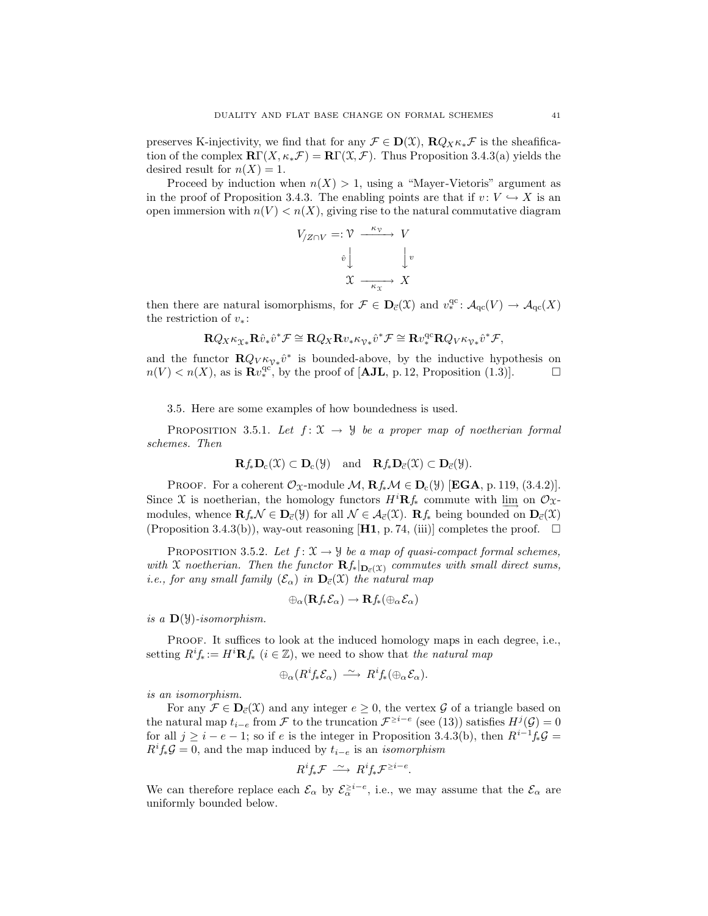preserves K-injectivity, we find that for any $\mathcal{F} \in \mathbf{D}(\mathfrak{X})$, $\mathbf{R}Q_X\kappa_*\mathcal{F}$ is the sheafification of the complex $\mathbf{R}\Gamma(X, \kappa_*\mathcal{F}) = \mathbf{R}\Gamma(\mathfrak{X}, \mathcal{F})$. Thus Proposition 3.4.3(a) yields the desired result for $n(X) = 1$.

Proceed by induction when $n(X) > 1$, using a "Mayer-Vietoris" argument as in the proof of Proposition 3.4.3. The enabling points are that if $v\colon V \hookrightarrow X$ is an open immersion with $n(V) < n(X)$, giving rise to the natural commutative diagram

$$\begin{array}{ccc} V_{/Z\cap V} =: \mathcal{V} & \xrightarrow{\kappa_{\mathcal{V}}} & V \\ {\scriptstyle \hat{v}}\big\downarrow & & \big\downarrow{\scriptstyle v} \\ \mathfrak{X} & \xrightarrow[\kappa_{\mathfrak{X}}]{} & X \end{array}$$

then there are natural isomorphisms, for $\mathcal{F} \in \mathbf{D}_{\vec{c}}(\mathfrak{X})$ and $v_*^{\mathrm{qc}}\colon \mathcal{A}_{\mathrm{qc}}(V) \to \mathcal{A}_{\mathrm{qc}}(X)$ the restriction of $v_*$:

$$\mathbf{R}Q_X\kappa_{\mathfrak{X}*}\mathbf{R}\hat{v}_*\hat{v}^*\mathcal{F} \cong \mathbf{R}Q_X\mathbf{R}v_*\kappa_{\mathcal{V}*}\hat{v}^*\mathcal{F} \cong \mathbf{R}v_*^{\mathrm{qc}}\mathbf{R}Q_V\kappa_{\mathcal{V}*}\hat{v}^*\mathcal{F},$$

and the functor $\mathbf{R}Q_V\kappa_{\mathcal{V}*}\hat{v}^*$ is bounded-above, by the inductive hypothesis on $n(V) < n(X)$, as is $\mathbf{R}v_*^{\mathrm{qc}}$, by the proof of [**AJL**, p. 12, Proposition (1.3)]. $\square$

3.5. Here are some examples of how boundedness is used.

Proposition 3.5.1. *Let $f\colon \mathfrak{X} \to \mathfrak{Y}$ be a proper map of noetherian formal schemes. Then*

$$\mathbf{R}f_*\mathbf{D}_{\mathrm{c}}(\mathfrak{X}) \subset \mathbf{D}_{\mathrm{c}}(\mathfrak{Y}) \quad \text{and} \quad \mathbf{R}f_*\mathbf{D}_{\vec{c}}(\mathfrak{X}) \subset \mathbf{D}_{\vec{c}}(\mathfrak{Y}).$$

Proof. For a coherent $\mathcal{O}_{\mathfrak{X}}$-module $\mathcal{M}$, $\mathbf{R}f_*\mathcal{M} \in \mathbf{D}_{\mathrm{c}}(\mathfrak{Y})$ [**EGA**, p. 119, (3.4.2)]. Since $\mathfrak{X}$ is noetherian, the homology functors $H^i\mathbf{R}f_*$ commute with $\varinjlim$ on $\mathcal{O}_{\mathfrak{X}}$-modules, whence $\mathbf{R}f_*\mathcal{N} \in \mathbf{D}_{\vec{c}}(\mathfrak{Y})$ for all $\mathcal{N} \in \mathcal{A}_{\vec{c}}(\mathfrak{X})$. $\mathbf{R}f_*$ being bounded on $\mathbf{D}_{\vec{c}}(\mathfrak{X})$ (Proposition 3.4.3(b)), way-out reasoning [**H1**, p. 74, (iii)] completes the proof. $\square$

Proposition 3.5.2. *Let $f\colon \mathfrak{X} \to \mathfrak{Y}$ be a map of quasi-compact formal schemes, with $\mathfrak{X}$ noetherian. Then the functor $\mathbf{R}f_*|_{\mathbf{D}_{\vec{c}}(\mathfrak{X})}$ commutes with small direct sums, i.e., for any small family $(\mathcal{E}_\alpha)$ in $\mathbf{D}_{\vec{c}}(\mathfrak{X})$ the natural map*

$$\oplus_\alpha(\mathbf{R}f_*\mathcal{E}_\alpha) \to \mathbf{R}f_*(\oplus_\alpha\mathcal{E}_\alpha)$$

*is a $\mathbf{D}(\mathfrak{Y})$-isomorphism.*

Proof. It suffices to look at the induced homology maps in each degree, i.e., setting $R^if_* := H^i\mathbf{R}f_*$ ($i \in \mathbb{Z}$), we need to show that *the natural map*

$$\oplus_\alpha(R^if_*\mathcal{E}_\alpha) \xrightarrow{\;\sim\;} R^if_*(\oplus_\alpha\mathcal{E}_\alpha).$$

*is an isomorphism.*

For any $\mathcal{F} \in \mathbf{D}_{\vec{c}}(\mathfrak{X})$ and any integer $e \geq 0$, the vertex $\mathcal{G}$ of a triangle based on the natural map $t_{i-e}$ from $\mathcal{F}$ to the truncation $\mathcal{F}^{\geq i-e}$ (see (13)) satisfies $H^j(\mathcal{G}) = 0$ for all $j \geq i-e-1$; so if $e$ is the integer in Proposition 3.4.3(b), then $R^{i-1}f_*\mathcal{G} = R^if_*\mathcal{G} = 0$, and the map induced by $t_{i-e}$ is an *isomorphism*

$$R^if_*\mathcal{F} \xrightarrow{\;\sim\;} R^if_*\mathcal{F}^{\geq i-e}.$$

We can therefore replace each $\mathcal{E}_\alpha$ by $\mathcal{E}_\alpha^{\geq i-e}$, i.e., we may assume that the $\mathcal{E}_\alpha$ are uniformly bounded below.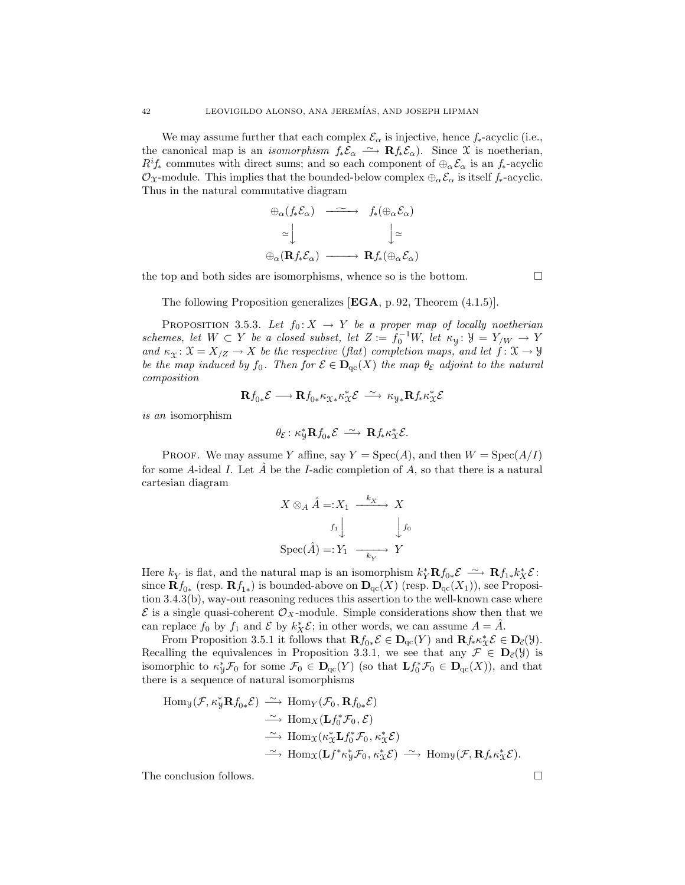We may assume further that each complex $\mathcal{E}_\alpha$ is injective, hence $f_*$-acyclic (i.e., the canonical map is an *isomorphism* $f_*\mathcal{E}_\alpha \xrightarrow{\sim} \mathbf{R}f_*\mathcal{E}_\alpha$). Since $\mathfrak{X}$ is noetherian, $R^if_*$ commutes with direct sums; and so each component of $\oplus_\alpha\mathcal{E}_\alpha$ is an $f_*$-acyclic $\mathcal{O}_\mathfrak{X}$-module. This implies that the bounded-below complex $\oplus_\alpha\mathcal{E}_\alpha$ is itself $f_*$-acyclic. Thus in the natural commutative diagram

$$\begin{array}{ccc}
\oplus_\alpha(f_*\mathcal{E}_\alpha) & \xrightarrow{\sim} & f_*(\oplus_\alpha\mathcal{E}_\alpha) \\
\simeq\downarrow & & \downarrow\simeq \\
\oplus_\alpha(\mathbf{R}f_*\mathcal{E}_\alpha) & \longrightarrow & \mathbf{R}f_*(\oplus_\alpha\mathcal{E}_\alpha)
\end{array}$$

the top and both sides are isomorphisms, whence so is the bottom. □

The following Proposition generalizes [**EGA**, p. 92, Theorem (4.1.5)].

Proposition 3.5.3. *Let $f_0\colon X \to Y$ be a proper map of locally noetherian schemes, let $W \subset Y$ be a closed subset, let $Z := f_0^{-1}W$, let $\kappa_\mathfrak{Y}\colon \mathfrak{Y} = Y_{/W} \to Y$ and $\kappa_\mathfrak{X}\colon \mathfrak{X} = X_{/Z} \to X$ be the respective completion maps, and let $f\colon \mathfrak{X} \to \mathfrak{Y}$ be the map induced by $f_0$. Then for $\mathcal{E} \in \mathbf{D}_{\mathrm{qc}}(X)$ the map $\theta_\mathcal{E}$ adjoint to the natural composition*

$$\mathbf{R}f_{0*}\mathcal{E} \longrightarrow \mathbf{R}f_{0*}\kappa_{\mathfrak{X}*}\kappa_\mathfrak{X}^*\mathcal{E} \xrightarrow{\sim} \kappa_{\mathfrak{Y}*}\mathbf{R}f_*\kappa_\mathfrak{X}^*\mathcal{E}$$

*is an* isomorphism

$$\theta_\mathcal{E}\colon \kappa_\mathfrak{Y}^*\mathbf{R}f_{0*}\mathcal{E} \xrightarrow{\sim} \mathbf{R}f_*\kappa_\mathfrak{X}^*\mathcal{E}.$$

Proof. We may assume $Y$ affine, say $Y = \mathrm{Spec}(A)$, and then $W = \mathrm{Spec}(A/I)$ for some $A$-ideal $I$. Let $\hat{A}$ be the $I$-adic completion of $A$, so that there is a natural cartesian diagram

$$\begin{array}{ccc}
X \otimes_A \hat{A} =: X_1 & \xrightarrow{k_X} & X \\
{\scriptstyle f_1}\downarrow & & \downarrow{\scriptstyle f_0} \\
\mathrm{Spec}(\hat{A}) =: Y_1 & \xrightarrow[k_Y]{} & Y
\end{array}$$

Here $k_Y$ is flat, and the natural map is an isomorphism $k_Y^*\mathbf{R}f_{0*}\mathcal{E} \xrightarrow{\sim} \mathbf{R}f_{1*}k_X^*\mathcal{E}$: since $\mathbf{R}f_{0*}$ (resp. $\mathbf{R}f_{1*}$) is bounded-above on $\mathbf{D}_{\mathrm{qc}}(X)$ (resp. $\mathbf{D}_{\mathrm{qc}}(X_1)$), see Proposition 3.4.3(b), way-out reasoning reduces this assertion to the well-known case where $\mathcal{E}$ is a single quasi-coherent $\mathcal{O}_X$-module. Simple considerations show then that we can replace $f_0$ by $f_1$ and $\mathcal{E}$ by $k_X^*\mathcal{E}$; in other words, we can assume $A = \hat{A}$.

From Proposition 3.5.1 it follows that $\mathbf{R}f_{0*}\mathcal{E} \in \mathbf{D}_{\mathrm{qc}}(Y)$ and $\mathbf{R}f_*\kappa_\mathfrak{X}^*\mathcal{E} \in \mathbf{D}_{\vec{c}}(\mathfrak{Y})$. Recalling the equivalences in Proposition 3.3.1, we see that any $\mathcal{F} \in \mathbf{D}_{\vec{c}}(\mathfrak{Y})$ is isomorphic to $\kappa_\mathfrak{Y}^*\mathcal{F}_0$ for some $\mathcal{F}_0 \in \mathbf{D}_{\mathrm{qc}}(Y)$ (so that $\mathbf{L}f_0^*\mathcal{F}_0 \in \mathbf{D}_{\mathrm{qc}}(X)$), and that there is a sequence of natural isomorphisms

$$\begin{aligned}
\mathrm{Hom}_\mathfrak{Y}(\mathcal{F}, \kappa_\mathfrak{Y}^*\mathbf{R}f_{0*}\mathcal{E}) &\xrightarrow{\sim} \mathrm{Hom}_Y(\mathcal{F}_0, \mathbf{R}f_{0*}\mathcal{E}) \\
&\xrightarrow{\sim} \mathrm{Hom}_X(\mathbf{L}f_0^*\mathcal{F}_0, \mathcal{E}) \\
&\xrightarrow{\sim} \mathrm{Hom}_\mathfrak{X}(\kappa_\mathfrak{X}^*\mathbf{L}f_0^*\mathcal{F}_0, \kappa_\mathfrak{X}^*\mathcal{E}) \\
&\xrightarrow{\sim} \mathrm{Hom}_\mathfrak{X}(\mathbf{L}f^*\kappa_\mathfrak{Y}^*\mathcal{F}_0, \kappa_\mathfrak{X}^*\mathcal{E}) \xrightarrow{\sim} \mathrm{Hom}_\mathfrak{Y}(\mathcal{F}, \mathbf{R}f_*\kappa_\mathfrak{X}^*\mathcal{E}).
\end{aligned}$$

The conclusion follows. □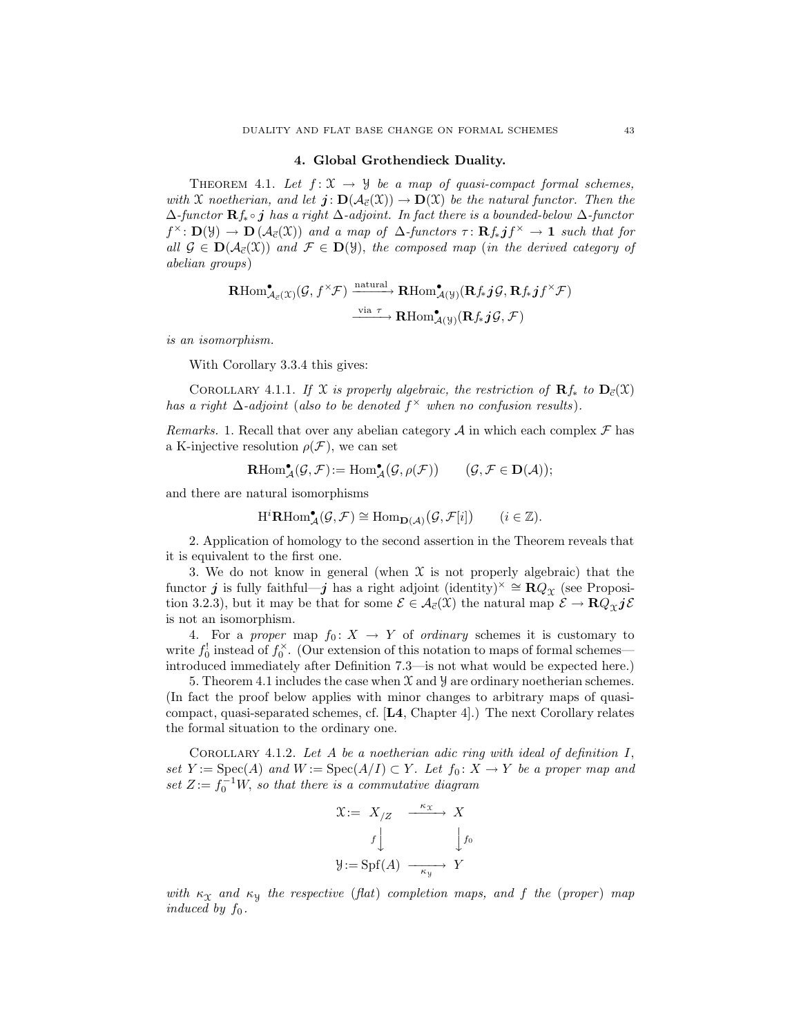## 4. Global Grothendieck Duality.

THEOREM 4.1. *Let $f\colon \mathcal{X} \to \mathcal{Y}$ be a map of quasi-compact formal schemes, with $\mathcal{X}$ noetherian, and let $\boldsymbol{j}\colon \mathbf{D}(\mathcal{A}_{\vec{c}}(\mathcal{X})) \to \mathbf{D}(\mathcal{X})$ be the natural functor. Then the $\Delta$-functor $\mathbf{R}f_* \circ \boldsymbol{j}$ has a right $\Delta$-adjoint. In fact there is a bounded-below $\Delta$-functor $f^\times\colon \mathbf{D}(\mathcal{Y}) \to \mathbf{D}(\mathcal{A}_{\vec{c}}(\mathcal{X}))$ and a map of $\Delta$-functors $\tau\colon \mathbf{R}f_*\boldsymbol{j}f^\times \to \mathbf{1}$ such that for all $\mathcal{G} \in \mathbf{D}(\mathcal{A}_{\vec{c}}(\mathcal{X}))$ and $\mathcal{F} \in \mathbf{D}(\mathcal{Y})$, the composed map (in the derived category of abelian groups)*

$$\mathbf{R}\mathrm{Hom}^\bullet_{\mathcal{A}_{\vec{c}}(\mathcal{X})}(\mathcal{G}, f^\times\mathcal{F}) \xrightarrow{\text{natural}} \mathbf{R}\mathrm{Hom}^\bullet_{\mathcal{A}(\mathcal{Y})}(\mathbf{R}f_*\boldsymbol{j}\mathcal{G}, \mathbf{R}f_*\boldsymbol{j}f^\times\mathcal{F})$$
$$\xrightarrow{\text{via } \tau} \mathbf{R}\mathrm{Hom}^\bullet_{\mathcal{A}(\mathcal{Y})}(\mathbf{R}f_*\boldsymbol{j}\mathcal{G}, \mathcal{F})$$

*is an isomorphism.*

With Corollary 3.3.4 this gives:

COROLLARY 4.1.1. *If $\mathcal{X}$ is properly algebraic, the restriction of $\mathbf{R}f_*$ to $\mathbf{D}_{\vec{c}}(\mathcal{X})$ has a right $\Delta$-adjoint (also to be denoted $f^\times$ when no confusion results).*

*Remarks.* 1. Recall that over any abelian category $\mathcal{A}$ in which each complex $\mathcal{F}$ has a K-injective resolution $\rho(\mathcal{F})$, we can set

$$\mathbf{R}\mathrm{Hom}^\bullet_{\mathcal{A}}(\mathcal{G}, \mathcal{F}) := \mathrm{Hom}^\bullet_{\mathcal{A}}(\mathcal{G}, \rho(\mathcal{F})) \qquad (\mathcal{G}, \mathcal{F} \in \mathbf{D}(\mathcal{A}));$$

and there are natural isomorphisms

$$\mathrm{H}^i\mathbf{R}\mathrm{Hom}^\bullet_{\mathcal{A}}(\mathcal{G}, \mathcal{F}) \cong \mathrm{Hom}_{\mathbf{D}(\mathcal{A})}(\mathcal{G}, \mathcal{F}[i]) \qquad (i \in \mathbb{Z}).$$

2. Application of homology to the second assertion in the Theorem reveals that it is equivalent to the first one.

3. We do not know in general (when $\mathcal{X}$ is not properly algebraic) that the functor $\boldsymbol{j}$ is fully faithful—$\boldsymbol{j}$ has a right adjoint $(\text{identity})^\times \cong \mathbf{R}Q_{\mathcal{X}}$ (see Proposition 3.2.3), but it may be that for some $\mathcal{E} \in \mathcal{A}_{\vec{c}}(\mathcal{X})$ the natural map $\mathcal{E} \to \mathbf{R}Q_{\mathcal{X}}\boldsymbol{j}\mathcal{E}$ is not an isomorphism.

4. For a *proper* map $f_0\colon X \to Y$ of *ordinary* schemes it is customary to write $f_0^!$ instead of $f_0^\times$. (Our extension of this notation to maps of formal schemes—introduced immediately after Definition 7.3—is not what would be expected here.)

5. Theorem 4.1 includes the case when $\mathcal{X}$ and $\mathcal{Y}$ are ordinary noetherian schemes. (In fact the proof below applies with minor changes to arbitrary maps of quasi-compact, quasi-separated schemes, cf. [**L4**, Chapter 4].) The next Corollary relates the formal situation to the ordinary one.

COROLLARY 4.1.2. *Let $A$ be a noetherian adic ring with ideal of definition $I$, set $Y := \mathrm{Spec}(A)$ and $W := \mathrm{Spec}(A/I) \subset Y$. Let $f_0\colon X \to Y$ be a proper map and set $Z := f_0^{-1}W$, so that there is a commutative diagram*

$$\begin{array}{ccc}
\mathcal{X} := X_{/Z} & \xrightarrow{\kappa_{\mathcal{X}}} & X \\
{\scriptstyle f}\big\downarrow & & \big\downarrow{\scriptstyle f_0} \\
\mathcal{Y} := \mathrm{Spf}(A) & \xrightarrow[\kappa_{\mathcal{Y}}]{} & Y
\end{array}$$

*with $\kappa_{\mathcal{X}}$ and $\kappa_{\mathcal{Y}}$ the respective (flat) completion maps, and $f$ the (proper) map induced by $f_0$.*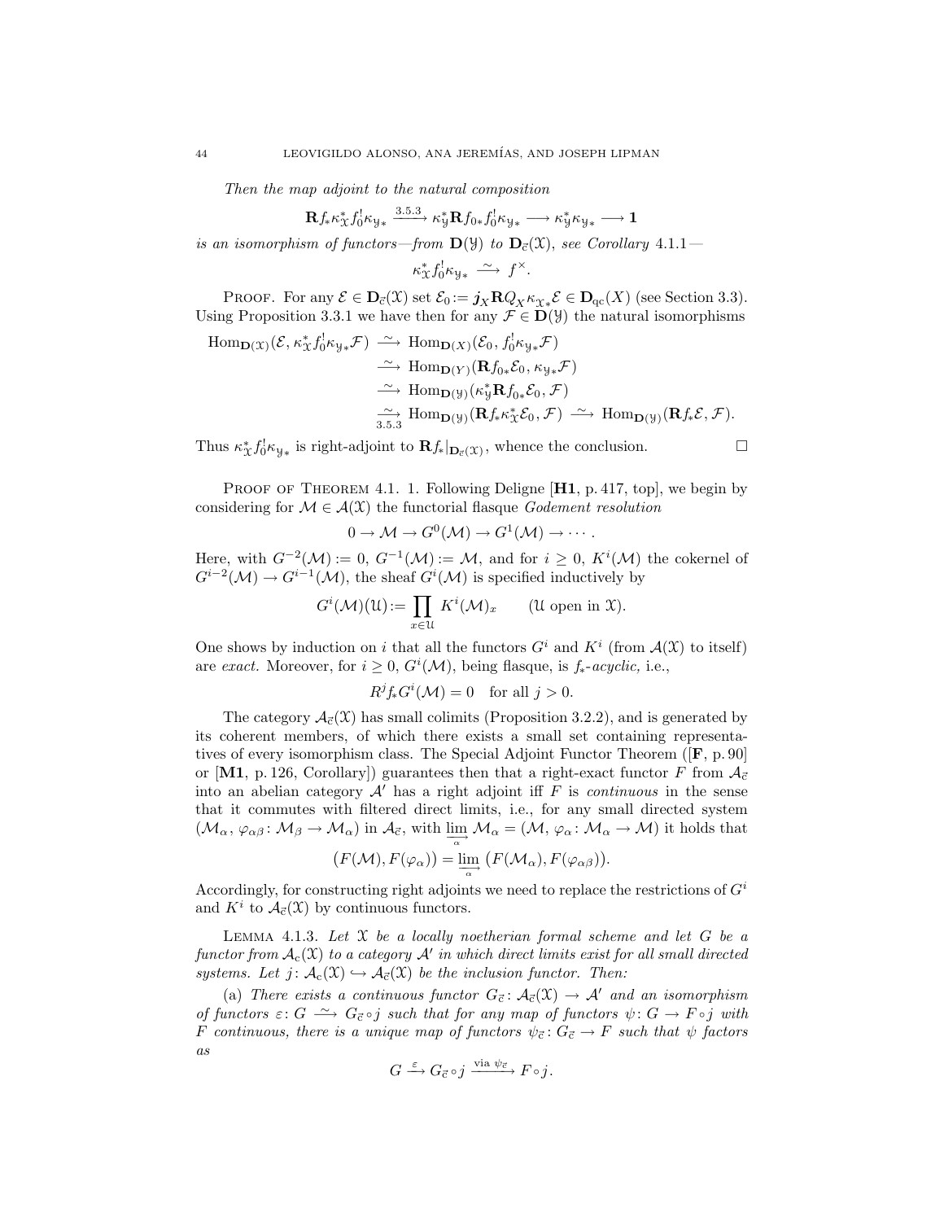*Then the map adjoint to the natural composition*

$$\mathbf{R}f_*\kappa_{\mathcal{X}}^* f_0^! \kappa_{\mathcal{Y}*} \xrightarrow{3.5.3} \kappa_{\mathcal{Y}}^* \mathbf{R}f_{0*} f_0^! \kappa_{\mathcal{Y}*} \longrightarrow \kappa_{\mathcal{Y}}^* \kappa_{\mathcal{Y}*} \longrightarrow \mathbf{1}$$

*is an isomorphism of functors—from* $\mathbf{D}(\mathcal{Y})$ *to* $\mathbf{D}_{\vec{\mathrm{c}}}(\mathcal{X})$*, see Corollary* 4.1.1*—*

$$\kappa_{\mathcal{X}}^* f_0^! \kappa_{\mathcal{Y}*} \xrightarrow{\sim} f^{\times}.$$

Proof. For any $\mathcal{E} \in \mathbf{D}_{\vec{\mathrm{c}}}(\mathcal{X})$ set $\mathcal{E}_0 := \boldsymbol{j}_X \mathbf{R}Q_X \kappa_{\mathcal{X}*}\mathcal{E} \in \mathbf{D}_{\mathrm{qc}}(X)$ (see Section 3.3). Using Proposition 3.3.1 we have then for any $\mathcal{F} \in \mathbf{D}(\mathcal{Y})$ the natural isomorphisms

$$\begin{aligned}
\mathrm{Hom}_{\mathbf{D}(\mathcal{X})}(\mathcal{E}, \kappa_{\mathcal{X}}^* f_0^! \kappa_{\mathcal{Y}*}\mathcal{F}) &\xrightarrow{\sim} \mathrm{Hom}_{\mathbf{D}(X)}(\mathcal{E}_0, f_0^! \kappa_{\mathcal{Y}*}\mathcal{F}) \\
&\xrightarrow{\sim} \mathrm{Hom}_{\mathbf{D}(Y)}(\mathbf{R}f_{0*}\mathcal{E}_0, \kappa_{\mathcal{Y}*}\mathcal{F}) \\
&\xrightarrow{\sim} \mathrm{Hom}_{\mathbf{D}(\mathcal{Y})}(\kappa_{\mathcal{Y}}^*\mathbf{R}f_{0*}\mathcal{E}_0, \mathcal{F}) \\
&\underset{3.5.3}{\xrightarrow{\sim}} \mathrm{Hom}_{\mathbf{D}(\mathcal{Y})}(\mathbf{R}f_*\kappa_{\mathcal{X}}^*\mathcal{E}_0, \mathcal{F}) \xrightarrow{\sim} \mathrm{Hom}_{\mathbf{D}(\mathcal{Y})}(\mathbf{R}f_*\mathcal{E}, \mathcal{F}).
\end{aligned}$$

Thus $\kappa_{\mathcal{X}}^* f_0^! \kappa_{\mathcal{Y}*}$ is right-adjoint to $\mathbf{R}f_*|_{\mathbf{D}_{\vec{\mathrm{c}}}(\mathcal{X})}$, whence the conclusion. $\square$

Proof of Theorem 4.1. 1. Following Deligne [**H1**, p. 417, top], we begin by considering for $\mathcal{M} \in \mathcal{A}(\mathcal{X})$ the functorial flasque *Godement resolution*

$$0 \to \mathcal{M} \to G^0(\mathcal{M}) \to G^1(\mathcal{M}) \to \cdots.$$

Here, with $G^{-2}(\mathcal{M}) := 0$, $G^{-1}(\mathcal{M}) := \mathcal{M}$, and for $i \geq 0$, $K^i(\mathcal{M})$ the cokernel of $G^{i-2}(\mathcal{M}) \to G^{i-1}(\mathcal{M})$, the sheaf $G^i(\mathcal{M})$ is specified inductively by

$$G^i(\mathcal{M})(\mathcal{U}) := \prod_{x \in \mathcal{U}} K^i(\mathcal{M})_x \qquad (\mathcal{U} \text{ open in } \mathcal{X}).$$

One shows by induction on $i$ that all the functors $G^i$ and $K^i$ (from $\mathcal{A}(\mathcal{X})$ to itself) are *exact.* Moreover, for $i \geq 0$, $G^i(\mathcal{M})$, being flasque, is $f_*$*-acyclic,* i.e.,

$$R^j f_* G^i(\mathcal{M}) = 0 \quad \text{for all } j > 0.$$

The category $\mathcal{A}_{\vec{\mathrm{c}}}(\mathcal{X})$ has small colimits (Proposition 3.2.2), and is generated by its coherent members, of which there exists a small set containing representatives of every isomorphism class. The Special Adjoint Functor Theorem ([**F**, p. 90] or [**M1**, p. 126, Corollary]) guarantees then that a right-exact functor $F$ from $\mathcal{A}_{\vec{\mathrm{c}}}$ into an abelian category $\mathcal{A}'$ has a right adjoint iff $F$ is *continuous* in the sense that it commutes with filtered direct limits, i.e., for any small directed system $(\mathcal{M}_\alpha, \varphi_{\alpha\beta} \colon \mathcal{M}_\beta \to \mathcal{M}_\alpha)$ in $\mathcal{A}_{\vec{\mathrm{c}}}$, with $\varinjlim_{\alpha} \mathcal{M}_\alpha = (\mathcal{M}, \varphi_\alpha \colon \mathcal{M}_\alpha \to \mathcal{M})$ it holds that

$$\big(F(\mathcal{M}), F(\varphi_\alpha)\big) = \varinjlim_{\alpha} \big(F(\mathcal{M}_\alpha), F(\varphi_{\alpha\beta})\big).$$

Accordingly, for constructing right adjoints we need to replace the restrictions of $G^i$ and $K^i$ to $\mathcal{A}_{\vec{\mathrm{c}}}(\mathcal{X})$ by continuous functors.

Lemma 4.1.3. *Let* $\mathcal{X}$ *be a locally noetherian formal scheme and let* $G$ *be a functor from* $\mathcal{A}_{\mathrm{c}}(\mathcal{X})$ *to a category* $\mathcal{A}'$ *in which direct limits exist for all small directed systems. Let* $j \colon \mathcal{A}_{\mathrm{c}}(\mathcal{X}) \hookrightarrow \mathcal{A}_{\vec{\mathrm{c}}}(\mathcal{X})$ *be the inclusion functor. Then:*

(a) *There exists a continuous functor* $G_{\vec{\mathrm{c}}} \colon \mathcal{A}_{\vec{\mathrm{c}}}(\mathcal{X}) \to \mathcal{A}'$ *and an isomorphism of functors* $\varepsilon \colon G \xrightarrow{\sim} G_{\vec{\mathrm{c}}} \circ j$ *such that for any map of functors* $\psi \colon G \to F \circ j$ *with* $F$ *continuous, there is a unique map of functors* $\psi_{\vec{\mathrm{c}}} \colon G_{\vec{\mathrm{c}}} \to F$ *such that* $\psi$ *factors as*

$$G \xrightarrow{\varepsilon} G_{\vec{\mathrm{c}}} \circ j \xrightarrow{\text{via } \psi_{\vec{\mathrm{c}}}} F \circ j.$$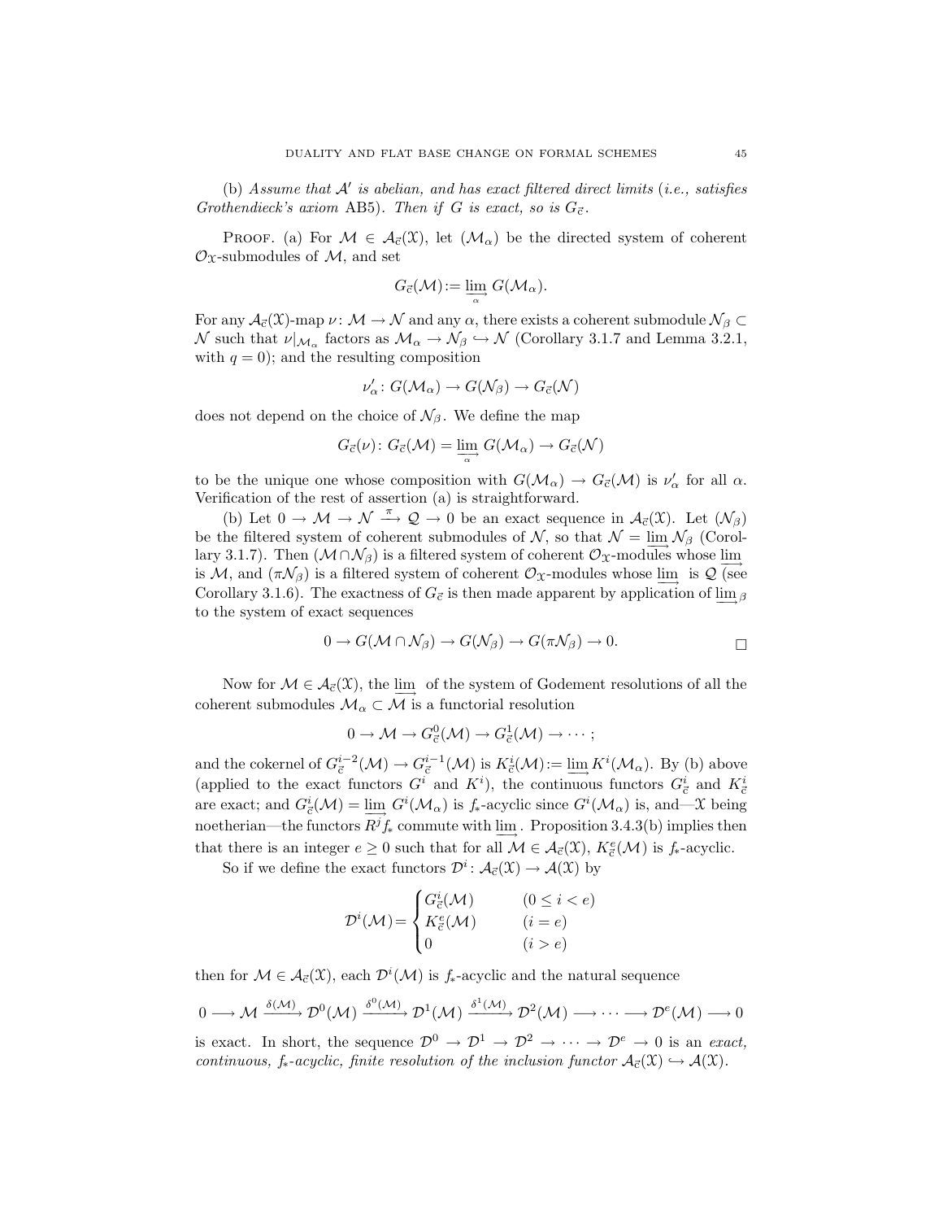(b) *Assume that $\mathcal{A}'$ is abelian, and has exact filtered direct limits* (*i.e., satisfies Grothendieck's axiom* AB5). *Then if $G$ is exact, so is $G_{\vec{c}}$.*

Proof. (a) For $\mathcal{M} \in \mathcal{A}_{\vec{c}}(\mathfrak{X})$, let $(\mathcal{M}_\alpha)$ be the directed system of coherent $\mathcal{O}_\mathfrak{X}$-submodules of $\mathcal{M}$, and set

$$G_{\vec{c}}(\mathcal{M}) := \varinjlim_{\alpha} G(\mathcal{M}_\alpha).$$

For any $\mathcal{A}_{\vec{c}}(\mathfrak{X})$-map $\nu\colon \mathcal{M} \to \mathcal{N}$ and any $\alpha$, there exists a coherent submodule $\mathcal{N}_\beta \subset \mathcal{N}$ such that $\nu|_{\mathcal{M}_\alpha}$ factors as $\mathcal{M}_\alpha \to \mathcal{N}_\beta \hookrightarrow \mathcal{N}$ (Corollary 3.1.7 and Lemma 3.2.1, with $q = 0$); and the resulting composition

$$\nu'_\alpha\colon G(\mathcal{M}_\alpha) \to G(\mathcal{N}_\beta) \to G_{\vec{c}}(\mathcal{N})$$

does not depend on the choice of $\mathcal{N}_\beta$. We define the map

$$G_{\vec{c}}(\nu)\colon G_{\vec{c}}(\mathcal{M}) = \varinjlim_{\alpha} G(\mathcal{M}_\alpha) \to G_{\vec{c}}(\mathcal{N})$$

to be the unique one whose composition with $G(\mathcal{M}_\alpha) \to G_{\vec{c}}(\mathcal{M})$ is $\nu'_\alpha$ for all $\alpha$. Verification of the rest of assertion (a) is straightforward.

(b) Let $0 \to \mathcal{M} \to \mathcal{N} \xrightarrow{\pi} \mathcal{Q} \to 0$ be an exact sequence in $\mathcal{A}_{\vec{c}}(\mathfrak{X})$. Let $(\mathcal{N}_\beta)$ be the filtered system of coherent submodules of $\mathcal{N}$, so that $\mathcal{N} = \varinjlim \mathcal{N}_\beta$ (Corollary 3.1.7). Then $(\mathcal{M} \cap \mathcal{N}_\beta)$ is a filtered system of coherent $\mathcal{O}_\mathfrak{X}$-modules whose $\varinjlim$ is $\mathcal{M}$, and $(\pi\mathcal{N}_\beta)$ is a filtered system of coherent $\mathcal{O}_\mathfrak{X}$-modules whose $\varinjlim$ is $\mathcal{Q}$ (see Corollary 3.1.6). The exactness of $G_{\vec{c}}$ is then made apparent by application of $\varinjlim_\beta$ to the system of exact sequences

$$0 \to G(\mathcal{M} \cap \mathcal{N}_\beta) \to G(\mathcal{N}_\beta) \to G(\pi\mathcal{N}_\beta) \to 0. \qquad \square$$

Now for $\mathcal{M} \in \mathcal{A}_{\vec{c}}(\mathfrak{X})$, the $\varinjlim$ of the system of Godement resolutions of all the coherent submodules $\mathcal{M}_\alpha \subset \mathcal{M}$ is a functorial resolution

$$0 \to \mathcal{M} \to G^0_{\vec{c}}(\mathcal{M}) \to G^1_{\vec{c}}(\mathcal{M}) \to \cdots;$$

and the cokernel of $G^{i-2}_{\vec{c}}(\mathcal{M}) \to G^{i-1}_{\vec{c}}(\mathcal{M})$ is $K^i_{\vec{c}}(\mathcal{M}) := \varinjlim K^i(\mathcal{M}_\alpha)$. By (b) above (applied to the exact functors $G^i$ and $K^i$), the continuous functors $G^i_{\vec{c}}$ and $K^i_{\vec{c}}$ are exact; and $G^i_{\vec{c}}(\mathcal{M}) = \varinjlim G^i(\mathcal{M}_\alpha)$ is $f_*$-acyclic since $G^i(\mathcal{M}_\alpha)$ is, and—$\mathfrak{X}$ being noetherian—the functors $R^jf_*$ commute with $\varinjlim$. Proposition 3.4.3(b) implies then that there is an integer $e \geq 0$ such that for all $\mathcal{M} \in \mathcal{A}_{\vec{c}}(\mathfrak{X})$, $K^e_{\vec{c}}(\mathcal{M})$ is $f_*$-acyclic.

So if we define the exact functors $\mathcal{D}^i\colon \mathcal{A}_{\vec{c}}(\mathfrak{X}) \to \mathcal{A}(\mathfrak{X})$ by

$$\mathcal{D}^i(\mathcal{M}) = \begin{cases} G^i_{\vec{c}}(\mathcal{M}) & (0 \leq i < e) \\ K^e_{\vec{c}}(\mathcal{M}) & (i = e) \\ 0 & (i > e) \end{cases}$$

then for $\mathcal{M} \in \mathcal{A}_{\vec{c}}(\mathfrak{X})$, each $\mathcal{D}^i(\mathcal{M})$ is $f_*$-acyclic and the natural sequence

$$0 \longrightarrow \mathcal{M} \xrightarrow{\delta(\mathcal{M})} \mathcal{D}^0(\mathcal{M}) \xrightarrow{\delta^0(\mathcal{M})} \mathcal{D}^1(\mathcal{M}) \xrightarrow{\delta^1(\mathcal{M})} \mathcal{D}^2(\mathcal{M}) \longrightarrow \cdots \longrightarrow \mathcal{D}^e(\mathcal{M}) \longrightarrow 0$$

is exact. In short, the sequence $\mathcal{D}^0 \to \mathcal{D}^1 \to \mathcal{D}^2 \to \cdots \to \mathcal{D}^e \to 0$ is an *exact, continuous, $f_*$-acyclic, finite resolution of the inclusion functor $\mathcal{A}_{\vec{c}}(\mathfrak{X}) \hookrightarrow \mathcal{A}(\mathfrak{X})$.*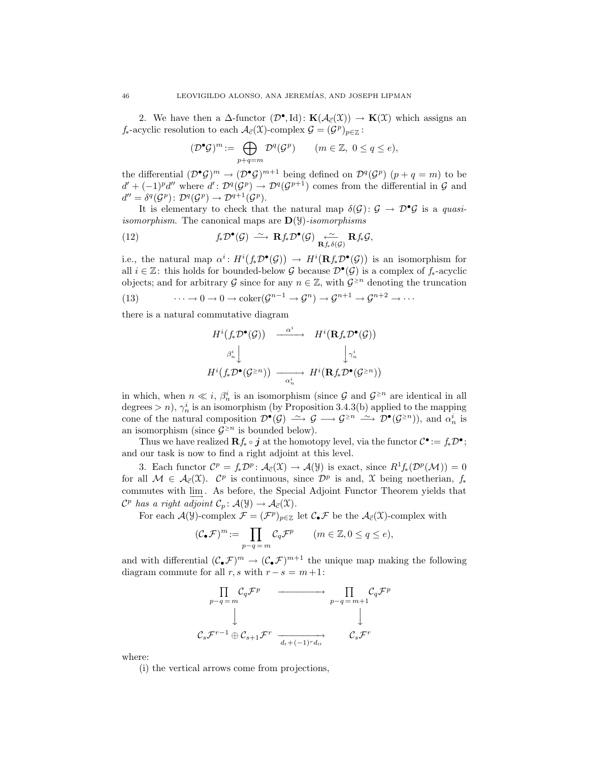2. We have then a $\Delta$-functor $(\mathcal{D}^\bullet, \mathrm{Id})\colon \mathbf{K}(\mathcal{A}_{\vec{c}}(\mathcal{X})) \to \mathbf{K}(\mathcal{X})$ which assigns an $f_*$-acyclic resolution to each $\mathcal{A}_{\vec{c}}(\mathcal{X})$-complex $\mathcal{G} = (\mathcal{G}^p)_{p\in\mathbb{Z}}$:

$$(\mathcal{D}^\bullet\mathcal{G})^m := \bigoplus_{p+q=m} \mathcal{D}^q(\mathcal{G}^p) \qquad (m \in \mathbb{Z},\ 0 \le q \le e),$$

the differential $(\mathcal{D}^\bullet\mathcal{G})^m \to (\mathcal{D}^\bullet\mathcal{G})^{m+1}$ being defined on $\mathcal{D}^q(\mathcal{G}^p)$ $(p+q=m)$ to be $d' + (-1)^p d''$ where $d'\colon \mathcal{D}^q(\mathcal{G}^p) \to \mathcal{D}^q(\mathcal{G}^{p+1})$ comes from the differential in $\mathcal{G}$ and $d'' = \delta^q(\mathcal{G}^p)\colon \mathcal{D}^q(\mathcal{G}^p) \to \mathcal{D}^{q+1}(\mathcal{G}^p)$.

It is elementary to check that the natural map $\delta(\mathcal{G})\colon \mathcal{G} \to \mathcal{D}^\bullet\mathcal{G}$ is a *quasi-isomorphism*. The canonical maps are $\mathbf{D}(\mathcal{Y})$-*isomorphisms*

$$f_*\mathcal{D}^\bullet(\mathcal{G}) \xrightarrow{\ \sim\ } \mathbf{R}f_*\mathcal{D}^\bullet(\mathcal{G}) \underset{\mathbf{R}f_*\delta(\mathcal{G})}{\xleftarrow{\ \sim\ }} \mathbf{R}f_*\mathcal{G}, \tag{12}$$

i.e., the natural map $\alpha^i\colon H^i\big(f_*\mathcal{D}^\bullet(\mathcal{G})\big) \to H^i\big(\mathbf{R}f_*\mathcal{D}^\bullet(\mathcal{G})\big)$ is an isomorphism for all $i \in \mathbb{Z}$: this holds for bounded-below $\mathcal{G}$ because $\mathcal{D}^\bullet(\mathcal{G})$ is a complex of $f_*$-acyclic objects; and for arbitrary $\mathcal{G}$ since for any $n \in \mathbb{Z}$, with $\mathcal{G}^{\ge n}$ denoting the truncation

$$\cdots \to 0 \to 0 \to \operatorname{coker}(\mathcal{G}^{n-1} \to \mathcal{G}^n) \to \mathcal{G}^{n+1} \to \mathcal{G}^{n+2} \to \cdots \tag{13}$$

there is a natural commutative diagram

$$\begin{array}{ccc}
H^i\big(f_*\mathcal{D}^\bullet(\mathcal{G})\big) & \xrightarrow{\ \alpha^i\ } & H^i\big(\mathbf{R}f_*\mathcal{D}^\bullet(\mathcal{G})\big) \\
{\scriptstyle\beta^i_n}\big\downarrow & & \big\downarrow{\scriptstyle\gamma^i_n} \\
H^i\big(f_*\mathcal{D}^\bullet(\mathcal{G}^{\ge n})\big) & \underset{\alpha^i_n}{\longrightarrow} & H^i\big(\mathbf{R}f_*\mathcal{D}^\bullet(\mathcal{G}^{\ge n})\big)
\end{array}$$

in which, when $n \ll i$, $\beta^i_n$ is an isomorphism (since $\mathcal{G}$ and $\mathcal{G}^{\ge n}$ are identical in all degrees $> n$), $\gamma^i_n$ is an isomorphism (by Proposition 3.4.3(b) applied to the mapping cone of the natural composition $\mathcal{D}^\bullet(\mathcal{G}) \xrightarrow{\ \sim\ } \mathcal{G} \longrightarrow \mathcal{G}^{\ge n} \xrightarrow{\ \sim\ } \mathcal{D}^\bullet(\mathcal{G}^{\ge n})$), and $\alpha^i_n$ is an isomorphism (since $\mathcal{G}^{\ge n}$ is bounded below).

Thus we have realized $\mathbf{R}f_* \circ \boldsymbol{j}$ at the homotopy level, via the functor $\mathcal{C}^\bullet := f_*\mathcal{D}^\bullet$; and our task is now to find a right adjoint at this level.

3. Each functor $\mathcal{C}^p = f_*\mathcal{D}^p\colon \mathcal{A}_{\vec{c}}(\mathcal{X}) \to \mathcal{A}(\mathcal{Y})$ is exact, since $R^1f_*(\mathcal{D}^p(\mathcal{M})) = 0$ for all $\mathcal{M} \in \mathcal{A}_{\vec{c}}(\mathcal{X})$. $\mathcal{C}^p$ is continuous, since $\mathcal{D}^p$ is and, $\mathcal{X}$ being noetherian, $f_*$ commutes with $\varinjlim$. As before, the Special Adjoint Functor Theorem yields that *$\mathcal{C}^p$ has a right adjoint $\mathcal{C}_p\colon \mathcal{A}(\mathcal{Y}) \to \mathcal{A}_{\vec{c}}(\mathcal{X})$.*

For each $\mathcal{A}(\mathcal{Y})$-complex $\mathcal{F} = (\mathcal{F}^p)_{p\in\mathbb{Z}}$ let $\mathcal{C}_\bullet\mathcal{F}$ be the $\mathcal{A}_{\vec{c}}(\mathcal{X})$-complex with

$$(\mathcal{C}_\bullet\mathcal{F})^m := \prod_{p-q\,=\,m} \mathcal{C}_q\mathcal{F}^p \qquad (m \in \mathbb{Z}, 0 \le q \le e),$$

and with differential $(\mathcal{C}_\bullet\mathcal{F})^m \to (\mathcal{C}_\bullet\mathcal{F})^{m+1}$ the unique map making the following diagram commute for all $r, s$ with $r - s = m+1$:

$$\begin{array}{ccc}
\displaystyle\prod_{p-q\,=\,m} \mathcal{C}_q\mathcal{F}^p & \longrightarrow & \displaystyle\prod_{p-q\,=\,m+1} \mathcal{C}_q\mathcal{F}^p \\
\big\downarrow & & \big\downarrow \\
\mathcal{C}_s\mathcal{F}^{r-1} \oplus \mathcal{C}_{s+1}\mathcal{F}^r & \underset{d_\prime + (-1)^r d_{\prime\prime}}{\longrightarrow} & \mathcal{C}_s\mathcal{F}^r
\end{array}$$

where:

(i) the vertical arrows come from projections,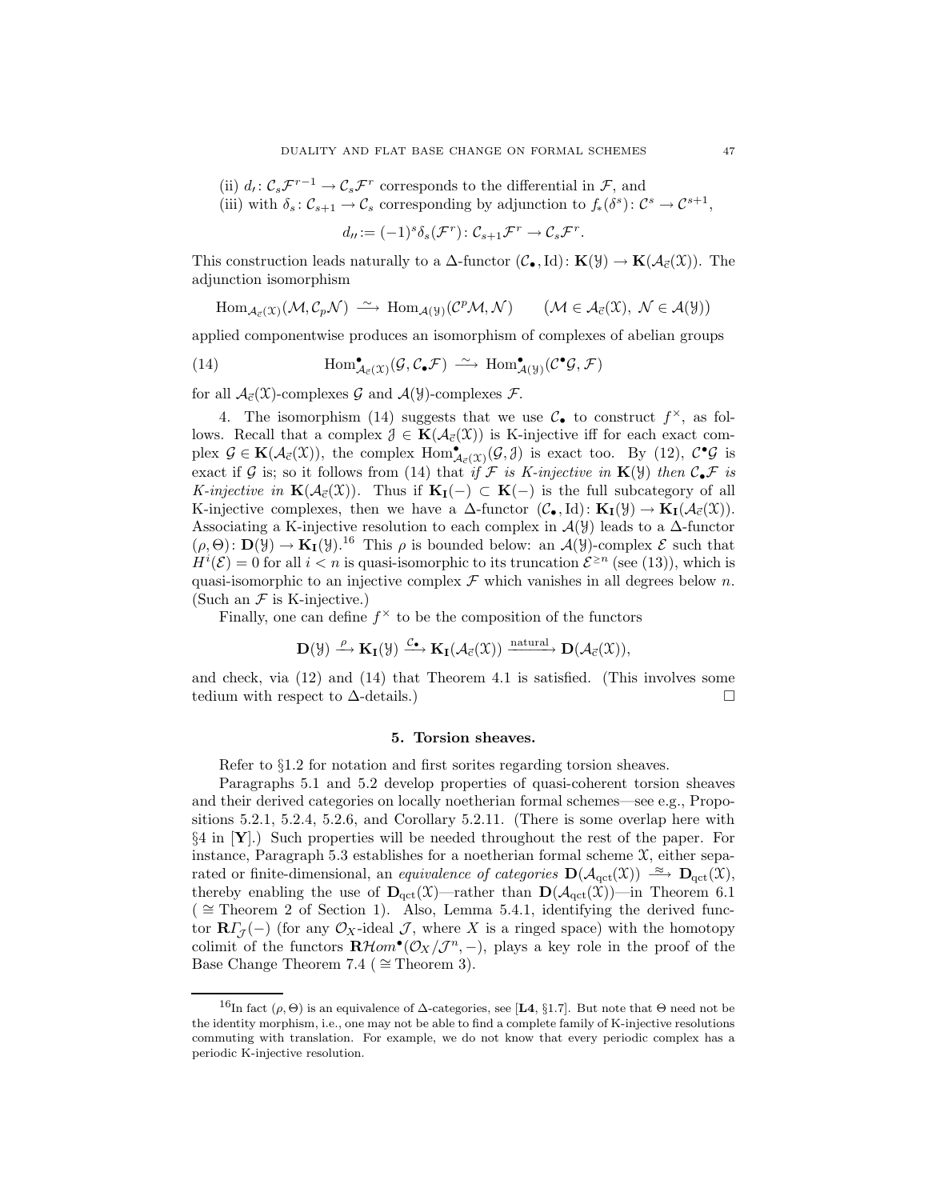(ii) $d_\prime\colon \mathcal{C}_s\mathcal{F}^{r-1} \to \mathcal{C}_s\mathcal{F}^r$ corresponds to the differential in $\mathcal{F}$, and

(iii) with $\delta_s\colon \mathcal{C}_{s+1} \to \mathcal{C}_s$ corresponding by adjunction to $f_*(\delta^s)\colon \mathcal{C}^s \to \mathcal{C}^{s+1}$,

$$d_{\prime\prime} := (-1)^s\delta_s(\mathcal{F}^r)\colon \mathcal{C}_{s+1}\mathcal{F}^r \to \mathcal{C}_s\mathcal{F}^r.$$

This construction leads naturally to a $\Delta$-functor $(\mathcal{C}_\bullet, \mathrm{Id})\colon \mathbf{K}(\mathcal{Y}) \to \mathbf{K}(\mathcal{A}_{\vec{c}}(\mathcal{X}))$. The adjunction isomorphism

$$\mathrm{Hom}_{\mathcal{A}_{\vec{c}}(\mathcal{X})}(\mathcal{M}, \mathcal{C}_p\mathcal{N}) \xrightarrow{\ \sim\ } \mathrm{Hom}_{\mathcal{A}(\mathcal{Y})}(\mathcal{C}^p\mathcal{M}, \mathcal{N}) \qquad (\mathcal{M} \in \mathcal{A}_{\vec{c}}(\mathcal{X}),\ \mathcal{N} \in \mathcal{A}(\mathcal{Y}))$$

applied componentwise produces an isomorphism of complexes of abelian groups

$$\mathrm{Hom}^\bullet_{\mathcal{A}_{\vec{c}}(\mathcal{X})}(\mathcal{G}, \mathcal{C}_\bullet\mathcal{F}) \xrightarrow{\ \sim\ } \mathrm{Hom}^\bullet_{\mathcal{A}(\mathcal{Y})}(\mathcal{C}^\bullet\mathcal{G}, \mathcal{F}) \tag{14}$$

for all $\mathcal{A}_{\vec{c}}(\mathcal{X})$-complexes $\mathcal{G}$ and $\mathcal{A}(\mathcal{Y})$-complexes $\mathcal{F}$.

4. The isomorphism (14) suggests that we use $\mathcal{C}_\bullet$ to construct $f^\times$, as follows. Recall that a complex $\mathcal{J} \in \mathbf{K}(\mathcal{A}_{\vec{c}}(\mathcal{X}))$ is K-injective iff for each exact complex $\mathcal{G} \in \mathbf{K}(\mathcal{A}_{\vec{c}}(\mathcal{X}))$, the complex $\mathrm{Hom}^\bullet_{\mathcal{A}_{\vec{c}}(\mathcal{X})}(\mathcal{G}, \mathcal{J})$ is exact too. By (12), $\mathcal{C}^\bullet\mathcal{G}$ is exact if $\mathcal{G}$ is; so it follows from (14) that *if $\mathcal{F}$ is K-injective in $\mathbf{K}(\mathcal{Y})$ then $\mathcal{C}_\bullet\mathcal{F}$ is K-injective in $\mathbf{K}(\mathcal{A}_{\vec{c}}(\mathcal{X}))$.* Thus if $\mathbf{K_I}(-) \subset \mathbf{K}(-)$ is the full subcategory of all K-injective complexes, then we have a $\Delta$-functor $(\mathcal{C}_\bullet, \mathrm{Id})\colon \mathbf{K_I}(\mathcal{Y}) \to \mathbf{K_I}(\mathcal{A}_{\vec{c}}(\mathcal{X}))$. Associating a K-injective resolution to each complex in $\mathcal{A}(\mathcal{Y})$ leads to a $\Delta$-functor $(\rho, \Theta)\colon \mathbf{D}(\mathcal{Y}) \to \mathbf{K_I}(\mathcal{Y})$.[16] This $\rho$ is bounded below: an $\mathcal{A}(\mathcal{Y})$-complex $\mathcal{E}$ such that $H^i(\mathcal{E}) = 0$ for all $i < n$ is quasi-isomorphic to its truncation $\mathcal{E}^{\geq n}$ (see (13)), which is quasi-isomorphic to an injective complex $\mathcal{F}$ which vanishes in all degrees below $n$. (Such an $\mathcal{F}$ is K-injective.)

Finally, one can define $f^\times$ to be the composition of the functors

$$\mathbf{D}(\mathcal{Y}) \xrightarrow{\ \rho\ } \mathbf{K_I}(\mathcal{Y}) \xrightarrow{\ \mathcal{C}_\bullet\ } \mathbf{K_I}(\mathcal{A}_{\vec{c}}(\mathcal{X})) \xrightarrow{\ \text{natural}\ } \mathbf{D}(\mathcal{A}_{\vec{c}}(\mathcal{X})),$$

and check, via (12) and (14) that Theorem 4.1 is satisfied. (This involves some tedium with respect to $\Delta$-details.) $\square$

## 5. Torsion sheaves.

Refer to §1.2 for notation and first sorites regarding torsion sheaves.

Paragraphs 5.1 and 5.2 develop properties of quasi-coherent torsion sheaves and their derived categories on locally noetherian formal schemes—see e.g., Propositions 5.2.1, 5.2.4, 5.2.6, and Corollary 5.2.11. (There is some overlap here with §4 in [**Y**].) Such properties will be needed throughout the rest of the paper. For instance, Paragraph 5.3 establishes for a noetherian formal scheme $\mathcal{X}$, either separated or finite-dimensional, an *equivalence of categories* $\mathbf{D}(\mathcal{A}_{\mathrm{qct}}(\mathcal{X})) \xrightarrow{\ \approx\ } \mathbf{D}_{\mathrm{qct}}(\mathcal{X})$, thereby enabling the use of $\mathbf{D}_{\mathrm{qct}}(\mathcal{X})$—rather than $\mathbf{D}(\mathcal{A}_{\mathrm{qct}}(\mathcal{X}))$—in Theorem 6.1 ( $\cong$ Theorem 2 of Section 1). Also, Lemma 5.4.1, identifying the derived functor $\mathbf{R}\varGamma_{\mathcal{J}}(-)$ (for any $\mathcal{O}_X$-ideal $\mathcal{J}$, where $X$ is a ringed space) with the homotopy colimit of the functors $\mathbf{R}\mathcal{H}om^\bullet(\mathcal{O}_X/\mathcal{J}^n, -)$, plays a key role in the proof of the Base Change Theorem 7.4 ( $\cong$ Theorem 3).

---

[16] In fact $(\rho, \Theta)$ is an equivalence of $\Delta$-categories, see [**L4**, §1.7]. But note that $\Theta$ need not be the identity morphism, i.e., one may not be able to find a complete family of K-injective resolutions commuting with translation. For example, we do not know that every periodic complex has a periodic K-injective resolution.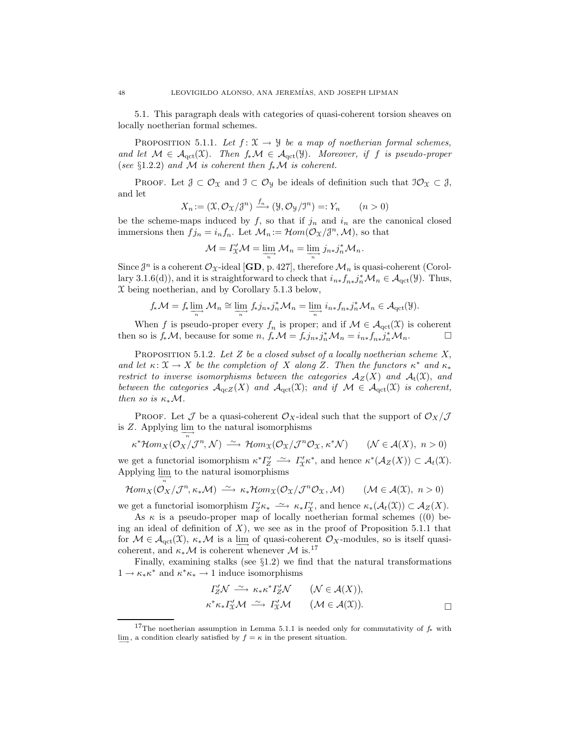5.1. This paragraph deals with categories of quasi-coherent torsion sheaves on locally noetherian formal schemes.

Proposition 5.1.1. *Let $f\colon \mathcal{X} \to \mathcal{Y}$ be a map of noetherian formal schemes, and let $\mathcal{M} \in \mathcal{A}_{\mathrm{qct}}(\mathcal{X})$. Then $f_*\mathcal{M} \in \mathcal{A}_{\mathrm{qct}}(\mathcal{Y})$. Moreover, if $f$ is pseudo-proper (see §1.2.2) and $\mathcal{M}$ is coherent then $f_*\mathcal{M}$ is coherent.*

Proof. Let $\mathcal{J} \subset \mathcal{O}_{\mathcal{X}}$ and $\mathcal{I} \subset \mathcal{O}_{\mathcal{Y}}$ be ideals of definition such that $\mathcal{I}\mathcal{O}_{\mathcal{X}} \subset \mathcal{J}$, and let

$$X_n := (\mathcal{X}, \mathcal{O}_{\mathcal{X}}/\mathcal{J}^n) \xrightarrow{\;f_n\;} (\mathcal{Y}, \mathcal{O}_{\mathcal{Y}}/\mathcal{I}^n) =: Y_n \qquad (n > 0)$$

be the scheme-maps induced by $f$, so that if $j_n$ and $i_n$ are the canonical closed immersions then $fj_n = i_nf_n$. Let $\mathcal{M}_n := \mathcal{H}om(\mathcal{O}_{\mathcal{X}}/\mathcal{J}^n, \mathcal{M})$, so that

$$\mathcal{M} = \varGamma'_{\mathcal{X}}\mathcal{M} = \varinjlim_n \mathcal{M}_n = \varinjlim_n j_{n*}j_n^*\mathcal{M}_n.$$

Since $\mathcal{J}^n$ is a coherent $\mathcal{O}_{\mathcal{X}}$-ideal [**GD**, p. 427], therefore $\mathcal{M}_n$ is quasi-coherent (Corollary 3.1.6(d)), and it is straightforward to check that $i_{n*}f_{n*}j_n^*\mathcal{M}_n \in \mathcal{A}_{\mathrm{qct}}(\mathcal{Y})$. Thus, $\mathcal{X}$ being noetherian, and by Corollary 5.1.3 below,

$$f_*\mathcal{M} = f_*\varinjlim_n \mathcal{M}_n \cong \varinjlim_n f_*j_{n*}j_n^*\mathcal{M}_n = \varinjlim_n i_{n*}f_{n*}j_n^*\mathcal{M}_n \in \mathcal{A}_{\mathrm{qct}}(\mathcal{Y}).$$

When $f$ is pseudo-proper every $f_n$ is proper; and if $\mathcal{M} \in \mathcal{A}_{\mathrm{qct}}(\mathcal{X})$ is coherent then so is $f_*\mathcal{M}$, because for some $n$, $f_*\mathcal{M} = f_*j_{n*}j_n^*\mathcal{M}_n = i_{n*}f_{n*}j_n^*\mathcal{M}_n$. $\square$

Proposition 5.1.2. *Let $Z$ be a closed subset of a locally noetherian scheme $X$, and let $\kappa\colon \mathcal{X} \to X$ be the completion of $X$ along $Z$. Then the functors $\kappa^*$ and $\kappa_*$ restrict to inverse isomorphisms between the categories $\mathcal{A}_Z(X)$ and $\mathcal{A}_{\mathrm{t}}(\mathcal{X})$, and between the categories $\mathcal{A}_{\mathrm{qc}Z}(X)$ and $\mathcal{A}_{\mathrm{qct}}(\mathcal{X})$; and if $\mathcal{M} \in \mathcal{A}_{\mathrm{qct}}(\mathcal{X})$ is coherent, then so is $\kappa_*\mathcal{M}$.*

Proof. Let $\mathcal{J}$ be a quasi-coherent $\mathcal{O}_X$-ideal such that the support of $\mathcal{O}_X/\mathcal{J}$ is $Z$. Applying $\varinjlim_n$ to the natural isomorphisms

$$\kappa^*\mathcal{H}om_X(\mathcal{O}_X/\mathcal{J}^n, \mathcal{N}) \xrightarrow{\;\sim\;} \mathcal{H}om_{\mathcal{X}}(\mathcal{O}_{\mathcal{X}}/\mathcal{J}^n\mathcal{O}_{\mathcal{X}}, \kappa^*\mathcal{N}) \qquad (\mathcal{N} \in \mathcal{A}(X),\ n > 0)$$

we get a functorial isomorphism $\kappa^*\varGamma'_Z \xrightarrow{\;\sim\;} \varGamma'_{\mathcal{X}}\kappa^*$, and hence $\kappa^*(\mathcal{A}_Z(X)) \subset \mathcal{A}_t(\mathcal{X})$. Applying $\varinjlim_n$ to the natural isomorphisms

$$\mathcal{H}om_X(\mathcal{O}_X/\mathcal{J}^n, \kappa_*\mathcal{M}) \xrightarrow{\;\sim\;} \kappa_*\mathcal{H}om_{\mathcal{X}}(\mathcal{O}_{\mathcal{X}}/\mathcal{J}^n\mathcal{O}_{\mathcal{X}}, \mathcal{M}) \qquad (\mathcal{M} \in \mathcal{A}(\mathcal{X}),\ n > 0)$$

we get a functorial isomorphism $\varGamma'_Z\kappa_* \xrightarrow{\;\sim\;} \kappa_*\varGamma'_{\mathcal{X}}$, and hence $\kappa_*(\mathcal{A}_t(\mathcal{X})) \subset \mathcal{A}_Z(X)$.

As $\kappa$ is a pseudo-proper map of locally noetherian formal schemes ((0) being an ideal of definition of $X$), we see as in the proof of Proposition 5.1.1 that for $\mathcal{M} \in \mathcal{A}_{\mathrm{qct}}(\mathcal{X})$, $\kappa_*\mathcal{M}$ is a $\varinjlim$ of quasi-coherent $\mathcal{O}_X$-modules, so is itself quasi-coherent, and $\kappa_*\mathcal{M}$ is coherent whenever $\mathcal{M}$ is.[17]

Finally, examining stalks (see §1.2) we find that the natural transformations $1 \to \kappa_*\kappa^*$ and $\kappa^*\kappa_* \to 1$ induce isomorphisms

$$\begin{aligned} \varGamma'_Z\mathcal{N} &\xrightarrow{\;\sim\;} \kappa_*\kappa^*\varGamma'_Z\mathcal{N} \qquad (\mathcal{N} \in \mathcal{A}(X)),\\ \kappa^*\kappa_*\varGamma'_{\mathcal{X}}\mathcal{M} &\xrightarrow{\;\sim\;} \varGamma'_{\mathcal{X}}\mathcal{M} \qquad (\mathcal{M} \in \mathcal{A}(\mathcal{X})). \end{aligned}$$

$\square$

---

[17] The noetherian assumption in Lemma 5.1.1 is needed only for commutativity of $f_*$ with $\varinjlim$, a condition clearly satisfied by $f = \kappa$ in the present situation.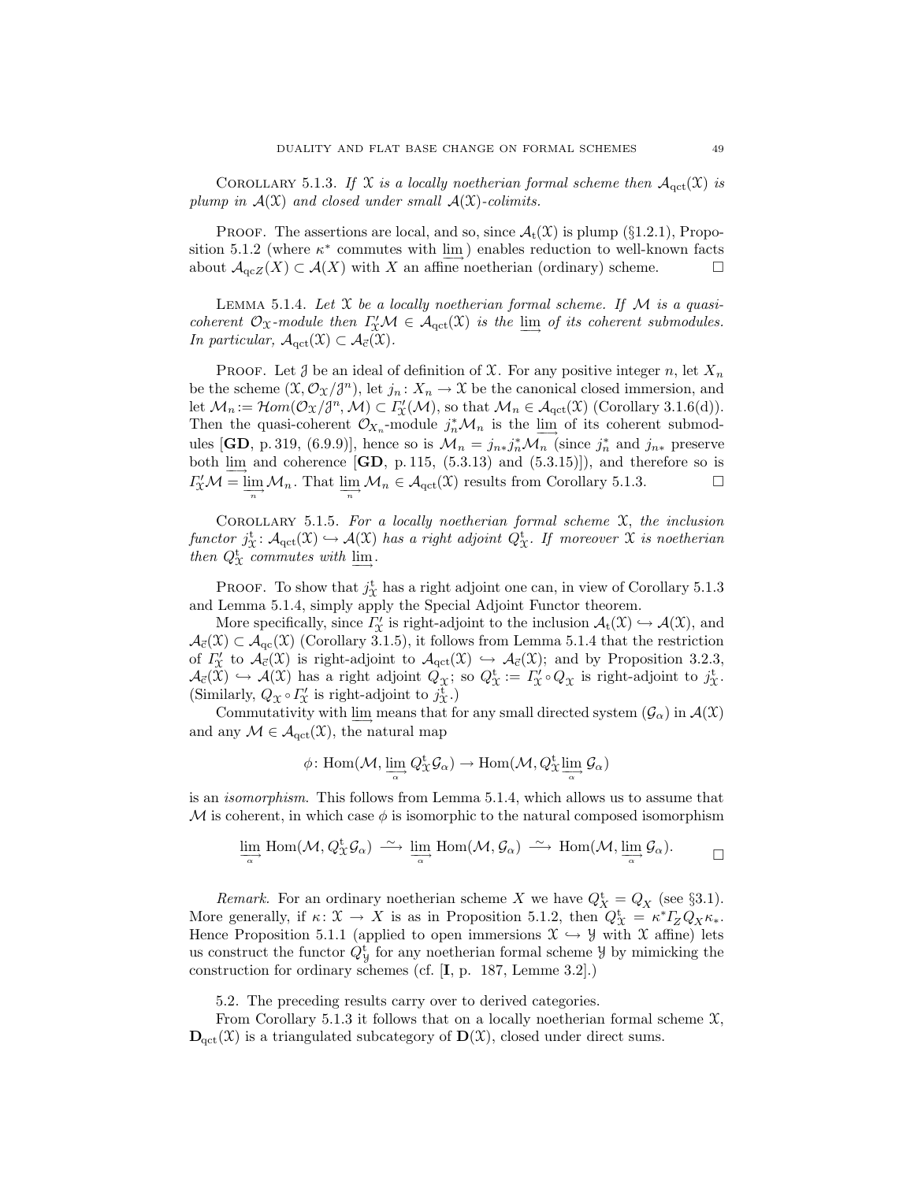Corollary 5.1.3. *If $\mathfrak{X}$ is a locally noetherian formal scheme then $\mathcal{A}_{\mathrm{qct}}(\mathfrak{X})$ is plump in $\mathcal{A}(\mathfrak{X})$ and closed under small $\mathcal{A}(\mathfrak{X})$-colimits.*

Proof. The assertions are local, and so, since $\mathcal{A}_{\mathrm{t}}(\mathfrak{X})$ is plump (§1.2.1), Proposition 5.1.2 (where $\kappa^*$ commutes with $\varinjlim$) enables reduction to well-known facts about $\mathcal{A}_{\mathrm{qc}Z}(X) \subset \mathcal{A}(X)$ with $X$ an affine noetherian (ordinary) scheme. $\square$

Lemma 5.1.4. *Let $\mathfrak{X}$ be a locally noetherian formal scheme. If $\mathcal{M}$ is a quasi-coherent $\mathcal{O}_{\mathfrak{X}}$-module then $\varGamma'_{\mathfrak{X}}\mathcal{M} \in \mathcal{A}_{\mathrm{qct}}(\mathfrak{X})$ is the $\varinjlim$ of its coherent submodules. In particular, $\mathcal{A}_{\mathrm{qct}}(\mathfrak{X}) \subset \mathcal{A}_{\vec{\mathrm{c}}}(\mathfrak{X})$.*

Proof. Let $\mathcal{J}$ be an ideal of definition of $\mathfrak{X}$. For any positive integer $n$, let $X_n$ be the scheme $(\mathfrak{X}, \mathcal{O}_{\mathfrak{X}}/\mathcal{J}^n)$, let $j_n\colon X_n \to \mathfrak{X}$ be the canonical closed immersion, and let $\mathcal{M}_n := \mathcal{H}om(\mathcal{O}_{\mathfrak{X}}/\mathcal{J}^n, \mathcal{M}) \subset \varGamma'_{\mathfrak{X}}(\mathcal{M})$, so that $\mathcal{M}_n \in \mathcal{A}_{\mathrm{qct}}(\mathfrak{X})$ (Corollary 3.1.6(d)). Then the quasi-coherent $\mathcal{O}_{X_n}$-module $j_n^*\mathcal{M}_n$ is the $\varinjlim$ of its coherent submodules [**GD**, p. 319, (6.9.9)], hence so is $\mathcal{M}_n = j_{n*}j_n^*\mathcal{M}_n$ (since $j_n^*$ and $j_{n*}$ preserve both $\varinjlim$ and coherence [**GD**, p. 115, (5.3.13) and (5.3.15)]), and therefore so is $\varGamma'_{\mathfrak{X}}\mathcal{M} = \varinjlim\limits_n \mathcal{M}_n$. That $\varinjlim\limits_n \mathcal{M}_n \in \mathcal{A}_{\mathrm{qct}}(\mathfrak{X})$ results from Corollary 5.1.3. $\square$

Corollary 5.1.5. *For a locally noetherian formal scheme $\mathfrak{X}$, the inclusion functor $j^{\mathrm{t}}_{\mathfrak{X}}\colon \mathcal{A}_{\mathrm{qct}}(\mathfrak{X}) \hookrightarrow \mathcal{A}(\mathfrak{X})$ has a right adjoint $Q^{\mathrm{t}}_{\mathfrak{X}}$. If moreover $\mathfrak{X}$ is noetherian then $Q^{\mathrm{t}}_{\mathfrak{X}}$ commutes with $\varinjlim$.*

Proof. To show that $j^{\mathrm{t}}_{\mathfrak{X}}$ has a right adjoint one can, in view of Corollary 5.1.3 and Lemma 5.1.4, simply apply the Special Adjoint Functor theorem.

More specifically, since $\varGamma'_{\mathfrak{X}}$ is right-adjoint to the inclusion $\mathcal{A}_{\mathrm{t}}(\mathfrak{X}) \hookrightarrow \mathcal{A}(\mathfrak{X})$, and $\mathcal{A}_{\vec{\mathrm{c}}}(\mathfrak{X}) \subset \mathcal{A}_{\mathrm{qc}}(\mathfrak{X})$ (Corollary 3.1.5), it follows from Lemma 5.1.4 that the restriction of $\varGamma'_{\mathfrak{X}}$ to $\mathcal{A}_{\vec{\mathrm{c}}}(\mathfrak{X})$ is right-adjoint to $\mathcal{A}_{\mathrm{qct}}(\mathfrak{X}) \hookrightarrow \mathcal{A}_{\vec{\mathrm{c}}}(\mathfrak{X})$; and by Proposition 3.2.3, $\mathcal{A}_{\vec{\mathrm{c}}}(\mathfrak{X}) \hookrightarrow \mathcal{A}(\mathfrak{X})$ has a right adjoint $Q_{\mathfrak{X}}$; so $Q^{\mathrm{t}}_{\mathfrak{X}} := \varGamma'_{\mathfrak{X}} \circ Q_{\mathfrak{X}}$ is right-adjoint to $j^{\mathrm{t}}_{\mathfrak{X}}$. (Similarly, $Q_{\mathfrak{X}} \circ \varGamma'_{\mathfrak{X}}$ is right-adjoint to $j^{\mathrm{t}}_{\mathfrak{X}}$.)

Commutativity with $\varinjlim$ means that for any small directed system $(\mathcal{G}_\alpha)$ in $\mathcal{A}(\mathfrak{X})$ and any $\mathcal{M} \in \mathcal{A}_{\mathrm{qct}}(\mathfrak{X})$, the natural map

$$\phi\colon \mathrm{Hom}(\mathcal{M}, \varinjlim_\alpha Q^{\mathrm{t}}_{\mathfrak{X}}\mathcal{G}_\alpha) \to \mathrm{Hom}(\mathcal{M}, Q^{\mathrm{t}}_{\mathfrak{X}}\varinjlim_\alpha \mathcal{G}_\alpha)$$

is an *isomorphism.* This follows from Lemma 5.1.4, which allows us to assume that $\mathcal{M}$ is coherent, in which case $\phi$ is isomorphic to the natural composed isomorphism

$$\varinjlim_\alpha \mathrm{Hom}(\mathcal{M}, Q^{\mathrm{t}}_{\mathfrak{X}}\mathcal{G}_\alpha) \xrightarrow{\ \sim\ } \varinjlim_\alpha \mathrm{Hom}(\mathcal{M}, \mathcal{G}_\alpha) \xrightarrow{\ \sim\ } \mathrm{Hom}(\mathcal{M}, \varinjlim_\alpha \mathcal{G}_\alpha). \qquad \square$$

*Remark.* For an ordinary noetherian scheme $X$ we have $Q^{\mathrm{t}}_X = Q_X$ (see §3.1). More generally, if $\kappa\colon \mathfrak{X} \to X$ is as in Proposition 5.1.2, then $Q^{\mathrm{t}}_{\mathfrak{X}} = \kappa^*\varGamma_Z Q_X \kappa_*$. Hence Proposition 5.1.1 (applied to open immersions $\mathfrak{X} \hookrightarrow \mathfrak{Y}$ with $\mathfrak{X}$ affine) lets us construct the functor $Q^{\mathrm{t}}_{\mathfrak{Y}}$ for any noetherian formal scheme $\mathfrak{Y}$ by mimicking the construction for ordinary schemes (cf. [**I**, p. 187, Lemme 3.2].)

5.2. The preceding results carry over to derived categories.

From Corollary 5.1.3 it follows that on a locally noetherian formal scheme $\mathfrak{X}$, $\mathbf{D}_{\mathrm{qct}}(\mathfrak{X})$ is a triangulated subcategory of $\mathbf{D}(\mathfrak{X})$, closed under direct sums.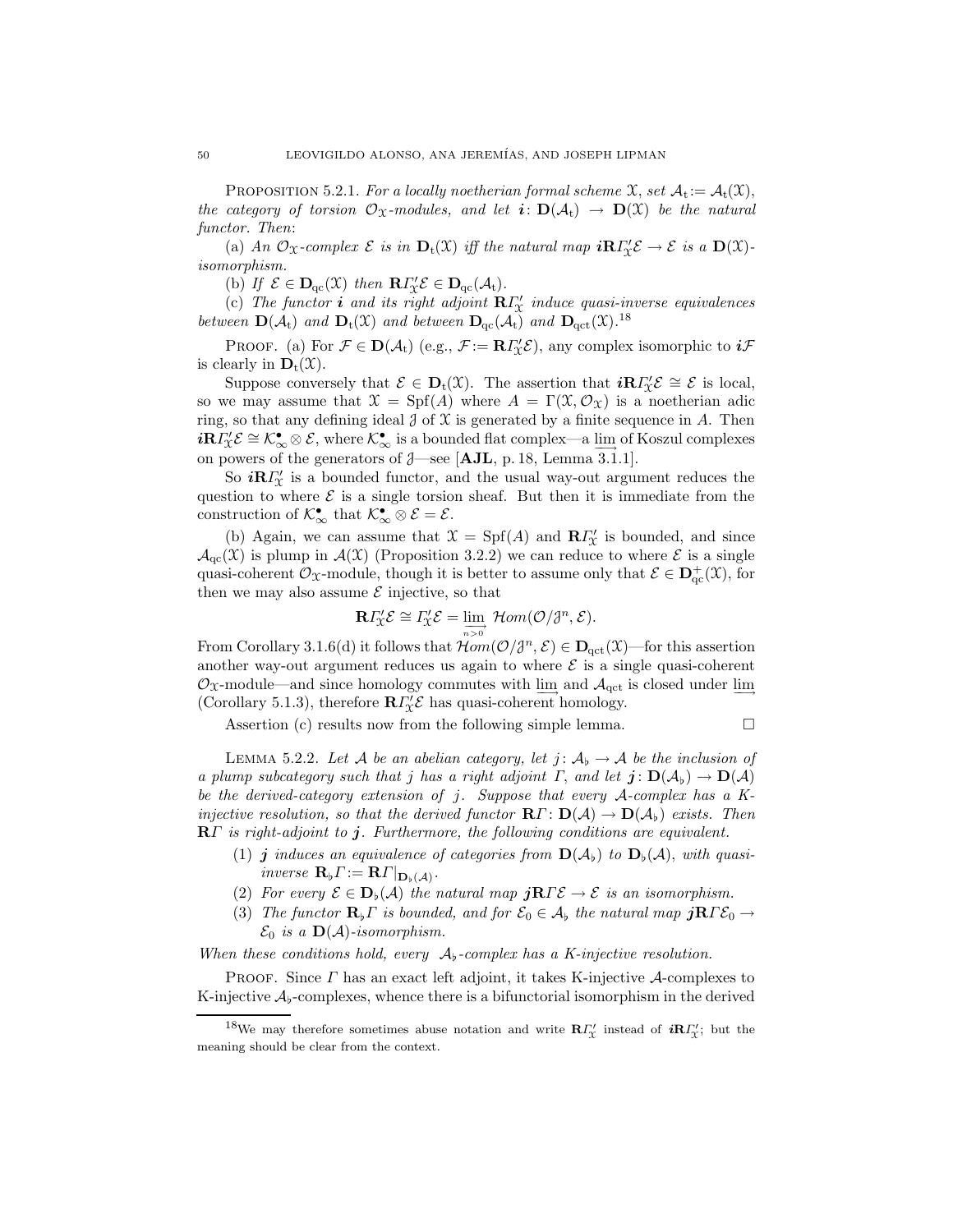**Proposition 5.2.1.** *For a locally noetherian formal scheme $\mathfrak{X}$, set $\mathcal{A}_\mathrm{t} := \mathcal{A}_\mathrm{t}(\mathfrak{X})$, the category of torsion $\mathcal{O}_\mathfrak{X}$-modules, and let $\boldsymbol{i}\colon \mathbf{D}(\mathcal{A}_\mathrm{t}) \to \mathbf{D}(\mathfrak{X})$ be the natural functor. Then*:

(a) *An $\mathcal{O}_\mathfrak{X}$-complex $\mathcal{E}$ is in $\mathbf{D}_\mathrm{t}(\mathfrak{X})$ iff the natural map $\boldsymbol{i}\mathbf{R}\varGamma'_\mathfrak{X}\mathcal{E} \to \mathcal{E}$ is a $\mathbf{D}(\mathfrak{X})$-isomorphism.*

(b) *If $\mathcal{E} \in \mathbf{D}_\mathrm{qc}(\mathfrak{X})$ then $\mathbf{R}\varGamma'_\mathfrak{X}\mathcal{E} \in \mathbf{D}_\mathrm{qc}(\mathcal{A}_\mathrm{t})$.*

(c) *The functor $\boldsymbol{i}$ and its right adjoint $\mathbf{R}\varGamma'_\mathfrak{X}$ induce quasi-inverse equivalences between $\mathbf{D}(\mathcal{A}_\mathrm{t})$ and $\mathbf{D}_\mathrm{t}(\mathfrak{X})$ and between $\mathbf{D}_\mathrm{qc}(\mathcal{A}_\mathrm{t})$ and $\mathbf{D}_\mathrm{qct}(\mathfrak{X})$.*[18]

Proof. (a) For $\mathcal{F} \in \mathbf{D}(\mathcal{A}_\mathrm{t})$ (e.g., $\mathcal{F} := \mathbf{R}\varGamma'_\mathfrak{X}\mathcal{E}$), any complex isomorphic to $\boldsymbol{i}\mathcal{F}$ is clearly in $\mathbf{D}_\mathrm{t}(\mathfrak{X})$.

Suppose conversely that $\mathcal{E} \in \mathbf{D}_\mathrm{t}(\mathfrak{X})$. The assertion that $\boldsymbol{i}\mathbf{R}\varGamma'_\mathfrak{X}\mathcal{E} \cong \mathcal{E}$ is local, so we may assume that $\mathfrak{X} = \mathrm{Spf}(A)$ where $A = \Gamma(\mathfrak{X}, \mathcal{O}_\mathfrak{X})$ is a noetherian adic ring, so that any defining ideal $\mathcal{J}$ of $\mathfrak{X}$ is generated by a finite sequence in $A$. Then $\boldsymbol{i}\mathbf{R}\varGamma'_\mathfrak{X}\mathcal{E} \cong \mathcal{K}^\bullet_\infty \otimes \mathcal{E}$, where $\mathcal{K}^\bullet_\infty$ is a bounded flat complex—a $\varinjlim$ of Koszul complexes on powers of the generators of $\mathcal{J}$—see [**AJL**, p. 18, Lemma 3.1.1].

So $\boldsymbol{i}\mathbf{R}\varGamma'_\mathfrak{X}$ is a bounded functor, and the usual way-out argument reduces the question to where $\mathcal{E}$ is a single torsion sheaf. But then it is immediate from the construction of $\mathcal{K}^\bullet_\infty$ that $\mathcal{K}^\bullet_\infty \otimes \mathcal{E} = \mathcal{E}$.

(b) Again, we can assume that $\mathfrak{X} = \mathrm{Spf}(A)$ and $\mathbf{R}\varGamma'_\mathfrak{X}$ is bounded, and since $\mathcal{A}_\mathrm{qc}(\mathfrak{X})$ is plump in $\mathcal{A}(\mathfrak{X})$ (Proposition 3.2.2) we can reduce to where $\mathcal{E}$ is a single quasi-coherent $\mathcal{O}_\mathfrak{X}$-module, though it is better to assume only that $\mathcal{E} \in \mathbf{D}^+_\mathrm{qc}(\mathfrak{X})$, for then we may also assume $\mathcal{E}$ injective, so that

$$\mathbf{R}\varGamma'_\mathfrak{X}\mathcal{E} \cong \varGamma'_\mathfrak{X}\mathcal{E} = \varinjlim_{n>0} \mathcal{H}om(\mathcal{O}/\mathcal{J}^n, \mathcal{E}).$$

From Corollary 3.1.6(d) it follows that $\mathcal{H}om(\mathcal{O}/\mathcal{J}^n, \mathcal{E}) \in \mathbf{D}_\mathrm{qct}(\mathfrak{X})$—for this assertion another way-out argument reduces us again to where $\mathcal{E}$ is a single quasi-coherent $\mathcal{O}_\mathfrak{X}$-module—and since homology commutes with $\varinjlim$ and $\mathcal{A}_\mathrm{qct}$ is closed under $\varinjlim$ (Corollary 5.1.3), therefore $\mathbf{R}\varGamma'_\mathfrak{X}\mathcal{E}$ has quasi-coherent homology.

Assertion (c) results now from the following simple lemma. $\square$

**Lemma 5.2.2.** *Let $\mathcal{A}$ be an abelian category, let $j\colon \mathcal{A}_\flat \to \mathcal{A}$ be the inclusion of a plump subcategory such that $j$ has a right adjoint $\varGamma$, and let $\boldsymbol{j}\colon \mathbf{D}(\mathcal{A}_\flat) \to \mathbf{D}(\mathcal{A})$ be the derived-category extension of $j$. Suppose that every $\mathcal{A}$-complex has a K-injective resolution, so that the derived functor $\mathbf{R}\varGamma\colon \mathbf{D}(\mathcal{A}) \to \mathbf{D}(\mathcal{A}_\flat)$ exists. Then $\mathbf{R}\varGamma$ is right-adjoint to $\boldsymbol{j}$. Furthermore, the following conditions are equivalent.*

1. *$\boldsymbol{j}$ induces an equivalence of categories from $\mathbf{D}(\mathcal{A}_\flat)$ to $\mathbf{D}_\flat(\mathcal{A})$, with quasi-inverse $\mathbf{R}_\flat\varGamma := \mathbf{R}\varGamma|_{\mathbf{D}_\flat(\mathcal{A})}$.*
2. *For every $\mathcal{E} \in \mathbf{D}_\flat(\mathcal{A})$ the natural map $\boldsymbol{j}\mathbf{R}\varGamma\mathcal{E} \to \mathcal{E}$ is an isomorphism.*
3. *The functor $\mathbf{R}_\flat\varGamma$ is bounded, and for $\mathcal{E}_0 \in \mathcal{A}_\flat$ the natural map $\boldsymbol{j}\mathbf{R}\varGamma\mathcal{E}_0 \to \mathcal{E}_0$ is a $\mathbf{D}(\mathcal{A})$-isomorphism.*

*When these conditions hold, every $\mathcal{A}_\flat$-complex has a K-injective resolution.*

Proof. Since $\varGamma$ has an exact left adjoint, it takes K-injective $\mathcal{A}$-complexes to K-injective $\mathcal{A}_\flat$-complexes, whence there is a bifunctorial isomorphism in the derived

---

[18] We may therefore sometimes abuse notation and write $\mathbf{R}\varGamma'_\mathfrak{X}$ instead of $\boldsymbol{i}\mathbf{R}\varGamma'_\mathfrak{X}$; but the meaning should be clear from the context.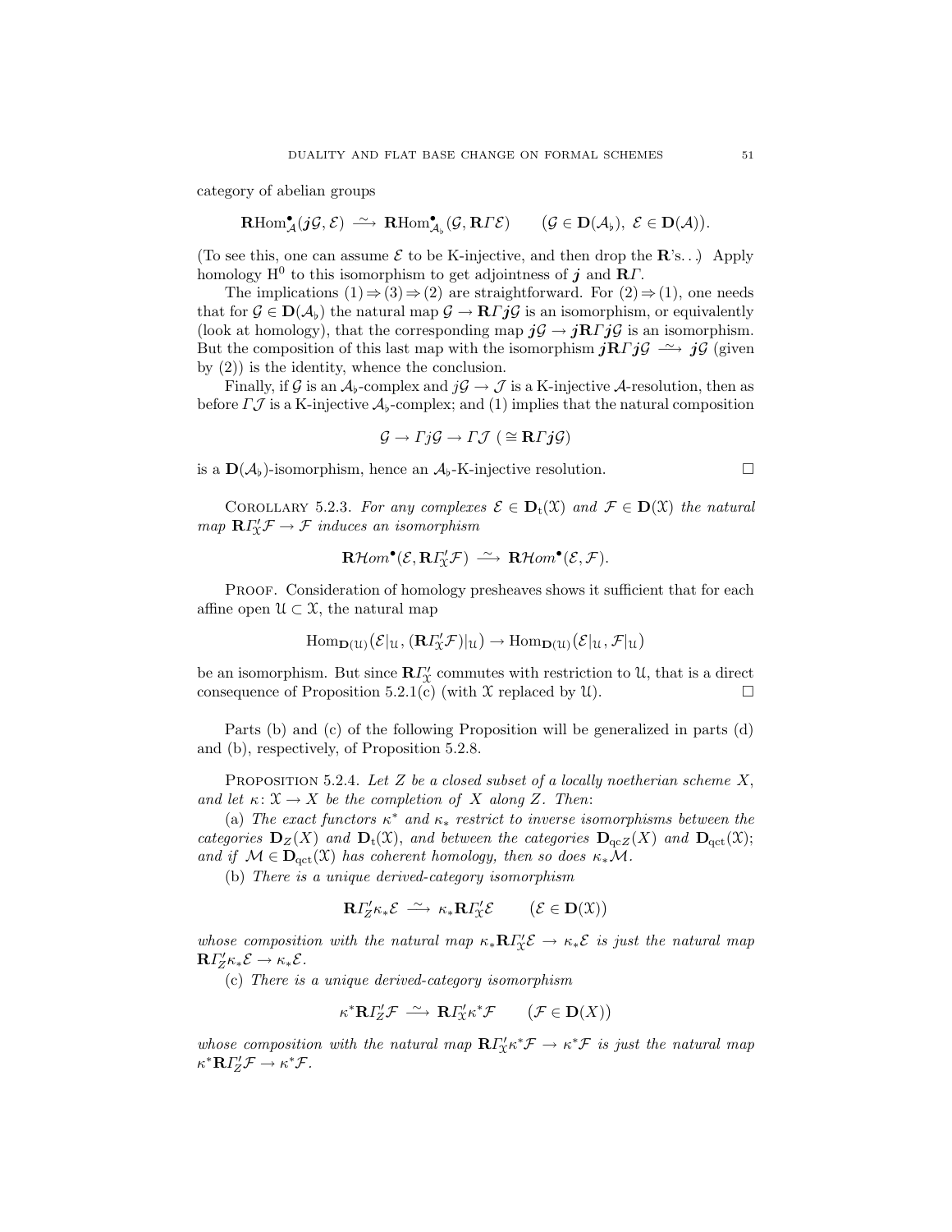category of abelian groups

$$\mathbf{R}\mathrm{Hom}^\bullet_{\mathcal{A}}(\boldsymbol{j}\mathcal{G},\mathcal{E}) \xrightarrow{\;\sim\;} \mathbf{R}\mathrm{Hom}^\bullet_{\mathcal{A}_\flat}(\mathcal{G},\mathbf{R}\mathit{\Gamma}\mathcal{E}) \qquad \big(\mathcal{G}\in\mathbf{D}(\mathcal{A}_\flat),\ \mathcal{E}\in\mathbf{D}(\mathcal{A})\big).$$

(To see this, one can assume $\mathcal{E}$ to be K-injective, and then drop the $\mathbf{R}$'s. . .) Apply homology $\mathrm{H}^0$ to this isomorphism to get adjointness of $\boldsymbol{j}$ and $\mathbf{R}\mathit{\Gamma}$.

The implications (1) ⇒ (3) ⇒ (2) are straightforward. For (2) ⇒ (1), one needs that for $\mathcal{G}\in\mathbf{D}(\mathcal{A}_\flat)$ the natural map $\mathcal{G}\to\mathbf{R}\mathit{\Gamma}\boldsymbol{j}\mathcal{G}$ is an isomorphism, or equivalently (look at homology), that the corresponding map $\boldsymbol{j}\mathcal{G}\to\boldsymbol{j}\mathbf{R}\mathit{\Gamma}\boldsymbol{j}\mathcal{G}$ is an isomorphism. But the composition of this last map with the isomorphism $\boldsymbol{j}\mathbf{R}\mathit{\Gamma}\boldsymbol{j}\mathcal{G}\xrightarrow{\;\sim\;}\boldsymbol{j}\mathcal{G}$ (given by (2)) is the identity, whence the conclusion.

Finally, if $\mathcal{G}$ is an $\mathcal{A}_\flat$-complex and $j\mathcal{G}\to\mathcal{J}$ is a K-injective $\mathcal{A}$-resolution, then as before $\mathit{\Gamma}\mathcal{J}$ is a K-injective $\mathcal{A}_\flat$-complex; and (1) implies that the natural composition

$$\mathcal{G}\to\mathit{\Gamma}j\mathcal{G}\to\mathit{\Gamma}\mathcal{J}\ (\cong\mathbf{R}\mathit{\Gamma}\boldsymbol{j}\mathcal{G})$$

is a $\mathbf{D}(\mathcal{A}_\flat)$-isomorphism, hence an $\mathcal{A}_\flat$-K-injective resolution. □

Corollary 5.2.3. *For any complexes $\mathcal{E}\in\mathbf{D}_{\mathrm{t}}(\mathfrak{X})$ and $\mathcal{F}\in\mathbf{D}(\mathfrak{X})$ the natural map $\mathbf{R}\mathit{\Gamma}'_{\mathfrak{X}}\mathcal{F}\to\mathcal{F}$ induces an isomorphism*

$$\mathbf{R}\mathcal{H}om^\bullet(\mathcal{E},\mathbf{R}\mathit{\Gamma}'_{\mathfrak{X}}\mathcal{F}) \xrightarrow{\;\sim\;} \mathbf{R}\mathcal{H}om^\bullet(\mathcal{E},\mathcal{F}).$$

Proof. Consideration of homology presheaves shows it sufficient that for each affine open $\mathfrak{U}\subset\mathfrak{X}$, the natural map

$$\mathrm{Hom}_{\mathbf{D}(\mathfrak{U})}(\mathcal{E}|_{\mathfrak{U}},(\mathbf{R}\mathit{\Gamma}'_{\mathfrak{X}}\mathcal{F})|_{\mathfrak{U}})\to\mathrm{Hom}_{\mathbf{D}(\mathfrak{U})}(\mathcal{E}|_{\mathfrak{U}},\mathcal{F}|_{\mathfrak{U}})$$

be an isomorphism. But since $\mathbf{R}\mathit{\Gamma}'_{\mathfrak{X}}$ commutes with restriction to $\mathfrak{U}$, that is a direct consequence of Proposition 5.2.1(c) (with $\mathfrak{X}$ replaced by $\mathfrak{U}$). □

Parts (b) and (c) of the following Proposition will be generalized in parts (d) and (b), respectively, of Proposition 5.2.8.

Proposition 5.2.4. *Let $Z$ be a closed subset of a locally noetherian scheme $X$, and let $\kappa\colon\mathfrak{X}\to X$ be the completion of $X$ along $Z$. Then:*

(a) *The exact functors $\kappa^*$ and $\kappa_*$ restrict to inverse isomorphisms between the categories $\mathbf{D}_Z(X)$ and $\mathbf{D}_{\mathrm{t}}(\mathfrak{X})$, and between the categories $\mathbf{D}_{\mathrm{qc}Z}(X)$ and $\mathbf{D}_{\mathrm{qct}}(\mathfrak{X})$; and if $\mathcal{M}\in\mathbf{D}_{\mathrm{qct}}(\mathfrak{X})$ has coherent homology, then so does $\kappa_*\mathcal{M}$.*

(b) *There is a unique derived-category isomorphism*

$$\mathbf{R}\mathit{\Gamma}'_Z\kappa_*\mathcal{E}\xrightarrow{\;\sim\;}\kappa_*\mathbf{R}\mathit{\Gamma}'_{\mathfrak{X}}\mathcal{E}\qquad\big(\mathcal{E}\in\mathbf{D}(\mathfrak{X})\big)$$

*whose composition with the natural map $\kappa_*\mathbf{R}\mathit{\Gamma}'_{\mathfrak{X}}\mathcal{E}\to\kappa_*\mathcal{E}$ is just the natural map $\mathbf{R}\mathit{\Gamma}'_Z\kappa_*\mathcal{E}\to\kappa_*\mathcal{E}$.*

(c) *There is a unique derived-category isomorphism*

$$\kappa^*\mathbf{R}\mathit{\Gamma}'_Z\mathcal{F}\xrightarrow{\;\sim\;}\mathbf{R}\mathit{\Gamma}'_{\mathfrak{X}}\kappa^*\mathcal{F}\qquad\big(\mathcal{F}\in\mathbf{D}(X)\big)$$

*whose composition with the natural map $\mathbf{R}\mathit{\Gamma}'_{\mathfrak{X}}\kappa^*\mathcal{F}\to\kappa^*\mathcal{F}$ is just the natural map $\kappa^*\mathbf{R}\mathit{\Gamma}'_Z\mathcal{F}\to\kappa^*\mathcal{F}$.*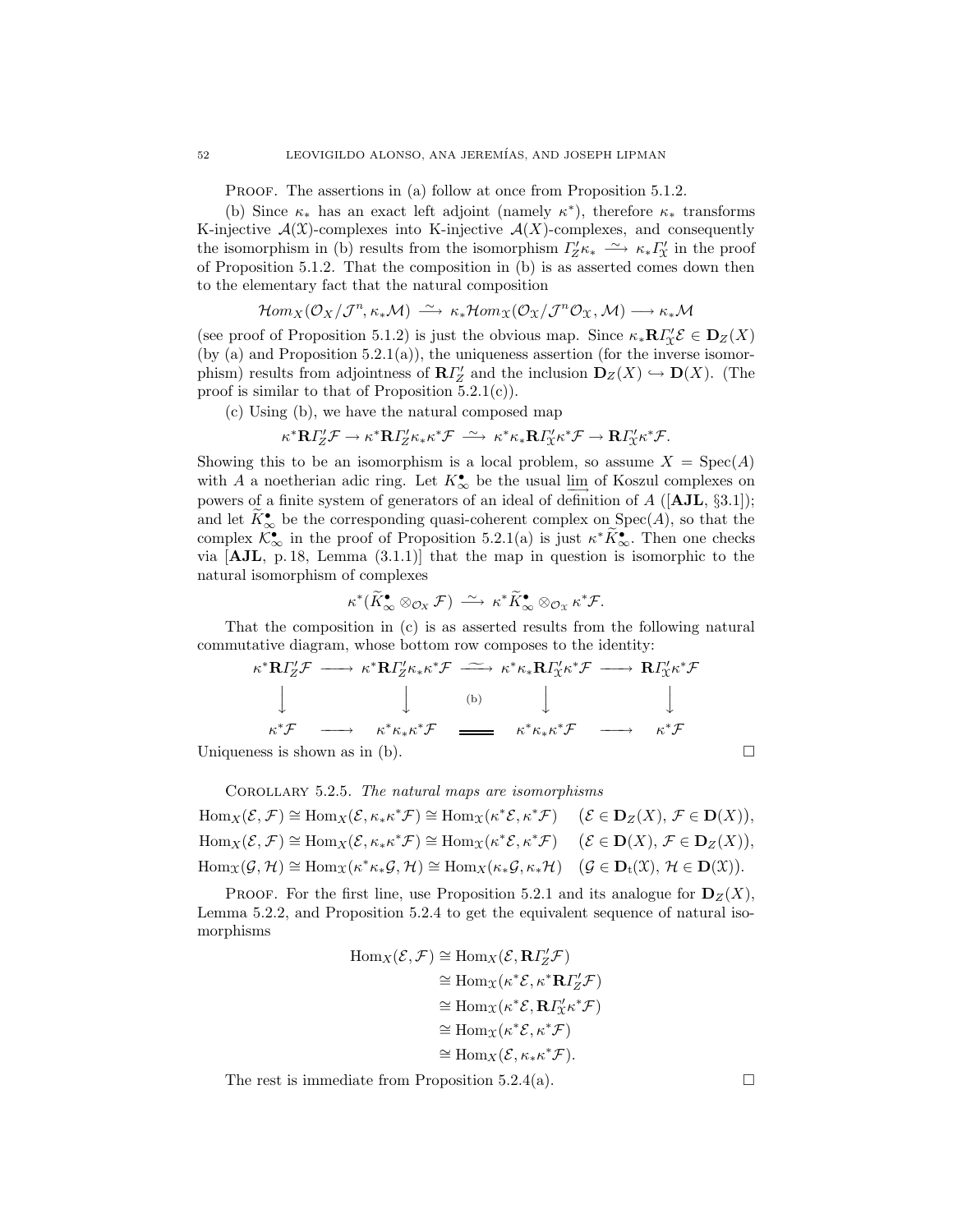Proof. The assertions in (a) follow at once from Proposition 5.1.2.

(b) Since $\kappa_*$ has an exact left adjoint (namely $\kappa^*$), therefore $\kappa_*$ transforms K-injective $\mathcal{A}(\mathfrak{X})$-complexes into K-injective $\mathcal{A}(X)$-complexes, and consequently the isomorphism in (b) results from the isomorphism $\varGamma'_Z\kappa_* \xrightarrow{\sim} \kappa_*\varGamma'_{\mathfrak{X}}$ in the proof of Proposition 5.1.2. That the composition in (b) is as asserted comes down then to the elementary fact that the natural composition

$$\mathcal{H}om_X(\mathcal{O}_X/\mathcal{J}^n, \kappa_*\mathcal{M}) \xrightarrow{\sim} \kappa_*\mathcal{H}om_{\mathfrak{X}}(\mathcal{O}_{\mathfrak{X}}/\mathcal{J}^n\mathcal{O}_{\mathfrak{X}}, \mathcal{M}) \longrightarrow \kappa_*\mathcal{M}$$

(see proof of Proposition 5.1.2) is just the obvious map. Since $\kappa_*\mathbf{R}\varGamma'_{\mathfrak{X}}\mathcal{E} \in \mathbf{D}_Z(X)$ (by (a) and Proposition 5.2.1(a)), the uniqueness assertion (for the inverse isomorphism) results from adjointness of $\mathbf{R}\varGamma'_Z$ and the inclusion $\mathbf{D}_Z(X) \hookrightarrow \mathbf{D}(X)$. (The proof is similar to that of Proposition 5.2.1(c)).

(c) Using (b), we have the natural composed map

$$\kappa^*\mathbf{R}\varGamma'_Z\mathcal{F} \to \kappa^*\mathbf{R}\varGamma'_Z\kappa_*\kappa^*\mathcal{F} \xrightarrow{\sim} \kappa^*\kappa_*\mathbf{R}\varGamma'_{\mathfrak{X}}\kappa^*\mathcal{F} \to \mathbf{R}\varGamma'_{\mathfrak{X}}\kappa^*\mathcal{F}.$$

Showing this to be an isomorphism is a local problem, so assume $X = \operatorname{Spec}(A)$ with $A$ a noetherian adic ring. Let $K^\bullet_\infty$ be the usual $\varinjlim$ of Koszul complexes on powers of a finite system of generators of an ideal of definition of $A$ ([**AJL**, §3.1]); and let $\widetilde{K}^\bullet_\infty$ be the corresponding quasi-coherent complex on $\operatorname{Spec}(A)$, so that the complex $\mathcal{K}^\bullet_\infty$ in the proof of Proposition 5.2.1(a) is just $\kappa^*\widetilde{K}^\bullet_\infty$. Then one checks via [**AJL**, p. 18, Lemma (3.1.1)] that the map in question is isomorphic to the natural isomorphism of complexes

$$\kappa^*(\widetilde{K}^\bullet_\infty \otimes_{\mathcal{O}_X} \mathcal{F}) \xrightarrow{\sim} \kappa^*\widetilde{K}^\bullet_\infty \otimes_{\mathcal{O}_X} \kappa^*\mathcal{F}.$$

That the composition in (c) is as asserted results from the following natural commutative diagram, whose bottom row composes to the identity:

$$\begin{array}{ccccccc}
\kappa^*\mathbf{R}\varGamma'_Z\mathcal{F} & \longrightarrow & \kappa^*\mathbf{R}\varGamma'_Z\kappa_*\kappa^*\mathcal{F} & \xrightarrow{\sim} & \kappa^*\kappa_*\mathbf{R}\varGamma'_{\mathfrak{X}}\kappa^*\mathcal{F} & \longrightarrow & \mathbf{R}\varGamma'_{\mathfrak{X}}\kappa^*\mathcal{F} \\
\big\downarrow & & \big\downarrow & \text{(b)} & \big\downarrow & & \big\downarrow \\
\kappa^*\mathcal{F} & \longrightarrow & \kappa^*\kappa_*\kappa^*\mathcal{F} & = & \kappa^*\kappa_*\kappa^*\mathcal{F} & \longrightarrow & \kappa^*\mathcal{F}
\end{array}$$

Uniqueness is shown as in (b). $\square$

Corollary 5.2.5. *The natural maps are isomorphisms*

$$\begin{aligned}
\operatorname{Hom}_X(\mathcal{E},\mathcal{F}) &\cong \operatorname{Hom}_X(\mathcal{E},\kappa_*\kappa^*\mathcal{F}) \cong \operatorname{Hom}_{\mathfrak{X}}(\kappa^*\mathcal{E},\kappa^*\mathcal{F}) \quad (\mathcal{E}\in\mathbf{D}_Z(X),\ \mathcal{F}\in\mathbf{D}(X)),\\
\operatorname{Hom}_X(\mathcal{E},\mathcal{F}) &\cong \operatorname{Hom}_X(\mathcal{E},\kappa_*\kappa^*\mathcal{F}) \cong \operatorname{Hom}_{\mathfrak{X}}(\kappa^*\mathcal{E},\kappa^*\mathcal{F}) \quad (\mathcal{E}\in\mathbf{D}(X),\ \mathcal{F}\in\mathbf{D}_Z(X)),\\
\operatorname{Hom}_{\mathfrak{X}}(\mathcal{G},\mathcal{H}) &\cong \operatorname{Hom}_{\mathfrak{X}}(\kappa^*\kappa_*\mathcal{G},\mathcal{H}) \cong \operatorname{Hom}_X(\kappa_*\mathcal{G},\kappa_*\mathcal{H}) \quad (\mathcal{G}\in\mathbf{D}_{\mathrm{t}}(\mathfrak{X}),\ \mathcal{H}\in\mathbf{D}(\mathfrak{X})).
\end{aligned}$$

Proof. For the first line, use Proposition 5.2.1 and its analogue for $\mathbf{D}_Z(X)$, Lemma 5.2.2, and Proposition 5.2.4 to get the equivalent sequence of natural isomorphisms

$$\begin{aligned}
\operatorname{Hom}_X(\mathcal{E},\mathcal{F}) &\cong \operatorname{Hom}_X(\mathcal{E},\mathbf{R}\varGamma'_Z\mathcal{F})\\
&\cong \operatorname{Hom}_{\mathfrak{X}}(\kappa^*\mathcal{E},\kappa^*\mathbf{R}\varGamma'_Z\mathcal{F})\\
&\cong \operatorname{Hom}_{\mathfrak{X}}(\kappa^*\mathcal{E},\mathbf{R}\varGamma'_{\mathfrak{X}}\kappa^*\mathcal{F})\\
&\cong \operatorname{Hom}_{\mathfrak{X}}(\kappa^*\mathcal{E},\kappa^*\mathcal{F})\\
&\cong \operatorname{Hom}_X(\mathcal{E},\kappa_*\kappa^*\mathcal{F}).
\end{aligned}$$

The rest is immediate from Proposition 5.2.4(a). $\square$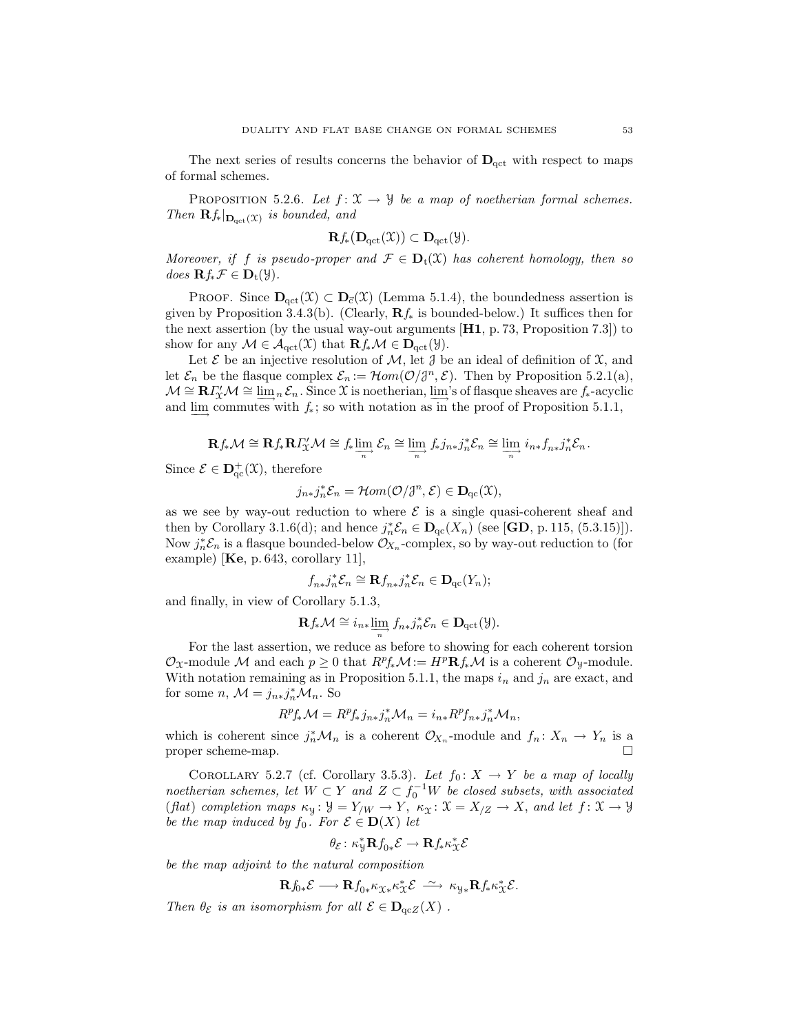The next series of results concerns the behavior of $\mathbf{D}_{\mathrm{qct}}$ with respect to maps of formal schemes.

Proposition 5.2.6. *Let $f\colon \mathcal{X} \to \mathcal{Y}$ be a map of noetherian formal schemes. Then $\mathbf{R}f_*|_{\mathbf{D}_{\mathrm{qct}}(\mathcal{X})}$ is bounded, and*

$$\mathbf{R}f_*(\mathbf{D}_{\mathrm{qct}}(\mathcal{X})) \subset \mathbf{D}_{\mathrm{qct}}(\mathcal{Y}).$$

*Moreover, if $f$ is pseudo-proper and $\mathcal{F} \in \mathbf{D}_{\mathrm{t}}(\mathcal{X})$ has coherent homology, then so does $\mathbf{R}f_*\mathcal{F} \in \mathbf{D}_{\mathrm{t}}(\mathcal{Y})$.*

Proof. Since $\mathbf{D}_{\mathrm{qct}}(\mathcal{X}) \subset \mathbf{D}_{\vec{\mathrm{c}}}(\mathcal{X})$ (Lemma 5.1.4), the boundedness assertion is given by Proposition 3.4.3(b). (Clearly, $\mathbf{R}f_*$ is bounded-below.) It suffices then for the next assertion (by the usual way-out arguments [**H1**, p. 73, Proposition 7.3]) to show for any $\mathcal{M} \in \mathcal{A}_{\mathrm{qct}}(\mathcal{X})$ that $\mathbf{R}f_*\mathcal{M} \in \mathbf{D}_{\mathrm{qct}}(\mathcal{Y})$.

Let $\mathcal{E}$ be an injective resolution of $\mathcal{M}$, let $\mathcal{J}$ be an ideal of definition of $\mathcal{X}$, and let $\mathcal{E}_n$ be the flasque complex $\mathcal{E}_n := \mathcal{H}om(\mathcal{O}/\mathcal{J}^n, \mathcal{E})$. Then by Proposition 5.2.1(a), $\mathcal{M} \cong \mathbf{R}\mathit{\Gamma}'_{\mathcal{X}}\mathcal{M} \cong \varinjlim_n \mathcal{E}_n$. Since $\mathcal{X}$ is noetherian, $\varinjlim$'s of flasque sheaves are $f_*$-acyclic and $\varinjlim$ commutes with $f_*$; so with notation as in the proof of Proposition 5.1.1,

$$\mathbf{R}f_*\mathcal{M} \cong \mathbf{R}f_*\mathbf{R}\mathit{\Gamma}'_{\mathcal{X}}\mathcal{M} \cong f_*\varinjlim_n \mathcal{E}_n \cong \varinjlim_n f_*j_{n*}j_n^*\mathcal{E}_n \cong \varinjlim_n i_{n*}f_{n*}j_n^*\mathcal{E}_n.$$

Since $\mathcal{E} \in \mathbf{D}^+_{\mathrm{qc}}(\mathcal{X})$, therefore

$$j_{n*}j_n^*\mathcal{E}_n = \mathcal{H}om(\mathcal{O}/\mathcal{J}^n, \mathcal{E}) \in \mathbf{D}_{\mathrm{qc}}(\mathcal{X}),$$

as we see by way-out reduction to where $\mathcal{E}$ is a single quasi-coherent sheaf and then by Corollary 3.1.6(d); and hence $j_n^*\mathcal{E}_n \in \mathbf{D}_{\mathrm{qc}}(X_n)$ (see [**GD**, p. 115, (5.3.15)]). Now $j_n^*\mathcal{E}_n$ is a flasque bounded-below $\mathcal{O}_{X_n}$-complex, so by way-out reduction to (for example) [**Ke**, p. 643, corollary 11],

$$f_{n*}j_n^*\mathcal{E}_n \cong \mathbf{R}f_{n*}j_n^*\mathcal{E}_n \in \mathbf{D}_{\mathrm{qc}}(Y_n);$$

and finally, in view of Corollary 5.1.3,

$$\mathbf{R}f_*\mathcal{M} \cong i_{n*}\varinjlim_n f_{n*}j_n^*\mathcal{E}_n \in \mathbf{D}_{\mathrm{qct}}(\mathcal{Y}).$$

For the last assertion, we reduce as before to showing for each coherent torsion $\mathcal{O}_{\mathcal{X}}$-module $\mathcal{M}$ and each $p \geq 0$ that $R^pf_*\mathcal{M} := H^p\mathbf{R}f_*\mathcal{M}$ is a coherent $\mathcal{O}_{\mathcal{Y}}$-module. With notation remaining as in Proposition 5.1.1, the maps $i_n$ and $j_n$ are exact, and for some $n$, $\mathcal{M} = j_{n*}j_n^*\mathcal{M}_n$. So

$$R^pf_*\mathcal{M} = R^pf_*j_{n*}j_n^*\mathcal{M}_n = i_{n*}R^pf_{n*}j_n^*\mathcal{M}_n,$$

which is coherent since $j_n^*\mathcal{M}_n$ is a coherent $\mathcal{O}_{X_n}$-module and $f_n\colon X_n \to Y_n$ is a proper scheme-map. $\square$

Corollary 5.2.7 (cf. Corollary 3.5.3). *Let $f_0\colon X \to Y$ be a map of locally noetherian schemes, let $W \subset Y$ and $Z \subset f_0^{-1}W$ be closed subsets, with associated (flat) completion maps $\kappa_{\mathcal{Y}}\colon \mathcal{Y} = Y_{/W} \to Y$, $\kappa_{\mathcal{X}}\colon \mathcal{X} = X_{/Z} \to X$, and let $f\colon \mathcal{X} \to \mathcal{Y}$ be the map induced by $f_0$. For $\mathcal{E} \in \mathbf{D}(X)$ let*

$$\theta_{\mathcal{E}}\colon \kappa_{\mathcal{Y}}^*\mathbf{R}f_{0*}\mathcal{E} \to \mathbf{R}f_*\kappa_{\mathcal{X}}^*\mathcal{E}$$

*be the map adjoint to the natural composition*

$$\mathbf{R}f_{0*}\mathcal{E} \longrightarrow \mathbf{R}f_{0*}\kappa_{\mathcal{X}*}\kappa_{\mathcal{X}}^*\mathcal{E} \xrightarrow{\ \sim\ } \kappa_{\mathcal{Y}*}\mathbf{R}f_*\kappa_{\mathcal{X}}^*\mathcal{E}.$$

*Then $\theta_{\mathcal{E}}$ is an isomorphism for all $\mathcal{E} \in \mathbf{D}_{\mathrm{qc}Z}(X)$ .*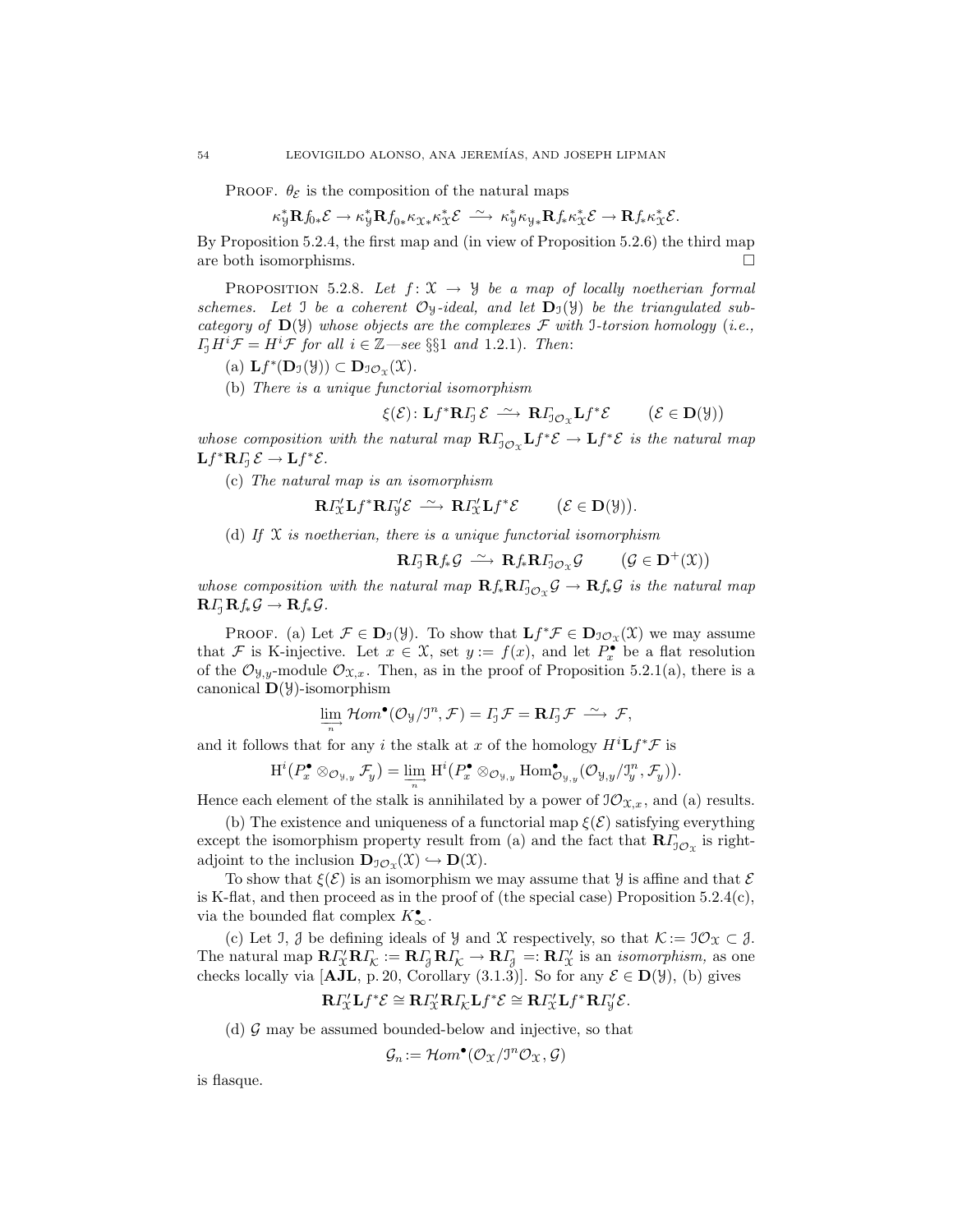Proof. $\theta_{\mathcal E}$ is the composition of the natural maps

$$\kappa_{\mathcal Y}^*\mathbf R f_{0*}\mathcal E \to \kappa_{\mathcal Y}^*\mathbf R f_{0*}\kappa_{\mathcal X*}\kappa_{\mathcal X}^*\mathcal E \xrightarrow{\ \sim\ } \kappa_{\mathcal Y}^*\kappa_{\mathcal Y*}\mathbf R f_*\kappa_{\mathcal X}^*\mathcal E \to \mathbf R f_*\kappa_{\mathcal X}^*\mathcal E.$$

By Proposition 5.2.4, the first map and (in view of Proposition 5.2.6) the third map are both isomorphisms. $\square$

Proposition 5.2.8. *Let $f\colon \mathcal X \to \mathcal Y$ be a map of locally noetherian formal schemes. Let $\mathcal I$ be a coherent $\mathcal O_{\mathcal Y}$-ideal, and let $\mathbf D_{\mathcal I}(\mathcal Y)$ be the triangulated subcategory of $\mathbf D(\mathcal Y)$ whose objects are the complexes $\mathcal F$ with $\mathcal I$-torsion homology (i.e., $\varGamma_{\mathcal I} H^i\mathcal F = H^i\mathcal F$ for all $i\in\mathbb Z$—see §§1 and 1.2.1). Then:*

(a) *$\mathbf L f^*(\mathbf D_{\mathcal I}(\mathcal Y)) \subset \mathbf D_{\mathcal I\mathcal O_{\mathcal X}}(\mathcal X)$.*

(b) *There is a unique functorial isomorphism*

$$\xi(\mathcal E)\colon \mathbf L f^*\mathbf R\varGamma_{\mathcal I}\,\mathcal E \xrightarrow{\ \sim\ } \mathbf R\varGamma_{\mathcal I\mathcal O_{\mathcal X}}\mathbf L f^*\mathcal E \qquad (\mathcal E\in\mathbf D(\mathcal Y))$$

*whose composition with the natural map $\mathbf R\varGamma_{\mathcal I\mathcal O_{\mathcal X}}\mathbf L f^*\mathcal E \to \mathbf L f^*\mathcal E$ is the natural map $\mathbf L f^*\mathbf R\varGamma_{\mathcal I}\,\mathcal E \to \mathbf L f^*\mathcal E$.*

(c) *The natural map is an isomorphism*

$$\mathbf R\varGamma_{\mathcal X}'\mathbf L f^*\mathbf R\varGamma_{\mathcal Y}'\mathcal E \xrightarrow{\ \sim\ } \mathbf R\varGamma_{\mathcal X}'\mathbf L f^*\mathcal E \qquad (\mathcal E\in\mathbf D(\mathcal Y)).$$

(d) *If $\mathcal X$ is noetherian, there is a unique functorial isomorphism*

$$\mathbf R\varGamma_{\mathcal I}\,\mathbf R f_*\mathcal G \xrightarrow{\ \sim\ } \mathbf R f_*\mathbf R\varGamma_{\mathcal I\mathcal O_{\mathcal X}}\mathcal G \qquad (\mathcal G\in\mathbf D^+(\mathcal X))$$

*whose composition with the natural map $\mathbf R f_*\mathbf R\varGamma_{\mathcal I\mathcal O_{\mathcal X}}\mathcal G \to \mathbf R f_*\mathcal G$ is the natural map $\mathbf R\varGamma_{\mathcal I}\,\mathbf R f_*\mathcal G \to \mathbf R f_*\mathcal G$.*

Proof. (a) Let $\mathcal F\in\mathbf D_{\mathcal I}(\mathcal Y)$. To show that $\mathbf L f^*\mathcal F\in\mathbf D_{\mathcal I\mathcal O_{\mathcal X}}(\mathcal X)$ we may assume that $\mathcal F$ is K-injective. Let $x\in\mathcal X$, set $y := f(x)$, and let $P_x^\bullet$ be a flat resolution of the $\mathcal O_{\mathcal Y,y}$-module $\mathcal O_{\mathcal X,x}$. Then, as in the proof of Proposition 5.2.1(a), there is a canonical $\mathbf D(\mathcal Y)$-isomorphism

$$\varinjlim_n \mathcal Hom^\bullet(\mathcal O_{\mathcal Y}/\mathcal I^n, \mathcal F) = \varGamma_{\mathcal I}\,\mathcal F = \mathbf R\varGamma_{\mathcal I}\,\mathcal F \xrightarrow{\ \sim\ } \mathcal F,$$

and it follows that for any $i$ the stalk at $x$ of the homology $H^i\mathbf L f^*\mathcal F$ is

$$\mathrm H^i(P_x^\bullet\otimes_{\mathcal O_{\mathcal Y,y}}\mathcal F_y) = \varinjlim_n \mathrm H^i\big(P_x^\bullet\otimes_{\mathcal O_{\mathcal Y,y}}\mathrm{Hom}^\bullet_{\mathcal O_{\mathcal Y,y}}(\mathcal O_{\mathcal Y,y}/\mathcal I_y^n, \mathcal F_y)\big).$$

Hence each element of the stalk is annihilated by a power of $\mathcal I\mathcal O_{\mathcal X,x}$, and (a) results.

(b) The existence and uniqueness of a functorial map $\xi(\mathcal E)$ satisfying everything except the isomorphism property result from (a) and the fact that $\mathbf R\varGamma_{\mathcal I\mathcal O_{\mathcal X}}$ is right-adjoint to the inclusion $\mathbf D_{\mathcal I\mathcal O_{\mathcal X}}(\mathcal X)\hookrightarrow\mathbf D(\mathcal X)$.

To show that $\xi(\mathcal E)$ is an isomorphism we may assume that $\mathcal Y$ is affine and that $\mathcal E$ is K-flat, and then proceed as in the proof of (the special case) Proposition 5.2.4(c), via the bounded flat complex $K_\infty^\bullet$.

(c) Let $\mathcal I$, $\mathcal J$ be defining ideals of $\mathcal Y$ and $\mathcal X$ respectively, so that $\mathcal K := \mathcal I\mathcal O_{\mathcal X}\subset\mathcal J$. The natural map $\mathbf R\varGamma_{\mathcal X}'\mathbf R\varGamma_{\mathcal K} := \mathbf R\varGamma_{\mathcal J}\,\mathbf R\varGamma_{\mathcal K} \to \mathbf R\varGamma_{\mathcal J} =: \mathbf R\varGamma_{\mathcal X}'$ is an *isomorphism,* as one checks locally via [**AJL**, p. 20, Corollary (3.1.3)]. So for any $\mathcal E\in\mathbf D(\mathcal Y)$, (b) gives

$$\mathbf R\varGamma_{\mathcal X}'\mathbf L f^*\mathcal E \cong \mathbf R\varGamma_{\mathcal X}'\mathbf R\varGamma_{\mathcal K}\mathbf L f^*\mathcal E \cong \mathbf R\varGamma_{\mathcal X}'\mathbf L f^*\mathbf R\varGamma_{\mathcal Y}'\mathcal E.$$

(d) $\mathcal G$ may be assumed bounded-below and injective, so that

$$\mathcal G_n := \mathcal Hom^\bullet(\mathcal O_{\mathcal X}/\mathcal I^n\mathcal O_{\mathcal X}, \mathcal G)$$

is flasque.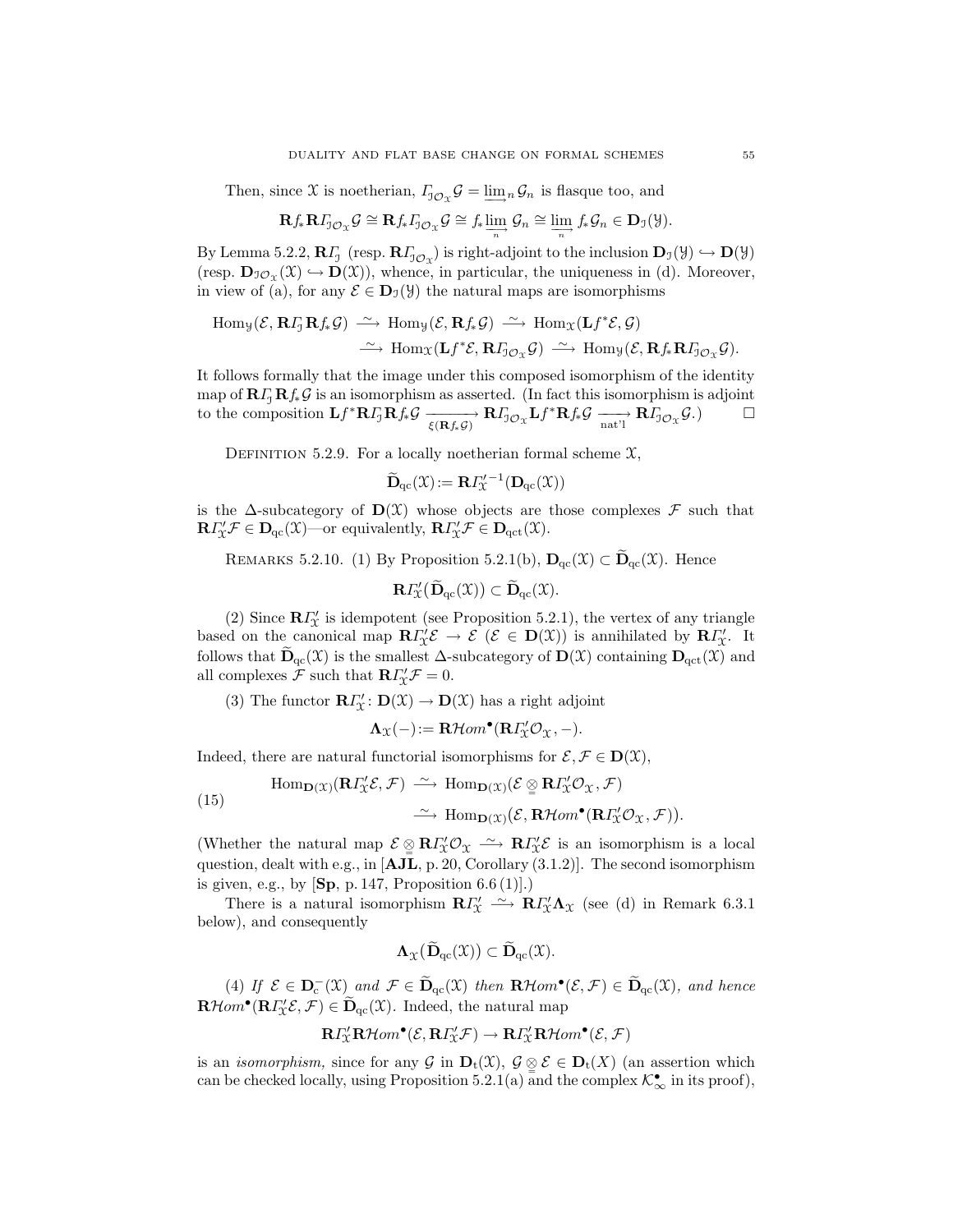Then, since $\mathcal{X}$ is noetherian, $\varGamma_{\mathcal{J}\mathcal{O}_{\mathcal{X}}}\mathcal{G} = \varinjlim_n \mathcal{G}_n$ is flasque too, and

$$\mathbf{R}f_*\mathbf{R}\varGamma_{\mathcal{J}\mathcal{O}_{\mathcal{X}}}\mathcal{G} \cong \mathbf{R}f_*\varGamma_{\mathcal{J}\mathcal{O}_{\mathcal{X}}}\mathcal{G} \cong f_*\varinjlim_n \mathcal{G}_n \cong \varinjlim_n f_*\mathcal{G}_n \in \mathbf{D}_{\mathcal{J}}(\mathcal{Y}).$$

By Lemma 5.2.2, $\mathbf{R}\varGamma_{\mathcal{J}}$ (resp. $\mathbf{R}\varGamma_{\mathcal{J}\mathcal{O}_{\mathcal{X}}}$) is right-adjoint to the inclusion $\mathbf{D}_{\mathcal{J}}(\mathcal{Y}) \hookrightarrow \mathbf{D}(\mathcal{Y})$ (resp. $\mathbf{D}_{\mathcal{J}\mathcal{O}_{\mathcal{X}}}(\mathcal{X}) \hookrightarrow \mathbf{D}(\mathcal{X})$), whence, in particular, the uniqueness in (d). Moreover, in view of (a), for any $\mathcal{E} \in \mathbf{D}_{\mathcal{J}}(\mathcal{Y})$ the natural maps are isomorphisms

$$\begin{aligned}\operatorname{Hom}_{\mathcal{Y}}(\mathcal{E}, \mathbf{R}\varGamma_{\mathcal{J}}\mathbf{R}f_*\mathcal{G}) &\xrightarrow{\ \sim\ } \operatorname{Hom}_{\mathcal{Y}}(\mathcal{E}, \mathbf{R}f_*\mathcal{G}) \xrightarrow{\ \sim\ } \operatorname{Hom}_{\mathcal{X}}(\mathbf{L}f^*\mathcal{E}, \mathcal{G}) \\ &\xrightarrow{\ \sim\ } \operatorname{Hom}_{\mathcal{X}}(\mathbf{L}f^*\mathcal{E}, \mathbf{R}\varGamma_{\mathcal{J}\mathcal{O}_{\mathcal{X}}}\mathcal{G}) \xrightarrow{\ \sim\ } \operatorname{Hom}_{\mathcal{Y}}(\mathcal{E}, \mathbf{R}f_*\mathbf{R}\varGamma_{\mathcal{J}\mathcal{O}_{\mathcal{X}}}\mathcal{G}).\end{aligned}$$

It follows formally that the image under this composed isomorphism of the identity map of $\mathbf{R}\varGamma_{\mathcal{J}}\mathbf{R}f_*\mathcal{G}$ is an isomorphism as asserted. (In fact this isomorphism is adjoint to the composition $\mathbf{L}f^*\mathbf{R}\varGamma_{\mathcal{J}}\mathbf{R}f_*\mathcal{G} \xrightarrow[\xi(\mathbf{R}f_*\mathcal{G})]{} \mathbf{R}\varGamma_{\mathcal{J}\mathcal{O}_{\mathcal{X}}}\mathbf{L}f^*\mathbf{R}f_*\mathcal{G} \xrightarrow[\text{nat'l}]{} \mathbf{R}\varGamma_{\mathcal{J}\mathcal{O}_{\mathcal{X}}}\mathcal{G}$.) $\square$

Definition 5.2.9. For a locally noetherian formal scheme $\mathcal{X}$,

$$\widetilde{\mathbf{D}}_{\mathrm{qc}}(\mathcal{X}) := \mathbf{R}\varGamma_{\mathcal{X}}'^{-1}(\mathbf{D}_{\mathrm{qc}}(\mathcal{X}))$$

is the $\Delta$-subcategory of $\mathbf{D}(\mathcal{X})$ whose objects are those complexes $\mathcal{F}$ such that $\mathbf{R}\varGamma_{\mathcal{X}}'\mathcal{F} \in \mathbf{D}_{\mathrm{qc}}(\mathcal{X})$—or equivalently, $\mathbf{R}\varGamma_{\mathcal{X}}'\mathcal{F} \in \mathbf{D}_{\mathrm{qct}}(\mathcal{X})$.

Remarks 5.2.10. (1) By Proposition 5.2.1(b), $\mathbf{D}_{\mathrm{qc}}(\mathcal{X}) \subset \widetilde{\mathbf{D}}_{\mathrm{qc}}(\mathcal{X})$. Hence

$$\mathbf{R}\varGamma_{\mathcal{X}}'(\widetilde{\mathbf{D}}_{\mathrm{qc}}(\mathcal{X})) \subset \widetilde{\mathbf{D}}_{\mathrm{qc}}(\mathcal{X}).$$

(2) Since $\mathbf{R}\varGamma_{\mathcal{X}}'$ is idempotent (see Proposition 5.2.1), the vertex of any triangle based on the canonical map $\mathbf{R}\varGamma_{\mathcal{X}}'\mathcal{E} \to \mathcal{E}$ ($\mathcal{E} \in \mathbf{D}(\mathcal{X})$) is annihilated by $\mathbf{R}\varGamma_{\mathcal{X}}'$. It follows that $\widetilde{\mathbf{D}}_{\mathrm{qc}}(\mathcal{X})$ is the smallest $\Delta$-subcategory of $\mathbf{D}(\mathcal{X})$ containing $\mathbf{D}_{\mathrm{qct}}(\mathcal{X})$ and all complexes $\mathcal{F}$ such that $\mathbf{R}\varGamma_{\mathcal{X}}'\mathcal{F} = 0$.

(3) The functor $\mathbf{R}\varGamma_{\mathcal{X}}' \colon \mathbf{D}(\mathcal{X}) \to \mathbf{D}(\mathcal{X})$ has a right adjoint

$$\mathbf{\Lambda}_{\mathcal{X}}(-) := \mathbf{R}\mathcal{H}om^{\bullet}(\mathbf{R}\varGamma_{\mathcal{X}}'\mathcal{O}_{\mathcal{X}}, -).$$

Indeed, there are natural functorial isomorphisms for $\mathcal{E}, \mathcal{F} \in \mathbf{D}(\mathcal{X})$,

$$\begin{aligned}\operatorname{Hom}_{\mathbf{D}(\mathcal{X})}(\mathbf{R}\varGamma_{\mathcal{X}}'\mathcal{E}, \mathcal{F}) &\xrightarrow{\ \sim\ } \operatorname{Hom}_{\mathbf{D}(\mathcal{X})}(\mathcal{E} \underline{\underline{\otimes}} \mathbf{R}\varGamma_{\mathcal{X}}'\mathcal{O}_{\mathcal{X}}, \mathcal{F}) \\ &\xrightarrow{\ \sim\ } \operatorname{Hom}_{\mathbf{D}(\mathcal{X})}(\mathcal{E}, \mathbf{R}\mathcal{H}om^{\bullet}(\mathbf{R}\varGamma_{\mathcal{X}}'\mathcal{O}_{\mathcal{X}}, \mathcal{F})).\end{aligned} \tag{15}$$

(Whether the natural map $\mathcal{E} \underline{\underline{\otimes}} \mathbf{R}\varGamma_{\mathcal{X}}'\mathcal{O}_{\mathcal{X}} \xrightarrow{\ \sim\ } \mathbf{R}\varGamma_{\mathcal{X}}'\mathcal{E}$ is an isomorphism is a local question, dealt with e.g., in [**AJL**, p. 20, Corollary (3.1.2)]. The second isomorphism is given, e.g., by [**Sp**, p. 147, Proposition 6.6 (1)].)

There is a natural isomorphism $\mathbf{R}\varGamma_{\mathcal{X}}' \xrightarrow{\ \sim\ } \mathbf{R}\varGamma_{\mathcal{X}}'\mathbf{\Lambda}_{\mathcal{X}}$ (see (d) in Remark 6.3.1 below), and consequently

$$\mathbf{\Lambda}_{\mathcal{X}}(\widetilde{\mathbf{D}}_{\mathrm{qc}}(\mathcal{X})) \subset \widetilde{\mathbf{D}}_{\mathrm{qc}}(\mathcal{X}).$$

(4) *If* $\mathcal{E} \in \mathbf{D}_{\mathrm{c}}^{-}(\mathcal{X})$ *and* $\mathcal{F} \in \widetilde{\mathbf{D}}_{\mathrm{qc}}(\mathcal{X})$ *then* $\mathbf{R}\mathcal{H}om^{\bullet}(\mathcal{E}, \mathcal{F}) \in \widetilde{\mathbf{D}}_{\mathrm{qc}}(\mathcal{X})$, *and hence* $\mathbf{R}\mathcal{H}om^{\bullet}(\mathbf{R}\varGamma_{\mathcal{X}}'\mathcal{E}, \mathcal{F}) \in \widetilde{\mathbf{D}}_{\mathrm{qc}}(\mathcal{X})$. Indeed, the natural map

$$\mathbf{R}\varGamma_{\mathcal{X}}'\mathbf{R}\mathcal{H}om^{\bullet}(\mathcal{E}, \mathbf{R}\varGamma_{\mathcal{X}}'\mathcal{F}) \to \mathbf{R}\varGamma_{\mathcal{X}}'\mathbf{R}\mathcal{H}om^{\bullet}(\mathcal{E}, \mathcal{F})$$

is an *isomorphism,* since for any $\mathcal{G}$ in $\mathbf{D}_{\mathrm{t}}(\mathcal{X})$, $\mathcal{G} \underline{\underline{\otimes}} \mathcal{E} \in \mathbf{D}_{\mathrm{t}}(X)$ (an assertion which can be checked locally, using Proposition 5.2.1(a) and the complex $\mathcal{K}_{\infty}^{\bullet}$ in its proof),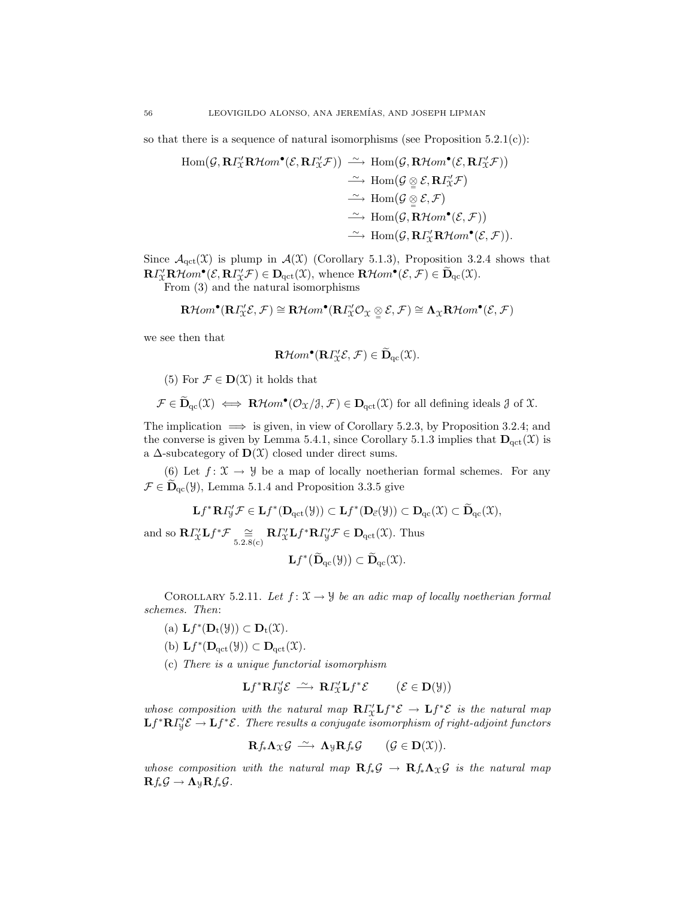so that there is a sequence of natural isomorphisms (see Proposition 5.2.1(c)):

$$
\begin{aligned}
\operatorname{Hom}(\mathcal{G}, \mathbf{R}\mathit{\Gamma}'_{\mathfrak{X}}\mathbf{R}\mathcal{H}om^{\bullet}(\mathcal{E}, \mathbf{R}\mathit{\Gamma}'_{\mathfrak{X}}\mathcal{F})) &\xrightarrow{\ \sim\ } \operatorname{Hom}(\mathcal{G}, \mathbf{R}\mathcal{H}om^{\bullet}(\mathcal{E}, \mathbf{R}\mathit{\Gamma}'_{\mathfrak{X}}\mathcal{F}))\\
&\xrightarrow{\ \sim\ } \operatorname{Hom}(\mathcal{G} \underset{=}{\otimes} \mathcal{E}, \mathbf{R}\mathit{\Gamma}'_{\mathfrak{X}}\mathcal{F})\\
&\xrightarrow{\ \sim\ } \operatorname{Hom}(\mathcal{G} \underset{=}{\otimes} \mathcal{E}, \mathcal{F})\\
&\xrightarrow{\ \sim\ } \operatorname{Hom}(\mathcal{G}, \mathbf{R}\mathcal{H}om^{\bullet}(\mathcal{E}, \mathcal{F}))\\
&\xrightarrow{\ \sim\ } \operatorname{Hom}(\mathcal{G}, \mathbf{R}\mathit{\Gamma}'_{\mathfrak{X}}\mathbf{R}\mathcal{H}om^{\bullet}(\mathcal{E}, \mathcal{F})).
\end{aligned}
$$

Since $\mathcal{A}_{\mathrm{qct}}(\mathfrak{X})$ is plump in $\mathcal{A}(\mathfrak{X})$ (Corollary 5.1.3), Proposition 3.2.4 shows that $\mathbf{R}\mathit{\Gamma}'_{\mathfrak{X}}\mathbf{R}\mathcal{H}om^{\bullet}(\mathcal{E}, \mathbf{R}\mathit{\Gamma}'_{\mathfrak{X}}\mathcal{F}) \in \mathbf{D}_{\mathrm{qct}}(\mathfrak{X})$, whence $\mathbf{R}\mathcal{H}om^{\bullet}(\mathcal{E}, \mathcal{F}) \in \widetilde{\mathbf{D}}_{\mathrm{qc}}(\mathfrak{X})$.

From (3) and the natural isomorphisms

$$
\mathbf{R}\mathcal{H}om^{\bullet}(\mathbf{R}\mathit{\Gamma}'_{\mathfrak{X}}\mathcal{E}, \mathcal{F}) \cong \mathbf{R}\mathcal{H}om^{\bullet}(\mathbf{R}\mathit{\Gamma}'_{\mathfrak{X}}\mathcal{O}_{\mathfrak{X}} \underset{=}{\otimes} \mathcal{E}, \mathcal{F}) \cong \mathbf{\Lambda}_{\mathfrak{X}}\mathbf{R}\mathcal{H}om^{\bullet}(\mathcal{E}, \mathcal{F})
$$

we see then that

$$
\mathbf{R}\mathcal{H}om^{\bullet}(\mathbf{R}\mathit{\Gamma}'_{\mathfrak{X}}\mathcal{E}, \mathcal{F}) \in \widetilde{\mathbf{D}}_{\mathrm{qc}}(\mathfrak{X}).
$$

(5) For $\mathcal{F} \in \mathbf{D}(\mathfrak{X})$ it holds that

$$
\mathcal{F} \in \widetilde{\mathbf{D}}_{\mathrm{qc}}(\mathfrak{X}) \iff \mathbf{R}\mathcal{H}om^{\bullet}(\mathcal{O}_{\mathfrak{X}}/\mathcal{J}, \mathcal{F}) \in \mathbf{D}_{\mathrm{qct}}(\mathfrak{X}) \text{ for all defining ideals } \mathcal{J} \text{ of } \mathfrak{X}.
$$

The implication $\implies$ is given, in view of Corollary 5.2.3, by Proposition 3.2.4; and the converse is given by Lemma 5.4.1, since Corollary 5.1.3 implies that $\mathbf{D}_{\mathrm{qct}}(\mathfrak{X})$ is a $\Delta$-subcategory of $\mathbf{D}(\mathfrak{X})$ closed under direct sums.

(6) Let $f \colon \mathfrak{X} \to \mathfrak{Y}$ be a map of locally noetherian formal schemes. For any $\mathcal{F} \in \widetilde{\mathbf{D}}_{\mathrm{qc}}(\mathfrak{Y})$, Lemma 5.1.4 and Proposition 3.3.5 give

$$
\mathbf{L}f^{*}\mathbf{R}\mathit{\Gamma}'_{\mathfrak{Y}}\mathcal{F} \in \mathbf{L}f^{*}(\mathbf{D}_{\mathrm{qct}}(\mathfrak{Y})) \subset \mathbf{L}f^{*}(\mathbf{D}_{\vec{\mathrm{c}}}(\mathfrak{Y})) \subset \mathbf{D}_{\mathrm{qc}}(\mathfrak{X}) \subset \widetilde{\mathbf{D}}_{\mathrm{qc}}(\mathfrak{X}),
$$

and so $\mathbf{R}\mathit{\Gamma}'_{\mathfrak{X}}\mathbf{L}f^{*}\mathcal{F} \underset{5.2.8(\mathrm{c})}{\cong} \mathbf{R}\mathit{\Gamma}'_{\mathfrak{X}}\mathbf{L}f^{*}\mathbf{R}\mathit{\Gamma}'_{\mathfrak{Y}}\mathcal{F} \in \mathbf{D}_{\mathrm{qct}}(\mathfrak{X})$. Thus

$$
\mathbf{L}f^{*}(\widetilde{\mathbf{D}}_{\mathrm{qc}}(\mathfrak{Y})) \subset \widetilde{\mathbf{D}}_{\mathrm{qc}}(\mathfrak{X}).
$$

Corollary 5.2.11. *Let $f \colon \mathfrak{X} \to \mathfrak{Y}$ be an adic map of locally noetherian formal schemes. Then*:

(a) $\mathbf{L}f^{*}(\mathbf{D}_{\mathrm{t}}(\mathfrak{Y})) \subset \mathbf{D}_{\mathrm{t}}(\mathfrak{X})$.

(b) $\mathbf{L}f^{*}(\mathbf{D}_{\mathrm{qct}}(\mathfrak{Y})) \subset \mathbf{D}_{\mathrm{qct}}(\mathfrak{X})$.

(c) *There is a unique functorial isomorphism*

$$
\mathbf{L}f^{*}\mathbf{R}\mathit{\Gamma}'_{\mathfrak{Y}}\mathcal{E} \xrightarrow{\ \sim\ } \mathbf{R}\mathit{\Gamma}'_{\mathfrak{X}}\mathbf{L}f^{*}\mathcal{E} \qquad (\mathcal{E} \in \mathbf{D}(\mathfrak{Y}))
$$

*whose composition with the natural map $\mathbf{R}\mathit{\Gamma}'_{\mathfrak{X}}\mathbf{L}f^{*}\mathcal{E} \to \mathbf{L}f^{*}\mathcal{E}$ is the natural map $\mathbf{L}f^{*}\mathbf{R}\mathit{\Gamma}'_{\mathfrak{Y}}\mathcal{E} \to \mathbf{L}f^{*}\mathcal{E}$. There results a conjugate isomorphism of right-adjoint functors*

$$
\mathbf{R}f_{*}\mathbf{\Lambda}_{\mathfrak{X}}\mathcal{G} \xrightarrow{\ \sim\ } \mathbf{\Lambda}_{\mathfrak{Y}}\mathbf{R}f_{*}\mathcal{G} \qquad (\mathcal{G} \in \mathbf{D}(\mathfrak{X})).
$$

*whose composition with the natural map $\mathbf{R}f_{*}\mathcal{G} \to \mathbf{R}f_{*}\mathbf{\Lambda}_{\mathfrak{X}}\mathcal{G}$ is the natural map $\mathbf{R}f_{*}\mathcal{G} \to \mathbf{\Lambda}_{\mathfrak{Y}}\mathbf{R}f_{*}\mathcal{G}$.*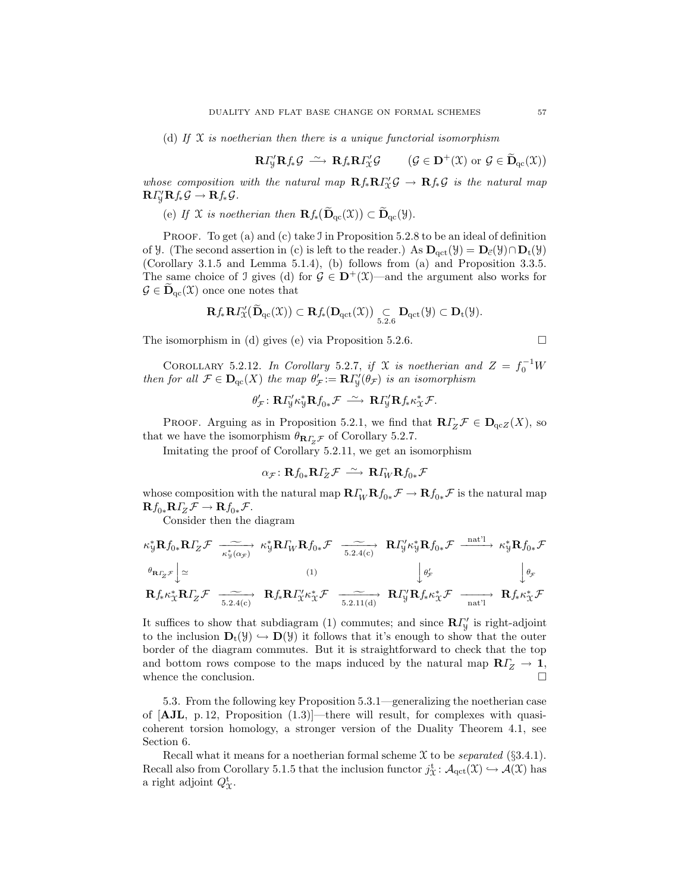(d) *If $\mathscr{X}$ is noetherian then there is a unique functorial isomorphism*

$$\mathbf{R}\varGamma'_{\mathscr{Y}}\mathbf{R}f_*\mathcal{G} \xrightarrow{\ \sim\ } \mathbf{R}f_*\mathbf{R}\varGamma'_{\mathscr{X}}\mathcal{G} \qquad (\mathcal{G} \in \mathbf{D}^+(\mathscr{X}) \text{ or } \mathcal{G} \in \widetilde{\mathbf{D}}_{\mathrm{qc}}(\mathscr{X}))$$

*whose composition with the natural map $\mathbf{R}f_*\mathbf{R}\varGamma'_{\mathscr{X}}\mathcal{G} \to \mathbf{R}f_*\mathcal{G}$ is the natural map $\mathbf{R}\varGamma'_{\mathscr{Y}}\mathbf{R}f_*\mathcal{G} \to \mathbf{R}f_*\mathcal{G}$.*

(e) *If $\mathscr{X}$ is noetherian then $\mathbf{R}f_*(\widetilde{\mathbf{D}}_{\mathrm{qc}}(\mathscr{X})) \subset \widetilde{\mathbf{D}}_{\mathrm{qc}}(\mathscr{Y})$.*

Proof. To get (a) and (c) take $\mathcal{I}$ in Proposition 5.2.8 to be an ideal of definition of $\mathscr{Y}$. (The second assertion in (c) is left to the reader.) As $\mathbf{D}_{\mathrm{qct}}(\mathscr{Y}) = \mathbf{D}_{\vec{\mathrm{c}}}(\mathscr{Y}) \cap \mathbf{D}_{\mathrm{t}}(\mathscr{Y})$ (Corollary 3.1.5 and Lemma 5.1.4), (b) follows from (a) and Proposition 3.3.5. The same choice of $\mathcal{I}$ gives (d) for $\mathcal{G} \in \mathbf{D}^+(\mathscr{X})$—and the argument also works for $\mathcal{G} \in \widetilde{\mathbf{D}}_{\mathrm{qc}}(\mathscr{X})$ once one notes that

$$\mathbf{R}f_*\mathbf{R}\varGamma'_{\mathscr{X}}(\widetilde{\mathbf{D}}_{\mathrm{qc}}(\mathscr{X})) \subset \mathbf{R}f_*(\mathbf{D}_{\mathrm{qct}}(\mathscr{X})) \underset{5.2.6}{\subset} \mathbf{D}_{\mathrm{qct}}(\mathscr{Y}) \subset \mathbf{D}_{\mathrm{t}}(\mathscr{Y}).$$

The isomorphism in (d) gives (e) via Proposition 5.2.6. $\square$

Corollary 5.2.12. *In Corollary 5.2.7, if $\mathscr{X}$ is noetherian and $Z = f_0^{-1}W$ then for all $\mathcal{F} \in \mathbf{D}_{\mathrm{qc}}(X)$ the map $\theta'_{\mathcal{F}} := \mathbf{R}\varGamma'_{\mathscr{Y}}(\theta_{\mathcal{F}})$ is an isomorphism*

$$\theta'_{\mathcal{F}} \colon \mathbf{R}\varGamma'_{\mathscr{Y}}\kappa^*_{\mathscr{Y}}\mathbf{R}f_{0*}\mathcal{F} \xrightarrow{\ \sim\ } \mathbf{R}\varGamma'_{\mathscr{Y}}\mathbf{R}f_*\kappa^*_{\mathscr{X}}\mathcal{F}.$$

Proof. Arguing as in Proposition 5.2.1, we find that $\mathbf{R}\varGamma_Z\mathcal{F} \in \mathbf{D}_{\mathrm{qc}Z}(X)$, so that we have the isomorphism $\theta_{\mathbf{R}\varGamma_Z\mathcal{F}}$ of Corollary 5.2.7.

Imitating the proof of Corollary 5.2.11, we get an isomorphism

$$\alpha_{\mathcal{F}} \colon \mathbf{R}f_{0*}\mathbf{R}\varGamma_Z\mathcal{F} \xrightarrow{\ \sim\ } \mathbf{R}\varGamma_W\mathbf{R}f_{0*}\mathcal{F}$$

whose composition with the natural map $\mathbf{R}\varGamma_W\mathbf{R}f_{0*}\mathcal{F} \to \mathbf{R}f_{0*}\mathcal{F}$ is the natural map $\mathbf{R}f_{0*}\mathbf{R}\varGamma_Z\mathcal{F} \to \mathbf{R}f_{0*}\mathcal{F}$.

Consider then the diagram

$$\begin{array}{ccccccc}
\kappa^*_{\mathscr{Y}}\mathbf{R}f_{0*}\mathbf{R}\varGamma_Z\mathcal{F} & \xrightarrow[\kappa^*_{\mathscr{Y}}(\alpha_{\mathcal{F}})]{\sim} & \kappa^*_{\mathscr{Y}}\mathbf{R}\varGamma_W\mathbf{R}f_{0*}\mathcal{F} & \xrightarrow[5.2.4(\mathrm{c})]{\sim} & \mathbf{R}\varGamma'_{\mathscr{Y}}\kappa^*_{\mathscr{Y}}\mathbf{R}f_{0*}\mathcal{F} & \xrightarrow{\text{nat'l}} & \kappa^*_{\mathscr{Y}}\mathbf{R}f_{0*}\mathcal{F} \\
{\scriptstyle\theta_{\mathbf{R}\varGamma_Z\mathcal{F}}}\big\downarrow\simeq & & & (1) & \big\downarrow{\scriptstyle\theta'_{\mathcal{F}}} & & \big\downarrow{\scriptstyle\theta_{\mathcal{F}}} \\
\mathbf{R}f_*\kappa^*_{\mathscr{X}}\mathbf{R}\varGamma_Z\mathcal{F} & \xrightarrow[5.2.4(\mathrm{c})]{\sim} & \mathbf{R}f_*\mathbf{R}\varGamma'_{\mathscr{X}}\kappa^*_{\mathscr{X}}\mathcal{F} & \xrightarrow[5.2.11(\mathrm{d})]{\sim} & \mathbf{R}\varGamma'_{\mathscr{Y}}\mathbf{R}f_*\kappa^*_{\mathscr{X}}\mathcal{F} & \xrightarrow[\text{nat'l}]{} & \mathbf{R}f_*\kappa^*_{\mathscr{X}}\mathcal{F}
\end{array}$$

It suffices to show that subdiagram (1) commutes; and since $\mathbf{R}\varGamma'_{\mathscr{Y}}$ is right-adjoint to the inclusion $\mathbf{D}_{\mathrm{t}}(\mathscr{Y}) \hookrightarrow \mathbf{D}(\mathscr{Y})$ it follows that it's enough to show that the outer border of the diagram commutes. But it is straightforward to check that the top and bottom rows compose to the maps induced by the natural map $\mathbf{R}\varGamma_Z \to \mathbf{1}$, whence the conclusion. $\square$

5.3. From the following key Proposition 5.3.1—generalizing the noetherian case of [**AJL**, p. 12, Proposition (1.3)]—there will result, for complexes with quasi-coherent torsion homology, a stronger version of the Duality Theorem 4.1, see Section 6.

Recall what it means for a noetherian formal scheme $\mathscr{X}$ to be *separated* (§3.4.1). Recall also from Corollary 5.1.5 that the inclusion functor $j^{\mathrm{t}}_{\mathscr{X}} \colon \mathcal{A}_{\mathrm{qct}}(\mathscr{X}) \hookrightarrow \mathcal{A}(\mathscr{X})$ has a right adjoint $Q^{\mathrm{t}}_{\mathscr{X}}$.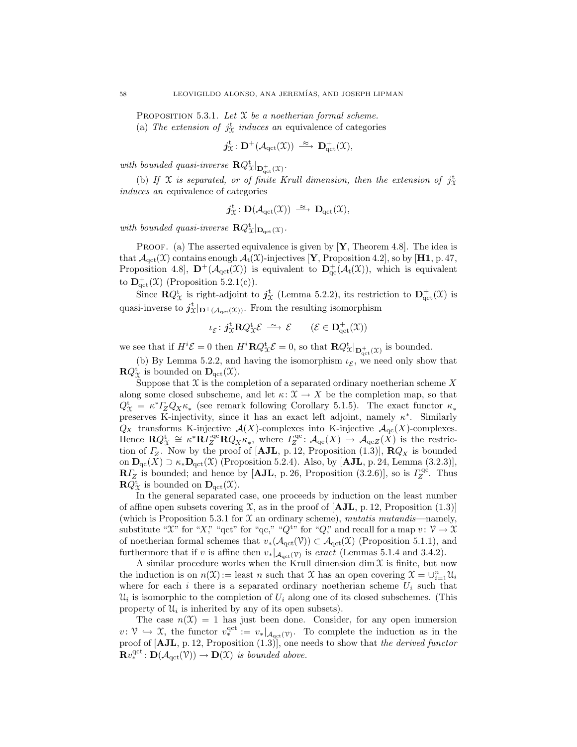Proposition 5.3.1. *Let $\mathfrak{X}$ be a noetherian formal scheme.*

(a) *The extension of $j^{\mathrm{t}}_{\mathfrak{X}}$ induces an* equivalence of categories

$$\boldsymbol{j}^{\mathrm{t}}_{\mathfrak{X}}\colon \mathbf{D}^+(\mathcal{A}_{\mathrm{qct}}(\mathfrak{X})) \xrightarrow{\ \approx\ } \mathbf{D}^+_{\mathrm{qct}}(\mathfrak{X}),$$

*with bounded quasi-inverse $\mathbf{R}Q^{\mathrm{t}}_{\mathfrak{X}}|_{\mathbf{D}^+_{\mathrm{qct}}(\mathfrak{X})}$.*

(b) *If $\mathfrak{X}$ is separated, or of finite Krull dimension, then the extension of $j^{\mathrm{t}}_{\mathfrak{X}}$ induces an* equivalence of categories

$$\boldsymbol{j}^{\mathrm{t}}_{\mathfrak{X}}\colon \mathbf{D}(\mathcal{A}_{\mathrm{qct}}(\mathfrak{X})) \xrightarrow{\ \approx\ } \mathbf{D}_{\mathrm{qct}}(\mathfrak{X}),$$

*with bounded quasi-inverse $\mathbf{R}Q^{\mathrm{t}}_{\mathfrak{X}}|_{\mathbf{D}_{\mathrm{qct}}(\mathfrak{X})}$.*

Proof. (a) The asserted equivalence is given by [**Y**, Theorem 4.8]. The idea is that $\mathcal{A}_{\mathrm{qct}}(\mathfrak{X})$ contains enough $\mathcal{A}_{\mathrm{t}}(\mathfrak{X})$-injectives [**Y**, Proposition 4.2], so by [**H1**, p. 47, Proposition 4.8], $\mathbf{D}^+(\mathcal{A}_{\mathrm{qct}}(\mathfrak{X}))$ is equivalent to $\mathbf{D}^+_{\mathrm{qc}}(\mathcal{A}_{\mathrm{t}}(\mathfrak{X}))$, which is equivalent to $\mathbf{D}^+_{\mathrm{qct}}(\mathfrak{X})$ (Proposition 5.2.1(c)).

Since $\mathbf{R}Q^{\mathrm{t}}_{\mathfrak{X}}$ is right-adjoint to $\boldsymbol{j}^{\mathrm{t}}_{\mathfrak{X}}$ (Lemma 5.2.2), its restriction to $\mathbf{D}^+_{\mathrm{qct}}(\mathfrak{X})$ is quasi-inverse to $\boldsymbol{j}^{\mathrm{t}}_{\mathfrak{X}}|_{\mathbf{D}^+(\mathcal{A}_{\mathrm{qct}}(\mathfrak{X}))}$. From the resulting isomorphism

$$\iota_{\mathcal{E}}\colon \boldsymbol{j}^{\mathrm{t}}_{\mathfrak{X}}\mathbf{R}Q^{\mathrm{t}}_{\mathfrak{X}}\mathcal{E} \xrightarrow{\ \sim\ } \mathcal{E} \qquad (\mathcal{E} \in \mathbf{D}^+_{\mathrm{qct}}(\mathfrak{X}))$$

we see that if $H^i\mathcal{E} = 0$ then $H^i\mathbf{R}Q^{\mathrm{t}}_{\mathfrak{X}}\mathcal{E} = 0$, so that $\mathbf{R}Q^{\mathrm{t}}_{\mathfrak{X}}|_{\mathbf{D}^+_{\mathrm{qct}}(\mathfrak{X})}$ is bounded.

(b) By Lemma 5.2.2, and having the isomorphism $\iota_{\mathcal{E}}$, we need only show that $\mathbf{R}Q^{\mathrm{t}}_{\mathfrak{X}}$ is bounded on $\mathbf{D}_{\mathrm{qct}}(\mathfrak{X})$.

Suppose that $\mathfrak{X}$ is the completion of a separated ordinary noetherian scheme $X$ along some closed subscheme, and let $\kappa\colon \mathfrak{X} \to X$ be the completion map, so that $Q^{\mathrm{t}}_{\mathfrak{X}} = \kappa^*\varGamma_Z Q_X \kappa_*$ (see remark following Corollary 5.1.5). The exact functor $\kappa_*$ preserves K-injectivity, since it has an exact left adjoint, namely $\kappa^*$. Similarly $Q_X$ transforms K-injective $\mathcal{A}(X)$-complexes into K-injective $\mathcal{A}_{\mathrm{qc}}(X)$-complexes. Hence $\mathbf{R}Q^{\mathrm{t}}_{\mathfrak{X}} \cong \kappa^*\mathbf{R}\varGamma^{\mathrm{qc}}_Z\mathbf{R}Q_X\kappa_*$, where $\varGamma^{\mathrm{qc}}_Z\colon \mathcal{A}_{\mathrm{qc}}(X) \to \mathcal{A}_{\mathrm{qc}Z}(X)$ is the restriction of $\varGamma_Z$. Now by the proof of [**AJL**, p. 12, Proposition (1.3)], $\mathbf{R}Q_X$ is bounded on $\mathbf{D}_{\mathrm{qc}}(X) \supset \kappa_*\mathbf{D}_{\mathrm{qct}}(\mathfrak{X})$ (Proposition 5.2.4). Also, by [**AJL**, p. 24, Lemma (3.2.3)], $\mathbf{R}\varGamma_Z$ is bounded; and hence by [**AJL**, p. 26, Proposition (3.2.6)], so is $\varGamma^{\mathrm{qc}}_Z$. Thus $\mathbf{R}Q^{\mathrm{t}}_{\mathfrak{X}}$ is bounded on $\mathbf{D}_{\mathrm{qct}}(\mathfrak{X})$.

In the general separated case, one proceeds by induction on the least number of affine open subsets covering $\mathfrak{X}$, as in the proof of [**AJL**, p. 12, Proposition (1.3)] (which is Proposition 5.3.1 for $\mathfrak{X}$ an ordinary scheme), *mutatis mutandis*—namely, substitute "$\mathfrak{X}$" for "$X$," "qct" for "qc," "$Q^{\mathrm{t}}$" for "$Q$," and recall for a map $v\colon \mathcal{V} \to \mathfrak{X}$ of noetherian formal schemes that $v_*(\mathcal{A}_{\mathrm{qct}}(\mathcal{V})) \subset \mathcal{A}_{\mathrm{qct}}(\mathfrak{X})$ (Proposition 5.1.1), and furthermore that if $v$ is affine then $v_*|_{\mathcal{A}_{\mathrm{qct}}(\mathcal{V})}$ is *exact* (Lemmas 5.1.4 and 3.4.2).

A similar procedure works when the Krull dimension $\dim \mathfrak{X}$ is finite, but now the induction is on $n(\mathfrak{X}) :=$ least $n$ such that $\mathfrak{X}$ has an open covering $\mathfrak{X} = \cup_{i=1}^n \mathfrak{U}_i$ where for each $i$ there is a separated ordinary noetherian scheme $U_i$ such that $\mathfrak{U}_i$ is isomorphic to the completion of $U_i$ along one of its closed subschemes. (This property of $\mathfrak{U}_i$ is inherited by any of its open subsets).

The case $n(\mathfrak{X}) = 1$ has just been done. Consider, for any open immersion $v\colon \mathcal{V} \hookrightarrow \mathfrak{X}$, the functor $v^{\mathrm{qct}}_* := v_*|_{\mathcal{A}_{\mathrm{qct}}(\mathcal{V})}$. To complete the induction as in the proof of [**AJL**, p. 12, Proposition (1.3)], one needs to show that *the derived functor* $\mathbf{R}v^{\mathrm{qct}}_*\colon \mathbf{D}(\mathcal{A}_{\mathrm{qct}}(\mathcal{V})) \to \mathbf{D}(\mathfrak{X})$ *is bounded above.*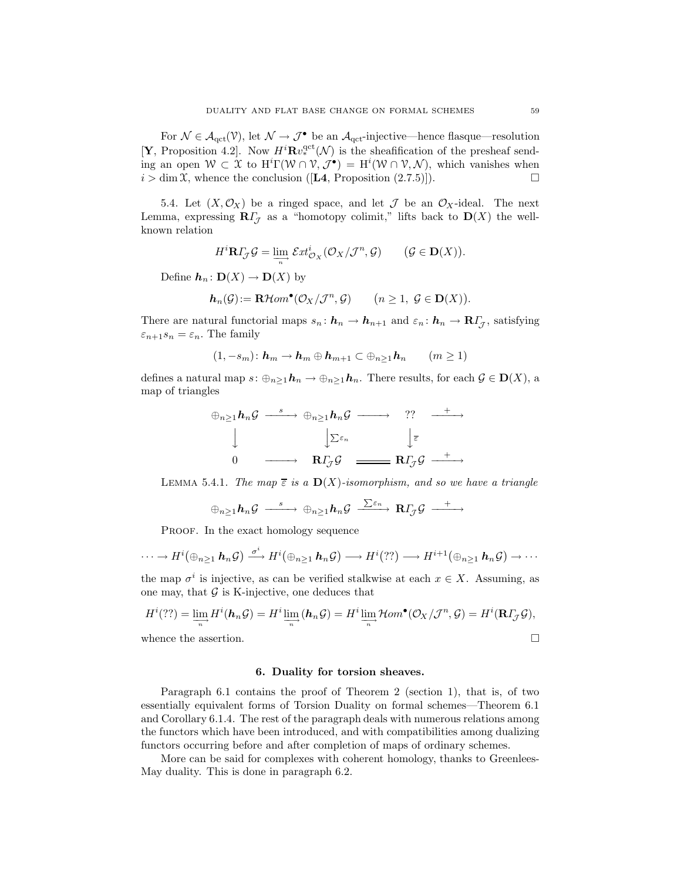For $\mathcal{N} \in \mathcal{A}_{\mathrm{qct}}(\mathcal{V})$, let $\mathcal{N} \to \mathcal{J}^\bullet$ be an $\mathcal{A}_{\mathrm{qct}}$-injective—hence flasque—resolution [**Y**, Proposition 4.2]. Now $H^i\mathbf{R}v_*^{\mathrm{qct}}(\mathcal{N})$ is the sheafification of the presheaf sending an open $\mathcal{W} \subset \mathfrak{X}$ to $\mathrm{H}^i\Gamma(\mathcal{W} \cap \mathcal{V}, \mathcal{J}^\bullet) = \mathrm{H}^i(\mathcal{W} \cap \mathcal{V}, \mathcal{N})$, which vanishes when $i > \dim \mathfrak{X}$, whence the conclusion ([**L4**, Proposition (2.7.5)]). $\square$

5.4. Let $(X, \mathcal{O}_X)$ be a ringed space, and let $\mathcal{J}$ be an $\mathcal{O}_X$-ideal. The next Lemma, expressing $\mathbf{R}\varGamma_{\mathcal{J}}$ as a "homotopy colimit," lifts back to $\mathbf{D}(X)$ the well-known relation

$$H^i\mathbf{R}\varGamma_{\mathcal{J}}\mathcal{G} = \varinjlim_n \mathcal{E}xt^i_{\mathcal{O}_X}(\mathcal{O}_X/\mathcal{J}^n, \mathcal{G}) \qquad (\mathcal{G} \in \mathbf{D}(X)).$$

Define $\boldsymbol{h}_n \colon \mathbf{D}(X) \to \mathbf{D}(X)$ by

$$\boldsymbol{h}_n(\mathcal{G}) := \mathbf{R}\mathcal{H}om^\bullet(\mathcal{O}_X/\mathcal{J}^n, \mathcal{G}) \qquad (n \geq 1,\ \mathcal{G} \in \mathbf{D}(X)).$$

There are natural functorial maps $s_n \colon \boldsymbol{h}_n \to \boldsymbol{h}_{n+1}$ and $\varepsilon_n \colon \boldsymbol{h}_n \to \mathbf{R}\varGamma_{\mathcal{J}}$, satisfying $\varepsilon_{n+1}s_n = \varepsilon_n$. The family

$$(1, -s_m) \colon \boldsymbol{h}_m \to \boldsymbol{h}_m \oplus \boldsymbol{h}_{m+1} \subset \oplus_{n\geq 1}\boldsymbol{h}_n \qquad (m \geq 1)$$

defines a natural map $s \colon \oplus_{n\geq 1}\boldsymbol{h}_n \to \oplus_{n\geq 1}\boldsymbol{h}_n$. There results, for each $\mathcal{G} \in \mathbf{D}(X)$, a map of triangles

$$\begin{array}{ccccccc}
\oplus_{n\geq 1}\boldsymbol{h}_n\mathcal{G} & \xrightarrow{\ s\ } & \oplus_{n\geq 1}\boldsymbol{h}_n\mathcal{G} & \longrightarrow & ?? & \xrightarrow{\ +\ } \\
\big\downarrow & & \big\downarrow{\scriptstyle \sum\varepsilon_n} & & \big\downarrow{\scriptstyle \overline{\varepsilon}} & \\
0 & \longrightarrow & \mathbf{R}\varGamma_{\mathcal{J}}\mathcal{G} & = & \mathbf{R}\varGamma_{\mathcal{J}}\mathcal{G} & \xrightarrow{\ +\ }
\end{array}$$

Lemma 5.4.1. *The map $\overline{\varepsilon}$ is a $\mathbf{D}(X)$-isomorphism, and so we have a triangle*

$$\oplus_{n\geq 1}\boldsymbol{h}_n\mathcal{G} \xrightarrow{\ s\ } \oplus_{n\geq 1}\boldsymbol{h}_n\mathcal{G} \xrightarrow{\ \sum\varepsilon_n\ } \mathbf{R}\varGamma_{\mathcal{J}}\mathcal{G} \xrightarrow{\ +\ }$$

Proof. In the exact homology sequence

$$\cdots \to H^i\big(\oplus_{n\geq 1}\boldsymbol{h}_n\mathcal{G}\big) \xrightarrow{\ \sigma^i\ } H^i\big(\oplus_{n\geq 1}\boldsymbol{h}_n\mathcal{G}\big) \longrightarrow H^i(??) \longrightarrow H^{i+1}\big(\oplus_{n\geq 1}\boldsymbol{h}_n\mathcal{G}\big) \to \cdots$$

the map $\sigma^i$ is injective, as can be verified stalkwise at each $x \in X$. Assuming, as one may, that $\mathcal{G}$ is K-injective, one deduces that

$$H^i(??) = \varinjlim_n H^i(\boldsymbol{h}_n\mathcal{G}) = H^i\varinjlim_n(\boldsymbol{h}_n\mathcal{G}) = H^i\varinjlim_n\mathcal{H}om^\bullet(\mathcal{O}_X/\mathcal{J}^n, \mathcal{G}) = H^i(\mathbf{R}\varGamma_{\mathcal{J}}\mathcal{G}),$$

whence the assertion. $\square$

## 6. Duality for torsion sheaves.

Paragraph 6.1 contains the proof of Theorem 2 (section 1), that is, of two essentially equivalent forms of Torsion Duality on formal schemes—Theorem 6.1 and Corollary 6.1.4. The rest of the paragraph deals with numerous relations among the functors which have been introduced, and with compatibilities among dualizing functors occurring before and after completion of maps of ordinary schemes.

More can be said for complexes with coherent homology, thanks to Greenlees-May duality. This is done in paragraph 6.2.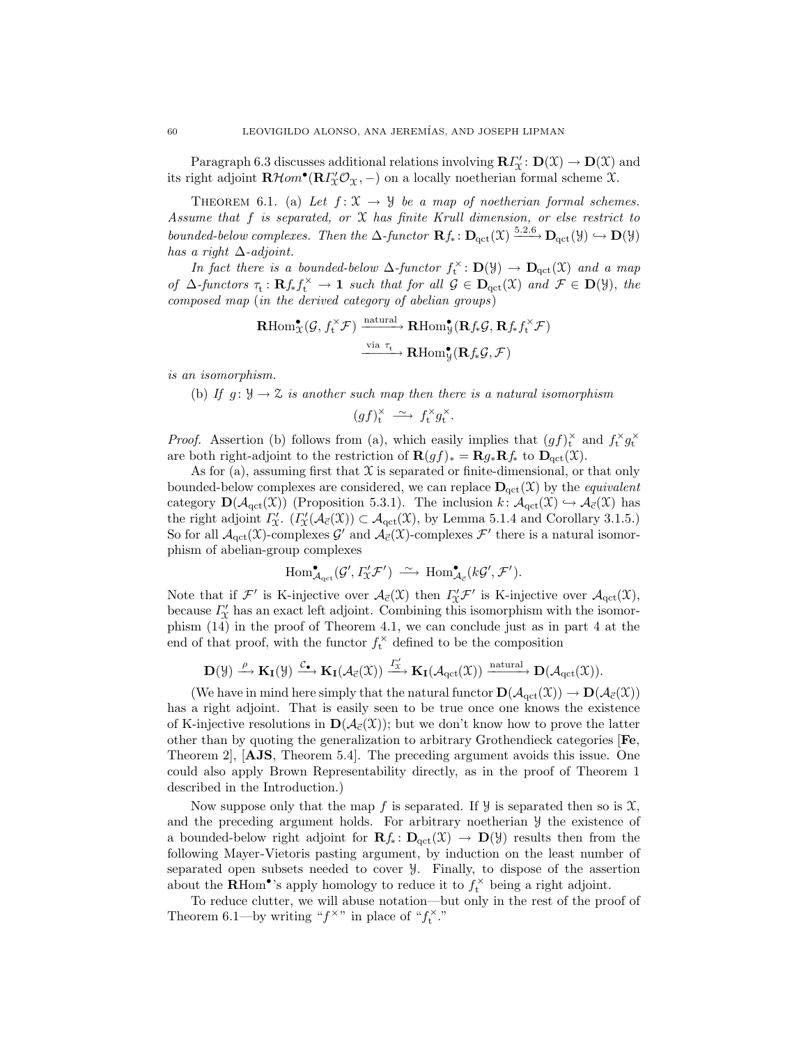Paragraph 6.3 discusses additional relations involving $\mathbf{R}\varGamma'_{\mathscr{X}}\colon \mathbf{D}(\mathscr{X}) \to \mathbf{D}(\mathscr{X})$ and its right adjoint $\mathbf{R}\mathcal{H}om^{\bullet}(\mathbf{R}\varGamma'_{\mathscr{X}}\mathcal{O}_{\mathscr{X}}, -)$ on a locally noetherian formal scheme $\mathscr{X}$.

Theorem 6.1. (a) *Let $f\colon \mathscr{X} \to \mathscr{Y}$ be a map of noetherian formal schemes. Assume that $f$ is separated, or $\mathscr{X}$ has finite Krull dimension, or else restrict to bounded-below complexes. Then the $\Delta$-functor $\mathbf{R}f_*\colon \mathbf{D}_{\mathrm{qct}}(\mathscr{X}) \xrightarrow{5.2.6} \mathbf{D}_{\mathrm{qct}}(\mathscr{Y}) \hookrightarrow \mathbf{D}(\mathscr{Y})$ has a right $\Delta$-adjoint.*

*In fact there is a bounded-below $\Delta$-functor $f_{\mathrm{t}}^{\times}\colon \mathbf{D}(\mathscr{Y}) \to \mathbf{D}_{\mathrm{qct}}(\mathscr{X})$ and a map of $\Delta$-functors $\tau_{\mathrm{t}}\colon \mathbf{R}f_*f_{\mathrm{t}}^{\times} \to \mathbf{1}$ such that for all $\mathcal{G} \in \mathbf{D}_{\mathrm{qct}}(\mathscr{X})$ and $\mathcal{F} \in \mathbf{D}(\mathscr{Y})$, the composed map (in the derived category of abelian groups)*

$$\mathbf{R}\mathrm{Hom}^{\bullet}_{\mathscr{X}}(\mathcal{G}, f_{\mathrm{t}}^{\times}\mathcal{F}) \xrightarrow{\text{natural}} \mathbf{R}\mathrm{Hom}^{\bullet}_{\mathscr{Y}}(\mathbf{R}f_*\mathcal{G}, \mathbf{R}f_*f_{\mathrm{t}}^{\times}\mathcal{F}) \xrightarrow{\text{via } \tau_{\mathrm{t}}} \mathbf{R}\mathrm{Hom}^{\bullet}_{\mathscr{Y}}(\mathbf{R}f_*\mathcal{G}, \mathcal{F})$$

*is an isomorphism.*

(b) *If $g\colon \mathscr{Y} \to \mathscr{Z}$ is another such map then there is a natural isomorphism*

$$(gf)_{\mathrm{t}}^{\times} \xrightarrow{\;\sim\;} f_{\mathrm{t}}^{\times}g_{\mathrm{t}}^{\times}.$$

*Proof.* Assertion (b) follows from (a), which easily implies that $(gf)_{\mathrm{t}}^{\times}$ and $f_{\mathrm{t}}^{\times}g_{\mathrm{t}}^{\times}$ are both right-adjoint to the restriction of $\mathbf{R}(gf)_* = \mathbf{R}g_*\mathbf{R}f_*$ to $\mathbf{D}_{\mathrm{qct}}(\mathscr{X})$.

As for (a), assuming first that $\mathscr{X}$ is separated or finite-dimensional, or that only bounded-below complexes are considered, we can replace $\mathbf{D}_{\mathrm{qct}}(\mathscr{X})$ by the *equivalent* category $\mathbf{D}(\mathcal{A}_{\mathrm{qct}}(\mathscr{X}))$ (Proposition 5.3.1). The inclusion $k\colon \mathcal{A}_{\mathrm{qct}}(\mathscr{X}) \hookrightarrow \mathcal{A}_{\vec{c}}(\mathscr{X})$ has the right adjoint $\varGamma'_{\mathscr{X}}$. ($\varGamma'_{\mathscr{X}}(\mathcal{A}_{\vec{c}}(\mathscr{X})) \subset \mathcal{A}_{\mathrm{qct}}(\mathscr{X})$, by Lemma 5.1.4 and Corollary 3.1.5.) So for all $\mathcal{A}_{\mathrm{qct}}(\mathscr{X})$-complexes $\mathcal{G}'$ and $\mathcal{A}_{\vec{c}}(\mathscr{X})$-complexes $\mathcal{F}'$ there is a natural isomorphism of abelian-group complexes

$$\mathrm{Hom}^{\bullet}_{\mathcal{A}_{\mathrm{qct}}}(\mathcal{G}', \varGamma'_{\mathscr{X}}\mathcal{F}') \xrightarrow{\;\sim\;} \mathrm{Hom}^{\bullet}_{\mathcal{A}_{\vec{c}}}(k\mathcal{G}', \mathcal{F}').$$

Note that if $\mathcal{F}'$ is K-injective over $\mathcal{A}_{\vec{c}}(\mathscr{X})$ then $\varGamma'_{\mathscr{X}}\mathcal{F}'$ is K-injective over $\mathcal{A}_{\mathrm{qct}}(\mathscr{X})$, because $\varGamma'_{\mathscr{X}}$ has an exact left adjoint. Combining this isomorphism with the isomorphism (14) in the proof of Theorem 4.1, we can conclude just as in part 4 at the end of that proof, with the functor $f_{\mathrm{t}}^{\times}$ defined to be the composition

$$\mathbf{D}(\mathscr{Y}) \xrightarrow{\rho} \mathbf{K_I}(\mathscr{Y}) \xrightarrow{\mathcal{C}_\bullet} \mathbf{K_I}(\mathcal{A}_{\vec{c}}(\mathscr{X})) \xrightarrow{\varGamma'_{\mathscr{X}}} \mathbf{K_I}(\mathcal{A}_{\mathrm{qct}}(\mathscr{X})) \xrightarrow{\text{natural}} \mathbf{D}(\mathcal{A}_{\mathrm{qct}}(\mathscr{X})).$$

(We have in mind here simply that the natural functor $\mathbf{D}(\mathcal{A}_{\mathrm{qct}}(\mathscr{X})) \to \mathbf{D}(\mathcal{A}_{\vec{c}}(\mathscr{X}))$ has a right adjoint. That is easily seen to be true once one knows the existence of K-injective resolutions in $\mathbf{D}(\mathcal{A}_{\vec{c}}(\mathscr{X}))$; but we don't know how to prove the latter other than by quoting the generalization to arbitrary Grothendieck categories [**Fe**, Theorem 2], [**AJS**, Theorem 5.4]. The preceding argument avoids this issue. One could also apply Brown Representability directly, as in the proof of Theorem 1 described in the Introduction.)

Now suppose only that the map $f$ is separated. If $\mathscr{Y}$ is separated then so is $\mathscr{X}$, and the preceding argument holds. For arbitrary noetherian $\mathscr{Y}$ the existence of a bounded-below right adjoint for $\mathbf{R}f_*\colon \mathbf{D}_{\mathrm{qct}}(\mathscr{X}) \to \mathbf{D}(\mathscr{Y})$ results then from the following Mayer-Vietoris pasting argument, by induction on the least number of separated open subsets needed to cover $\mathscr{Y}$. Finally, to dispose of the assertion about the $\mathbf{R}\mathrm{Hom}^{\bullet}$'s apply homology to reduce it to $f_{\mathrm{t}}^{\times}$ being a right adjoint.

To reduce clutter, we will abuse notation—but only in the rest of the proof of Theorem 6.1—by writing "$f^{\times}$" in place of "$f_{\mathrm{t}}^{\times}$."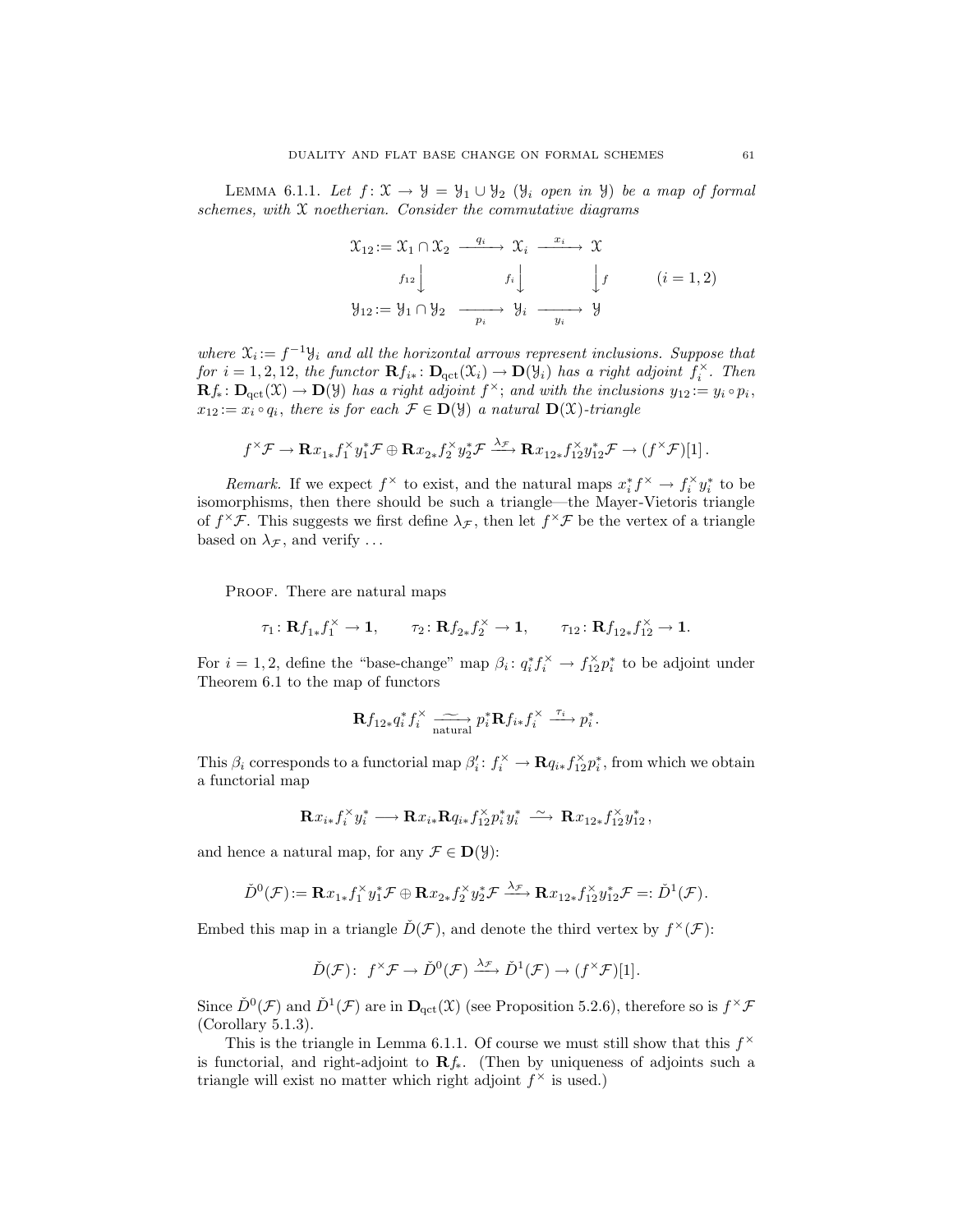Lemma 6.1.1. *Let $f\colon \mathcal{X} \to \mathcal{Y} = \mathcal{Y}_1 \cup \mathcal{Y}_2$ ($\mathcal{Y}_i$ open in $\mathcal{Y}$) be a map of formal schemes, with $\mathcal{X}$ noetherian. Consider the commutative diagrams*

$$
\begin{array}{ccccc}
\mathcal{X}_{12} := \mathcal{X}_1 \cap \mathcal{X}_2 & \xrightarrow{\;q_i\;} & \mathcal{X}_i & \xrightarrow{\;x_i\;} & \mathcal{X} \\
{\scriptstyle f_{12}}\big\downarrow & & {\scriptstyle f_i}\big\downarrow & & \big\downarrow{\scriptstyle f} \\
\mathcal{Y}_{12} := \mathcal{Y}_1 \cap \mathcal{Y}_2 & \xrightarrow[\;p_i\;]{} & \mathcal{Y}_i & \xrightarrow[\;y_i\;]{} & \mathcal{Y}
\end{array}
\qquad (i = 1, 2)
$$

*where $\mathcal{X}_i := f^{-1}\mathcal{Y}_i$ and all the horizontal arrows represent inclusions. Suppose that for $i = 1, 2, 12$, the functor $\mathbf{R}f_{i*}\colon \mathbf{D}_{\mathrm{qct}}(\mathcal{X}_i) \to \mathbf{D}(\mathcal{Y}_i)$ has a right adjoint $f_i^{\times}$. Then $\mathbf{R}f_*\colon \mathbf{D}_{\mathrm{qct}}(\mathcal{X}) \to \mathbf{D}(\mathcal{Y})$ has a right adjoint $f^{\times}$; and with the inclusions $y_{12} := y_i \circ p_i$, $x_{12} := x_i \circ q_i$, there is for each $\mathcal{F} \in \mathbf{D}(\mathcal{Y})$ a natural $\mathbf{D}(\mathcal{X})$-triangle*

$$
f^{\times}\mathcal{F} \to \mathbf{R}x_{1*}f_1^{\times}y_1^*\mathcal{F} \oplus \mathbf{R}x_{2*}f_2^{\times}y_2^*\mathcal{F} \xrightarrow{\;\lambda_{\mathcal{F}}\;} \mathbf{R}x_{12*}f_{12}^{\times}y_{12}^*\mathcal{F} \to (f^{\times}\mathcal{F})[1]\,.
$$

*Remark.* If we expect $f^{\times}$ to exist, and the natural maps $x_i^*f^{\times} \to f_i^{\times}y_i^*$ to be isomorphisms, then there should be such a triangle—the Mayer-Vietoris triangle of $f^{\times}\mathcal{F}$. This suggests we first define $\lambda_{\mathcal{F}}$, then let $f^{\times}\mathcal{F}$ be the vertex of a triangle based on $\lambda_{\mathcal{F}}$, and verify ...

Proof. There are natural maps

$$
\tau_1\colon \mathbf{R}f_{1*}f_1^{\times} \to \mathbf{1}, \qquad \tau_2\colon \mathbf{R}f_{2*}f_2^{\times} \to \mathbf{1}, \qquad \tau_{12}\colon \mathbf{R}f_{12*}f_{12}^{\times} \to \mathbf{1}.
$$

For $i = 1, 2$, define the "base-change" map $\beta_i\colon q_i^*f_i^{\times} \to f_{12}^{\times}p_i^*$ to be adjoint under Theorem 6.1 to the map of functors

$$
\mathbf{R}f_{12*}q_i^*f_i^{\times} \xrightarrow[\text{natural}]{\;\sim\;} p_i^*\mathbf{R}f_{i*}f_i^{\times} \xrightarrow{\;\tau_i\;} p_i^*.
$$

This $\beta_i$ corresponds to a functorial map $\beta_i'\colon f_i^{\times} \to \mathbf{R}q_{i*}f_{12}^{\times}p_i^*$, from which we obtain a functorial map

$$
\mathbf{R}x_{i*}f_i^{\times}y_i^* \longrightarrow \mathbf{R}x_{i*}\mathbf{R}q_{i*}f_{12}^{\times}p_i^*y_i^* \xrightarrow{\;\sim\;} \mathbf{R}x_{12*}f_{12}^{\times}y_{12}^*,
$$

and hence a natural map, for any $\mathcal{F} \in \mathbf{D}(\mathcal{Y})$:

$$
\check{D}^0(\mathcal{F}) := \mathbf{R}x_{1*}f_1^{\times}y_1^*\mathcal{F} \oplus \mathbf{R}x_{2*}f_2^{\times}y_2^*\mathcal{F} \xrightarrow{\;\lambda_{\mathcal{F}}\;} \mathbf{R}x_{12*}f_{12}^{\times}y_{12}^*\mathcal{F} =: \check{D}^1(\mathcal{F}).
$$

Embed this map in a triangle $\check{D}(\mathcal{F})$, and denote the third vertex by $f^{\times}(\mathcal{F})$:

$$
\check{D}(\mathcal{F})\colon\; f^{\times}\mathcal{F} \to \check{D}^0(\mathcal{F}) \xrightarrow{\;\lambda_{\mathcal{F}}\;} \check{D}^1(\mathcal{F}) \to (f^{\times}\mathcal{F})[1].
$$

Since $\check{D}^0(\mathcal{F})$ and $\check{D}^1(\mathcal{F})$ are in $\mathbf{D}_{\mathrm{qct}}(\mathcal{X})$ (see Proposition 5.2.6), therefore so is $f^{\times}\mathcal{F}$ (Corollary 5.1.3).

This is the triangle in Lemma 6.1.1. Of course we must still show that this $f^{\times}$ is functorial, and right-adjoint to $\mathbf{R}f_*$. (Then by uniqueness of adjoints such a triangle will exist no matter which right adjoint $f^{\times}$ is used.)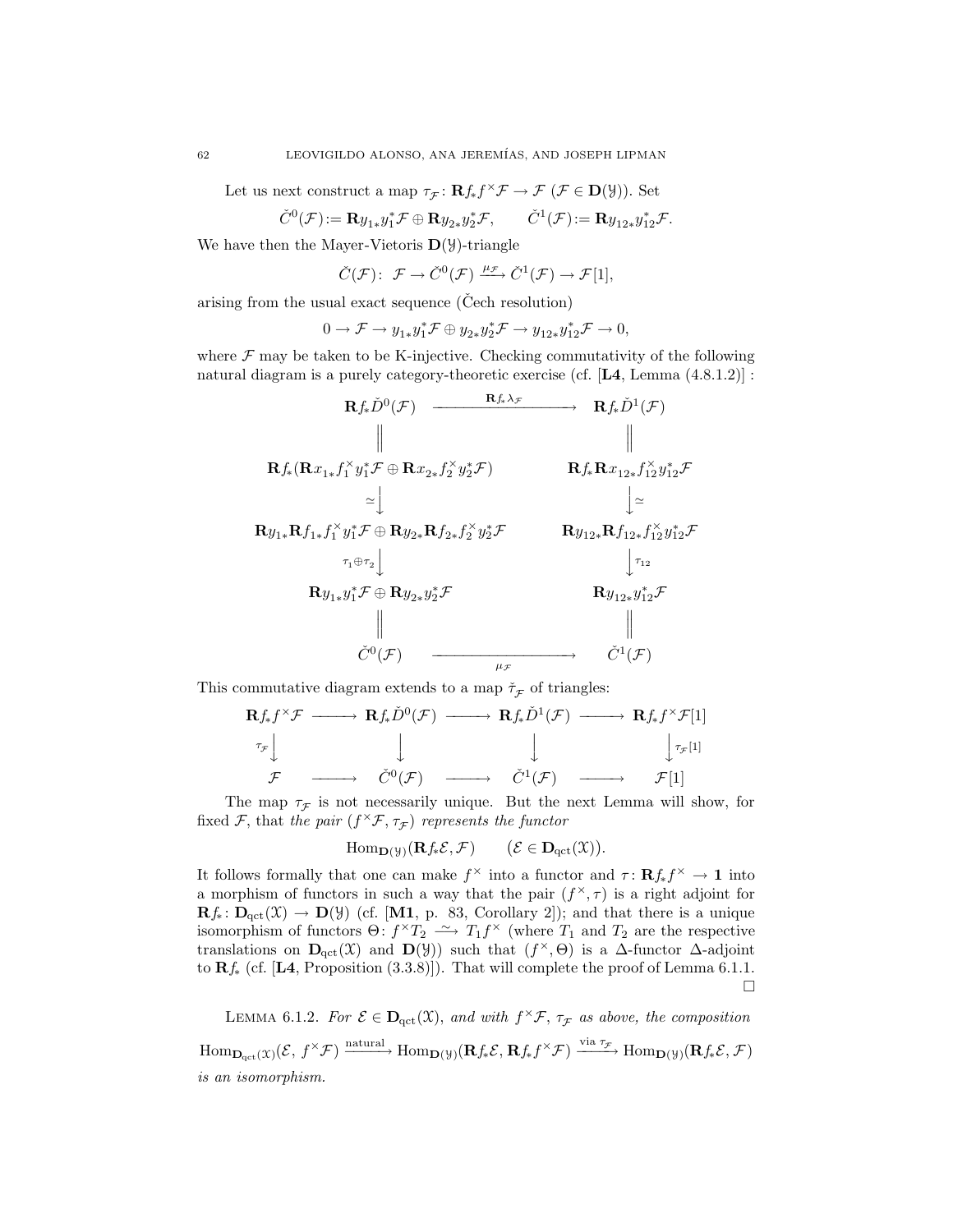Let us next construct a map $\tau_{\mathcal{F}}\colon \mathbf{R}f_*f^\times\mathcal{F} \to \mathcal{F}$ $(\mathcal{F} \in \mathbf{D}(\mathcal{Y}))$. Set

$$\check{C}^0(\mathcal{F}) := \mathbf{R}y_{1*}y_1^*\mathcal{F} \oplus \mathbf{R}y_{2*}y_2^*\mathcal{F}, \qquad \check{C}^1(\mathcal{F}) := \mathbf{R}y_{12*}y_{12}^*\mathcal{F}.$$

We have then the Mayer-Vietoris $\mathbf{D}(\mathcal{Y})$-triangle

$$\check{C}(\mathcal{F})\colon\ \mathcal{F} \to \check{C}^0(\mathcal{F}) \xrightarrow{\mu_{\mathcal{F}}} \check{C}^1(\mathcal{F}) \to \mathcal{F}[1],$$

arising from the usual exact sequence (Čech resolution)

$$0 \to \mathcal{F} \to y_{1*}y_1^*\mathcal{F} \oplus y_{2*}y_2^*\mathcal{F} \to y_{12*}y_{12}^*\mathcal{F} \to 0,$$

where $\mathcal{F}$ may be taken to be K-injective. Checking commutativity of the following natural diagram is a purely category-theoretic exercise (cf. [**L4**, Lemma (4.8.1.2)] :

$$\begin{array}{ccc}
\mathbf{R}f_*\check{D}^0(\mathcal{F}) & \xrightarrow{\quad \mathbf{R}f_*\lambda_{\mathcal{F}} \quad} & \mathbf{R}f_*\check{D}^1(\mathcal{F}) \\
\| & & \| \\
\mathbf{R}f_*(\mathbf{R}x_{1*}f_1^\times y_1^*\mathcal{F} \oplus \mathbf{R}x_{2*}f_2^\times y_2^*\mathcal{F}) & & \mathbf{R}f_*\mathbf{R}x_{12*}f_{12}^\times y_{12}^*\mathcal{F} \\
{\scriptstyle\simeq}\downarrow & & \downarrow{\scriptstyle\simeq} \\
\mathbf{R}y_{1*}\mathbf{R}f_{1*}f_1^\times y_1^*\mathcal{F} \oplus \mathbf{R}y_{2*}\mathbf{R}f_{2*}f_2^\times y_2^*\mathcal{F} & & \mathbf{R}y_{12*}\mathbf{R}f_{12*}f_{12}^\times y_{12}^*\mathcal{F} \\
{\scriptstyle\tau_1\oplus\tau_2}\downarrow & & \downarrow{\scriptstyle\tau_{12}} \\
\mathbf{R}y_{1*}y_1^*\mathcal{F} \oplus \mathbf{R}y_{2*}y_2^*\mathcal{F} & & \mathbf{R}y_{12*}y_{12}^*\mathcal{F} \\
\| & & \| \\
\check{C}^0(\mathcal{F}) & \xrightarrow[\quad \mu_{\mathcal{F}} \quad]{} & \check{C}^1(\mathcal{F})
\end{array}$$

This commutative diagram extends to a map $\check{\tau}_{\mathcal{F}}$ of triangles:

$$\begin{array}{ccccccc}
\mathbf{R}f_*f^\times\mathcal{F} & \longrightarrow & \mathbf{R}f_*\check{D}^0(\mathcal{F}) & \longrightarrow & \mathbf{R}f_*\check{D}^1(\mathcal{F}) & \longrightarrow & \mathbf{R}f_*f^\times\mathcal{F}[1] \\
{\scriptstyle\tau_{\mathcal{F}}}\downarrow & & \downarrow & & \downarrow & & \downarrow{\scriptstyle\tau_{\mathcal{F}}[1]} \\
\mathcal{F} & \longrightarrow & \check{C}^0(\mathcal{F}) & \longrightarrow & \check{C}^1(\mathcal{F}) & \longrightarrow & \mathcal{F}[1]
\end{array}$$

The map $\tau_{\mathcal{F}}$ is not necessarily unique. But the next Lemma will show, for fixed $\mathcal{F}$, that *the pair $(f^\times\mathcal{F}, \tau_{\mathcal{F}})$ represents the functor*

$$\mathrm{Hom}_{\mathbf{D}(\mathcal{Y})}(\mathbf{R}f_*\mathcal{E}, \mathcal{F}) \qquad (\mathcal{E} \in \mathbf{D}_{\mathrm{qct}}(\mathcal{X})).$$

It follows formally that one can make $f^\times$ into a functor and $\tau\colon \mathbf{R}f_*f^\times \to \mathbf{1}$ into a morphism of functors in such a way that the pair $(f^\times, \tau)$ is a right adjoint for $\mathbf{R}f_*\colon \mathbf{D}_{\mathrm{qct}}(\mathcal{X}) \to \mathbf{D}(\mathcal{Y})$ (cf. [**M1**, p. 83, Corollary 2]); and that there is a unique isomorphism of functors $\Theta\colon f^\times T_2 \xrightarrow{\sim} T_1 f^\times$ (where $T_1$ and $T_2$ are the respective translations on $\mathbf{D}_{\mathrm{qct}}(\mathcal{X})$ and $\mathbf{D}(\mathcal{Y})$) such that $(f^\times, \Theta)$ is a $\Delta$-functor $\Delta$-adjoint to $\mathbf{R}f_*$ (cf. [**L4**, Proposition (3.3.8)]). That will complete the proof of Lemma 6.1.1. $\square$

Lemma 6.1.2. *For $\mathcal{E} \in \mathbf{D}_{\mathrm{qct}}(\mathcal{X})$, and with $f^\times\mathcal{F}$, $\tau_{\mathcal{F}}$ as above, the composition*

$$\mathrm{Hom}_{\mathbf{D}_{\mathrm{qct}}(\mathcal{X})}(\mathcal{E},\, f^\times\mathcal{F}) \xrightarrow{\text{natural}} \mathrm{Hom}_{\mathbf{D}(\mathcal{Y})}(\mathbf{R}f_*\mathcal{E}, \mathbf{R}f_*f^\times\mathcal{F}) \xrightarrow{\text{via } \tau_{\mathcal{F}}} \mathrm{Hom}_{\mathbf{D}(\mathcal{Y})}(\mathbf{R}f_*\mathcal{E}, \mathcal{F})$$

*is an isomorphism.*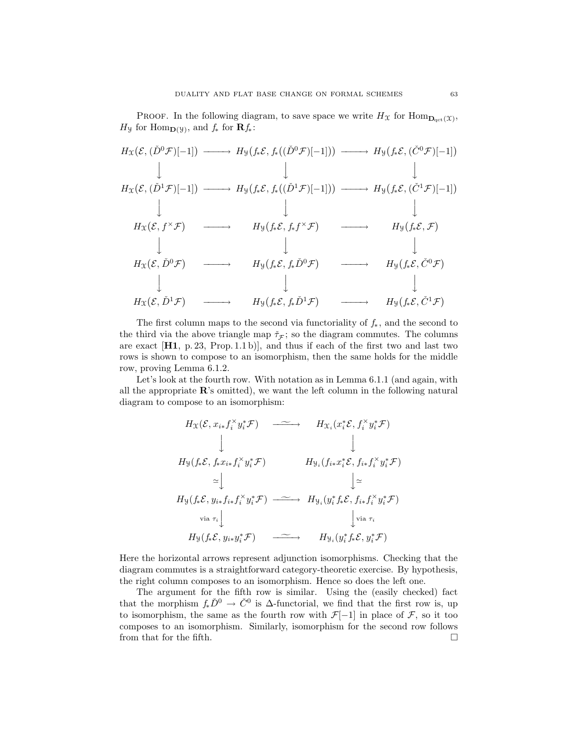PROOF. In the following diagram, to save space we write $H_{\mathcal{X}}$ for $\mathrm{Hom}_{\mathbf{D}_{\mathrm{qct}}(\mathcal{X})}$, $H_{\mathcal{Y}}$ for $\mathrm{Hom}_{\mathbf{D}(\mathcal{Y})}$, and $f_*$ for $\mathbf{R}f_*$:

$$
\begin{array}{ccccc}
H_{\mathcal{X}}\big(\mathcal{E}, (\check{D}^0\mathcal{F})[-1]\big) & \longrightarrow & H_{\mathcal{Y}}\big(f_*\mathcal{E}, f_*\big((\check{D}^0\mathcal{F})[-1]\big)\big) & \longrightarrow & H_{\mathcal{Y}}\big(f_*\mathcal{E}, (\check{C}^0\mathcal{F})[-1]\big) \\
\downarrow & & \downarrow & & \downarrow \\
H_{\mathcal{X}}\big(\mathcal{E}, (\check{D}^1\mathcal{F})[-1]\big) & \longrightarrow & H_{\mathcal{Y}}\big(f_*\mathcal{E}, f_*\big((\check{D}^1\mathcal{F})[-1]\big)\big) & \longrightarrow & H_{\mathcal{Y}}\big(f_*\mathcal{E}, (\check{C}^1\mathcal{F})[-1]\big) \\
\downarrow & & \downarrow & & \downarrow \\
H_{\mathcal{X}}(\mathcal{E}, f^{\times}\mathcal{F}) & \longrightarrow & H_{\mathcal{Y}}\big(f_*\mathcal{E}, f_*f^{\times}\mathcal{F}\big) & \longrightarrow & H_{\mathcal{Y}}\big(f_*\mathcal{E}, \mathcal{F}\big) \\
\downarrow & & \downarrow & & \downarrow \\
H_{\mathcal{X}}(\mathcal{E}, \check{D}^0\mathcal{F}) & \longrightarrow & H_{\mathcal{Y}}\big(f_*\mathcal{E}, f_*\check{D}^0\mathcal{F}\big) & \longrightarrow & H_{\mathcal{Y}}\big(f_*\mathcal{E}, \check{C}^0\mathcal{F}\big) \\
\downarrow & & \downarrow & & \downarrow \\
H_{\mathcal{X}}(\mathcal{E}, \check{D}^1\mathcal{F}) & \longrightarrow & H_{\mathcal{Y}}\big(f_*\mathcal{E}, f_*\check{D}^1\mathcal{F}\big) & \longrightarrow & H_{\mathcal{Y}}\big(f_*\mathcal{E}, \check{C}^1\mathcal{F}\big)
\end{array}
$$

The first column maps to the second via functoriality of $f_*$, and the second to the third via the above triangle map $\check{\tau}_{\mathcal{F}}$; so the diagram commutes. The columns are exact [**H1**, p. 23, Prop. 1.1 b)], and thus if each of the first two and last two rows is shown to compose to an isomorphism, then the same holds for the middle row, proving Lemma 6.1.2.

Let's look at the fourth row. With notation as in Lemma 6.1.1 (and again, with all the appropriate $\mathbf{R}$'s omitted), we want the left column in the following natural diagram to compose to an isomorphism:

$$
\begin{array}{ccc}
H_{\mathcal{X}}(\mathcal{E}, x_{i*}f_i^{\times}y_i^*\mathcal{F}) & \xrightarrow{\ \sim\ } & H_{\mathcal{X}_i}(x_i^*\mathcal{E}, f_i^{\times}y_i^*\mathcal{F}) \\
\downarrow & & \downarrow \\
H_{\mathcal{Y}}(f_*\mathcal{E}, f_*x_{i*}f_i^{\times}y_i^*\mathcal{F}) & & H_{\mathcal{Y}_i}(f_{i*}x_i^*\mathcal{E}, f_{i*}f_i^{\times}y_i^*\mathcal{F}) \\
\simeq\downarrow & & \downarrow\simeq \\
H_{\mathcal{Y}}(f_*\mathcal{E}, y_{i*}f_{i*}f_i^{\times}y_i^*\mathcal{F}) & \xrightarrow{\ \sim\ } & H_{\mathcal{Y}_i}(y_i^*f_*\mathcal{E}, f_{i*}f_i^{\times}y_i^*\mathcal{F}) \\
\text{via } \tau_i\downarrow & & \downarrow\text{via } \tau_i \\
H_{\mathcal{Y}}(f_*\mathcal{E}, y_{i*}y_i^*\mathcal{F}) & \xrightarrow{\ \sim\ } & H_{\mathcal{Y}_i}(y_i^*f_*\mathcal{E}, y_i^*\mathcal{F})
\end{array}
$$

Here the horizontal arrows represent adjunction isomorphisms. Checking that the diagram commutes is a straightforward category-theoretic exercise. By hypothesis, the right column composes to an isomorphism. Hence so does the left one.

The argument for the fifth row is similar. Using the (easily checked) fact that the morphism $f_*\check{D}^0 \to \check{C}^0$ is $\Delta$-functorial, we find that the first row is, up to isomorphism, the same as the fourth row with $\mathcal{F}[-1]$ in place of $\mathcal{F}$, so it too composes to an isomorphism. Similarly, isomorphism for the second row follows from that for the fifth. $\square$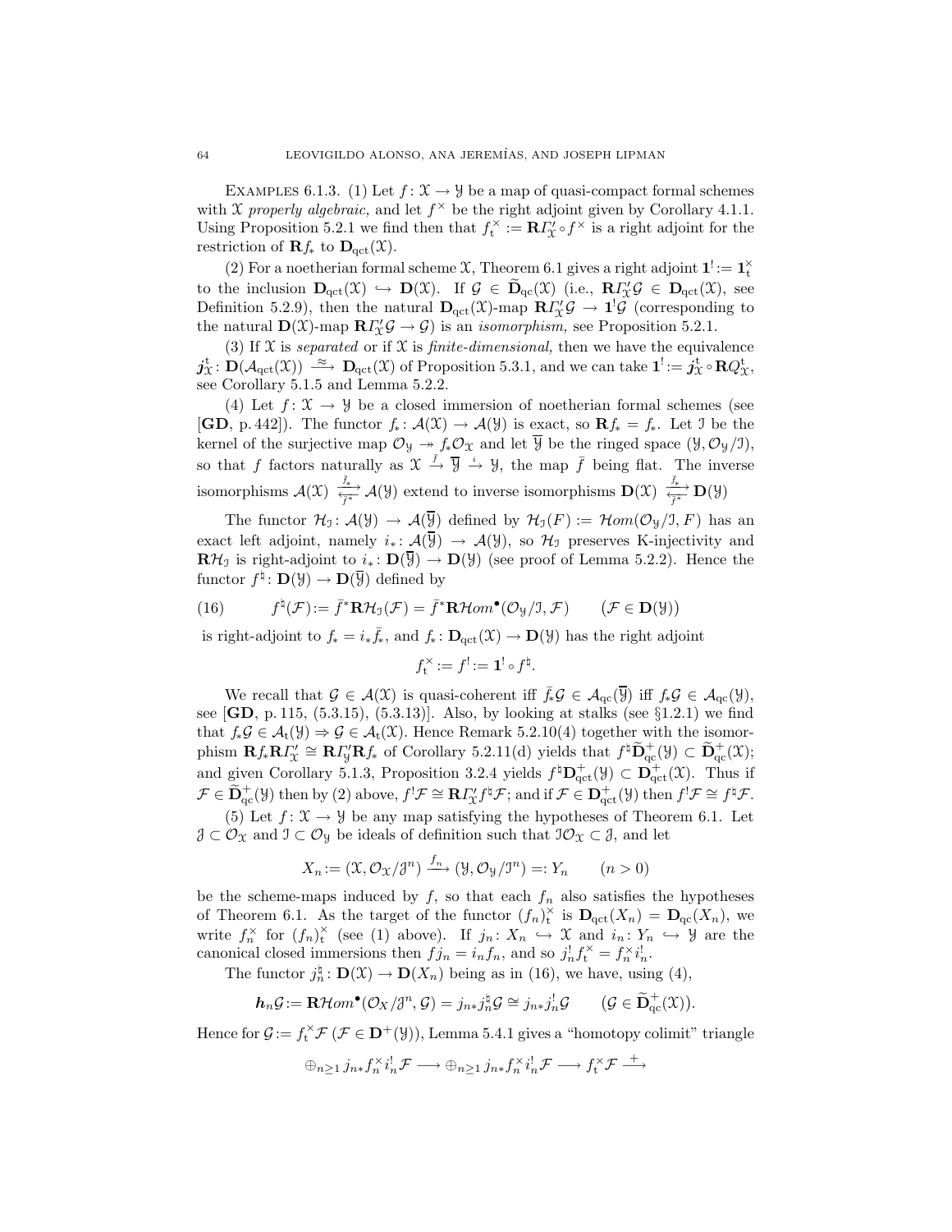Examples 6.1.3. (1) Let $f\colon \mathcal{X} \to \mathcal{Y}$ be a map of quasi-compact formal schemes with $\mathcal{X}$ *properly algebraic,* and let $f^\times$ be the right adjoint given by Corollary 4.1.1. Using Proposition 5.2.1 we find then that $f_{\mathrm{t}}^\times := \mathbf{R}\mathit{\Gamma}'_{\mathcal{X}} \circ f^\times$ is a right adjoint for the restriction of $\mathbf{R}f_*$ to $\mathbf{D}_{\mathrm{qct}}(\mathcal{X})$.

(2) For a noetherian formal scheme $\mathcal{X}$, Theorem 6.1 gives a right adjoint $\mathbf{1}^! := \mathbf{1}_{\mathrm{t}}^\times$ to the inclusion $\mathbf{D}_{\mathrm{qct}}(\mathcal{X}) \hookrightarrow \mathbf{D}(\mathcal{X})$. If $\mathcal{G} \in \widetilde{\mathbf{D}}_{\mathrm{qc}}(\mathcal{X})$ (i.e., $\mathbf{R}\mathit{\Gamma}'_{\mathcal{X}}\mathcal{G} \in \mathbf{D}_{\mathrm{qct}}(\mathcal{X})$, see Definition 5.2.9), then the natural $\mathbf{D}_{\mathrm{qct}}(\mathcal{X})$-map $\mathbf{R}\mathit{\Gamma}'_{\mathcal{X}}\mathcal{G} \to \mathbf{1}^!\mathcal{G}$ (corresponding to the natural $\mathbf{D}(\mathcal{X})$-map $\mathbf{R}\mathit{\Gamma}'_{\mathcal{X}}\mathcal{G} \to \mathcal{G}$) is an *isomorphism,* see Proposition 5.2.1.

(3) If $\mathcal{X}$ is *separated* or if $\mathcal{X}$ is *finite-dimensional,* then we have the equivalence $\boldsymbol{j}_{\mathcal{X}}^{\mathrm{t}}\colon \mathbf{D}(\mathcal{A}_{\mathrm{qct}}(\mathcal{X})) \xrightarrow{\;\approx\;} \mathbf{D}_{\mathrm{qct}}(\mathcal{X})$ of Proposition 5.3.1, and we can take $\mathbf{1}^! := \boldsymbol{j}_{\mathcal{X}}^{\mathrm{t}} \circ \mathbf{R}Q_{\mathcal{X}}^{\mathrm{t}}$, see Corollary 5.1.5 and Lemma 5.2.2.

(4) Let $f\colon \mathcal{X} \to \mathcal{Y}$ be a closed immersion of noetherian formal schemes (see [**GD**, p. 442]). The functor $f_*\colon \mathcal{A}(\mathcal{X}) \to \mathcal{A}(\mathcal{Y})$ is exact, so $\mathbf{R}f_* = f_*$. Let $\mathcal{I}$ be the kernel of the surjective map $\mathcal{O}_{\mathcal{Y}} \twoheadrightarrow f_*\mathcal{O}_{\mathcal{X}}$ and let $\overline{\mathcal{Y}}$ be the ringed space $(\mathcal{Y}, \mathcal{O}_{\mathcal{Y}}/\mathcal{I})$, so that $f$ factors naturally as $\mathcal{X} \xrightarrow{\bar f} \overline{\mathcal{Y}} \xrightarrow{i} \mathcal{Y}$, the map $\bar f$ being flat. The inverse isomorphisms $\mathcal{A}(\mathcal{X}) \underset{\bar f^*}{\overset{\bar f_*}{\rightleftarrows}} \mathcal{A}(\overline{\mathcal{Y}})$ extend to inverse isomorphisms $\mathbf{D}(\mathcal{X}) \underset{\bar f^*}{\overset{\bar f_*}{\rightleftarrows}} \mathbf{D}(\overline{\mathcal{Y}})$

The functor $\mathcal{H}_{\mathcal{I}}\colon \mathcal{A}(\mathcal{Y}) \to \mathcal{A}(\overline{\mathcal{Y}})$ defined by $\mathcal{H}_{\mathcal{I}}(F) := \mathcal{H}om(\mathcal{O}_{\mathcal{Y}}/\mathcal{I}, F)$ has an exact left adjoint, namely $i_*\colon \mathcal{A}(\overline{\mathcal{Y}}) \to \mathcal{A}(\mathcal{Y})$, so $\mathcal{H}_{\mathcal{I}}$ preserves K-injectivity and $\mathbf{R}\mathcal{H}_{\mathcal{I}}$ is right-adjoint to $i_*\colon \mathbf{D}(\overline{\mathcal{Y}}) \to \mathbf{D}(\mathcal{Y})$ (see proof of Lemma 5.2.2). Hence the functor $f^\natural\colon \mathbf{D}(\mathcal{Y}) \to \mathbf{D}(\overline{\mathcal{Y}})$ defined by

$$f^\natural(\mathcal{F}) := \bar f^*\mathbf{R}\mathcal{H}_{\mathcal{I}}(\mathcal{F}) = \bar f^*\mathbf{R}\mathcal{H}om^\bullet(\mathcal{O}_{\mathcal{Y}}/\mathcal{I}, \mathcal{F}) \qquad (\mathcal{F} \in \mathbf{D}(\mathcal{Y})) \tag{16}$$

is right-adjoint to $f_* = i_*\bar f_*$, and $f_*\colon \mathbf{D}_{\mathrm{qct}}(\mathcal{X}) \to \mathbf{D}(\mathcal{Y})$ has the right adjoint

$$f_{\mathrm{t}}^\times := f^! := \mathbf{1}^! \circ f^\natural.$$

We recall that $\mathcal{G} \in \mathcal{A}(\mathcal{X})$ is quasi-coherent iff $\bar f_*\mathcal{G} \in \mathcal{A}_{\mathrm{qc}}(\overline{\mathcal{Y}})$ iff $f_*\mathcal{G} \in \mathcal{A}_{\mathrm{qc}}(\mathcal{Y})$, see [**GD**, p. 115, (5.3.15), (5.3.13)]. Also, by looking at stalks (see §1.2.1) we find that $f_*\mathcal{G} \in \mathcal{A}_{\mathrm{t}}(\mathcal{Y}) \Rightarrow \mathcal{G} \in \mathcal{A}_{\mathrm{t}}(\mathcal{X})$. Hence Remark 5.2.10(4) together with the isomorphism $\mathbf{R}f_*\mathbf{R}\mathit{\Gamma}'_{\mathcal{X}} \cong \mathbf{R}\mathit{\Gamma}'_{\mathcal{Y}}\mathbf{R}f_*$ of Corollary 5.2.11(d) yields that $f^\natural\widetilde{\mathbf{D}}{}^+_{\mathrm{qc}}(\mathcal{Y}) \subset \widetilde{\mathbf{D}}{}^+_{\mathrm{qc}}(\mathcal{X})$; and given Corollary 5.1.3, Proposition 3.2.4 yields $f^\natural\mathbf{D}^+_{\mathrm{qct}}(\mathcal{Y}) \subset \mathbf{D}^+_{\mathrm{qct}}(\mathcal{X})$. Thus if $\mathcal{F} \in \widetilde{\mathbf{D}}{}^+_{\mathrm{qc}}(\mathcal{Y})$ then by (2) above, $f^!\mathcal{F} \cong \mathbf{R}\mathit{\Gamma}'_{\mathcal{X}}f^\natural\mathcal{F}$; and if $\mathcal{F} \in \mathbf{D}^+_{\mathrm{qct}}(\mathcal{Y})$ then $f^!\mathcal{F} \cong f^\natural\mathcal{F}$.

(5) Let $f\colon \mathcal{X} \to \mathcal{Y}$ be any map satisfying the hypotheses of Theorem 6.1. Let $\mathcal{J} \subset \mathcal{O}_{\mathcal{X}}$ and $\mathcal{I} \subset \mathcal{O}_{\mathcal{Y}}$ be ideals of definition such that $\mathcal{I}\mathcal{O}_{\mathcal{X}} \subset \mathcal{J}$, and let

$$X_n := (\mathcal{X}, \mathcal{O}_{\mathcal{X}}/\mathcal{J}^n) \xrightarrow{\;f_n\;} (\mathcal{Y}, \mathcal{O}_{\mathcal{Y}}/\mathcal{I}^n) =: Y_n \qquad (n > 0)$$

be the scheme-maps induced by $f$, so that each $f_n$ also satisfies the hypotheses of Theorem 6.1. As the target of the functor $(f_n)_{\mathrm{t}}^\times$ is $\mathbf{D}_{\mathrm{qct}}(X_n) = \mathbf{D}_{\mathrm{qc}}(X_n)$, we write $f_n^\times$ for $(f_n)_{\mathrm{t}}^\times$ (see (1) above). If $j_n\colon X_n \hookrightarrow \mathcal{X}$ and $i_n\colon Y_n \hookrightarrow \mathcal{Y}$ are the canonical closed immersions then $fj_n = i_nf_n$, and so $j_n^!f_{\mathrm{t}}^\times = f_n^\times i_n^!$.

The functor $j_n^\natural\colon \mathbf{D}(\mathcal{X}) \to \mathbf{D}(X_n)$ being as in (16), we have, using (4),

$$\boldsymbol{h}_n\mathcal{G} := \mathbf{R}\mathcal{H}om^\bullet(\mathcal{O}_X/\mathcal{J}^n, \mathcal{G}) = j_{n*}j_n^\natural\mathcal{G} \cong j_{n*}j_n^!\mathcal{G} \qquad (\mathcal{G} \in \widetilde{\mathbf{D}}{}^+_{\mathrm{qc}}(\mathcal{X})).$$

Hence for $\mathcal{G} := f_{\mathrm{t}}^\times\mathcal{F}$ ($\mathcal{F} \in \mathbf{D}^+(\mathcal{Y})$), Lemma 5.4.1 gives a "homotopy colimit" triangle

$$\oplus_{n\ge1}\, j_{n*}f_n^\times i_n^!\mathcal{F} \longrightarrow \oplus_{n\ge1}\, j_{n*}f_n^\times i_n^!\mathcal{F} \longrightarrow f_{\mathrm{t}}^\times\mathcal{F} \xrightarrow{\;+\;}$$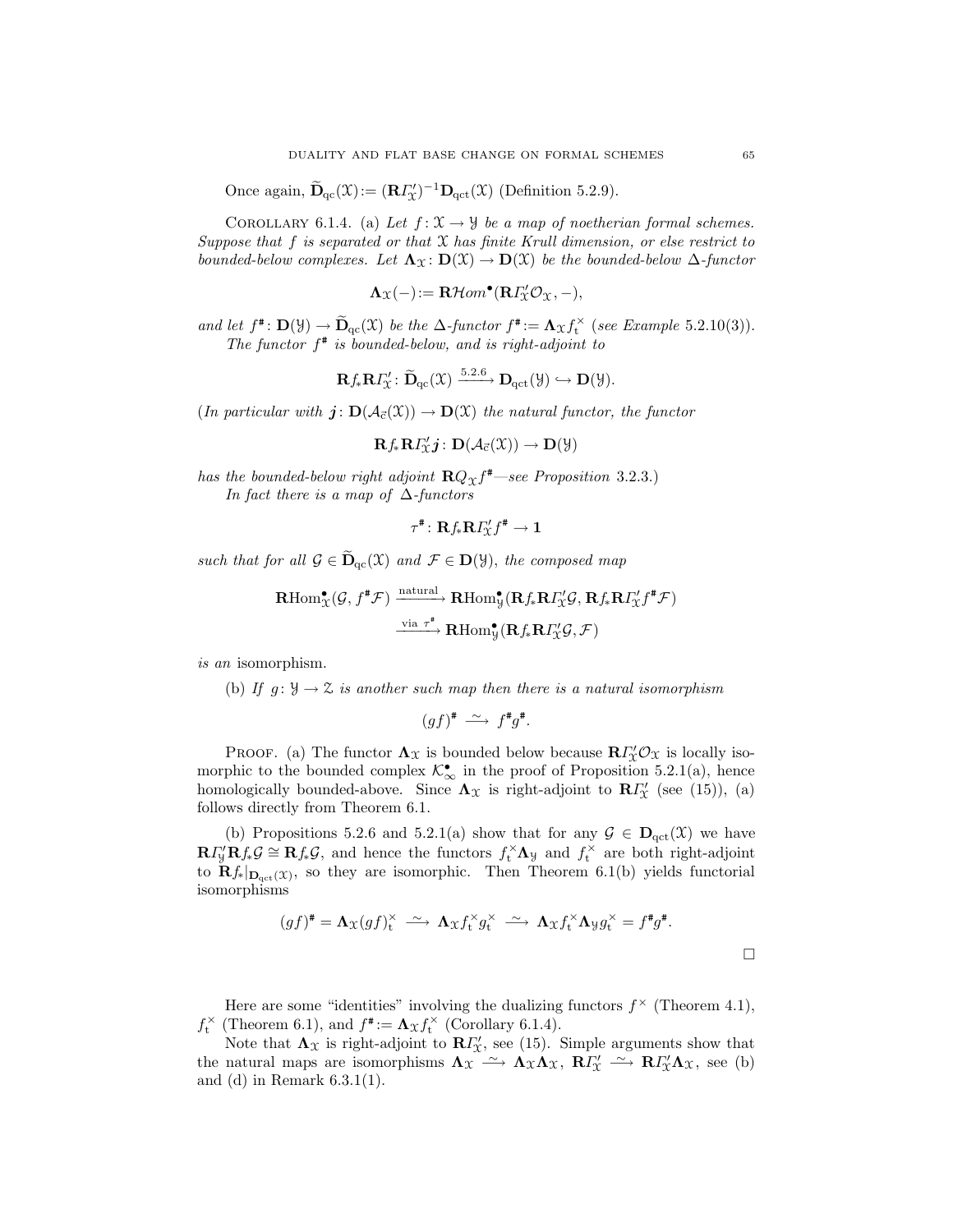Once again, $\widetilde{\mathbf{D}}_{\mathrm{qc}}(\mathscr{X}) := (\mathbf{R}\varGamma'_{\mathscr{X}})^{-1}\mathbf{D}_{\mathrm{qct}}(\mathscr{X})$ (Definition 5.2.9).

Corollary 6.1.4. (a) *Let $f\colon \mathscr{X} \to \mathscr{Y}$ be a map of noetherian formal schemes. Suppose that $f$ is separated or that $\mathscr{X}$ has finite Krull dimension, or else restrict to bounded-below complexes. Let $\mathbf{\Lambda}_{\mathscr{X}}\colon \mathbf{D}(\mathscr{X}) \to \mathbf{D}(\mathscr{X})$ be the bounded-below $\Delta$-functor*

$$\mathbf{\Lambda}_{\mathscr{X}}(-) := \mathbf{R}\mathcal{H}om^{\bullet}(\mathbf{R}\varGamma'_{\mathscr{X}}\mathcal{O}_{\mathscr{X}}, -),$$

*and let $f^{\#}\colon \mathbf{D}(\mathscr{Y}) \to \widetilde{\mathbf{D}}_{\mathrm{qc}}(\mathscr{X})$ be the $\Delta$-functor $f^{\#} := \mathbf{\Lambda}_{\mathscr{X}} f_{\mathrm{t}}^{\times}$ (see Example 5.2.10(3)).*

*The functor $f^{\#}$ is bounded-below, and is right-adjoint to*

$$\mathbf{R}f_{*}\mathbf{R}\varGamma'_{\mathscr{X}}\colon \widetilde{\mathbf{D}}_{\mathrm{qc}}(\mathscr{X}) \xrightarrow{\;5.2.6\;} \mathbf{D}_{\mathrm{qct}}(\mathscr{Y}) \hookrightarrow \mathbf{D}(\mathscr{Y}).$$

*(In particular with $\boldsymbol{j}\colon \mathbf{D}(\mathcal{A}_{\vec{c}}(\mathscr{X})) \to \mathbf{D}(\mathscr{X})$ the natural functor, the functor*

$$\mathbf{R}f_{*}\mathbf{R}\varGamma'_{\mathscr{X}}\boldsymbol{j}\colon \mathbf{D}(\mathcal{A}_{\vec{c}}(\mathscr{X})) \to \mathbf{D}(\mathscr{Y})$$

*has the bounded-below right adjoint $\mathbf{R}Q_{\mathscr{X}}f^{\#}$—see Proposition 3.2.3.)*

*In fact there is a map of $\Delta$-functors*

$$\tau^{\#}\colon \mathbf{R}f_{*}\mathbf{R}\varGamma'_{\mathscr{X}}f^{\#} \to \mathbf{1}$$

*such that for all $\mathcal{G} \in \widetilde{\mathbf{D}}_{\mathrm{qc}}(\mathscr{X})$ and $\mathcal{F} \in \mathbf{D}(\mathscr{Y})$, the composed map*

$$\begin{aligned}\mathbf{R}\mathrm{Hom}^{\bullet}_{\mathscr{X}}(\mathcal{G}, f^{\#}\mathcal{F}) &\xrightarrow{\text{natural}} \mathbf{R}\mathrm{Hom}^{\bullet}_{\mathscr{Y}}(\mathbf{R}f_{*}\mathbf{R}\varGamma'_{\mathscr{X}}\mathcal{G}, \mathbf{R}f_{*}\mathbf{R}\varGamma'_{\mathscr{X}}f^{\#}\mathcal{F})\\ &\xrightarrow{\text{via } \tau^{\#}} \mathbf{R}\mathrm{Hom}^{\bullet}_{\mathscr{Y}}(\mathbf{R}f_{*}\mathbf{R}\varGamma'_{\mathscr{X}}\mathcal{G}, \mathcal{F})\end{aligned}$$

*is an* isomorphism.

(b) *If $g\colon \mathscr{Y} \to \mathscr{Z}$ is another such map then there is a natural isomorphism*

$$(gf)^{\#} \xrightarrow{\;\sim\;} f^{\#}g^{\#}.$$

Proof. (a) The functor $\mathbf{\Lambda}_{\mathscr{X}}$ is bounded below because $\mathbf{R}\varGamma'_{\mathscr{X}}\mathcal{O}_{\mathscr{X}}$ is locally isomorphic to the bounded complex $\mathcal{K}^{\bullet}_{\infty}$ in the proof of Proposition 5.2.1(a), hence homologically bounded-above. Since $\mathbf{\Lambda}_{\mathscr{X}}$ is right-adjoint to $\mathbf{R}\varGamma'_{\mathscr{X}}$ (see (15)), (a) follows directly from Theorem 6.1.

(b) Propositions 5.2.6 and 5.2.1(a) show that for any $\mathcal{G} \in \mathbf{D}_{\mathrm{qct}}(\mathscr{X})$ we have $\mathbf{R}\varGamma'_{\mathscr{Y}}\mathbf{R}f_{*}\mathcal{G} \cong \mathbf{R}f_{*}\mathcal{G}$, and hence the functors $f_{\mathrm{t}}^{\times}\mathbf{\Lambda}_{\mathscr{Y}}$ and $f_{\mathrm{t}}^{\times}$ are both right-adjoint to $\mathbf{R}f_{*}|_{\mathbf{D}_{\mathrm{qct}}(\mathscr{X})}$, so they are isomorphic. Then Theorem 6.1(b) yields functorial isomorphisms

$$(gf)^{\#} = \mathbf{\Lambda}_{\mathscr{X}}(gf)_{\mathrm{t}}^{\times} \xrightarrow{\;\sim\;} \mathbf{\Lambda}_{\mathscr{X}}f_{\mathrm{t}}^{\times}g_{\mathrm{t}}^{\times} \xrightarrow{\;\sim\;} \mathbf{\Lambda}_{\mathscr{X}}f_{\mathrm{t}}^{\times}\mathbf{\Lambda}_{\mathscr{Y}}g_{\mathrm{t}}^{\times} = f^{\#}g^{\#}.$$

$\square$

Here are some "identities" involving the dualizing functors $f^{\times}$ (Theorem 4.1), $f_{\mathrm{t}}^{\times}$ (Theorem 6.1), and $f^{\#} := \mathbf{\Lambda}_{\mathscr{X}}f_{\mathrm{t}}^{\times}$ (Corollary 6.1.4).

Note that $\mathbf{\Lambda}_{\mathscr{X}}$ is right-adjoint to $\mathbf{R}\varGamma'_{\mathscr{X}}$, see (15). Simple arguments show that the natural maps are isomorphisms $\mathbf{\Lambda}_{\mathscr{X}} \xrightarrow{\;\sim\;} \mathbf{\Lambda}_{\mathscr{X}}\mathbf{\Lambda}_{\mathscr{X}}$, $\mathbf{R}\varGamma'_{\mathscr{X}} \xrightarrow{\;\sim\;} \mathbf{R}\varGamma'_{\mathscr{X}}\mathbf{\Lambda}_{\mathscr{X}}$, see (b) and (d) in Remark 6.3.1(1).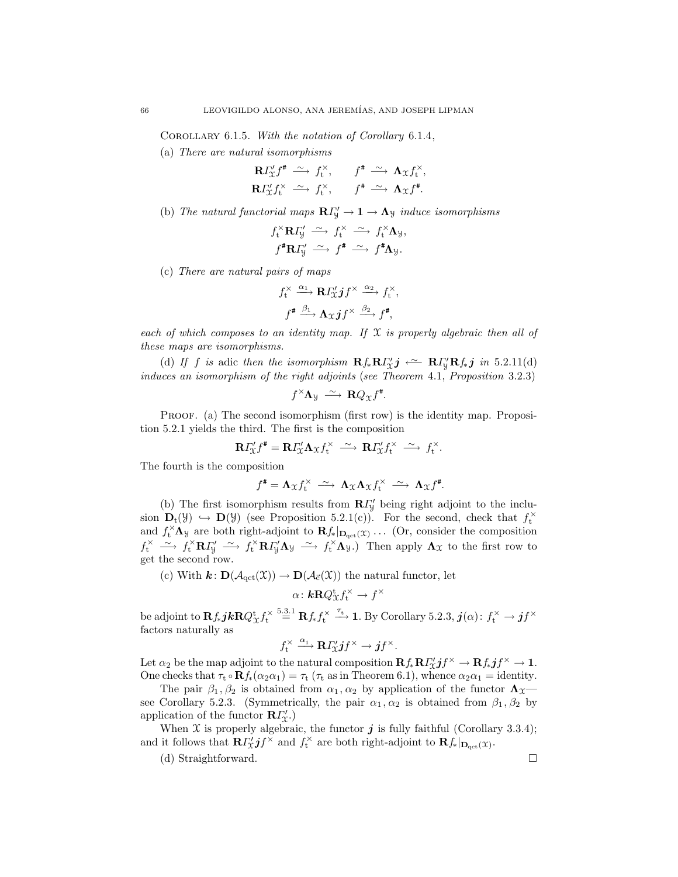Corollary 6.1.5. *With the notation of Corollary* 6.1.4,

(a) *There are natural isomorphisms*

$$\mathbf{R}\varGamma'_{\mathcal{X}} f^{\#} \xrightarrow{\ \sim\ } f_{\mathrm{t}}^{\times}, \qquad f^{\#} \xrightarrow{\ \sim\ } \mathbf{\Lambda}_{\mathcal{X}} f_{\mathrm{t}}^{\times},$$
$$\mathbf{R}\varGamma'_{\mathcal{X}} f_{\mathrm{t}}^{\times} \xrightarrow{\ \sim\ } f_{\mathrm{t}}^{\times}, \qquad f^{\#} \xrightarrow{\ \sim\ } \mathbf{\Lambda}_{\mathcal{X}} f^{\#}.$$

(b) *The natural functorial maps* $\mathbf{R}\varGamma'_{\mathcal{Y}} \to \mathbf{1} \to \mathbf{\Lambda}_{\mathcal{Y}}$ *induce isomorphisms*

$$f_{\mathrm{t}}^{\times}\mathbf{R}\varGamma'_{\mathcal{Y}} \xrightarrow{\ \sim\ } f_{\mathrm{t}}^{\times} \xrightarrow{\ \sim\ } f_{\mathrm{t}}^{\times}\mathbf{\Lambda}_{\mathcal{Y}},$$
$$f^{\#}\mathbf{R}\varGamma'_{\mathcal{Y}} \xrightarrow{\ \sim\ } f^{\#} \xrightarrow{\ \sim\ } f^{\#}\mathbf{\Lambda}_{\mathcal{Y}}.$$

(c) *There are natural pairs of maps*

$$f_{\mathrm{t}}^{\times} \xrightarrow{\alpha_1} \mathbf{R}\varGamma'_{\mathcal{X}}\boldsymbol{j}f^{\times} \xrightarrow{\alpha_2} f_{\mathrm{t}}^{\times},$$
$$f^{\#} \xrightarrow{\beta_1} \mathbf{\Lambda}_{\mathcal{X}}\boldsymbol{j}f^{\times} \xrightarrow{\beta_2} f^{\#},$$

*each of which composes to an identity map. If* $\mathcal{X}$ *is properly algebraic then all of these maps are isomorphisms.*

(d) *If* $f$ *is* adic *then the isomorphism* $\mathbf{R}f_*\mathbf{R}\varGamma'_{\mathcal{X}}\boldsymbol{j} \xleftarrow{\ \sim\ } \mathbf{R}\varGamma'_{\mathcal{Y}}\mathbf{R}f_*\boldsymbol{j}$ *in* 5.2.11(d) *induces an isomorphism of the right adjoints* (*see Theorem* 4.1, *Proposition* 3.2.3)

$$f^{\times}\mathbf{\Lambda}_{\mathcal{Y}} \xrightarrow{\ \sim\ } \mathbf{R}Q_{\mathcal{X}}f^{\#}.$$

Proof. (a) The second isomorphism (first row) is the identity map. Proposition 5.2.1 yields the third. The first is the composition

$$\mathbf{R}\varGamma'_{\mathcal{X}} f^{\#} = \mathbf{R}\varGamma'_{\mathcal{X}}\mathbf{\Lambda}_{\mathcal{X}} f_{\mathrm{t}}^{\times} \xrightarrow{\ \sim\ } \mathbf{R}\varGamma'_{\mathcal{X}} f_{\mathrm{t}}^{\times} \xrightarrow{\ \sim\ } f_{\mathrm{t}}^{\times}.$$

The fourth is the composition

$$f^{\#} = \mathbf{\Lambda}_{\mathcal{X}} f_{\mathrm{t}}^{\times} \xrightarrow{\ \sim\ } \mathbf{\Lambda}_{\mathcal{X}}\mathbf{\Lambda}_{\mathcal{X}} f_{\mathrm{t}}^{\times} \xrightarrow{\ \sim\ } \mathbf{\Lambda}_{\mathcal{X}} f^{\#}.$$

(b) The first isomorphism results from $\mathbf{R}\varGamma'_{\mathcal{Y}}$ being right adjoint to the inclusion $\mathbf{D}_{\mathrm{t}}(\mathcal{Y}) \hookrightarrow \mathbf{D}(\mathcal{Y})$ (see Proposition 5.2.1(c)). For the second, check that $f_{\mathrm{t}}^{\times}$ and $f_{\mathrm{t}}^{\times}\mathbf{\Lambda}_{\mathcal{Y}}$ are both right-adjoint to $\mathbf{R}f_*|_{\mathbf{D}_{\mathrm{qct}}(\mathcal{X})}\dots$ (Or, consider the composition $f_{\mathrm{t}}^{\times} \xrightarrow{\ \sim\ } f_{\mathrm{t}}^{\times}\mathbf{R}\varGamma'_{\mathcal{Y}} \xrightarrow{\ \sim\ } f_{\mathrm{t}}^{\times}\mathbf{R}\varGamma'_{\mathcal{Y}}\mathbf{\Lambda}_{\mathcal{Y}} \xrightarrow{\ \sim\ } f_{\mathrm{t}}^{\times}\mathbf{\Lambda}_{\mathcal{Y}}$.) Then apply $\mathbf{\Lambda}_{\mathcal{X}}$ to the first row to get the second row.

(c) With $\boldsymbol{k}\colon \mathbf{D}(\mathcal{A}_{\mathrm{qct}}(\mathcal{X})) \to \mathbf{D}(\mathcal{A}_{\vec{c}}(\mathcal{X}))$ the natural functor, let

$$\alpha\colon \boldsymbol{k}\mathbf{R}Q^{\mathrm{t}}_{\mathcal{X}} f_{\mathrm{t}}^{\times} \to f^{\times}$$

be adjoint to $\mathbf{R}f_*\boldsymbol{j}\boldsymbol{k}\mathbf{R}Q^{\mathrm{t}}_{\mathcal{X}} f_{\mathrm{t}}^{\times} \overset{5.3.1}{=} \mathbf{R}f_* f_{\mathrm{t}}^{\times} \xrightarrow{\tau_{\mathrm{t}}} \mathbf{1}$. By Corollary 5.2.3, $\boldsymbol{j}(\alpha)\colon f_{\mathrm{t}}^{\times} \to \boldsymbol{j}f^{\times}$ factors naturally as

$$f_{\mathrm{t}}^{\times} \xrightarrow{\alpha_1} \mathbf{R}\varGamma'_{\mathcal{X}}\boldsymbol{j}f^{\times} \to \boldsymbol{j}f^{\times}.$$

Let $\alpha_2$ be the map adjoint to the natural composition $\mathbf{R}f_*\mathbf{R}\varGamma'_{\mathcal{X}}\boldsymbol{j}f^{\times} \to \mathbf{R}f_*\boldsymbol{j}f^{\times} \to \mathbf{1}$. One checks that $\tau_{\mathrm{t}} \circ \mathbf{R}f_*(\alpha_2\alpha_1) = \tau_{\mathrm{t}}$ ($\tau_{\mathrm{t}}$ as in Theorem 6.1), whence $\alpha_2\alpha_1 = $ identity.

The pair $\beta_1, \beta_2$ is obtained from $\alpha_1, \alpha_2$ by application of the functor $\mathbf{\Lambda}_{\mathcal{X}}$—see Corollary 5.2.3. (Symmetrically, the pair $\alpha_1, \alpha_2$ is obtained from $\beta_1, \beta_2$ by application of the functor $\mathbf{R}\varGamma'_{\mathcal{X}}$.)

When $\mathcal{X}$ is properly algebraic, the functor $\boldsymbol{j}$ is fully faithful (Corollary 3.3.4); and it follows that $\mathbf{R}\varGamma'_{\mathcal{X}}\boldsymbol{j}f^{\times}$ and $f_{\mathrm{t}}^{\times}$ are both right-adjoint to $\mathbf{R}f_*|_{\mathbf{D}_{\mathrm{qct}}(\mathcal{X})}$.

(d) Straightforward. $\square$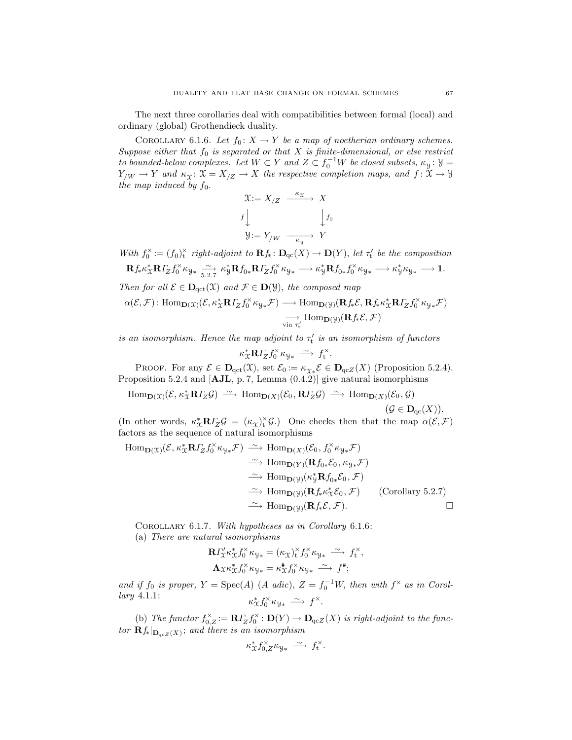The next three corollaries deal with compatibilities between formal (local) and ordinary (global) Grothendieck duality.

COROLLARY 6.1.6. *Let $f_0\colon X \to Y$ be a map of noetherian ordinary schemes. Suppose either that $f_0$ is separated or that $X$ is finite-dimensional, or else restrict to bounded-below complexes. Let $W \subset Y$ and $Z \subset f_0^{-1}W$ be closed subsets, $\kappa_{\mathcal{Y}}\colon \mathcal{Y} = Y_{/W} \to Y$ and $\kappa_{\mathcal{X}}\colon \mathcal{X} = X_{/Z} \to X$ the respective completion maps, and $f\colon \mathcal{X} \to \mathcal{Y}$ the map induced by $f_0$.*

$$\begin{array}{ccc}
\mathcal{X} := X_{/Z} & \xrightarrow{\ \kappa_{\mathcal{X}}\ } & X \\
{\scriptstyle f}\big\downarrow & & \big\downarrow{\scriptstyle f_0} \\
\mathcal{Y} := Y_{/W} & \xrightarrow[\ \kappa_{\mathcal{Y}}\ ]{} & Y
\end{array}$$

*With $f_0^\times := (f_0)_{\mathrm{t}}^\times$ right-adjoint to $\mathbf{R}f_*\colon \mathbf{D}_{\mathrm{qc}}(X) \to \mathbf{D}(Y)$, let $\tau'_{\mathrm{t}}$ be the composition*

$$\mathbf{R}f_*\kappa_{\mathcal{X}}^*\mathbf{R}\varGamma_Z f_0^\times \kappa_{\mathcal{Y}*} \underset{5.2.7}{\xrightarrow{\ \sim\ }} \kappa_{\mathcal{Y}}^*\mathbf{R}f_{0*}\mathbf{R}\varGamma_Z f_0^\times \kappa_{\mathcal{Y}*} \longrightarrow \kappa_{\mathcal{Y}}^*\mathbf{R}f_{0*}f_0^\times \kappa_{\mathcal{Y}*} \longrightarrow \kappa_{\mathcal{Y}}^*\kappa_{\mathcal{Y}*} \longrightarrow \mathbf{1}.$$

*Then for all $\mathcal{E} \in \mathbf{D}_{\mathrm{qct}}(\mathcal{X})$ and $\mathcal{F} \in \mathbf{D}(\mathcal{Y})$, the composed map*

$$\begin{aligned}
\alpha(\mathcal{E},\mathcal{F})\colon \mathrm{Hom}_{\mathbf{D}(\mathcal{X})}(\mathcal{E}, \kappa_{\mathcal{X}}^*\mathbf{R}\varGamma_Z f_0^\times \kappa_{\mathcal{Y}*}\mathcal{F}) &\longrightarrow \mathrm{Hom}_{\mathbf{D}(\mathcal{Y})}(\mathbf{R}f_*\mathcal{E}, \mathbf{R}f_*\kappa_{\mathcal{X}}^*\mathbf{R}\varGamma_Z f_0^\times \kappa_{\mathcal{Y}*}\mathcal{F}) \\
&\underset{\text{via } \tau'_{\mathrm{t}}}{\longrightarrow} \mathrm{Hom}_{\mathbf{D}(\mathcal{Y})}(\mathbf{R}f_*\mathcal{E}, \mathcal{F})
\end{aligned}$$

*is an isomorphism. Hence the map adjoint to $\tau'_{\mathrm{t}}$ is an isomorphism of functors*

$$\kappa_{\mathcal{X}}^*\mathbf{R}\varGamma_Z f_0^\times \kappa_{\mathcal{Y}*} \xrightarrow{\ \sim\ } f_{\mathrm{t}}^\times.$$

PROOF. For any $\mathcal{E} \in \mathbf{D}_{\mathrm{qct}}(\mathcal{X})$, set $\mathcal{E}_0 := \kappa_{\mathcal{X}*}\mathcal{E} \in \mathbf{D}_{\mathrm{qc}Z}(X)$ (Proposition 5.2.4). Proposition 5.2.4 and [**AJL**, p. 7, Lemma (0.4.2)] give natural isomorphisms

$$\mathrm{Hom}_{\mathbf{D}(\mathcal{X})}(\mathcal{E}, \kappa_{\mathcal{X}}^*\mathbf{R}\varGamma_Z\mathcal{G}) \xrightarrow{\ \sim\ } \mathrm{Hom}_{\mathbf{D}(X)}(\mathcal{E}_0, \mathbf{R}\varGamma_Z\mathcal{G}) \xrightarrow{\ \sim\ } \mathrm{Hom}_{\mathbf{D}(X)}(\mathcal{E}_0, \mathcal{G}) \qquad (\mathcal{G} \in \mathbf{D}_{\mathrm{qc}}(X)).$$

(In other words, $\kappa_{\mathcal{X}}^*\mathbf{R}\varGamma_Z\mathcal{G} = (\kappa_{\mathcal{X}})_{\mathrm{t}}^\times\mathcal{G}$.) One checks then that the map $\alpha(\mathcal{E},\mathcal{F})$ factors as the sequence of natural isomorphisms

$$\begin{aligned}
\mathrm{Hom}_{\mathbf{D}(\mathcal{X})}(\mathcal{E}, \kappa_{\mathcal{X}}^*\mathbf{R}\varGamma_Z f_0^\times \kappa_{\mathcal{Y}*}\mathcal{F}) &\xrightarrow{\ \sim\ } \mathrm{Hom}_{\mathbf{D}(X)}(\mathcal{E}_0, f_0^\times \kappa_{\mathcal{Y}*}\mathcal{F}) \\
&\xrightarrow{\ \sim\ } \mathrm{Hom}_{\mathbf{D}(Y)}(\mathbf{R}f_{0*}\mathcal{E}_0, \kappa_{\mathcal{Y}*}\mathcal{F}) \\
&\xrightarrow{\ \sim\ } \mathrm{Hom}_{\mathbf{D}(\mathcal{Y})}(\kappa_{\mathcal{Y}}^*\mathbf{R}f_{0*}\mathcal{E}_0, \mathcal{F}) \\
&\xrightarrow{\ \sim\ } \mathrm{Hom}_{\mathbf{D}(\mathcal{Y})}(\mathbf{R}f_*\kappa_{\mathcal{X}}^*\mathcal{E}_0, \mathcal{F}) \qquad \text{(Corollary 5.2.7)} \\
&\xrightarrow{\ \sim\ } \mathrm{Hom}_{\mathbf{D}(\mathcal{Y})}(\mathbf{R}f_*\mathcal{E}, \mathcal{F}). \qquad \square
\end{aligned}$$

COROLLARY 6.1.7. *With hypotheses as in Corollary 6.1.6:*

(a) *There are natural isomorphisms*

$$\mathbf{R}\varGamma'_{\mathcal{X}}\kappa_{\mathcal{X}}^* f_0^\times \kappa_{\mathcal{Y}*} = (\kappa_{\mathcal{X}})_{\mathrm{t}}^\times f_0^\times \kappa_{\mathcal{Y}*} \xrightarrow{\ \sim\ } f_{\mathrm{t}}^\times,$$
$$\mathbf{\Lambda}_{\mathcal{X}}\kappa_{\mathcal{X}}^* f_0^\times \kappa_{\mathcal{Y}*} = \kappa_{\mathcal{X}}^{\#} f_0^\times \kappa_{\mathcal{Y}*} \xrightarrow{\ \sim\ } f^{\#};$$

*and if $f_0$ is proper, $Y = \mathrm{Spec}(A)$ ($A$ adic), $Z = f_0^{-1}W$, then with $f^\times$ as in Corollary 4.1.1:*

$$\kappa_{\mathcal{X}}^* f_0^\times \kappa_{\mathcal{Y}*} \xrightarrow{\ \sim\ } f^\times.$$

(b) *The functor $f_{0,Z}^\times := \mathbf{R}\varGamma_Z f_0^\times\colon \mathbf{D}(Y) \to \mathbf{D}_{\mathrm{qc}Z}(X)$ is right-adjoint to the functor $\mathbf{R}f_*|_{\mathbf{D}_{\mathrm{qc}Z}(X)}$; and there is an isomorphism*

$$\kappa_{\mathcal{X}}^* f_{0,Z}^\times \kappa_{\mathcal{Y}*} \xrightarrow{\ \sim\ } f_{\mathrm{t}}^\times.$$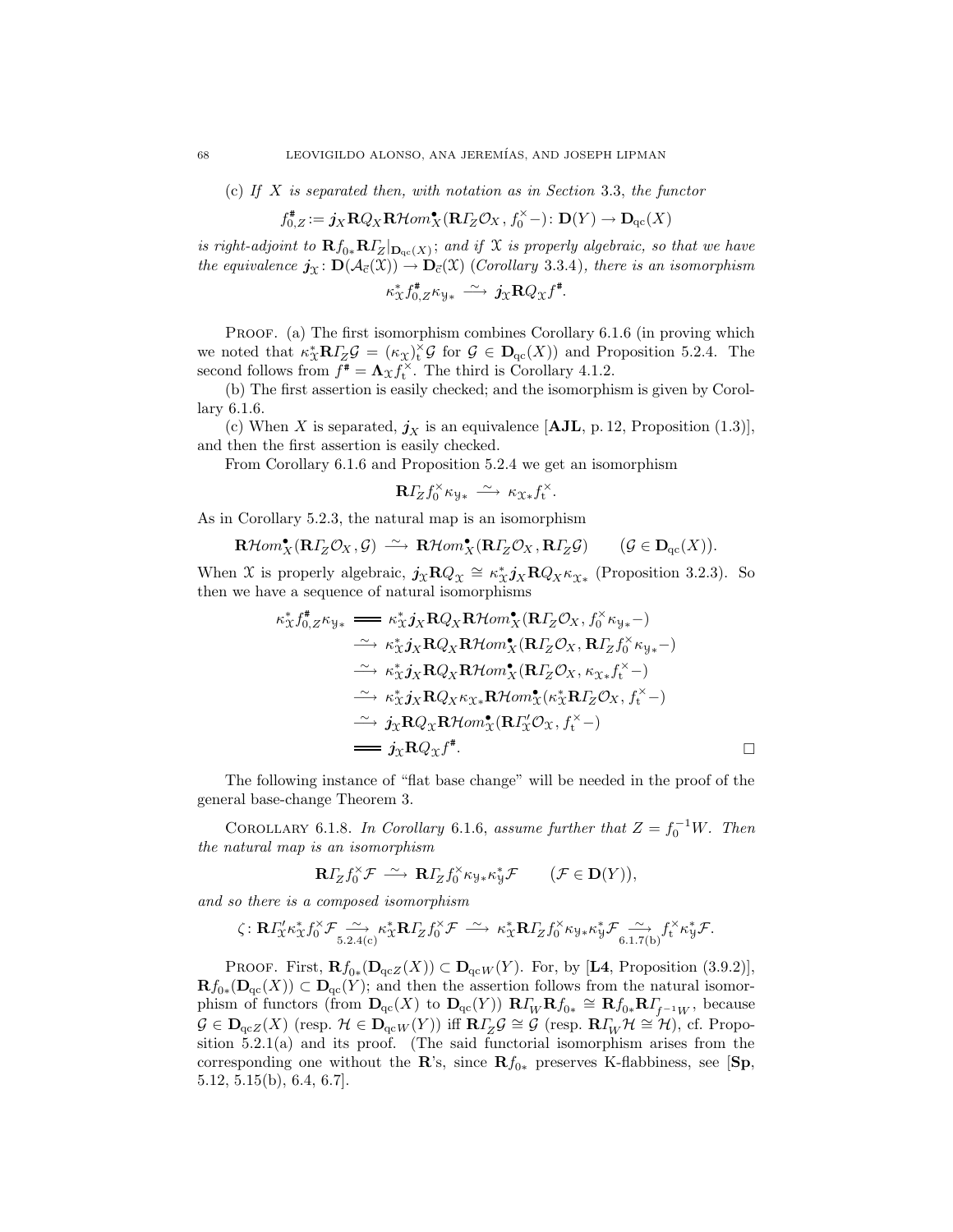(c) *If $X$ is separated then, with notation as in Section* 3.3, *the functor*

$$f^{\#}_{0,Z} := \boldsymbol{j}_X \mathbf{R}Q_X \mathbf{R}\mathcal{H}om^{\bullet}_X(\mathbf{R}\varGamma_Z\mathcal{O}_X\,,\, f_0^{\times}-)\colon \mathbf{D}(Y) \to \mathbf{D}_{\mathrm{qc}}(X)$$

*is right-adjoint to $\mathbf{R}f_{0*}\mathbf{R}\varGamma_Z|_{\mathbf{D}_{\mathrm{qc}}(X)}$; and if $\mathfrak{X}$ is properly algebraic, so that we have the equivalence $\boldsymbol{j}_{\mathfrak{X}}\colon \mathbf{D}(\mathcal{A}_{\vec{c}}(\mathfrak{X})) \to \mathbf{D}_{\vec{c}}(\mathfrak{X})$ (Corollary* 3.3.4)*, there is an isomorphism*

$$\kappa_{\mathfrak{X}}^* f^{\#}_{0,Z}\kappa_{\mathfrak{Y}*} \xrightarrow{\ \sim\ } \boldsymbol{j}_{\mathfrak{X}}\mathbf{R}Q_{\mathfrak{X}} f^{\#}.$$

Proof. (a) The first isomorphism combines Corollary 6.1.6 (in proving which we noted that $\kappa_{\mathfrak{X}}^*\mathbf{R}\varGamma_Z\mathcal{G} = (\kappa_{\mathfrak{X}})^{\times}_{\mathrm{t}}\mathcal{G}$ for $\mathcal{G} \in \mathbf{D}_{\mathrm{qc}}(X)$) and Proposition 5.2.4. The second follows from $f^{\#} = \mathbf{\Lambda}_{\mathfrak{X}} f^{\times}_{\mathrm{t}}$. The third is Corollary 4.1.2.

(b) The first assertion is easily checked; and the isomorphism is given by Corollary 6.1.6.

(c) When $X$ is separated, $\boldsymbol{j}_X$ is an equivalence [**AJL**, p. 12, Proposition (1.3)], and then the first assertion is easily checked.

From Corollary 6.1.6 and Proposition 5.2.4 we get an isomorphism

$$\mathbf{R}\varGamma_Z f_0^{\times}\kappa_{\mathfrak{Y}*} \xrightarrow{\ \sim\ } \kappa_{\mathfrak{X}*} f^{\times}_{\mathrm{t}}.$$

As in Corollary 5.2.3, the natural map is an isomorphism

$$\mathbf{R}\mathcal{H}om^{\bullet}_X(\mathbf{R}\varGamma_Z\mathcal{O}_X\,,\, \mathcal{G}) \xrightarrow{\ \sim\ } \mathbf{R}\mathcal{H}om^{\bullet}_X(\mathbf{R}\varGamma_Z\mathcal{O}_X\,,\, \mathbf{R}\varGamma_Z\mathcal{G}) \qquad (\mathcal{G} \in \mathbf{D}_{\mathrm{qc}}(X)).$$

When $\mathfrak{X}$ is properly algebraic, $\boldsymbol{j}_{\mathfrak{X}}\mathbf{R}Q_{\mathfrak{X}} \cong \kappa_{\mathfrak{X}}^*\boldsymbol{j}_X\mathbf{R}Q_X\kappa_{\mathfrak{X}*}$ (Proposition 3.2.3). So then we have a sequence of natural isomorphisms

$$\begin{aligned}
\kappa_{\mathfrak{X}}^* f^{\#}_{0,Z}\kappa_{\mathfrak{Y}*} &= \kappa_{\mathfrak{X}}^*\boldsymbol{j}_X\mathbf{R}Q_X\mathbf{R}\mathcal{H}om^{\bullet}_X(\mathbf{R}\varGamma_Z\mathcal{O}_X\,,\, f_0^{\times}\kappa_{\mathfrak{Y}*}-)\\
&\xrightarrow{\ \sim\ } \kappa_{\mathfrak{X}}^*\boldsymbol{j}_X\mathbf{R}Q_X\mathbf{R}\mathcal{H}om^{\bullet}_X(\mathbf{R}\varGamma_Z\mathcal{O}_X\,,\, \mathbf{R}\varGamma_Z f_0^{\times}\kappa_{\mathfrak{Y}*}-)\\
&\xrightarrow{\ \sim\ } \kappa_{\mathfrak{X}}^*\boldsymbol{j}_X\mathbf{R}Q_X\mathbf{R}\mathcal{H}om^{\bullet}_X(\mathbf{R}\varGamma_Z\mathcal{O}_X\,,\, \kappa_{\mathfrak{X}*}f^{\times}_{\mathrm{t}}-)\\
&\xrightarrow{\ \sim\ } \kappa_{\mathfrak{X}}^*\boldsymbol{j}_X\mathbf{R}Q_X\kappa_{\mathfrak{X}*}\mathbf{R}\mathcal{H}om^{\bullet}_{\mathfrak{X}}(\kappa_{\mathfrak{X}}^*\mathbf{R}\varGamma_Z\mathcal{O}_X\,,\, f^{\times}_{\mathrm{t}}-)\\
&\xrightarrow{\ \sim\ } \boldsymbol{j}_{\mathfrak{X}}\mathbf{R}Q_{\mathfrak{X}}\mathbf{R}\mathcal{H}om^{\bullet}_{\mathfrak{X}}(\mathbf{R}\varGamma'_{\mathfrak{X}}\mathcal{O}_{\mathfrak{X}}\,,\, f^{\times}_{\mathrm{t}}-)\\
&= \boldsymbol{j}_{\mathfrak{X}}\mathbf{R}Q_{\mathfrak{X}} f^{\#}. \qquad\qquad\square
\end{aligned}$$

The following instance of "flat base change" will be needed in the proof of the general base-change Theorem 3.

Corollary 6.1.8. *In Corollary* 6.1.6*, assume further that $Z = f_0^{-1}W$. Then the natural map is an isomorphism*

$$\mathbf{R}\varGamma_Z f_0^{\times}\mathcal{F} \xrightarrow{\ \sim\ } \mathbf{R}\varGamma_Z f_0^{\times}\kappa_{\mathfrak{Y}*}\kappa_{\mathfrak{Y}}^*\mathcal{F} \qquad (\mathcal{F} \in \mathbf{D}(Y)),$$

*and so there is a composed isomorphism*

$$\zeta\colon \mathbf{R}\varGamma'_{\mathfrak{X}}\kappa_{\mathfrak{X}}^* f_0^{\times}\mathcal{F} \underset{5.2.4(\mathrm{c})}{\xrightarrow{\ \sim\ }} \kappa_{\mathfrak{X}}^*\mathbf{R}\varGamma_Z f_0^{\times}\mathcal{F} \xrightarrow{\ \sim\ } \kappa_{\mathfrak{X}}^*\mathbf{R}\varGamma_Z f_0^{\times}\kappa_{\mathfrak{Y}*}\kappa_{\mathfrak{Y}}^*\mathcal{F} \underset{6.1.7(\mathrm{b})}{\xrightarrow{\ \sim\ }} f^{\times}_{\mathrm{t}}\kappa_{\mathfrak{Y}}^*\mathcal{F}.$$

Proof. First, $\mathbf{R}f_{0*}(\mathbf{D}_{\mathrm{qc}Z}(X)) \subset \mathbf{D}_{\mathrm{qc}W}(Y)$. For, by [**L4**, Proposition (3.9.2)], $\mathbf{R}f_{0*}(\mathbf{D}_{\mathrm{qc}}(X)) \subset \mathbf{D}_{\mathrm{qc}}(Y)$; and then the assertion follows from the natural isomorphism of functors (from $\mathbf{D}_{\mathrm{qc}}(X)$ to $\mathbf{D}_{\mathrm{qc}}(Y)$) $\mathbf{R}\varGamma_W\mathbf{R}f_{0*} \cong \mathbf{R}f_{0*}\mathbf{R}\varGamma_{f^{-1}W}$, because $\mathcal{G} \in \mathbf{D}_{\mathrm{qc}Z}(X)$ (resp. $\mathcal{H} \in \mathbf{D}_{\mathrm{qc}W}(Y)$) iff $\mathbf{R}\varGamma_Z\mathcal{G} \cong \mathcal{G}$ (resp. $\mathbf{R}\varGamma_W\mathcal{H} \cong \mathcal{H}$), cf. Proposition 5.2.1(a) and its proof. (The said functorial isomorphism arises from the corresponding one without the $\mathbf{R}$'s, since $\mathbf{R}f_{0*}$ preserves K-flabbiness, see [**Sp**, 5.12, 5.15(b), 6.4, 6.7].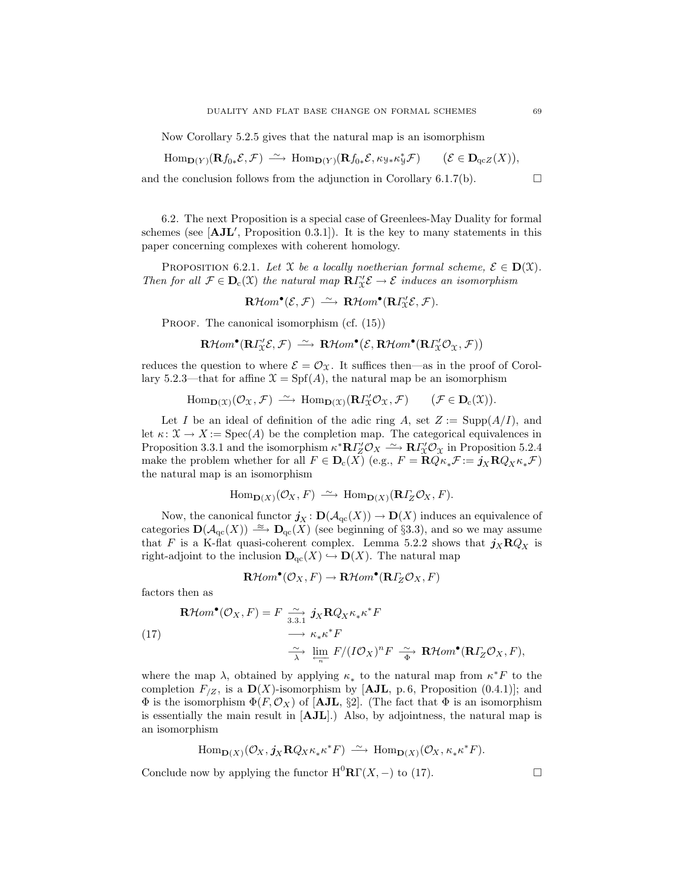Now Corollary 5.2.5 gives that the natural map is an isomorphism

$$\mathrm{Hom}_{\mathbf{D}(Y)}(\mathbf{R}f_{0*}\mathcal{E},\mathcal{F}) \xrightarrow{\sim} \mathrm{Hom}_{\mathbf{D}(Y)}(\mathbf{R}f_{0*}\mathcal{E},\kappa_{\mathcal{Y}*}\kappa_{\mathcal{Y}}^{*}\mathcal{F}) \qquad \big(\mathcal{E}\in\mathbf{D}_{\mathrm{qc}Z}(X)\big),$$

and the conclusion follows from the adjunction in Corollary 6.1.7(b). $\square$

6.2. The next Proposition is a special case of Greenlees-May Duality for formal schemes (see [**AJL′**, Proposition 0.3.1]). It is the key to many statements in this paper concerning complexes with coherent homology.

Proposition 6.2.1. *Let $\mathfrak{X}$ be a locally noetherian formal scheme, $\mathcal{E}\in\mathbf{D}(\mathfrak{X})$. Then for all $\mathcal{F}\in\mathbf{D}_{\mathrm{c}}(\mathfrak{X})$ the natural map $\mathbf{R}\varGamma'_{\mathfrak{X}}\mathcal{E}\to\mathcal{E}$ induces an isomorphism*

$$\mathbf{R}\mathcal{H}om^{\bullet}(\mathcal{E},\mathcal{F}) \xrightarrow{\sim} \mathbf{R}\mathcal{H}om^{\bullet}(\mathbf{R}\varGamma'_{\mathfrak{X}}\mathcal{E},\mathcal{F}).$$

Proof. The canonical isomorphism (cf. (15))

$$\mathbf{R}\mathcal{H}om^{\bullet}(\mathbf{R}\varGamma'_{\mathfrak{X}}\mathcal{E},\mathcal{F}) \xrightarrow{\sim} \mathbf{R}\mathcal{H}om^{\bullet}\big(\mathcal{E},\mathbf{R}\mathcal{H}om^{\bullet}(\mathbf{R}\varGamma'_{\mathfrak{X}}\mathcal{O}_{\mathfrak{X}},\mathcal{F})\big)$$

reduces the question to where $\mathcal{E}=\mathcal{O}_{\mathfrak{X}}$. It suffices then—as in the proof of Corollary 5.2.3—that for affine $\mathfrak{X}=\mathrm{Spf}(A)$, the natural map be an isomorphism

$$\mathrm{Hom}_{\mathbf{D}(\mathfrak{X})}(\mathcal{O}_{\mathfrak{X}},\mathcal{F}) \xrightarrow{\sim} \mathrm{Hom}_{\mathbf{D}(\mathfrak{X})}(\mathbf{R}\varGamma'_{\mathfrak{X}}\mathcal{O}_{\mathfrak{X}},\mathcal{F}) \qquad \big(\mathcal{F}\in\mathbf{D}_{\mathrm{c}}(\mathfrak{X})\big).$$

Let $I$ be an ideal of definition of the adic ring $A$, set $Z:=\mathrm{Supp}(A/I)$, and let $\kappa\colon\mathfrak{X}\to X:=\mathrm{Spec}(A)$ be the completion map. The categorical equivalences in Proposition 3.3.1 and the isomorphism $\kappa^{*}\mathbf{R}\varGamma_{Z}\mathcal{O}_{X}\xrightarrow{\sim}\mathbf{R}\varGamma'_{\mathfrak{X}}\mathcal{O}_{\mathfrak{X}}$ in Proposition 5.2.4 make the problem whether for all $F\in\mathbf{D}_{\mathrm{c}}(X)$ (e.g., $F=\mathbf{R}Q\kappa_{*}\mathcal{F}:=\boldsymbol{j}_{X}\mathbf{R}Q_{X}\kappa_{*}\mathcal{F}$) the natural map is an isomorphism

$$\mathrm{Hom}_{\mathbf{D}(X)}(\mathcal{O}_{X},F) \xrightarrow{\sim} \mathrm{Hom}_{\mathbf{D}(X)}(\mathbf{R}\varGamma_{Z}\mathcal{O}_{X},F).$$

Now, the canonical functor $\boldsymbol{j}_{X}\colon\mathbf{D}(\mathcal{A}_{\mathrm{qc}}(X))\to\mathbf{D}(X)$ induces an equivalence of categories $\mathbf{D}(\mathcal{A}_{\mathrm{qc}}(X))\xrightarrow{\approx}\mathbf{D}_{\mathrm{qc}}(X)$ (see beginning of §3.3), and so we may assume that $F$ is a K-flat quasi-coherent complex. Lemma 5.2.2 shows that $\boldsymbol{j}_{X}\mathbf{R}Q_{X}$ is right-adjoint to the inclusion $\mathbf{D}_{\mathrm{qc}}(X)\hookrightarrow\mathbf{D}(X)$. The natural map

$$\mathbf{R}\mathcal{H}om^{\bullet}(\mathcal{O}_{X},F)\to\mathbf{R}\mathcal{H}om^{\bullet}(\mathbf{R}\varGamma_{Z}\mathcal{O}_{X},F)$$

factors then as

$$\begin{aligned}
\mathbf{R}\mathcal{H}om^{\bullet}(\mathcal{O}_{X},F)=F &\underset{3.3.1}{\xrightarrow{\sim}} \boldsymbol{j}_{X}\mathbf{R}Q_{X}\kappa_{*}\kappa^{*}F\\
&\longrightarrow \kappa_{*}\kappa^{*}F \qquad\qquad\qquad\qquad\qquad\qquad (17)\\
&\underset{\lambda}{\xrightarrow{\sim}} \varprojlim_{n} F/(I\mathcal{O}_{X})^{n}F \underset{\Phi}{\xrightarrow{\sim}} \mathbf{R}\mathcal{H}om^{\bullet}(\mathbf{R}\varGamma_{Z}\mathcal{O}_{X},F),
\end{aligned}$$

where the map $\lambda$, obtained by applying $\kappa_{*}$ to the natural map from $\kappa^{*}F$ to the completion $F_{/Z}$, is a $\mathbf{D}(X)$-isomorphism by [**AJL**, p. 6, Proposition (0.4.1)]; and $\Phi$ is the isomorphism $\Phi(F,\mathcal{O}_{X})$ of [**AJL**, §2]. (The fact that $\Phi$ is an isomorphism is essentially the main result in [**AJL**].) Also, by adjointness, the natural map is an isomorphism

$$\mathrm{Hom}_{\mathbf{D}(X)}(\mathcal{O}_{X},\boldsymbol{j}_{X}\mathbf{R}Q_{X}\kappa_{*}\kappa^{*}F) \xrightarrow{\sim} \mathrm{Hom}_{\mathbf{D}(X)}(\mathcal{O}_{X},\kappa_{*}\kappa^{*}F).$$

Conclude now by applying the functor $\mathrm{H}^{0}\mathbf{R}\Gamma(X,-)$ to (17). $\square$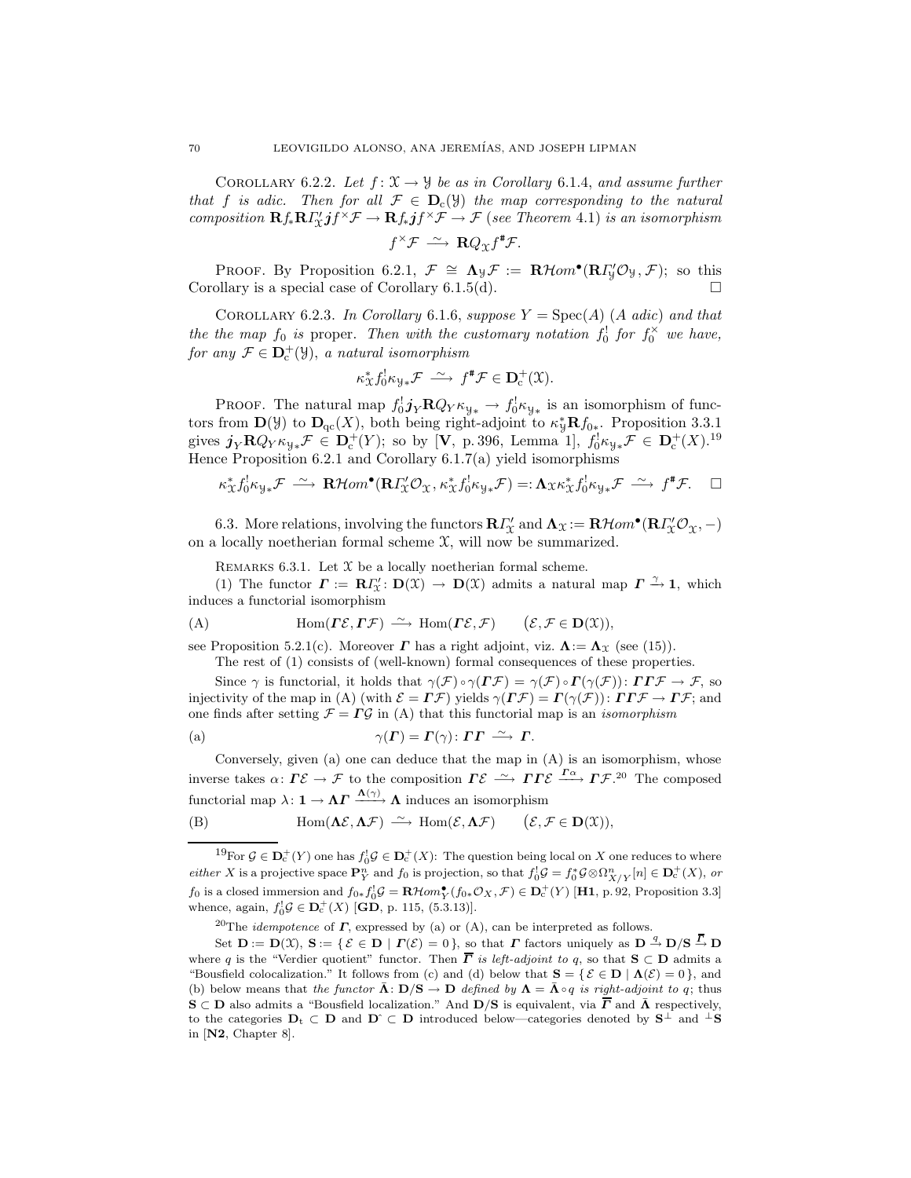COROLLARY 6.2.2. *Let $f\colon \mathfrak{X} \to \mathfrak{Y}$ be as in Corollary 6.1.4, and assume further that $f$ is adic. Then for all $\mathcal{F} \in \mathbf{D}_{\mathrm{c}}(\mathfrak{Y})$ the map corresponding to the natural composition $\mathbf{R}f_*\mathbf{R}\varGamma'_{\mathfrak{X}}\boldsymbol{j}f^{\times}\mathcal{F} \to \mathbf{R}f_*\boldsymbol{j}f^{\times}\mathcal{F} \to \mathcal{F}$ (see Theorem 4.1) is an isomorphism*

$$f^{\times}\mathcal{F} \xrightarrow{\;\sim\;} \mathbf{R}Q_{\mathfrak{X}}f^{\#}\mathcal{F}.$$

PROOF. By Proposition 6.2.1, $\mathcal{F} \cong \boldsymbol{\Lambda}_{\mathfrak{Y}}\mathcal{F} := \mathbf{R}\mathcal{H}om^{\bullet}(\mathbf{R}\varGamma'_{\mathfrak{Y}}\mathcal{O}_{\mathfrak{Y}}, \mathcal{F})$; so this Corollary is a special case of Corollary 6.1.5(d). $\square$

COROLLARY 6.2.3. *In Corollary 6.1.6, suppose $Y = \mathrm{Spec}(A)$ ($A$ adic) and that the the map $f_0$ is* proper. *Then with the customary notation $f_0^!$ for $f_0^{\times}$ we have, for any $\mathcal{F} \in \mathbf{D}_{\mathrm{c}}^{+}(\mathfrak{Y})$, a natural isomorphism*

$$\kappa_{\mathfrak{X}}^{*}f_0^{!}\kappa_{\mathfrak{Y}*}\mathcal{F} \xrightarrow{\;\sim\;} f^{\#}\mathcal{F} \in \mathbf{D}_{\mathrm{c}}^{+}(\mathfrak{X}).$$

PROOF. The natural map $f_0^!\boldsymbol{j}_Y\mathbf{R}Q_Y\kappa_{\mathfrak{Y}*} \to f_0^!\kappa_{\mathfrak{Y}*}$ is an isomorphism of functors from $\mathbf{D}(\mathfrak{Y})$ to $\mathbf{D}_{\mathrm{qc}}(X)$, both being right-adjoint to $\kappa_{\mathfrak{Y}}^{*}\mathbf{R}f_{0*}$. Proposition 3.3.1 gives $\boldsymbol{j}_Y\mathbf{R}Q_Y\kappa_{\mathfrak{Y}*}\mathcal{F} \in \mathbf{D}_{\mathrm{c}}^{+}(Y)$; so by [**V**, p. 396, Lemma 1], $f_0^!\kappa_{\mathfrak{Y}*}\mathcal{F} \in \mathbf{D}_{\mathrm{c}}^{+}(X)$.[19] Hence Proposition 6.2.1 and Corollary 6.1.7(a) yield isomorphisms

$$\kappa_{\mathfrak{X}}^{*}f_0^{!}\kappa_{\mathfrak{Y}*}\mathcal{F} \xrightarrow{\;\sim\;} \mathbf{R}\mathcal{H}om^{\bullet}(\mathbf{R}\varGamma'_{\mathfrak{X}}\mathcal{O}_{\mathfrak{X}}, \kappa_{\mathfrak{X}}^{*}f_0^{!}\kappa_{\mathfrak{Y}*}\mathcal{F}) =: \boldsymbol{\Lambda}_{\mathfrak{X}}\kappa_{\mathfrak{X}}^{*}f_0^{!}\kappa_{\mathfrak{Y}*}\mathcal{F} \xrightarrow{\;\sim\;} f^{\#}\mathcal{F}. \quad \square$$

6.3. More relations, involving the functors $\mathbf{R}\varGamma'_{\mathfrak{X}}$ and $\boldsymbol{\Lambda}_{\mathfrak{X}} := \mathbf{R}\mathcal{H}om^{\bullet}(\mathbf{R}\varGamma'_{\mathfrak{X}}\mathcal{O}_{\mathfrak{X}}, -)$ on a locally noetherian formal scheme $\mathfrak{X}$, will now be summarized.

REMARKS 6.3.1. Let $\mathfrak{X}$ be a locally noetherian formal scheme.

(1) The functor $\boldsymbol{\varGamma} := \mathbf{R}\varGamma'_{\mathfrak{X}}\colon \mathbf{D}(\mathfrak{X}) \to \mathbf{D}(\mathfrak{X})$ admits a natural map $\boldsymbol{\varGamma} \xrightarrow{\gamma} \mathbf{1}$, which induces a functorial isomorphism

$$\text{(A)} \qquad \mathrm{Hom}(\boldsymbol{\varGamma}\mathcal{E}, \boldsymbol{\varGamma}\mathcal{F}) \xrightarrow{\;\sim\;} \mathrm{Hom}(\boldsymbol{\varGamma}\mathcal{E}, \mathcal{F}) \qquad \big(\mathcal{E}, \mathcal{F} \in \mathbf{D}(\mathfrak{X})\big),$$

see Proposition 5.2.1(c). Moreover $\boldsymbol{\varGamma}$ has a right adjoint, viz. $\boldsymbol{\Lambda} := \boldsymbol{\Lambda}_{\mathfrak{X}}$ (see (15)).

The rest of (1) consists of (well-known) formal consequences of these properties.

Since $\gamma$ is functorial, it holds that $\gamma(\mathcal{F}) \circ \gamma(\boldsymbol{\varGamma}\mathcal{F}) = \gamma(\mathcal{F}) \circ \boldsymbol{\varGamma}(\gamma(\mathcal{F}))\colon \boldsymbol{\varGamma}\boldsymbol{\varGamma}\mathcal{F} \to \mathcal{F}$, so injectivity of the map in (A) (with $\mathcal{E} = \boldsymbol{\varGamma}\mathcal{F}$) yields $\gamma(\boldsymbol{\varGamma}\mathcal{F}) = \boldsymbol{\varGamma}(\gamma(\mathcal{F}))\colon \boldsymbol{\varGamma}\boldsymbol{\varGamma}\mathcal{F} \to \boldsymbol{\varGamma}\mathcal{F}$; and one finds after setting $\mathcal{F} = \boldsymbol{\varGamma}\mathcal{G}$ in (A) that this functorial map is an *isomorphism*

$$\text{(a)} \qquad \gamma(\boldsymbol{\varGamma}) = \boldsymbol{\varGamma}(\gamma)\colon \boldsymbol{\varGamma}\boldsymbol{\varGamma} \xrightarrow{\;\sim\;} \boldsymbol{\varGamma}.$$

Conversely, given (a) one can deduce that the map in (A) is an isomorphism, whose inverse takes $\alpha\colon \boldsymbol{\varGamma}\mathcal{E} \to \mathcal{F}$ to the composition $\boldsymbol{\varGamma}\mathcal{E} \xrightarrow{\;\sim\;} \boldsymbol{\varGamma}\boldsymbol{\varGamma}\mathcal{E} \xrightarrow{\boldsymbol{\varGamma}\alpha} \boldsymbol{\varGamma}\mathcal{F}$.[20] The composed functorial map $\lambda\colon \mathbf{1} \to \boldsymbol{\Lambda}\boldsymbol{\varGamma} \xrightarrow{\boldsymbol{\Lambda}(\gamma)} \boldsymbol{\Lambda}$ induces an isomorphism

$$\text{(B)} \qquad \mathrm{Hom}(\boldsymbol{\Lambda}\mathcal{E}, \boldsymbol{\Lambda}\mathcal{F}) \xrightarrow{\;\sim\;} \mathrm{Hom}(\mathcal{E}, \boldsymbol{\Lambda}\mathcal{F}) \qquad \big(\mathcal{E}, \mathcal{F} \in \mathbf{D}(\mathfrak{X})\big),$$

---

[19] For $\mathcal{G} \in \mathbf{D}_{\mathrm{c}}^{+}(Y)$ one has $f_0^!\mathcal{G} \in \mathbf{D}_{\mathrm{c}}^{+}(X)$: The question being local on $X$ one reduces to where *either* $X$ is a projective space $\mathbf{P}_Y^n$ and $f_0$ is projection, so that $f_0^!\mathcal{G} = f_0^*\mathcal{G} \otimes \Omega^n_{X/Y}[n] \in \mathbf{D}_{\mathrm{c}}^{+}(X)$, *or* $f_0$ is a closed immersion and $f_{0*}f_0^!\mathcal{G} = \mathbf{R}\mathcal{H}om^{\bullet}_Y(f_{0*}\mathcal{O}_X, \mathcal{F}) \in \mathbf{D}_{\mathrm{c}}^{+}(Y)$ [**H1**, p. 92, Proposition 3.3] whence, again, $f_0^!\mathcal{G} \in \mathbf{D}_{\mathrm{c}}^{+}(X)$ [**GD**, p. 115, (5.3.13)].

[20] The *idempotence* of $\boldsymbol{\varGamma}$, expressed by (a) or (A), can be interpreted as follows.

Set $\mathbf{D} := \mathbf{D}(\mathfrak{X})$, $\mathbf{S} := \{\, \mathcal{E} \in \mathbf{D} \mid \boldsymbol{\varGamma}(\mathcal{E}) = 0 \,\}$, so that $\boldsymbol{\varGamma}$ factors uniquely as $\mathbf{D} \xrightarrow{q} \mathbf{D}/\mathbf{S} \xrightarrow{\bar{\boldsymbol{\varGamma}}} \mathbf{D}$ where $q$ is the "Verdier quotient" functor. Then $\bar{\boldsymbol{\varGamma}}$ *is left-adjoint to* $q$, so that $\mathbf{S} \subset \mathbf{D}$ admits a "Bousfield colocalization." It follows from (c) and (d) below that $\mathbf{S} = \{\, \mathcal{E} \in \mathbf{D} \mid \boldsymbol{\Lambda}(\mathcal{E}) = 0 \,\}$, and (b) below means that *the functor* $\bar{\boldsymbol{\Lambda}}\colon \mathbf{D}/\mathbf{S} \to \mathbf{D}$ *defined by* $\boldsymbol{\Lambda} = \bar{\boldsymbol{\Lambda}} \circ q$ *is right-adjoint to* $q$; thus $\mathbf{S} \subset \mathbf{D}$ also admits a "Bousfield localization." And $\mathbf{D}/\mathbf{S}$ is equivalent, via $\bar{\boldsymbol{\varGamma}}$ and $\bar{\boldsymbol{\Lambda}}$ respectively, to the categories $\mathbf{D}_{\mathrm{t}} \subset \mathbf{D}$ and $\mathbf{D}^{\hat{}} \subset \mathbf{D}$ introduced below—categories denoted by $\mathbf{S}^{\perp}$ and ${}^{\perp}\mathbf{S}$ in [**N2**, Chapter 8].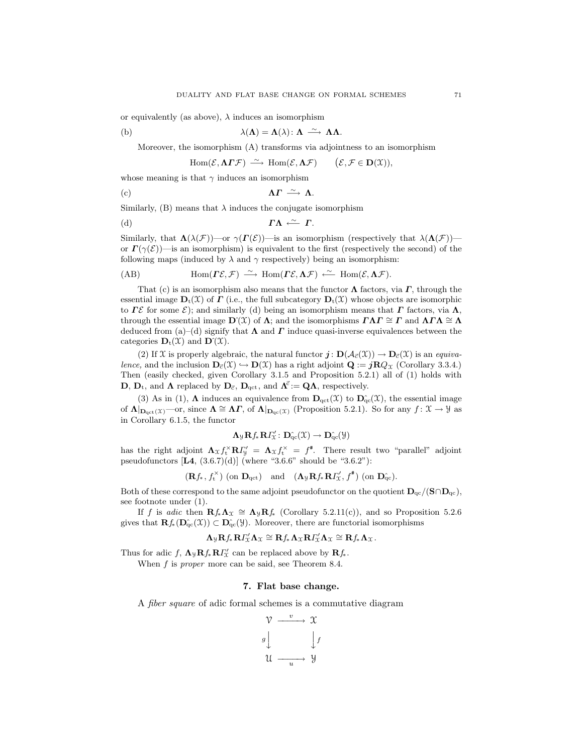or equivalently (as above), $\lambda$ induces an isomorphism

$$\text{(b)} \qquad \lambda(\mathbf{\Lambda}) = \mathbf{\Lambda}(\lambda)\colon \mathbf{\Lambda} \xrightarrow{\ \sim\ } \mathbf{\Lambda}\mathbf{\Lambda}.$$

Moreover, the isomorphism (A) transforms via adjointness to an isomorphism

$$\mathrm{Hom}(\mathcal{E}, \mathbf{\Lambda}\boldsymbol{\varGamma}\mathcal{F}) \xrightarrow{\ \sim\ } \mathrm{Hom}(\mathcal{E}, \mathbf{\Lambda}\mathcal{F}) \qquad \big(\mathcal{E}, \mathcal{F} \in \mathbf{D}(\mathfrak{X})\big),$$

whose meaning is that $\gamma$ induces an isomorphism

$$\text{(c)} \qquad \mathbf{\Lambda}\boldsymbol{\varGamma} \xrightarrow{\ \sim\ } \mathbf{\Lambda}.$$

Similarly, (B) means that $\lambda$ induces the conjugate isomorphism

$$\text{(d)} \qquad \boldsymbol{\varGamma}\mathbf{\Lambda} \xleftarrow{\ \sim\ } \boldsymbol{\varGamma}.$$

Similarly, that $\mathbf{\Lambda}(\lambda(\mathcal{F}))$—or $\gamma(\boldsymbol{\varGamma}(\mathcal{E}))$—is an isomorphism (respectively that $\lambda(\mathbf{\Lambda}(\mathcal{F}))$—or $\boldsymbol{\varGamma}(\gamma(\mathcal{E}))$—is an isomorphism) is equivalent to the first (respectively the second) of the following maps (induced by $\lambda$ and $\gamma$ respectively) being an isomorphism:

$$\text{(AB)} \qquad \mathrm{Hom}(\boldsymbol{\varGamma}\mathcal{E}, \mathcal{F}) \xrightarrow{\ \sim\ } \mathrm{Hom}(\boldsymbol{\varGamma}\mathcal{E}, \mathbf{\Lambda}\mathcal{F}) \xleftarrow{\ \sim\ } \mathrm{Hom}(\mathcal{E}, \mathbf{\Lambda}\mathcal{F}).$$

That (c) is an isomorphism also means that the functor $\mathbf{\Lambda}$ factors, via $\boldsymbol{\varGamma}$, through the essential image $\mathbf{D}_{\mathrm{t}}(\mathfrak{X})$ of $\boldsymbol{\varGamma}$ (i.e., the full subcategory $\mathbf{D}_{\mathrm{t}}(\mathfrak{X})$ whose objects are isomorphic to $\boldsymbol{\varGamma}\mathcal{E}$ for some $\mathcal{E}$); and similarly (d) being an isomorphism means that $\boldsymbol{\varGamma}$ factors, via $\mathbf{\Lambda}$, through the essential image $\mathbf{D}\hat{}(\mathfrak{X})$ of $\mathbf{\Lambda}$; and the isomorphisms $\boldsymbol{\varGamma}\mathbf{\Lambda}\boldsymbol{\varGamma} \cong \boldsymbol{\varGamma}$ and $\mathbf{\Lambda}\boldsymbol{\varGamma}\mathbf{\Lambda} \cong \mathbf{\Lambda}$ deduced from (a)–(d) signify that $\mathbf{\Lambda}$ and $\boldsymbol{\varGamma}$ induce quasi-inverse equivalences between the categories $\mathbf{D}_{\mathrm{t}}(\mathfrak{X})$ and $\mathbf{D}\hat{}(\mathfrak{X})$.

(2) If $\mathfrak{X}$ is properly algebraic, the natural functor $\boldsymbol{j}\colon \mathbf{D}(\mathcal{A}_{\vec{c}}(\mathfrak{X})) \to \mathbf{D}_{\vec{c}}(\mathfrak{X})$ is an *equivalence,* and the inclusion $\mathbf{D}_{\vec{c}}(\mathfrak{X}) \hookrightarrow \mathbf{D}(\mathfrak{X})$ has a right adjoint $\mathbf{Q} := \boldsymbol{j}\mathbf{R}Q_{\mathfrak{X}}$ (Corollary 3.3.4.) Then (easily checked, given Corollary 3.1.5 and Proposition 5.2.1) all of (1) holds with $\mathbf{D}$, $\mathbf{D}_{\mathrm{t}}$, and $\mathbf{\Lambda}$ replaced by $\mathbf{D}_{\vec{c}}$, $\mathbf{D}_{\mathrm{qct}}$, and $\mathbf{\Lambda}^{\vec{c}} := \mathbf{Q}\mathbf{\Lambda}$, respectively.

(3) As in (1), $\mathbf{\Lambda}$ induces an equivalence from $\mathbf{D}_{\mathrm{qct}}(\mathfrak{X})$ to $\mathbf{D}\hat{_{\mathrm{qc}}}(\mathfrak{X})$, the essential image of $\mathbf{\Lambda}|_{\mathbf{D}_{\mathrm{qct}}(\mathfrak{X})}$—or, since $\mathbf{\Lambda} \cong \mathbf{\Lambda}\boldsymbol{\varGamma}$, of $\mathbf{\Lambda}|_{\mathbf{D}_{\mathrm{qc}}(\mathfrak{X})}$ (Proposition 5.2.1). So for any $f\colon \mathfrak{X} \to \mathfrak{Y}$ as in Corollary 6.1.5, the functor

$$\mathbf{\Lambda}_{\mathfrak{Y}}\mathbf{R}f_{\!*}\mathbf{R}\varGamma'_{\mathfrak{X}}\colon \mathbf{D}\hat{_{\mathrm{qc}}}(\mathfrak{X}) \to \mathbf{D}\hat{_{\mathrm{qc}}}(\mathfrak{Y})$$

has the right adjoint $\mathbf{\Lambda}_{\mathfrak{X}}f_{\mathrm{t}}^{\times}\mathbf{R}\varGamma'_{\mathfrak{Y}} = \mathbf{\Lambda}_{\mathfrak{X}}f_{\mathrm{t}}^{\times} = f^{\#}$. There result two "parallel" adjoint pseudofunctors [**L4**, (3.6.7)(d)] (where "3.6.6" should be "3.6.2"):

$$(\mathbf{R}f_{\!*}, f_{\mathrm{t}}^{\times}) \text{ (on } \mathbf{D}_{\mathrm{qct}}) \quad \text{and} \quad (\mathbf{\Lambda}_{\mathfrak{Y}}\mathbf{R}f_{\!*}\mathbf{R}\varGamma'_{\mathfrak{X}}, f^{\#}) \text{ (on } \mathbf{D}\hat{_{\mathrm{qc}}}).$$

Both of these correspond to the same adjoint pseudofunctor on the quotient $\mathbf{D}_{\mathrm{qc}}/(\mathbf{S}\cap\mathbf{D}_{\mathrm{qc}})$, see footnote under (1).

If $f$ is *adic* then $\mathbf{R}f_{\!*}\mathbf{\Lambda}_{\mathfrak{X}} \cong \mathbf{\Lambda}_{\mathfrak{Y}}\mathbf{R}f_{\!*}$ (Corollary 5.2.11(c)), and so Proposition 5.2.6 gives that $\mathbf{R}f_{\!*}(\mathbf{D}\hat{_{\mathrm{qc}}}(\mathfrak{X})) \subset \mathbf{D}\hat{_{\mathrm{qc}}}(\mathfrak{Y})$. Moreover, there are functorial isomorphisms

$$\mathbf{\Lambda}_{\mathfrak{Y}}\mathbf{R}f_{\!*}\mathbf{R}\varGamma'_{\mathfrak{X}}\mathbf{\Lambda}_{\mathfrak{X}} \cong \mathbf{R}f_{\!*}\mathbf{\Lambda}_{\mathfrak{X}}\mathbf{R}\varGamma'_{\mathfrak{X}}\mathbf{\Lambda}_{\mathfrak{X}} \cong \mathbf{R}f_{\!*}\mathbf{\Lambda}_{\mathfrak{X}}.$$

Thus for adic $f$, $\mathbf{\Lambda}_{\mathfrak{Y}}\mathbf{R}f_{\!*}\mathbf{R}\varGamma'_{\mathfrak{X}}$ can be replaced above by $\mathbf{R}f_{\!*}$.

When $f$ is *proper* more can be said, see Theorem 8.4.

## 7. Flat base change.

A *fiber square* of adic formal schemes is a commutative diagram

$$\begin{array}{ccc} \mathcal{V} & \xrightarrow{\ v\ } & \mathfrak{X} \\ {\scriptstyle g}\big\downarrow & & \big\downarrow{\scriptstyle f} \\ \mathcal{U} & \xrightarrow[\ u\ ]{} & \mathfrak{Y} \end{array}$$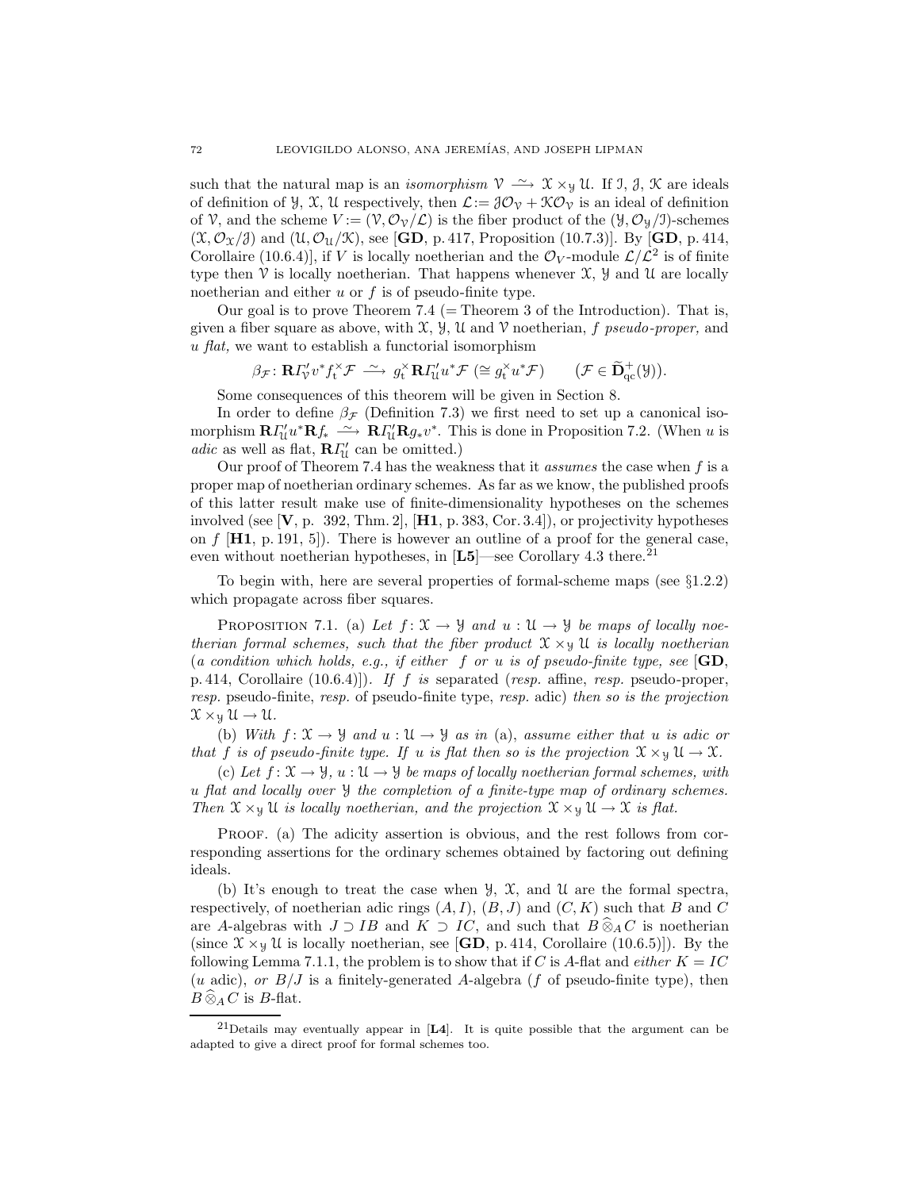such that the natural map is an *isomorphism* $\mathcal{V} \xrightarrow{\sim} \mathcal{X} \times_{\mathcal{Y}} \mathcal{U}$. If $\mathcal{I}$, $\mathcal{J}$, $\mathcal{K}$ are ideals of definition of $\mathcal{Y}$, $\mathcal{X}$, $\mathcal{U}$ respectively, then $\mathcal{L} := \mathcal{J}\mathcal{O}_{\mathcal{V}} + \mathcal{K}\mathcal{O}_{\mathcal{V}}$ is an ideal of definition of $\mathcal{V}$, and the scheme $V := (\mathcal{V}, \mathcal{O}_{\mathcal{V}}/\mathcal{L})$ is the fiber product of the $(\mathcal{Y}, \mathcal{O}_{\mathcal{Y}}/\mathcal{I})$-schemes $(\mathcal{X}, \mathcal{O}_{\mathcal{X}}/\mathcal{J})$ and $(\mathcal{U}, \mathcal{O}_{\mathcal{U}}/\mathcal{K})$, see [**GD**, p. 417, Proposition (10.7.3)]. By [**GD**, p. 414, Corollaire (10.6.4)], if $V$ is locally noetherian and the $\mathcal{O}_V$-module $\mathcal{L}/\mathcal{L}^2$ is of finite type then $\mathcal{V}$ is locally noetherian. That happens whenever $\mathcal{X}$, $\mathcal{Y}$ and $\mathcal{U}$ are locally noetherian and either $u$ or $f$ is of pseudo-finite type.

Our goal is to prove Theorem 7.4 (= Theorem 3 of the Introduction). That is, given a fiber square as above, with $\mathcal{X}$, $\mathcal{Y}$, $\mathcal{U}$ and $\mathcal{V}$ noetherian, $f$ *pseudo-proper,* and $u$ *flat,* we want to establish a functorial isomorphism

$$\beta_{\mathcal{F}} \colon \mathbf{R}\varGamma'_{\mathcal{V}} v^* f_{\mathrm{t}}^{\times} \mathcal{F} \xrightarrow{\sim} g_{\mathrm{t}}^{\times} \mathbf{R}\varGamma'_{\mathcal{U}} u^* \mathcal{F} \ (\cong g_{\mathrm{t}}^{\times} u^* \mathcal{F}) \qquad (\mathcal{F} \in \widetilde{\mathbf{D}}^{+}_{\mathrm{qc}}(\mathcal{Y})).$$

Some consequences of this theorem will be given in Section 8.

In order to define $\beta_{\mathcal{F}}$ (Definition 7.3) we first need to set up a canonical isomorphism $\mathbf{R}\varGamma'_{\mathcal{U}} u^* \mathbf{R} f_* \xrightarrow{\sim} \mathbf{R}\varGamma'_{\mathcal{U}} \mathbf{R} g_* v^*$. This is done in Proposition 7.2. (When $u$ is *adic* as well as flat, $\mathbf{R}\varGamma'_{\mathcal{U}}$ can be omitted.)

Our proof of Theorem 7.4 has the weakness that it *assumes* the case when $f$ is a proper map of noetherian ordinary schemes. As far as we know, the published proofs of this latter result make use of finite-dimensionality hypotheses on the schemes involved (see [**V**, p. 392, Thm. 2], [**H1**, p. 383, Cor. 3.4]), or projectivity hypotheses on $f$ [**H1**, p. 191, 5]). There is however an outline of a proof for the general case, even without noetherian hypotheses, in [**L5**]—see Corollary 4.3 there.[21]

To begin with, here are several properties of formal-scheme maps (see §1.2.2) which propagate across fiber squares.

Proposition 7.1. (a) *Let $f \colon \mathcal{X} \to \mathcal{Y}$ and $u : \mathcal{U} \to \mathcal{Y}$ be maps of locally noetherian formal schemes, such that the fiber product $\mathcal{X} \times_{\mathcal{Y}} \mathcal{U}$ is locally noetherian* (*a condition which holds, e.g., if either $f$ or $u$ is of pseudo-finite type, see* [**GD**, p. 414, Corollaire (10.6.4)]). *If $f$ is* separated (*resp.* affine, *resp.* pseudo-proper, *resp.* pseudo-finite, *resp.* of pseudo-finite type, *resp.* adic) *then so is the projection* $\mathcal{X} \times_{\mathcal{Y}} \mathcal{U} \to \mathcal{U}$.

(b) *With $f \colon \mathcal{X} \to \mathcal{Y}$ and $u : \mathcal{U} \to \mathcal{Y}$ as in* (a), *assume either that $u$ is adic or that $f$ is of pseudo-finite type. If $u$ is flat then so is the projection $\mathcal{X} \times_{\mathcal{Y}} \mathcal{U} \to \mathcal{X}$.*

(c) *Let $f \colon \mathcal{X} \to \mathcal{Y}$, $u : \mathcal{U} \to \mathcal{Y}$ be maps of locally noetherian formal schemes, with $u$ flat and locally over $\mathcal{Y}$ the completion of a finite-type map of ordinary schemes. Then $\mathcal{X} \times_{\mathcal{Y}} \mathcal{U}$ is locally noetherian, and the projection $\mathcal{X} \times_{\mathcal{Y}} \mathcal{U} \to \mathcal{X}$ is flat.*

Proof. (a) The adicity assertion is obvious, and the rest follows from corresponding assertions for the ordinary schemes obtained by factoring out defining ideals.

(b) It's enough to treat the case when $\mathcal{Y}$, $\mathcal{X}$, and $\mathcal{U}$ are the formal spectra, respectively, of noetherian adic rings $(A, I)$, $(B, J)$ and $(C, K)$ such that $B$ and $C$ are $A$-algebras with $J \supset IB$ and $K \supset IC$, and such that $B \mathbin{\widehat{\otimes}}_A C$ is noetherian (since $\mathcal{X} \times_{\mathcal{Y}} \mathcal{U}$ is locally noetherian, see [**GD**, p. 414, Corollaire (10.6.5)]). By the following Lemma 7.1.1, the problem is to show that if $C$ is $A$-flat and *either* $K = IC$ ($u$ adic), *or* $B/J$ is a finitely-generated $A$-algebra ($f$ of pseudo-finite type), then $B \mathbin{\widehat{\otimes}}_A C$ is $B$-flat.

[21] Details may eventually appear in [**L4**]. It is quite possible that the argument can be adapted to give a direct proof for formal schemes too.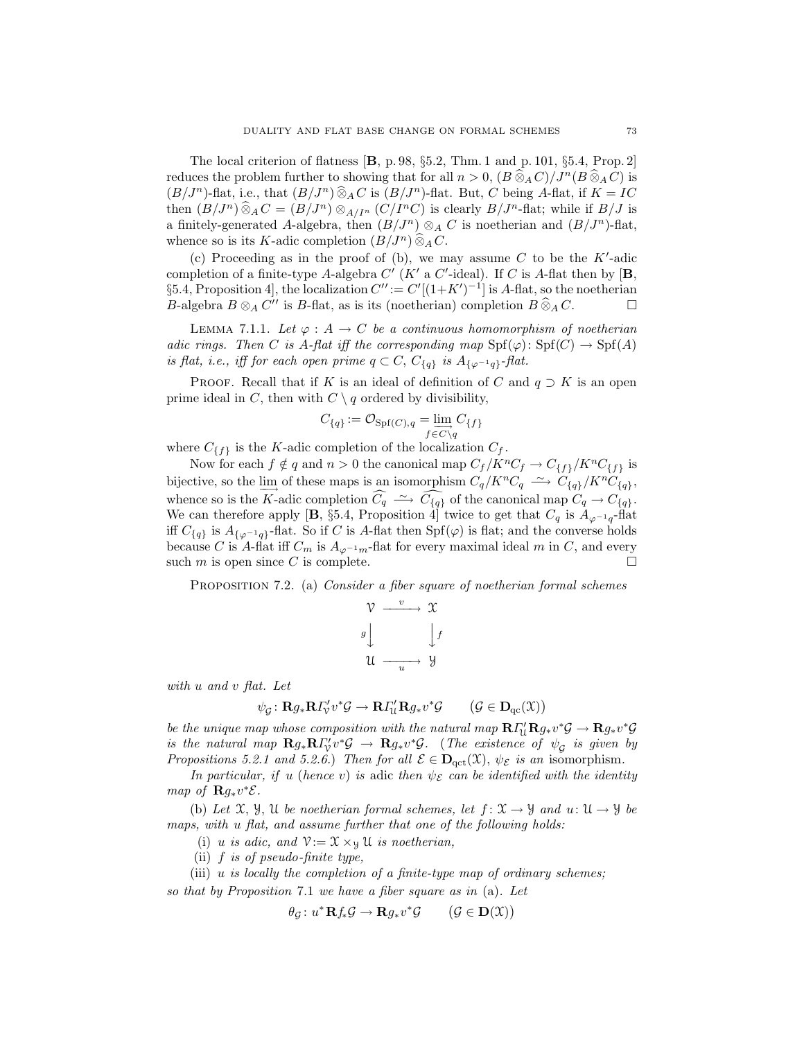The local criterion of flatness [**B**, p. 98, §5.2, Thm. 1 and p. 101, §5.4, Prop. 2] reduces the problem further to showing that for all $n > 0$, $(B\,\widehat{\otimes}_A\,C)/J^n(B\,\widehat{\otimes}_A\,C)$ is $(B/J^n)$-flat, i.e., that $(B/J^n)\,\widehat{\otimes}_A\,C$ is $(B/J^n)$-flat. But, $C$ being $A$-flat, if $K = IC$ then $(B/J^n)\,\widehat{\otimes}_A\,C = (B/J^n) \otimes_{A/I^n} (C/I^nC)$ is clearly $B/J^n$-flat; while if $B/J$ is a finitely-generated $A$-algebra, then $(B/J^n) \otimes_A C$ is noetherian and $(B/J^n)$-flat, whence so is its $K$-adic completion $(B/J^n)\,\widehat{\otimes}_A\,C$.

(c) Proceeding as in the proof of (b), we may assume $C$ to be the $K'$-adic completion of a finite-type $A$-algebra $C'$ ($K'$ a $C'$-ideal). If $C$ is $A$-flat then by [**B**, §5.4, Proposition 4], the localization $C'' := C'[(1+K')^{-1}]$ is $A$-flat, so the noetherian $B$-algebra $B \otimes_A C''$ is $B$-flat, as is its (noetherian) completion $B\,\widehat{\otimes}_A\,C$. $\square$

Lemma 7.1.1. *Let $\varphi\colon A \to C$ be a continuous homomorphism of noetherian adic rings. Then $C$ is $A$-flat iff the corresponding map $\mathrm{Spf}(\varphi)\colon \mathrm{Spf}(C) \to \mathrm{Spf}(A)$ is flat, i.e., iff for each open prime $q \subset C$, $C_{\{q\}}$ is $A_{\{\varphi^{-1}q\}}$-flat.*

Proof. Recall that if $K$ is an ideal of definition of $C$ and $q \supset K$ is an open prime ideal in $C$, then with $C \setminus q$ ordered by divisibility,

$$C_{\{q\}} := \mathcal{O}_{\mathrm{Spf}(C),q} = \varinjlim_{f \in C\setminus q} C_{\{f\}}$$

where $C_{\{f\}}$ is the $K$-adic completion of the localization $C_f$.

Now for each $f \notin q$ and $n > 0$ the canonical map $C_f/K^nC_f \to C_{\{f\}}/K^nC_{\{f\}}$ is bijective, so the $\varinjlim$ of these maps is an isomorphism $C_q/K^nC_q \xrightarrow{\sim} C_{\{q\}}/K^nC_{\{q\}}$, whence so is the $K$-adic completion $\widehat{C_q} \xrightarrow{\sim} \widehat{C_{\{q\}}}$ of the canonical map $C_q \to C_{\{q\}}$. We can therefore apply [**B**, §5.4, Proposition 4] twice to get that $C_q$ is $A_{\varphi^{-1}q}$-flat iff $C_{\{q\}}$ is $A_{\{\varphi^{-1}q\}}$-flat. So if $C$ is $A$-flat then $\mathrm{Spf}(\varphi)$ is flat; and the converse holds because $C$ is $A$-flat iff $C_m$ is $A_{\varphi^{-1}m}$-flat for every maximal ideal $m$ in $C$, and every such $m$ is open since $C$ is complete. $\square$

Proposition 7.2. (a) *Consider a fiber square of noetherian formal schemes*

$$\begin{array}{ccc} \mathcal{V} & \xrightarrow{\ v\ } & \mathcal{X} \\ {\scriptstyle g}\big\downarrow & & \big\downarrow{\scriptstyle f} \\ \mathcal{U} & \xrightarrow[\ u\ ]{} & \mathcal{Y} \end{array}$$

*with $u$ and $v$ flat. Let*

$$\psi_{\mathcal{G}}\colon \mathbf{R}g_*\mathbf{R}\varGamma'_{\mathcal{V}}v^*\mathcal{G} \to \mathbf{R}\varGamma'_{\mathcal{U}}\mathbf{R}g_*v^*\mathcal{G} \qquad (\mathcal{G} \in \mathbf{D}_{\mathrm{qc}}(\mathcal{X}))$$

*be the unique map whose composition with the natural map $\mathbf{R}\varGamma'_{\mathcal{U}}\mathbf{R}g_*v^*\mathcal{G} \to \mathbf{R}g_*v^*\mathcal{G}$ is the natural map $\mathbf{R}g_*\mathbf{R}\varGamma'_{\mathcal{V}}v^*\mathcal{G} \to \mathbf{R}g_*v^*\mathcal{G}$. (The existence of $\psi_{\mathcal{G}}$ is given by Propositions 5.2.1 and 5.2.6.) Then for all $\mathcal{E} \in \mathbf{D}_{\mathrm{qct}}(\mathcal{X})$, $\psi_{\mathcal{E}}$ is an* isomorphism.

*In particular, if $u$ (hence $v$) is* adic *then $\psi_{\mathcal{E}}$ can be identified with the identity map of $\mathbf{R}g_*v^*\mathcal{E}$.*

(b) *Let $\mathcal{X}$, $\mathcal{Y}$, $\mathcal{U}$ be noetherian formal schemes, let $f\colon \mathcal{X} \to \mathcal{Y}$ and $u\colon \mathcal{U} \to \mathcal{Y}$ be maps, with $u$ flat, and assume further that one of the following holds:*

(i) *$u$ is adic, and $\mathcal{V} := \mathcal{X} \times_{\mathcal{Y}} \mathcal{U}$ is noetherian,*

(ii) *$f$ is of pseudo-finite type,*

(iii) *$u$ is locally the completion of a finite-type map of ordinary schemes;*

*so that by Proposition* 7.1 *we have a fiber square as in* (a). *Let*

$$\theta_{\mathcal{G}}\colon u^*\mathbf{R}f_*\mathcal{G} \to \mathbf{R}g_*v^*\mathcal{G} \qquad (\mathcal{G} \in \mathbf{D}(\mathcal{X}))$$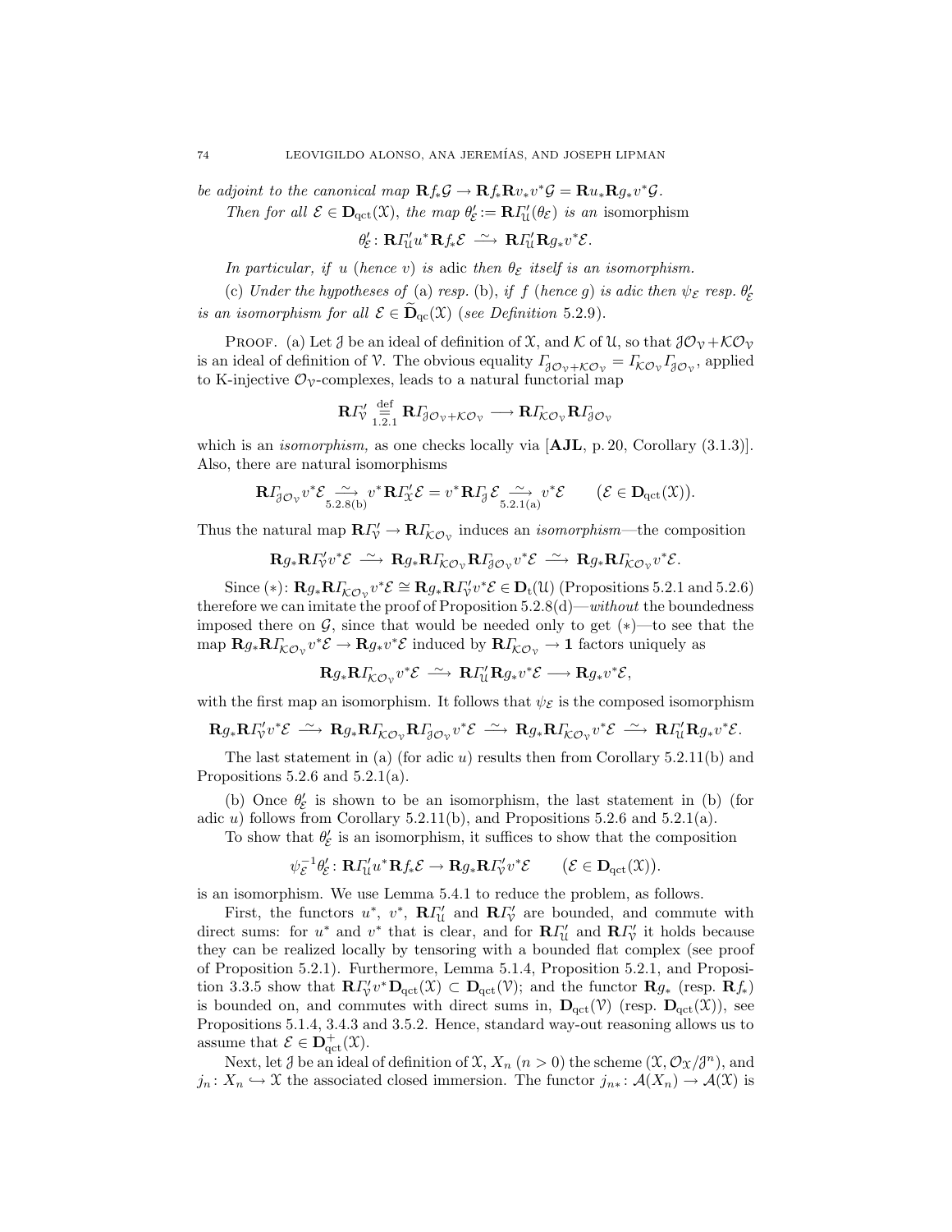*be adjoint to the canonical map* $\mathbf{R}f_*\mathcal{G} \to \mathbf{R}f_*\mathbf{R}v_*v^*\mathcal{G} = \mathbf{R}u_*\mathbf{R}g_*v^*\mathcal{G}$.

*Then for all* $\mathcal{E} \in \mathbf{D}_{\mathrm{qct}}(\mathfrak{X})$, *the map* $\theta'_{\mathcal{E}} := \mathbf{R}\varGamma'_{\mathfrak{U}}(\theta_{\mathcal{E}})$ *is an* isomorphism

$$\theta'_{\mathcal{E}} \colon \mathbf{R}\varGamma'_{\mathfrak{U}} u^* \mathbf{R}f_*\mathcal{E} \xrightarrow{\ \sim\ } \mathbf{R}\varGamma'_{\mathfrak{U}}\mathbf{R}g_*v^*\mathcal{E}.$$

*In particular, if* $u$ *(hence* $v$*) is* adic *then* $\theta_{\mathcal{E}}$ *itself is an isomorphism.*

(c) *Under the hypotheses of* (a) *resp.* (b), *if* $f$ *(hence* $g$*) is adic then* $\psi_{\mathcal{E}}$ *resp.* $\theta'_{\mathcal{E}}$ *is an isomorphism for all* $\mathcal{E} \in \widetilde{\mathbf{D}}_{\mathrm{qc}}(\mathfrak{X})$ *(see Definition* 5.2.9*).*

Proof. (a) Let $\mathcal{J}$ be an ideal of definition of $\mathfrak{X}$, and $\mathcal{K}$ of $\mathfrak{U}$, so that $\mathcal{J}\mathcal{O}_{\mathcal{V}} + \mathcal{K}\mathcal{O}_{\mathcal{V}}$ is an ideal of definition of $\mathcal{V}$. The obvious equality $\varGamma_{\mathcal{J}\mathcal{O}_{\mathcal{V}}+\mathcal{K}\mathcal{O}_{\mathcal{V}}} = \varGamma_{\mathcal{K}\mathcal{O}_{\mathcal{V}}}\varGamma_{\mathcal{J}\mathcal{O}_{\mathcal{V}}}$, applied to K-injective $\mathcal{O}_{\mathcal{V}}$-complexes, leads to a natural functorial map

$$\mathbf{R}\varGamma'_{\mathcal{V}} \underset{1.2.1}{\overset{\mathrm{def}}{=}} \mathbf{R}\varGamma_{\mathcal{J}\mathcal{O}_{\mathcal{V}}+\mathcal{K}\mathcal{O}_{\mathcal{V}}} \longrightarrow \mathbf{R}\varGamma_{\mathcal{K}\mathcal{O}_{\mathcal{V}}}\mathbf{R}\varGamma_{\mathcal{J}\mathcal{O}_{\mathcal{V}}}$$

which is an *isomorphism,* as one checks locally via [**AJL**, p. 20, Corollary (3.1.3)]. Also, there are natural isomorphisms

$$\mathbf{R}\varGamma_{\mathcal{J}\mathcal{O}_{\mathcal{V}}} v^*\mathcal{E} \underset{5.2.8(\mathrm{b})}{\xrightarrow{\ \sim\ }} v^*\mathbf{R}\varGamma'_{\mathfrak{X}}\mathcal{E} = v^*\mathbf{R}\varGamma_{\mathcal{J}}\mathcal{E} \underset{5.2.1(\mathrm{a})}{\xrightarrow{\ \sim\ }} v^*\mathcal{E} \qquad (\mathcal{E} \in \mathbf{D}_{\mathrm{qct}}(\mathfrak{X})).$$

Thus the natural map $\mathbf{R}\varGamma'_{\mathcal{V}} \to \mathbf{R}\varGamma_{\mathcal{K}\mathcal{O}_{\mathcal{V}}}$ induces an *isomorphism*—the composition

$$\mathbf{R}g_*\mathbf{R}\varGamma'_{\mathcal{V}} v^*\mathcal{E} \xrightarrow{\ \sim\ } \mathbf{R}g_*\mathbf{R}\varGamma_{\mathcal{K}\mathcal{O}_{\mathcal{V}}}\mathbf{R}\varGamma_{\mathcal{J}\mathcal{O}_{\mathcal{V}}} v^*\mathcal{E} \xrightarrow{\ \sim\ } \mathbf{R}g_*\mathbf{R}\varGamma_{\mathcal{K}\mathcal{O}_{\mathcal{V}}} v^*\mathcal{E}.$$

Since $(*)$: $\mathbf{R}g_*\mathbf{R}\varGamma_{\mathcal{K}\mathcal{O}_{\mathcal{V}}} v^*\mathcal{E} \cong \mathbf{R}g_*\mathbf{R}\varGamma'_{\mathcal{V}} v^*\mathcal{E} \in \mathbf{D}_{\mathrm{t}}(\mathfrak{U})$ (Propositions 5.2.1 and 5.2.6) therefore we can imitate the proof of Proposition 5.2.8(d)—*without* the boundedness imposed there on $\mathcal{G}$, since that would be needed only to get $(*)$—to see that the map $\mathbf{R}g_*\mathbf{R}\varGamma_{\mathcal{K}\mathcal{O}_{\mathcal{V}}} v^*\mathcal{E} \to \mathbf{R}g_*v^*\mathcal{E}$ induced by $\mathbf{R}\varGamma_{\mathcal{K}\mathcal{O}_{\mathcal{V}}} \to \mathbf{1}$ factors uniquely as

$$\mathbf{R}g_*\mathbf{R}\varGamma_{\mathcal{K}\mathcal{O}_{\mathcal{V}}} v^*\mathcal{E} \xrightarrow{\ \sim\ } \mathbf{R}\varGamma'_{\mathfrak{U}}\mathbf{R}g_*v^*\mathcal{E} \longrightarrow \mathbf{R}g_*v^*\mathcal{E},$$

with the first map an isomorphism. It follows that $\psi_{\mathcal{E}}$ is the composed isomorphism

$$\mathbf{R}g_*\mathbf{R}\varGamma'_{\mathcal{V}} v^*\mathcal{E} \xrightarrow{\ \sim\ } \mathbf{R}g_*\mathbf{R}\varGamma_{\mathcal{K}\mathcal{O}_{\mathcal{V}}}\mathbf{R}\varGamma_{\mathcal{J}\mathcal{O}_{\mathcal{V}}} v^*\mathcal{E} \xrightarrow{\ \sim\ } \mathbf{R}g_*\mathbf{R}\varGamma_{\mathcal{K}\mathcal{O}_{\mathcal{V}}} v^*\mathcal{E} \xrightarrow{\ \sim\ } \mathbf{R}\varGamma'_{\mathfrak{U}}\mathbf{R}g_*v^*\mathcal{E}.$$

The last statement in (a) (for adic $u$) results then from Corollary 5.2.11(b) and Propositions 5.2.6 and 5.2.1(a).

(b) Once $\theta'_{\mathcal{E}}$ is shown to be an isomorphism, the last statement in (b) (for adic $u$) follows from Corollary 5.2.11(b), and Propositions 5.2.6 and 5.2.1(a).

To show that $\theta'_{\mathcal{E}}$ is an isomorphism, it suffices to show that the composition

$$\psi_{\mathcal{E}}^{-1}\theta'_{\mathcal{E}} \colon \mathbf{R}\varGamma'_{\mathfrak{U}} u^*\mathbf{R}f_*\mathcal{E} \to \mathbf{R}g_*\mathbf{R}\varGamma'_{\mathcal{V}} v^*\mathcal{E} \qquad (\mathcal{E} \in \mathbf{D}_{\mathrm{qct}}(\mathfrak{X})).$$

is an isomorphism. We use Lemma 5.4.1 to reduce the problem, as follows.

First, the functors $u^*$, $v^*$, $\mathbf{R}\varGamma'_{\mathfrak{U}}$ and $\mathbf{R}\varGamma'_{\mathcal{V}}$ are bounded, and commute with direct sums: for $u^*$ and $v^*$ that is clear, and for $\mathbf{R}\varGamma'_{\mathfrak{U}}$ and $\mathbf{R}\varGamma'_{\mathcal{V}}$ it holds because they can be realized locally by tensoring with a bounded flat complex (see proof of Proposition 5.2.1). Furthermore, Lemma 5.1.4, Proposition 5.2.1, and Proposition 3.3.5 show that $\mathbf{R}\varGamma'_{\mathcal{V}} v^*\mathbf{D}_{\mathrm{qct}}(\mathfrak{X}) \subset \mathbf{D}_{\mathrm{qct}}(\mathcal{V})$; and the functor $\mathbf{R}g_*$ (resp. $\mathbf{R}f_*$) is bounded on, and commutes with direct sums in, $\mathbf{D}_{\mathrm{qct}}(\mathcal{V})$ (resp. $\mathbf{D}_{\mathrm{qct}}(\mathfrak{X})$), see Propositions 5.1.4, 3.4.3 and 3.5.2. Hence, standard way-out reasoning allows us to assume that $\mathcal{E} \in \mathbf{D}^+_{\mathrm{qct}}(\mathfrak{X})$.

Next, let $\mathcal{J}$ be an ideal of definition of $\mathfrak{X}$, $X_n$ $(n > 0)$ the scheme $(\mathfrak{X}, \mathcal{O}_{\mathfrak{X}}/\mathcal{J}^n)$, and $j_n \colon X_n \hookrightarrow \mathfrak{X}$ the associated closed immersion. The functor $j_{n*} \colon \mathcal{A}(X_n) \to \mathcal{A}(\mathfrak{X})$ is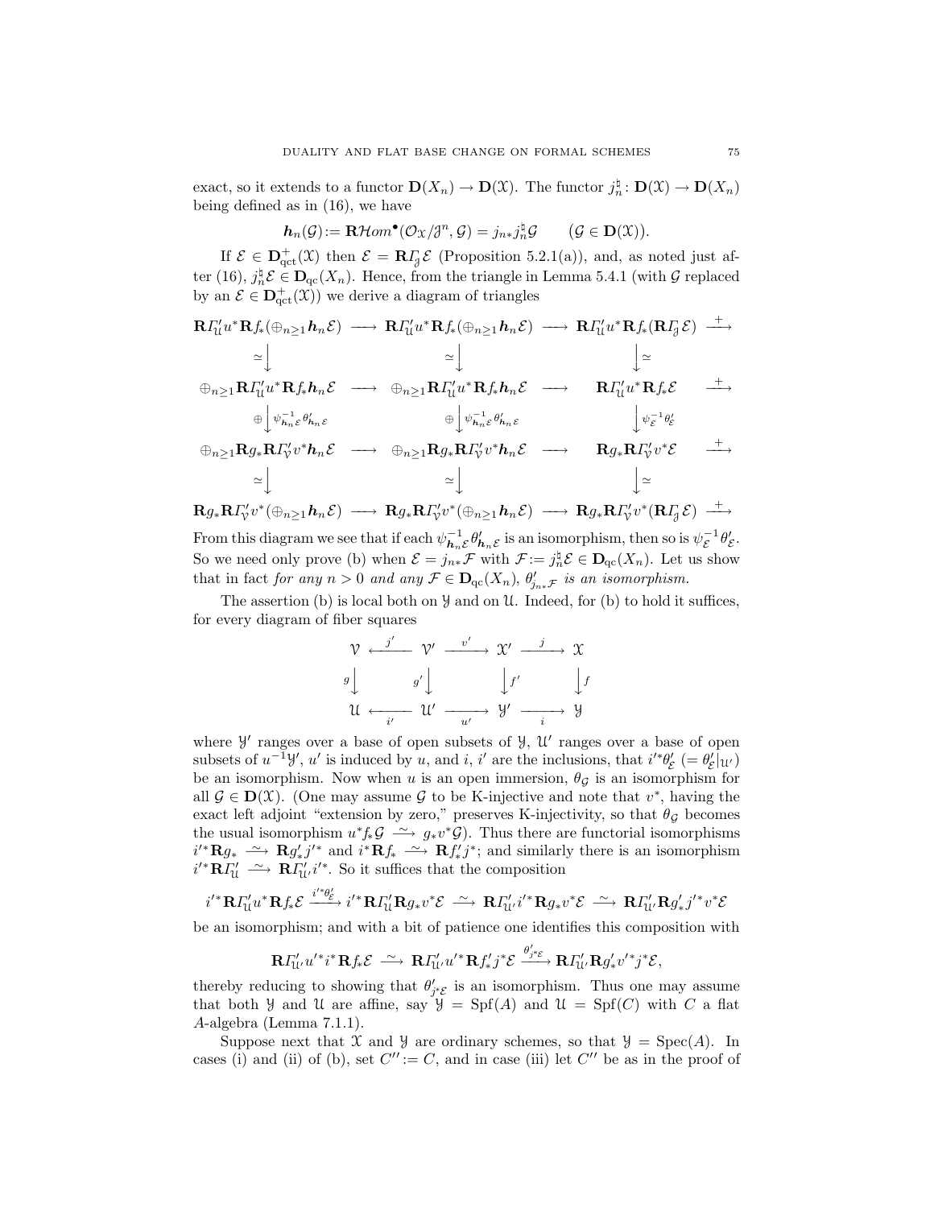exact, so it extends to a functor $\mathbf{D}(X_n) \to \mathbf{D}(\mathfrak{X})$. The functor $j_n^\natural \colon \mathbf{D}(\mathfrak{X}) \to \mathbf{D}(X_n)$ being defined as in (16), we have

$$\boldsymbol{h}_n(\mathcal{G}) := \mathbf{R}\mathcal{H}om^\bullet(\mathcal{O}_\mathfrak{X}/\mathcal{J}^n, \mathcal{G}) = j_{n*}j_n^\natural\mathcal{G} \qquad (\mathcal{G} \in \mathbf{D}(\mathfrak{X})).$$

If $\mathcal{E} \in \mathbf{D}^+_{\mathrm{qct}}(\mathfrak{X})$ then $\mathcal{E} = \mathbf{R}\varGamma_{\mathcal{J}}\mathcal{E}$ (Proposition 5.2.1(a)), and, as noted just after (16), $j_n^\natural\mathcal{E} \in \mathbf{D}_{\mathrm{qc}}(X_n)$. Hence, from the triangle in Lemma 5.4.1 (with $\mathcal{G}$ replaced by an $\mathcal{E} \in \mathbf{D}^+_{\mathrm{qct}}(\mathfrak{X})$) we derive a diagram of triangles

$$\begin{array}{ccccccc}
\mathbf{R}\varGamma'_{\mathfrak{U}}u^*\mathbf{R}f_*(\oplus_{n\ge1}\boldsymbol{h}_n\mathcal{E}) & \longrightarrow & \mathbf{R}\varGamma'_{\mathfrak{U}}u^*\mathbf{R}f_*(\oplus_{n\ge1}\boldsymbol{h}_n\mathcal{E}) & \longrightarrow & \mathbf{R}\varGamma'_{\mathfrak{U}}u^*\mathbf{R}f_*(\mathbf{R}\varGamma_{\mathcal{J}}\mathcal{E}) & \xrightarrow{+} \\
\simeq\downarrow & & \simeq\downarrow & & \downarrow\simeq & \\
\oplus_{n\ge1}\mathbf{R}\varGamma'_{\mathfrak{U}}u^*\mathbf{R}f_*\boldsymbol{h}_n\mathcal{E} & \longrightarrow & \oplus_{n\ge1}\mathbf{R}\varGamma'_{\mathfrak{U}}u^*\mathbf{R}f_*\boldsymbol{h}_n\mathcal{E} & \longrightarrow & \mathbf{R}\varGamma'_{\mathfrak{U}}u^*\mathbf{R}f_*\mathcal{E} & \xrightarrow{+} \\
\oplus\downarrow \psi^{-1}_{\boldsymbol{h}_n\mathcal{E}}\theta'_{\boldsymbol{h}_n\mathcal{E}} & & \oplus\downarrow \psi^{-1}_{\boldsymbol{h}_n\mathcal{E}}\theta'_{\boldsymbol{h}_n\mathcal{E}} & & \downarrow \psi^{-1}_{\mathcal{E}}\theta'_{\mathcal{E}} & \\
\oplus_{n\ge1}\mathbf{R}g_*\mathbf{R}\varGamma'_{\mathcal{V}}v^*\boldsymbol{h}_n\mathcal{E} & \longrightarrow & \oplus_{n\ge1}\mathbf{R}g_*\mathbf{R}\varGamma'_{\mathcal{V}}v^*\boldsymbol{h}_n\mathcal{E} & \longrightarrow & \mathbf{R}g_*\mathbf{R}\varGamma'_{\mathcal{V}}v^*\mathcal{E} & \xrightarrow{+} \\
\simeq\downarrow & & \simeq\downarrow & & \downarrow\simeq & \\
\mathbf{R}g_*\mathbf{R}\varGamma'_{\mathcal{V}}v^*(\oplus_{n\ge1}\boldsymbol{h}_n\mathcal{E}) & \longrightarrow & \mathbf{R}g_*\mathbf{R}\varGamma'_{\mathcal{V}}v^*(\oplus_{n\ge1}\boldsymbol{h}_n\mathcal{E}) & \longrightarrow & \mathbf{R}g_*\mathbf{R}\varGamma'_{\mathcal{V}}v^*(\mathbf{R}\varGamma_{\mathcal{J}}\mathcal{E}) & \xrightarrow{+}
\end{array}$$

From this diagram we see that if each $\psi^{-1}_{\boldsymbol{h}_n\mathcal{E}}\theta'_{\boldsymbol{h}_n\mathcal{E}}$ is an isomorphism, then so is $\psi^{-1}_{\mathcal{E}}\theta'_{\mathcal{E}}$. So we need only prove (b) when $\mathcal{E} = j_{n*}\mathcal{F}$ with $\mathcal{F} := j_n^\natural\mathcal{E} \in \mathbf{D}_{\mathrm{qc}}(X_n)$. Let us show that in fact *for any $n > 0$ and any $\mathcal{F} \in \mathbf{D}_{\mathrm{qc}}(X_n)$, $\theta'_{j_{n*}\mathcal{F}}$ is an isomorphism.*

The assertion (b) is local both on $\mathcal{Y}$ and on $\mathfrak{U}$. Indeed, for (b) to hold it suffices, for every diagram of fiber squares

$$\begin{array}{ccccccc}
\mathcal{V} & \xleftarrow{\;j'\;} & \mathcal{V}' & \xrightarrow{\;v'\;} & \mathfrak{X}' & \xrightarrow{\;j\;} & \mathfrak{X} \\
g\downarrow & & g'\downarrow & & \downarrow f' & & \downarrow f \\
\mathfrak{U} & \xleftarrow[\;i'\;]{} & \mathfrak{U}' & \xrightarrow[\;u'\;]{} & \mathcal{Y}' & \xrightarrow[\;i\;]{} & \mathcal{Y}
\end{array}$$

where $\mathcal{Y}'$ ranges over a base of open subsets of $\mathcal{Y}$, $\mathfrak{U}'$ ranges over a base of open subsets of $u^{-1}\mathcal{Y}'$, $u'$ is induced by $u$, and $i$, $i'$ are the inclusions, that $i'^*\theta'_{\mathcal{E}}$ $(= \theta'_{\mathcal{E}}|_{\mathfrak{U}'})$ be an isomorphism. Now when $u$ is an open immersion, $\theta_{\mathcal{G}}$ is an isomorphism for all $\mathcal{G} \in \mathbf{D}(\mathfrak{X})$. (One may assume $\mathcal{G}$ to be K-injective and note that $v^*$, having the exact left adjoint "extension by zero," preserves K-injectivity, so that $\theta_{\mathcal{G}}$ becomes the usual isomorphism $u^*f_*\mathcal{G} \xrightarrow{\sim} g_*v^*\mathcal{G}$). Thus there are functorial isomorphisms $i'^*\mathbf{R}g_* \xrightarrow{\sim} \mathbf{R}g'_*j'^*$ and $i^*\mathbf{R}f_* \xrightarrow{\sim} \mathbf{R}f'_*j^*$; and similarly there is an isomorphism $i'^*\mathbf{R}\varGamma'_{\mathfrak{U}} \xrightarrow{\sim} \mathbf{R}\varGamma'_{\mathfrak{U}'}i'^*$. So it suffices that the composition

$$i'^*\mathbf{R}\varGamma'_{\mathfrak{U}}u^*\mathbf{R}f_*\mathcal{E} \xrightarrow{i'^*\theta'_{\mathcal{E}}} i'^*\mathbf{R}\varGamma'_{\mathfrak{U}}\mathbf{R}g_*v^*\mathcal{E} \xrightarrow{\sim} \mathbf{R}\varGamma'_{\mathfrak{U}'}i'^*\mathbf{R}g_*v^*\mathcal{E} \xrightarrow{\sim} \mathbf{R}\varGamma'_{\mathfrak{U}'}\mathbf{R}g'_*j'^*v^*\mathcal{E}$$

be an isomorphism; and with a bit of patience one identifies this composition with

$$\mathbf{R}\varGamma'_{\mathfrak{U}'}u'^*i^*\mathbf{R}f_*\mathcal{E} \xrightarrow{\sim} \mathbf{R}\varGamma'_{\mathfrak{U}'}u'^*\mathbf{R}f'_*j^*\mathcal{E} \xrightarrow{\theta'_{j^*\mathcal{E}}} \mathbf{R}\varGamma'_{\mathfrak{U}'}\mathbf{R}g'_*v'^*j^*\mathcal{E},$$

thereby reducing to showing that $\theta'_{j^*\mathcal{E}}$ is an isomorphism. Thus one may assume that both $\mathcal{Y}$ and $\mathfrak{U}$ are affine, say $\mathcal{Y} = \mathrm{Spf}(A)$ and $\mathfrak{U} = \mathrm{Spf}(C)$ with $C$ a flat $A$-algebra (Lemma 7.1.1).

Suppose next that $\mathfrak{X}$ and $\mathcal{Y}$ are ordinary schemes, so that $\mathcal{Y} = \mathrm{Spec}(A)$. In cases (i) and (ii) of (b), set $C'' := C$, and in case (iii) let $C''$ be as in the proof of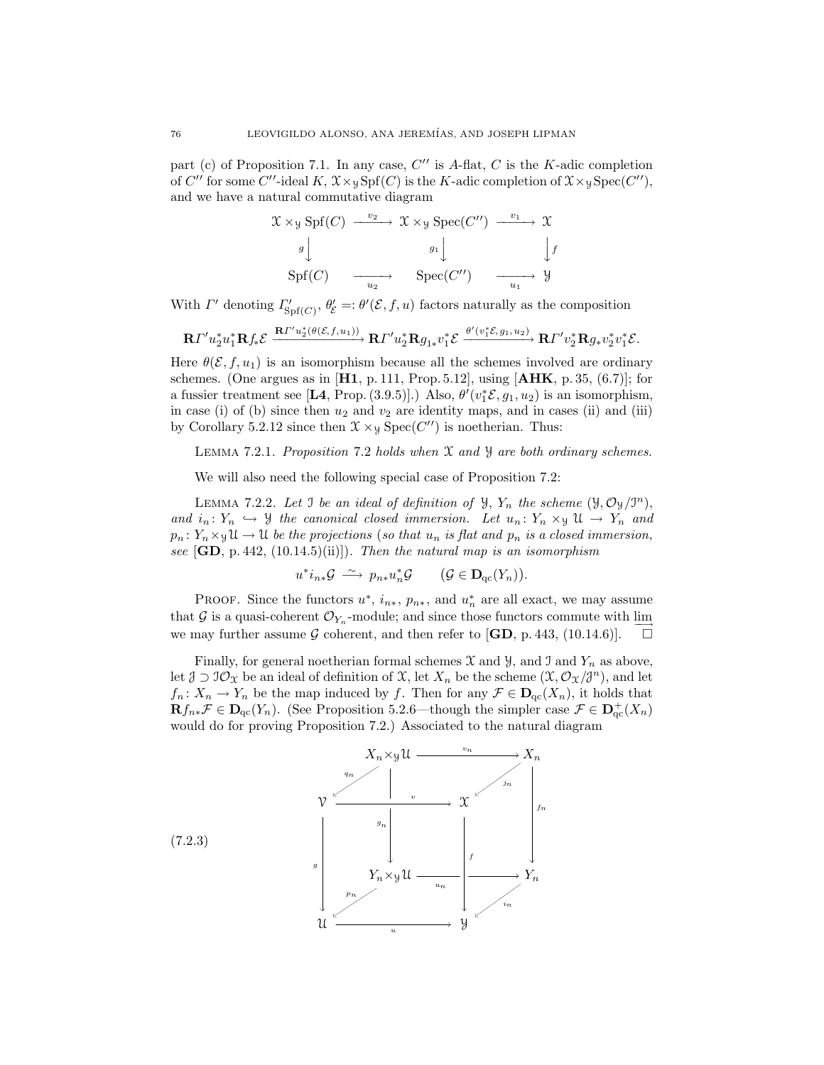part (c) of Proposition 7.1. In any case, $C''$ is $A$-flat, $C$ is the $K$-adic completion of $C''$ for some $C''$-ideal $K$, $\mathcal{X}\times_{\mathcal{Y}}\mathrm{Spf}(C)$ is the $K$-adic completion of $\mathcal{X}\times_{\mathcal{Y}}\mathrm{Spec}(C'')$, and we have a natural commutative diagram

$$
\begin{array}{ccccc}
\mathcal{X}\times_{\mathcal{Y}}\mathrm{Spf}(C) & \xrightarrow{\ v_2\ } & \mathcal{X}\times_{\mathcal{Y}}\mathrm{Spec}(C'') & \xrightarrow{\ v_1\ } & \mathcal{X}\\
{\scriptstyle g}\big\downarrow & & {\scriptstyle g_1}\big\downarrow & & \big\downarrow{\scriptstyle f}\\
\mathrm{Spf}(C) & \xrightarrow[u_2]{} & \mathrm{Spec}(C'') & \xrightarrow[u_1]{} & \mathcal{Y}
\end{array}
$$

With $\varGamma'$ denoting $\varGamma'_{\mathrm{Spf}(C)}$, $\theta'_{\mathcal{E}} =: \theta'(\mathcal{E}, f, u)$ factors naturally as the composition

$$
\mathbf{R}\varGamma' u_2^* u_1^*\mathbf{R}f_*\mathcal{E} \xrightarrow{\mathbf{R}\varGamma' u_2^*(\theta(\mathcal{E},f,u_1))} \mathbf{R}\varGamma' u_2^*\mathbf{R}g_{1*}v_1^*\mathcal{E} \xrightarrow{\theta'(v_1^*\mathcal{E},g_1,u_2)} \mathbf{R}\varGamma' v_2^*\mathbf{R}g_* v_2^* v_1^*\mathcal{E}.
$$

Here $\theta(\mathcal{E}, f, u_1)$ is an isomorphism because all the schemes involved are ordinary schemes. (One argues as in [**H1**, p. 111, Prop. 5.12], using [**AHK**, p. 35, (6.7)]; for a fussier treatment see [**L4**, Prop. (3.9.5)].) Also, $\theta'(v_1^*\mathcal{E}, g_1, u_2)$ is an isomorphism, in case (i) of (b) since then $u_2$ and $v_2$ are identity maps, and in cases (ii) and (iii) by Corollary 5.2.12 since then $\mathcal{X}\times_{\mathcal{Y}}\mathrm{Spec}(C'')$ is noetherian. Thus:

LEMMA 7.2.1. *Proposition 7.2 holds when $\mathcal{X}$ and $\mathcal{Y}$ are both ordinary schemes.*

We will also need the following special case of Proposition 7.2:

LEMMA 7.2.2. *Let $\mathcal{I}$ be an ideal of definition of $\mathcal{Y}$, $Y_n$ the scheme $(\mathcal{Y}, \mathcal{O}_{\mathcal{Y}}/\mathcal{I}^n)$, and $i_n\colon Y_n \hookrightarrow \mathcal{Y}$ the canonical closed immersion. Let $u_n\colon Y_n\times_{\mathcal{Y}}\mathcal{U} \to Y_n$ and $p_n\colon Y_n\times_{\mathcal{Y}}\mathcal{U} \to \mathcal{U}$ be the projections* (*so that $u_n$ is flat and $p_n$ is a closed immersion, see* [**GD**, p. 442, (10.14.5)(ii)]). *Then the natural map is an isomorphism*

$$
u^*i_{n*}\mathcal{G} \xrightarrow{\ \sim\ } p_{n*}u_n^*\mathcal{G} \qquad (\mathcal{G}\in\mathbf{D}_{\mathrm{qc}}(Y_n)).
$$

PROOF. Since the functors $u^*$, $i_{n*}$, $p_{n*}$, and $u_n^*$ are all exact, we may assume that $\mathcal{G}$ is a quasi-coherent $\mathcal{O}_{Y_n}$-module; and since those functors commute with $\varinjlim$ we may further assume $\mathcal{G}$ coherent, and then refer to [**GD**, p. 443, (10.14.6)]. $\square$

Finally, for general noetherian formal schemes $\mathcal{X}$ and $\mathcal{Y}$, and $\mathcal{I}$ and $Y_n$ as above, let $\mathcal{J}\supset\mathcal{I}\mathcal{O}_{\mathcal{X}}$ be an ideal of definition of $\mathcal{X}$, let $X_n$ be the scheme $(\mathcal{X}, \mathcal{O}_{\mathcal{X}}/\mathcal{J}^n)$, and let $f_n\colon X_n\to Y_n$ be the map induced by $f$. Then for any $\mathcal{F}\in\mathbf{D}_{\mathrm{qc}}(X_n)$, it holds that $\mathbf{R}f_{n*}\mathcal{F}\in\mathbf{D}_{\mathrm{qc}}(Y_n)$. (See Proposition 5.2.6—though the simpler case $\mathcal{F}\in\mathbf{D}^+_{\mathrm{qc}}(X_n)$ would do for proving Proposition 7.2.) Associated to the natural diagram

(7.2.3)

$$
\begin{array}{ccccccc}
 & & X_n\times_{\mathcal{Y}}\mathcal{U} & \xrightarrow{\ v_n\ } & & & X_n\\
 & {\scriptstyle q_n}\swarrow & & & & {\scriptstyle j_n}\swarrow & \\
\mathcal{V} & & \xrightarrow{\ v\ } & & \mathcal{X} & & \big\downarrow{\scriptstyle f_n}\\
 & & \big\downarrow{\scriptstyle g_n} & & & & \\
{\scriptstyle g}\big\downarrow & & Y_n\times_{\mathcal{Y}}\mathcal{U} & \xrightarrow{\ u_n\ } & \big\downarrow{\scriptstyle f} & & Y_n\\
 & {\scriptstyle p_n}\swarrow & & & & {\scriptstyle i_n}\swarrow & \\
\mathcal{U} & & \xrightarrow[u]{} & & \mathcal{Y} & &
\end{array}
$$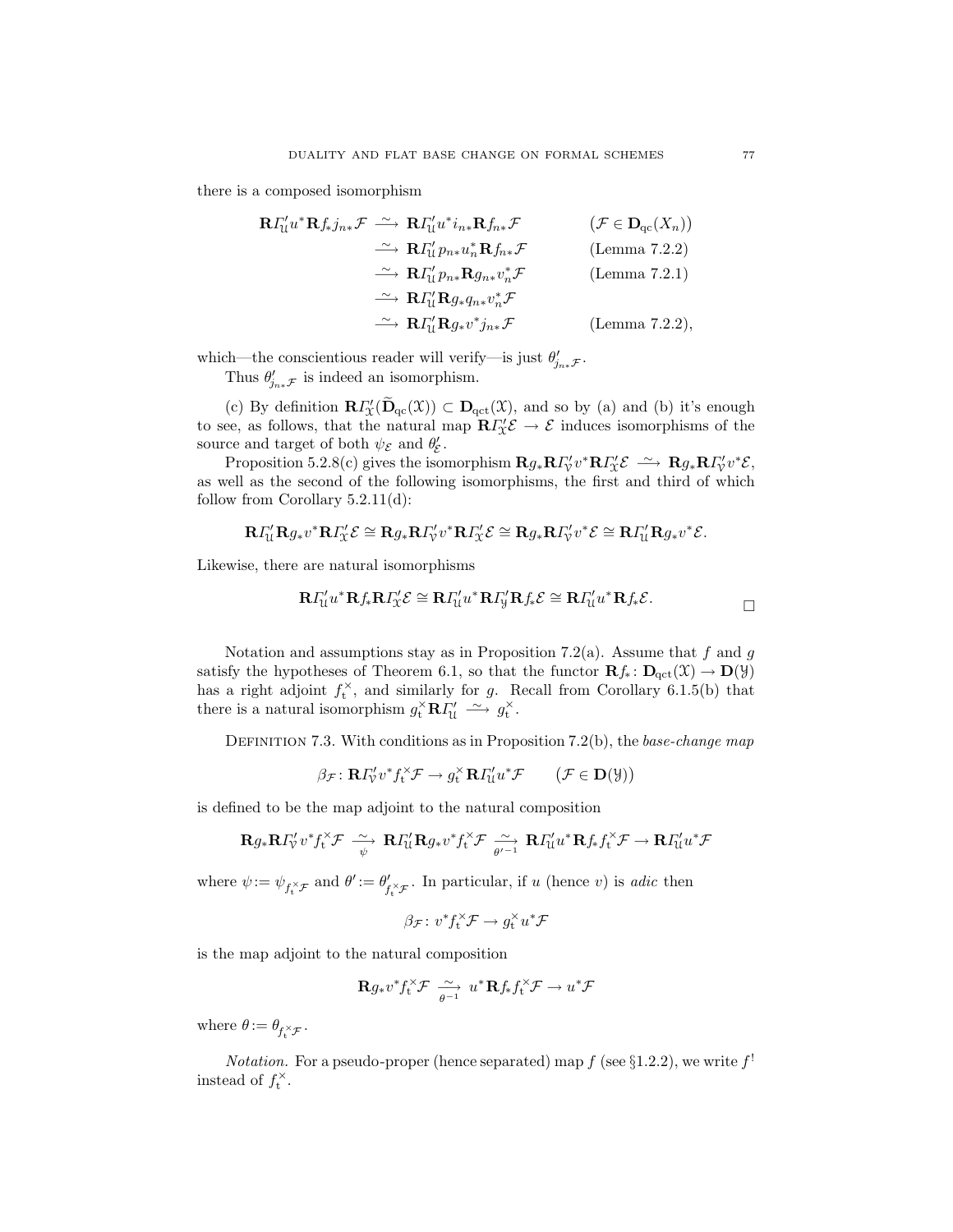there is a composed isomorphism

$$\begin{aligned}
\mathbf{R}\varGamma'_{\mathcal{U}} u^*\mathbf{R}f_* j_{n*}\mathcal{F} &\xrightarrow{\ \sim\ } \mathbf{R}\varGamma'_{\mathcal{U}} u^* i_{n*}\mathbf{R}f_{n*}\mathcal{F} && \big(\mathcal{F}\in \mathbf{D}_{\mathrm{qc}}(X_n)\big)\\
&\xrightarrow{\ \sim\ } \mathbf{R}\varGamma'_{\mathcal{U}} p_{n*}u_n^*\mathbf{R}f_{n*}\mathcal{F} && \text{(Lemma 7.2.2)}\\
&\xrightarrow{\ \sim\ } \mathbf{R}\varGamma'_{\mathcal{U}} p_{n*}\mathbf{R}g_{n*}v_n^*\mathcal{F} && \text{(Lemma 7.2.1)}\\
&\xrightarrow{\ \sim\ } \mathbf{R}\varGamma'_{\mathcal{U}}\mathbf{R}g_* q_{n*}v_n^*\mathcal{F} &&\\
&\xrightarrow{\ \sim\ } \mathbf{R}\varGamma'_{\mathcal{U}}\mathbf{R}g_* v^* j_{n*}\mathcal{F} && \text{(Lemma 7.2.2)},
\end{aligned}$$

which—the conscientious reader will verify—is just $\theta'_{j_{n*}\mathcal{F}}$.

Thus $\theta'_{j_{n*}\mathcal{F}}$ is indeed an isomorphism.

(c) By definition $\mathbf{R}\varGamma'_{\mathcal{X}}(\widetilde{\mathbf{D}}_{\mathrm{qc}}(\mathcal{X}))\subset \mathbf{D}_{\mathrm{qct}}(\mathcal{X})$, and so by (a) and (b) it's enough to see, as follows, that the natural map $\mathbf{R}\varGamma'_{\mathcal{X}}\mathcal{E}\to\mathcal{E}$ induces isomorphisms of the source and target of both $\psi_{\mathcal{E}}$ and $\theta'_{\mathcal{E}}$.

Proposition 5.2.8(c) gives the isomorphism $\mathbf{R}g_*\mathbf{R}\varGamma'_{\mathcal{V}}v^*\mathbf{R}\varGamma'_{\mathcal{X}}\mathcal{E}\xrightarrow{\ \sim\ }\mathbf{R}g_*\mathbf{R}\varGamma'_{\mathcal{V}}v^*\mathcal{E}$, as well as the second of the following isomorphisms, the first and third of which follow from Corollary 5.2.11(d):

$$\mathbf{R}\varGamma'_{\mathcal{U}}\mathbf{R}g_*v^*\mathbf{R}\varGamma'_{\mathcal{X}}\mathcal{E}\cong \mathbf{R}g_*\mathbf{R}\varGamma'_{\mathcal{V}}v^*\mathbf{R}\varGamma'_{\mathcal{X}}\mathcal{E}\cong \mathbf{R}g_*\mathbf{R}\varGamma'_{\mathcal{V}}v^*\mathcal{E}\cong \mathbf{R}\varGamma'_{\mathcal{U}}\mathbf{R}g_*v^*\mathcal{E}.$$

Likewise, there are natural isomorphisms

$$\mathbf{R}\varGamma'_{\mathcal{U}}u^*\mathbf{R}f_*\mathbf{R}\varGamma'_{\mathcal{X}}\mathcal{E}\cong \mathbf{R}\varGamma'_{\mathcal{U}}u^*\mathbf{R}\varGamma'_{\mathcal{Y}}\mathbf{R}f_*\mathcal{E}\cong \mathbf{R}\varGamma'_{\mathcal{U}}u^*\mathbf{R}f_*\mathcal{E}.$$

□

Notation and assumptions stay as in Proposition 7.2(a). Assume that $f$ and $g$ satisfy the hypotheses of Theorem 6.1, so that the functor $\mathbf{R}f_*\colon \mathbf{D}_{\mathrm{qct}}(\mathcal{X})\to\mathbf{D}(\mathcal{Y})$ has a right adjoint $f_{\mathrm{t}}^{\times}$, and similarly for $g$. Recall from Corollary 6.1.5(b) that there is a natural isomorphism $g_{\mathrm{t}}^{\times}\mathbf{R}\varGamma'_{\mathcal{U}}\xrightarrow{\ \sim\ } g_{\mathrm{t}}^{\times}$.

Definition 7.3. With conditions as in Proposition 7.2(b), the *base-change map*

$$\beta_{\mathcal{F}}\colon \mathbf{R}\varGamma'_{\mathcal{V}}v^*f_{\mathrm{t}}^{\times}\mathcal{F}\to g_{\mathrm{t}}^{\times}\mathbf{R}\varGamma'_{\mathcal{U}}u^*\mathcal{F}\qquad \big(\mathcal{F}\in\mathbf{D}(\mathcal{Y})\big)$$

is defined to be the map adjoint to the natural composition

$$\mathbf{R}g_*\mathbf{R}\varGamma'_{\mathcal{V}}v^*f_{\mathrm{t}}^{\times}\mathcal{F}\xrightarrow[\psi]{\ \sim\ }\mathbf{R}\varGamma'_{\mathcal{U}}\mathbf{R}g_*v^*f_{\mathrm{t}}^{\times}\mathcal{F}\xrightarrow[\theta'^{-1}]{\ \sim\ }\mathbf{R}\varGamma'_{\mathcal{U}}u^*\mathbf{R}f_*f_{\mathrm{t}}^{\times}\mathcal{F}\to\mathbf{R}\varGamma'_{\mathcal{U}}u^*\mathcal{F}$$

where $\psi:=\psi_{f_{\mathrm{t}}^{\times}\mathcal{F}}$ and $\theta':=\theta'_{f_{\mathrm{t}}^{\times}\mathcal{F}}$. In particular, if $u$ (hence $v$) is *adic* then

$$\beta_{\mathcal{F}}\colon v^*f_{\mathrm{t}}^{\times}\mathcal{F}\to g_{\mathrm{t}}^{\times}u^*\mathcal{F}$$

is the map adjoint to the natural composition

$$\mathbf{R}g_*v^*f_{\mathrm{t}}^{\times}\mathcal{F}\xrightarrow[\theta^{-1}]{\ \sim\ }u^*\mathbf{R}f_*f_{\mathrm{t}}^{\times}\mathcal{F}\to u^*\mathcal{F}$$

where $\theta:=\theta_{f_{\mathrm{t}}^{\times}\mathcal{F}}$.

*Notation.* For a pseudo-proper (hence separated) map $f$ (see §1.2.2), we write $f^!$ instead of $f_{\mathrm{t}}^{\times}$.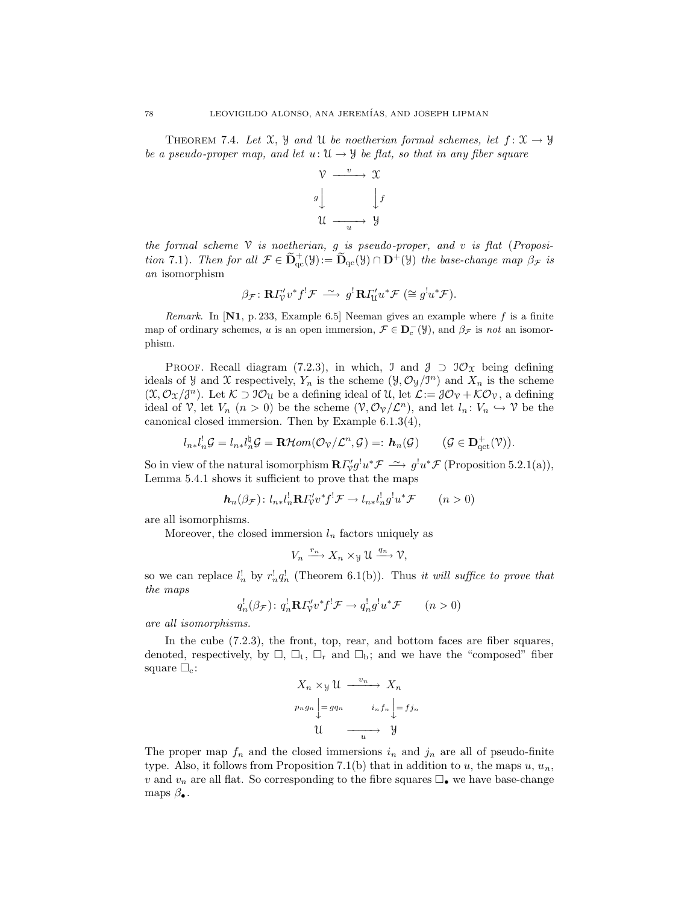**Theorem 7.4.** *Let $\mathscr{X}$, $\mathscr{Y}$ and $\mathscr{U}$ be noetherian formal schemes, let $f\colon \mathscr{X} \to \mathscr{Y}$ be a pseudo-proper map, and let $u\colon \mathscr{U} \to \mathscr{Y}$ be flat, so that in any fiber square*

$$
\begin{array}{ccc}
\mathscr{V} & \xrightarrow{\ v\ } & \mathscr{X} \\
{\scriptstyle g}\big\downarrow & & \big\downarrow{\scriptstyle f} \\
\mathscr{U} & \xrightarrow[\ u\ ]{} & \mathscr{Y}
\end{array}
$$

*the formal scheme $\mathscr{V}$ is noetherian, $g$ is pseudo-proper, and $v$ is flat (Proposition 7.1). Then for all $\mathcal{F} \in \widetilde{\mathbf{D}}^{+}_{\mathrm{qc}}(\mathscr{Y}) := \widetilde{\mathbf{D}}_{\mathrm{qc}}(\mathscr{Y}) \cap \mathbf{D}^{+}(\mathscr{Y})$ the base-change map $\beta_{\mathcal{F}}$ is an* isomorphism

$$\beta_{\mathcal{F}}\colon \mathbf{R}\varGamma'_{\mathscr{V}} v^{*} f^{!}\mathcal{F} \xrightarrow{\ \sim\ } g^{!}\mathbf{R}\varGamma'_{\mathscr{U}} u^{*}\mathcal{F} \ (\cong g^{!}u^{*}\mathcal{F}).$$

*Remark.* In [**N1**, p. 233, Example 6.5] Neeman gives an example where $f$ is a finite map of ordinary schemes, $u$ is an open immersion, $\mathcal{F} \in \mathbf{D}^{-}_{\mathrm{c}}(\mathscr{Y})$, and $\beta_{\mathcal{F}}$ is *not* an isomorphism.

Proof. Recall diagram (7.2.3), in which, $\mathscr{I}$ and $\mathscr{J} \supset \mathscr{I}\mathcal{O}_{\mathscr{X}}$ being defining ideals of $\mathscr{Y}$ and $\mathscr{X}$ respectively, $Y_n$ is the scheme $(\mathscr{Y}, \mathcal{O}_{\mathscr{Y}}/\mathscr{I}^n)$ and $X_n$ is the scheme $(\mathscr{X}, \mathcal{O}_{\mathscr{X}}/\mathscr{J}^n)$. Let $\mathcal{K} \supset \mathscr{I}\mathcal{O}_{\mathscr{U}}$ be a defining ideal of $\mathscr{U}$, let $\mathcal{L} := \mathscr{J}\mathcal{O}_{\mathscr{V}} + \mathcal{K}\mathcal{O}_{\mathscr{V}}$, a defining ideal of $\mathscr{V}$, let $V_n$ $(n > 0)$ be the scheme $(\mathscr{V}, \mathcal{O}_{\mathscr{V}}/\mathcal{L}^n)$, and let $l_n\colon V_n \hookrightarrow \mathscr{V}$ be the canonical closed immersion. Then by Example 6.1.3(4),

$$l_{n*}l_n^{!}\mathcal{G} = l_{n*}l_n^{\natural}\mathcal{G} = \mathbf{R}\mathcal{H}om(\mathcal{O}_{\mathscr{V}}/\mathcal{L}^n, \mathcal{G}) =: \boldsymbol{h}_n(\mathcal{G}) \qquad (\mathcal{G} \in \mathbf{D}^{+}_{\mathrm{qct}}(\mathscr{V})).$$

So in view of the natural isomorphism $\mathbf{R}\varGamma'_{\mathscr{V}} g^{!}u^{*}\mathcal{F} \xrightarrow{\ \sim\ } g^{!}u^{*}\mathcal{F}$ (Proposition 5.2.1(a)), Lemma 5.4.1 shows it sufficient to prove that the maps

$$\boldsymbol{h}_n(\beta_{\mathcal{F}})\colon l_{n*}l_n^{!}\mathbf{R}\varGamma'_{\mathscr{V}} v^{*} f^{!}\mathcal{F} \to l_{n*}l_n^{!}g^{!}u^{*}\mathcal{F} \qquad (n > 0)$$

are all isomorphisms.

Moreover, the closed immersion $l_n$ factors uniquely as

$$V_n \xrightarrow{\ r_n\ } X_n \times_{\mathscr{Y}} \mathscr{U} \xrightarrow{\ q_n\ } \mathscr{V},$$

so we can replace $l_n^{!}$ by $r_n^{!}q_n^{!}$ (Theorem 6.1(b)). Thus *it will suffice to prove that the maps*

$$q_n^{!}(\beta_{\mathcal{F}})\colon q_n^{!}\mathbf{R}\varGamma'_{\mathscr{V}} v^{*} f^{!}\mathcal{F} \to q_n^{!}g^{!}u^{*}\mathcal{F} \qquad (n > 0)$$

*are all isomorphisms.*

In the cube (7.2.3), the front, top, rear, and bottom faces are fiber squares, denoted, respectively, by $\square$, $\square_{\mathrm{t}}$, $\square_{\mathrm{r}}$ and $\square_{\mathrm{b}}$; and we have the "composed" fiber square $\square_{\mathrm{c}}$:

$$
\begin{array}{ccc}
X_n \times_{\mathscr{Y}} \mathscr{U} & \xrightarrow{\ v_n\ } & X_n \\
{\scriptstyle p_n g_n}\big\downarrow{\scriptstyle = g q_n} & & {\scriptstyle i_n f_n}\big\downarrow{\scriptstyle = f j_n} \\
\mathscr{U} & \xrightarrow[\ u\ ]{} & \mathscr{Y}
\end{array}
$$

The proper map $f_n$ and the closed immersions $i_n$ and $j_n$ are all of pseudo-finite type. Also, it follows from Proposition 7.1(b) that in addition to $u$, the maps $u$, $u_n$, $v$ and $v_n$ are all flat. So corresponding to the fibre squares $\square_{\bullet}$ we have base-change maps $\beta_{\bullet}$.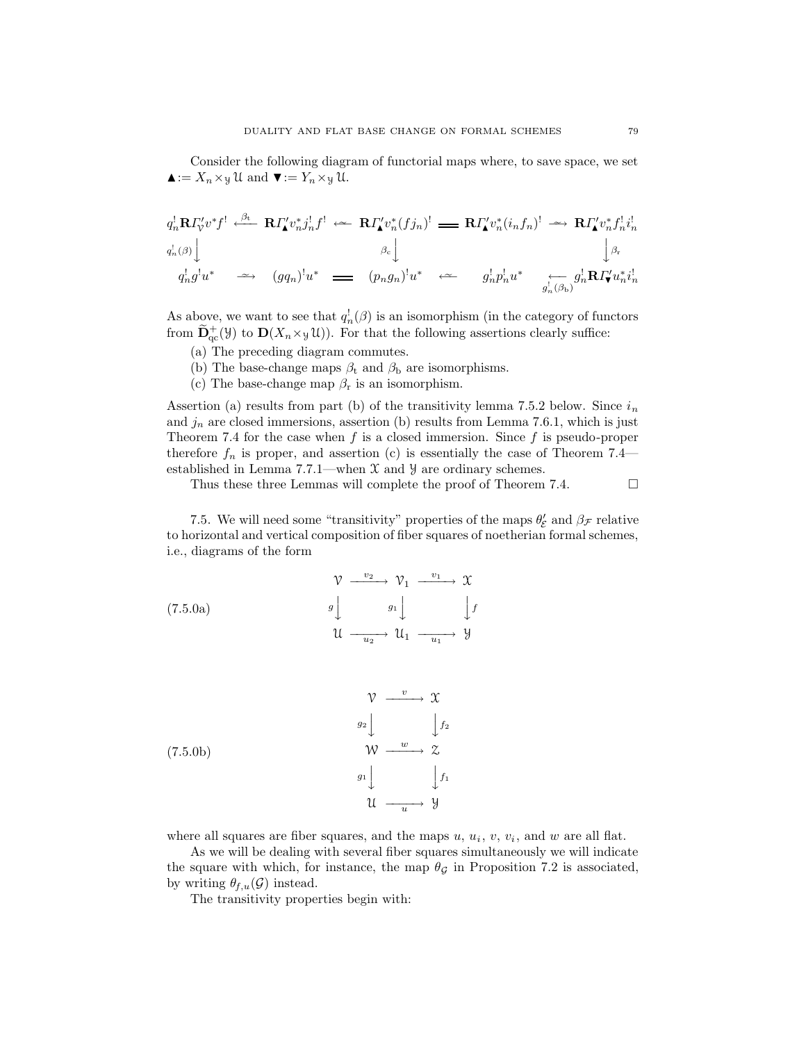Consider the following diagram of functorial maps where, to save space, we set $\blacktriangle := X_n \times_{\mathscr{Y}} \mathscr{U}$ and $\blacktriangledown := Y_n \times_{\mathscr{Y}} \mathscr{U}$.

$$
\begin{array}{ccccccccc}
q_n^! \mathbf{R}\varGamma'_{\mathscr{V}} v^* f^! & \xleftarrow{\beta_{\mathrm{t}}} & \mathbf{R}\varGamma'_{\blacktriangle} v_n^* j_n^! f^! & \xleftarrow{\sim} & \mathbf{R}\varGamma'_{\blacktriangle} v_n^* (f j_n)^! & = & \mathbf{R}\varGamma'_{\blacktriangle} v_n^* (i_n f_n)^! & \xrightarrow{\sim} & \mathbf{R}\varGamma'_{\blacktriangle} v_n^* f_n^! i_n^! \\
{\scriptstyle q_n^!(\beta)}\big\downarrow & & & & {\scriptstyle \beta_{\mathrm{c}}}\big\downarrow & & & & \big\downarrow{\scriptstyle \beta_{\mathrm{r}}} \\
q_n^! g^! u^* & \xrightarrow{\sim} & (g q_n)^! u^* & = & (p_n g_n)^! u^* & \xleftarrow{\sim} & g_n^! p_n^! u^* & \xleftarrow[g_n^!(\beta_{\mathrm{b}})]{} & g_n^! \mathbf{R}\varGamma'_{\blacktriangledown} u_n^* i_n^!
\end{array}
$$

As above, we want to see that $q_n^!(\beta)$ is an isomorphism (in the category of functors from $\widetilde{\mathbf{D}}^+_{\mathrm{qc}}(\mathscr{Y})$ to $\mathbf{D}(X_n \times_{\mathscr{Y}} \mathscr{U})$). For that the following assertions clearly suffice:

(a) The preceding diagram commutes.

(b) The base-change maps $\beta_{\mathrm{t}}$ and $\beta_{\mathrm{b}}$ are isomorphisms.

(c) The base-change map $\beta_{\mathrm{r}}$ is an isomorphism.

Assertion (a) results from part (b) of the transitivity lemma 7.5.2 below. Since $i_n$ and $j_n$ are closed immersions, assertion (b) results from Lemma 7.6.1, which is just Theorem 7.4 for the case when $f$ is a closed immersion. Since $f$ is pseudo-proper therefore $f_n$ is proper, and assertion (c) is essentially the case of Theorem 7.4—established in Lemma 7.7.1—when $\mathscr{X}$ and $\mathscr{Y}$ are ordinary schemes.

Thus these three Lemmas will complete the proof of Theorem 7.4. $\square$

7.5. We will need some "transitivity" properties of the maps $\theta'_{\mathcal{E}}$ and $\beta_{\mathcal{F}}$ relative to horizontal and vertical composition of fiber squares of noetherian formal schemes, i.e., diagrams of the form

$$
\begin{array}{ccccc}
\mathscr{V} & \xrightarrow{v_2} & \mathscr{V}_1 & \xrightarrow{v_1} & \mathscr{X} \\
{\scriptstyle g}\big\downarrow & & {\scriptstyle g_1}\big\downarrow & & \big\downarrow{\scriptstyle f} \\
\mathscr{U} & \xrightarrow[u_2]{} & \mathscr{U}_1 & \xrightarrow[u_1]{} & \mathscr{Y}
\end{array}
\tag{7.5.0a}
$$

$$
\begin{array}{ccc}
\mathscr{V} & \xrightarrow{v} & \mathscr{X} \\
{\scriptstyle g_2}\big\downarrow & & \big\downarrow{\scriptstyle f_2} \\
\mathscr{W} & \xrightarrow{w} & \mathscr{Z} \\
{\scriptstyle g_1}\big\downarrow & & \big\downarrow{\scriptstyle f_1} \\
\mathscr{U} & \xrightarrow[u]{} & \mathscr{Y}
\end{array}
\tag{7.5.0b}
$$

where all squares are fiber squares, and the maps $u$, $u_i$, $v$, $v_i$, and $w$ are all flat.

As we will be dealing with several fiber squares simultaneously we will indicate the square with which, for instance, the map $\theta_{\mathcal{G}}$ in Proposition 7.2 is associated, by writing $\theta_{f,u}(\mathcal{G})$ instead.

The transitivity properties begin with: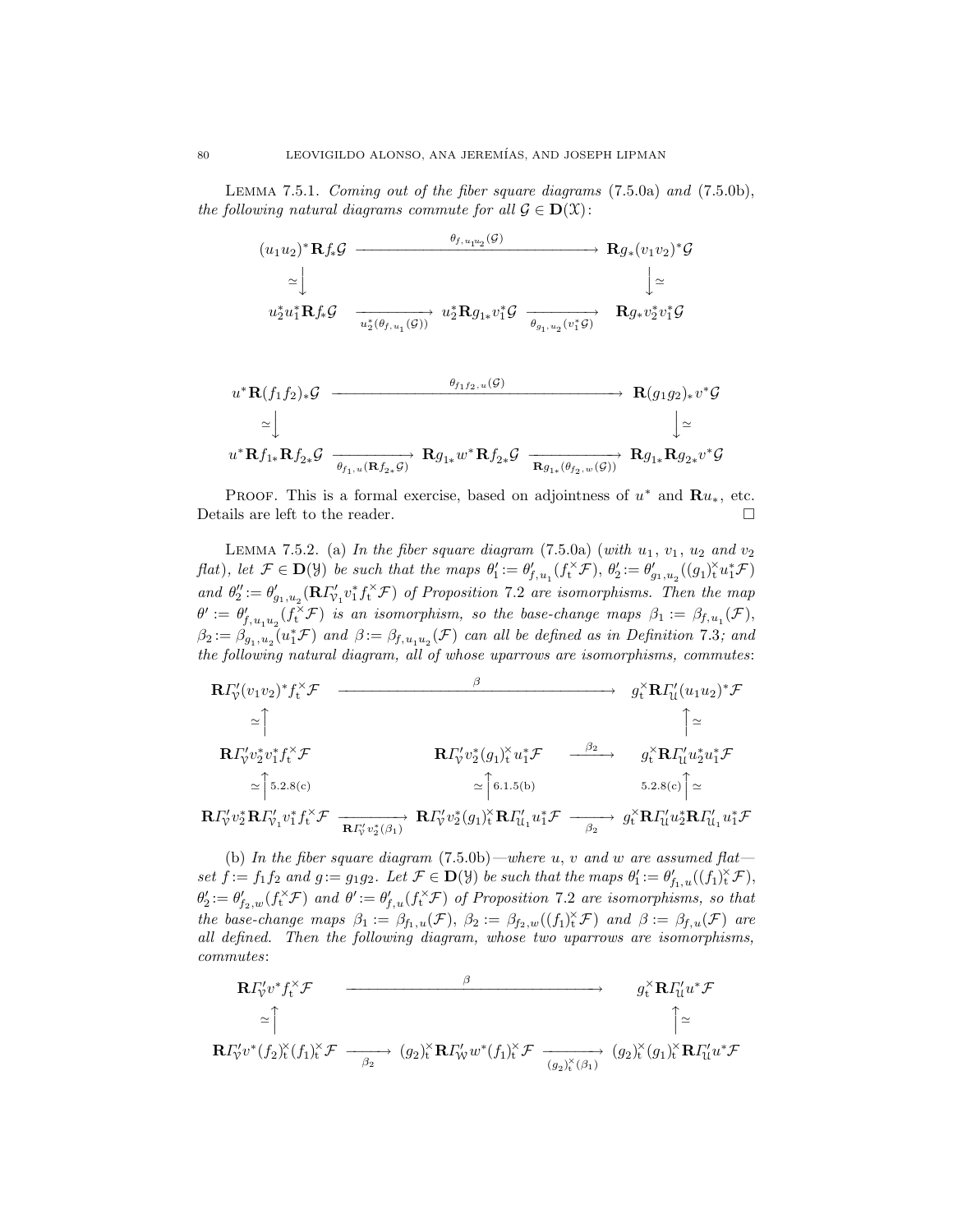**Lemma 7.5.1.** *Coming out of the fiber square diagrams* (7.5.0a) *and* (7.5.0b), *the following natural diagrams commute for all* $\mathcal{G} \in \mathbf{D}(\mathcal{X})$:

$$\begin{array}{ccccc}
(u_1u_2)^*\mathbf{R}f_*\mathcal{G} & \xrightarrow{\qquad\qquad\theta_{f,\,u_1u_2}(\mathcal{G})\qquad\qquad} & & & \mathbf{R}g_*(v_1v_2)^*\mathcal{G} \\
\simeq\big\downarrow & & & & \big\downarrow\simeq \\
u_2^*u_1^*\mathbf{R}f_*\mathcal{G} & \xrightarrow[u_2^*(\theta_{f,\,u_1}(\mathcal{G}))]{} & u_2^*\mathbf{R}g_{1*}v_1^*\mathcal{G} & \xrightarrow[\theta_{g_1,\,u_2}(v_1^*\mathcal{G})]{} & \mathbf{R}g_*v_2^*v_1^*\mathcal{G}
\end{array}$$

$$\begin{array}{ccccc}
u^*\mathbf{R}(f_1f_2)_*\mathcal{G} & \xrightarrow{\qquad\qquad\theta_{f_1f_2,\,u}(\mathcal{G})\qquad\qquad} & & & \mathbf{R}(g_1g_2)_*v^*\mathcal{G} \\
\simeq\big\downarrow & & & & \big\downarrow\simeq \\
u^*\mathbf{R}f_{1*}\mathbf{R}f_{2*}\mathcal{G} & \xrightarrow[\theta_{f_1,\,u}(\mathbf{R}f_{2*}\mathcal{G})]{} & \mathbf{R}g_{1*}w^*\mathbf{R}f_{2*}\mathcal{G} & \xrightarrow[\mathbf{R}g_{1*}(\theta_{f_2,\,w}(\mathcal{G}))]{} & \mathbf{R}g_{1*}\mathbf{R}g_{2*}v^*\mathcal{G}
\end{array}$$

Proof. This is a formal exercise, based on adjointness of $u^*$ and $\mathbf{R}u_*$, etc. Details are left to the reader. $\square$

**Lemma 7.5.2.** (a) *In the fiber square diagram* (7.5.0a) (*with* $u_1$, $v_1$, $u_2$ *and* $v_2$ *flat*), *let* $\mathcal{F} \in \mathbf{D}(\mathcal{Y})$ *be such that the maps* $\theta'_1 := \theta'_{f,\,u_1}(f_{\mathrm{t}}^{\times}\mathcal{F})$, $\theta'_2 := \theta'_{g_1,u_2}((g_1)_{\mathrm{t}}^{\times}u_1^*\mathcal{F})$ *and* $\theta''_2 := \theta'_{g_1,u_2}(\mathbf{R}\varGamma'_{\mathcal{V}_1}v_1^*f_{\mathrm{t}}^{\times}\mathcal{F})$ *of Proposition* 7.2 *are isomorphisms. Then the map* $\theta' := \theta'_{f,u_1u_2}(f_{\mathrm{t}}^{\times}\mathcal{F})$ *is an isomorphism, so the base-change maps* $\beta_1 := \beta_{f,u_1}(\mathcal{F})$, $\beta_2 := \beta_{g_1,u_2}(u_1^*\mathcal{F})$ *and* $\beta := \beta_{f,u_1u_2}(\mathcal{F})$ *can all be defined as in Definition* 7.3*; and the following natural diagram, all of whose uparrows are isomorphisms, commutes*:

$$\begin{array}{ccccc}
\mathbf{R}\varGamma'_{\mathcal{V}}(v_1v_2)^*f_{\mathrm{t}}^{\times}\mathcal{F} & \xrightarrow{\qquad\qquad\qquad\beta\qquad\qquad\qquad} & & & g_{\mathrm{t}}^{\times}\mathbf{R}\varGamma'_{\mathcal{U}}(u_1u_2)^*\mathcal{F} \\
\simeq\big\uparrow & & & & \big\uparrow\simeq \\
\mathbf{R}\varGamma'_{\mathcal{V}}v_2^*v_1^*f_{\mathrm{t}}^{\times}\mathcal{F} & & \mathbf{R}\varGamma'_{\mathcal{V}}v_2^*(g_1)_{\mathrm{t}}^{\times}u_1^*\mathcal{F} & \xrightarrow{\ \beta_2\ } & g_{\mathrm{t}}^{\times}\mathbf{R}\varGamma'_{\mathcal{U}}u_2^*u_1^*\mathcal{F} \\
\simeq\big\uparrow{\scriptstyle 5.2.8(c)} & & \simeq\big\uparrow{\scriptstyle 6.1.5(b)} & & {\scriptstyle 5.2.8(c)}\big\uparrow\simeq \\
\mathbf{R}\varGamma'_{\mathcal{V}}v_2^*\mathbf{R}\varGamma'_{\mathcal{V}_1}v_1^*f_{\mathrm{t}}^{\times}\mathcal{F} & \xrightarrow[\mathbf{R}\varGamma'_{\mathcal{V}}v_2^*(\beta_1)]{} & \mathbf{R}\varGamma'_{\mathcal{V}}v_2^*(g_1)_{\mathrm{t}}^{\times}\mathbf{R}\varGamma'_{\mathcal{U}_1}u_1^*\mathcal{F} & \xrightarrow[\beta_2]{} & g_{\mathrm{t}}^{\times}\mathbf{R}\varGamma'_{\mathcal{U}}u_2^*\mathbf{R}\varGamma'_{\mathcal{U}_1}u_1^*\mathcal{F}
\end{array}$$

(b) *In the fiber square diagram* (7.5.0b)—*where* $u$, $v$ *and* $w$ *are assumed flat*—*set* $f := f_1f_2$ *and* $g := g_1g_2$. *Let* $\mathcal{F} \in \mathbf{D}(\mathcal{Y})$ *be such that the maps* $\theta'_1 := \theta'_{f_1,u}((f_1)_{\mathrm{t}}^{\times}\mathcal{F})$, $\theta'_2 := \theta'_{f_2,w}(f_{\mathrm{t}}^{\times}\mathcal{F})$ *and* $\theta' := \theta'_{f,u}(f_{\mathrm{t}}^{\times}\mathcal{F})$ *of Proposition* 7.2 *are isomorphisms, so that the base-change maps* $\beta_1 := \beta_{f_1,u}(\mathcal{F})$, $\beta_2 := \beta_{f_2,w}((f_1)_{\mathrm{t}}^{\times}\mathcal{F})$ *and* $\beta := \beta_{f,u}(\mathcal{F})$ *are all defined. Then the following diagram, whose two uparrows are isomorphisms, commutes*:

$$\begin{array}{ccccc}
\mathbf{R}\varGamma'_{\mathcal{V}}v^*f_{\mathrm{t}}^{\times}\mathcal{F} & \xrightarrow{\qquad\qquad\qquad\beta\qquad\qquad\qquad} & & & g_{\mathrm{t}}^{\times}\mathbf{R}\varGamma'_{\mathcal{U}}u^*\mathcal{F} \\
\simeq\big\uparrow & & & & \big\uparrow\simeq \\
\mathbf{R}\varGamma'_{\mathcal{V}}v^*(f_2)_{\mathrm{t}}^{\times}(f_1)_{\mathrm{t}}^{\times}\mathcal{F} & \xrightarrow[\beta_2]{} & (g_2)_{\mathrm{t}}^{\times}\mathbf{R}\varGamma'_{\mathcal{W}}w^*(f_1)_{\mathrm{t}}^{\times}\mathcal{F} & \xrightarrow[(g_2)_{\mathrm{t}}^{\times}(\beta_1)]{} & (g_2)_{\mathrm{t}}^{\times}(g_1)_{\mathrm{t}}^{\times}\mathbf{R}\varGamma'_{\mathcal{U}}u^*\mathcal{F}
\end{array}$$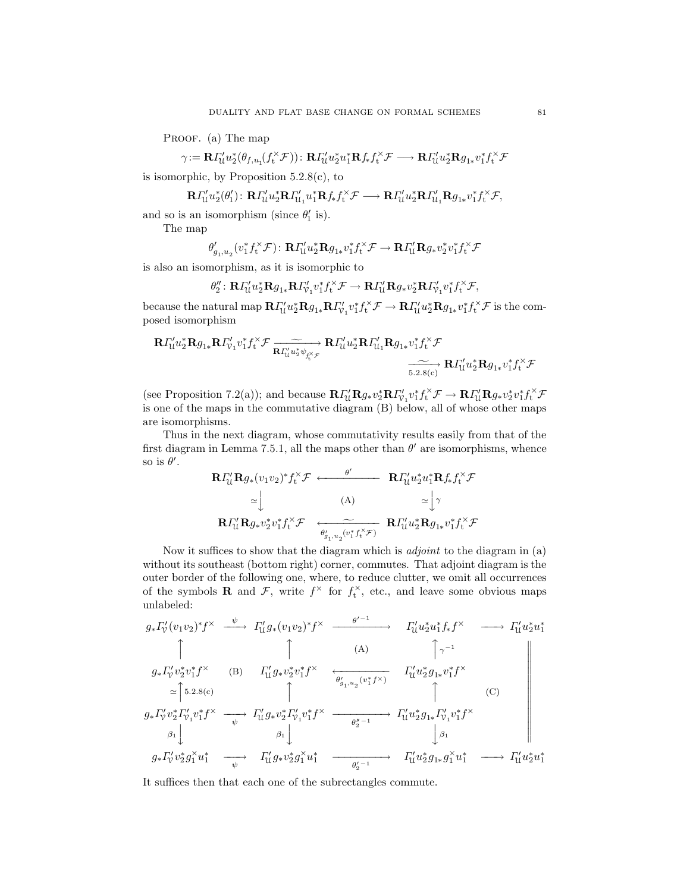PROOF. (a) The map

$$\gamma := \mathbf{R}\varGamma'_{\mathfrak{U}} u_2^*(\theta_{f,u_1}(f_{\mathrm{t}}^{\times}\mathcal{F})) \colon \mathbf{R}\varGamma'_{\mathfrak{U}} u_2^* u_1^* \mathbf{R} f_* f_{\mathrm{t}}^{\times}\mathcal{F} \longrightarrow \mathbf{R}\varGamma'_{\mathfrak{U}} u_2^* \mathbf{R} g_{1*} v_1^* f_{\mathrm{t}}^{\times}\mathcal{F}$$

is isomorphic, by Proposition 5.2.8(c), to

$$\mathbf{R}\varGamma'_{\mathfrak{U}} u_2^*(\theta'_1) \colon \mathbf{R}\varGamma'_{\mathfrak{U}} u_2^* \mathbf{R}\varGamma'_{\mathfrak{U}_1} u_1^* \mathbf{R} f_* f_{\mathrm{t}}^{\times}\mathcal{F} \longrightarrow \mathbf{R}\varGamma'_{\mathfrak{U}} u_2^* \mathbf{R}\varGamma'_{\mathfrak{U}_1} \mathbf{R} g_{1*} v_1^* f_{\mathrm{t}}^{\times}\mathcal{F},$$

and so is an isomorphism (since $\theta'_1$ is).

The map

$$\theta'_{g_1,u_2}(v_1^* f_{\mathrm{t}}^{\times}\mathcal{F}) \colon \mathbf{R}\varGamma'_{\mathfrak{U}} u_2^* \mathbf{R} g_{1*} v_1^* f_{\mathrm{t}}^{\times}\mathcal{F} \to \mathbf{R}\varGamma'_{\mathfrak{U}} \mathbf{R} g_* v_2^* v_1^* f_{\mathrm{t}}^{\times}\mathcal{F}$$

is also an isomorphism, as it is isomorphic to

$$\theta''_2 \colon \mathbf{R}\varGamma'_{\mathfrak{U}} u_2^* \mathbf{R} g_{1*} \mathbf{R}\varGamma'_{\mathcal{V}_1} v_1^* f_{\mathrm{t}}^{\times}\mathcal{F} \to \mathbf{R}\varGamma'_{\mathfrak{U}} \mathbf{R} g_* v_2^* \mathbf{R}\varGamma'_{\mathcal{V}_1} v_1^* f_{\mathrm{t}}^{\times}\mathcal{F},$$

because the natural map $\mathbf{R}\varGamma'_{\mathfrak{U}} u_2^* \mathbf{R} g_{1*} \mathbf{R}\varGamma'_{\mathcal{V}_1} v_1^* f_{\mathrm{t}}^{\times}\mathcal{F} \to \mathbf{R}\varGamma'_{\mathfrak{U}} u_2^* \mathbf{R} g_{1*} v_1^* f_{\mathrm{t}}^{\times}\mathcal{F}$ is the composed isomorphism

$$\mathbf{R}\varGamma'_{\mathfrak{U}} u_2^* \mathbf{R} g_{1*} \mathbf{R}\varGamma'_{\mathcal{V}_1} v_1^* f_{\mathrm{t}}^{\times}\mathcal{F} \xrightarrow[\mathbf{R}\varGamma'_{\mathfrak{U}} u_2^* \psi_{f_{\mathrm{t}}^{\times}\mathcal{F}}]{\sim} \mathbf{R}\varGamma'_{\mathfrak{U}} u_2^* \mathbf{R}\varGamma'_{\mathfrak{U}_1} \mathbf{R} g_{1*} v_1^* f_{\mathrm{t}}^{\times}\mathcal{F} \xrightarrow[5.2.8(\mathrm{c})]{\sim} \mathbf{R}\varGamma'_{\mathfrak{U}} u_2^* \mathbf{R} g_{1*} v_1^* f_{\mathrm{t}}^{\times}\mathcal{F}$$

(see Proposition 7.2(a)); and because $\mathbf{R}\varGamma'_{\mathfrak{U}} \mathbf{R} g_* v_2^* \mathbf{R}\varGamma'_{\mathcal{V}_1} v_1^* f_{\mathrm{t}}^{\times}\mathcal{F} \to \mathbf{R}\varGamma'_{\mathfrak{U}} \mathbf{R} g_* v_2^* v_1^* f_{\mathrm{t}}^{\times}\mathcal{F}$ is one of the maps in the commutative diagram (B) below, all of whose other maps are isomorphisms.

Thus in the next diagram, whose commutativity results easily from that of the first diagram in Lemma 7.5.1, all the maps other than $\theta'$ are isomorphisms, whence so is $\theta'$.

$$\begin{array}{ccc}
\mathbf{R}\varGamma'_{\mathfrak{U}} \mathbf{R} g_*(v_1v_2)^* f_{\mathrm{t}}^{\times}\mathcal{F} & \xleftarrow{\quad\theta'\quad} & \mathbf{R}\varGamma'_{\mathfrak{U}} u_2^* u_1^* \mathbf{R} f_* f_{\mathrm{t}}^{\times}\mathcal{F} \\
\simeq\big\downarrow & (\mathrm{A}) & \simeq\big\downarrow\gamma \\
\mathbf{R}\varGamma'_{\mathfrak{U}} \mathbf{R} g_* v_2^* v_1^* f_{\mathrm{t}}^{\times}\mathcal{F} & \xleftarrow[\theta'_{g_1,u_2}(v_1^* f_{\mathrm{t}}^{\times}\mathcal{F})]{\sim} & \mathbf{R}\varGamma'_{\mathfrak{U}} u_2^* \mathbf{R} g_{1*} v_1^* f_{\mathrm{t}}^{\times}\mathcal{F}
\end{array}$$

Now it suffices to show that the diagram which is *adjoint* to the diagram in (a) without its southeast (bottom right) corner, commutes. That adjoint diagram is the outer border of the following one, where, to reduce clutter, we omit all occurrences of the symbols $\mathbf{R}$ and $\mathcal{F}$, write $f^{\times}$ for $f_{\mathrm{t}}^{\times}$, etc., and leave some obvious maps unlabeled:

$$\begin{array}{ccccccc}
g_*\varGamma'_{\mathcal{V}}(v_1v_2)^*f^{\times} & \xrightarrow{\psi} & \varGamma'_{\mathfrak{U}} g_*(v_1v_2)^*f^{\times} & \xrightarrow{\theta'^{-1}} & \varGamma'_{\mathfrak{U}} u_2^* u_1^* f_* f^{\times} & \longrightarrow & \varGamma'_{\mathfrak{U}} u_2^* u_1^* \\
\big\uparrow & & \big\uparrow & (\mathrm{A}) & \big\uparrow\gamma^{-1} & & \big\| \\
g_*\varGamma'_{\mathcal{V}} v_2^* v_1^* f^{\times} & (\mathrm{B}) & \varGamma'_{\mathfrak{U}} g_* v_2^* v_1^* f^{\times} & \xleftarrow[\theta'_{g_1,u_2}(v_1^* f^{\times})]{} & \varGamma'_{\mathfrak{U}} u_2^* g_{1*} v_1^* f^{\times} & & \big\| \\
\simeq\big\uparrow 5.2.8(\mathrm{c}) & & \big\uparrow & & \big\uparrow & (\mathrm{C}) & \big\| \\
g_*\varGamma'_{\mathcal{V}} v_2^* \varGamma'_{\mathcal{V}_1} v_1^* f^{\times} & \xrightarrow[\psi]{} & \varGamma'_{\mathfrak{U}} g_* v_2^* \varGamma'_{\mathcal{V}_1} v_1^* f^{\times} & \xrightarrow[\theta_2''^{-1}]{} & \varGamma'_{\mathfrak{U}} u_2^* g_{1*} \varGamma'_{\mathcal{V}_1} v_1^* f^{\times} & & \big\| \\
\beta_1\big\downarrow & & \beta_1\big\downarrow & & \big\downarrow\beta_1 & & \big\| \\
g_*\varGamma'_{\mathcal{V}} v_2^* g_1^{\times} u_1^* & \xrightarrow[\psi]{} & \varGamma'_{\mathfrak{U}} g_* v_2^* g_1^{\times} u_1^* & \xrightarrow[\theta_2'^{-1}]{} & \varGamma'_{\mathfrak{U}} u_2^* g_{1*} g_1^{\times} u_1^* & \longrightarrow & \varGamma'_{\mathfrak{U}} u_2^* u_1^*
\end{array}$$

It suffices then that each one of the subrectangles commute.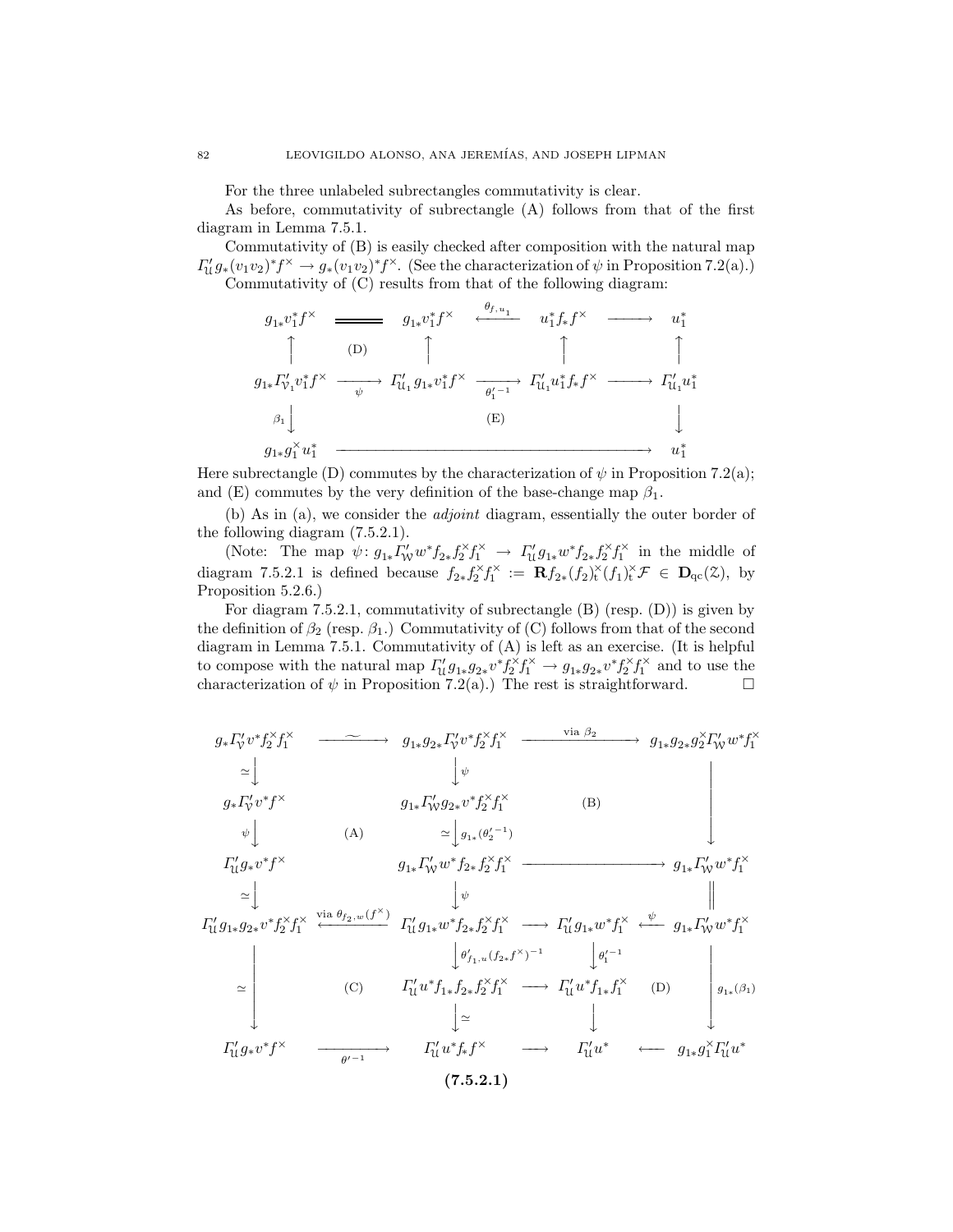For the three unlabeled subrectangles commutativity is clear.

As before, commutativity of subrectangle (A) follows from that of the first diagram in Lemma 7.5.1.

Commutativity of (B) is easily checked after composition with the natural map $\mathit{\Gamma}'_{\mathcal{U}} g_*(v_1v_2)^*f^\times \to g_*(v_1v_2)^*f^\times$. (See the characterization of $\psi$ in Proposition 7.2(a).)

Commutativity of (C) results from that of the following diagram:

$$
\begin{array}{ccccccc}
g_{1*}v_1^*f^\times & = & g_{1*}v_1^*f^\times & \xleftarrow{\theta_{f,u_1}} & u_1^*f_*f^\times & \longrightarrow & u_1^* \\
\uparrow & \text{(D)} & \uparrow & & \uparrow & & \uparrow \\
g_{1*}\mathit{\Gamma}'_{\mathcal{V}_1}v_1^*f^\times & \xrightarrow{\psi} & \mathit{\Gamma}'_{\mathcal{U}_1}g_{1*}v_1^*f^\times & \xrightarrow{\theta_1'^{-1}} & \mathit{\Gamma}'_{\mathcal{U}_1}u_1^*f_*f^\times & \longrightarrow & \mathit{\Gamma}'_{\mathcal{U}_1}u_1^* \\
\beta_1\big\downarrow & & & \text{(E)} & & & \big\downarrow \\
g_{1*}g_1^\times u_1^* & & & \longrightarrow & & & u_1^*
\end{array}
$$

Here subrectangle (D) commutes by the characterization of $\psi$ in Proposition 7.2(a); and (E) commutes by the very definition of the base-change map $\beta_1$.

(b) As in (a), we consider the *adjoint* diagram, essentially the outer border of the following diagram (7.5.2.1).

(Note: The map $\psi\colon g_{1*}\mathit{\Gamma}'_{\mathcal{W}}w^*f_{2*}f_2^\times f_1^\times \to \mathit{\Gamma}'_{\mathcal{U}}g_{1*}w^*f_{2*}f_2^\times f_1^\times$ in the middle of diagram 7.5.2.1 is defined because $f_{2*}f_2^\times f_1^\times := \mathbf{R}f_{2*}(f_2)_{\mathrm{t}}^\times(f_1)_{\mathrm{t}}^\times\mathcal{F} \in \mathbf{D}_{\mathrm{qc}}(\mathcal{Z})$, by Proposition 5.2.6.)

For diagram 7.5.2.1, commutativity of subrectangle (B) (resp. (D)) is given by the definition of $\beta_2$ (resp. $\beta_1$.) Commutativity of (C) follows from that of the second diagram in Lemma 7.5.1. Commutativity of (A) is left as an exercise. (It is helpful to compose with the natural map $\mathit{\Gamma}'_{\mathcal{U}}g_{1*}g_{2*}v^*f_2^\times f_1^\times \to g_{1*}g_{2*}v^*f_2^\times f_1^\times$ and to use the characterization of $\psi$ in Proposition 7.2(a).) The rest is straightforward. $\square$

$$
\begin{array}{ccccccc}
g_*\mathit{\Gamma}'_{\mathcal{V}}v^*f_2^\times f_1^\times & \xrightarrow{\ \sim\ } & g_{1*}g_{2*}\mathit{\Gamma}'_{\mathcal{V}}v^*f_2^\times f_1^\times & & \xrightarrow{\text{via }\beta_2} & & g_{1*}g_{2*}g_2^\times\mathit{\Gamma}'_{\mathcal{W}}w^*f_1^\times \\
\simeq\big\downarrow & & \big\downarrow\psi & & & & \big\downarrow \\
g_*\mathit{\Gamma}'_{\mathcal{V}}v^*f^\times & & g_{1*}\mathit{\Gamma}'_{\mathcal{W}}g_{2*}v^*f_2^\times f_1^\times & & \text{(B)} & & \\
\psi\big\downarrow & \text{(A)} & \simeq\big\downarrow g_{1*}(\theta_2'^{-1}) & & & & \\
\mathit{\Gamma}'_{\mathcal{U}}g_*v^*f^\times & & g_{1*}\mathit{\Gamma}'_{\mathcal{W}}w^*f_{2*}f_2^\times f_1^\times & & \longrightarrow & & g_{1*}\mathit{\Gamma}'_{\mathcal{W}}w^*f_1^\times \\
\simeq\big\downarrow & & \big\downarrow\psi & & & & \big\| \\
\mathit{\Gamma}'_{\mathcal{U}}g_{1*}g_{2*}v^*f_2^\times f_1^\times & \xleftarrow{\text{via }\theta_{f_2,w}(f^\times)} & \mathit{\Gamma}'_{\mathcal{U}}g_{1*}w^*f_{2*}f_2^\times f_1^\times & \longrightarrow & \mathit{\Gamma}'_{\mathcal{U}}g_{1*}w^*f_1^\times & \xleftarrow{\psi} & g_{1*}\mathit{\Gamma}'_{\mathcal{W}}w^*f_1^\times \\
\big\downarrow & & \big\downarrow\theta'_{f_1,u}(f_{2*}f^\times)^{-1} & & \big\downarrow\theta_1'^{-1} & & \big\downarrow \\
\simeq & \text{(C)} & \mathit{\Gamma}'_{\mathcal{U}}u^*f_{1*}f_{2*}f_2^\times f_1^\times & \longrightarrow & \mathit{\Gamma}'_{\mathcal{U}}u^*f_{1*}f_1^\times & \text{(D)} & g_{1*}(\beta_1) \\
\big\downarrow & & \big\downarrow\simeq & & \big\downarrow & & \big\downarrow \\
\mathit{\Gamma}'_{\mathcal{U}}g_*v^*f^\times & \xrightarrow{\theta'^{-1}} & \mathit{\Gamma}'_{\mathcal{U}}u^*f_*f^\times & \longrightarrow & \mathit{\Gamma}'_{\mathcal{U}}u^* & \longleftarrow & g_{1*}g_1^\times\mathit{\Gamma}'_{\mathcal{U}}u^*
\end{array}
$$

**(7.5.2.1)**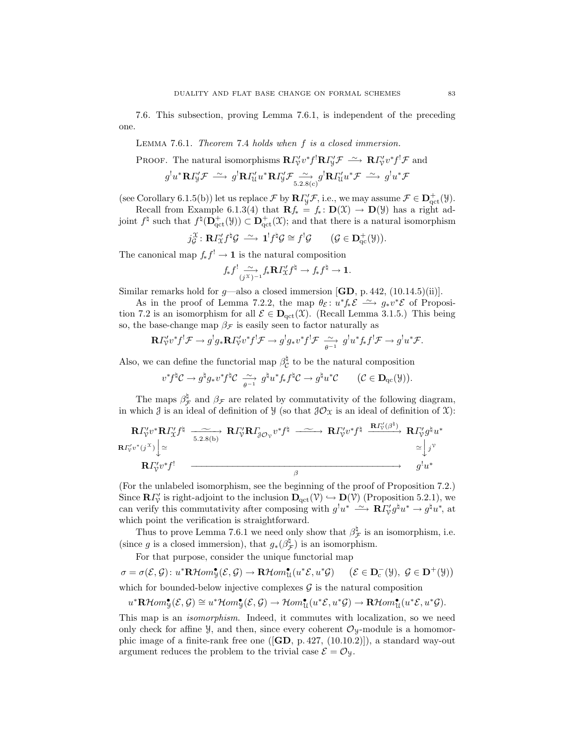7.6. This subsection, proving Lemma 7.6.1, is independent of the preceding one.

Lemma 7.6.1. *Theorem* 7.4 *holds when* $f$ *is a closed immersion.*

Proof. The natural isomorphisms $\mathbf{R}\varGamma'_{\mathcal{V}} v^* f^! \mathbf{R}\varGamma'_{\mathcal{Y}} \mathcal{F} \xrightarrow{\sim} \mathbf{R}\varGamma'_{\mathcal{V}} v^* f^! \mathcal{F}$ and

$$g^! u^* \mathbf{R}\varGamma'_{\mathcal{Y}} \mathcal{F} \xrightarrow{\sim} g^! \mathbf{R}\varGamma'_{\mathcal{U}} u^* \mathbf{R}\varGamma'_{\mathcal{Y}} \mathcal{F} \underset{5.2.8(c)}{\xrightarrow{\sim}} g^! \mathbf{R}\varGamma'_{\mathcal{U}} u^* \mathcal{F} \xrightarrow{\sim} g^! u^* \mathcal{F}$$

(see Corollary 6.1.5(b)) let us replace $\mathcal{F}$ by $\mathbf{R}\varGamma'_{\mathcal{Y}} \mathcal{F}$, i.e., we may assume $\mathcal{F} \in \mathbf{D}^+_{\mathrm{qct}}(\mathcal{Y})$.

Recall from Example 6.1.3(4) that $\mathbf{R}f_* = f_* \colon \mathbf{D}(\mathcal{X}) \to \mathbf{D}(\mathcal{Y})$ has a right adjoint $f^\natural$ such that $f^\natural(\mathbf{D}^+_{\mathrm{qct}}(\mathcal{Y})) \subset \mathbf{D}^+_{\mathrm{qct}}(\mathcal{X})$; and that there is a natural isomorphism

$$j^{\mathcal{X}}_{\mathcal{G}} \colon \mathbf{R}\varGamma'_{\mathcal{X}} f^\natural \mathcal{G} \xrightarrow{\sim} \mathbf{1}^! f^\natural \mathcal{G} \cong f^! \mathcal{G} \qquad (\mathcal{G} \in \mathbf{D}^+_{\mathrm{qc}}(\mathcal{Y})).$$

The canonical map $f_* f^! \to \mathbf{1}$ is the natural composition

$$f_* f^! \underset{(j^{\mathcal{X}})^{-1}}{\xrightarrow{\sim}} f_* \mathbf{R}\varGamma'_{\mathcal{X}} f^\natural \to f_* f^\natural \to \mathbf{1}.$$

Similar remarks hold for $g$—also a closed immersion [**GD**, p. 442, (10.14.5)(ii)].

As in the proof of Lemma 7.2.2, the map $\theta_{\mathcal{E}} \colon u^* f_* \mathcal{E} \xrightarrow{\sim} g_* v^* \mathcal{E}$ of Proposition 7.2 is an isomorphism for all $\mathcal{E} \in \mathbf{D}_{\mathrm{qct}}(\mathcal{X})$. (Recall Lemma 3.1.5.) This being so, the base-change map $\beta_{\mathcal{F}}$ is easily seen to factor naturally as

$$\mathbf{R}\varGamma'_{\mathcal{V}} v^* f^! \mathcal{F} \to g^! g_* \mathbf{R}\varGamma'_{\mathcal{V}} v^* f^! \mathcal{F} \to g^! g_* v^* f^! \mathcal{F} \underset{\theta^{-1}}{\xrightarrow{\sim}} g^! u^* f_* f^! \mathcal{F} \to g^! u^* \mathcal{F}.$$

Also, we can define the functorial map $\beta^\natural_{\mathcal{C}}$ to be the natural composition

$$v^* f^\natural \mathcal{C} \to g^\natural g_* v^* f^\natural \mathcal{C} \underset{\theta^{-1}}{\xrightarrow{\sim}} g^\natural u^* f_* f^\natural \mathcal{C} \to g^\natural u^* \mathcal{C} \qquad (\mathcal{C} \in \mathbf{D}_{\mathrm{qc}}(\mathcal{Y})).$$

The maps $\beta^\natural_{\mathcal{F}}$ and $\beta_{\mathcal{F}}$ are related by commutativity of the following diagram, in which $\mathcal{J}$ is an ideal of definition of $\mathcal{Y}$ (so that $\mathcal{J}\mathcal{O}_{\mathcal{X}}$ is an ideal of definition of $\mathcal{X}$):

$$\begin{array}{ccccccc}
\mathbf{R}\varGamma'_{\mathcal{V}} v^* \mathbf{R}\varGamma'_{\mathcal{X}} f^\natural & \underset{5.2.8(b)}{\xrightarrow{\sim}} & \mathbf{R}\varGamma'_{\mathcal{V}} \mathbf{R}\varGamma_{\mathcal{J}\mathcal{O}_{\mathcal{V}}} v^* f^\natural & \xrightarrow{\sim} & \mathbf{R}\varGamma'_{\mathcal{V}} v^* f^\natural & \xrightarrow{\mathbf{R}\varGamma'_{\mathcal{V}}(\beta^\natural)} & \mathbf{R}\varGamma'_{\mathcal{V}} g^\natural u^* \\
{\scriptstyle \mathbf{R}\varGamma'_{\mathcal{V}} v^*(j^{\mathcal{X}})} \big\downarrow \simeq & & & & & & \simeq \big\downarrow j^{\mathcal{V}} \\
\mathbf{R}\varGamma'_{\mathcal{V}} v^* f^! & & & \xrightarrow{\quad\beta\quad} & & & g^! u^*
\end{array}$$

(For the unlabeled isomorphism, see the beginning of the proof of Proposition 7.2.) Since $\mathbf{R}\varGamma'_{\mathcal{V}}$ is right-adjoint to the inclusion $\mathbf{D}_{\mathrm{qct}}(\mathcal{V}) \hookrightarrow \mathbf{D}(\mathcal{V})$ (Proposition 5.2.1), we can verify this commutativity after composing with $g^! u^* \xrightarrow{\sim} \mathbf{R}\varGamma'_{\mathcal{V}} g^\natural u^* \to g^\natural u^*$, at which point the verification is straightforward.

Thus to prove Lemma 7.6.1 we need only show that $\beta^\natural_{\mathcal{F}}$ is an isomorphism, i.e. (since $g$ is a closed immersion), that $g_*(\beta^\natural_{\mathcal{F}})$ is an isomorphism.

For that purpose, consider the unique functorial map

$$\sigma = \sigma(\mathcal{E}, \mathcal{G}) \colon u^* \mathbf{R}\mathcal{H}om^\bullet_{\mathcal{Y}}(\mathcal{E}, \mathcal{G}) \to \mathbf{R}\mathcal{H}om^\bullet_{\mathcal{U}}(u^* \mathcal{E}, u^* \mathcal{G}) \qquad (\mathcal{E} \in \mathbf{D}^-_{\mathrm{c}}(\mathcal{Y}),\ \mathcal{G} \in \mathbf{D}^+(\mathcal{Y}))$$

which for bounded-below injective complexes $\mathcal{G}$ is the natural composition

$$u^* \mathbf{R}\mathcal{H}om^\bullet_{\mathcal{Y}}(\mathcal{E}, \mathcal{G}) \cong u^* \mathcal{H}om^\bullet_{\mathcal{Y}}(\mathcal{E}, \mathcal{G}) \to \mathcal{H}om^\bullet_{\mathcal{U}}(u^* \mathcal{E}, u^* \mathcal{G}) \to \mathbf{R}\mathcal{H}om^\bullet_{\mathcal{U}}(u^* \mathcal{E}, u^* \mathcal{G}).$$

This map is an *isomorphism*. Indeed, it commutes with localization, so we need only check for affine $\mathcal{Y}$, and then, since every coherent $\mathcal{O}_{\mathcal{Y}}$-module is a homomorphic image of a finite-rank free one ([**GD**, p. 427, (10.10.2)]), a standard way-out argument reduces the problem to the trivial case $\mathcal{E} = \mathcal{O}_{\mathcal{Y}}$.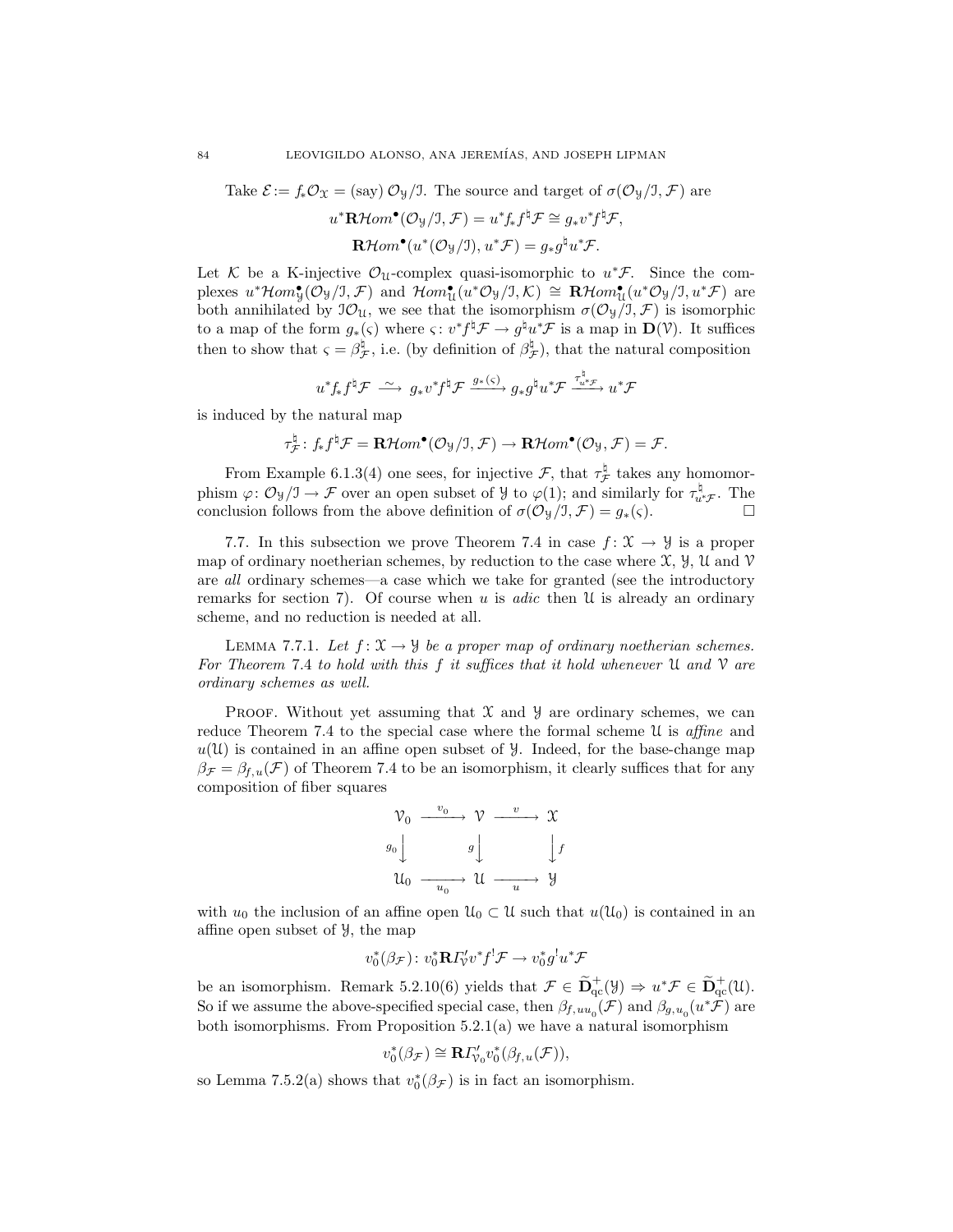Take $\mathcal{E} := f_*\mathcal{O}_{\mathcal{X}} =$ (say) $\mathcal{O}_{\mathcal{Y}}/\mathcal{I}$. The source and target of $\sigma(\mathcal{O}_{\mathcal{Y}}/\mathcal{I}, \mathcal{F})$ are

$$u^*\mathbf{R}\mathcal{H}om^\bullet(\mathcal{O}_{\mathcal{Y}}/\mathcal{I}, \mathcal{F}) = u^*f_*f^\natural\mathcal{F} \cong g_*v^*f^\natural\mathcal{F},$$

$$\mathbf{R}\mathcal{H}om^\bullet(u^*(\mathcal{O}_{\mathcal{Y}}/\mathcal{I}), u^*\mathcal{F}) = g_*g^\natural u^*\mathcal{F}.$$

Let $\mathcal{K}$ be a K-injective $\mathcal{O}_{\mathcal{U}}$-complex quasi-isomorphic to $u^*\mathcal{F}$. Since the complexes $u^*\mathcal{H}om^\bullet_{\mathcal{Y}}(\mathcal{O}_{\mathcal{Y}}/\mathcal{I}, \mathcal{F})$ and $\mathcal{H}om^\bullet_{\mathcal{U}}(u^*\mathcal{O}_{\mathcal{Y}}/\mathcal{I}, \mathcal{K}) \cong \mathbf{R}\mathcal{H}om^\bullet_{\mathcal{U}}(u^*\mathcal{O}_{\mathcal{Y}}/\mathcal{I}, u^*\mathcal{F})$ are both annihilated by $\mathcal{I}\mathcal{O}_{\mathcal{U}}$, we see that the isomorphism $\sigma(\mathcal{O}_{\mathcal{Y}}/\mathcal{I}, \mathcal{F})$ is isomorphic to a map of the form $g_*(\varsigma)$ where $\varsigma\colon v^*f^\natural\mathcal{F} \to g^\natural u^*\mathcal{F}$ is a map in $\mathbf{D}(\mathcal{V})$. It suffices then to show that $\varsigma = \beta^\natural_{\mathcal{F}}$, i.e. (by definition of $\beta^\natural_{\mathcal{F}}$), that the natural composition

$$u^*f_*f^\natural\mathcal{F} \xrightarrow{\ \sim\ } g_*v^*f^\natural\mathcal{F} \xrightarrow{g_*(\varsigma)} g_*g^\natural u^*\mathcal{F} \xrightarrow{\tau^\natural_{u^*\mathcal{F}}} u^*\mathcal{F}$$

is induced by the natural map

$$\tau^\natural_{\mathcal{F}}\colon f_*f^\natural\mathcal{F} = \mathbf{R}\mathcal{H}om^\bullet(\mathcal{O}_{\mathcal{Y}}/\mathcal{I}, \mathcal{F}) \to \mathbf{R}\mathcal{H}om^\bullet(\mathcal{O}_{\mathcal{Y}}, \mathcal{F}) = \mathcal{F}.$$

From Example 6.1.3(4) one sees, for injective $\mathcal{F}$, that $\tau^\natural_{\mathcal{F}}$ takes any homomorphism $\varphi\colon \mathcal{O}_{\mathcal{Y}}/\mathcal{I} \to \mathcal{F}$ over an open subset of $\mathcal{Y}$ to $\varphi(1)$; and similarly for $\tau^\natural_{u^*\mathcal{F}}$. The conclusion follows from the above definition of $\sigma(\mathcal{O}_{\mathcal{Y}}/\mathcal{I}, \mathcal{F}) = g_*(\varsigma)$. □

7.7. In this subsection we prove Theorem 7.4 in case $f\colon \mathcal{X} \to \mathcal{Y}$ is a proper map of ordinary noetherian schemes, by reduction to the case where $\mathcal{X}$, $\mathcal{Y}$, $\mathcal{U}$ and $\mathcal{V}$ are *all* ordinary schemes—a case which we take for granted (see the introductory remarks for section 7). Of course when $u$ is *adic* then $\mathcal{U}$ is already an ordinary scheme, and no reduction is needed at all.

Lemma 7.7.1. *Let $f\colon \mathcal{X} \to \mathcal{Y}$ be a proper map of ordinary noetherian schemes. For Theorem* 7.4 *to hold with this $f$ it suffices that it hold whenever $\mathcal{U}$ and $\mathcal{V}$ are ordinary schemes as well.*

Proof. Without yet assuming that $\mathcal{X}$ and $\mathcal{Y}$ are ordinary schemes, we can reduce Theorem 7.4 to the special case where the formal scheme $\mathcal{U}$ is *affine* and $u(\mathcal{U})$ is contained in an affine open subset of $\mathcal{Y}$. Indeed, for the base-change map $\beta_{\mathcal{F}} = \beta_{f,u}(\mathcal{F})$ of Theorem 7.4 to be an isomorphism, it clearly suffices that for any composition of fiber squares

$$\begin{array}{ccccc}
\mathcal{V}_0 & \xrightarrow{v_0} & \mathcal{V} & \xrightarrow{v} & \mathcal{X} \\
{\scriptstyle g_0}\big\downarrow & & {\scriptstyle g}\big\downarrow & & \big\downarrow{\scriptstyle f} \\
\mathcal{U}_0 & \xrightarrow[u_0]{} & \mathcal{U} & \xrightarrow[u]{} & \mathcal{Y}
\end{array}$$

with $u_0$ the inclusion of an affine open $\mathcal{U}_0 \subset \mathcal{U}$ such that $u(\mathcal{U}_0)$ is contained in an affine open subset of $\mathcal{Y}$, the map

$$v_0^*(\beta_{\mathcal{F}})\colon v_0^*\mathbf{R}\varGamma'_{\mathcal{V}}v^*f^!\mathcal{F} \to v_0^*g^!u^*\mathcal{F}$$

be an isomorphism. Remark 5.2.10(6) yields that $\mathcal{F} \in \widetilde{\mathbf{D}}^+_{\mathrm{qc}}(\mathcal{Y}) \Rightarrow u^*\mathcal{F} \in \widetilde{\mathbf{D}}^+_{\mathrm{qc}}(\mathcal{U})$. So if we assume the above-specified special case, then $\beta_{f,uu_0}(\mathcal{F})$ and $\beta_{g,u_0}(u^*\mathcal{F})$ are both isomorphisms. From Proposition 5.2.1(a) we have a natural isomorphism

$$v_0^*(\beta_{\mathcal{F}}) \cong \mathbf{R}\varGamma'_{\mathcal{V}_0}v_0^*(\beta_{f,u}(\mathcal{F})),$$

so Lemma 7.5.2(a) shows that $v_0^*(\beta_{\mathcal{F}})$ is in fact an isomorphism.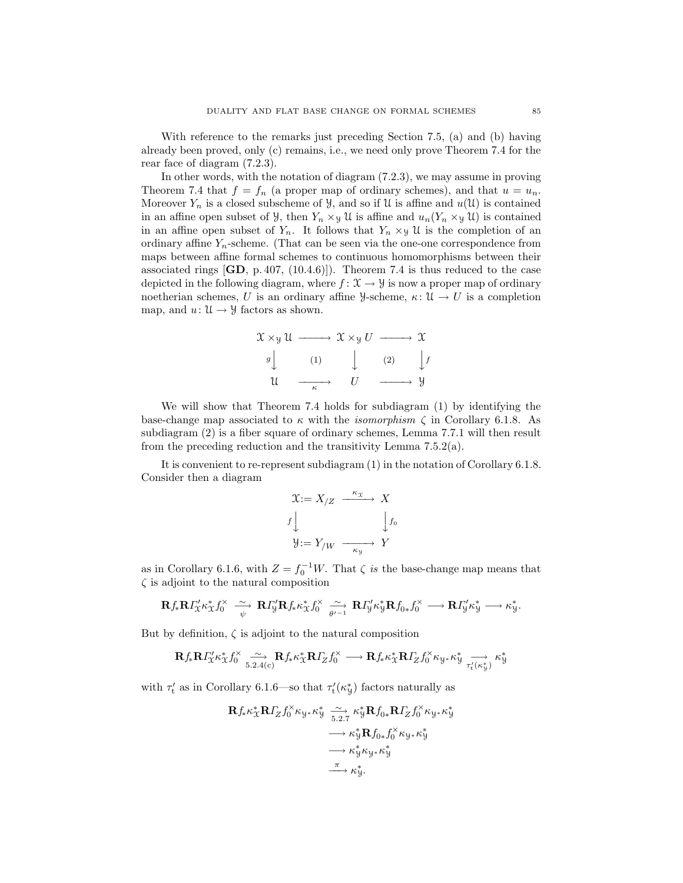With reference to the remarks just preceding Section 7.5, (a) and (b) having already been proved, only (c) remains, i.e., we need only prove Theorem 7.4 for the rear face of diagram (7.2.3).

In other words, with the notation of diagram (7.2.3), we may assume in proving Theorem 7.4 that $f = f_n$ (a proper map of ordinary schemes), and that $u = u_n$. Moreover $Y_n$ is a closed subscheme of $\mathscr{Y}$, and so if $\mathscr{U}$ is affine and $u(\mathscr{U})$ is contained in an affine open subset of $\mathscr{Y}$, then $Y_n \times_{\mathscr{Y}} \mathscr{U}$ is affine and $u_n(Y_n \times_{\mathscr{Y}} \mathscr{U})$ is contained in an affine open subset of $Y_n$. It follows that $Y_n \times_{\mathscr{Y}} \mathscr{U}$ is the completion of an ordinary affine $Y_n$-scheme. (That can be seen via the one-one correspondence from maps between affine formal schemes to continuous homomorphisms between their associated rings [**GD**, p. 407, (10.4.6)]). Theorem 7.4 is thus reduced to the case depicted in the following diagram, where $f \colon \mathscr{X} \to \mathscr{Y}$ is now a proper map of ordinary noetherian schemes, $U$ is an ordinary affine $\mathscr{Y}$-scheme, $\kappa \colon \mathscr{U} \to U$ is a completion map, and $u \colon \mathscr{U} \to \mathscr{Y}$ factors as shown.

$$
\begin{array}{ccccc}
\mathscr{X} \times_{\mathscr{Y}} \mathscr{U} & \longrightarrow & \mathscr{X} \times_{\mathscr{Y}} U & \longrightarrow & \mathscr{X} \\
{\scriptstyle g}\big\downarrow & (1) & \big\downarrow & (2) & \big\downarrow{\scriptstyle f} \\
\mathscr{U} & \underset{\kappa}{\longrightarrow} & U & \longrightarrow & \mathscr{Y}
\end{array}
$$

We will show that Theorem 7.4 holds for subdiagram (1) by identifying the base-change map associated to $\kappa$ with the *isomorphism* $\zeta$ in Corollary 6.1.8. As subdiagram (2) is a fiber square of ordinary schemes, Lemma 7.7.1 will then result from the preceding reduction and the transitivity Lemma 7.5.2(a).

It is convenient to re-represent subdiagram (1) in the notation of Corollary 6.1.8. Consider then a diagram

$$
\begin{array}{ccc}
\mathscr{X} := X_{/Z} & \xrightarrow{\ \kappa_{\mathscr{X}}\ } & X \\
{\scriptstyle f}\big\downarrow & & \big\downarrow{\scriptstyle f_0} \\
\mathscr{Y} := Y_{/W} & \underset{\kappa_{\mathscr{Y}}}{\longrightarrow} & Y
\end{array}
$$

as in Corollary 6.1.6, with $Z = f_0^{-1}W$. That $\zeta$ *is* the base-change map means that $\zeta$ is adjoint to the natural composition

$$
\mathbf{R}f_*\mathbf{R}\varGamma'_{\mathscr{X}}\kappa_{\mathscr{X}}^* f_0^{\times} \underset{\psi}{\xrightarrow{\ \sim\ }} \mathbf{R}\varGamma'_{\mathscr{Y}}\mathbf{R}f_*\kappa_{\mathscr{X}}^* f_0^{\times} \underset{\theta'^{-1}}{\xrightarrow{\ \sim\ }} \mathbf{R}\varGamma'_{\mathscr{Y}}\kappa_{\mathscr{Y}}^*\mathbf{R}f_{0*}f_0^{\times} \longrightarrow \mathbf{R}\varGamma'_{\mathscr{Y}}\kappa_{\mathscr{Y}}^* \longrightarrow \kappa_{\mathscr{Y}}^*.
$$

But by definition, $\zeta$ is adjoint to the natural composition

$$
\mathbf{R}f_*\mathbf{R}\varGamma'_{\mathscr{X}}\kappa_{\mathscr{X}}^* f_0^{\times} \underset{5.2.4(c)}{\xrightarrow{\ \sim\ }} \mathbf{R}f_*\kappa_{\mathscr{X}}^*\mathbf{R}\varGamma_Z f_0^{\times} \longrightarrow \mathbf{R}f_*\kappa_{\mathscr{X}}^*\mathbf{R}\varGamma_Z f_0^{\times}\kappa_{\mathscr{Y}*}\kappa_{\mathscr{Y}}^* \underset{\tau'_{\mathrm{t}}(\kappa_{\mathscr{Y}}^*)}{\longrightarrow} \kappa_{\mathscr{Y}}^*
$$

with $\tau'_{\mathrm{t}}$ as in Corollary 6.1.6—so that $\tau'_{\mathrm{t}}(\kappa_{\mathscr{Y}}^*)$ factors naturally as

$$
\begin{aligned}
\mathbf{R}f_*\kappa_{\mathscr{X}}^*\mathbf{R}\varGamma_Z f_0^{\times}\kappa_{\mathscr{Y}*}\kappa_{\mathscr{Y}}^* &\underset{5.2.7}{\xrightarrow{\ \sim\ }} \kappa_{\mathscr{Y}}^*\mathbf{R}f_{0*}\mathbf{R}\varGamma_Z f_0^{\times}\kappa_{\mathscr{Y}*}\kappa_{\mathscr{Y}}^* \\
&\longrightarrow \kappa_{\mathscr{Y}}^*\mathbf{R}f_{0*}f_0^{\times}\kappa_{\mathscr{Y}*}\kappa_{\mathscr{Y}}^* \\
&\longrightarrow \kappa_{\mathscr{Y}}^*\kappa_{\mathscr{Y}*}\kappa_{\mathscr{Y}}^* \\
&\xrightarrow{\ \pi\ } \kappa_{\mathscr{Y}}^*.
\end{aligned}
$$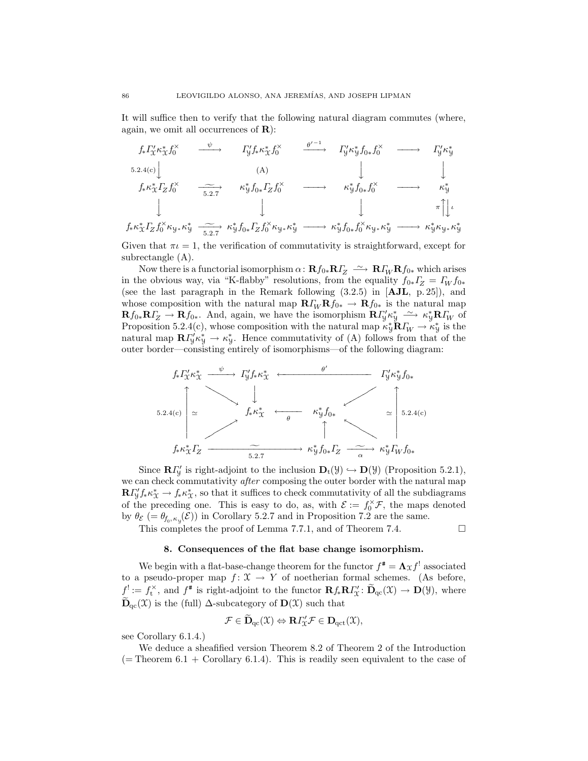It will suffice then to verify that the following natural diagram commutes (where, again, we omit all occurrences of $\mathbf{R}$):

$$
\begin{array}{ccccccc}
f_*\varGamma'_{\mathcal X}\kappa^*_{\mathcal X}f_0^{\times} & \xrightarrow{\ \psi\ } & \varGamma'_{\mathcal Y}f_*\kappa^*_{\mathcal X}f_0^{\times} & \xrightarrow{\ \theta'^{-1}\ } & \varGamma'_{\mathcal Y}\kappa^*_{\mathcal Y}f_{0*}f_0^{\times} & \longrightarrow & \varGamma'_{\mathcal Y}\kappa^*_{\mathcal Y} \\
{\scriptstyle 5.2.4(c)}\big\downarrow & & \text{(A)} & & \big\downarrow & & \big\downarrow \\
f_*\kappa^*_{\mathcal X}\varGamma_Z f_0^{\times} & \underset{5.2.7}{\xrightarrow{\ \sim\ }} & \kappa^*_{\mathcal Y}f_{0*}\varGamma_Z f_0^{\times} & \longrightarrow & \kappa^*_{\mathcal Y}f_{0*}f_0^{\times} & \longrightarrow & \kappa^*_{\mathcal Y} \\
\big\downarrow & & \big\downarrow & & \big\downarrow & & {\scriptstyle\pi}\big\uparrow\big\downarrow{\scriptstyle\iota} \\
f_*\kappa^*_{\mathcal X}\varGamma_Z f_0^{\times}\kappa_{\mathcal Y*}\kappa^*_{\mathcal Y} & \underset{5.2.7}{\xrightarrow{\ \sim\ }} & \kappa^*_{\mathcal Y}f_{0*}\varGamma_Z f_0^{\times}\kappa_{\mathcal Y*}\kappa^*_{\mathcal Y} & \longrightarrow & \kappa^*_{\mathcal Y}f_{0*}f_0^{\times}\kappa_{\mathcal Y*}\kappa^*_{\mathcal Y} & \longrightarrow & \kappa^*_{\mathcal Y}\kappa_{\mathcal Y*}\kappa^*_{\mathcal Y}
\end{array}
$$

Given that $\pi\iota = 1$, the verification of commutativity is straightforward, except for subrectangle (A).

Now there is a functorial isomorphism $\alpha\colon \mathbf{R}f_{0*}\mathbf{R}\varGamma_Z \xrightarrow{\ \sim\ } \mathbf{R}\varGamma_W\mathbf{R}f_{0*}$ which arises in the obvious way, via "K-flabby" resolutions, from the equality $f_{0*}\varGamma_Z = \varGamma_W f_{0*}$ (see the last paragraph in the Remark following (3.2.5) in [**AJL**, p. 25]), and whose composition with the natural map $\mathbf{R}\varGamma_W\mathbf{R}f_{0*} \to \mathbf{R}f_{0*}$ is the natural map $\mathbf{R}f_{0*}\mathbf{R}\varGamma_Z \to \mathbf{R}f_{0*}$. And, again, we have the isomorphism $\mathbf{R}\varGamma'_{\mathcal Y}\kappa^*_{\mathcal Y} \xrightarrow{\ \sim\ } \kappa^*_{\mathcal Y}\mathbf{R}\varGamma_W$ of Proposition 5.2.4(c), whose composition with the natural map $\kappa^*_{\mathcal Y}\mathbf{R}\varGamma_W \to \kappa^*_{\mathcal Y}$ is the natural map $\mathbf{R}\varGamma'_{\mathcal Y}\kappa^*_{\mathcal Y} \to \kappa^*_{\mathcal Y}$. Hence commutativity of (A) follows from that of the outer border—consisting entirely of isomorphisms—of the following diagram:

$$
\begin{array}{ccccc}
f_*\varGamma'_{\mathcal X}\kappa^*_{\mathcal X} & \xrightarrow{\ \psi\ } & \varGamma'_{\mathcal Y}f_*\kappa^*_{\mathcal X} & \xleftarrow{\quad\theta'\quad} & \varGamma'_{\mathcal Y}\kappa^*_{\mathcal Y}f_{0*} \\
{\scriptstyle 5.2.4(c)}\ \big\uparrow\simeq & \searrow & \big\downarrow & \swarrow & \simeq\big\uparrow\ {\scriptstyle 5.2.4(c)} \\
 & & f_*\kappa^*_{\mathcal X} \xleftarrow{\ \theta\ } \kappa^*_{\mathcal Y}f_{0*} & & \\
 & \nearrow & \big\uparrow & \nwarrow & \\
f_*\kappa^*_{\mathcal X}\varGamma_Z & \underset{5.2.7}{\xrightarrow{\quad\sim\quad}} & \kappa^*_{\mathcal Y}f_{0*}\varGamma_Z & \underset{\alpha}{\xrightarrow{\ \sim\ }} & \kappa^*_{\mathcal Y}\varGamma_W f_{0*}
\end{array}
$$

Since $\mathbf{R}\varGamma'_{\mathcal Y}$ is right-adjoint to the inclusion $\mathbf{D}_{\mathrm t}(\mathcal Y) \hookrightarrow \mathbf{D}(\mathcal Y)$ (Proposition 5.2.1), we can check commutativity *after* composing the outer border with the natural map $\mathbf{R}\varGamma'_{\mathcal Y}f_*\kappa^*_{\mathcal X} \to f_*\kappa^*_{\mathcal X}$, so that it suffices to check commutativity of all the subdiagrams of the preceding one. This is easy to do, as, with $\mathcal E := f_0^{\times}\mathcal F$, the maps denoted by $\theta_{\mathcal E}$ $(= \theta_{f_0,\kappa_{\mathcal Y}}(\mathcal E))$ in Corollary 5.2.7 and in Proposition 7.2 are the same.

This completes the proof of Lemma 7.7.1, and of Theorem 7.4. $\square$

## 8. Consequences of the flat base change isomorphism.

We begin with a flat-base-change theorem for the functor $f^{\#} = \mathbf{\Lambda}_{\mathcal X}f^{!}$ associated to a pseudo-proper map $f\colon \mathcal X \to Y$ of noetherian formal schemes. (As before, $f^{!} := f_{\mathrm t}^{\times}$, and $f^{\#}$ is right-adjoint to the functor $\mathbf{R}f_*\mathbf{R}\varGamma'_{\mathcal X}\colon \widetilde{\mathbf{D}}_{\mathrm{qc}}(\mathcal X) \to \mathbf{D}(\mathcal Y)$, where $\widetilde{\mathbf{D}}_{\mathrm{qc}}(\mathcal X)$ is the (full) $\Delta$-subcategory of $\mathbf{D}(\mathcal X)$ such that

$$
\mathcal F \in \widetilde{\mathbf{D}}_{\mathrm{qc}}(\mathcal X) \Leftrightarrow \mathbf{R}\varGamma'_{\mathcal X}\mathcal F \in \mathbf{D}_{\mathrm{qct}}(\mathcal X),
$$

see Corollary 6.1.4.)

We deduce a sheafified version Theorem 8.2 of Theorem 2 of the Introduction (= Theorem 6.1 + Corollary 6.1.4). This is readily seen equivalent to the case of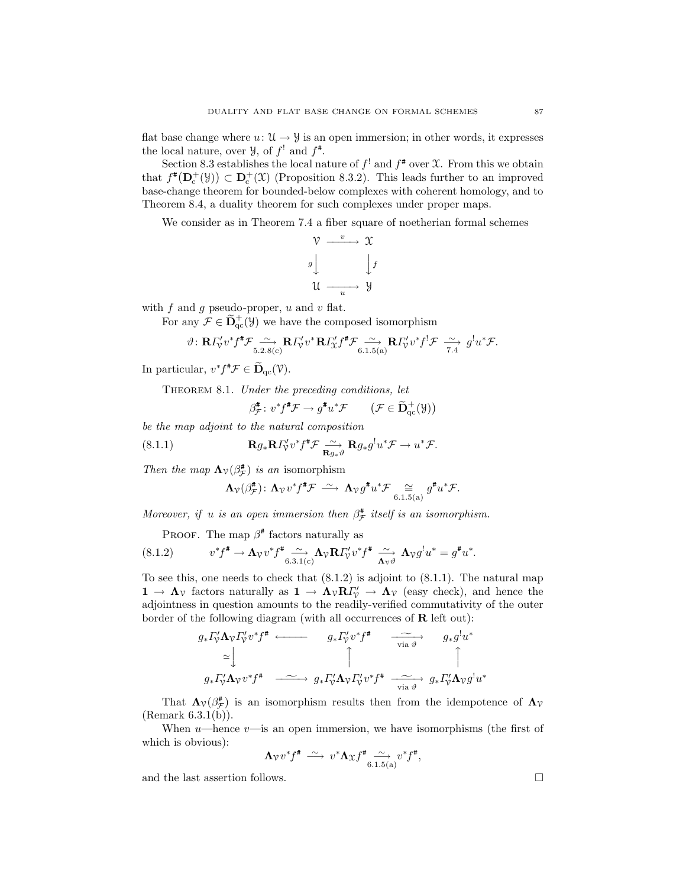flat base change where $u\colon \mathcal{U} \to \mathcal{Y}$ is an open immersion; in other words, it expresses the local nature, over $\mathcal{Y}$, of $f^!$ and $f^{\#}$.

Section 8.3 establishes the local nature of $f^!$ and $f^{\#}$ over $\mathcal{X}$. From this we obtain that $f^{\#}(\mathbf{D}_{\mathrm{c}}^+(\mathcal{Y})) \subset \mathbf{D}_{\mathrm{c}}^+(\mathcal{X})$ (Proposition 8.3.2). This leads further to an improved base-change theorem for bounded-below complexes with coherent homology, and to Theorem 8.4, a duality theorem for such complexes under proper maps.

We consider as in Theorem 7.4 a fiber square of noetherian formal schemes

$$\begin{array}{ccc} \mathcal{V} & \xrightarrow{\ v\ } & \mathcal{X} \\ {\scriptstyle g}\big\downarrow & & \big\downarrow{\scriptstyle f} \\ \mathcal{U} & \xrightarrow[\ u\ ]{} & \mathcal{Y} \end{array}$$

with $f$ and $g$ pseudo-proper, $u$ and $v$ flat.

For any $\mathcal{F} \in \widetilde{\mathbf{D}}_{\mathrm{qc}}^+(\mathcal{Y})$ we have the composed isomorphism

$$\vartheta\colon \mathbf{R}\varGamma'_{\mathcal{V}} v^* f^{\#}\mathcal{F} \underset{5.2.8(\mathrm{c})}{\xrightarrow{\ \sim\ }} \mathbf{R}\varGamma'_{\mathcal{V}} v^* \mathbf{R}\varGamma'_{\mathcal{X}} f^{\#}\mathcal{F} \underset{6.1.5(\mathrm{a})}{\xrightarrow{\ \sim\ }} \mathbf{R}\varGamma'_{\mathcal{V}} v^* f^! \mathcal{F} \underset{7.4}{\xrightarrow{\ \sim\ }} g^! u^* \mathcal{F}.$$

In particular, $v^* f^{\#}\mathcal{F} \in \widetilde{\mathbf{D}}_{\mathrm{qc}}(\mathcal{V})$.

Theorem 8.1. *Under the preceding conditions, let*

$$\beta^{\#}_{\mathcal{F}}\colon v^* f^{\#}\mathcal{F} \to g^{\#} u^* \mathcal{F} \qquad (\mathcal{F} \in \widetilde{\mathbf{D}}_{\mathrm{qc}}^+(\mathcal{Y}))$$

*be the map adjoint to the natural composition*

$$\mathbf{R}g_* \mathbf{R}\varGamma'_{\mathcal{V}} v^* f^{\#}\mathcal{F} \underset{\mathbf{R}g_*\vartheta}{\xrightarrow{\ \sim\ }} \mathbf{R}g_* g^! u^* \mathcal{F} \to u^*\mathcal{F}. \tag{8.1.1}$$

*Then the map $\mathbf{\Lambda}_{\mathcal{V}}(\beta^{\#}_{\mathcal{F}})$ is an* isomorphism

$$\mathbf{\Lambda}_{\mathcal{V}}(\beta^{\#}_{\mathcal{F}})\colon \mathbf{\Lambda}_{\mathcal{V}} v^* f^{\#}\mathcal{F} \xrightarrow{\ \sim\ } \mathbf{\Lambda}_{\mathcal{V}} g^{\#} u^* \mathcal{F} \underset{6.1.5(\mathrm{a})}{\cong} g^{\#} u^* \mathcal{F}.$$

*Moreover, if $u$ is an open immersion then $\beta^{\#}_{\mathcal{F}}$ itself is an isomorphism.*

Proof. The map $\beta^{\#}$ factors naturally as

$$v^* f^{\#} \to \mathbf{\Lambda}_{\mathcal{V}} v^* f^{\#} \underset{6.3.1(\mathrm{c})}{\xrightarrow{\ \sim\ }} \mathbf{\Lambda}_{\mathcal{V}} \mathbf{R}\varGamma'_{\mathcal{V}} v^* f^{\#} \underset{\mathbf{\Lambda}_{\mathcal{V}}\vartheta}{\xrightarrow{\ \sim\ }} \mathbf{\Lambda}_{\mathcal{V}} g^! u^* = g^{\#} u^*. \tag{8.1.2}$$

To see this, one needs to check that (8.1.2) is adjoint to (8.1.1). The natural map $\mathbf{1} \to \mathbf{\Lambda}_{\mathcal{V}}$ factors naturally as $\mathbf{1} \to \mathbf{\Lambda}_{\mathcal{V}} \mathbf{R}\varGamma'_{\mathcal{V}} \to \mathbf{\Lambda}_{\mathcal{V}}$ (easy check), and hence the adjointness in question amounts to the readily-verified commutativity of the outer border of the following diagram (with all occurrences of $\mathbf{R}$ left out):

$$\begin{array}{ccccc} g_*\varGamma'_{\mathcal{V}}\mathbf{\Lambda}_{\mathcal{V}}\varGamma'_{\mathcal{V}} v^* f^{\#} & \longleftarrow & g_*\varGamma'_{\mathcal{V}} v^* f^{\#} & \underset{\text{via } \vartheta}{\xrightarrow{\ \sim\ }} & g_* g^! u^* \\ {\scriptstyle \simeq}\big\downarrow & & \big\uparrow & & \big\uparrow \\ g_*\varGamma'_{\mathcal{V}}\mathbf{\Lambda}_{\mathcal{V}} v^* f^{\#} & \xrightarrow{\ \sim\ } & g_*\varGamma'_{\mathcal{V}}\mathbf{\Lambda}_{\mathcal{V}}\varGamma'_{\mathcal{V}} v^* f^{\#} & \underset{\text{via } \vartheta}{\xrightarrow{\ \sim\ }} & g_*\varGamma'_{\mathcal{V}}\mathbf{\Lambda}_{\mathcal{V}} g^! u^* \end{array}$$

That $\mathbf{\Lambda}_{\mathcal{V}}(\beta^{\#}_{\mathcal{F}})$ is an isomorphism results then from the idempotence of $\mathbf{\Lambda}_{\mathcal{V}}$ (Remark 6.3.1(b)).

When $u$—hence $v$—is an open immersion, we have isomorphisms (the first of which is obvious):

$$\mathbf{\Lambda}_{\mathcal{V}} v^* f^{\#} \xrightarrow{\ \sim\ } v^* \mathbf{\Lambda}_{\mathcal{X}} f^{\#} \underset{6.1.5(\mathrm{a})}{\xrightarrow{\ \sim\ }} v^* f^{\#},$$

and the last assertion follows. $\square$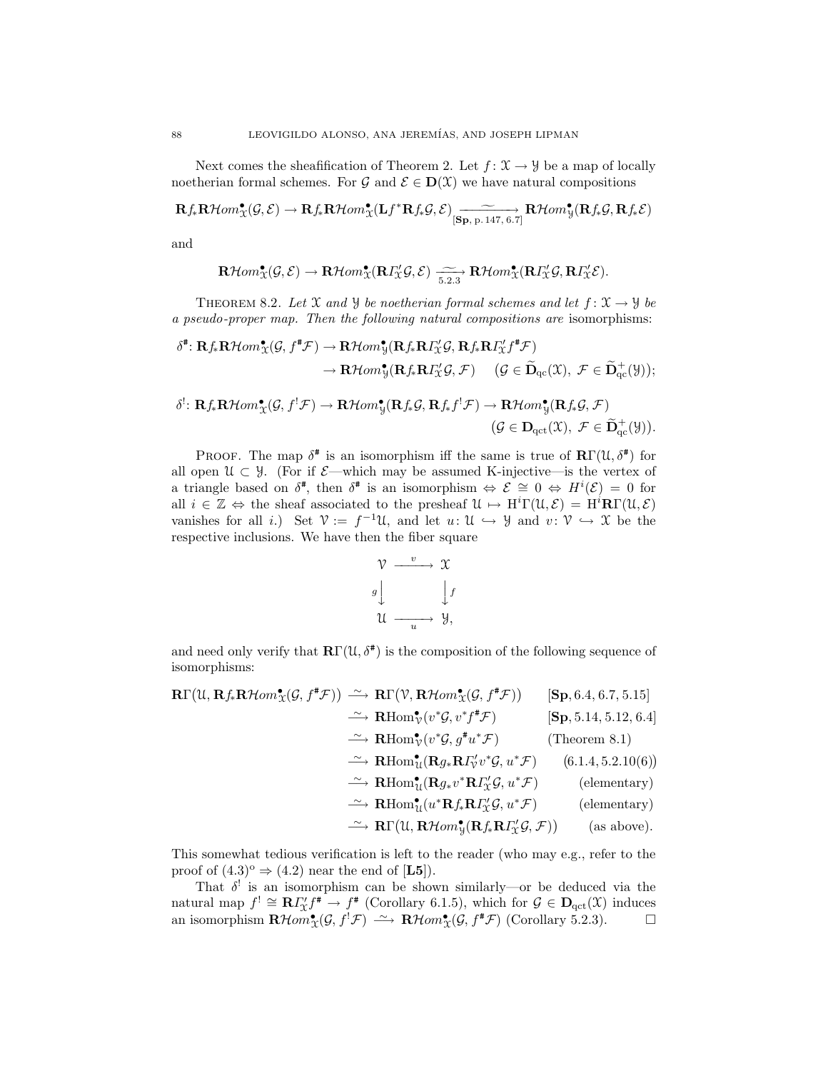Next comes the sheafification of Theorem 2. Let $f\colon \mathscr{X} \to \mathscr{Y}$ be a map of locally noetherian formal schemes. For $\mathcal{G}$ and $\mathcal{E} \in \mathbf{D}(\mathscr{X})$ we have natural compositions

$$\mathbf{R}f_*\mathbf{R}\mathcal{H}om^\bullet_{\mathscr{X}}(\mathcal{G},\mathcal{E}) \to \mathbf{R}f_*\mathbf{R}\mathcal{H}om^\bullet_{\mathscr{X}}(\mathbf{L}f^*\mathbf{R}f_*\mathcal{G},\mathcal{E}) \underset{[\mathbf{Sp},\,\text{p. }147,\,6.7]}{\xrightarrow{\;\sim\;}} \mathbf{R}\mathcal{H}om^\bullet_{\mathscr{Y}}(\mathbf{R}f_*\mathcal{G},\mathbf{R}f_*\mathcal{E})$$

and

$$\mathbf{R}\mathcal{H}om^\bullet_{\mathscr{X}}(\mathcal{G},\mathcal{E}) \to \mathbf{R}\mathcal{H}om^\bullet_{\mathscr{X}}(\mathbf{R}\mathit{\Gamma}'_{\mathscr{X}}\mathcal{G},\mathcal{E}) \underset{5.2.3}{\xrightarrow{\;\sim\;}} \mathbf{R}\mathcal{H}om^\bullet_{\mathscr{X}}(\mathbf{R}\mathit{\Gamma}'_{\mathscr{X}}\mathcal{G},\mathbf{R}\mathit{\Gamma}'_{\mathscr{X}}\mathcal{E}).$$

Theorem 8.2. *Let $\mathscr{X}$ and $\mathscr{Y}$ be noetherian formal schemes and let $f\colon \mathscr{X} \to \mathscr{Y}$ be a pseudo-proper map. Then the following natural compositions are* isomorphisms:

$$\begin{aligned}\delta^\#\colon \mathbf{R}f_*\mathbf{R}\mathcal{H}om^\bullet_{\mathscr{X}}(\mathcal{G}, f^\#\mathcal{F}) &\to \mathbf{R}\mathcal{H}om^\bullet_{\mathscr{Y}}(\mathbf{R}f_*\mathbf{R}\mathit{\Gamma}'_{\mathscr{X}}\mathcal{G}, \mathbf{R}f_*\mathbf{R}\mathit{\Gamma}'_{\mathscr{X}}f^\#\mathcal{F})\\ &\to \mathbf{R}\mathcal{H}om^\bullet_{\mathscr{Y}}(\mathbf{R}f_*\mathbf{R}\mathit{\Gamma}'_{\mathscr{X}}\mathcal{G}, \mathcal{F}) \qquad (\mathcal{G}\in\widetilde{\mathbf{D}}_{\mathrm{qc}}(\mathscr{X}),\ \mathcal{F}\in\widetilde{\mathbf{D}}^+_{\mathrm{qc}}(\mathscr{Y}));\end{aligned}$$

$$\begin{aligned}\delta^!\colon \mathbf{R}f_*\mathbf{R}\mathcal{H}om^\bullet_{\mathscr{X}}(\mathcal{G}, f^!\mathcal{F}) \to \mathbf{R}\mathcal{H}om^\bullet_{\mathscr{Y}}(\mathbf{R}f_*\mathcal{G}, \mathbf{R}f_*f^!\mathcal{F}) &\to \mathbf{R}\mathcal{H}om^\bullet_{\mathscr{Y}}(\mathbf{R}f_*\mathcal{G}, \mathcal{F})\\ &(\mathcal{G}\in\mathbf{D}_{\mathrm{qct}}(\mathscr{X}),\ \mathcal{F}\in\widetilde{\mathbf{D}}^+_{\mathrm{qc}}(\mathscr{Y})).\end{aligned}$$

Proof. The map $\delta^\#$ is an isomorphism iff the same is true of $\mathbf{R}\Gamma(\mathscr{U},\delta^\#)$ for all open $\mathscr{U}\subset\mathscr{Y}$. (For if $\mathcal{E}$—which may be assumed K-injective—is the vertex of a triangle based on $\delta^\#$, then $\delta^\#$ is an isomorphism $\Leftrightarrow$ $\mathcal{E}\cong 0$ $\Leftrightarrow$ $H^i(\mathcal{E})=0$ for all $i\in\mathbb{Z}$ $\Leftrightarrow$ the sheaf associated to the presheaf $\mathscr{U}\mapsto \mathrm{H}^i\Gamma(\mathscr{U},\mathcal{E}) = \mathrm{H}^i\mathbf{R}\Gamma(\mathscr{U},\mathcal{E})$ vanishes for all $i$.) Set $\mathscr{V} := f^{-1}\mathscr{U}$, and let $u\colon \mathscr{U}\hookrightarrow\mathscr{Y}$ and $v\colon\mathscr{V}\hookrightarrow\mathscr{X}$ be the respective inclusions. We have then the fiber square

$$\begin{array}{ccc}\mathscr{V} & \xrightarrow{\;v\;} & \mathscr{X}\\ {\scriptstyle g}\big\downarrow & & \big\downarrow{\scriptstyle f}\\ \mathscr{U} & \xrightarrow[\;u\;]{} & \mathscr{Y},\end{array}$$

and need only verify that $\mathbf{R}\Gamma(\mathscr{U},\delta^\#)$ is the composition of the following sequence of isomorphisms:

$$\begin{aligned}\mathbf{R}\Gamma\big(\mathscr{U},\mathbf{R}f_*\mathbf{R}\mathcal{H}om^\bullet_{\mathscr{X}}(\mathcal{G},f^\#\mathcal{F})\big) &\xrightarrow{\;\sim\;} \mathbf{R}\Gamma\big(\mathscr{V},\mathbf{R}\mathcal{H}om^\bullet_{\mathscr{X}}(\mathcal{G},f^\#\mathcal{F})\big) && [\mathbf{Sp}, 6.4, 6.7, 5.15]\\ &\xrightarrow{\;\sim\;} \mathbf{R}\mathrm{Hom}^\bullet_{\mathscr{V}}(v^*\mathcal{G}, v^*f^\#\mathcal{F}) && [\mathbf{Sp}, 5.14, 5.12, 6.4]\\ &\xrightarrow{\;\sim\;} \mathbf{R}\mathrm{Hom}^\bullet_{\mathscr{V}}(v^*\mathcal{G}, g^\#u^*\mathcal{F}) && (\text{Theorem 8.1})\\ &\xrightarrow{\;\sim\;} \mathbf{R}\mathrm{Hom}^\bullet_{\mathscr{U}}(\mathbf{R}g_*\mathbf{R}\mathit{\Gamma}'_{\mathscr{V}}v^*\mathcal{G}, u^*\mathcal{F}) && (6.1.4, 5.2.10(6))\\ &\xrightarrow{\;\sim\;} \mathbf{R}\mathrm{Hom}^\bullet_{\mathscr{U}}(\mathbf{R}g_*v^*\mathbf{R}\mathit{\Gamma}'_{\mathscr{X}}\mathcal{G}, u^*\mathcal{F}) && (\text{elementary})\\ &\xrightarrow{\;\sim\;} \mathbf{R}\mathrm{Hom}^\bullet_{\mathscr{U}}(u^*\mathbf{R}f_*\mathbf{R}\mathit{\Gamma}'_{\mathscr{X}}\mathcal{G}, u^*\mathcal{F}) && (\text{elementary})\\ &\xrightarrow{\;\sim\;} \mathbf{R}\Gamma\big(\mathscr{U},\mathbf{R}\mathcal{H}om^\bullet_{\mathscr{Y}}(\mathbf{R}f_*\mathbf{R}\mathit{\Gamma}'_{\mathscr{X}}\mathcal{G},\mathcal{F})\big) && (\text{as above}).\end{aligned}$$

This somewhat tedious verification is left to the reader (who may e.g., refer to the proof of $(4.3)^{\mathrm{o}} \Rightarrow (4.2)$ near the end of [**L5**]).

That $\delta^!$ is an isomorphism can be shown similarly—or be deduced via the natural map $f^! \cong \mathbf{R}\mathit{\Gamma}'_{\mathscr{X}}f^\# \to f^\#$ (Corollary 6.1.5), which for $\mathcal{G}\in\mathbf{D}_{\mathrm{qct}}(\mathscr{X})$ induces an isomorphism $\mathbf{R}\mathcal{H}om^\bullet_{\mathscr{X}}(\mathcal{G}, f^!\mathcal{F}) \xrightarrow{\;\sim\;} \mathbf{R}\mathcal{H}om^\bullet_{\mathscr{X}}(\mathcal{G}, f^\#\mathcal{F})$ (Corollary 5.2.3). $\square$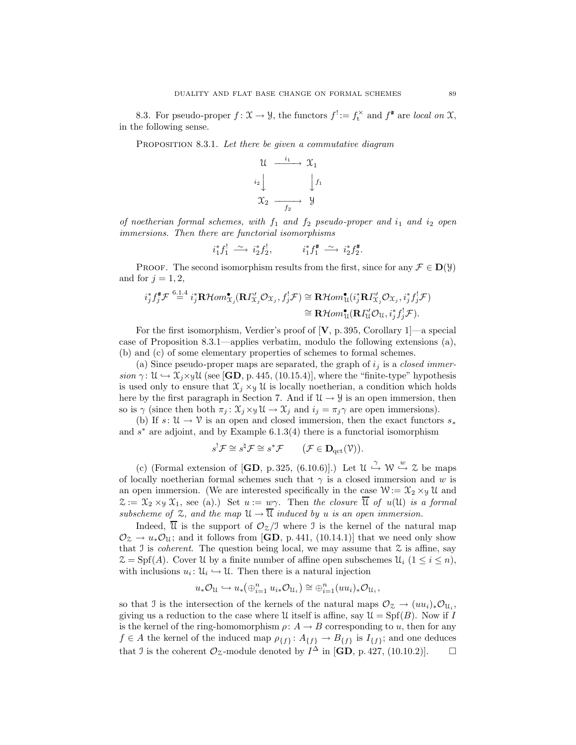8.3. For pseudo-proper $f\colon \mathcal{X} \to \mathcal{Y}$, the functors $f^! := f_t^{\times}$ and $f^{\#}$ are *local on* $\mathcal{X}$, in the following sense.

Proposition 8.3.1. *Let there be given a commutative diagram*

$$
\begin{array}{ccc}
\mathcal{U} & \xrightarrow{\ i_1\ } & \mathcal{X}_1 \\
{\scriptstyle i_2}\big\downarrow & & \big\downarrow{\scriptstyle f_1} \\
\mathcal{X}_2 & \xrightarrow[f_2]{} & \mathcal{Y}
\end{array}
$$

*of noetherian formal schemes, with $f_1$ and $f_2$ pseudo-proper and $i_1$ and $i_2$ open immersions. Then there are functorial isomorphisms*

$$i_1^* f_1^! \xrightarrow{\ \sim\ } i_2^* f_2^!, \qquad i_1^* f_1^{\#} \xrightarrow{\ \sim\ } i_2^* f_2^{\#}.$$

Proof. The second isomorphism results from the first, since for any $\mathcal{F} \in \mathbf{D}(\mathcal{Y})$ and for $j = 1, 2$,

$$
\begin{aligned}
i_j^* f_j^{\#}\mathcal{F} \overset{6.1.4}{=} i_j^* \mathbf{R}\mathcal{H}om^{\bullet}_{\mathcal{X}_j}(\mathbf{R}\varGamma'_{\mathcal{X}_j}\mathcal{O}_{\mathcal{X}_j}, f_j^!\mathcal{F}) &\cong \mathbf{R}\mathcal{H}om^{\bullet}_{\mathcal{U}}(i_j^*\mathbf{R}\varGamma'_{\mathcal{X}_j}\mathcal{O}_{\mathcal{X}_j}, i_j^* f_j^!\mathcal{F}) \\
&\cong \mathbf{R}\mathcal{H}om^{\bullet}_{\mathcal{U}}(\mathbf{R}\varGamma'_{\mathcal{U}}\mathcal{O}_{\mathcal{U}}, i_j^* f_j^!\mathcal{F}).
\end{aligned}
$$

For the first isomorphism, Verdier's proof of [**V**, p. 395, Corollary 1]—a special case of Proposition 8.3.1—applies verbatim, modulo the following extensions (a), (b) and (c) of some elementary properties of schemes to formal schemes.

(a) Since pseudo-proper maps are separated, the graph of $i_j$ is a *closed immersion* $\gamma\colon \mathcal{U} \hookrightarrow \mathcal{X}_j \times_{\mathcal{Y}} \mathcal{U}$ (see [**GD**, p. 445, (10.15.4)], where the "finite-type" hypothesis is used only to ensure that $\mathcal{X}_j \times_{\mathcal{Y}} \mathcal{U}$ is locally noetherian, a condition which holds here by the first paragraph in Section 7. And if $\mathcal{U} \to \mathcal{Y}$ is an open immersion, then so is $\gamma$ (since then both $\pi_j\colon \mathcal{X}_j \times_{\mathcal{Y}} \mathcal{U} \to \mathcal{X}_j$ and $i_j = \pi_j\gamma$ are open immersions).

(b) If $s\colon \mathcal{U} \to \mathcal{V}$ is an open and closed immersion, then the exact functors $s_*$ and $s^*$ are adjoint, and by Example 6.1.3(4) there is a functorial isomorphism

$$s^!\mathcal{F} \cong s^{\natural}\mathcal{F} \cong s^*\mathcal{F} \qquad (\mathcal{F} \in \mathbf{D}_{\mathrm{qct}}(\mathcal{V})).$$

(c) (Formal extension of [**GD**, p. 325, (6.10.6)].) Let $\mathcal{U} \overset{\gamma}{\hookrightarrow} \mathcal{W} \overset{w}{\hookrightarrow} \mathcal{Z}$ be maps of locally noetherian formal schemes such that $\gamma$ is a closed immersion and $w$ is an open immersion. (We are interested specifically in the case $\mathcal{W} := \mathcal{X}_2 \times_{\mathcal{Y}} \mathcal{U}$ and $\mathcal{Z} := \mathcal{X}_2 \times_{\mathcal{Y}} \mathcal{X}_1$, see (a).) Set $u := w\gamma$. Then *the closure* $\overline{\mathcal{U}}$ *of* $u(\mathcal{U})$ *is a formal subscheme of* $\mathcal{Z}$*, and the map* $\mathcal{U} \to \overline{\mathcal{U}}$ *induced by* $u$ *is an open immersion.*

Indeed, $\overline{\mathcal{U}}$ is the support of $\mathcal{O}_{\mathcal{Z}}/\mathcal{I}$ where $\mathcal{I}$ is the kernel of the natural map $\mathcal{O}_{\mathcal{Z}} \to u_*\mathcal{O}_{\mathcal{U}}$; and it follows from [**GD**, p. 441, (10.14.1)] that we need only show that $\mathcal{I}$ is *coherent*. The question being local, we may assume that $\mathcal{Z}$ is affine, say $\mathcal{Z} = \mathrm{Spf}(A)$. Cover $\mathcal{U}$ by a finite number of affine open subschemes $\mathcal{U}_i$ ($1 \le i \le n$), with inclusions $u_i\colon \mathcal{U}_i \hookrightarrow \mathcal{U}$. Then there is a natural injection

$$u_*\mathcal{O}_{\mathcal{U}} \hookrightarrow u_*(\oplus_{i=1}^n u_{i*}\mathcal{O}_{\mathcal{U}_i}) \cong \oplus_{i=1}^n (uu_i)_*\mathcal{O}_{\mathcal{U}_i},$$

so that $\mathcal{I}$ is the intersection of the kernels of the natural maps $\mathcal{O}_{\mathcal{Z}} \to (uu_i)_*\mathcal{O}_{\mathcal{U}_i}$, giving us a reduction to the case where $\mathcal{U}$ itself is affine, say $\mathcal{U} = \mathrm{Spf}(B)$. Now if $I$ is the kernel of the ring-homomorphism $\rho\colon A \to B$ corresponding to $u$, then for any $f \in A$ the kernel of the induced map $\rho_{\{f\}}\colon A_{\{f\}} \to B_{\{f\}}$ is $I_{\{f\}}$; and one deduces that $\mathcal{I}$ is the coherent $\mathcal{O}_{\mathcal{Z}}$-module denoted by $I^{\Delta}$ in [**GD**, p. 427, (10.10.2)]. $\square$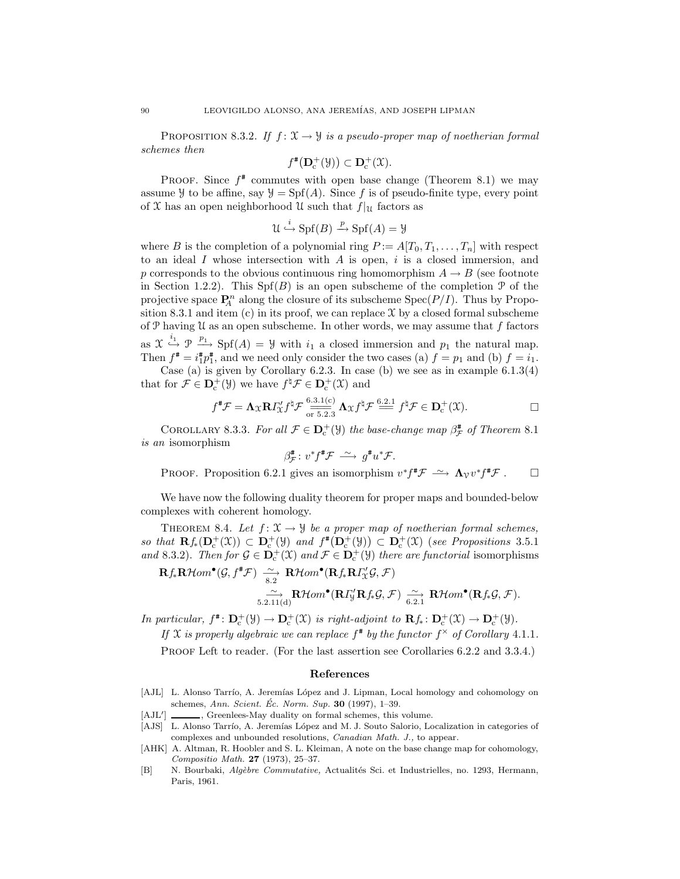Proposition 8.3.2. *If $f\colon \mathcal{X} \to \mathcal{Y}$ is a pseudo-proper map of noetherian formal schemes then*

$$f^{\#}(\mathbf{D}_{\mathrm{c}}^{+}(\mathcal{Y})) \subset \mathbf{D}_{\mathrm{c}}^{+}(\mathcal{X}).$$

Proof. Since $f^{\#}$ commutes with open base change (Theorem 8.1) we may assume $\mathcal{Y}$ to be affine, say $\mathcal{Y} = \operatorname{Spf}(A)$. Since $f$ is of pseudo-finite type, every point of $\mathcal{X}$ has an open neighborhood $\mathcal{U}$ such that $f|_{\mathcal{U}}$ factors as

$$\mathcal{U} \overset{i}{\hookrightarrow} \operatorname{Spf}(B) \xrightarrow{p} \operatorname{Spf}(A) = \mathcal{Y}$$

where $B$ is the completion of a polynomial ring $P := A[T_0, T_1, \dots, T_n]$ with respect to an ideal $I$ whose intersection with $A$ is open, $i$ is a closed immersion, and $p$ corresponds to the obvious continuous ring homomorphism $A \to B$ (see footnote in Section 1.2.2). This $\operatorname{Spf}(B)$ is an open subscheme of the completion $\mathcal{P}$ of the projective space $\mathbf{P}_A^n$ along the closure of its subscheme $\operatorname{Spec}(P/I)$. Thus by Proposition 8.3.1 and item (c) in its proof, we can replace $\mathcal{X}$ by a closed formal subscheme of $\mathcal{P}$ having $\mathcal{U}$ as an open subscheme. In other words, we may assume that $f$ factors as $\mathcal{X} \overset{i_1}{\hookrightarrow} \mathcal{P} \xrightarrow{p_1} \operatorname{Spf}(A) = \mathcal{Y}$ with $i_1$ a closed immersion and $p_1$ the natural map. Then $f^{\#} = i_1^{\#} p_1^{\#}$, and we need only consider the two cases (a) $f = p_1$ and (b) $f = i_1$.

Case (a) is given by Corollary 6.2.3. In case (b) we see as in example 6.1.3(4) that for $\mathcal{F} \in \mathbf{D}_{\mathrm{c}}^{+}(\mathcal{Y})$ we have $f^{\natural}\mathcal{F} \in \mathbf{D}_{\mathrm{c}}^{+}(\mathcal{X})$ and

$$f^{\#}\mathcal{F} = \boldsymbol{\Lambda}_{\mathcal{X}} \mathbf{R}\varGamma'_{\mathcal{X}} f^{\natural}\mathcal{F} \underset{\text{or } 5.2.3}{\overset{6.3.1(\mathrm{c})}{=\!=\!=}} \boldsymbol{\Lambda}_{\mathcal{X}} f^{\natural}\mathcal{F} \overset{6.2.1}{=\!=} f^{\natural}\mathcal{F} \in \mathbf{D}_{\mathrm{c}}^{+}(\mathcal{X}). \qquad \square$$

Corollary 8.3.3. *For all $\mathcal{F} \in \mathbf{D}_{\mathrm{c}}^{+}(\mathcal{Y})$ the base-change map $\beta^{\#}_{\mathcal{F}}$ of Theorem 8.1 is an* isomorphism

$$\beta^{\#}_{\mathcal{F}}\colon v^*f^{\#}\mathcal{F} \xrightarrow{\ \sim\ } g^{\#}u^*\mathcal{F}.$$

Proof. Proposition 6.2.1 gives an isomorphism $v^*f^{\#}\mathcal{F} \xrightarrow{\ \sim\ } \boldsymbol{\Lambda}_{\mathcal{V}} v^*f^{\#}\mathcal{F}$ . $\square$

We have now the following duality theorem for proper maps and bounded-below complexes with coherent homology.

Theorem 8.4. *Let $f\colon \mathcal{X} \to \mathcal{Y}$ be a proper map of noetherian formal schemes, so that $\mathbf{R}f_*(\mathbf{D}_{\mathrm{c}}^{+}(\mathcal{X})) \subset \mathbf{D}_{\mathrm{c}}^{+}(\mathcal{Y})$ and $f^{\#}(\mathbf{D}_{\mathrm{c}}^{+}(\mathcal{Y})) \subset \mathbf{D}_{\mathrm{c}}^{+}(\mathcal{X})$ (see Propositions 3.5.1 and 8.3.2). Then for $\mathcal{G} \in \mathbf{D}_{\mathrm{c}}^{+}(\mathcal{X})$ and $\mathcal{F} \in \mathbf{D}_{\mathrm{c}}^{+}(\mathcal{Y})$ there are functorial* isomorphisms

$$\begin{aligned}\mathbf{R}f_*\mathbf{R}\mathcal{H}om^{\bullet}(\mathcal{G}, f^{\#}\mathcal{F}) &\underset{8.2}{\xrightarrow{\ \sim\ }} \mathbf{R}\mathcal{H}om^{\bullet}(\mathbf{R}f_*\mathbf{R}\varGamma'_{\mathcal{X}}\mathcal{G}, \mathcal{F}) \\ &\underset{5.2.11(\mathrm{d})}{\xrightarrow{\ \sim\ }} \mathbf{R}\mathcal{H}om^{\bullet}(\mathbf{R}\varGamma'_{\mathcal{Y}}\mathbf{R}f_*\mathcal{G}, \mathcal{F}) \underset{6.2.1}{\xrightarrow{\ \sim\ }} \mathbf{R}\mathcal{H}om^{\bullet}(\mathbf{R}f_*\mathcal{G}, \mathcal{F}).\end{aligned}$$

*In particular, $f^{\#}\colon \mathbf{D}_{\mathrm{c}}^{+}(\mathcal{Y}) \to \mathbf{D}_{\mathrm{c}}^{+}(\mathcal{X})$ is right-adjoint to $\mathbf{R}f_*\colon \mathbf{D}_{\mathrm{c}}^{+}(\mathcal{X}) \to \mathbf{D}_{\mathrm{c}}^{+}(\mathcal{Y})$.*

*If $\mathcal{X}$ is properly algebraic we can replace $f^{\#}$ by the functor $f^{\times}$ of Corollary 4.1.1.*

Proof Left to reader. (For the last assertion see Corollaries 6.2.2 and 3.3.4.)

## References

[AJL] L. Alonso Tarrío, A. Jeremías López and J. Lipman, Local homology and cohomology on schemes, *Ann. Scient. Éc. Norm. Sup.* **30** (1997), 1–39.

[AJL′] ———, Greenlees-May duality on formal schemes, this volume.

[AJS] L. Alonso Tarrío, A. Jeremías López and M. J. Souto Salorio, Localization in categories of complexes and unbounded resolutions, *Canadian Math. J.,* to appear.

[AHK] A. Altman, R. Hoobler and S. L. Kleiman, A note on the base change map for cohomology, *Compositio Math.* **27** (1973), 25–37.

[B] N. Bourbaki, *Algèbre Commutative,* Actualités Sci. et Industrielles, no. 1293, Hermann, Paris, 1961.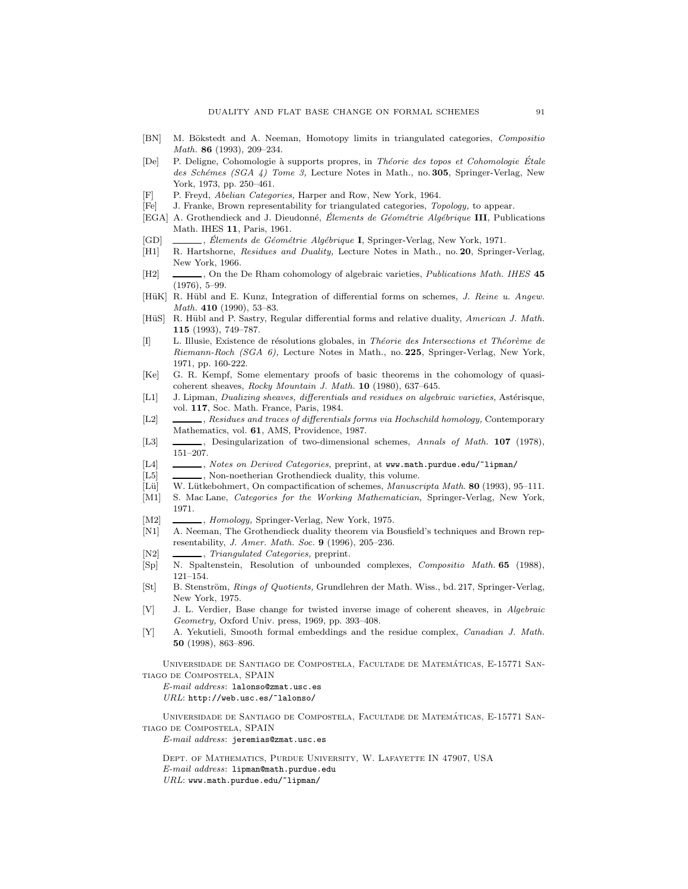[BN] M. Bökstedt and A. Neeman, Homotopy limits in triangulated categories, *Compositio Math.* **86** (1993), 209–234.

[De] P. Deligne, Cohomologie à supports propres, in *Théorie des topos et Cohomologie Étale des Schémes (SGA 4) Tome 3,* Lecture Notes in Math., no. **305**, Springer-Verlag, New York, 1973, pp. 250–461.

[F] P. Freyd, *Abelian Categories,* Harper and Row, New York, 1964.

[Fe] J. Franke, Brown representability for triangulated categories, *Topology,* to appear.

[EGA] A. Grothendieck and J. Dieudonné, *Élements de Géométrie Algébrique* **III**, Publications Math. IHES **11**, Paris, 1961.

[GD] ______, *Élements de Géométrie Algébrique* **I**, Springer-Verlag, New York, 1971.

[H1] R. Hartshorne, *Residues and Duality,* Lecture Notes in Math., no. **20**, Springer-Verlag, New York, 1966.

[H2] ______, On the De Rham cohomology of algebraic varieties, *Publications Math. IHES* **45** (1976), 5–99.

[HüK] R. Hübl and E. Kunz, Integration of differential forms on schemes, *J. Reine u. Angew. Math.* **410** (1990), 53–83.

[HüS] R. Hübl and P. Sastry, Regular differential forms and relative duality, *American J. Math.* **115** (1993), 749–787.

[I] L. Illusie, Existence de résolutions globales, in *Théorie des Intersections et Théorème de Riemann-Roch (SGA 6),* Lecture Notes in Math., no. **225**, Springer-Verlag, New York, 1971, pp. 160-222.

[Ke] G. R. Kempf, Some elementary proofs of basic theorems in the cohomology of quasi-coherent sheaves, *Rocky Mountain J. Math.* **10** (1980), 637–645.

[L1] J. Lipman, *Dualizing sheaves, differentials and residues on algebraic varieties,* Astérisque, vol. **117**, Soc. Math. France, Paris, 1984.

[L2] ______, *Residues and traces of differentials forms via Hochschild homology,* Contemporary Mathematics, vol. **61**, AMS, Providence, 1987.

[L3] ______, Desingularization of two-dimensional schemes, *Annals of Math.* **107** (1978), 151–207.

[L4] ______, *Notes on Derived Categories,* preprint, at www.math.purdue.edu/~lipman/

[L5] ______, Non-noetherian Grothendieck duality, this volume.

[Lü] W. Lütkebohmert, On compactification of schemes, *Manuscripta Math.* **80** (1993), 95–111.

[M1] S. Mac Lane, *Categories for the Working Mathematician,* Springer-Verlag, New York, 1971.

[M2] ______, *Homology,* Springer-Verlag, New York, 1975.

[N1] A. Neeman, The Grothendieck duality theorem via Bousfield's techniques and Brown representability, *J. Amer. Math. Soc.* **9** (1996), 205–236.

[N2] ______, *Triangulated Categories,* preprint.

[Sp] N. Spaltenstein, Resolution of unbounded complexes, *Compositio Math.* **65** (1988), 121–154.

[St] B. Stenström, *Rings of Quotients,* Grundlehren der Math. Wiss., bd. 217, Springer-Verlag, New York, 1975.

[V] J. L. Verdier, Base change for twisted inverse image of coherent sheaves, in *Algebraic Geometry,* Oxford Univ. press, 1969, pp. 393–408.

[Y] A. Yekutieli, Smooth formal embeddings and the residue complex, *Canadian J. Math.* **50** (1998), 863–896.

Universidade de Santiago de Compostela, Facultade de Matemáticas, E-15771 Santiago de Compostela, SPAIN

*E-mail address*: lalonso@zmat.usc.es

*URL*: http://web.usc.es/~lalonso/

Universidade de Santiago de Compostela, Facultade de Matemáticas, E-15771 Santiago de Compostela, SPAIN

*E-mail address*: jeremias@zmat.usc.es

Dept. of Mathematics, Purdue University, W. Lafayette IN 47907, USA

*E-mail address*: lipman@math.purdue.edu

*URL*: www.math.purdue.edu/~lipman/